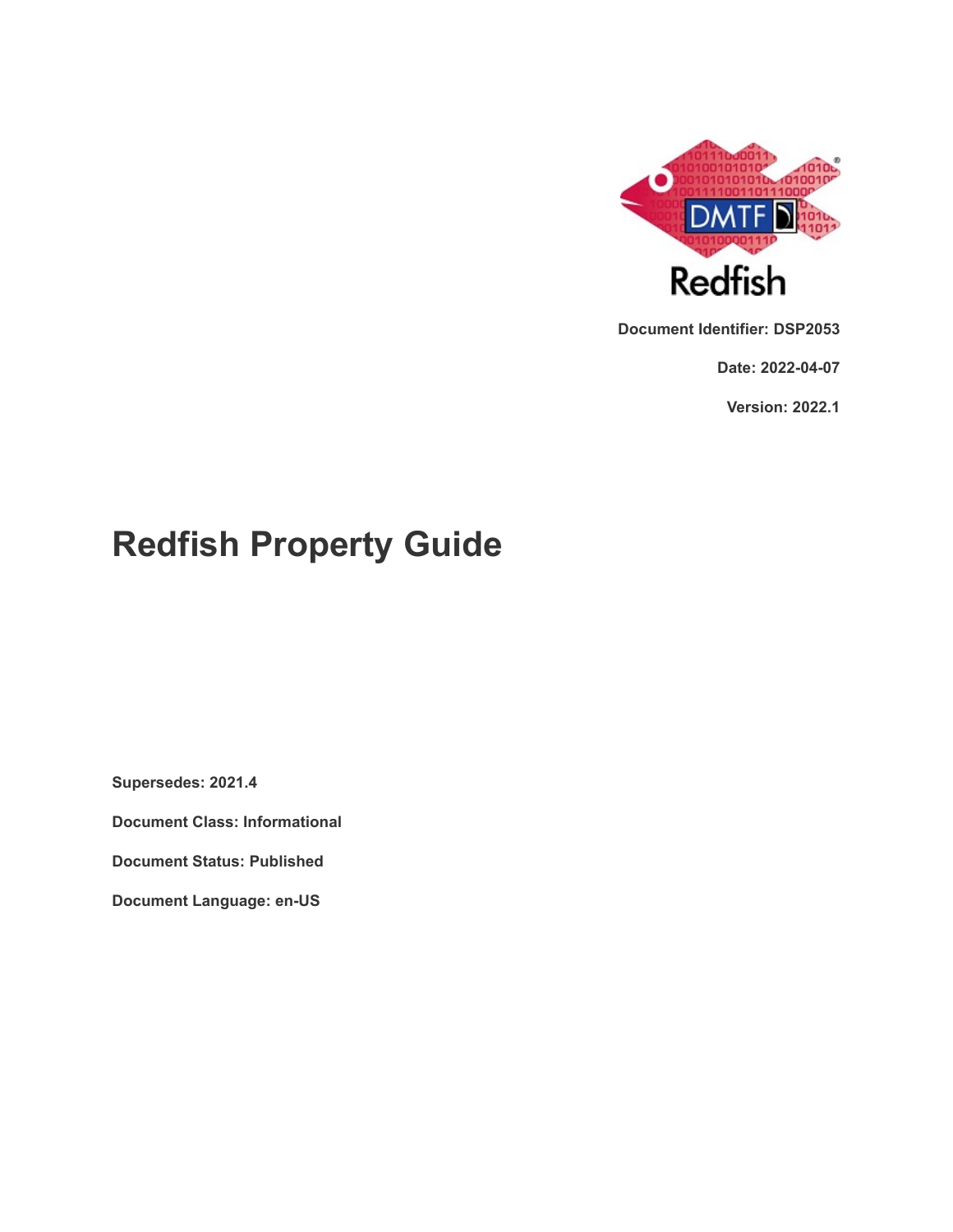**Document Identifier: DSP2053**

**Date: 2022-04-07**

**Version: 2022.1**

# Redfish Property Guide

**Supersedes: 2021.4**

**Document Class: Informational**

**Document Status: Published**

**Document Language: en-US**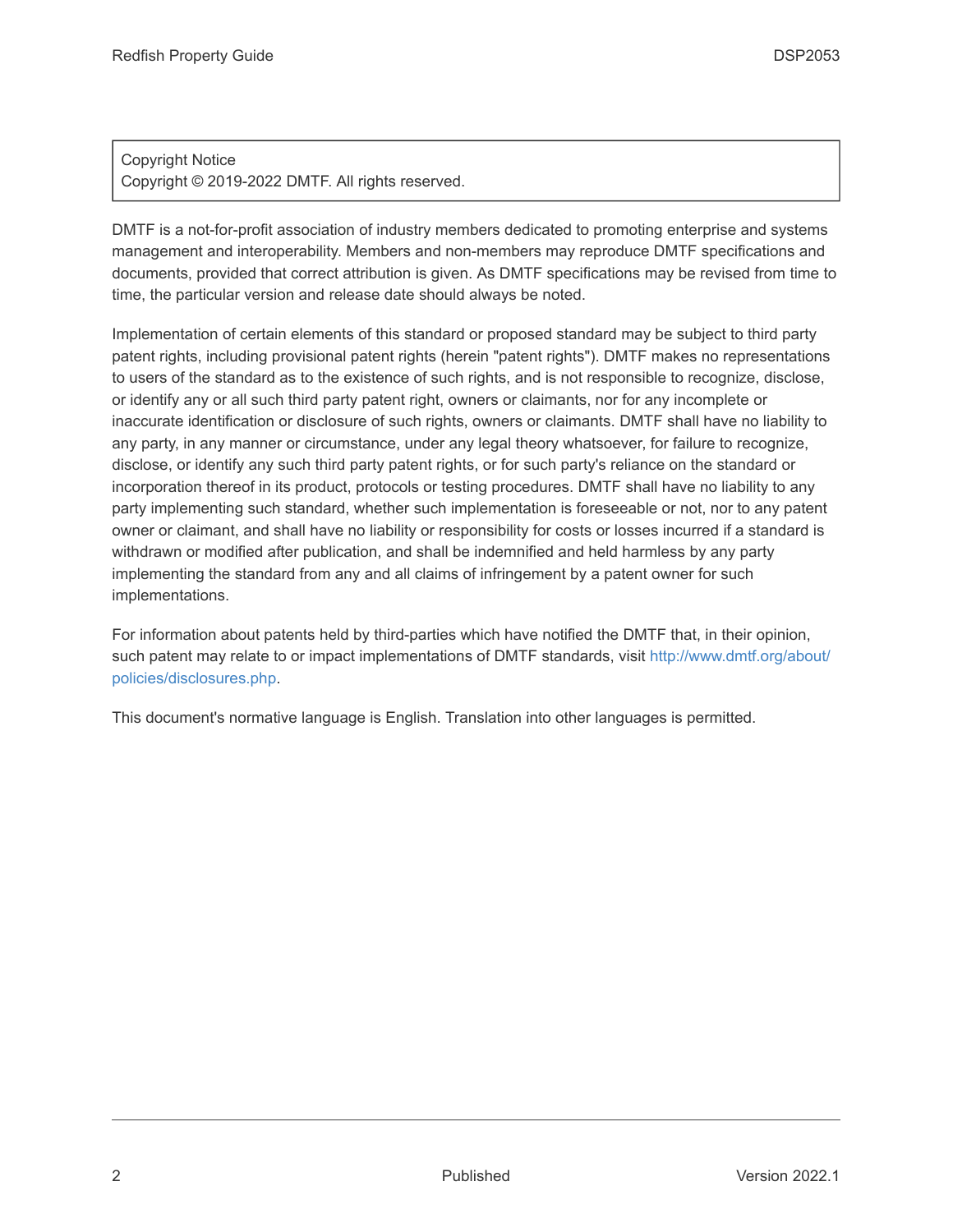Copyright Notice
Copyright © 2019-2022 DMTF. All rights reserved.

DMTF is a not-for-profit association of industry members dedicated to promoting enterprise and systems management and interoperability. Members and non-members may reproduce DMTF specifications and documents, provided that correct attribution is given. As DMTF specifications may be revised from time to time, the particular version and release date should always be noted.

Implementation of certain elements of this standard or proposed standard may be subject to third party patent rights, including provisional patent rights (herein "patent rights"). DMTF makes no representations to users of the standard as to the existence of such rights, and is not responsible to recognize, disclose, or identify any or all such third party patent right, owners or claimants, nor for any incomplete or inaccurate identification or disclosure of such rights, owners or claimants. DMTF shall have no liability to any party, in any manner or circumstance, under any legal theory whatsoever, for failure to recognize, disclose, or identify any such third party patent rights, or for such party's reliance on the standard or incorporation thereof in its product, protocols or testing procedures. DMTF shall have no liability to any party implementing such standard, whether such implementation is foreseeable or not, nor to any patent owner or claimant, and shall have no liability or responsibility for costs or losses incurred if a standard is withdrawn or modified after publication, and shall be indemnified and held harmless by any party implementing the standard from any and all claims of infringement by a patent owner for such implementations.

For information about patents held by third-parties which have notified the DMTF that, in their opinion, such patent may relate to or impact implementations of DMTF standards, visit http://www.dmtf.org/about/policies/disclosures.php.

This document's normative language is English. Translation into other languages is permitted.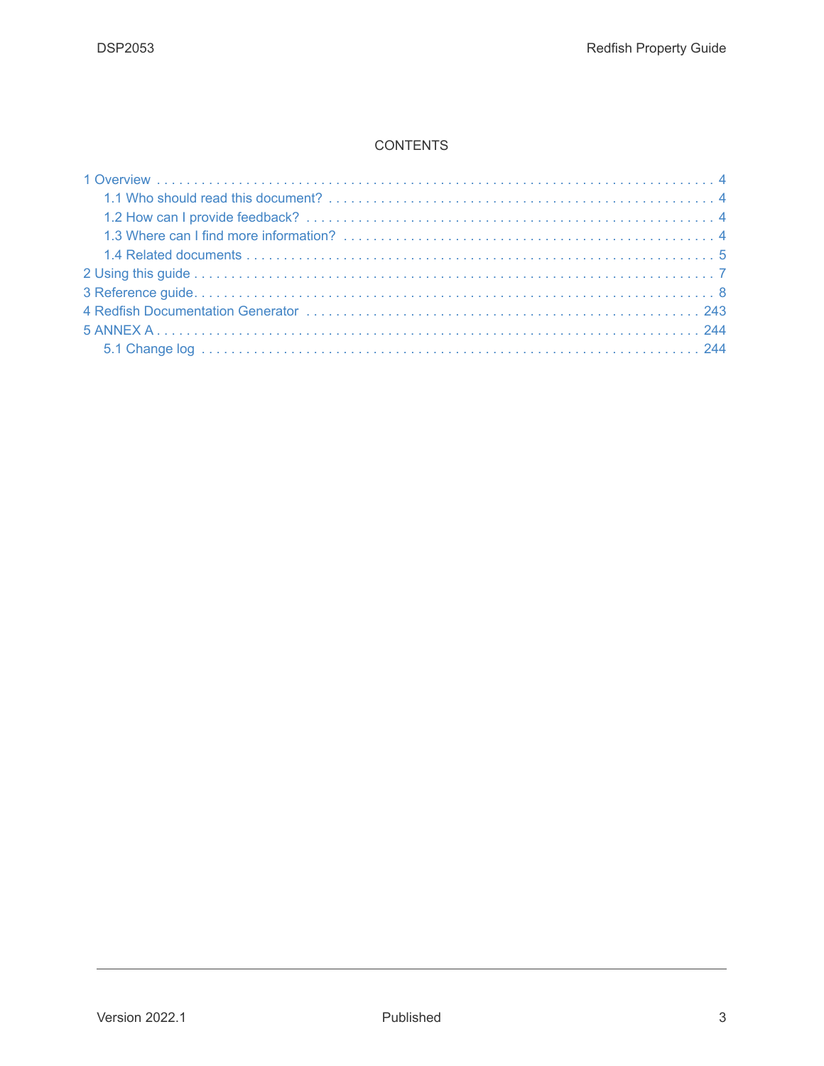CONTENTS

- 1 Overview . . . . . . . . . . 4
  - 1.1 Who should read this document? . . . . . . . . . . 4
  - 1.2 How can I provide feedback? . . . . . . . . . . 4
  - 1.3 Where can I find more information? . . . . . . . . . . 4
  - 1.4 Related documents . . . . . . . . . . 5
- 2 Using this guide . . . . . . . . . . 7
- 3 Reference guide. . . . . . . . . . 8
- 4 Redfish Documentation Generator . . . . . . . . . . 243
- 5 ANNEX A . . . . . . . . . . 244
  - 5.1 Change log . . . . . . . . . . 244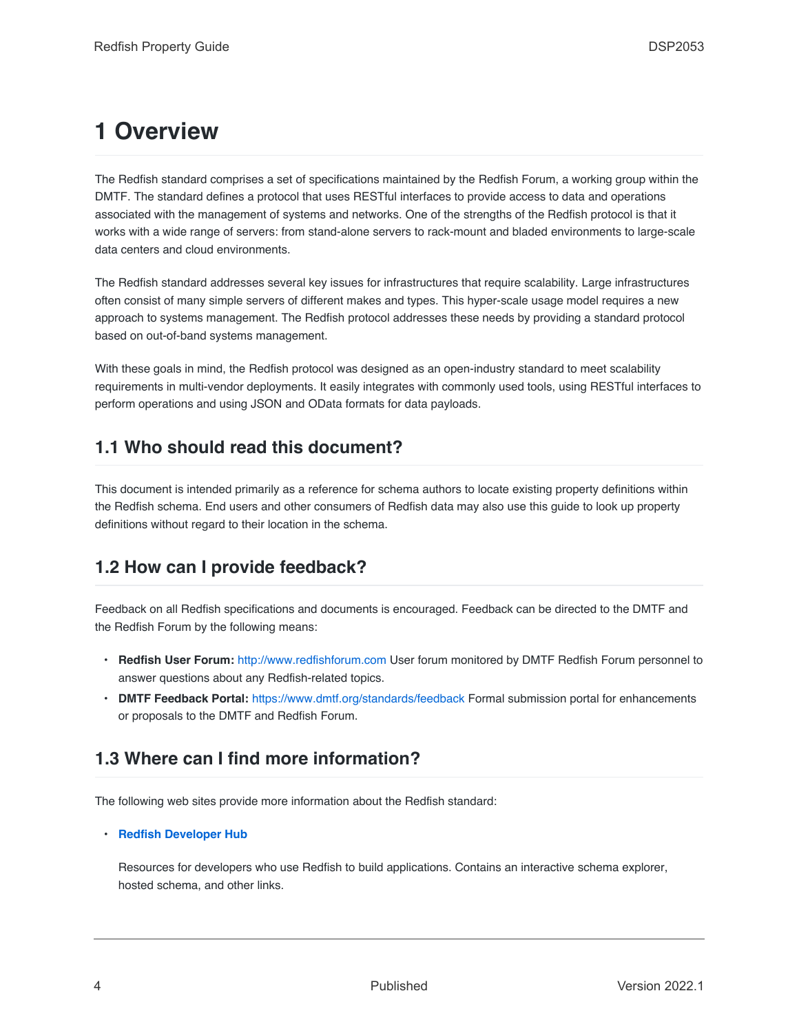# 1 Overview

The Redfish standard comprises a set of specifications maintained by the Redfish Forum, a working group within the DMTF. The standard defines a protocol that uses RESTful interfaces to provide access to data and operations associated with the management of systems and networks. One of the strengths of the Redfish protocol is that it works with a wide range of servers: from stand-alone servers to rack-mount and bladed environments to large-scale data centers and cloud environments.

The Redfish standard addresses several key issues for infrastructures that require scalability. Large infrastructures often consist of many simple servers of different makes and types. This hyper-scale usage model requires a new approach to systems management. The Redfish protocol addresses these needs by providing a standard protocol based on out-of-band systems management.

With these goals in mind, the Redfish protocol was designed as an open-industry standard to meet scalability requirements in multi-vendor deployments. It easily integrates with commonly used tools, using RESTful interfaces to perform operations and using JSON and OData formats for data payloads.

## 1.1 Who should read this document?

This document is intended primarily as a reference for schema authors to locate existing property definitions within the Redfish schema. End users and other consumers of Redfish data may also use this guide to look up property definitions without regard to their location in the schema.

## 1.2 How can I provide feedback?

Feedback on all Redfish specifications and documents is encouraged. Feedback can be directed to the DMTF and the Redfish Forum by the following means:

- **Redfish User Forum:** http://www.redfishforum.com User forum monitored by DMTF Redfish Forum personnel to answer questions about any Redfish-related topics.
- **DMTF Feedback Portal:** https://www.dmtf.org/standards/feedback Formal submission portal for enhancements or proposals to the DMTF and Redfish Forum.

## 1.3 Where can I find more information?

The following web sites provide more information about the Redfish standard:

- **Redfish Developer Hub**

  Resources for developers who use Redfish to build applications. Contains an interactive schema explorer, hosted schema, and other links.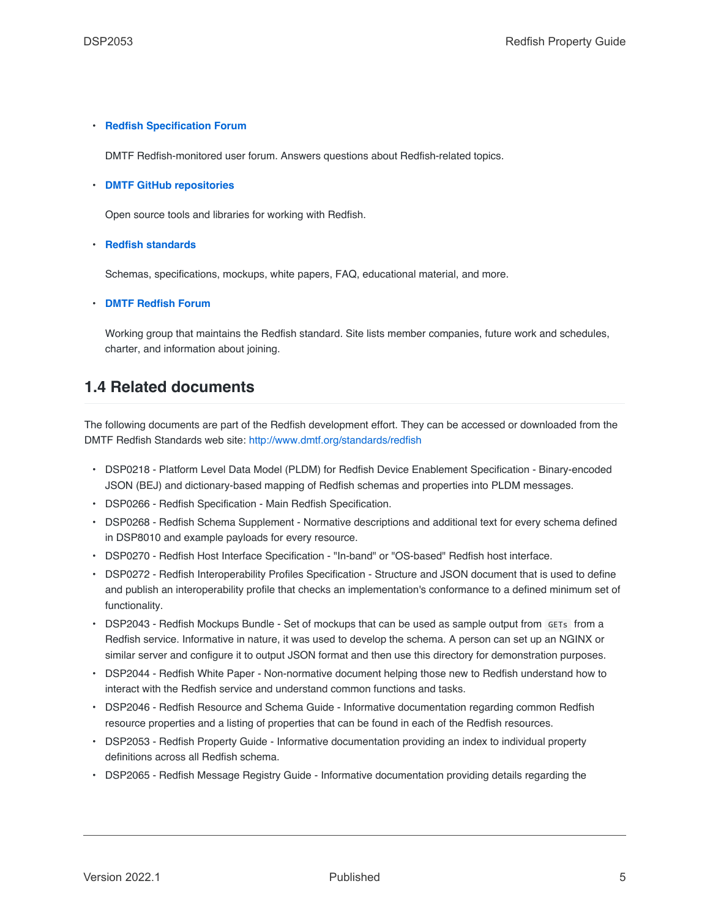- **Redfish Specification Forum**

  DMTF Redfish-monitored user forum. Answers questions about Redfish-related topics.

- **DMTF GitHub repositories**

  Open source tools and libraries for working with Redfish.

- **Redfish standards**

  Schemas, specifications, mockups, white papers, FAQ, educational material, and more.

- **DMTF Redfish Forum**

  Working group that maintains the Redfish standard. Site lists member companies, future work and schedules, charter, and information about joining.

## 1.4 Related documents

The following documents are part of the Redfish development effort. They can be accessed or downloaded from the DMTF Redfish Standards web site: http://www.dmtf.org/standards/redfish

- DSP0218 - Platform Level Data Model (PLDM) for Redfish Device Enablement Specification - Binary-encoded JSON (BEJ) and dictionary-based mapping of Redfish schemas and properties into PLDM messages.
- DSP0266 - Redfish Specification - Main Redfish Specification.
- DSP0268 - Redfish Schema Supplement - Normative descriptions and additional text for every schema defined in DSP8010 and example payloads for every resource.
- DSP0270 - Redfish Host Interface Specification - "In-band" or "OS-based" Redfish host interface.
- DSP0272 - Redfish Interoperability Profiles Specification - Structure and JSON document that is used to define and publish an interoperability profile that checks an implementation's conformance to a defined minimum set of functionality.
- DSP2043 - Redfish Mockups Bundle - Set of mockups that can be used as sample output from `GETs` from a Redfish service. Informative in nature, it was used to develop the schema. A person can set up an NGINX or similar server and configure it to output JSON format and then use this directory for demonstration purposes.
- DSP2044 - Redfish White Paper - Non-normative document helping those new to Redfish understand how to interact with the Redfish service and understand common functions and tasks.
- DSP2046 - Redfish Resource and Schema Guide - Informative documentation regarding common Redfish resource properties and a listing of properties that can be found in each of the Redfish resources.
- DSP2053 - Redfish Property Guide - Informative documentation providing an index to individual property definitions across all Redfish schema.
- DSP2065 - Redfish Message Registry Guide - Informative documentation providing details regarding the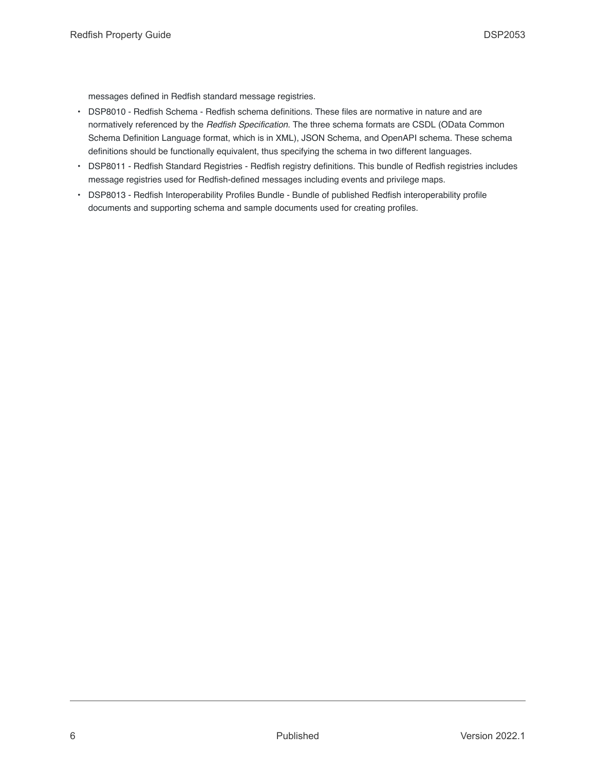messages defined in Redfish standard message registries.

- DSP8010 - Redfish Schema - Redfish schema definitions. These files are normative in nature and are normatively referenced by the *Redfish Specification*. The three schema formats are CSDL (OData Common Schema Definition Language format, which is in XML), JSON Schema, and OpenAPI schema. These schema definitions should be functionally equivalent, thus specifying the schema in two different languages.
- DSP8011 - Redfish Standard Registries - Redfish registry definitions. This bundle of Redfish registries includes message registries used for Redfish-defined messages including events and privilege maps.
- DSP8013 - Redfish Interoperability Profiles Bundle - Bundle of published Redfish interoperability profile documents and supporting schema and sample documents used for creating profiles.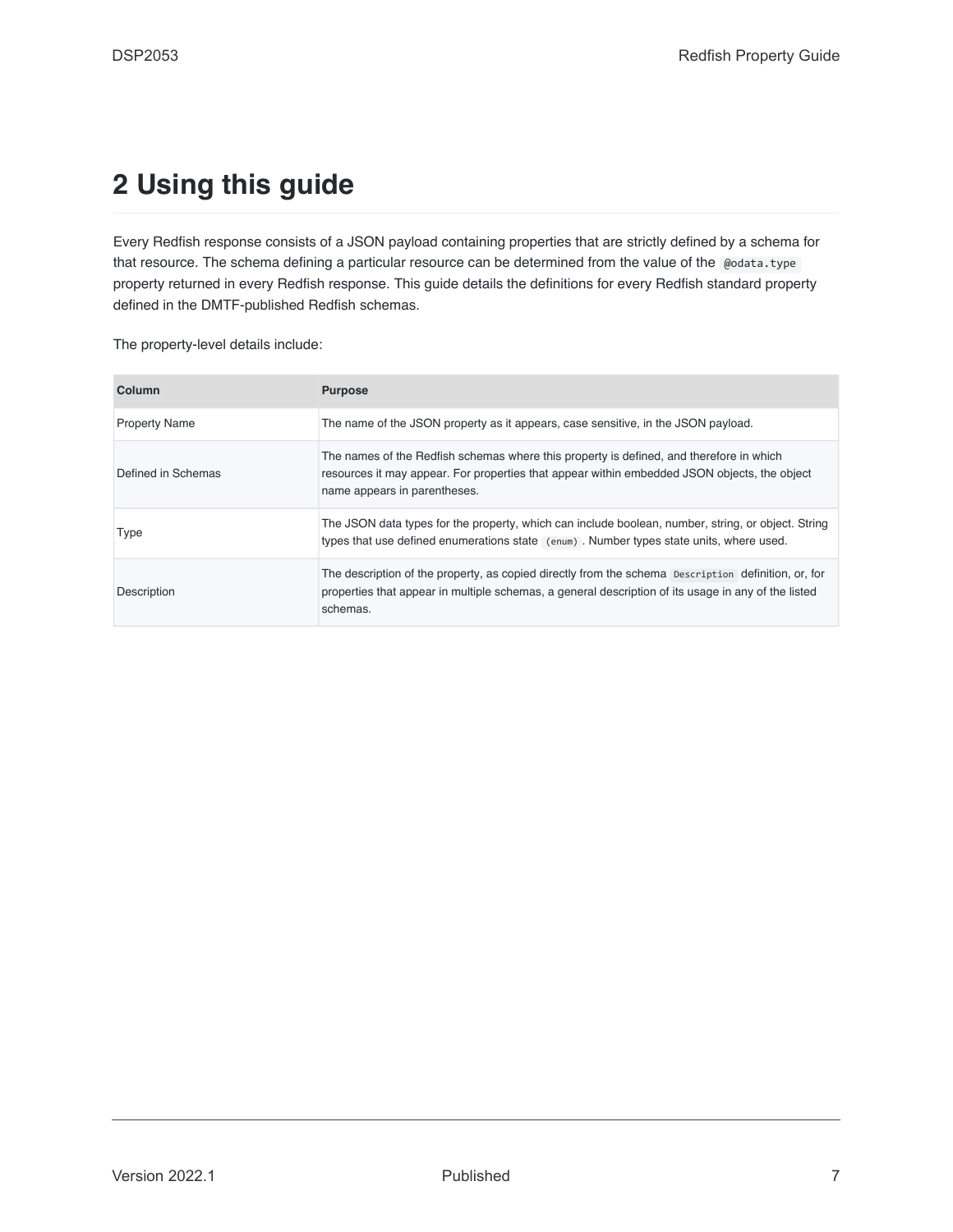# 2 Using this guide

Every Redfish response consists of a JSON payload containing properties that are strictly defined by a schema for that resource. The schema defining a particular resource can be determined from the value of the `@odata.type` property returned in every Redfish response. This guide details the definitions for every Redfish standard property defined in the DMTF-published Redfish schemas.

The property-level details include:

| Column | Purpose |
| --- | --- |
| Property Name | The name of the JSON property as it appears, case sensitive, in the JSON payload. |
| Defined in Schemas | The names of the Redfish schemas where this property is defined, and therefore in which resources it may appear. For properties that appear within embedded JSON objects, the object name appears in parentheses. |
| Type | The JSON data types for the property, which can include boolean, number, string, or object. String types that use defined enumerations state `(enum)`. Number types state units, where used. |
| Description | The description of the property, as copied directly from the schema `Description` definition, or, for properties that appear in multiple schemas, a general description of its usage in any of the listed schemas. |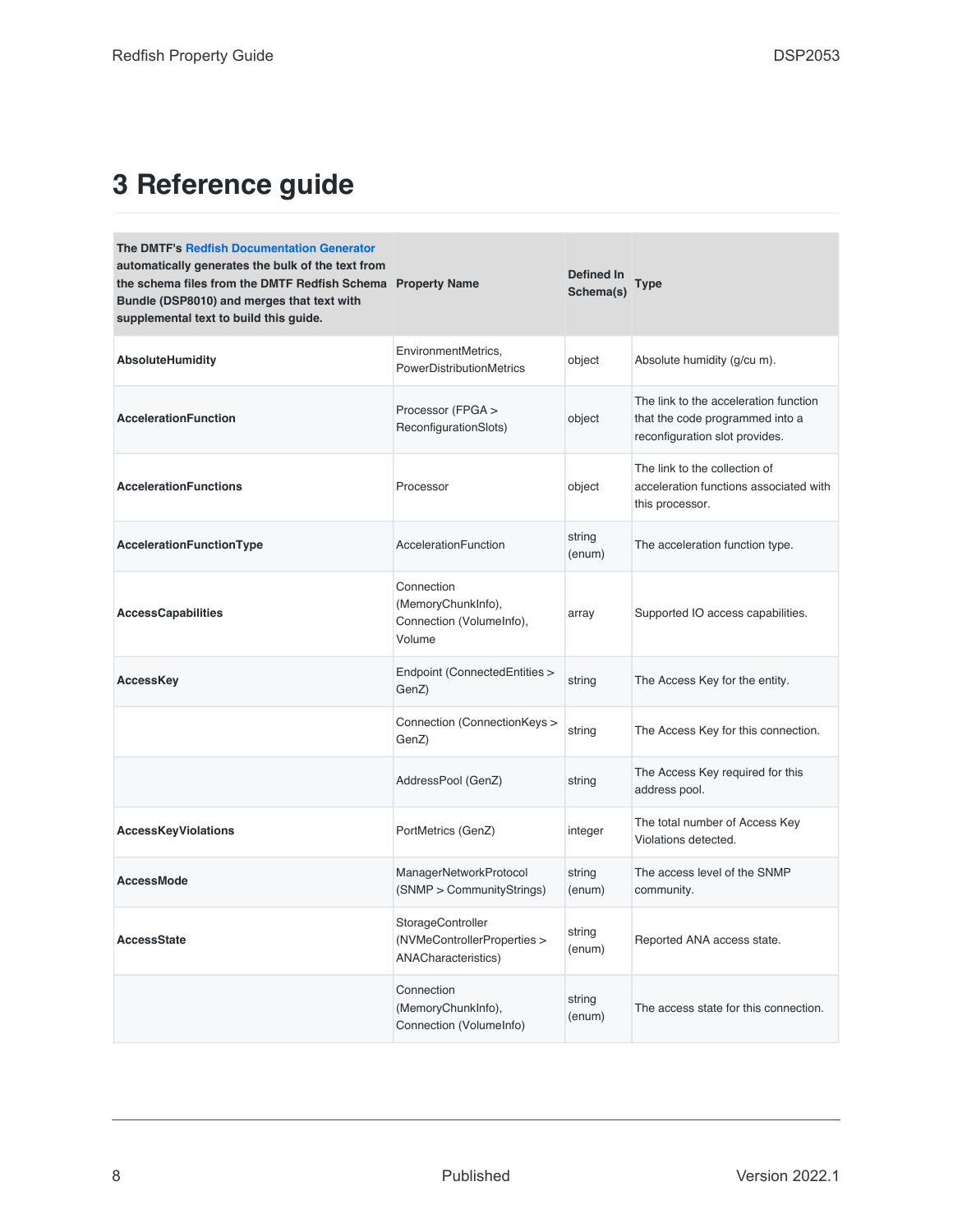# 3 Reference guide

| The DMTF's Redfish Documentation Generator automatically generates the bulk of the text from the schema files from the DMTF Redfish Schema Bundle (DSP8010) and merges that text with supplemental text to build this guide. | Property Name | Defined In Schema(s) | Type |
|---|---|---|---|
| **AbsoluteHumidity** | EnvironmentMetrics, PowerDistributionMetrics | object | Absolute humidity (g/cu m). |
| **AccelerationFunction** | Processor (FPGA > ReconfigurationSlots) | object | The link to the acceleration function that the code programmed into a reconfiguration slot provides. |
| **AccelerationFunctions** | Processor | object | The link to the collection of acceleration functions associated with this processor. |
| **AccelerationFunctionType** | AccelerationFunction | string (enum) | The acceleration function type. |
| **AccessCapabilities** | Connection (MemoryChunkInfo), Connection (VolumeInfo), Volume | array | Supported IO access capabilities. |
| **AccessKey** | Endpoint (ConnectedEntities > GenZ) | string | The Access Key for the entity. |
| | Connection (ConnectionKeys > GenZ) | string | The Access Key for this connection. |
| | AddressPool (GenZ) | string | The Access Key required for this address pool. |
| **AccessKeyViolations** | PortMetrics (GenZ) | integer | The total number of Access Key Violations detected. |
| **AccessMode** | ManagerNetworkProtocol (SNMP > CommunityStrings) | string (enum) | The access level of the SNMP community. |
| **AccessState** | StorageController (NVMeControllerProperties > ANACharacteristics) | string (enum) | Reported ANA access state. |
| | Connection (MemoryChunkInfo), Connection (VolumeInfo) | string (enum) | The access state for this connection. |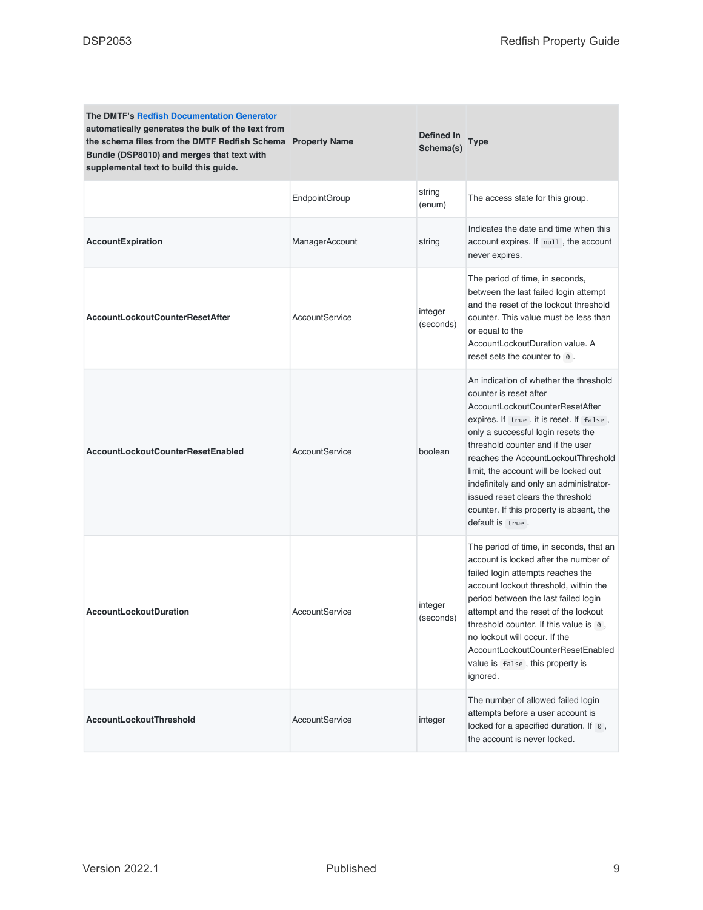| The DMTF's Redfish Documentation Generator automatically generates the bulk of the text from the schema files from the DMTF Redfish Schema Bundle (DSP8010) and merges that text with supplemental text to build this guide. | Property Name | Defined In Schema(s) | Type |
|---|---|---|---|
| | EndpointGroup | string (enum) | The access state for this group. |
| **AccountExpiration** | ManagerAccount | string | Indicates the date and time when this account expires. If `null`, the account never expires. |
| **AccountLockoutCounterResetAfter** | AccountService | integer (seconds) | The period of time, in seconds, between the last failed login attempt and the reset of the lockout threshold counter. This value must be less than or equal to the AccountLockoutDuration value. A reset sets the counter to `0`. |
| **AccountLockoutCounterResetEnabled** | AccountService | boolean | An indication of whether the threshold counter is reset after AccountLockoutCounterResetAfter expires. If `true`, it is reset. If `false`, only a successful login resets the threshold counter and if the user reaches the AccountLockoutThreshold limit, the account will be locked out indefinitely and only an administrator-issued reset clears the threshold counter. If this property is absent, the default is `true`. |
| **AccountLockoutDuration** | AccountService | integer (seconds) | The period of time, in seconds, that an account is locked after the number of failed login attempts reaches the account lockout threshold, within the period between the last failed login attempt and the reset of the lockout threshold counter. If this value is `0`, no lockout will occur. If the AccountLockoutCounterResetEnabled value is `false`, this property is ignored. |
| **AccountLockoutThreshold** | AccountService | integer | The number of allowed failed login attempts before a user account is locked for a specified duration. If `0`, the account is never locked. |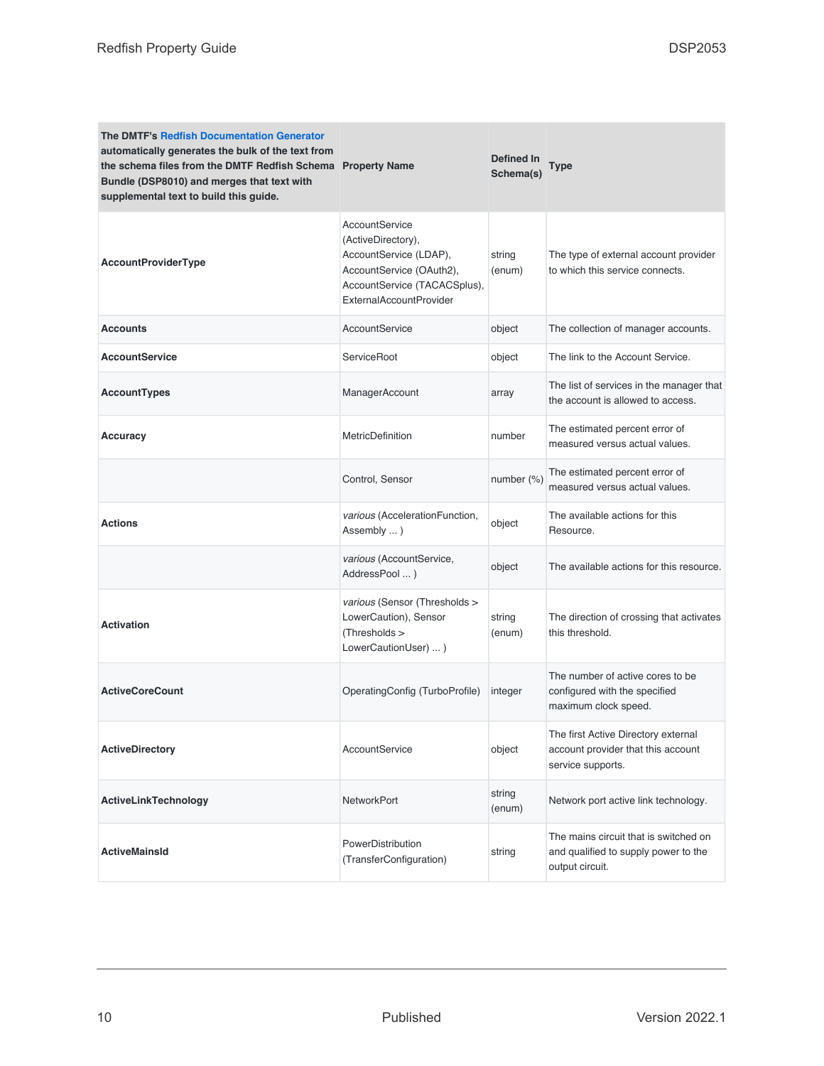| The DMTF's Redfish Documentation Generator automatically generates the bulk of the text from the schema files from the DMTF Redfish Schema Bundle (DSP8010) and merges that text with supplemental text to build this guide. | Property Name | Defined In Schema(s) | Type |
|---|---|---|---|
| **AccountProviderType** | AccountService (ActiveDirectory), AccountService (LDAP), AccountService (OAuth2), AccountService (TACACSplus), ExternalAccountProvider | string (enum) | The type of external account provider to which this service connects. |
| **Accounts** | AccountService | object | The collection of manager accounts. |
| **AccountService** | ServiceRoot | object | The link to the Account Service. |
| **AccountTypes** | ManagerAccount | array | The list of services in the manager that the account is allowed to access. |
| **Accuracy** | MetricDefinition | number | The estimated percent error of measured versus actual values. |
| | Control, Sensor | number (%) | The estimated percent error of measured versus actual values. |
| **Actions** | *various* (AccelerationFunction, Assembly ... ) | object | The available actions for this Resource. |
| | *various* (AccountService, AddressPool ... ) | object | The available actions for this resource. |
| **Activation** | *various* (Sensor (Thresholds > LowerCaution), Sensor (Thresholds > LowerCautionUser) ... ) | string (enum) | The direction of crossing that activates this threshold. |
| **ActiveCoreCount** | OperatingConfig (TurboProfile) | integer | The number of active cores to be configured with the specified maximum clock speed. |
| **ActiveDirectory** | AccountService | object | The first Active Directory external account provider that this account service supports. |
| **ActiveLinkTechnology** | NetworkPort | string (enum) | Network port active link technology. |
| **ActiveMainsId** | PowerDistribution (TransferConfiguration) | string | The mains circuit that is switched on and qualified to supply power to the output circuit. |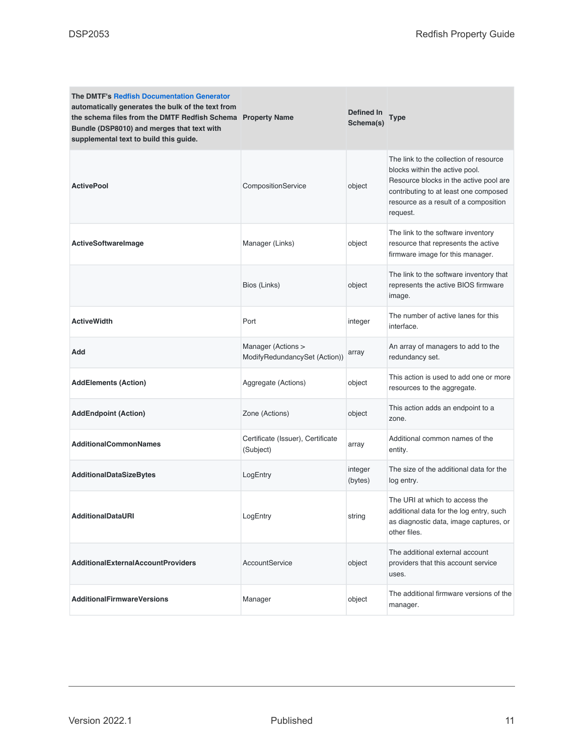| The DMTF's Redfish Documentation Generator automatically generates the bulk of the text from the schema files from the DMTF Redfish Schema Bundle (DSP8010) and merges that text with supplemental text to build this guide. | Property Name | Defined In Schema(s) | Type |
|---|---|---|---|
| **ActivePool** | CompositionService | object | The link to the collection of resource blocks within the active pool. Resource blocks in the active pool are contributing to at least one composed resource as a result of a composition request. |
| **ActiveSoftwareImage** | Manager (Links) | object | The link to the software inventory resource that represents the active firmware image for this manager. |
| | Bios (Links) | object | The link to the software inventory that represents the active BIOS firmware image. |
| **ActiveWidth** | Port | integer | The number of active lanes for this interface. |
| **Add** | Manager (Actions > ModifyRedundancySet (Action)) | array | An array of managers to add to the redundancy set. |
| **AddElements (Action)** | Aggregate (Actions) | object | This action is used to add one or more resources to the aggregate. |
| **AddEndpoint (Action)** | Zone (Actions) | object | This action adds an endpoint to a zone. |
| **AdditionalCommonNames** | Certificate (Issuer), Certificate (Subject) | array | Additional common names of the entity. |
| **AdditionalDataSizeBytes** | LogEntry | integer (bytes) | The size of the additional data for the log entry. |
| **AdditionalDataURI** | LogEntry | string | The URI at which to access the additional data for the log entry, such as diagnostic data, image captures, or other files. |
| **AdditionalExternalAccountProviders** | AccountService | object | The additional external account providers that this account service uses. |
| **AdditionalFirmwareVersions** | Manager | object | The additional firmware versions of the manager. |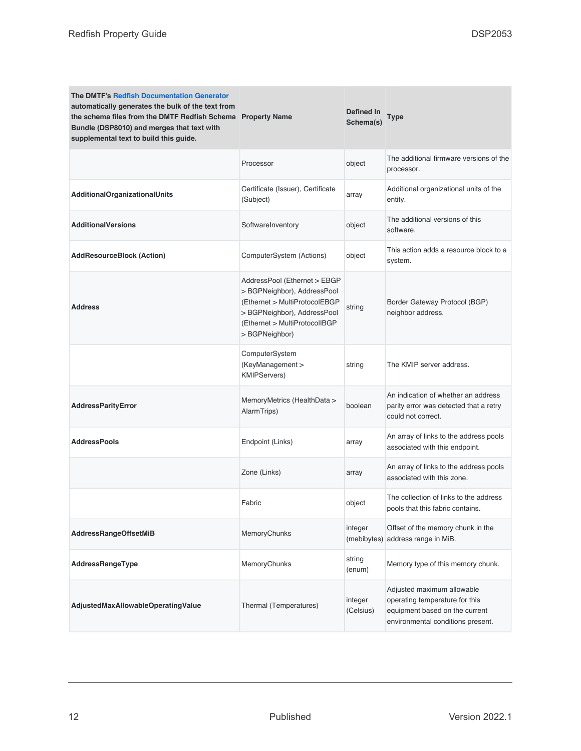| The DMTF's Redfish Documentation Generator automatically generates the bulk of the text from the schema files from the DMTF Redfish Schema Bundle (DSP8010) and merges that text with supplemental text to build this guide. | Property Name | Defined In Schema(s) | Type |
|---|---|---|---|
| | Processor | object | The additional firmware versions of the processor. |
| **AdditionalOrganizationalUnits** | Certificate (Issuer), Certificate (Subject) | array | Additional organizational units of the entity. |
| **AdditionalVersions** | SoftwareInventory | object | The additional versions of this software. |
| **AddResourceBlock (Action)** | ComputerSystem (Actions) | object | This action adds a resource block to a system. |
| **Address** | AddressPool (Ethernet > EBGP > BGPNeighbor), AddressPool (Ethernet > MultiProtocolEBGP > BGPNeighbor), AddressPool (Ethernet > MultiProtocolIBGP > BGPNeighbor) | string | Border Gateway Protocol (BGP) neighbor address. |
| | ComputerSystem (KeyManagement > KMIPServers) | string | The KMIP server address. |
| **AddressParityError** | MemoryMetrics (HealthData > AlarmTrips) | boolean | An indication of whether an address parity error was detected that a retry could not correct. |
| **AddressPools** | Endpoint (Links) | array | An array of links to the address pools associated with this endpoint. |
| | Zone (Links) | array | An array of links to the address pools associated with this zone. |
| | Fabric | object | The collection of links to the address pools that this fabric contains. |
| **AddressRangeOffsetMiB** | MemoryChunks | integer (mebibytes) | Offset of the memory chunk in the address range in MiB. |
| **AddressRangeType** | MemoryChunks | string (enum) | Memory type of this memory chunk. |
| **AdjustedMaxAllowableOperatingValue** | Thermal (Temperatures) | integer (Celsius) | Adjusted maximum allowable operating temperature for this equipment based on the current environmental conditions present. |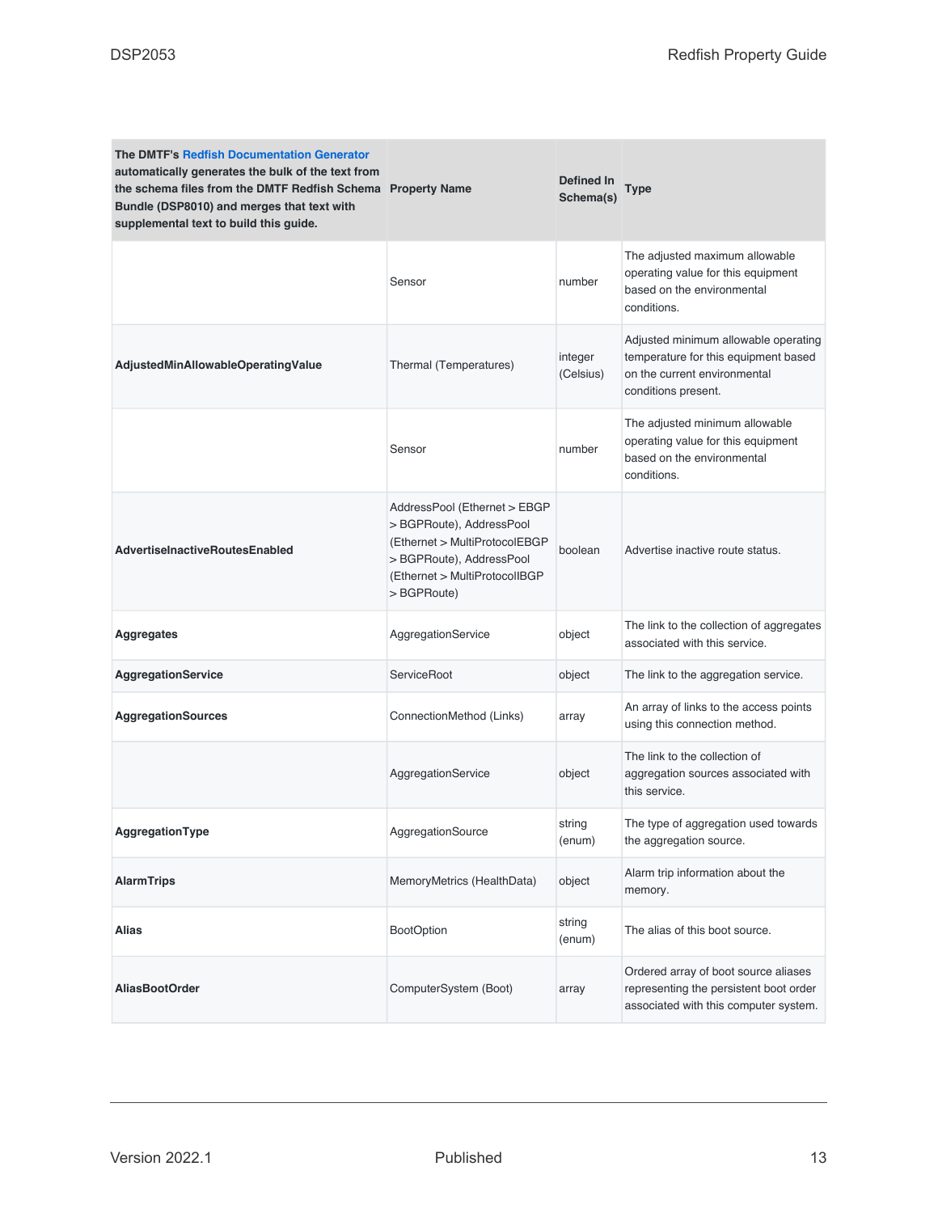| The DMTF's Redfish Documentation Generator automatically generates the bulk of the text from the schema files from the DMTF Redfish Schema Bundle (DSP8010) and merges that text with supplemental text to build this guide. | Property Name | Defined In Schema(s) | Type |
|---|---|---|---|
| | Sensor | number | The adjusted maximum allowable operating value for this equipment based on the environmental conditions. |
| **AdjustedMinAllowableOperatingValue** | Thermal (Temperatures) | integer (Celsius) | Adjusted minimum allowable operating temperature for this equipment based on the current environmental conditions present. |
| | Sensor | number | The adjusted minimum allowable operating value for this equipment based on the environmental conditions. |
| **AdvertiseInactiveRoutesEnabled** | AddressPool (Ethernet > EBGP > BGPRoute), AddressPool (Ethernet > MultiProtocolEBGP > BGPRoute), AddressPool (Ethernet > MultiProtocolIBGP > BGPRoute) | boolean | Advertise inactive route status. |
| **Aggregates** | AggregationService | object | The link to the collection of aggregates associated with this service. |
| **AggregationService** | ServiceRoot | object | The link to the aggregation service. |
| **AggregationSources** | ConnectionMethod (Links) | array | An array of links to the access points using this connection method. |
| | AggregationService | object | The link to the collection of aggregation sources associated with this service. |
| **AggregationType** | AggregationSource | string (enum) | The type of aggregation used towards the aggregation source. |
| **AlarmTrips** | MemoryMetrics (HealthData) | object | Alarm trip information about the memory. |
| **Alias** | BootOption | string (enum) | The alias of this boot source. |
| **AliasBootOrder** | ComputerSystem (Boot) | array | Ordered array of boot source aliases representing the persistent boot order associated with this computer system. |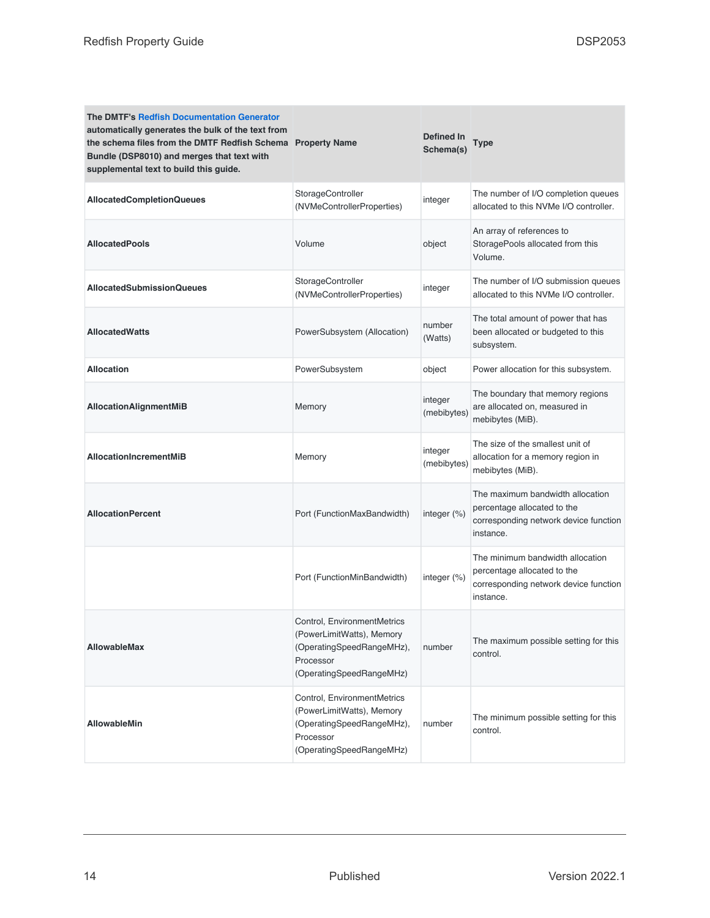| The DMTF's Redfish Documentation Generator automatically generates the bulk of the text from the schema files from the DMTF Redfish Schema Bundle (DSP8010) and merges that text with supplemental text to build this guide. | Property Name | Defined In Schema(s) | Type |
|---|---|---|---|
| **AllocatedCompletionQueues** | StorageController (NVMeControllerProperties) | integer | The number of I/O completion queues allocated to this NVMe I/O controller. |
| **AllocatedPools** | Volume | object | An array of references to StoragePools allocated from this Volume. |
| **AllocatedSubmissionQueues** | StorageController (NVMeControllerProperties) | integer | The number of I/O submission queues allocated to this NVMe I/O controller. |
| **AllocatedWatts** | PowerSubsystem (Allocation) | number (Watts) | The total amount of power that has been allocated or budgeted to this subsystem. |
| **Allocation** | PowerSubsystem | object | Power allocation for this subsystem. |
| **AllocationAlignmentMiB** | Memory | integer (mebibytes) | The boundary that memory regions are allocated on, measured in mebibytes (MiB). |
| **AllocationIncrementMiB** | Memory | integer (mebibytes) | The size of the smallest unit of allocation for a memory region in mebibytes (MiB). |
| **AllocationPercent** | Port (FunctionMaxBandwidth) | integer (%) | The maximum bandwidth allocation percentage allocated to the corresponding network device function instance. |
| | Port (FunctionMinBandwidth) | integer (%) | The minimum bandwidth allocation percentage allocated to the corresponding network device function instance. |
| **AllowableMax** | Control, EnvironmentMetrics (PowerLimitWatts), Memory (OperatingSpeedRangeMHz), Processor (OperatingSpeedRangeMHz) | number | The maximum possible setting for this control. |
| **AllowableMin** | Control, EnvironmentMetrics (PowerLimitWatts), Memory (OperatingSpeedRangeMHz), Processor (OperatingSpeedRangeMHz) | number | The minimum possible setting for this control. |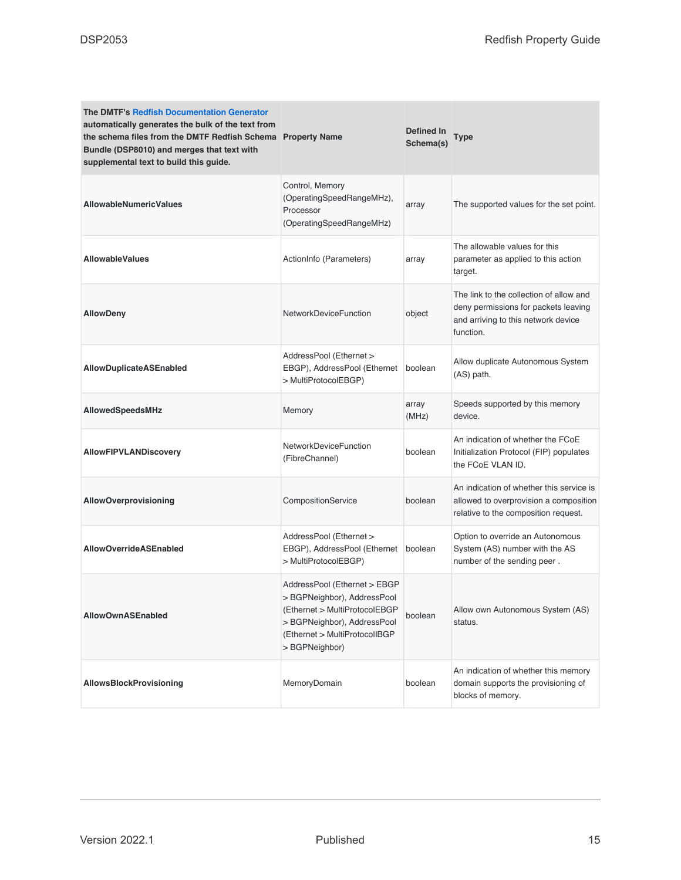| The DMTF's Redfish Documentation Generator automatically generates the bulk of the text from the schema files from the DMTF Redfish Schema Bundle (DSP8010) and merges that text with supplemental text to build this guide. | Property Name | Defined In Schema(s) | Type |
|---|---|---|---|
| **AllowableNumericValues** | Control, Memory (OperatingSpeedRangeMHz), Processor (OperatingSpeedRangeMHz) | array | The supported values for the set point. |
| **AllowableValues** | ActionInfo (Parameters) | array | The allowable values for this parameter as applied to this action target. |
| **AllowDeny** | NetworkDeviceFunction | object | The link to the collection of allow and deny permissions for packets leaving and arriving to this network device function. |
| **AllowDuplicateASEnabled** | AddressPool (Ethernet > EBGP), AddressPool (Ethernet > MultiProtocolEBGP) | boolean | Allow duplicate Autonomous System (AS) path. |
| **AllowedSpeedsMHz** | Memory | array (MHz) | Speeds supported by this memory device. |
| **AllowFIPVLANDiscovery** | NetworkDeviceFunction (FibreChannel) | boolean | An indication of whether the FCoE Initialization Protocol (FIP) populates the FCoE VLAN ID. |
| **AllowOverprovisioning** | CompositionService | boolean | An indication of whether this service is allowed to overprovision a composition relative to the composition request. |
| **AllowOverrideASEnabled** | AddressPool (Ethernet > EBGP), AddressPool (Ethernet > MultiProtocolEBGP) | boolean | Option to override an Autonomous System (AS) number with the AS number of the sending peer . |
| **AllowOwnASEnabled** | AddressPool (Ethernet > EBGP > BGPNeighbor), AddressPool (Ethernet > MultiProtocolEBGP > BGPNeighbor), AddressPool (Ethernet > MultiProtocolIBGP > BGPNeighbor) | boolean | Allow own Autonomous System (AS) status. |
| **AllowsBlockProvisioning** | MemoryDomain | boolean | An indication of whether this memory domain supports the provisioning of blocks of memory. |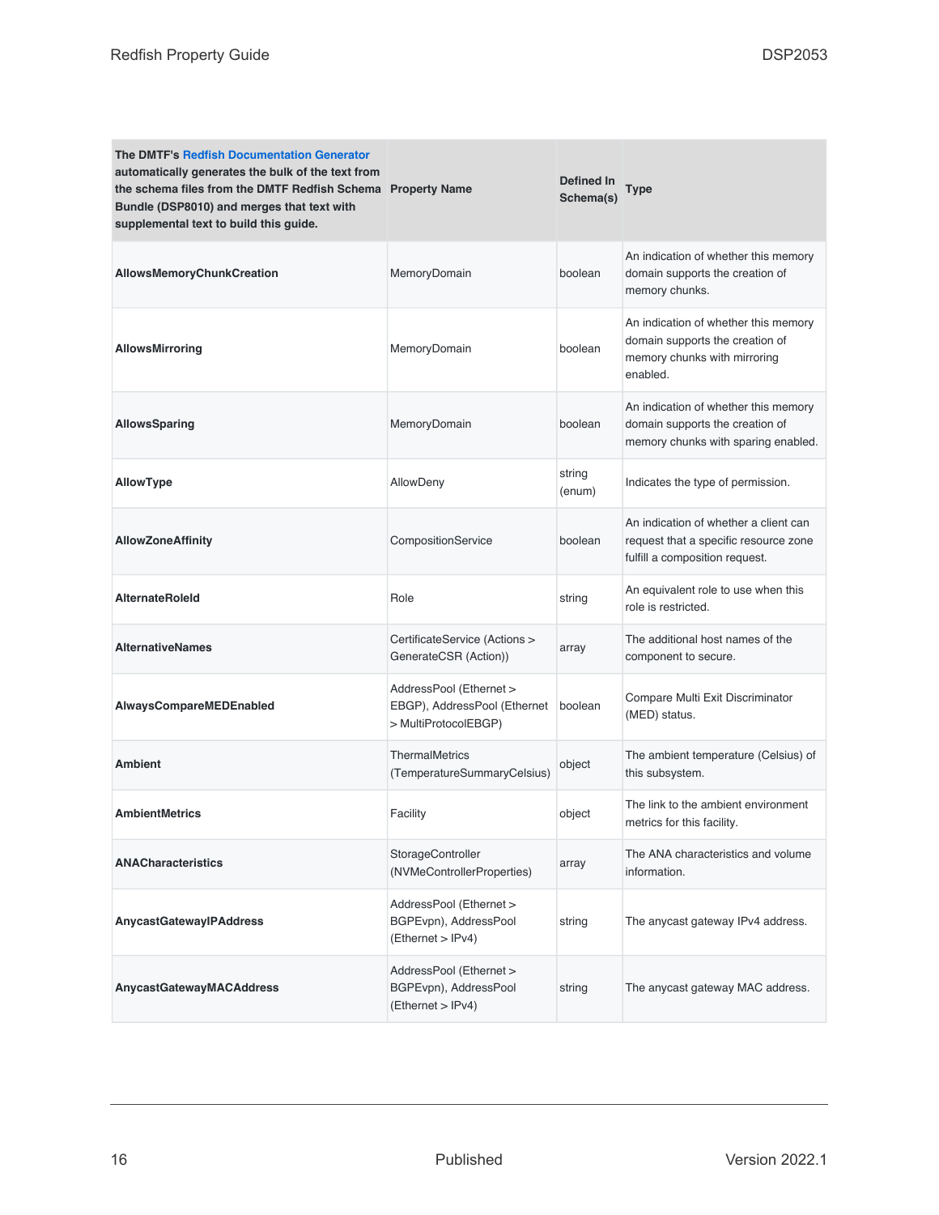| The DMTF's Redfish Documentation Generator automatically generates the bulk of the text from the schema files from the DMTF Redfish Schema Bundle (DSP8010) and merges that text with supplemental text to build this guide. | Property Name | Defined In Schema(s) | Type |
|---|---|---|---|
| **AllowsMemoryChunkCreation** | MemoryDomain | boolean | An indication of whether this memory domain supports the creation of memory chunks. |
| **AllowsMirroring** | MemoryDomain | boolean | An indication of whether this memory domain supports the creation of memory chunks with mirroring enabled. |
| **AllowsSparing** | MemoryDomain | boolean | An indication of whether this memory domain supports the creation of memory chunks with sparing enabled. |
| **AllowType** | AllowDeny | string (enum) | Indicates the type of permission. |
| **AllowZoneAffinity** | CompositionService | boolean | An indication of whether a client can request that a specific resource zone fulfill a composition request. |
| **AlternateRoleId** | Role | string | An equivalent role to use when this role is restricted. |
| **AlternativeNames** | CertificateService (Actions > GenerateCSR (Action)) | array | The additional host names of the component to secure. |
| **AlwaysCompareMEDEnabled** | AddressPool (Ethernet > EBGP), AddressPool (Ethernet > MultiProtocolEBGP) | boolean | Compare Multi Exit Discriminator (MED) status. |
| **Ambient** | ThermalMetrics (TemperatureSummaryCelsius) | object | The ambient temperature (Celsius) of this subsystem. |
| **AmbientMetrics** | Facility | object | The link to the ambient environment metrics for this facility. |
| **ANACharacteristics** | StorageController (NVMeControllerProperties) | array | The ANA characteristics and volume information. |
| **AnycastGatewayIPAddress** | AddressPool (Ethernet > BGPEvpn), AddressPool (Ethernet > IPv4) | string | The anycast gateway IPv4 address. |
| **AnycastGatewayMACAddress** | AddressPool (Ethernet > BGPEvpn), AddressPool (Ethernet > IPv4) | string | The anycast gateway MAC address. |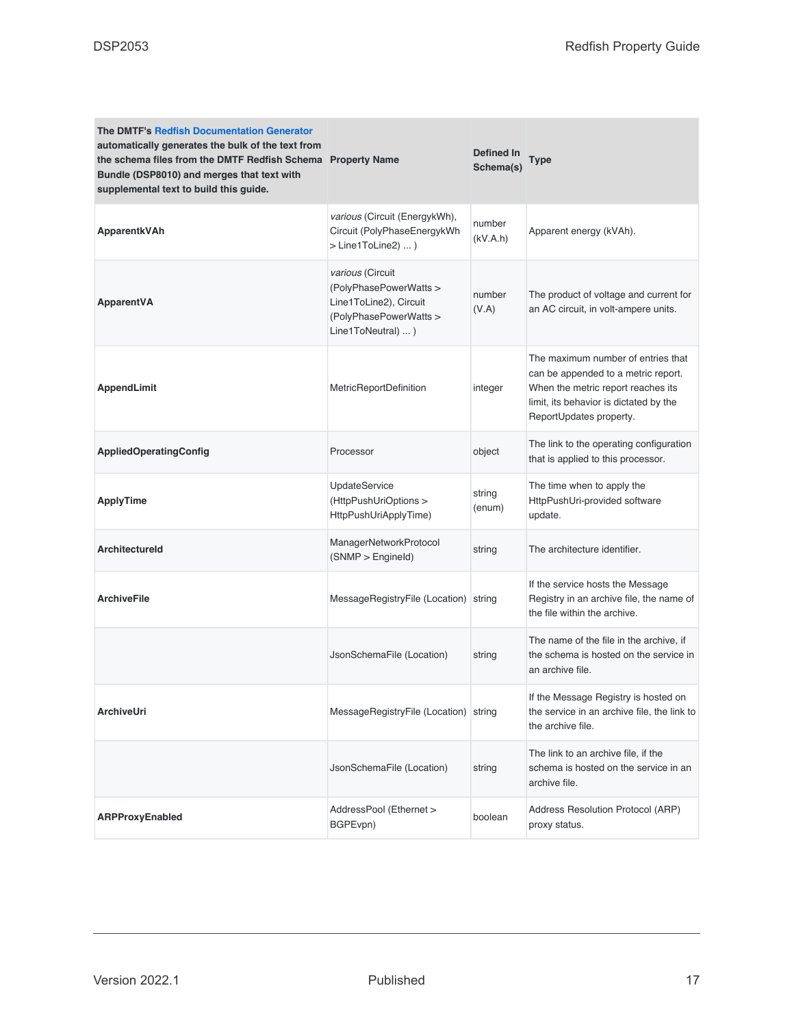| The DMTF's Redfish Documentation Generator automatically generates the bulk of the text from the schema files from the DMTF Redfish Schema Bundle (DSP8010) and merges that text with supplemental text to build this guide. Property Name | Defined In Schema(s) | Type | |
|---|---|---|---|
| **ApparentkVAh** | *various* (Circuit (EnergykWh), Circuit (PolyPhaseEnergykWh > Line1ToLine2) ... ) | number (kV.A.h) | Apparent energy (kVAh). |
| **ApparentVA** | *various* (Circuit (PolyPhasePowerWatts > Line1ToLine2), Circuit (PolyPhasePowerWatts > Line1ToNeutral) ... ) | number (V.A) | The product of voltage and current for an AC circuit, in volt-ampere units. |
| **AppendLimit** | MetricReportDefinition | integer | The maximum number of entries that can be appended to a metric report. When the metric report reaches its limit, its behavior is dictated by the ReportUpdates property. |
| **AppliedOperatingConfig** | Processor | object | The link to the operating configuration that is applied to this processor. |
| **ApplyTime** | UpdateService (HttpPushUriOptions > HttpPushUriApplyTime) | string (enum) | The time when to apply the HttpPushUri-provided software update. |
| **ArchitectureId** | ManagerNetworkProtocol (SNMP > EngineId) | string | The architecture identifier. |
| **ArchiveFile** | MessageRegistryFile (Location) | string | If the service hosts the Message Registry in an archive file, the name of the file within the archive. |
| | JsonSchemaFile (Location) | string | The name of the file in the archive, if the schema is hosted on the service in an archive file. |
| **ArchiveUri** | MessageRegistryFile (Location) | string | If the Message Registry is hosted on the service in an archive file, the link to the archive file. |
| | JsonSchemaFile (Location) | string | The link to an archive file, if the schema is hosted on the service in an archive file. |
| **ARPProxyEnabled** | AddressPool (Ethernet > BGPEvpn) | boolean | Address Resolution Protocol (ARP) proxy status. |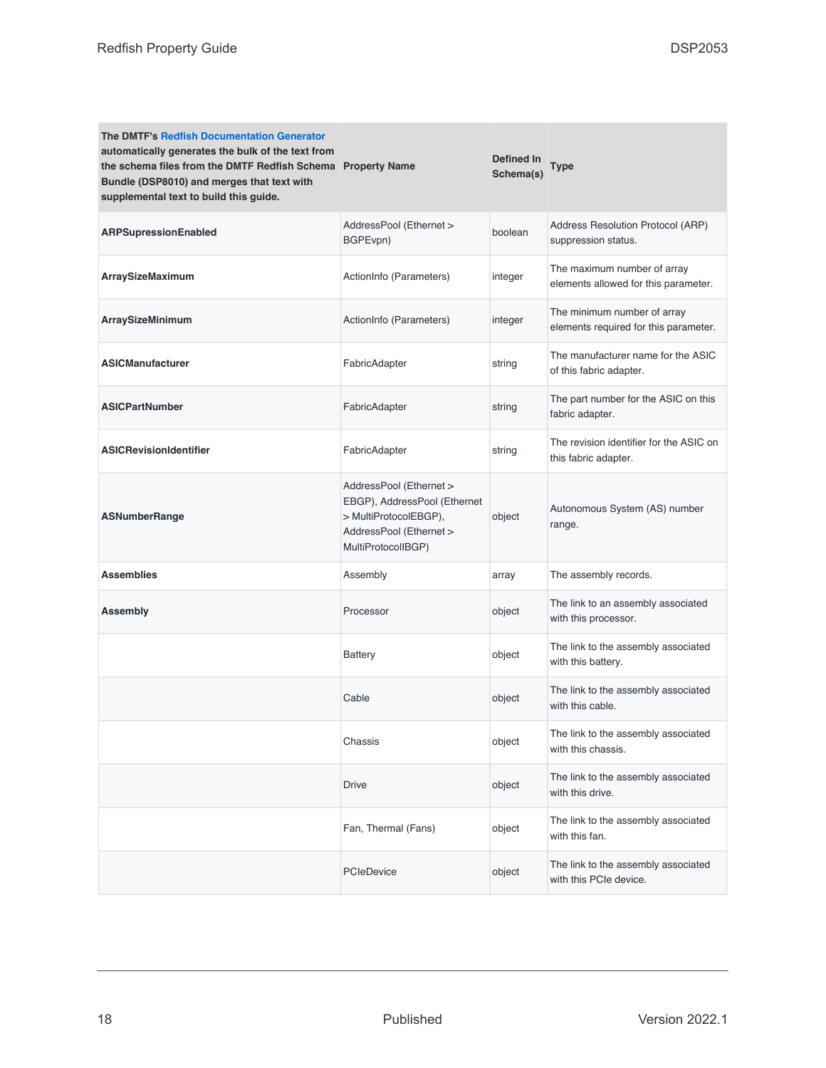| The DMTF's Redfish Documentation Generator automatically generates the bulk of the text from the schema files from the DMTF Redfish Schema Bundle (DSP8010) and merges that text with supplemental text to build this guide. | Property Name | Defined In Schema(s) | Type |
|---|---|---|---|
| **ARPSupressionEnabled** | AddressPool (Ethernet > BGPEvpn) | boolean | Address Resolution Protocol (ARP) suppression status. |
| **ArraySizeMaximum** | ActionInfo (Parameters) | integer | The maximum number of array elements allowed for this parameter. |
| **ArraySizeMinimum** | ActionInfo (Parameters) | integer | The minimum number of array elements required for this parameter. |
| **ASICManufacturer** | FabricAdapter | string | The manufacturer name for the ASIC of this fabric adapter. |
| **ASICPartNumber** | FabricAdapter | string | The part number for the ASIC on this fabric adapter. |
| **ASICRevisionIdentifier** | FabricAdapter | string | The revision identifier for the ASIC on this fabric adapter. |
| **ASNumberRange** | AddressPool (Ethernet > EBGP), AddressPool (Ethernet > MultiProtocolEBGP), AddressPool (Ethernet > MultiProtocolIBGP) | object | Autonomous System (AS) number range. |
| **Assemblies** | Assembly | array | The assembly records. |
| **Assembly** | Processor | object | The link to an assembly associated with this processor. |
| | Battery | object | The link to the assembly associated with this battery. |
| | Cable | object | The link to the assembly associated with this cable. |
| | Chassis | object | The link to the assembly associated with this chassis. |
| | Drive | object | The link to the assembly associated with this drive. |
| | Fan, Thermal (Fans) | object | The link to the assembly associated with this fan. |
| | PCIeDevice | object | The link to the assembly associated with this PCIe device. |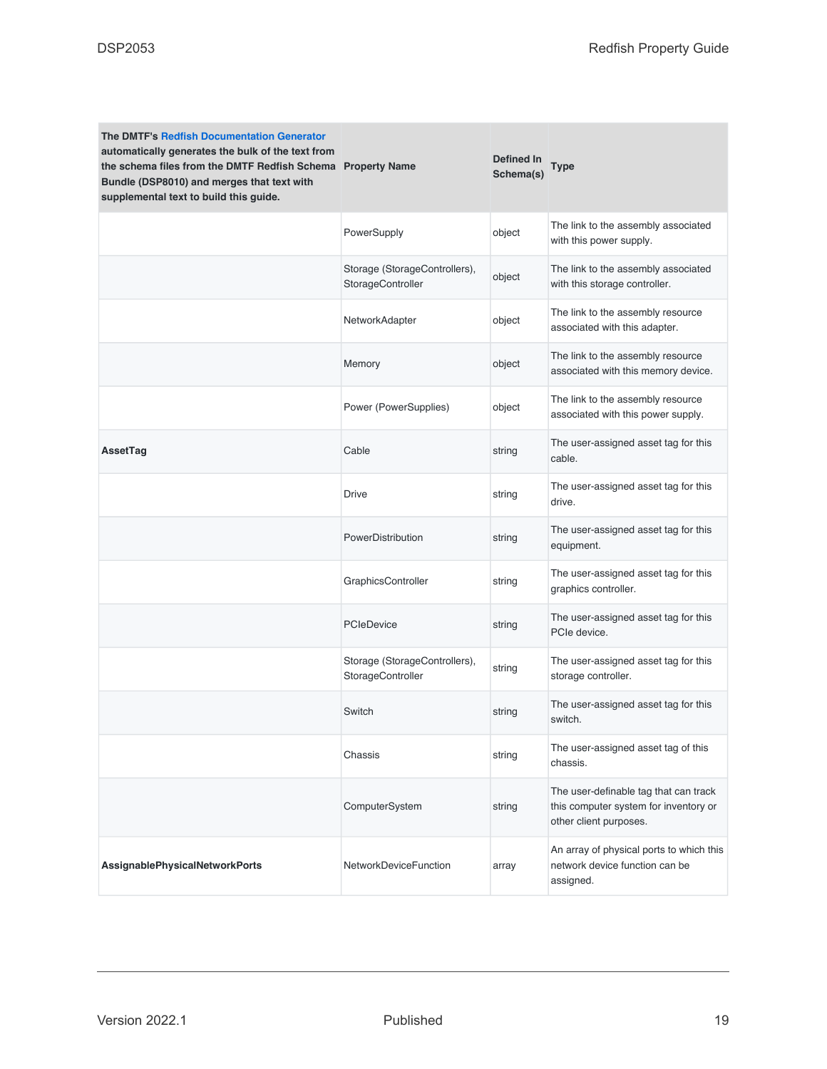| The DMTF's Redfish Documentation Generator automatically generates the bulk of the text from the schema files from the DMTF Redfish Schema Bundle (DSP8010) and merges that text with supplemental text to build this guide. | Property Name | Defined In Schema(s) | Type |
|---|---|---|---|
| | PowerSupply | object | The link to the assembly associated with this power supply. |
| | Storage (StorageControllers), StorageController | object | The link to the assembly associated with this storage controller. |
| | NetworkAdapter | object | The link to the assembly resource associated with this adapter. |
| | Memory | object | The link to the assembly resource associated with this memory device. |
| | Power (PowerSupplies) | object | The link to the assembly resource associated with this power supply. |
| **AssetTag** | Cable | string | The user-assigned asset tag for this cable. |
| | Drive | string | The user-assigned asset tag for this drive. |
| | PowerDistribution | string | The user-assigned asset tag for this equipment. |
| | GraphicsController | string | The user-assigned asset tag for this graphics controller. |
| | PCIeDevice | string | The user-assigned asset tag for this PCIe device. |
| | Storage (StorageControllers), StorageController | string | The user-assigned asset tag for this storage controller. |
| | Switch | string | The user-assigned asset tag for this switch. |
| | Chassis | string | The user-assigned asset tag of this chassis. |
| | ComputerSystem | string | The user-definable tag that can track this computer system for inventory or other client purposes. |
| **AssignablePhysicalNetworkPorts** | NetworkDeviceFunction | array | An array of physical ports to which this network device function can be assigned. |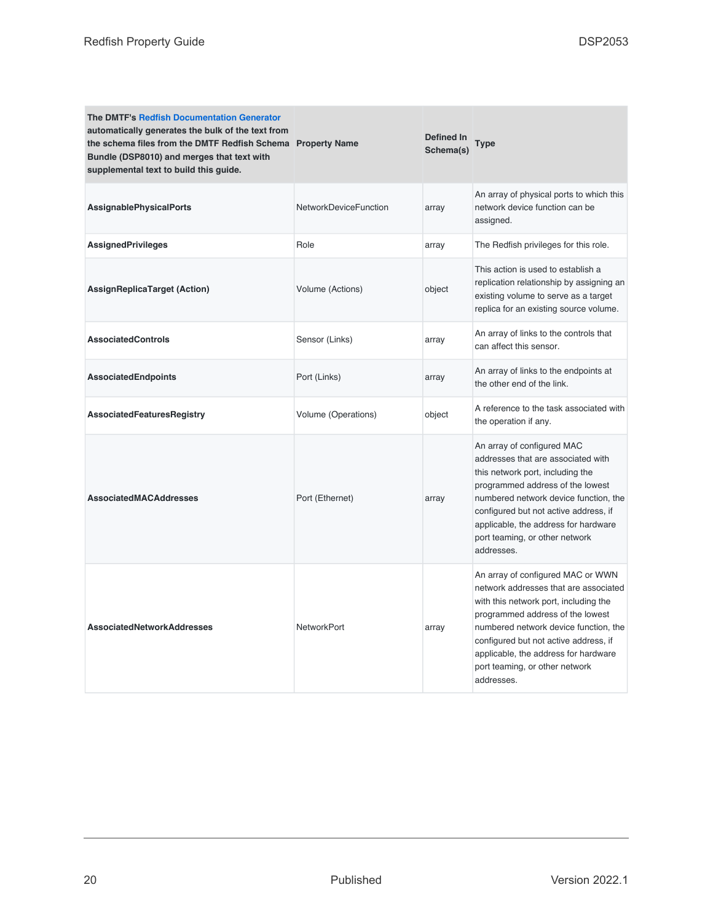| The DMTF's Redfish Documentation Generator automatically generates the bulk of the text from the schema files from the DMTF Redfish Schema Bundle (DSP8010) and merges that text with supplemental text to build this guide. | Property Name | Defined In Schema(s) | Type |
|---|---|---|---|
| **AssignablePhysicalPorts** | NetworkDeviceFunction | array | An array of physical ports to which this network device function can be assigned. |
| **AssignedPrivileges** | Role | array | The Redfish privileges for this role. |
| **AssignReplicaTarget (Action)** | Volume (Actions) | object | This action is used to establish a replication relationship by assigning an existing volume to serve as a target replica for an existing source volume. |
| **AssociatedControls** | Sensor (Links) | array | An array of links to the controls that can affect this sensor. |
| **AssociatedEndpoints** | Port (Links) | array | An array of links to the endpoints at the other end of the link. |
| **AssociatedFeaturesRegistry** | Volume (Operations) | object | A reference to the task associated with the operation if any. |
| **AssociatedMACAddresses** | Port (Ethernet) | array | An array of configured MAC addresses that are associated with this network port, including the programmed address of the lowest numbered network device function, the configured but not active address, if applicable, the address for hardware port teaming, or other network addresses. |
| **AssociatedNetworkAddresses** | NetworkPort | array | An array of configured MAC or WWN network addresses that are associated with this network port, including the programmed address of the lowest numbered network device function, the configured but not active address, if applicable, the address for hardware port teaming, or other network addresses. |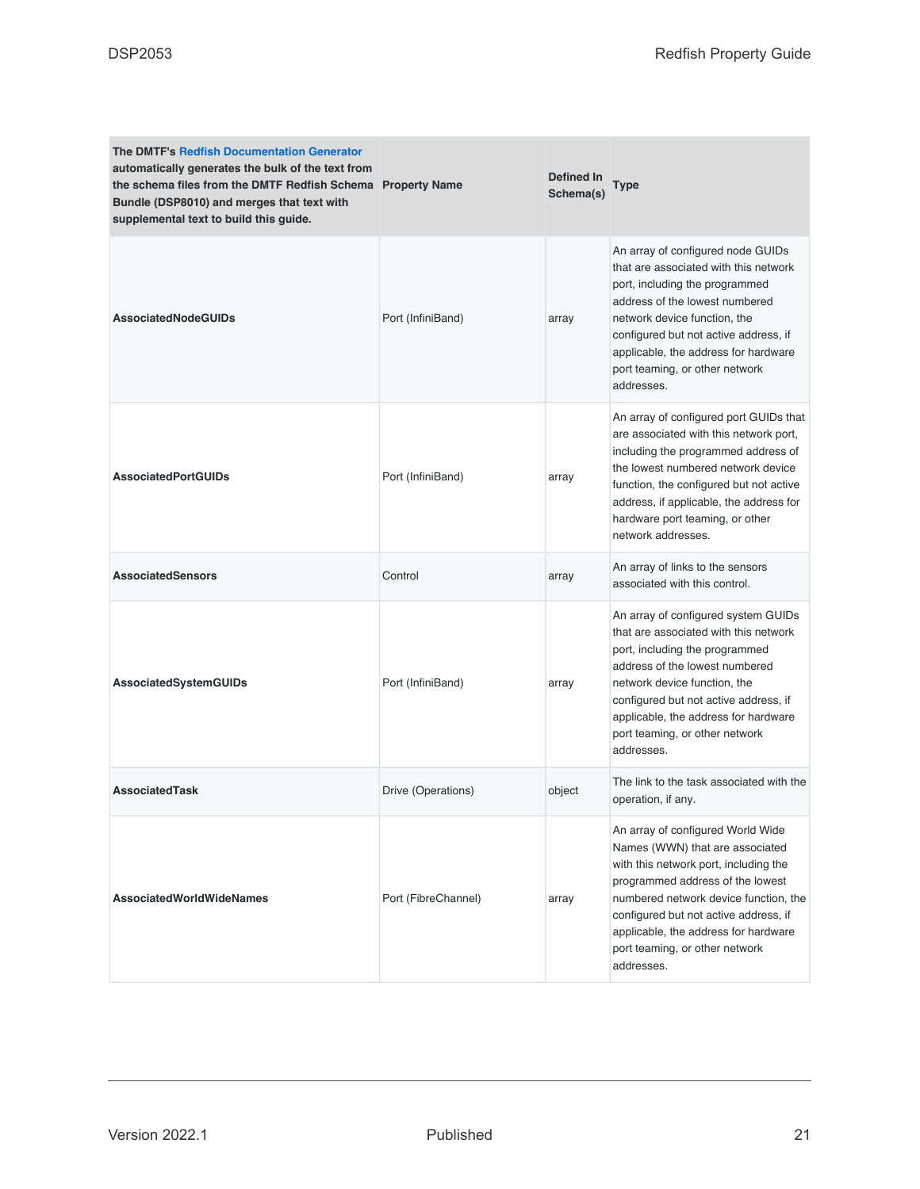| The DMTF's Redfish Documentation Generator automatically generates the bulk of the text from the schema files from the DMTF Redfish Schema Bundle (DSP8010) and merges that text with supplemental text to build this guide. | Property Name | Defined In Schema(s) | Type |
|---|---|---|---|
| **AssociatedNodeGUIDs** | Port (InfiniBand) | array | An array of configured node GUIDs that are associated with this network port, including the programmed address of the lowest numbered network device function, the configured but not active address, if applicable, the address for hardware port teaming, or other network addresses. |
| **AssociatedPortGUIDs** | Port (InfiniBand) | array | An array of configured port GUIDs that are associated with this network port, including the programmed address of the lowest numbered network device function, the configured but not active address, if applicable, the address for hardware port teaming, or other network addresses. |
| **AssociatedSensors** | Control | array | An array of links to the sensors associated with this control. |
| **AssociatedSystemGUIDs** | Port (InfiniBand) | array | An array of configured system GUIDs that are associated with this network port, including the programmed address of the lowest numbered network device function, the configured but not active address, if applicable, the address for hardware port teaming, or other network addresses. |
| **AssociatedTask** | Drive (Operations) | object | The link to the task associated with the operation, if any. |
| **AssociatedWorldWideNames** | Port (FibreChannel) | array | An array of configured World Wide Names (WWN) that are associated with this network port, including the programmed address of the lowest numbered network device function, the configured but not active address, if applicable, the address for hardware port teaming, or other network addresses. |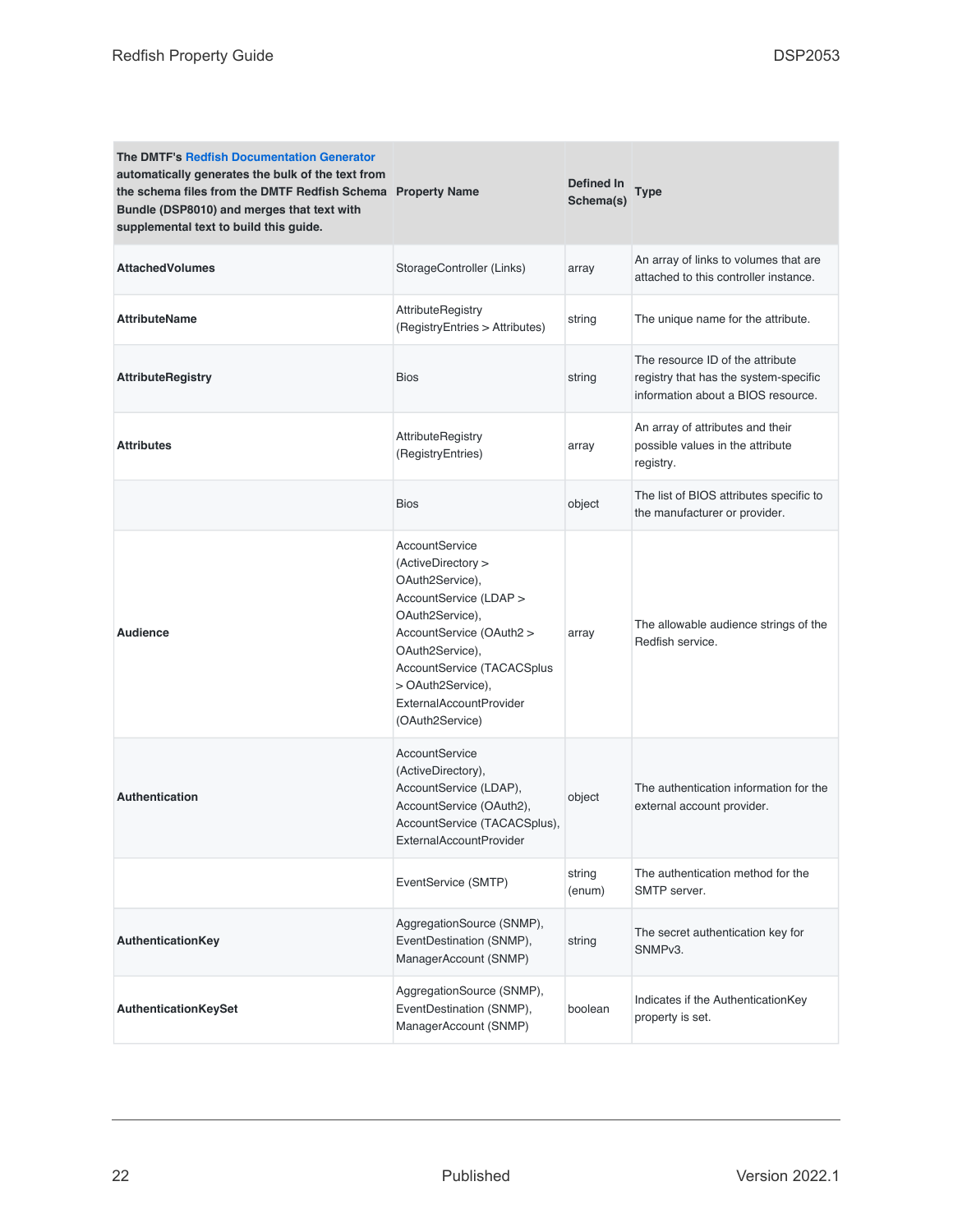| The DMTF's Redfish Documentation Generator automatically generates the bulk of the text from the schema files from the DMTF Redfish Schema Bundle (DSP8010) and merges that text with supplemental text to build this guide. Property Name | Defined In Schema(s) | Type | |
|---|---|---|---|
| **AttachedVolumes** | StorageController (Links) | array | An array of links to volumes that are attached to this controller instance. |
| **AttributeName** | AttributeRegistry (RegistryEntries > Attributes) | string | The unique name for the attribute. |
| **AttributeRegistry** | Bios | string | The resource ID of the attribute registry that has the system-specific information about a BIOS resource. |
| **Attributes** | AttributeRegistry (RegistryEntries) | array | An array of attributes and their possible values in the attribute registry. |
| | Bios | object | The list of BIOS attributes specific to the manufacturer or provider. |
| **Audience** | AccountService (ActiveDirectory > OAuth2Service), AccountService (LDAP > OAuth2Service), AccountService (OAuth2 > OAuth2Service), AccountService (TACACSplus > OAuth2Service), ExternalAccountProvider (OAuth2Service) | array | The allowable audience strings of the Redfish service. |
| **Authentication** | AccountService (ActiveDirectory), AccountService (LDAP), AccountService (OAuth2), AccountService (TACACSplus), ExternalAccountProvider | object | The authentication information for the external account provider. |
| | EventService (SMTP) | string (enum) | The authentication method for the SMTP server. |
| **AuthenticationKey** | AggregationSource (SNMP), EventDestination (SNMP), ManagerAccount (SNMP) | string | The secret authentication key for SNMPv3. |
| **AuthenticationKeySet** | AggregationSource (SNMP), EventDestination (SNMP), ManagerAccount (SNMP) | boolean | Indicates if the AuthenticationKey property is set. |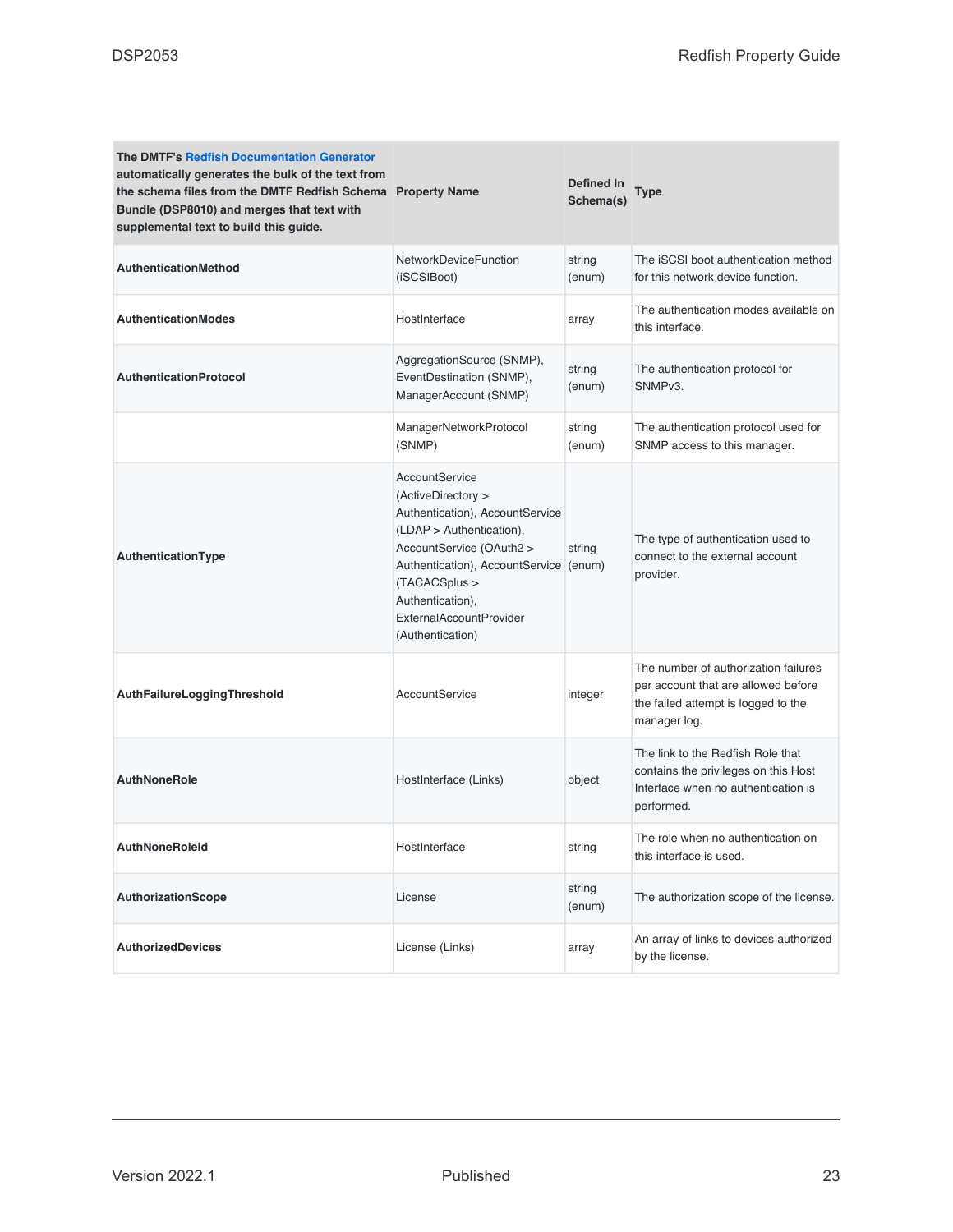| The DMTF's Redfish Documentation Generator automatically generates the bulk of the text from the schema files from the DMTF Redfish Schema Bundle (DSP8010) and merges that text with supplemental text to build this guide. | Property Name | Defined In Schema(s) | Type |
| --- | --- | --- | --- |
| **AuthenticationMethod** | NetworkDeviceFunction (iSCSIBoot) | string (enum) | The iSCSI boot authentication method for this network device function. |
| **AuthenticationModes** | HostInterface | array | The authentication modes available on this interface. |
| **AuthenticationProtocol** | AggregationSource (SNMP), EventDestination (SNMP), ManagerAccount (SNMP) | string (enum) | The authentication protocol for SNMPv3. |
| | ManagerNetworkProtocol (SNMP) | string (enum) | The authentication protocol used for SNMP access to this manager. |
| **AuthenticationType** | AccountService (ActiveDirectory > Authentication), AccountService (LDAP > Authentication), AccountService (OAuth2 > Authentication), AccountService (TACACSplus > Authentication), ExternalAccountProvider (Authentication) | string (enum) | The type of authentication used to connect to the external account provider. |
| **AuthFailureLoggingThreshold** | AccountService | integer | The number of authorization failures per account that are allowed before the failed attempt is logged to the manager log. |
| **AuthNoneRole** | HostInterface (Links) | object | The link to the Redfish Role that contains the privileges on this Host Interface when no authentication is performed. |
| **AuthNoneRoleId** | HostInterface | string | The role when no authentication on this interface is used. |
| **AuthorizationScope** | License | string (enum) | The authorization scope of the license. |
| **AuthorizedDevices** | License (Links) | array | An array of links to devices authorized by the license. |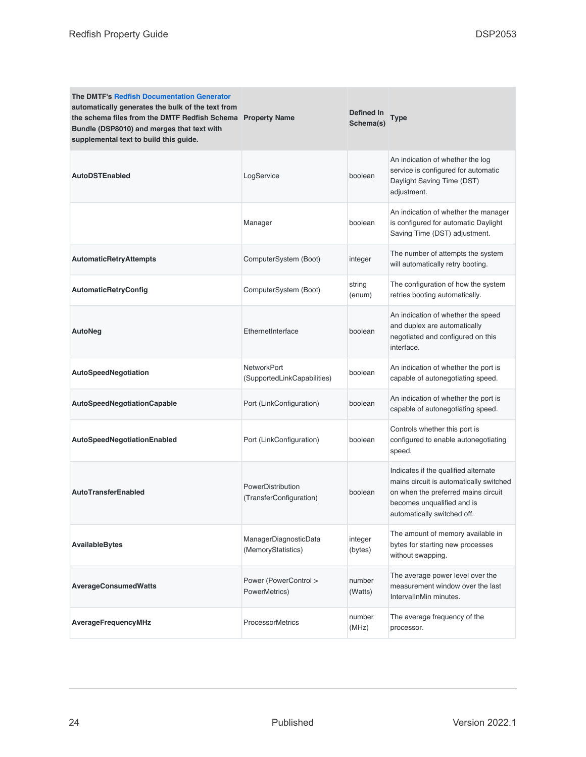| The DMTF's Redfish Documentation Generator automatically generates the bulk of the text from the schema files from the DMTF Redfish Schema Bundle (DSP8010) and merges that text with supplemental text to build this guide. | Property Name | Defined In Schema(s) | Type |
|---|---|---|---|
| **AutoDSTEnabled** | LogService | boolean | An indication of whether the log service is configured for automatic Daylight Saving Time (DST) adjustment. |
| | Manager | boolean | An indication of whether the manager is configured for automatic Daylight Saving Time (DST) adjustment. |
| **AutomaticRetryAttempts** | ComputerSystem (Boot) | integer | The number of attempts the system will automatically retry booting. |
| **AutomaticRetryConfig** | ComputerSystem (Boot) | string (enum) | The configuration of how the system retries booting automatically. |
| **AutoNeg** | EthernetInterface | boolean | An indication of whether the speed and duplex are automatically negotiated and configured on this interface. |
| **AutoSpeedNegotiation** | NetworkPort (SupportedLinkCapabilities) | boolean | An indication of whether the port is capable of autonegotiating speed. |
| **AutoSpeedNegotiationCapable** | Port (LinkConfiguration) | boolean | An indication of whether the port is capable of autonegotiating speed. |
| **AutoSpeedNegotiationEnabled** | Port (LinkConfiguration) | boolean | Controls whether this port is configured to enable autonegotiating speed. |
| **AutoTransferEnabled** | PowerDistribution (TransferConfiguration) | boolean | Indicates if the qualified alternate mains circuit is automatically switched on when the preferred mains circuit becomes unqualified and is automatically switched off. |
| **AvailableBytes** | ManagerDiagnosticData (MemoryStatistics) | integer (bytes) | The amount of memory available in bytes for starting new processes without swapping. |
| **AverageConsumedWatts** | Power (PowerControl > PowerMetrics) | number (Watts) | The average power level over the measurement window over the last IntervalInMin minutes. |
| **AverageFrequencyMHz** | ProcessorMetrics | number (MHz) | The average frequency of the processor. |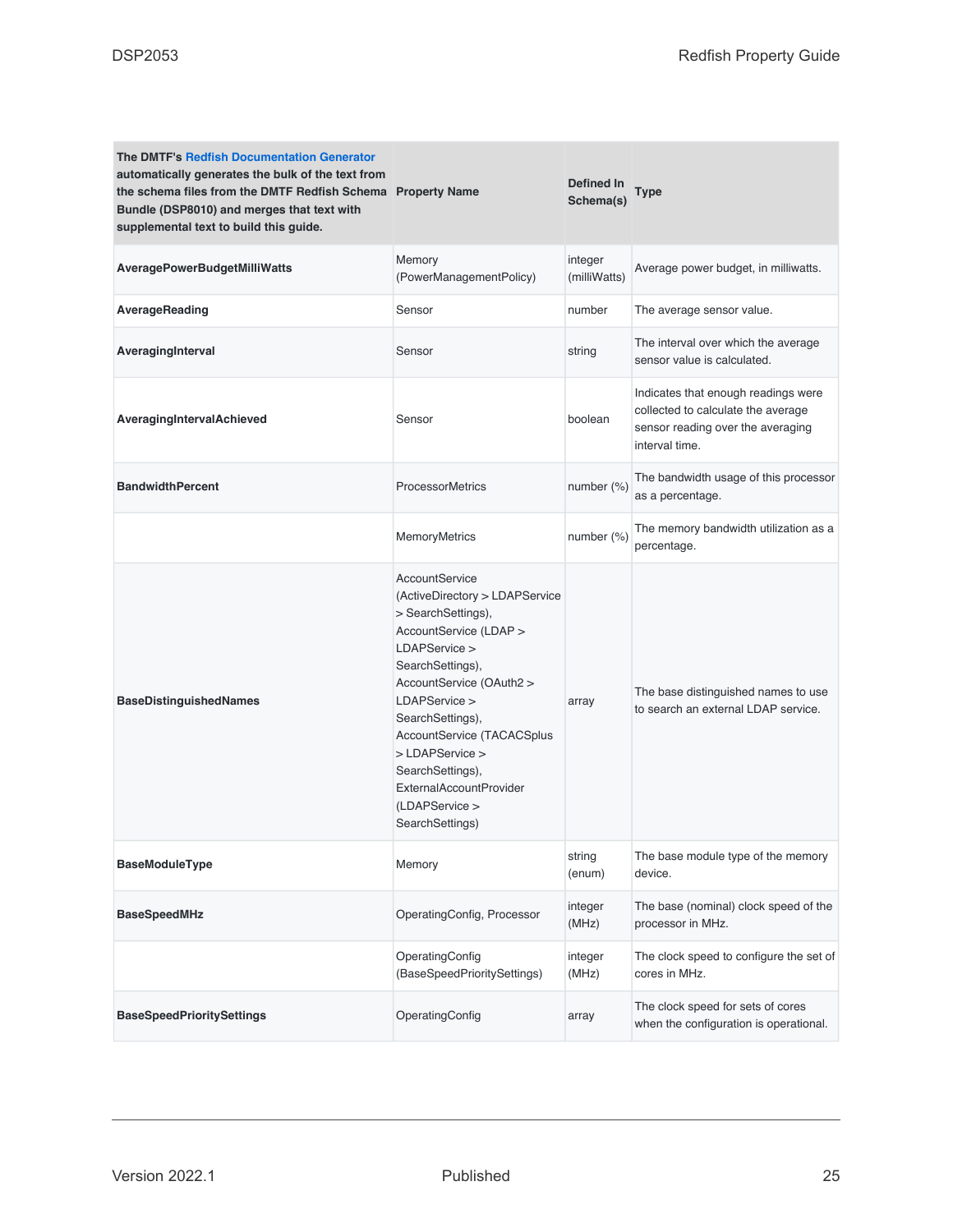| The DMTF's Redfish Documentation Generator automatically generates the bulk of the text from the schema files from the DMTF Redfish Schema Bundle (DSP8010) and merges that text with supplemental text to build this guide. Property Name | Defined In Schema(s) | Type | |
|---|---|---|---|
| **AveragePowerBudgetMilliWatts** | Memory (PowerManagementPolicy) | integer (milliWatts) | Average power budget, in milliwatts. |
| **AverageReading** | Sensor | number | The average sensor value. |
| **AveragingInterval** | Sensor | string | The interval over which the average sensor value is calculated. |
| **AveragingIntervalAchieved** | Sensor | boolean | Indicates that enough readings were collected to calculate the average sensor reading over the averaging interval time. |
| **BandwidthPercent** | ProcessorMetrics | number (%) | The bandwidth usage of this processor as a percentage. |
| | MemoryMetrics | number (%) | The memory bandwidth utilization as a percentage. |
| **BaseDistinguishedNames** | AccountService (ActiveDirectory > LDAPService > SearchSettings), AccountService (LDAP > LDAPService > SearchSettings), AccountService (OAuth2 > LDAPService > SearchSettings), AccountService (TACACSplus > LDAPService > SearchSettings), ExternalAccountProvider (LDAPService > SearchSettings) | array | The base distinguished names to use to search an external LDAP service. |
| **BaseModuleType** | Memory | string (enum) | The base module type of the memory device. |
| **BaseSpeedMHz** | OperatingConfig, Processor | integer (MHz) | The base (nominal) clock speed of the processor in MHz. |
| | OperatingConfig (BaseSpeedPrioritySettings) | integer (MHz) | The clock speed to configure the set of cores in MHz. |
| **BaseSpeedPrioritySettings** | OperatingConfig | array | The clock speed for sets of cores when the configuration is operational. |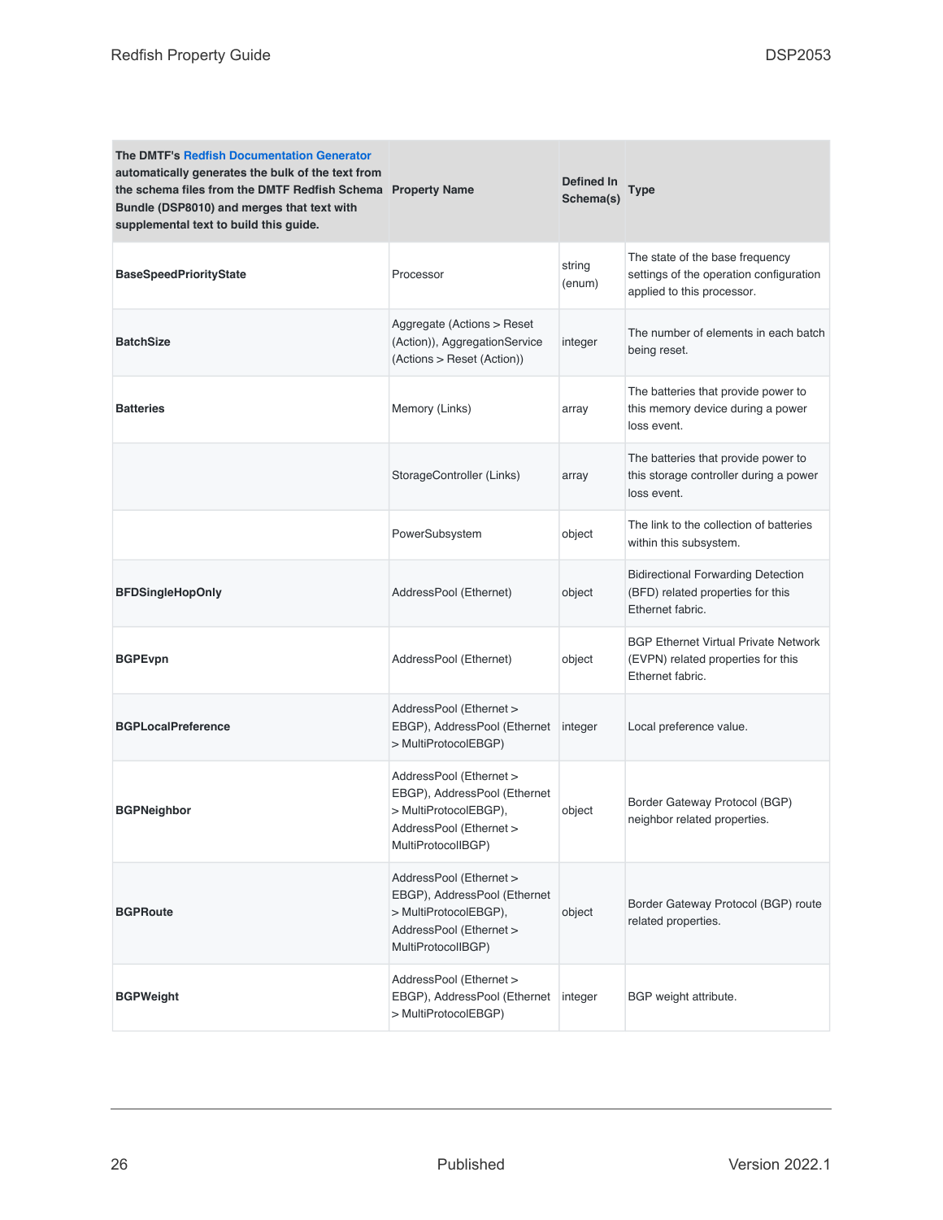| The DMTF's Redfish Documentation Generator automatically generates the bulk of the text from the schema files from the DMTF Redfish Schema Bundle (DSP8010) and merges that text with supplemental text to build this guide. | Property Name | Defined In Schema(s) | Type |
|---|---|---|---|
| **BaseSpeedPriorityState** | Processor | string (enum) | The state of the base frequency settings of the operation configuration applied to this processor. |
| **BatchSize** | Aggregate (Actions > Reset (Action)), AggregationService (Actions > Reset (Action)) | integer | The number of elements in each batch being reset. |
| **Batteries** | Memory (Links) | array | The batteries that provide power to this memory device during a power loss event. |
| | StorageController (Links) | array | The batteries that provide power to this storage controller during a power loss event. |
| | PowerSubsystem | object | The link to the collection of batteries within this subsystem. |
| **BFDSingleHopOnly** | AddressPool (Ethernet) | object | Bidirectional Forwarding Detection (BFD) related properties for this Ethernet fabric. |
| **BGPEvpn** | AddressPool (Ethernet) | object | BGP Ethernet Virtual Private Network (EVPN) related properties for this Ethernet fabric. |
| **BGPLocalPreference** | AddressPool (Ethernet > EBGP), AddressPool (Ethernet > MultiProtocolEBGP) | integer | Local preference value. |
| **BGPNeighbor** | AddressPool (Ethernet > EBGP), AddressPool (Ethernet > MultiProtocolEBGP), AddressPool (Ethernet > MultiProtocolIBGP) | object | Border Gateway Protocol (BGP) neighbor related properties. |
| **BGPRoute** | AddressPool (Ethernet > EBGP), AddressPool (Ethernet > MultiProtocolEBGP), AddressPool (Ethernet > MultiProtocolIBGP) | object | Border Gateway Protocol (BGP) route related properties. |
| **BGPWeight** | AddressPool (Ethernet > EBGP), AddressPool (Ethernet > MultiProtocolEBGP) | integer | BGP weight attribute. |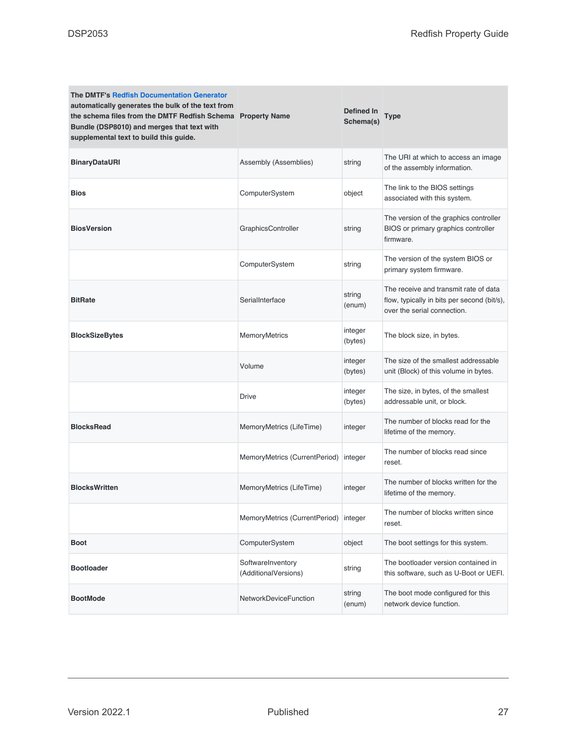| The DMTF's Redfish Documentation Generator automatically generates the bulk of the text from the schema files from the DMTF Redfish Schema Bundle (DSP8010) and merges that text with supplemental text to build this guide. | Property Name | Defined In Schema(s) | Type |
|---|---|---|---|
| **BinaryDataURI** | Assembly (Assemblies) | string | The URI at which to access an image of the assembly information. |
| **Bios** | ComputerSystem | object | The link to the BIOS settings associated with this system. |
| **BiosVersion** | GraphicsController | string | The version of the graphics controller BIOS or primary graphics controller firmware. |
| | ComputerSystem | string | The version of the system BIOS or primary system firmware. |
| **BitRate** | SerialInterface | string (enum) | The receive and transmit rate of data flow, typically in bits per second (bit/s), over the serial connection. |
| **BlockSizeBytes** | MemoryMetrics | integer (bytes) | The block size, in bytes. |
| | Volume | integer (bytes) | The size of the smallest addressable unit (Block) of this volume in bytes. |
| | Drive | integer (bytes) | The size, in bytes, of the smallest addressable unit, or block. |
| **BlocksRead** | MemoryMetrics (LifeTime) | integer | The number of blocks read for the lifetime of the memory. |
| | MemoryMetrics (CurrentPeriod) | integer | The number of blocks read since reset. |
| **BlocksWritten** | MemoryMetrics (LifeTime) | integer | The number of blocks written for the lifetime of the memory. |
| | MemoryMetrics (CurrentPeriod) | integer | The number of blocks written since reset. |
| **Boot** | ComputerSystem | object | The boot settings for this system. |
| **Bootloader** | SoftwareInventory (AdditionalVersions) | string | The bootloader version contained in this software, such as U-Boot or UEFI. |
| **BootMode** | NetworkDeviceFunction | string (enum) | The boot mode configured for this network device function. |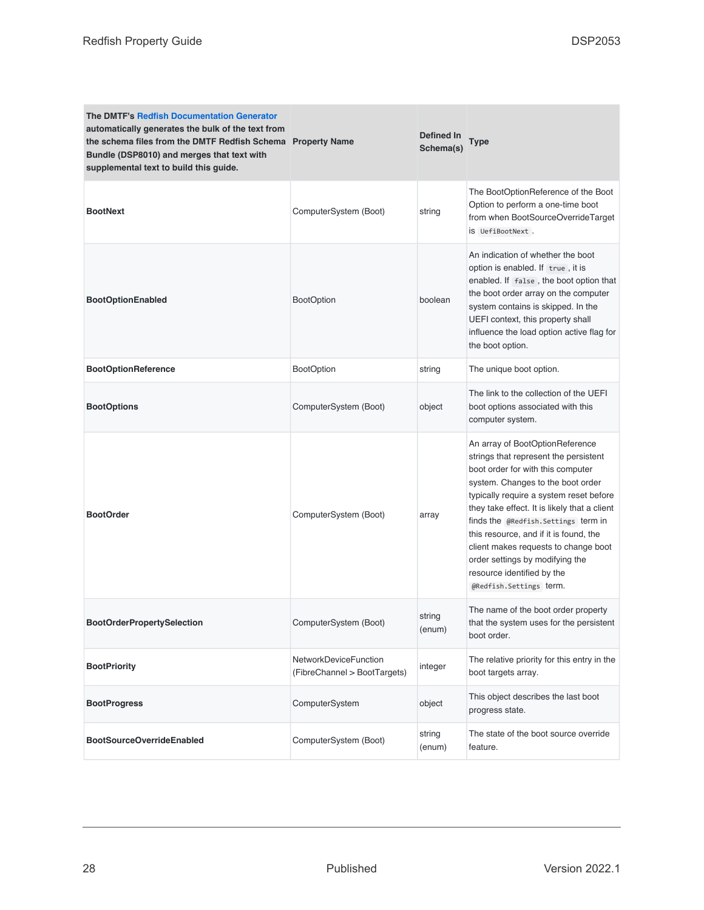| The DMTF's Redfish Documentation Generator automatically generates the bulk of the text from the schema files from the DMTF Redfish Schema Bundle (DSP8010) and merges that text with supplemental text to build this guide. | Property Name | Defined In Schema(s) | Type |
|---|---|---|---|
| **BootNext** | ComputerSystem (Boot) | string | The BootOptionReference of the Boot Option to perform a one-time boot from when BootSourceOverrideTarget is `UefiBootNext`. |
| **BootOptionEnabled** | BootOption | boolean | An indication of whether the boot option is enabled. If `true`, it is enabled. If `false`, the boot option that the boot order array on the computer system contains is skipped. In the UEFI context, this property shall influence the load option active flag for the boot option. |
| **BootOptionReference** | BootOption | string | The unique boot option. |
| **BootOptions** | ComputerSystem (Boot) | object | The link to the collection of the UEFI boot options associated with this computer system. |
| **BootOrder** | ComputerSystem (Boot) | array | An array of BootOptionReference strings that represent the persistent boot order for with this computer system. Changes to the boot order typically require a system reset before they take effect. It is likely that a client finds the `@Redfish.Settings` term in this resource, and if it is found, the client makes requests to change boot order settings by modifying the resource identified by the `@Redfish.Settings` term. |
| **BootOrderPropertySelection** | ComputerSystem (Boot) | string (enum) | The name of the boot order property that the system uses for the persistent boot order. |
| **BootPriority** | NetworkDeviceFunction (FibreChannel > BootTargets) | integer | The relative priority for this entry in the boot targets array. |
| **BootProgress** | ComputerSystem | object | This object describes the last boot progress state. |
| **BootSourceOverrideEnabled** | ComputerSystem (Boot) | string (enum) | The state of the boot source override feature. |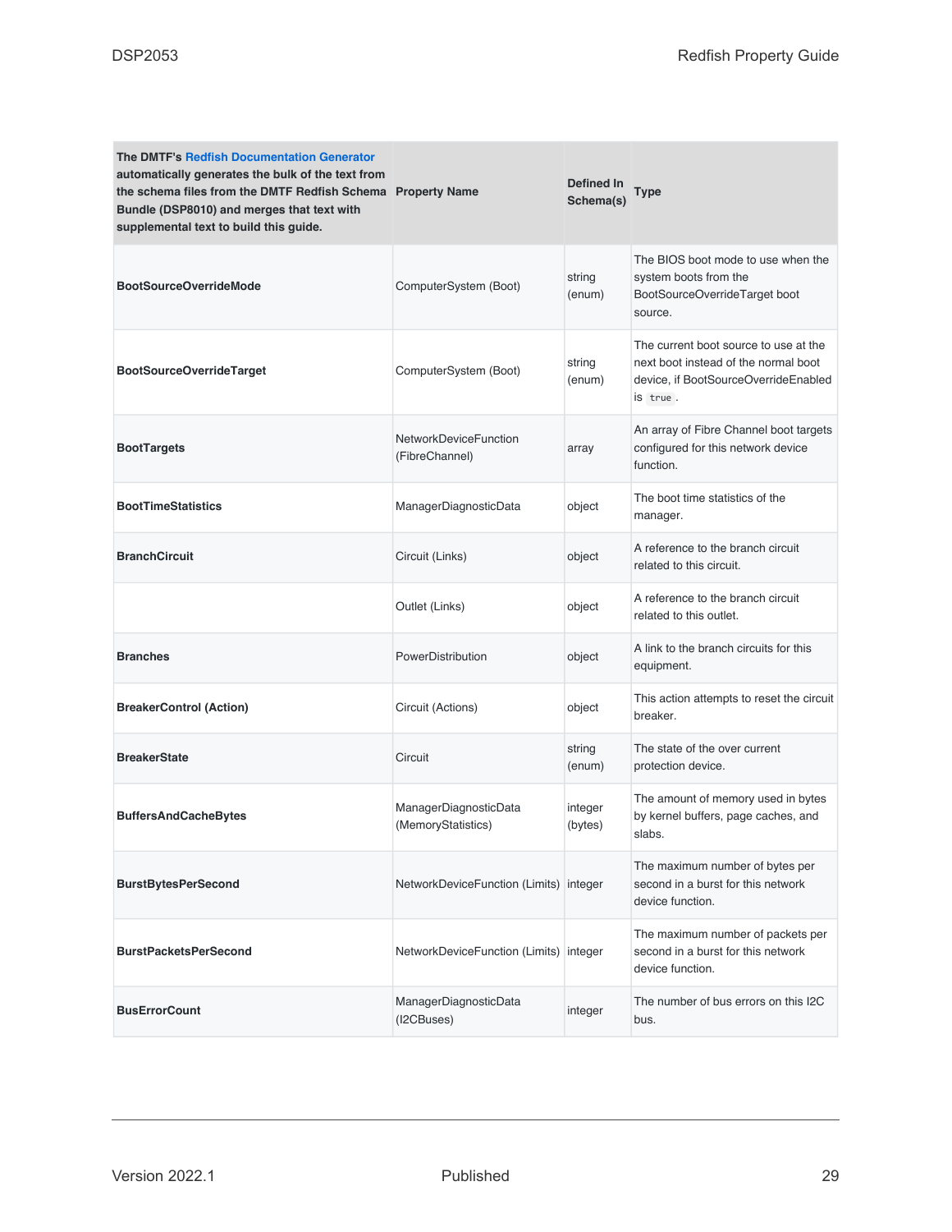| The DMTF's Redfish Documentation Generator automatically generates the bulk of the text from the schema files from the DMTF Redfish Schema Bundle (DSP8010) and merges that text with supplemental text to build this guide. | Property Name | Defined In Schema(s) | Type |
| --- | --- | --- | --- |
| **BootSourceOverrideMode** | ComputerSystem (Boot) | string (enum) | The BIOS boot mode to use when the system boots from the BootSourceOverrideTarget boot source. |
| **BootSourceOverrideTarget** | ComputerSystem (Boot) | string (enum) | The current boot source to use at the next boot instead of the normal boot device, if BootSourceOverrideEnabled is `true`. |
| **BootTargets** | NetworkDeviceFunction (FibreChannel) | array | An array of Fibre Channel boot targets configured for this network device function. |
| **BootTimeStatistics** | ManagerDiagnosticData | object | The boot time statistics of the manager. |
| **BranchCircuit** | Circuit (Links) | object | A reference to the branch circuit related to this circuit. |
| | Outlet (Links) | object | A reference to the branch circuit related to this outlet. |
| **Branches** | PowerDistribution | object | A link to the branch circuits for this equipment. |
| **BreakerControl (Action)** | Circuit (Actions) | object | This action attempts to reset the circuit breaker. |
| **BreakerState** | Circuit | string (enum) | The state of the over current protection device. |
| **BuffersAndCacheBytes** | ManagerDiagnosticData (MemoryStatistics) | integer (bytes) | The amount of memory used in bytes by kernel buffers, page caches, and slabs. |
| **BurstBytesPerSecond** | NetworkDeviceFunction (Limits) | integer | The maximum number of bytes per second in a burst for this network device function. |
| **BurstPacketsPerSecond** | NetworkDeviceFunction (Limits) | integer | The maximum number of packets per second in a burst for this network device function. |
| **BusErrorCount** | ManagerDiagnosticData (I2CBuses) | integer | The number of bus errors on this I2C bus. |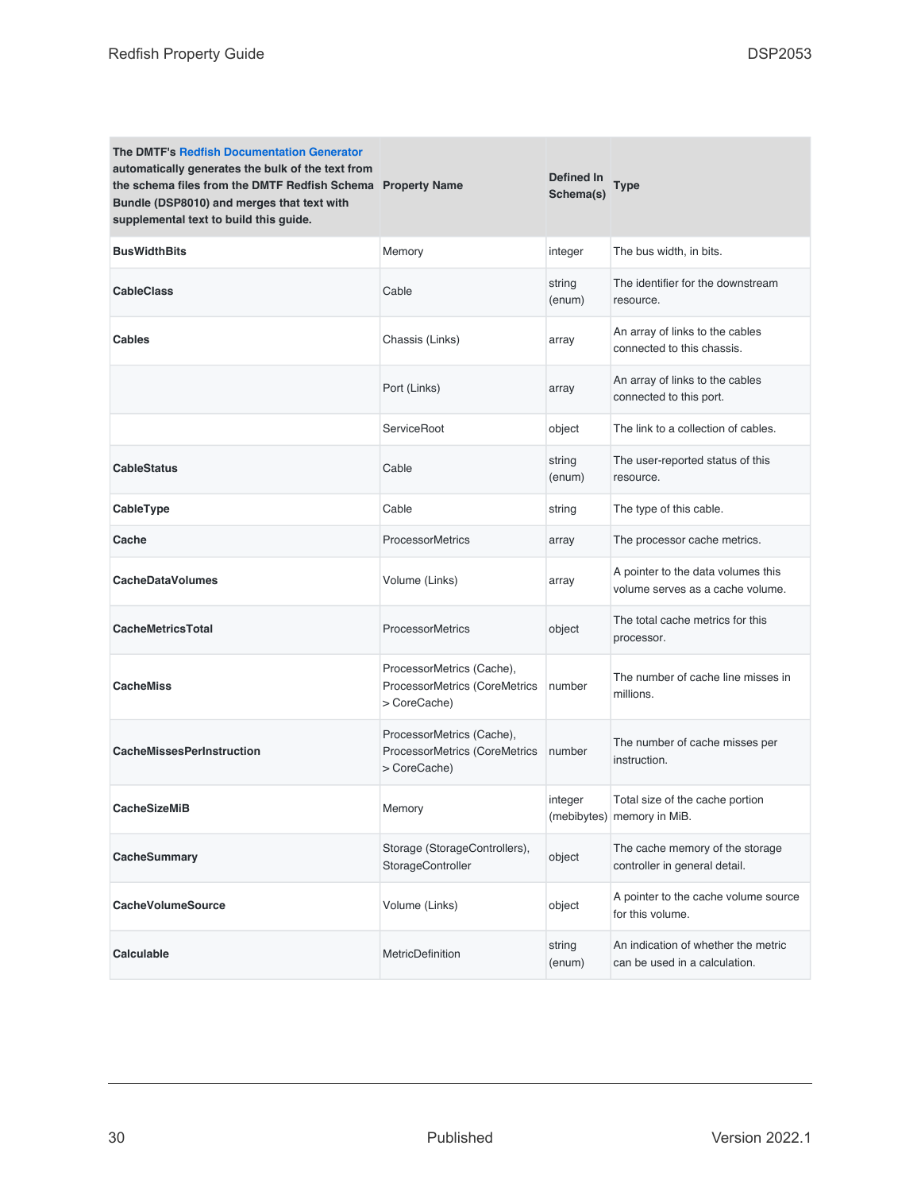| The DMTF's Redfish Documentation Generator automatically generates the bulk of the text from the schema files from the DMTF Redfish Schema Bundle (DSP8010) and merges that text with supplemental text to build this guide. | Property Name | Defined In Schema(s) | Type |
|---|---|---|---|
| **BusWidthBits** | Memory | integer | The bus width, in bits. |
| **CableClass** | Cable | string (enum) | The identifier for the downstream resource. |
| **Cables** | Chassis (Links) | array | An array of links to the cables connected to this chassis. |
| | Port (Links) | array | An array of links to the cables connected to this port. |
| | ServiceRoot | object | The link to a collection of cables. |
| **CableStatus** | Cable | string (enum) | The user-reported status of this resource. |
| **CableType** | Cable | string | The type of this cable. |
| **Cache** | ProcessorMetrics | array | The processor cache metrics. |
| **CacheDataVolumes** | Volume (Links) | array | A pointer to the data volumes this volume serves as a cache volume. |
| **CacheMetricsTotal** | ProcessorMetrics | object | The total cache metrics for this processor. |
| **CacheMiss** | ProcessorMetrics (Cache), ProcessorMetrics (CoreMetrics > CoreCache) | number | The number of cache line misses in millions. |
| **CacheMissesPerInstruction** | ProcessorMetrics (Cache), ProcessorMetrics (CoreMetrics > CoreCache) | number | The number of cache misses per instruction. |
| **CacheSizeMiB** | Memory | integer (mebibytes) | Total size of the cache portion memory in MiB. |
| **CacheSummary** | Storage (StorageControllers), StorageController | object | The cache memory of the storage controller in general detail. |
| **CacheVolumeSource** | Volume (Links) | object | A pointer to the cache volume source for this volume. |
| **Calculable** | MetricDefinition | string (enum) | An indication of whether the metric can be used in a calculation. |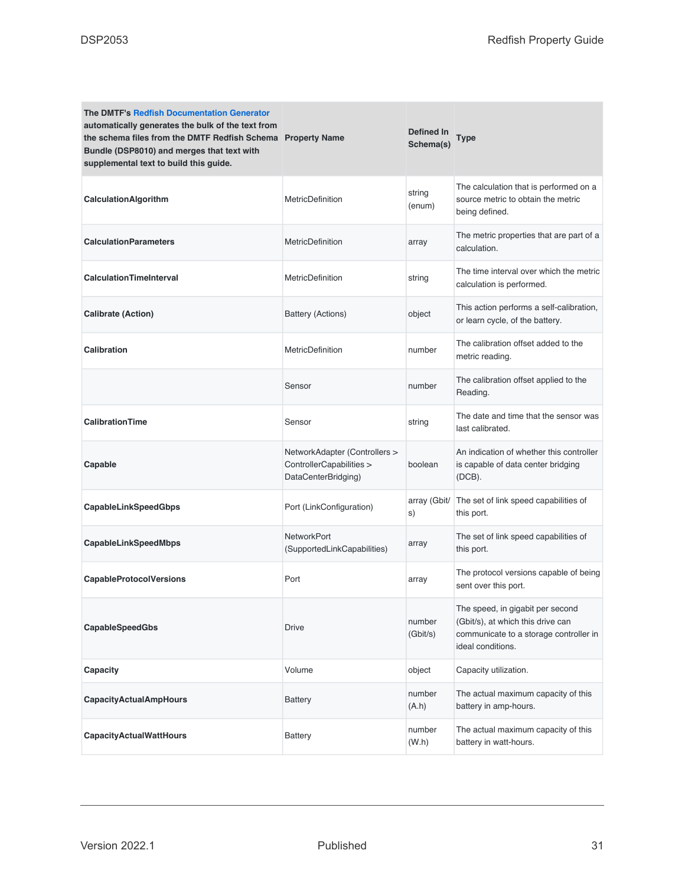| The DMTF's Redfish Documentation Generator automatically generates the bulk of the text from the schema files from the DMTF Redfish Schema Bundle (DSP8010) and merges that text with supplemental text to build this guide. | Property Name | Defined In Schema(s) | Type |
|---|---|---|---|
| **CalculationAlgorithm** | MetricDefinition | string (enum) | The calculation that is performed on a source metric to obtain the metric being defined. |
| **CalculationParameters** | MetricDefinition | array | The metric properties that are part of a calculation. |
| **CalculationTimeInterval** | MetricDefinition | string | The time interval over which the metric calculation is performed. |
| **Calibrate (Action)** | Battery (Actions) | object | This action performs a self-calibration, or learn cycle, of the battery. |
| **Calibration** | MetricDefinition | number | The calibration offset added to the metric reading. |
| | Sensor | number | The calibration offset applied to the Reading. |
| **CalibrationTime** | Sensor | string | The date and time that the sensor was last calibrated. |
| **Capable** | NetworkAdapter (Controllers > ControllerCapabilities > DataCenterBridging) | boolean | An indication of whether this controller is capable of data center bridging (DCB). |
| **CapableLinkSpeedGbps** | Port (LinkConfiguration) | array (Gbit/s) | The set of link speed capabilities of this port. |
| **CapableLinkSpeedMbps** | NetworkPort (SupportedLinkCapabilities) | array | The set of link speed capabilities of this port. |
| **CapableProtocolVersions** | Port | array | The protocol versions capable of being sent over this port. |
| **CapableSpeedGbs** | Drive | number (Gbit/s) | The speed, in gigabit per second (Gbit/s), at which this drive can communicate to a storage controller in ideal conditions. |
| **Capacity** | Volume | object | Capacity utilization. |
| **CapacityActualAmpHours** | Battery | number (A.h) | The actual maximum capacity of this battery in amp-hours. |
| **CapacityActualWattHours** | Battery | number (W.h) | The actual maximum capacity of this battery in watt-hours. |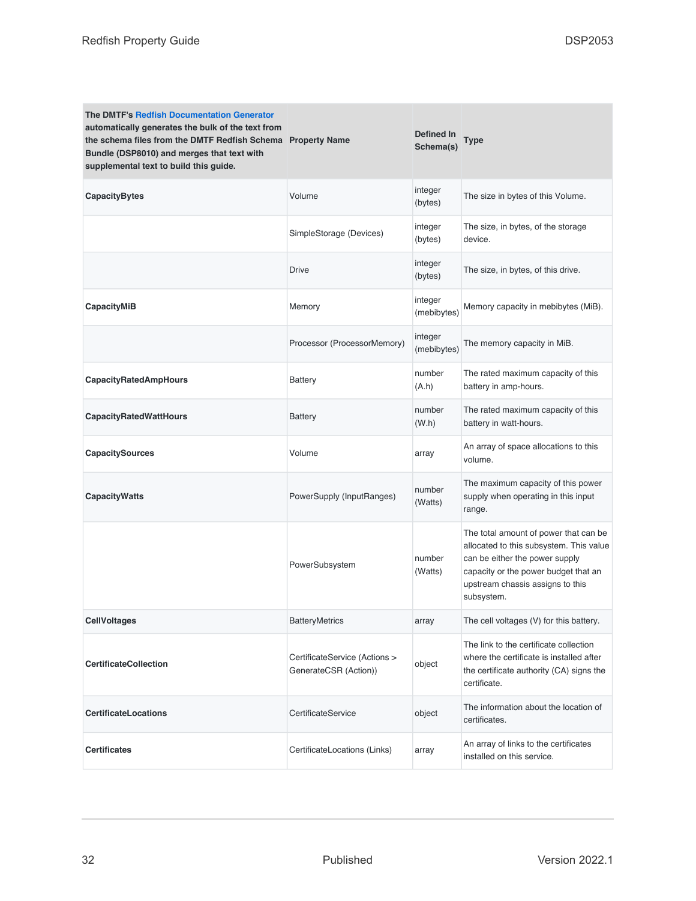| The DMTF's Redfish Documentation Generator automatically generates the bulk of the text from the schema files from the DMTF Redfish Schema Bundle (DSP8010) and merges that text with supplemental text to build this guide. | Property Name | Defined In Schema(s) | Type |
|---|---|---|---|
| **CapacityBytes** | Volume | integer (bytes) | The size in bytes of this Volume. |
| | SimpleStorage (Devices) | integer (bytes) | The size, in bytes, of the storage device. |
| | Drive | integer (bytes) | The size, in bytes, of this drive. |
| **CapacityMiB** | Memory | integer (mebibytes) | Memory capacity in mebibytes (MiB). |
| | Processor (ProcessorMemory) | integer (mebibytes) | The memory capacity in MiB. |
| **CapacityRatedAmpHours** | Battery | number (A.h) | The rated maximum capacity of this battery in amp-hours. |
| **CapacityRatedWattHours** | Battery | number (W.h) | The rated maximum capacity of this battery in watt-hours. |
| **CapacitySources** | Volume | array | An array of space allocations to this volume. |
| **CapacityWatts** | PowerSupply (InputRanges) | number (Watts) | The maximum capacity of this power supply when operating in this input range. |
| | PowerSubsystem | number (Watts) | The total amount of power that can be allocated to this subsystem. This value can be either the power supply capacity or the power budget that an upstream chassis assigns to this subsystem. |
| **CellVoltages** | BatteryMetrics | array | The cell voltages (V) for this battery. |
| **CertificateCollection** | CertificateService (Actions > GenerateCSR (Action)) | object | The link to the certificate collection where the certificate is installed after the certificate authority (CA) signs the certificate. |
| **CertificateLocations** | CertificateService | object | The information about the location of certificates. |
| **Certificates** | CertificateLocations (Links) | array | An array of links to the certificates installed on this service. |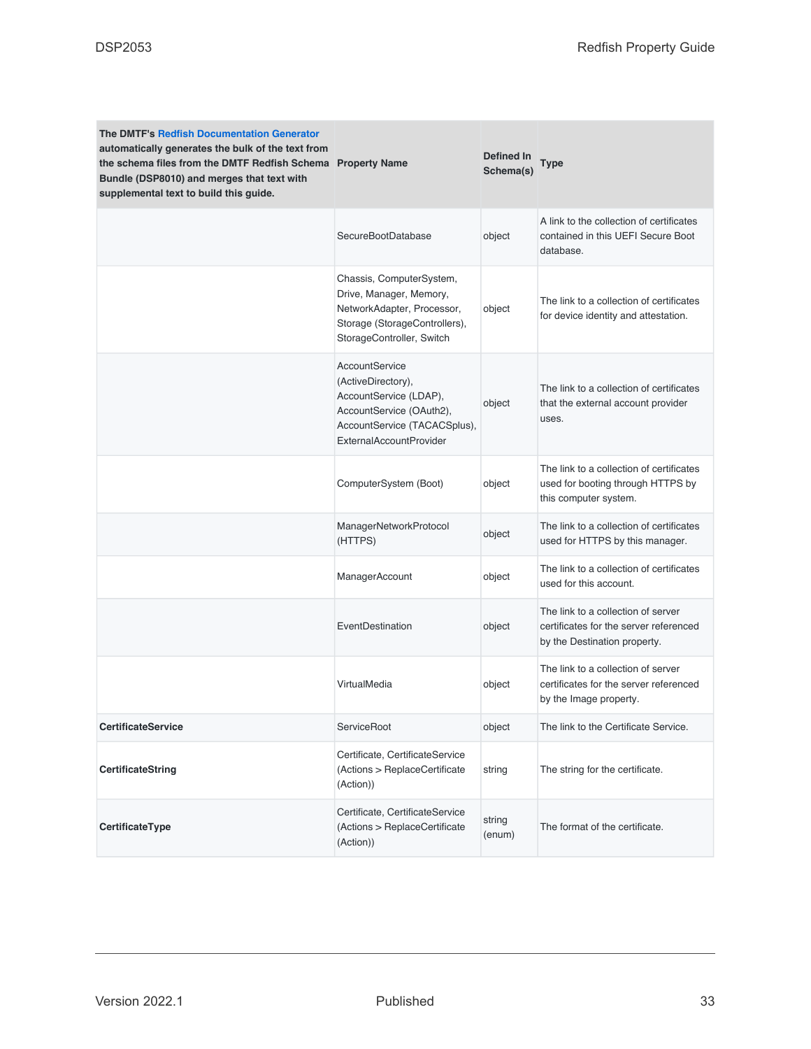| The DMTF's Redfish Documentation Generator automatically generates the bulk of the text from the schema files from the DMTF Redfish Schema Bundle (DSP8010) and merges that text with supplemental text to build this guide. | Property Name | Defined In Schema(s) | Type |
|---|---|---|---|
| | SecureBootDatabase | object | A link to the collection of certificates contained in this UEFI Secure Boot database. |
| | Chassis, ComputerSystem, Drive, Manager, Memory, NetworkAdapter, Processor, Storage (StorageControllers), StorageController, Switch | object | The link to a collection of certificates for device identity and attestation. |
| | AccountService (ActiveDirectory), AccountService (LDAP), AccountService (OAuth2), AccountService (TACACSplus), ExternalAccountProvider | object | The link to a collection of certificates that the external account provider uses. |
| | ComputerSystem (Boot) | object | The link to a collection of certificates used for booting through HTTPS by this computer system. |
| | ManagerNetworkProtocol (HTTPS) | object | The link to a collection of certificates used for HTTPS by this manager. |
| | ManagerAccount | object | The link to a collection of certificates used for this account. |
| | EventDestination | object | The link to a collection of server certificates for the server referenced by the Destination property. |
| | VirtualMedia | object | The link to a collection of server certificates for the server referenced by the Image property. |
| **CertificateService** | ServiceRoot | object | The link to the Certificate Service. |
| **CertificateString** | Certificate, CertificateService (Actions > ReplaceCertificate (Action)) | string | The string for the certificate. |
| **CertificateType** | Certificate, CertificateService (Actions > ReplaceCertificate (Action)) | string (enum) | The format of the certificate. |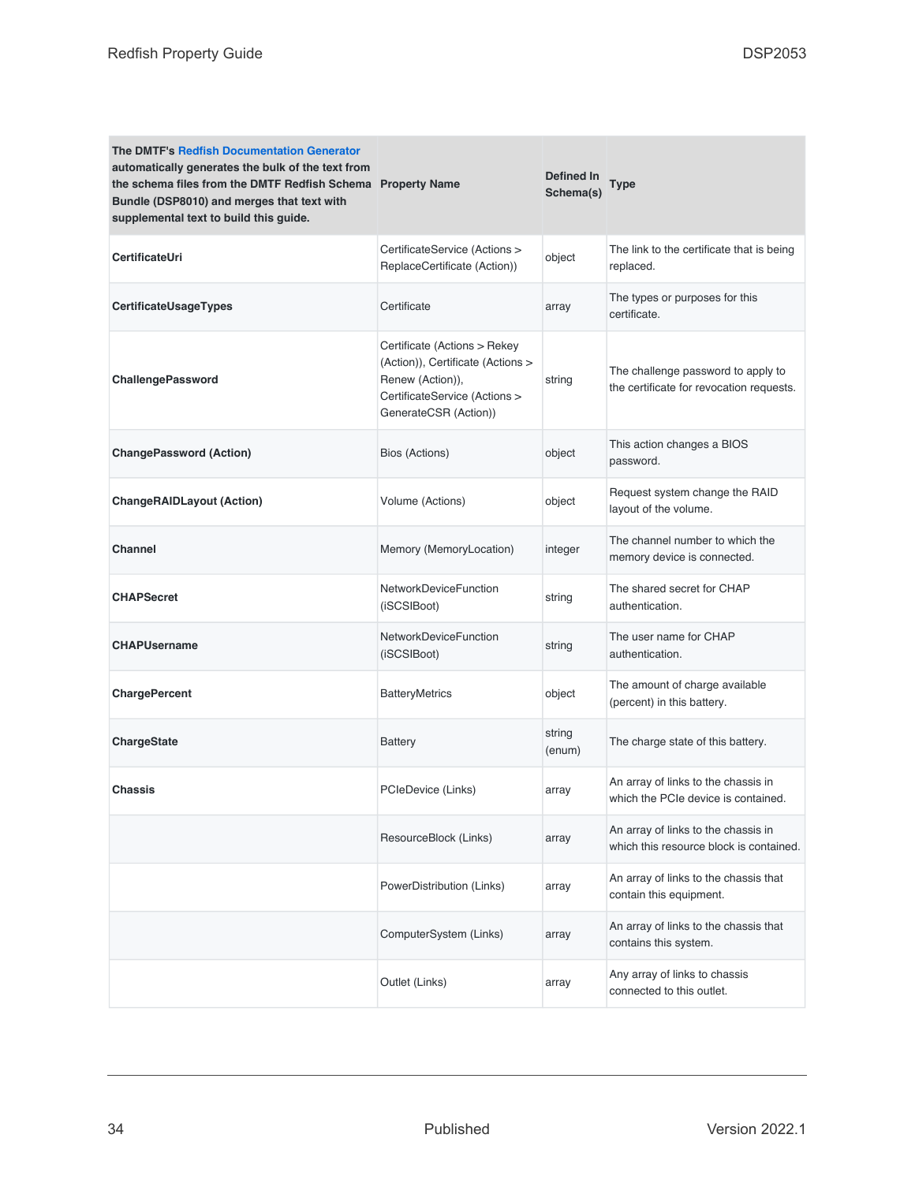| The DMTF's Redfish Documentation Generator automatically generates the bulk of the text from the schema files from the DMTF Redfish Schema Bundle (DSP8010) and merges that text with supplemental text to build this guide. | Property Name | Defined In Schema(s) | Type |
|---|---|---|---|
| **CertificateUri** | CertificateService (Actions > ReplaceCertificate (Action)) | object | The link to the certificate that is being replaced. |
| **CertificateUsageTypes** | Certificate | array | The types or purposes for this certificate. |
| **ChallengePassword** | Certificate (Actions > Rekey (Action)), Certificate (Actions > Renew (Action)), CertificateService (Actions > GenerateCSR (Action)) | string | The challenge password to apply to the certificate for revocation requests. |
| **ChangePassword (Action)** | Bios (Actions) | object | This action changes a BIOS password. |
| **ChangeRAIDLayout (Action)** | Volume (Actions) | object | Request system change the RAID layout of the volume. |
| **Channel** | Memory (MemoryLocation) | integer | The channel number to which the memory device is connected. |
| **CHAPSecret** | NetworkDeviceFunction (iSCSIBoot) | string | The shared secret for CHAP authentication. |
| **CHAPUsername** | NetworkDeviceFunction (iSCSIBoot) | string | The user name for CHAP authentication. |
| **ChargePercent** | BatteryMetrics | object | The amount of charge available (percent) in this battery. |
| **ChargeState** | Battery | string (enum) | The charge state of this battery. |
| **Chassis** | PCIeDevice (Links) | array | An array of links to the chassis in which the PCIe device is contained. |
| | ResourceBlock (Links) | array | An array of links to the chassis in which this resource block is contained. |
| | PowerDistribution (Links) | array | An array of links to the chassis that contain this equipment. |
| | ComputerSystem (Links) | array | An array of links to the chassis that contains this system. |
| | Outlet (Links) | array | Any array of links to chassis connected to this outlet. |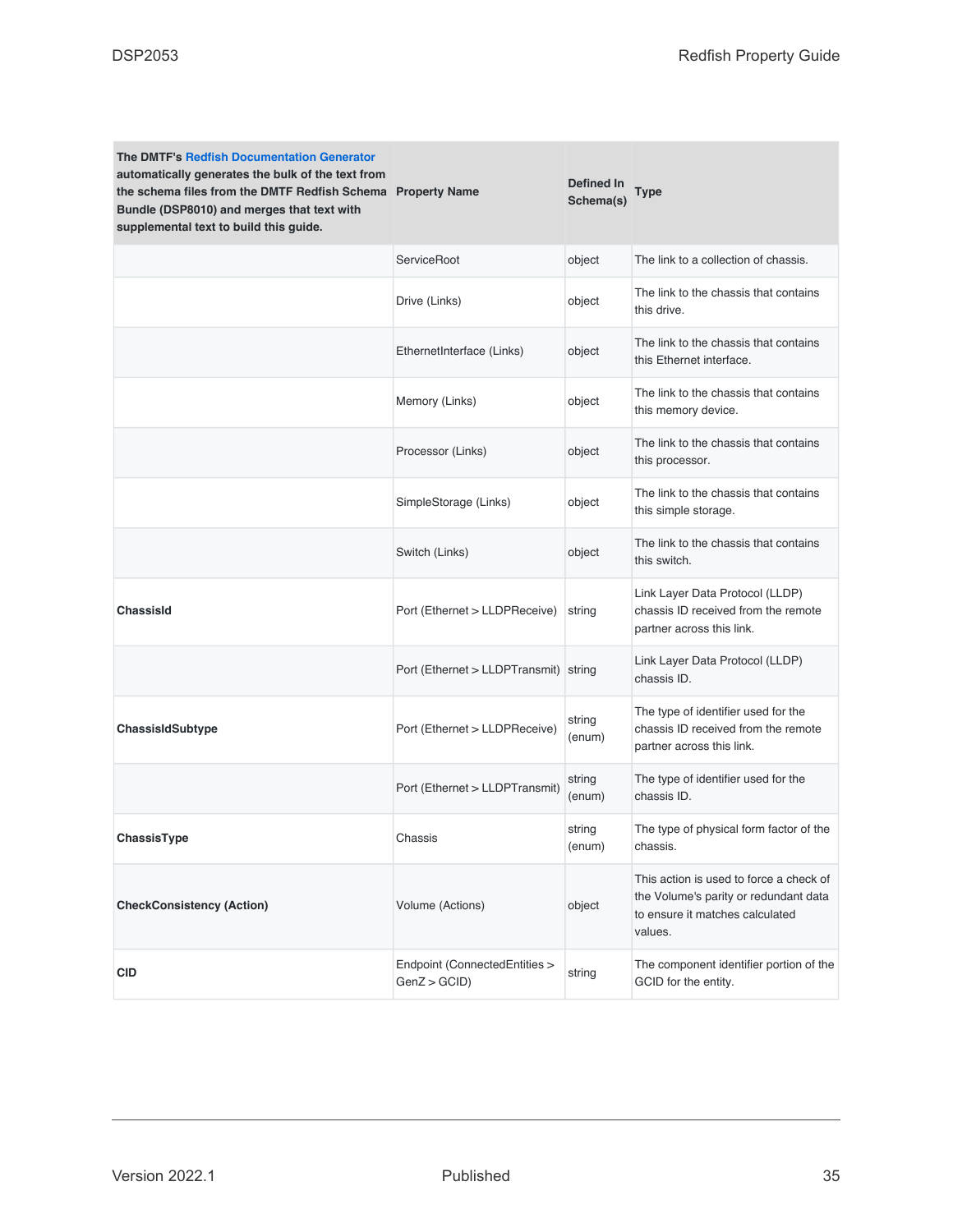| The DMTF's Redfish Documentation Generator automatically generates the bulk of the text from the schema files from the DMTF Redfish Schema Bundle (DSP8010) and merges that text with supplemental text to build this guide. | Property Name | Defined In Schema(s) | Type |
|---|---|---|---|
| | ServiceRoot | object | The link to a collection of chassis. |
| | Drive (Links) | object | The link to the chassis that contains this drive. |
| | EthernetInterface (Links) | object | The link to the chassis that contains this Ethernet interface. |
| | Memory (Links) | object | The link to the chassis that contains this memory device. |
| | Processor (Links) | object | The link to the chassis that contains this processor. |
| | SimpleStorage (Links) | object | The link to the chassis that contains this simple storage. |
| | Switch (Links) | object | The link to the chassis that contains this switch. |
| **ChassisId** | Port (Ethernet > LLDPReceive) | string | Link Layer Data Protocol (LLDP) chassis ID received from the remote partner across this link. |
| | Port (Ethernet > LLDPTransmit) | string | Link Layer Data Protocol (LLDP) chassis ID. |
| **ChassisIdSubtype** | Port (Ethernet > LLDPReceive) | string (enum) | The type of identifier used for the chassis ID received from the remote partner across this link. |
| | Port (Ethernet > LLDPTransmit) | string (enum) | The type of identifier used for the chassis ID. |
| **ChassisType** | Chassis | string (enum) | The type of physical form factor of the chassis. |
| **CheckConsistency (Action)** | Volume (Actions) | object | This action is used to force a check of the Volume's parity or redundant data to ensure it matches calculated values. |
| **CID** | Endpoint (ConnectedEntities > GenZ > GCID) | string | The component identifier portion of the GCID for the entity. |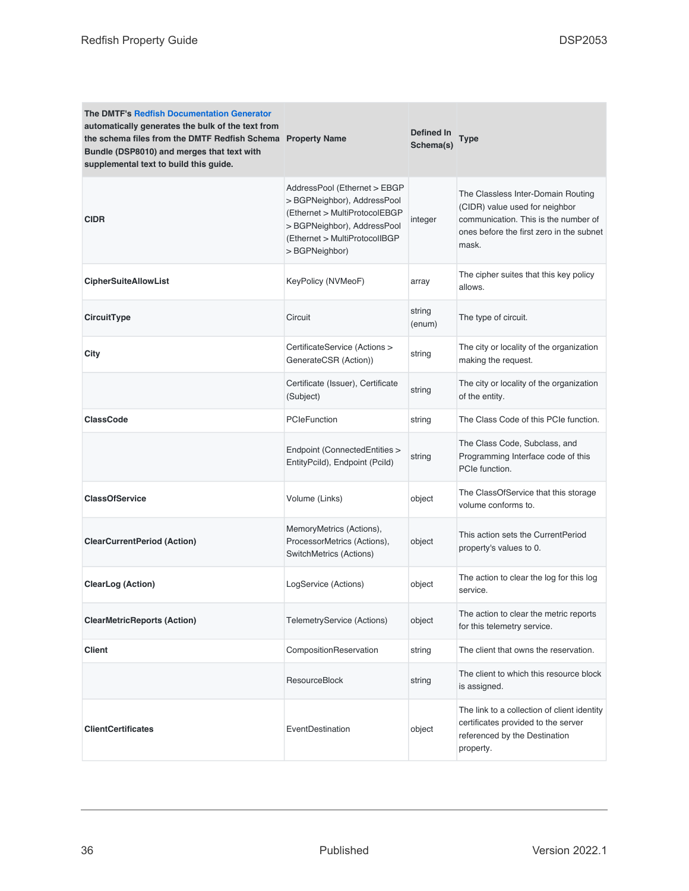| The DMTF's Redfish Documentation Generator automatically generates the bulk of the text from the schema files from the DMTF Redfish Schema Bundle (DSP8010) and merges that text with supplemental text to build this guide. | Property Name | Defined In Schema(s) | Type |
|---|---|---|---|
| **CIDR** | AddressPool (Ethernet > EBGP > BGPNeighbor), AddressPool (Ethernet > MultiProtocolEBGP > BGPNeighbor), AddressPool (Ethernet > MultiProtocolIBGP > BGPNeighbor) | integer | The Classless Inter-Domain Routing (CIDR) value used for neighbor communication. This is the number of ones before the first zero in the subnet mask. |
| **CipherSuiteAllowList** | KeyPolicy (NVMeoF) | array | The cipher suites that this key policy allows. |
| **CircuitType** | Circuit | string (enum) | The type of circuit. |
| **City** | CertificateService (Actions > GenerateCSR (Action)) | string | The city or locality of the organization making the request. |
| | Certificate (Issuer), Certificate (Subject) | string | The city or locality of the organization of the entity. |
| **ClassCode** | PCIeFunction | string | The Class Code of this PCIe function. |
| | Endpoint (ConnectedEntities > EntityPciId), Endpoint (PciId) | string | The Class Code, Subclass, and Programming Interface code of this PCIe function. |
| **ClassOfService** | Volume (Links) | object | The ClassOfService that this storage volume conforms to. |
| **ClearCurrentPeriod (Action)** | MemoryMetrics (Actions), ProcessorMetrics (Actions), SwitchMetrics (Actions) | object | This action sets the CurrentPeriod property's values to 0. |
| **ClearLog (Action)** | LogService (Actions) | object | The action to clear the log for this log service. |
| **ClearMetricReports (Action)** | TelemetryService (Actions) | object | The action to clear the metric reports for this telemetry service. |
| **Client** | CompositionReservation | string | The client that owns the reservation. |
| | ResourceBlock | string | The client to which this resource block is assigned. |
| **ClientCertificates** | EventDestination | object | The link to a collection of client identity certificates provided to the server referenced by the Destination property. |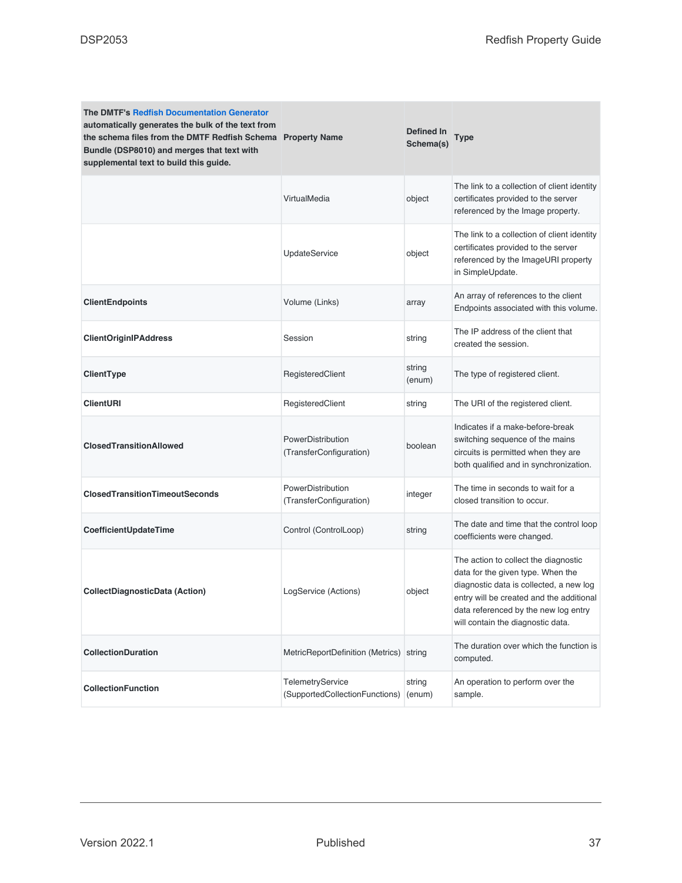| The DMTF's Redfish Documentation Generator automatically generates the bulk of the text from the schema files from the DMTF Redfish Schema Bundle (DSP8010) and merges that text with supplemental text to build this guide. | Property Name | Defined In Schema(s) | Type |
| --- | --- | --- | --- |
| | VirtualMedia | object | The link to a collection of client identity certificates provided to the server referenced by the Image property. |
| | UpdateService | object | The link to a collection of client identity certificates provided to the server referenced by the ImageURI property in SimpleUpdate. |
| **ClientEndpoints** | Volume (Links) | array | An array of references to the client Endpoints associated with this volume. |
| **ClientOriginIPAddress** | Session | string | The IP address of the client that created the session. |
| **ClientType** | RegisteredClient | string (enum) | The type of registered client. |
| **ClientURI** | RegisteredClient | string | The URI of the registered client. |
| **ClosedTransitionAllowed** | PowerDistribution (TransferConfiguration) | boolean | Indicates if a make-before-break switching sequence of the mains circuits is permitted when they are both qualified and in synchronization. |
| **ClosedTransitionTimeoutSeconds** | PowerDistribution (TransferConfiguration) | integer | The time in seconds to wait for a closed transition to occur. |
| **CoefficientUpdateTime** | Control (ControlLoop) | string | The date and time that the control loop coefficients were changed. |
| **CollectDiagnosticData (Action)** | LogService (Actions) | object | The action to collect the diagnostic data for the given type. When the diagnostic data is collected, a new log entry will be created and the additional data referenced by the new log entry will contain the diagnostic data. |
| **CollectionDuration** | MetricReportDefinition (Metrics) | string | The duration over which the function is computed. |
| **CollectionFunction** | TelemetryService (SupportedCollectionFunctions) | string (enum) | An operation to perform over the sample. |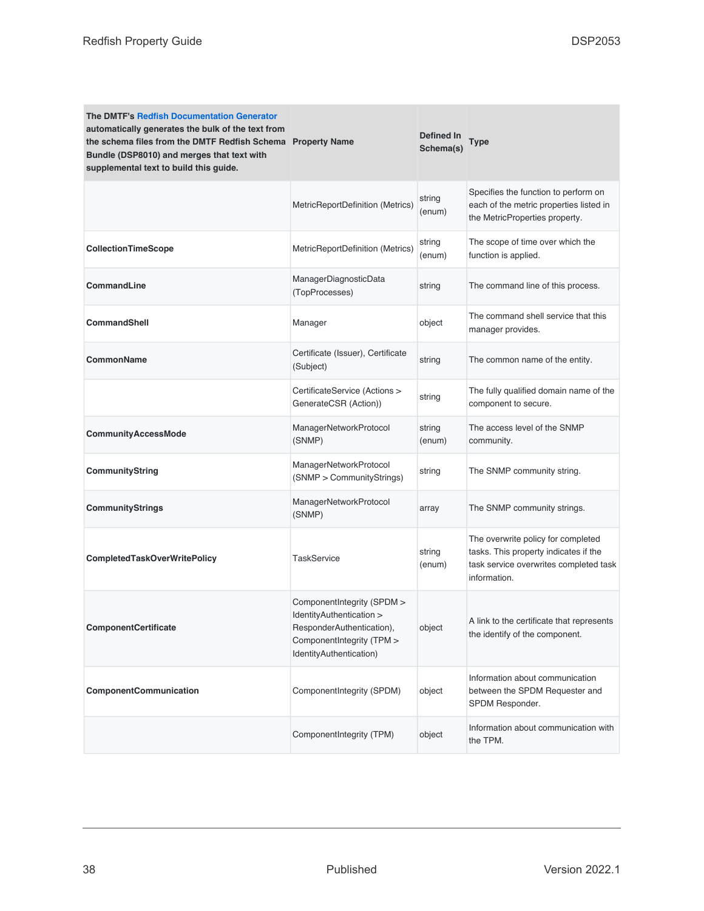| The DMTF's Redfish Documentation Generator automatically generates the bulk of the text from the schema files from the DMTF Redfish Schema Bundle (DSP8010) and merges that text with supplemental text to build this guide. | Property Name | Defined In Schema(s) | Type |
| --- | --- | --- | --- |
| | MetricReportDefinition (Metrics) | string (enum) | Specifies the function to perform on each of the metric properties listed in the MetricProperties property. |
| **CollectionTimeScope** | MetricReportDefinition (Metrics) | string (enum) | The scope of time over which the function is applied. |
| **CommandLine** | ManagerDiagnosticData (TopProcesses) | string | The command line of this process. |
| **CommandShell** | Manager | object | The command shell service that this manager provides. |
| **CommonName** | Certificate (Issuer), Certificate (Subject) | string | The common name of the entity. |
| | CertificateService (Actions > GenerateCSR (Action)) | string | The fully qualified domain name of the component to secure. |
| **CommunityAccessMode** | ManagerNetworkProtocol (SNMP) | string (enum) | The access level of the SNMP community. |
| **CommunityString** | ManagerNetworkProtocol (SNMP > CommunityStrings) | string | The SNMP community string. |
| **CommunityStrings** | ManagerNetworkProtocol (SNMP) | array | The SNMP community strings. |
| **CompletedTaskOverWritePolicy** | TaskService | string (enum) | The overwrite policy for completed tasks. This property indicates if the task service overwrites completed task information. |
| **ComponentCertificate** | ComponentIntegrity (SPDM > IdentityAuthentication > ResponderAuthentication), ComponentIntegrity (TPM > IdentityAuthentication) | object | A link to the certificate that represents the identify of the component. |
| **ComponentCommunication** | ComponentIntegrity (SPDM) | object | Information about communication between the SPDM Requester and SPDM Responder. |
| | ComponentIntegrity (TPM) | object | Information about communication with the TPM. |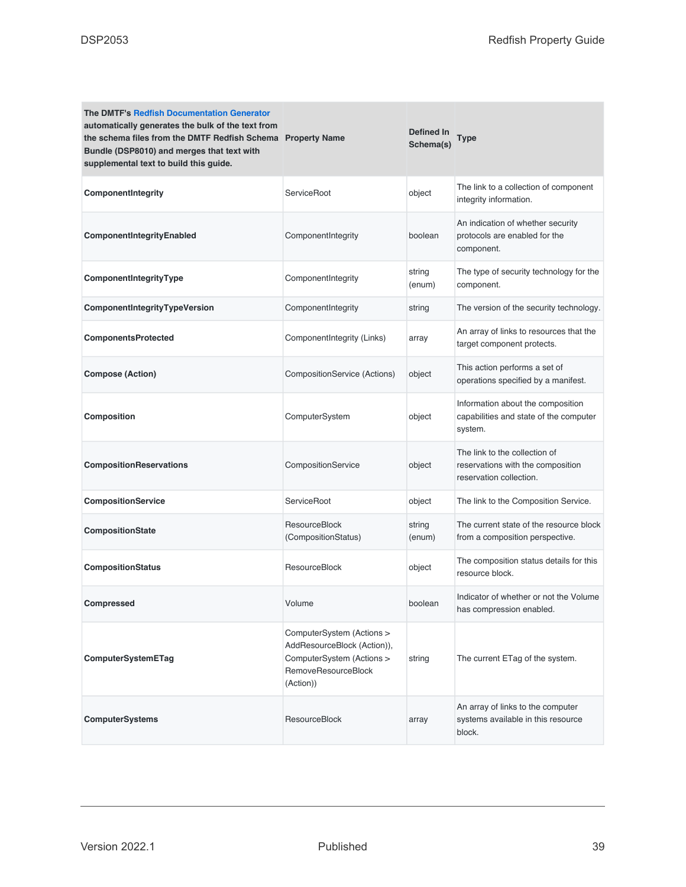| The DMTF's Redfish Documentation Generator automatically generates the bulk of the text from the schema files from the DMTF Redfish Schema Bundle (DSP8010) and merges that text with supplemental text to build this guide. | Property Name | Defined In Schema(s) | Type |
|---|---|---|---|
| **ComponentIntegrity** | ServiceRoot | object | The link to a collection of component integrity information. |
| **ComponentIntegrityEnabled** | ComponentIntegrity | boolean | An indication of whether security protocols are enabled for the component. |
| **ComponentIntegrityType** | ComponentIntegrity | string (enum) | The type of security technology for the component. |
| **ComponentIntegrityTypeVersion** | ComponentIntegrity | string | The version of the security technology. |
| **ComponentsProtected** | ComponentIntegrity (Links) | array | An array of links to resources that the target component protects. |
| **Compose (Action)** | CompositionService (Actions) | object | This action performs a set of operations specified by a manifest. |
| **Composition** | ComputerSystem | object | Information about the composition capabilities and state of the computer system. |
| **CompositionReservations** | CompositionService | object | The link to the collection of reservations with the composition reservation collection. |
| **CompositionService** | ServiceRoot | object | The link to the Composition Service. |
| **CompositionState** | ResourceBlock (CompositionStatus) | string (enum) | The current state of the resource block from a composition perspective. |
| **CompositionStatus** | ResourceBlock | object | The composition status details for this resource block. |
| **Compressed** | Volume | boolean | Indicator of whether or not the Volume has compression enabled. |
| **ComputerSystemETag** | ComputerSystem (Actions > AddResourceBlock (Action)), ComputerSystem (Actions > RemoveResourceBlock (Action)) | string | The current ETag of the system. |
| **ComputerSystems** | ResourceBlock | array | An array of links to the computer systems available in this resource block. |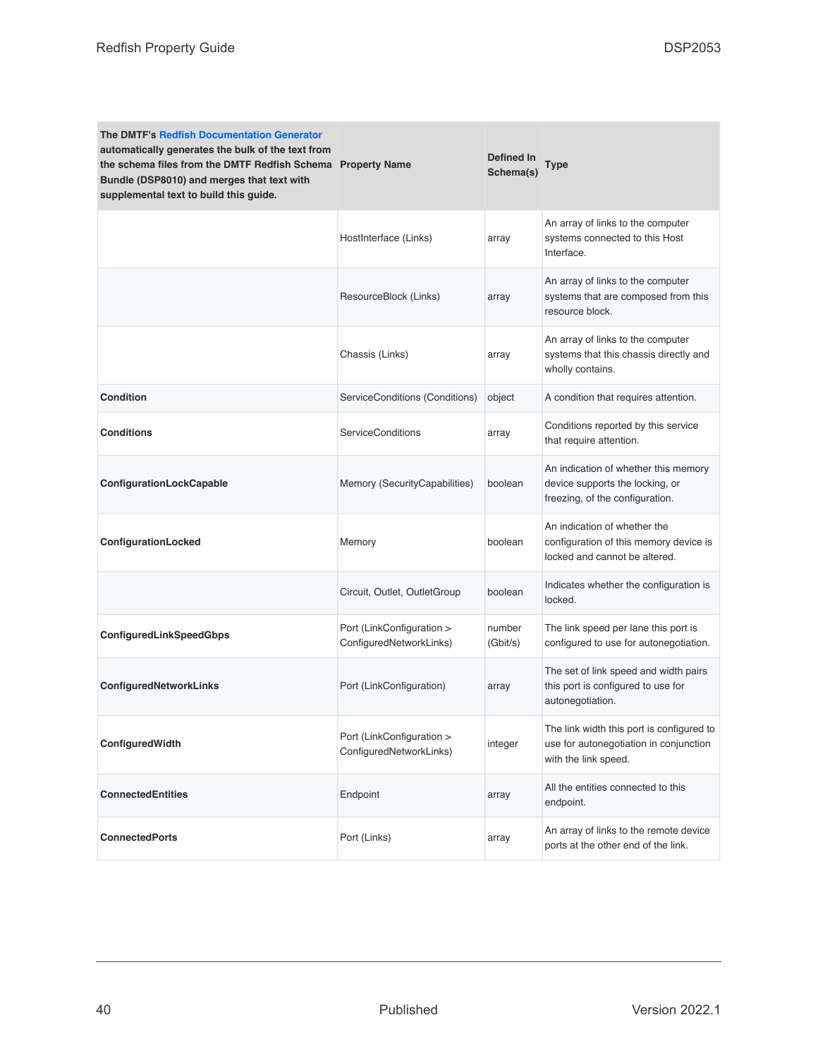| The DMTF's Redfish Documentation Generator automatically generates the bulk of the text from the schema files from the DMTF Redfish Schema Bundle (DSP8010) and merges that text with supplemental text to build this guide. | Property Name | Defined In Schema(s) | Type |
| --- | --- | --- | --- |
| | HostInterface (Links) | array | An array of links to the computer systems connected to this Host Interface. |
| | ResourceBlock (Links) | array | An array of links to the computer systems that are composed from this resource block. |
| | Chassis (Links) | array | An array of links to the computer systems that this chassis directly and wholly contains. |
| **Condition** | ServiceConditions (Conditions) | object | A condition that requires attention. |
| **Conditions** | ServiceConditions | array | Conditions reported by this service that require attention. |
| **ConfigurationLockCapable** | Memory (SecurityCapabilities) | boolean | An indication of whether this memory device supports the locking, or freezing, of the configuration. |
| **ConfigurationLocked** | Memory | boolean | An indication of whether the configuration of this memory device is locked and cannot be altered. |
| | Circuit, Outlet, OutletGroup | boolean | Indicates whether the configuration is locked. |
| **ConfiguredLinkSpeedGbps** | Port (LinkConfiguration > ConfiguredNetworkLinks) | number (Gbit/s) | The link speed per lane this port is configured to use for autonegotiation. |
| **ConfiguredNetworkLinks** | Port (LinkConfiguration) | array | The set of link speed and width pairs this port is configured to use for autonegotiation. |
| **ConfiguredWidth** | Port (LinkConfiguration > ConfiguredNetworkLinks) | integer | The link width this port is configured to use for autonegotiation in conjunction with the link speed. |
| **ConnectedEntities** | Endpoint | array | All the entities connected to this endpoint. |
| **ConnectedPorts** | Port (Links) | array | An array of links to the remote device ports at the other end of the link. |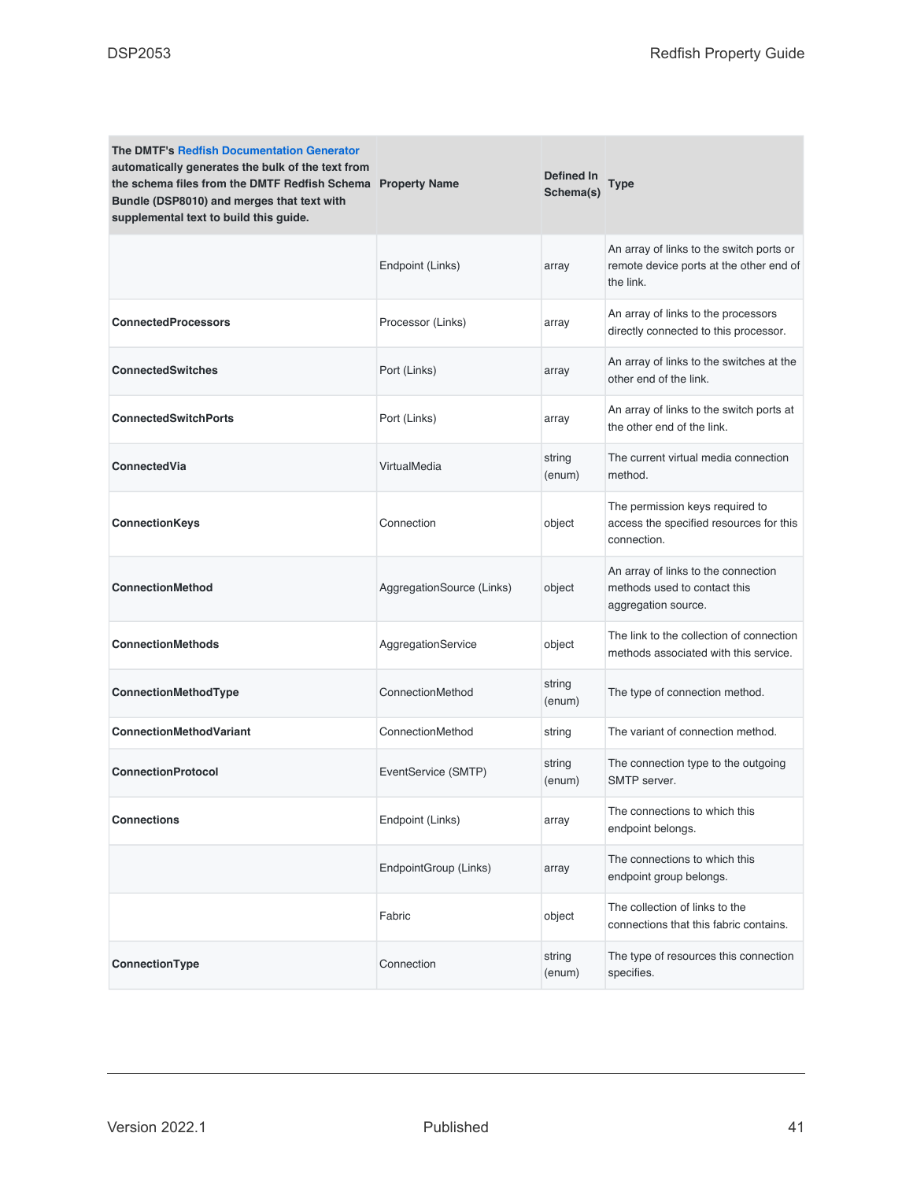| The DMTF's Redfish Documentation Generator automatically generates the bulk of the text from the schema files from the DMTF Redfish Schema Bundle (DSP8010) and merges that text with supplemental text to build this guide. | Property Name | Defined In Schema(s) | Type |
|---|---|---|---|
| | Endpoint (Links) | array | An array of links to the switch ports or remote device ports at the other end of the link. |
| **ConnectedProcessors** | Processor (Links) | array | An array of links to the processors directly connected to this processor. |
| **ConnectedSwitches** | Port (Links) | array | An array of links to the switches at the other end of the link. |
| **ConnectedSwitchPorts** | Port (Links) | array | An array of links to the switch ports at the other end of the link. |
| **ConnectedVia** | VirtualMedia | string (enum) | The current virtual media connection method. |
| **ConnectionKeys** | Connection | object | The permission keys required to access the specified resources for this connection. |
| **ConnectionMethod** | AggregationSource (Links) | object | An array of links to the connection methods used to contact this aggregation source. |
| **ConnectionMethods** | AggregationService | object | The link to the collection of connection methods associated with this service. |
| **ConnectionMethodType** | ConnectionMethod | string (enum) | The type of connection method. |
| **ConnectionMethodVariant** | ConnectionMethod | string | The variant of connection method. |
| **ConnectionProtocol** | EventService (SMTP) | string (enum) | The connection type to the outgoing SMTP server. |
| **Connections** | Endpoint (Links) | array | The connections to which this endpoint belongs. |
| | EndpointGroup (Links) | array | The connections to which this endpoint group belongs. |
| | Fabric | object | The collection of links to the connections that this fabric contains. |
| **ConnectionType** | Connection | string (enum) | The type of resources this connection specifies. |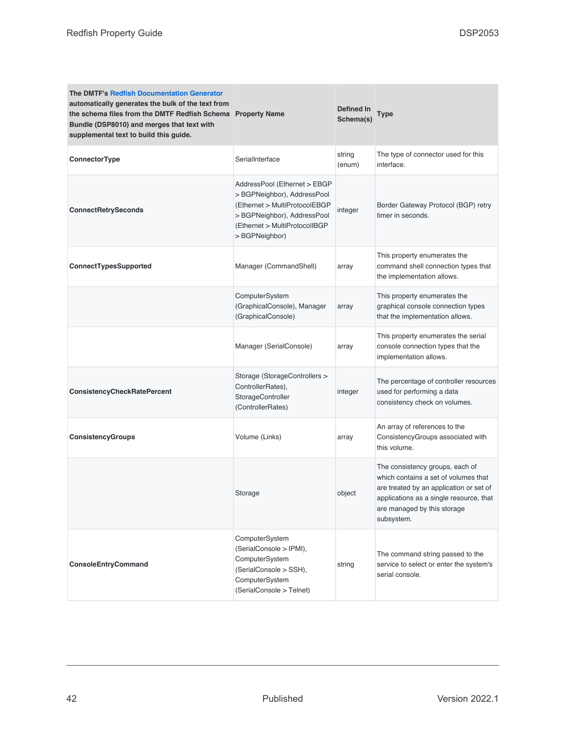| The DMTF's Redfish Documentation Generator automatically generates the bulk of the text from the schema files from the DMTF Redfish Schema Bundle (DSP8010) and merges that text with supplemental text to build this guide. | Property Name | Defined In Schema(s) | Type |
|---|---|---|---|
| **ConnectorType** | SerialInterface | string (enum) | The type of connector used for this interface. |
| **ConnectRetrySeconds** | AddressPool (Ethernet > EBGP > BGPNeighbor), AddressPool (Ethernet > MultiProtocolEBGP > BGPNeighbor), AddressPool (Ethernet > MultiProtocolIBGP > BGPNeighbor) | integer | Border Gateway Protocol (BGP) retry timer in seconds. |
| **ConnectTypesSupported** | Manager (CommandShell) | array | This property enumerates the command shell connection types that the implementation allows. |
| | ComputerSystem (GraphicalConsole), Manager (GraphicalConsole) | array | This property enumerates the graphical console connection types that the implementation allows. |
| | Manager (SerialConsole) | array | This property enumerates the serial console connection types that the implementation allows. |
| **ConsistencyCheckRatePercent** | Storage (StorageControllers > ControllerRates), StorageController (ControllerRates) | integer | The percentage of controller resources used for performing a data consistency check on volumes. |
| **ConsistencyGroups** | Volume (Links) | array | An array of references to the ConsistencyGroups associated with this volume. |
| | Storage | object | The consistency groups, each of which contains a set of volumes that are treated by an application or set of applications as a single resource, that are managed by this storage subsystem. |
| **ConsoleEntryCommand** | ComputerSystem (SerialConsole > IPMI), ComputerSystem (SerialConsole > SSH), ComputerSystem (SerialConsole > Telnet) | string | The command string passed to the service to select or enter the system's serial console. |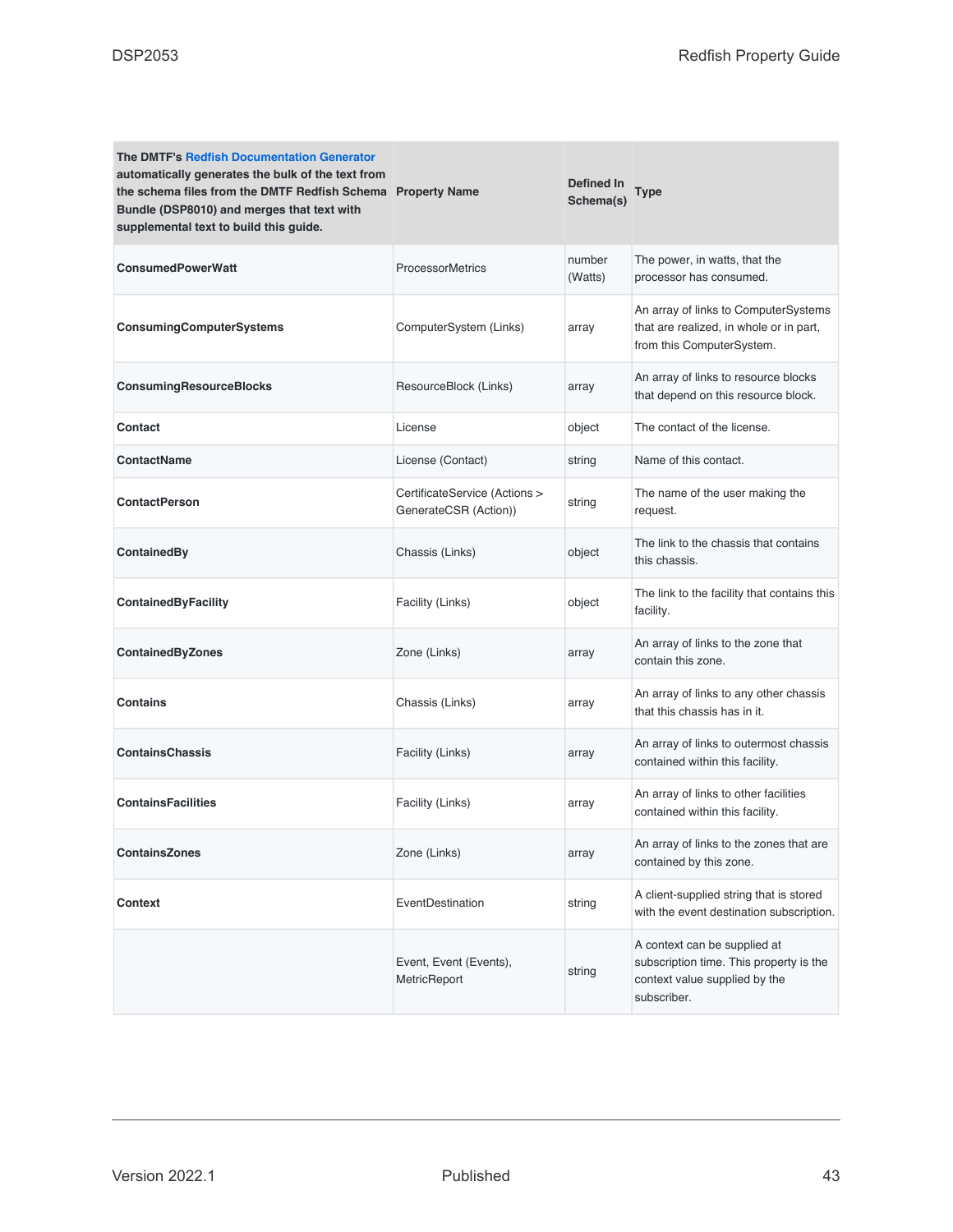| The DMTF's Redfish Documentation Generator automatically generates the bulk of the text from the schema files from the DMTF Redfish Schema Bundle (DSP8010) and merges that text with supplemental text to build this guide. | Property Name | Defined In Schema(s) | Type |
|---|---|---|---|
| **ConsumedPowerWatt** | ProcessorMetrics | number (Watts) | The power, in watts, that the processor has consumed. |
| **ConsumingComputerSystems** | ComputerSystem (Links) | array | An array of links to ComputerSystems that are realized, in whole or in part, from this ComputerSystem. |
| **ConsumingResourceBlocks** | ResourceBlock (Links) | array | An array of links to resource blocks that depend on this resource block. |
| **Contact** | License | object | The contact of the license. |
| **ContactName** | License (Contact) | string | Name of this contact. |
| **ContactPerson** | CertificateService (Actions > GenerateCSR (Action)) | string | The name of the user making the request. |
| **ContainedBy** | Chassis (Links) | object | The link to the chassis that contains this chassis. |
| **ContainedByFacility** | Facility (Links) | object | The link to the facility that contains this facility. |
| **ContainedByZones** | Zone (Links) | array | An array of links to the zone that contain this zone. |
| **Contains** | Chassis (Links) | array | An array of links to any other chassis that this chassis has in it. |
| **ContainsChassis** | Facility (Links) | array | An array of links to outermost chassis contained within this facility. |
| **ContainsFacilities** | Facility (Links) | array | An array of links to other facilities contained within this facility. |
| **ContainsZones** | Zone (Links) | array | An array of links to the zones that are contained by this zone. |
| **Context** | EventDestination | string | A client-supplied string that is stored with the event destination subscription. |
| | Event, Event (Events), MetricReport | string | A context can be supplied at subscription time. This property is the context value supplied by the subscriber. |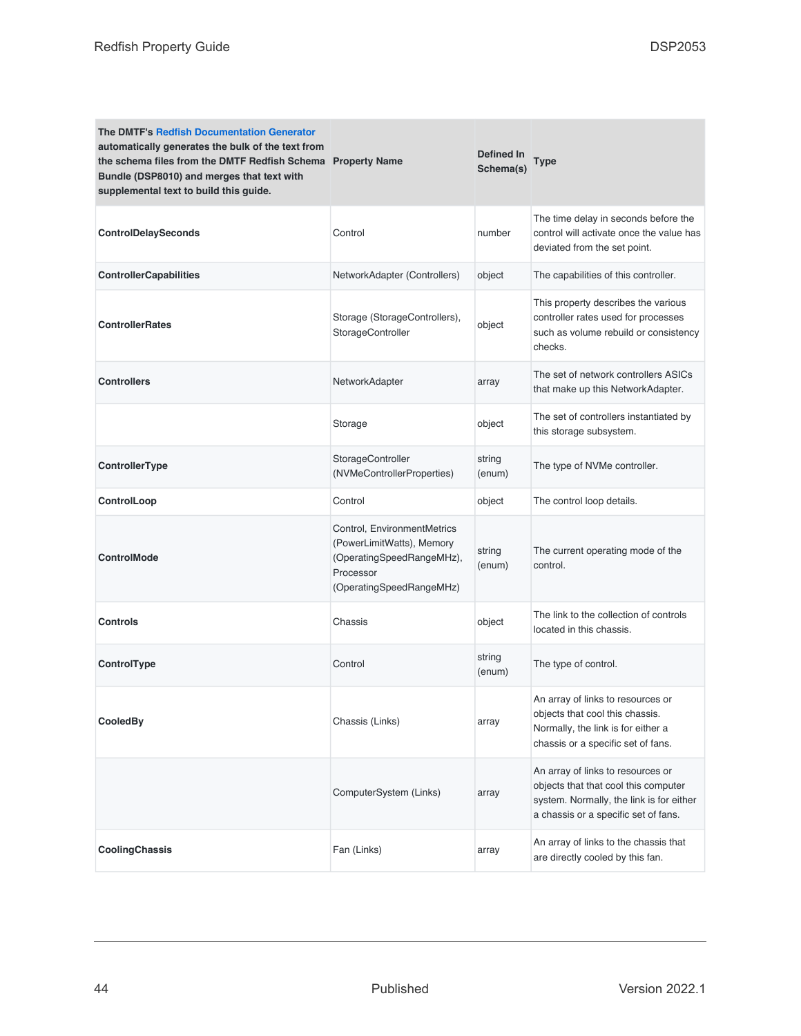| The DMTF's Redfish Documentation Generator automatically generates the bulk of the text from the schema files from the DMTF Redfish Schema Bundle (DSP8010) and merges that text with supplemental text to build this guide. | Property Name | Defined In Schema(s) | Type |
|---|---|---|---|
| **ControlDelaySeconds** | Control | number | The time delay in seconds before the control will activate once the value has deviated from the set point. |
| **ControllerCapabilities** | NetworkAdapter (Controllers) | object | The capabilities of this controller. |
| **ControllerRates** | Storage (StorageControllers), StorageController | object | This property describes the various controller rates used for processes such as volume rebuild or consistency checks. |
| **Controllers** | NetworkAdapter | array | The set of network controllers ASICs that make up this NetworkAdapter. |
| | Storage | object | The set of controllers instantiated by this storage subsystem. |
| **ControllerType** | StorageController (NVMeControllerProperties) | string (enum) | The type of NVMe controller. |
| **ControlLoop** | Control | object | The control loop details. |
| **ControlMode** | Control, EnvironmentMetrics (PowerLimitWatts), Memory (OperatingSpeedRangeMHz), Processor (OperatingSpeedRangeMHz) | string (enum) | The current operating mode of the control. |
| **Controls** | Chassis | object | The link to the collection of controls located in this chassis. |
| **ControlType** | Control | string (enum) | The type of control. |
| **CooledBy** | Chassis (Links) | array | An array of links to resources or objects that cool this chassis. Normally, the link is for either a chassis or a specific set of fans. |
| | ComputerSystem (Links) | array | An array of links to resources or objects that that cool this computer system. Normally, the link is for either a chassis or a specific set of fans. |
| **CoolingChassis** | Fan (Links) | array | An array of links to the chassis that are directly cooled by this fan. |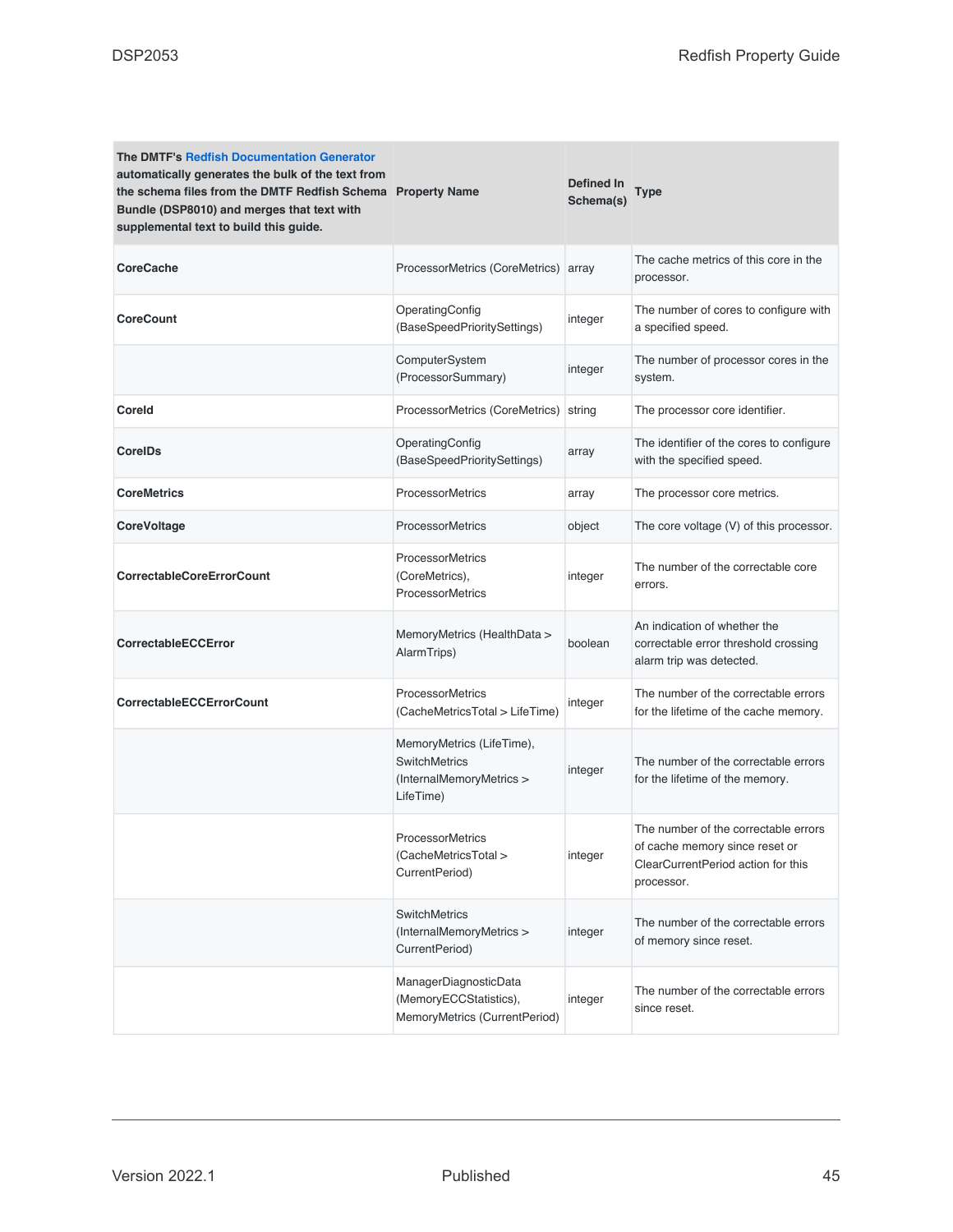| The DMTF's Redfish Documentation Generator automatically generates the bulk of the text from the schema files from the DMTF Redfish Schema Bundle (DSP8010) and merges that text with supplemental text to build this guide. | Property Name | Defined In Schema(s) | Type |
|---|---|---|---|
| **CoreCache** | ProcessorMetrics (CoreMetrics) | array | The cache metrics of this core in the processor. |
| **CoreCount** | OperatingConfig (BaseSpeedPrioritySettings) | integer | The number of cores to configure with a specified speed. |
| | ComputerSystem (ProcessorSummary) | integer | The number of processor cores in the system. |
| **CoreId** | ProcessorMetrics (CoreMetrics) | string | The processor core identifier. |
| **CoreIDs** | OperatingConfig (BaseSpeedPrioritySettings) | array | The identifier of the cores to configure with the specified speed. |
| **CoreMetrics** | ProcessorMetrics | array | The processor core metrics. |
| **CoreVoltage** | ProcessorMetrics | object | The core voltage (V) of this processor. |
| **CorrectableCoreErrorCount** | ProcessorMetrics (CoreMetrics), ProcessorMetrics | integer | The number of the correctable core errors. |
| **CorrectableECCError** | MemoryMetrics (HealthData > AlarmTrips) | boolean | An indication of whether the correctable error threshold crossing alarm trip was detected. |
| **CorrectableECCErrorCount** | ProcessorMetrics (CacheMetricsTotal > LifeTime) | integer | The number of the correctable errors for the lifetime of the cache memory. |
| | MemoryMetrics (LifeTime), SwitchMetrics (InternalMemoryMetrics > LifeTime) | integer | The number of the correctable errors for the lifetime of the memory. |
| | ProcessorMetrics (CacheMetricsTotal > CurrentPeriod) | integer | The number of the correctable errors of cache memory since reset or ClearCurrentPeriod action for this processor. |
| | SwitchMetrics (InternalMemoryMetrics > CurrentPeriod) | integer | The number of the correctable errors of memory since reset. |
| | ManagerDiagnosticData (MemoryECCStatistics), MemoryMetrics (CurrentPeriod) | integer | The number of the correctable errors since reset. |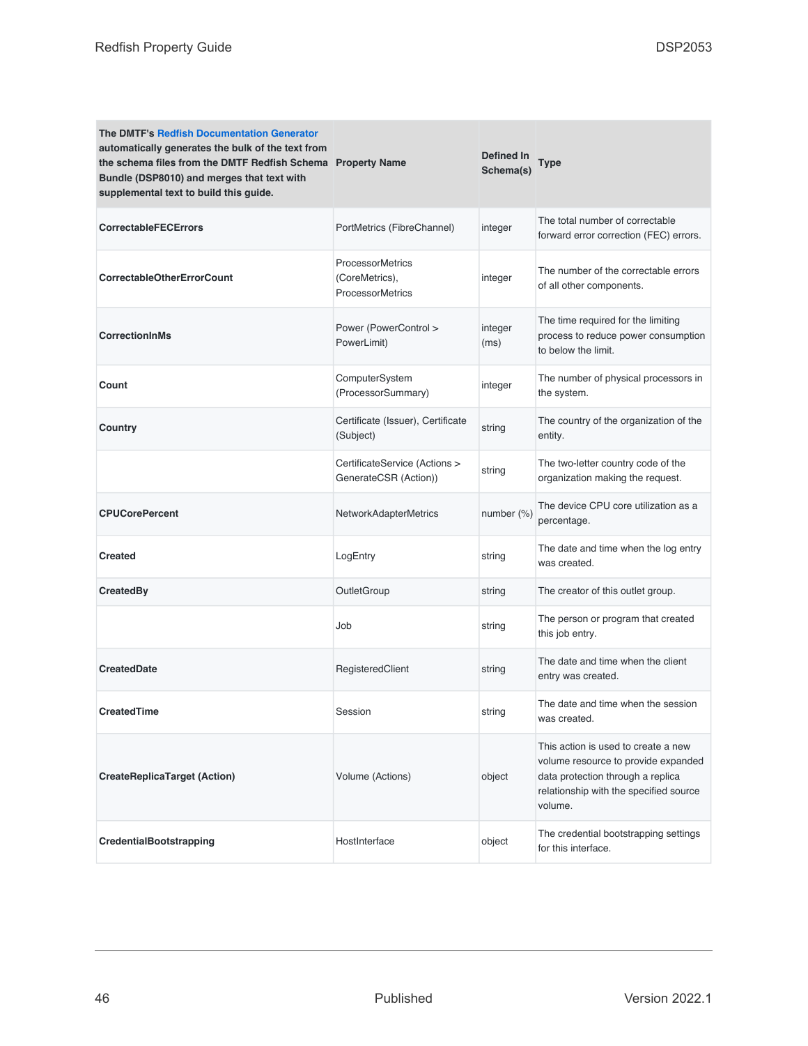| The DMTF's Redfish Documentation Generator automatically generates the bulk of the text from the schema files from the DMTF Redfish Schema Bundle (DSP8010) and merges that text with supplemental text to build this guide. | Property Name | Defined In Schema(s) | Type |
|---|---|---|---|
| **CorrectableFECErrors** | PortMetrics (FibreChannel) | integer | The total number of correctable forward error correction (FEC) errors. |
| **CorrectableOtherErrorCount** | ProcessorMetrics (CoreMetrics), ProcessorMetrics | integer | The number of the correctable errors of all other components. |
| **CorrectionInMs** | Power (PowerControl > PowerLimit) | integer (ms) | The time required for the limiting process to reduce power consumption to below the limit. |
| **Count** | ComputerSystem (ProcessorSummary) | integer | The number of physical processors in the system. |
| **Country** | Certificate (Issuer), Certificate (Subject) | string | The country of the organization of the entity. |
| | CertificateService (Actions > GenerateCSR (Action)) | string | The two-letter country code of the organization making the request. |
| **CPUCorePercent** | NetworkAdapterMetrics | number (%) | The device CPU core utilization as a percentage. |
| **Created** | LogEntry | string | The date and time when the log entry was created. |
| **CreatedBy** | OutletGroup | string | The creator of this outlet group. |
| | Job | string | The person or program that created this job entry. |
| **CreatedDate** | RegisteredClient | string | The date and time when the client entry was created. |
| **CreatedTime** | Session | string | The date and time when the session was created. |
| **CreateReplicaTarget (Action)** | Volume (Actions) | object | This action is used to create a new volume resource to provide expanded data protection through a replica relationship with the specified source volume. |
| **CredentialBootstrapping** | HostInterface | object | The credential bootstrapping settings for this interface. |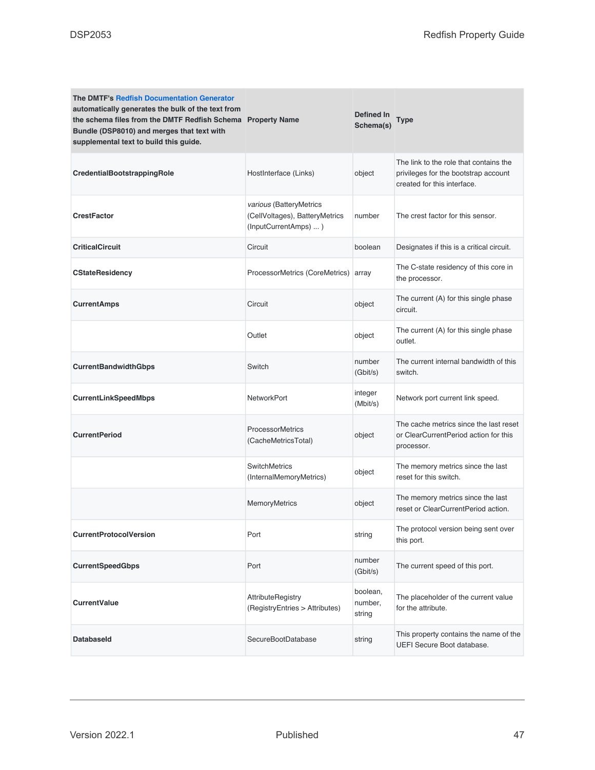| The DMTF's Redfish Documentation Generator automatically generates the bulk of the text from the schema files from the DMTF Redfish Schema Bundle (DSP8010) and merges that text with supplemental text to build this guide. | Property Name | Defined In Schema(s) | Type |
|---|---|---|---|
| **CredentialBootstrappingRole** | HostInterface (Links) | object | The link to the role that contains the privileges for the bootstrap account created for this interface. |
| **CrestFactor** | *various* (BatteryMetrics (CellVoltages), BatteryMetrics (InputCurrentAmps) ... ) | number | The crest factor for this sensor. |
| **CriticalCircuit** | Circuit | boolean | Designates if this is a critical circuit. |
| **CStateResidency** | ProcessorMetrics (CoreMetrics) | array | The C-state residency of this core in the processor. |
| **CurrentAmps** | Circuit | object | The current (A) for this single phase circuit. |
| | Outlet | object | The current (A) for this single phase outlet. |
| **CurrentBandwidthGbps** | Switch | number (Gbit/s) | The current internal bandwidth of this switch. |
| **CurrentLinkSpeedMbps** | NetworkPort | integer (Mbit/s) | Network port current link speed. |
| **CurrentPeriod** | ProcessorMetrics (CacheMetricsTotal) | object | The cache metrics since the last reset or ClearCurrentPeriod action for this processor. |
| | SwitchMetrics (InternalMemoryMetrics) | object | The memory metrics since the last reset for this switch. |
| | MemoryMetrics | object | The memory metrics since the last reset or ClearCurrentPeriod action. |
| **CurrentProtocolVersion** | Port | string | The protocol version being sent over this port. |
| **CurrentSpeedGbps** | Port | number (Gbit/s) | The current speed of this port. |
| **CurrentValue** | AttributeRegistry (RegistryEntries > Attributes) | boolean, number, string | The placeholder of the current value for the attribute. |
| **DatabaseId** | SecureBootDatabase | string | This property contains the name of the UEFI Secure Boot database. |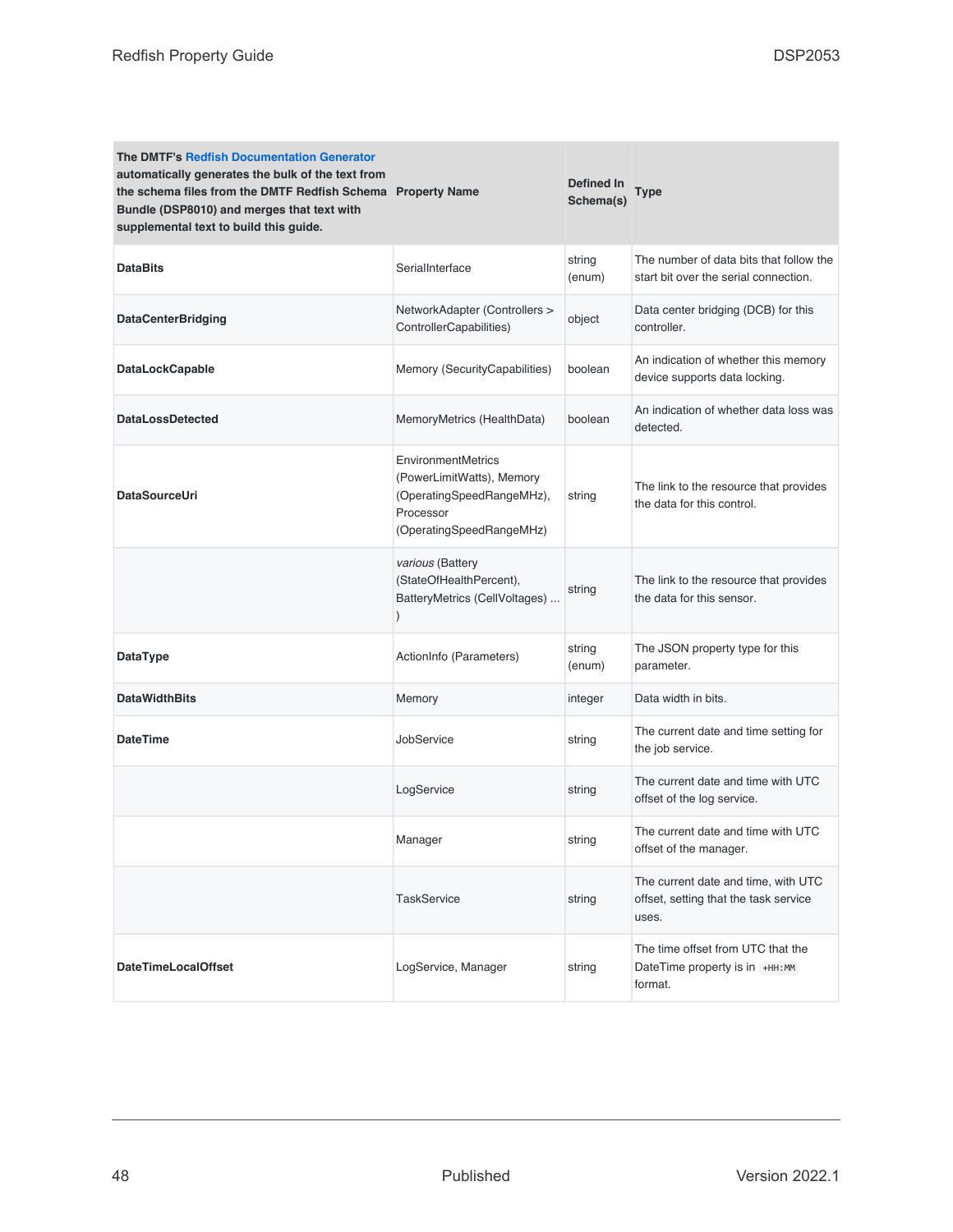| The DMTF's Redfish Documentation Generator automatically generates the bulk of the text from the schema files from the DMTF Redfish Schema Bundle (DSP8010) and merges that text with supplemental text to build this guide. Property Name | Defined In Schema(s) | Type | |
|---|---|---|---|
| **DataBits** | SerialInterface | string (enum) | The number of data bits that follow the start bit over the serial connection. |
| **DataCenterBridging** | NetworkAdapter (Controllers > ControllerCapabilities) | object | Data center bridging (DCB) for this controller. |
| **DataLockCapable** | Memory (SecurityCapabilities) | boolean | An indication of whether this memory device supports data locking. |
| **DataLossDetected** | MemoryMetrics (HealthData) | boolean | An indication of whether data loss was detected. |
| **DataSourceUri** | EnvironmentMetrics (PowerLimitWatts), Memory (OperatingSpeedRangeMHz), Processor (OperatingSpeedRangeMHz) | string | The link to the resource that provides the data for this control. |
| | *various* (Battery (StateOfHealthPercent), BatteryMetrics (CellVoltages) ... ) | string | The link to the resource that provides the data for this sensor. |
| **DataType** | ActionInfo (Parameters) | string (enum) | The JSON property type for this parameter. |
| **DataWidthBits** | Memory | integer | Data width in bits. |
| **DateTime** | JobService | string | The current date and time setting for the job service. |
| | LogService | string | The current date and time with UTC offset of the log service. |
| | Manager | string | The current date and time with UTC offset of the manager. |
| | TaskService | string | The current date and time, with UTC offset, setting that the task service uses. |
| **DateTimeLocalOffset** | LogService, Manager | string | The time offset from UTC that the DateTime property is in `+HH:MM` format. |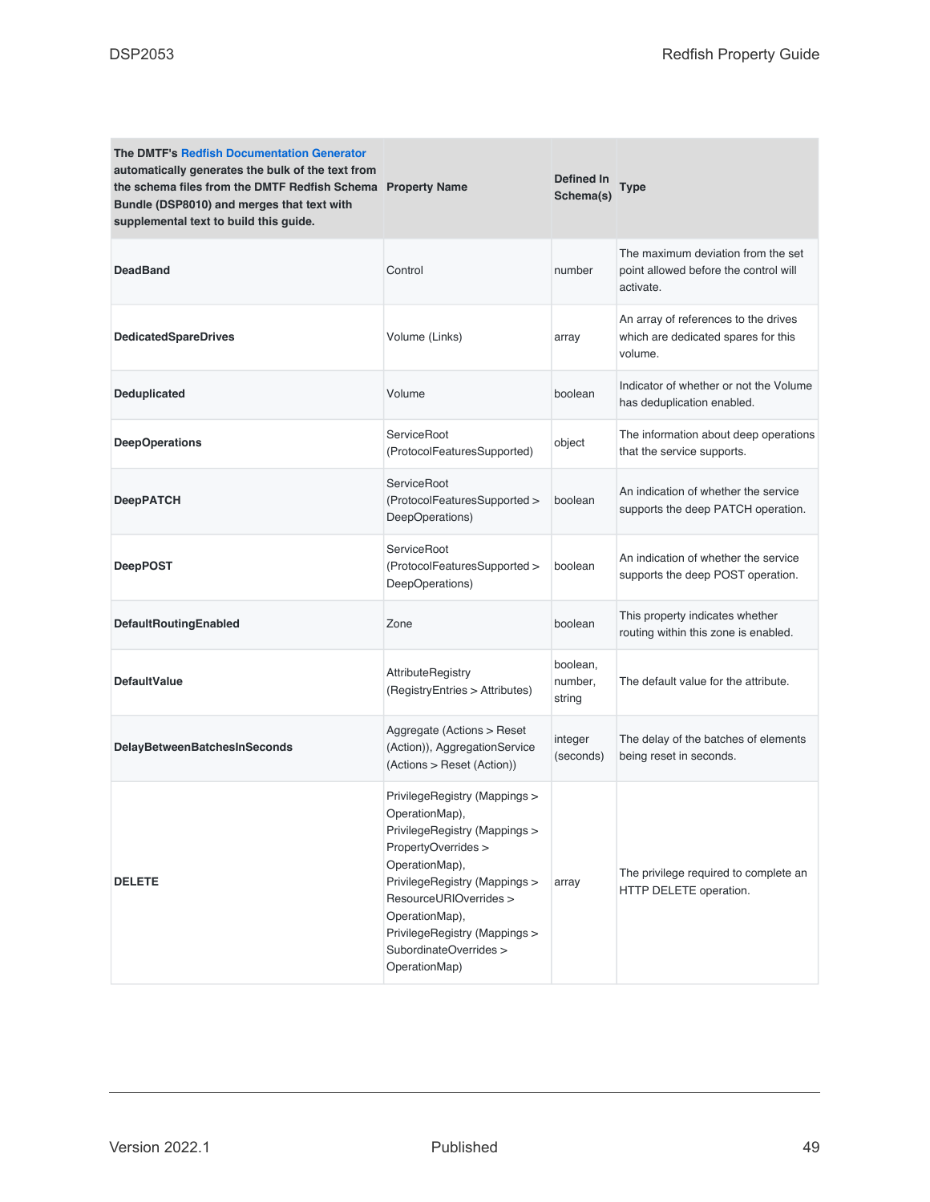| The DMTF's Redfish Documentation Generator automatically generates the bulk of the text from the schema files from the DMTF Redfish Schema Bundle (DSP8010) and merges that text with supplemental text to build this guide. | Property Name | Defined In Schema(s) | Type |
| --- | --- | --- | --- |
| **DeadBand** | Control | number | The maximum deviation from the set point allowed before the control will activate. |
| **DedicatedSpareDrives** | Volume (Links) | array | An array of references to the drives which are dedicated spares for this volume. |
| **Deduplicated** | Volume | boolean | Indicator of whether or not the Volume has deduplication enabled. |
| **DeepOperations** | ServiceRoot (ProtocolFeaturesSupported) | object | The information about deep operations that the service supports. |
| **DeepPATCH** | ServiceRoot (ProtocolFeaturesSupported > DeepOperations) | boolean | An indication of whether the service supports the deep PATCH operation. |
| **DeepPOST** | ServiceRoot (ProtocolFeaturesSupported > DeepOperations) | boolean | An indication of whether the service supports the deep POST operation. |
| **DefaultRoutingEnabled** | Zone | boolean | This property indicates whether routing within this zone is enabled. |
| **DefaultValue** | AttributeRegistry (RegistryEntries > Attributes) | boolean, number, string | The default value for the attribute. |
| **DelayBetweenBatchesInSeconds** | Aggregate (Actions > Reset (Action)), AggregationService (Actions > Reset (Action)) | integer (seconds) | The delay of the batches of elements being reset in seconds. |
| **DELETE** | PrivilegeRegistry (Mappings > OperationMap), PrivilegeRegistry (Mappings > PropertyOverrides > OperationMap), PrivilegeRegistry (Mappings > ResourceURIOverrides > OperationMap), PrivilegeRegistry (Mappings > SubordinateOverrides > OperationMap) | array | The privilege required to complete an HTTP DELETE operation. |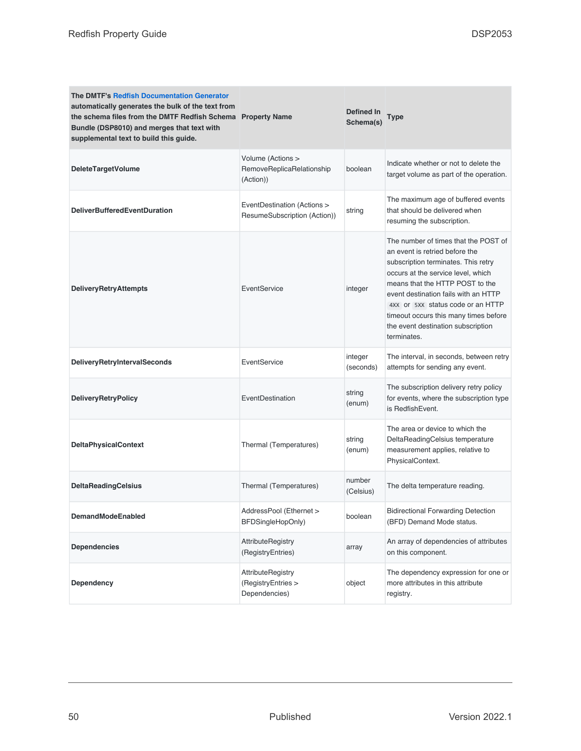| The DMTF's Redfish Documentation Generator automatically generates the bulk of the text from the schema files from the DMTF Redfish Schema Bundle (DSP8010) and merges that text with supplemental text to build this guide. | Property Name | Defined In Schema(s) | Type |
|---|---|---|---|
| **DeleteTargetVolume** | Volume (Actions > RemoveReplicaRelationship (Action)) | boolean | Indicate whether or not to delete the target volume as part of the operation. |
| **DeliverBufferedEventDuration** | EventDestination (Actions > ResumeSubscription (Action)) | string | The maximum age of buffered events that should be delivered when resuming the subscription. |
| **DeliveryRetryAttempts** | EventService | integer | The number of times that the POST of an event is retried before the subscription terminates. This retry occurs at the service level, which means that the HTTP POST to the event destination fails with an HTTP `4XX` or `5XX` status code or an HTTP timeout occurs this many times before the event destination subscription terminates. |
| **DeliveryRetryIntervalSeconds** | EventService | integer (seconds) | The interval, in seconds, between retry attempts for sending any event. |
| **DeliveryRetryPolicy** | EventDestination | string (enum) | The subscription delivery retry policy for events, where the subscription type is RedfishEvent. |
| **DeltaPhysicalContext** | Thermal (Temperatures) | string (enum) | The area or device to which the DeltaReadingCelsius temperature measurement applies, relative to PhysicalContext. |
| **DeltaReadingCelsius** | Thermal (Temperatures) | number (Celsius) | The delta temperature reading. |
| **DemandModeEnabled** | AddressPool (Ethernet > BFDSingleHopOnly) | boolean | Bidirectional Forwarding Detection (BFD) Demand Mode status. |
| **Dependencies** | AttributeRegistry (RegistryEntries) | array | An array of dependencies of attributes on this component. |
| **Dependency** | AttributeRegistry (RegistryEntries > Dependencies) | object | The dependency expression for one or more attributes in this attribute registry. |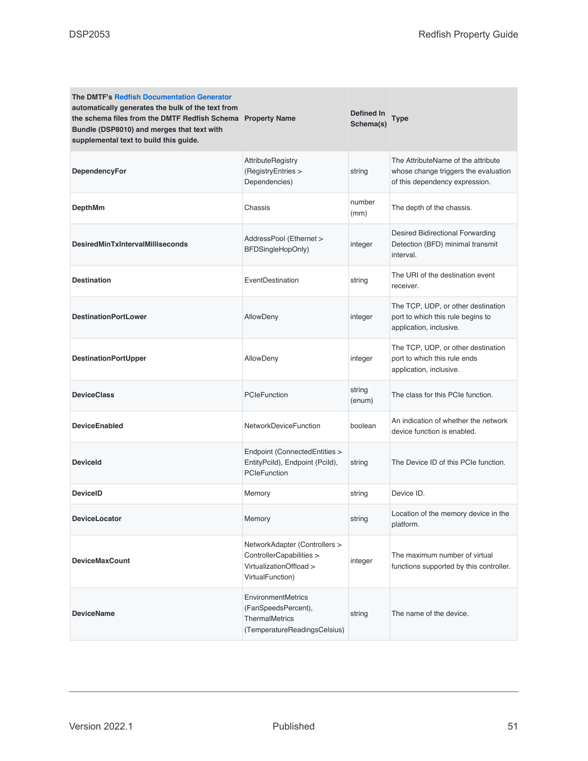| The DMTF's Redfish Documentation Generator automatically generates the bulk of the text from the schema files from the DMTF Redfish Schema Bundle (DSP8010) and merges that text with supplemental text to build this guide. Property Name | Defined In Schema(s) | Type | |
|---|---|---|---|
| **DependencyFor** | AttributeRegistry (RegistryEntries > Dependencies) | string | The AttributeName of the attribute whose change triggers the evaluation of this dependency expression. |
| **DepthMm** | Chassis | number (mm) | The depth of the chassis. |
| **DesiredMinTxIntervalMilliseconds** | AddressPool (Ethernet > BFDSingleHopOnly) | integer | Desired Bidirectional Forwarding Detection (BFD) minimal transmit interval. |
| **Destination** | EventDestination | string | The URI of the destination event receiver. |
| **DestinationPortLower** | AllowDeny | integer | The TCP, UDP, or other destination port to which this rule begins to application, inclusive. |
| **DestinationPortUpper** | AllowDeny | integer | The TCP, UDP, or other destination port to which this rule ends application, inclusive. |
| **DeviceClass** | PCIeFunction | string (enum) | The class for this PCIe function. |
| **DeviceEnabled** | NetworkDeviceFunction | boolean | An indication of whether the network device function is enabled. |
| **DeviceId** | Endpoint (ConnectedEntities > EntityPciId), Endpoint (PciId), PCIeFunction | string | The Device ID of this PCIe function. |
| **DeviceID** | Memory | string | Device ID. |
| **DeviceLocator** | Memory | string | Location of the memory device in the platform. |
| **DeviceMaxCount** | NetworkAdapter (Controllers > ControllerCapabilities > VirtualizationOffload > VirtualFunction) | integer | The maximum number of virtual functions supported by this controller. |
| **DeviceName** | EnvironmentMetrics (FanSpeedsPercent), ThermalMetrics (TemperatureReadingsCelsius) | string | The name of the device. |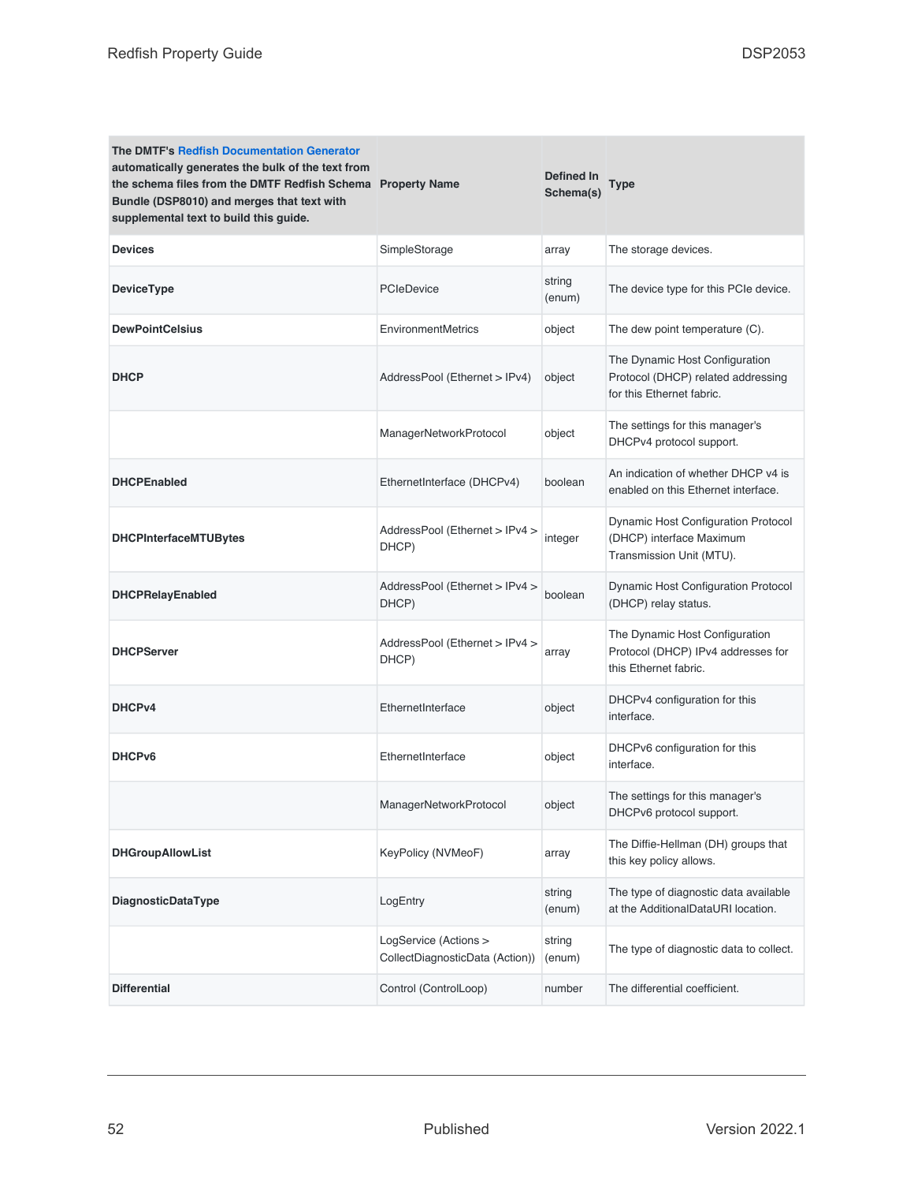| The DMTF's Redfish Documentation Generator automatically generates the bulk of the text from the schema files from the DMTF Redfish Schema Bundle (DSP8010) and merges that text with supplemental text to build this guide. | Property Name | Defined In Schema(s) | Type |
| --- | --- | --- | --- |
| **Devices** | SimpleStorage | array | The storage devices. |
| **DeviceType** | PCIeDevice | string (enum) | The device type for this PCIe device. |
| **DewPointCelsius** | EnvironmentMetrics | object | The dew point temperature (C). |
| **DHCP** | AddressPool (Ethernet > IPv4) | object | The Dynamic Host Configuration Protocol (DHCP) related addressing for this Ethernet fabric. |
| | ManagerNetworkProtocol | object | The settings for this manager's DHCPv4 protocol support. |
| **DHCPEnabled** | EthernetInterface (DHCPv4) | boolean | An indication of whether DHCP v4 is enabled on this Ethernet interface. |
| **DHCPInterfaceMTUBytes** | AddressPool (Ethernet > IPv4 > DHCP) | integer | Dynamic Host Configuration Protocol (DHCP) interface Maximum Transmission Unit (MTU). |
| **DHCPRelayEnabled** | AddressPool (Ethernet > IPv4 > DHCP) | boolean | Dynamic Host Configuration Protocol (DHCP) relay status. |
| **DHCPServer** | AddressPool (Ethernet > IPv4 > DHCP) | array | The Dynamic Host Configuration Protocol (DHCP) IPv4 addresses for this Ethernet fabric. |
| **DHCPv4** | EthernetInterface | object | DHCPv4 configuration for this interface. |
| **DHCPv6** | EthernetInterface | object | DHCPv6 configuration for this interface. |
| | ManagerNetworkProtocol | object | The settings for this manager's DHCPv6 protocol support. |
| **DHGroupAllowList** | KeyPolicy (NVMeoF) | array | The Diffie-Hellman (DH) groups that this key policy allows. |
| **DiagnosticDataType** | LogEntry | string (enum) | The type of diagnostic data available at the AdditionalDataURI location. |
| | LogService (Actions > CollectDiagnosticData (Action)) | string (enum) | The type of diagnostic data to collect. |
| **Differential** | Control (ControlLoop) | number | The differential coefficient. |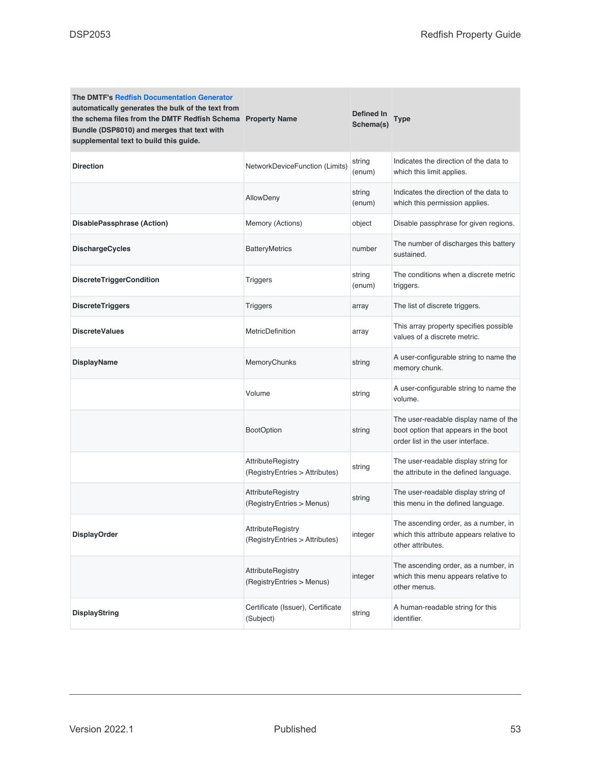| The DMTF's Redfish Documentation Generator automatically generates the bulk of the text from the schema files from the DMTF Redfish Schema Bundle (DSP8010) and merges that text with supplemental text to build this guide. | Property Name | Defined In Schema(s) | Type |
|---|---|---|---|
| **Direction** | NetworkDeviceFunction (Limits) | string (enum) | Indicates the direction of the data to which this limit applies. |
| | AllowDeny | string (enum) | Indicates the direction of the data to which this permission applies. |
| **DisablePassphrase (Action)** | Memory (Actions) | object | Disable passphrase for given regions. |
| **DischargeCycles** | BatteryMetrics | number | The number of discharges this battery sustained. |
| **DiscreteTriggerCondition** | Triggers | string (enum) | The conditions when a discrete metric triggers. |
| **DiscreteTriggers** | Triggers | array | The list of discrete triggers. |
| **DiscreteValues** | MetricDefinition | array | This array property specifies possible values of a discrete metric. |
| **DisplayName** | MemoryChunks | string | A user-configurable string to name the memory chunk. |
| | Volume | string | A user-configurable string to name the volume. |
| | BootOption | string | The user-readable display name of the boot option that appears in the boot order list in the user interface. |
| | AttributeRegistry (RegistryEntries > Attributes) | string | The user-readable display string for the attribute in the defined language. |
| | AttributeRegistry (RegistryEntries > Menus) | string | The user-readable display string of this menu in the defined language. |
| **DisplayOrder** | AttributeRegistry (RegistryEntries > Attributes) | integer | The ascending order, as a number, in which this attribute appears relative to other attributes. |
| | AttributeRegistry (RegistryEntries > Menus) | integer | The ascending order, as a number, in which this menu appears relative to other menus. |
| **DisplayString** | Certificate (Issuer), Certificate (Subject) | string | A human-readable string for this identifier. |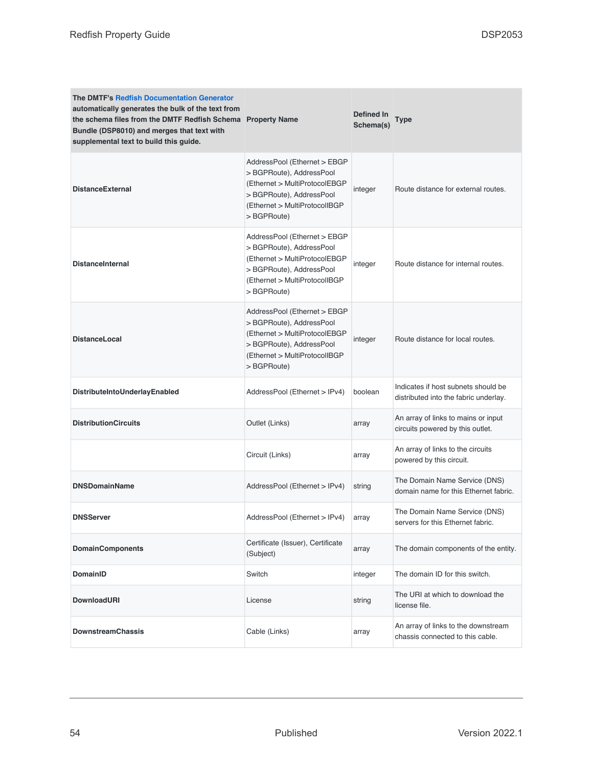| The DMTF's Redfish Documentation Generator automatically generates the bulk of the text from the schema files from the DMTF Redfish Schema Bundle (DSP8010) and merges that text with supplemental text to build this guide. | Property Name | Defined In Schema(s) | Type |
|---|---|---|---|
| **DistanceExternal** | AddressPool (Ethernet > EBGP > BGPRoute), AddressPool (Ethernet > MultiProtocolEBGP > BGPRoute), AddressPool (Ethernet > MultiProtocolIBGP > BGPRoute) | integer | Route distance for external routes. |
| **DistanceInternal** | AddressPool (Ethernet > EBGP > BGPRoute), AddressPool (Ethernet > MultiProtocolEBGP > BGPRoute), AddressPool (Ethernet > MultiProtocolIBGP > BGPRoute) | integer | Route distance for internal routes. |
| **DistanceLocal** | AddressPool (Ethernet > EBGP > BGPRoute), AddressPool (Ethernet > MultiProtocolEBGP > BGPRoute), AddressPool (Ethernet > MultiProtocolIBGP > BGPRoute) | integer | Route distance for local routes. |
| **DistributeIntoUnderlayEnabled** | AddressPool (Ethernet > IPv4) | boolean | Indicates if host subnets should be distributed into the fabric underlay. |
| **DistributionCircuits** | Outlet (Links) | array | An array of links to mains or input circuits powered by this outlet. |
| | Circuit (Links) | array | An array of links to the circuits powered by this circuit. |
| **DNSDomainName** | AddressPool (Ethernet > IPv4) | string | The Domain Name Service (DNS) domain name for this Ethernet fabric. |
| **DNSServer** | AddressPool (Ethernet > IPv4) | array | The Domain Name Service (DNS) servers for this Ethernet fabric. |
| **DomainComponents** | Certificate (Issuer), Certificate (Subject) | array | The domain components of the entity. |
| **DomainID** | Switch | integer | The domain ID for this switch. |
| **DownloadURI** | License | string | The URI at which to download the license file. |
| **DownstreamChassis** | Cable (Links) | array | An array of links to the downstream chassis connected to this cable. |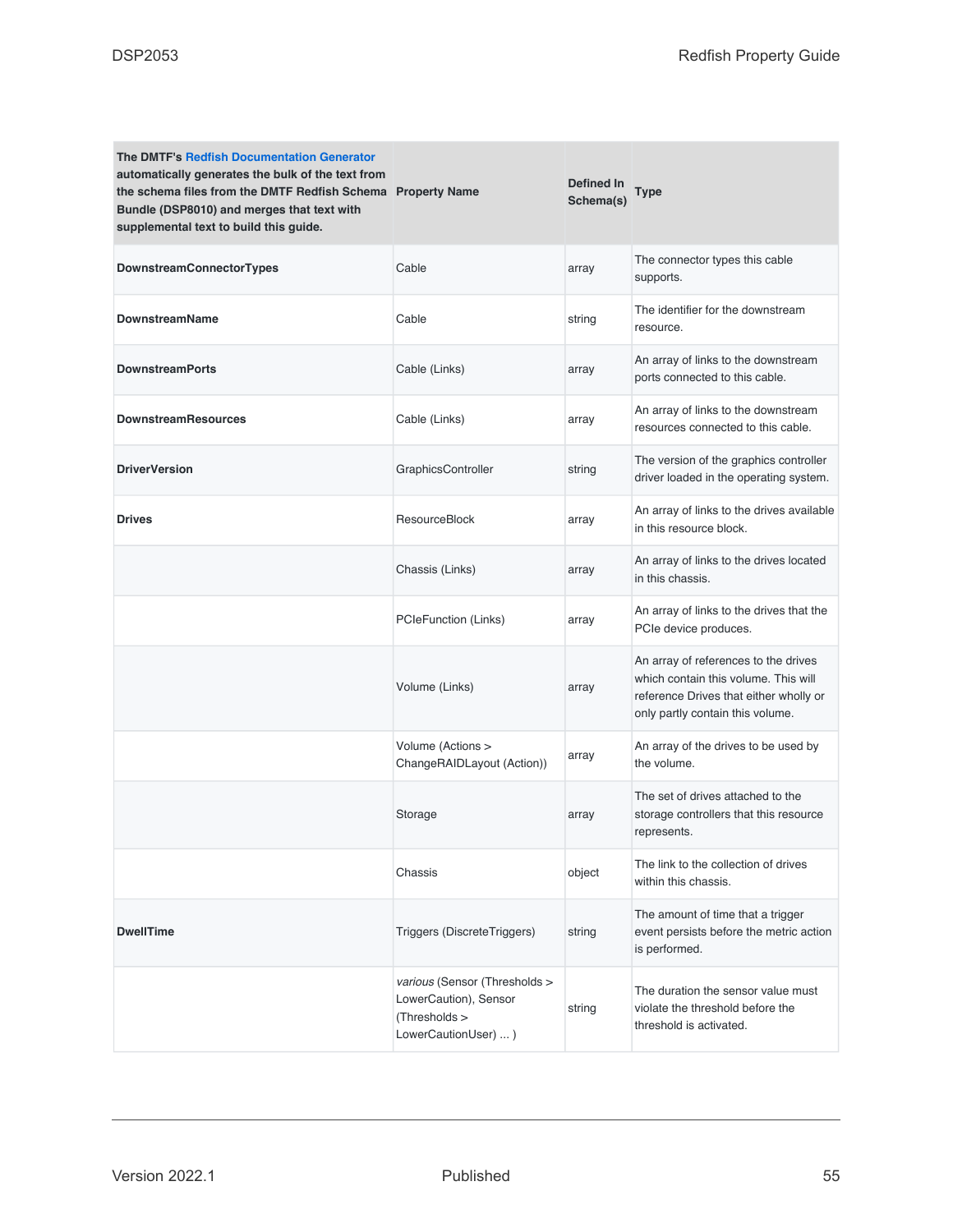| The DMTF's Redfish Documentation Generator automatically generates the bulk of the text from the schema files from the DMTF Redfish Schema Bundle (DSP8010) and merges that text with supplemental text to build this guide. | Property Name | Defined In Schema(s) | Type |
|---|---|---|---|
| **DownstreamConnectorTypes** | Cable | array | The connector types this cable supports. |
| **DownstreamName** | Cable | string | The identifier for the downstream resource. |
| **DownstreamPorts** | Cable (Links) | array | An array of links to the downstream ports connected to this cable. |
| **DownstreamResources** | Cable (Links) | array | An array of links to the downstream resources connected to this cable. |
| **DriverVersion** | GraphicsController | string | The version of the graphics controller driver loaded in the operating system. |
| **Drives** | ResourceBlock | array | An array of links to the drives available in this resource block. |
| | Chassis (Links) | array | An array of links to the drives located in this chassis. |
| | PCIeFunction (Links) | array | An array of links to the drives that the PCIe device produces. |
| | Volume (Links) | array | An array of references to the drives which contain this volume. This will reference Drives that either wholly or only partly contain this volume. |
| | Volume (Actions > ChangeRAIDLayout (Action)) | array | An array of the drives to be used by the volume. |
| | Storage | array | The set of drives attached to the storage controllers that this resource represents. |
| | Chassis | object | The link to the collection of drives within this chassis. |
| **DwellTime** | Triggers (DiscreteTriggers) | string | The amount of time that a trigger event persists before the metric action is performed. |
| | *various* (Sensor (Thresholds > LowerCaution), Sensor (Thresholds > LowerCautionUser) ... ) | string | The duration the sensor value must violate the threshold before the threshold is activated. |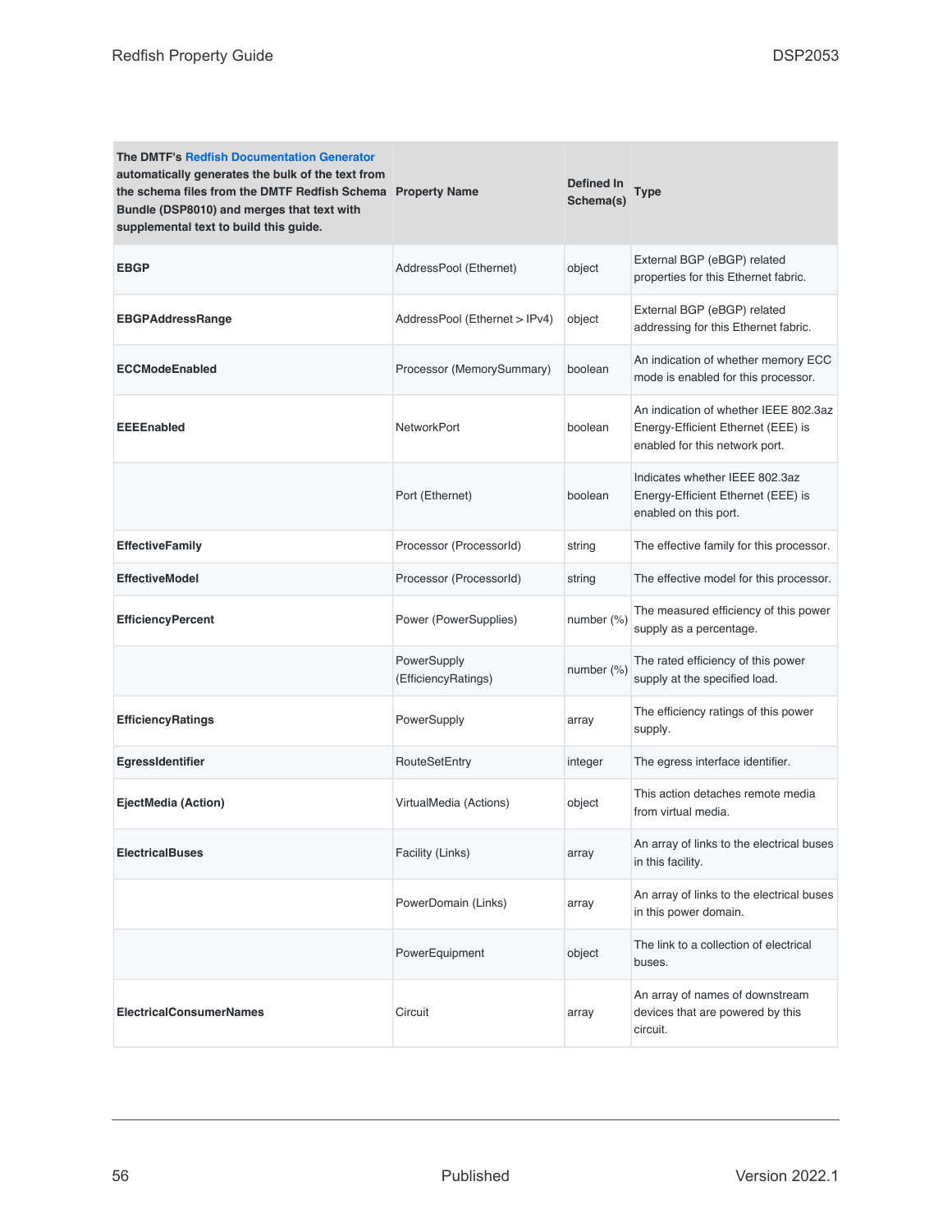| The DMTF's Redfish Documentation Generator automatically generates the bulk of the text from the schema files from the DMTF Redfish Schema Bundle (DSP8010) and merges that text with supplemental text to build this guide. | Property Name | Defined In Schema(s) | Type |
|---|---|---|---|
| **EBGP** | AddressPool (Ethernet) | object | External BGP (eBGP) related properties for this Ethernet fabric. |
| **EBGPAddressRange** | AddressPool (Ethernet > IPv4) | object | External BGP (eBGP) related addressing for this Ethernet fabric. |
| **ECCModeEnabled** | Processor (MemorySummary) | boolean | An indication of whether memory ECC mode is enabled for this processor. |
| **EEEEnabled** | NetworkPort | boolean | An indication of whether IEEE 802.3az Energy-Efficient Ethernet (EEE) is enabled for this network port. |
| | Port (Ethernet) | boolean | Indicates whether IEEE 802.3az Energy-Efficient Ethernet (EEE) is enabled on this port. |
| **EffectiveFamily** | Processor (ProcessorId) | string | The effective family for this processor. |
| **EffectiveModel** | Processor (ProcessorId) | string | The effective model for this processor. |
| **EfficiencyPercent** | Power (PowerSupplies) | number (%) | The measured efficiency of this power supply as a percentage. |
| | PowerSupply (EfficiencyRatings) | number (%) | The rated efficiency of this power supply at the specified load. |
| **EfficiencyRatings** | PowerSupply | array | The efficiency ratings of this power supply. |
| **EgressIdentifier** | RouteSetEntry | integer | The egress interface identifier. |
| **EjectMedia (Action)** | VirtualMedia (Actions) | object | This action detaches remote media from virtual media. |
| **ElectricalBuses** | Facility (Links) | array | An array of links to the electrical buses in this facility. |
| | PowerDomain (Links) | array | An array of links to the electrical buses in this power domain. |
| | PowerEquipment | object | The link to a collection of electrical buses. |
| **ElectricalConsumerNames** | Circuit | array | An array of names of downstream devices that are powered by this circuit. |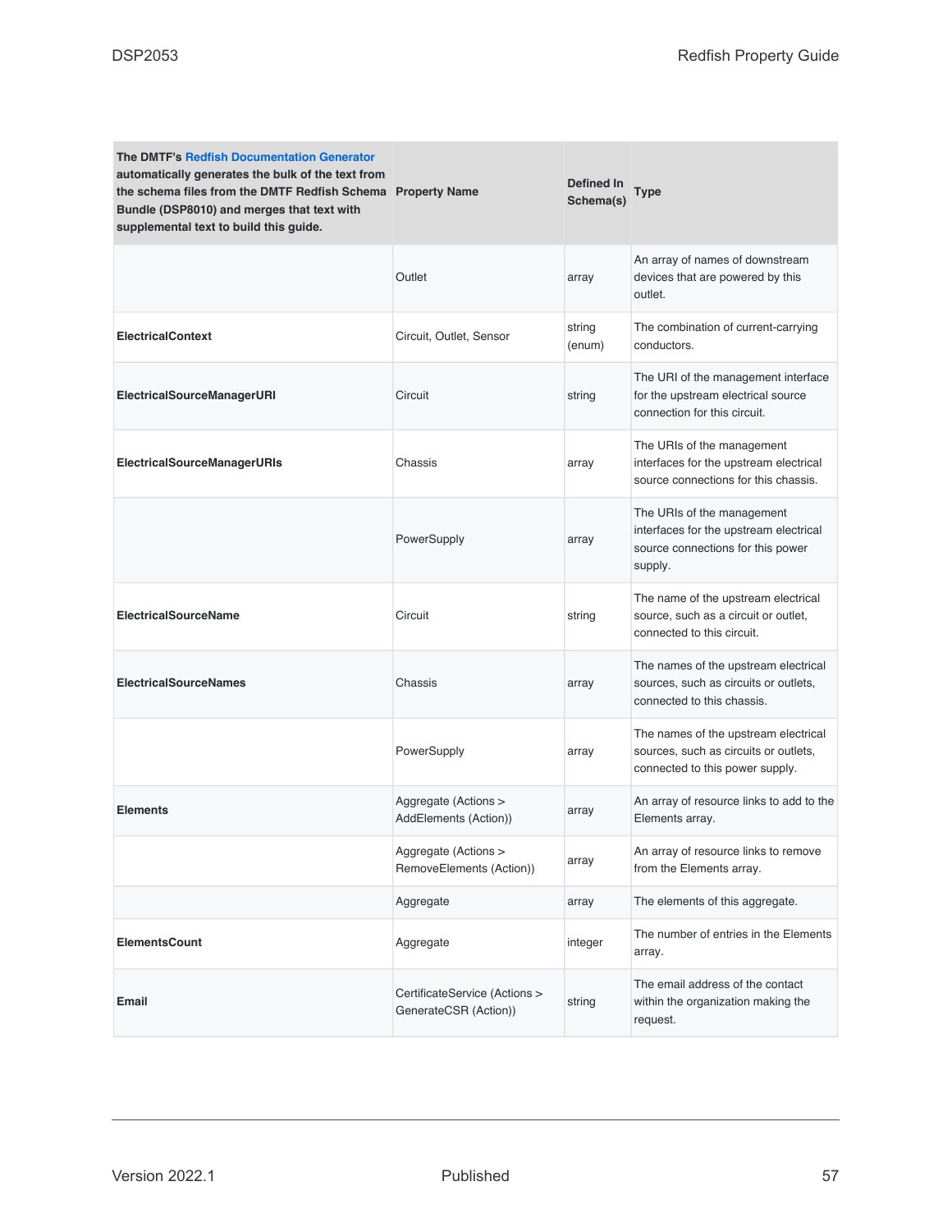| The DMTF's Redfish Documentation Generator automatically generates the bulk of the text from the schema files from the DMTF Redfish Schema Bundle (DSP8010) and merges that text with supplemental text to build this guide. | Property Name | Defined In Schema(s) | Type |
|---|---|---|---|
| | Outlet | array | An array of names of downstream devices that are powered by this outlet. |
| **ElectricalContext** | Circuit, Outlet, Sensor | string (enum) | The combination of current-carrying conductors. |
| **ElectricalSourceManagerURI** | Circuit | string | The URI of the management interface for the upstream electrical source connection for this circuit. |
| **ElectricalSourceManagerURIs** | Chassis | array | The URIs of the management interfaces for the upstream electrical source connections for this chassis. |
| | PowerSupply | array | The URIs of the management interfaces for the upstream electrical source connections for this power supply. |
| **ElectricalSourceName** | Circuit | string | The name of the upstream electrical source, such as a circuit or outlet, connected to this circuit. |
| **ElectricalSourceNames** | Chassis | array | The names of the upstream electrical sources, such as circuits or outlets, connected to this chassis. |
| | PowerSupply | array | The names of the upstream electrical sources, such as circuits or outlets, connected to this power supply. |
| **Elements** | Aggregate (Actions > AddElements (Action)) | array | An array of resource links to add to the Elements array. |
| | Aggregate (Actions > RemoveElements (Action)) | array | An array of resource links to remove from the Elements array. |
| | Aggregate | array | The elements of this aggregate. |
| **ElementsCount** | Aggregate | integer | The number of entries in the Elements array. |
| **Email** | CertificateService (Actions > GenerateCSR (Action)) | string | The email address of the contact within the organization making the request. |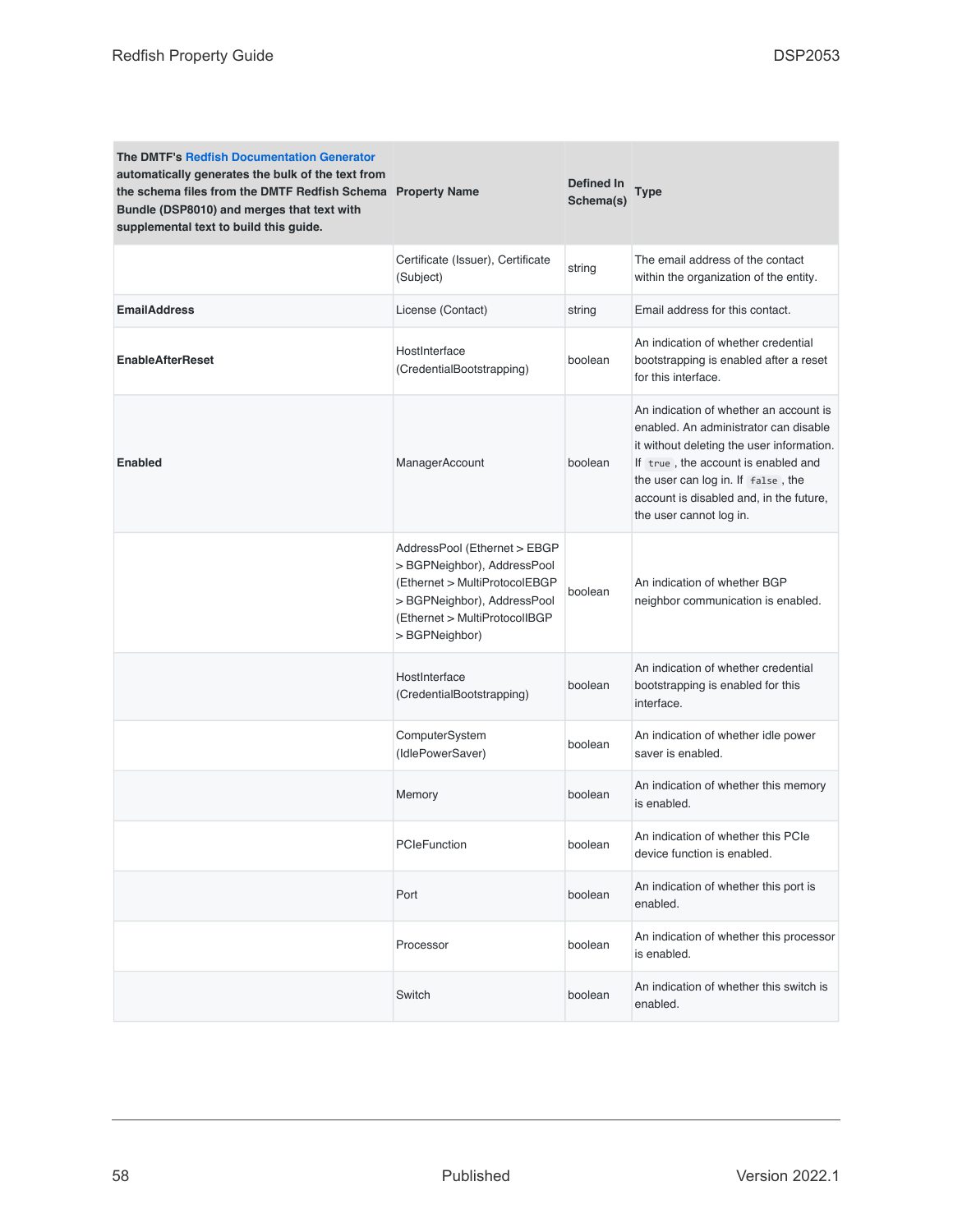| The DMTF's Redfish Documentation Generator automatically generates the bulk of the text from the schema files from the DMTF Redfish Schema Bundle (DSP8010) and merges that text with supplemental text to build this guide. Property Name | Defined In Schema(s) | Type | |
|---|---|---|---|
| | Certificate (Issuer), Certificate (Subject) | string | The email address of the contact within the organization of the entity. |
| **EmailAddress** | License (Contact) | string | Email address for this contact. |
| **EnableAfterReset** | HostInterface (CredentialBootstrapping) | boolean | An indication of whether credential bootstrapping is enabled after a reset for this interface. |
| **Enabled** | ManagerAccount | boolean | An indication of whether an account is enabled. An administrator can disable it without deleting the user information. If `true`, the account is enabled and the user can log in. If `false`, the account is disabled and, in the future, the user cannot log in. |
| | AddressPool (Ethernet > EBGP > BGPNeighbor), AddressPool (Ethernet > MultiProtocolEBGP > BGPNeighbor), AddressPool (Ethernet > MultiProtocolIBGP > BGPNeighbor) | boolean | An indication of whether BGP neighbor communication is enabled. |
| | HostInterface (CredentialBootstrapping) | boolean | An indication of whether credential bootstrapping is enabled for this interface. |
| | ComputerSystem (IdlePowerSaver) | boolean | An indication of whether idle power saver is enabled. |
| | Memory | boolean | An indication of whether this memory is enabled. |
| | PCIeFunction | boolean | An indication of whether this PCIe device function is enabled. |
| | Port | boolean | An indication of whether this port is enabled. |
| | Processor | boolean | An indication of whether this processor is enabled. |
| | Switch | boolean | An indication of whether this switch is enabled. |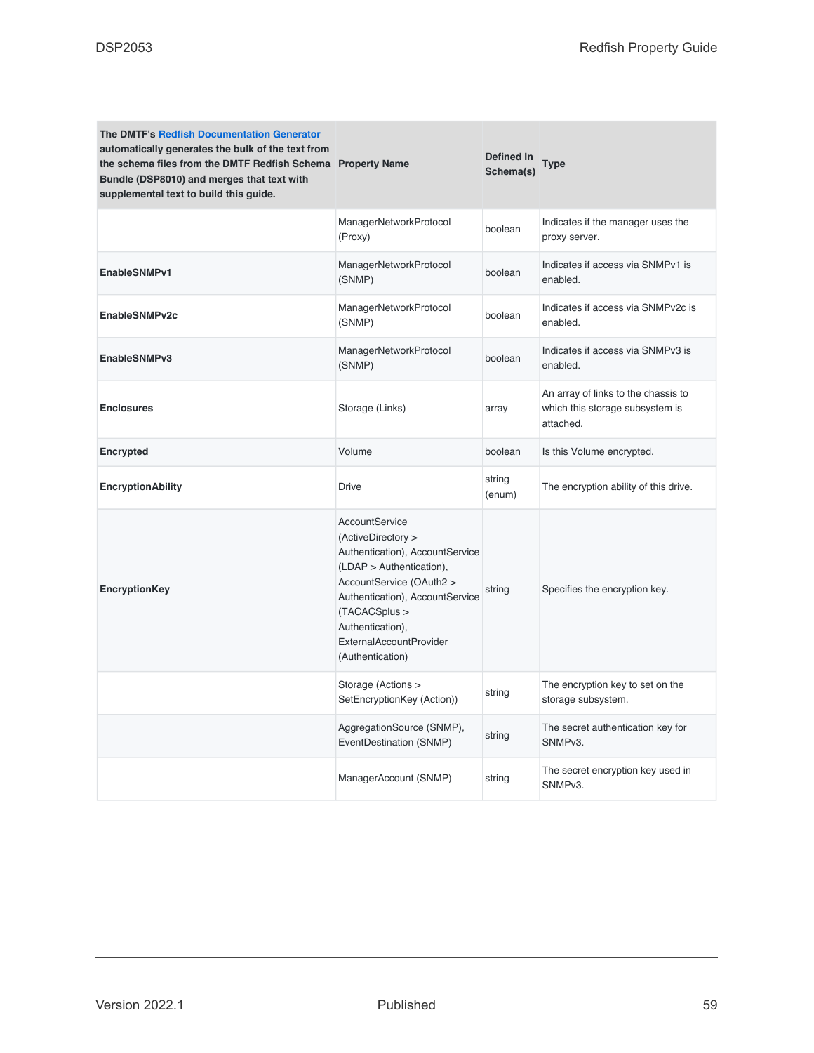| The DMTF's Redfish Documentation Generator automatically generates the bulk of the text from the schema files from the DMTF Redfish Schema Bundle (DSP8010) and merges that text with supplemental text to build this guide. Property Name | Defined In Schema(s) | Type | |
|---|---|---|---|
| | ManagerNetworkProtocol (Proxy) | boolean | Indicates if the manager uses the proxy server. |
| **EnableSNMPv1** | ManagerNetworkProtocol (SNMP) | boolean | Indicates if access via SNMPv1 is enabled. |
| **EnableSNMPv2c** | ManagerNetworkProtocol (SNMP) | boolean | Indicates if access via SNMPv2c is enabled. |
| **EnableSNMPv3** | ManagerNetworkProtocol (SNMP) | boolean | Indicates if access via SNMPv3 is enabled. |
| **Enclosures** | Storage (Links) | array | An array of links to the chassis to which this storage subsystem is attached. |
| **Encrypted** | Volume | boolean | Is this Volume encrypted. |
| **EncryptionAbility** | Drive | string (enum) | The encryption ability of this drive. |
| **EncryptionKey** | AccountService (ActiveDirectory > Authentication), AccountService (LDAP > Authentication), AccountService (OAuth2 > Authentication), AccountService (TACACSplus > Authentication), ExternalAccountProvider (Authentication) | string | Specifies the encryption key. |
| | Storage (Actions > SetEncryptionKey (Action)) | string | The encryption key to set on the storage subsystem. |
| | AggregationSource (SNMP), EventDestination (SNMP) | string | The secret authentication key for SNMPv3. |
| | ManagerAccount (SNMP) | string | The secret encryption key used in SNMPv3. |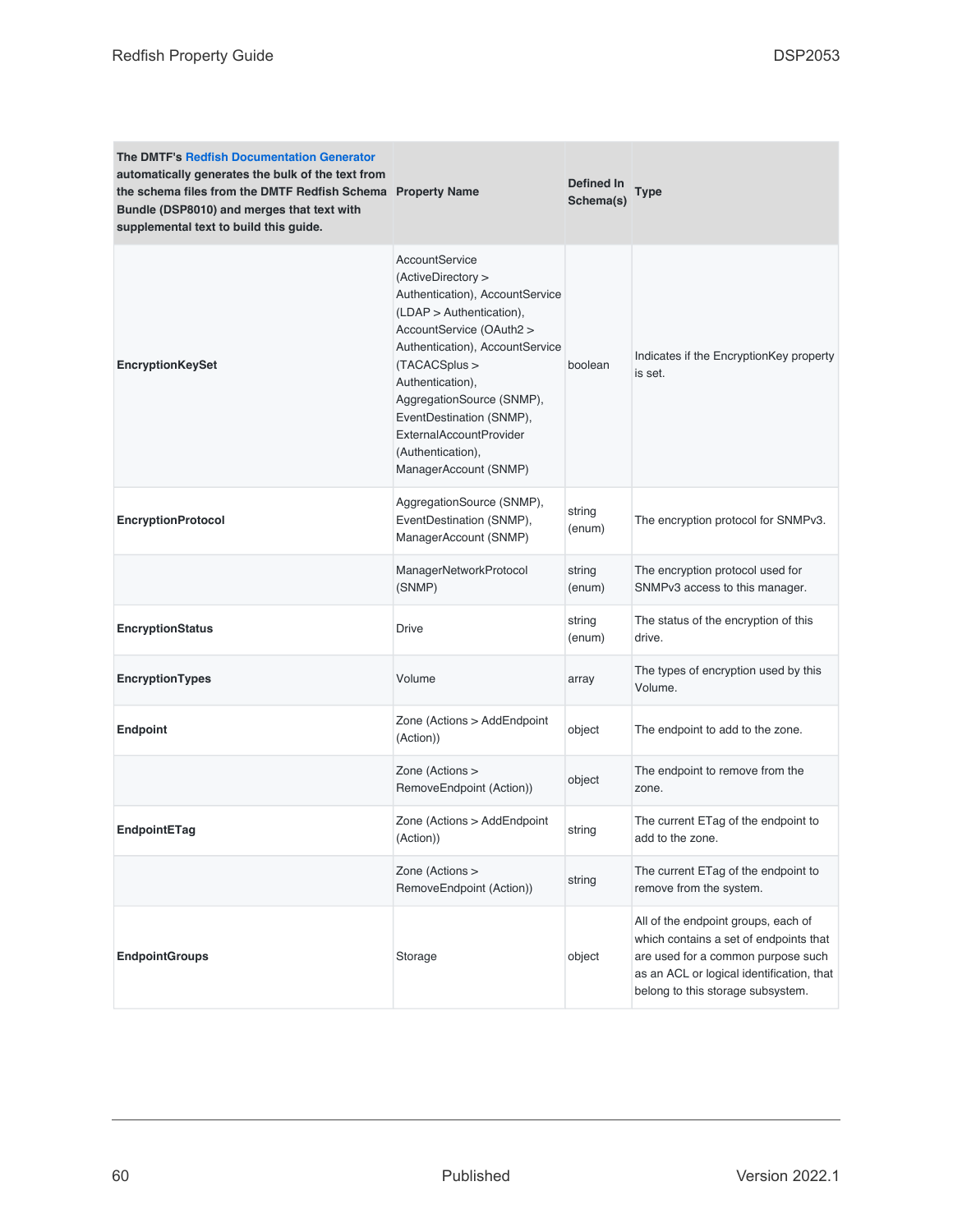| The DMTF's Redfish Documentation Generator automatically generates the bulk of the text from the schema files from the DMTF Redfish Schema Bundle (DSP8010) and merges that text with supplemental text to build this guide. | Property Name | Defined In Schema(s) | Type |
|---|---|---|---|
| **EncryptionKeySet** | AccountService (ActiveDirectory > Authentication), AccountService (LDAP > Authentication), AccountService (OAuth2 > Authentication), AccountService (TACACSplus > Authentication), AggregationSource (SNMP), EventDestination (SNMP), ExternalAccountProvider (Authentication), ManagerAccount (SNMP) | boolean | Indicates if the EncryptionKey property is set. |
| **EncryptionProtocol** | AggregationSource (SNMP), EventDestination (SNMP), ManagerAccount (SNMP) | string (enum) | The encryption protocol for SNMPv3. |
| | ManagerNetworkProtocol (SNMP) | string (enum) | The encryption protocol used for SNMPv3 access to this manager. |
| **EncryptionStatus** | Drive | string (enum) | The status of the encryption of this drive. |
| **EncryptionTypes** | Volume | array | The types of encryption used by this Volume. |
| **Endpoint** | Zone (Actions > AddEndpoint (Action)) | object | The endpoint to add to the zone. |
| | Zone (Actions > RemoveEndpoint (Action)) | object | The endpoint to remove from the zone. |
| **EndpointETag** | Zone (Actions > AddEndpoint (Action)) | string | The current ETag of the endpoint to add to the zone. |
| | Zone (Actions > RemoveEndpoint (Action)) | string | The current ETag of the endpoint to remove from the system. |
| **EndpointGroups** | Storage | object | All of the endpoint groups, each of which contains a set of endpoints that are used for a common purpose such as an ACL or logical identification, that belong to this storage subsystem. |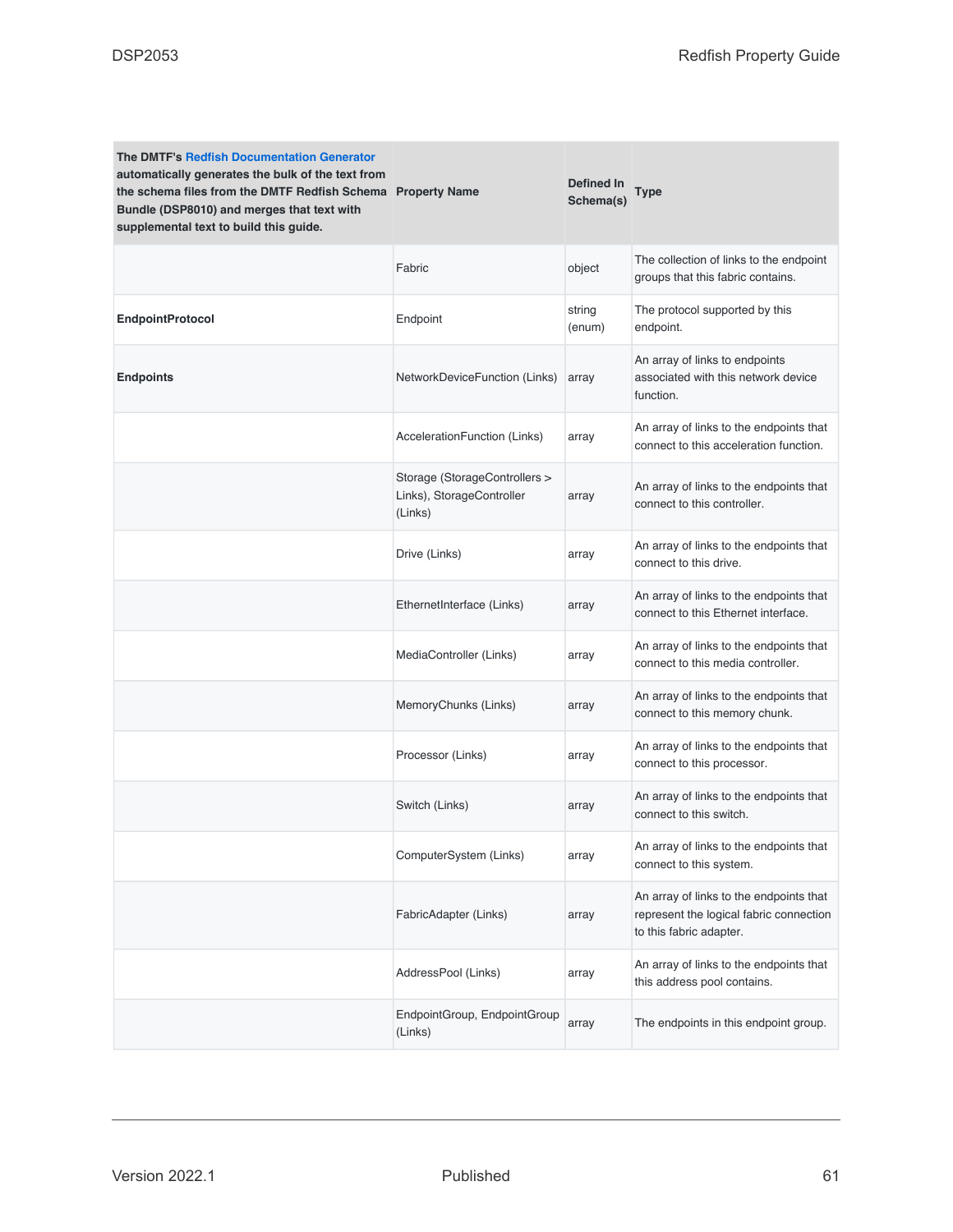| The DMTF's Redfish Documentation Generator automatically generates the bulk of the text from the schema files from the DMTF Redfish Schema Bundle (DSP8010) and merges that text with supplemental text to build this guide. | Property Name | Defined In Schema(s) | Type |
| --- | --- | --- | --- |
| | Fabric | object | The collection of links to the endpoint groups that this fabric contains. |
| **EndpointProtocol** | Endpoint | string (enum) | The protocol supported by this endpoint. |
| **Endpoints** | NetworkDeviceFunction (Links) | array | An array of links to endpoints associated with this network device function. |
| | AccelerationFunction (Links) | array | An array of links to the endpoints that connect to this acceleration function. |
| | Storage (StorageControllers > Links), StorageController (Links) | array | An array of links to the endpoints that connect to this controller. |
| | Drive (Links) | array | An array of links to the endpoints that connect to this drive. |
| | EthernetInterface (Links) | array | An array of links to the endpoints that connect to this Ethernet interface. |
| | MediaController (Links) | array | An array of links to the endpoints that connect to this media controller. |
| | MemoryChunks (Links) | array | An array of links to the endpoints that connect to this memory chunk. |
| | Processor (Links) | array | An array of links to the endpoints that connect to this processor. |
| | Switch (Links) | array | An array of links to the endpoints that connect to this switch. |
| | ComputerSystem (Links) | array | An array of links to the endpoints that connect to this system. |
| | FabricAdapter (Links) | array | An array of links to the endpoints that represent the logical fabric connection to this fabric adapter. |
| | AddressPool (Links) | array | An array of links to the endpoints that this address pool contains. |
| | EndpointGroup, EndpointGroup (Links) | array | The endpoints in this endpoint group. |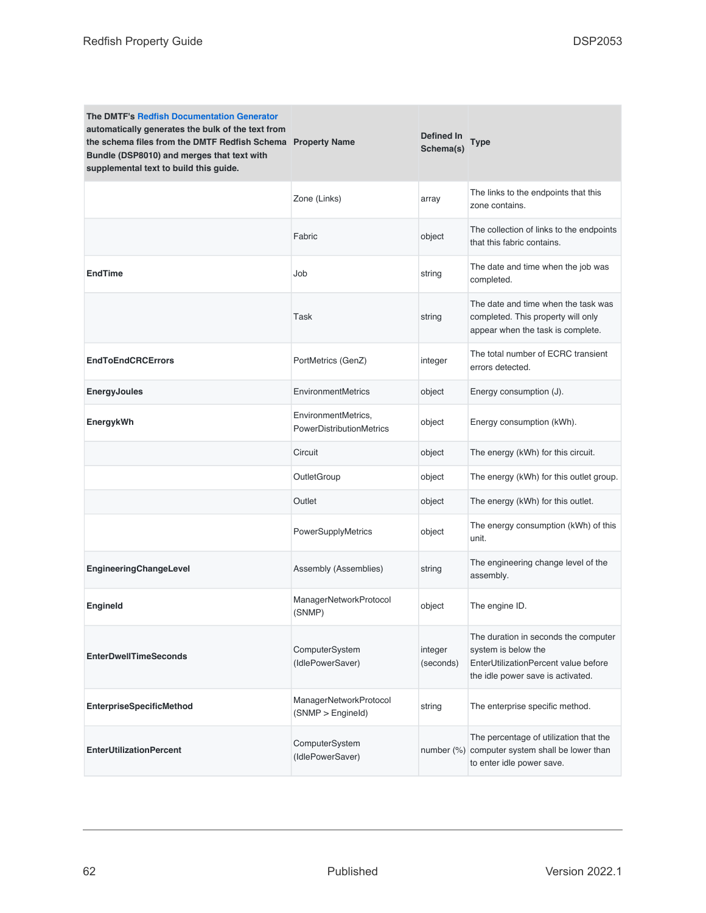| The DMTF's Redfish Documentation Generator automatically generates the bulk of the text from the schema files from the DMTF Redfish Schema Bundle (DSP8010) and merges that text with supplemental text to build this guide. | Property Name | Defined In Schema(s) | Type |
|---|---|---|---|
| | Zone (Links) | array | The links to the endpoints that this zone contains. |
| | Fabric | object | The collection of links to the endpoints that this fabric contains. |
| **EndTime** | Job | string | The date and time when the job was completed. |
| | Task | string | The date and time when the task was completed. This property will only appear when the task is complete. |
| **EndToEndCRCErrors** | PortMetrics (GenZ) | integer | The total number of ECRC transient errors detected. |
| **EnergyJoules** | EnvironmentMetrics | object | Energy consumption (J). |
| **EnergykWh** | EnvironmentMetrics, PowerDistributionMetrics | object | Energy consumption (kWh). |
| | Circuit | object | The energy (kWh) for this circuit. |
| | OutletGroup | object | The energy (kWh) for this outlet group. |
| | Outlet | object | The energy (kWh) for this outlet. |
| | PowerSupplyMetrics | object | The energy consumption (kWh) of this unit. |
| **EngineeringChangeLevel** | Assembly (Assemblies) | string | The engineering change level of the assembly. |
| **EngineId** | ManagerNetworkProtocol (SNMP) | object | The engine ID. |
| **EnterDwellTimeSeconds** | ComputerSystem (IdlePowerSaver) | integer (seconds) | The duration in seconds the computer system is below the EnterUtilizationPercent value before the idle power save is activated. |
| **EnterpriseSpecificMethod** | ManagerNetworkProtocol (SNMP > EngineId) | string | The enterprise specific method. |
| **EnterUtilizationPercent** | ComputerSystem (IdlePowerSaver) | number (%) | The percentage of utilization that the computer system shall be lower than to enter idle power save. |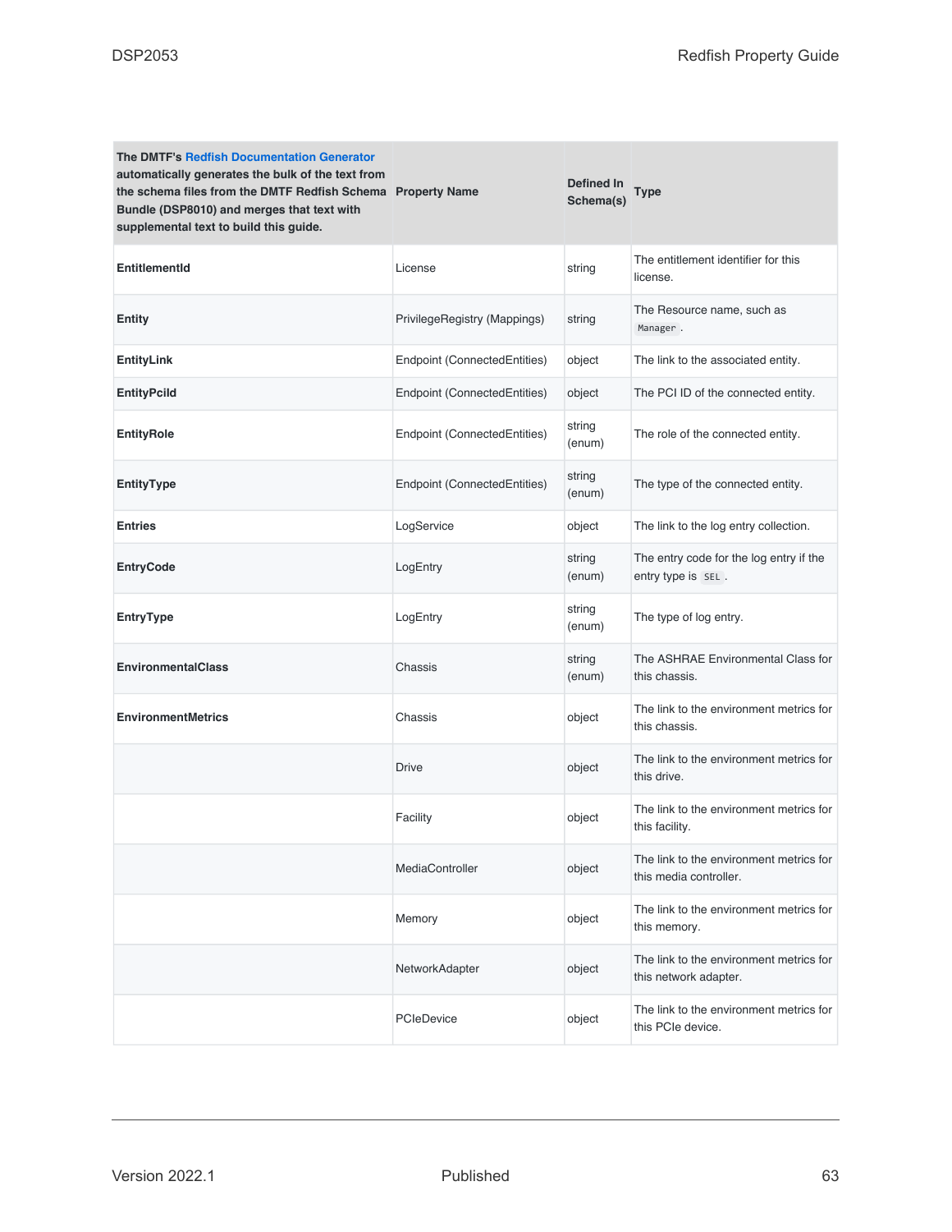| The DMTF's Redfish Documentation Generator automatically generates the bulk of the text from the schema files from the DMTF Redfish Schema Bundle (DSP8010) and merges that text with supplemental text to build this guide. | Property Name | Defined In Schema(s) | Type |
|---|---|---|---|
| **EntitlementId** | License | string | The entitlement identifier for this license. |
| **Entity** | PrivilegeRegistry (Mappings) | string | The Resource name, such as `Manager`. |
| **EntityLink** | Endpoint (ConnectedEntities) | object | The link to the associated entity. |
| **EntityPciId** | Endpoint (ConnectedEntities) | object | The PCI ID of the connected entity. |
| **EntityRole** | Endpoint (ConnectedEntities) | string (enum) | The role of the connected entity. |
| **EntityType** | Endpoint (ConnectedEntities) | string (enum) | The type of the connected entity. |
| **Entries** | LogService | object | The link to the log entry collection. |
| **EntryCode** | LogEntry | string (enum) | The entry code for the log entry if the entry type is `SEL`. |
| **EntryType** | LogEntry | string (enum) | The type of log entry. |
| **EnvironmentalClass** | Chassis | string (enum) | The ASHRAE Environmental Class for this chassis. |
| **EnvironmentMetrics** | Chassis | object | The link to the environment metrics for this chassis. |
| | Drive | object | The link to the environment metrics for this drive. |
| | Facility | object | The link to the environment metrics for this facility. |
| | MediaController | object | The link to the environment metrics for this media controller. |
| | Memory | object | The link to the environment metrics for this memory. |
| | NetworkAdapter | object | The link to the environment metrics for this network adapter. |
| | PCIeDevice | object | The link to the environment metrics for this PCIe device. |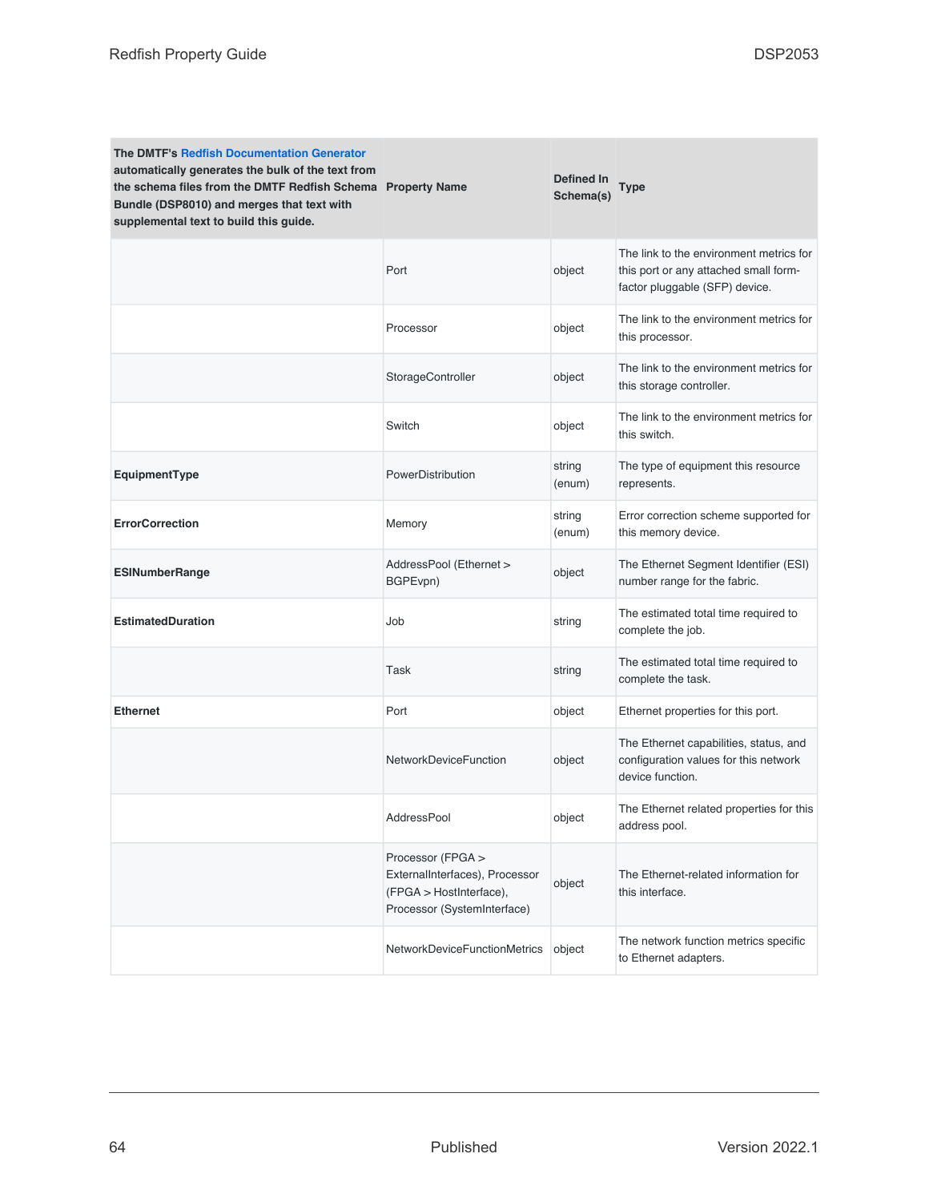| The DMTF's Redfish Documentation Generator automatically generates the bulk of the text from the schema files from the DMTF Redfish Schema Bundle (DSP8010) and merges that text with supplemental text to build this guide. | Property Name | Defined In Schema(s) | Type |
|---|---|---|---|
| | Port | object | The link to the environment metrics for this port or any attached small form-factor pluggable (SFP) device. |
| | Processor | object | The link to the environment metrics for this processor. |
| | StorageController | object | The link to the environment metrics for this storage controller. |
| | Switch | object | The link to the environment metrics for this switch. |
| **EquipmentType** | PowerDistribution | string (enum) | The type of equipment this resource represents. |
| **ErrorCorrection** | Memory | string (enum) | Error correction scheme supported for this memory device. |
| **ESINumberRange** | AddressPool (Ethernet > BGPEvpn) | object | The Ethernet Segment Identifier (ESI) number range for the fabric. |
| **EstimatedDuration** | Job | string | The estimated total time required to complete the job. |
| | Task | string | The estimated total time required to complete the task. |
| **Ethernet** | Port | object | Ethernet properties for this port. |
| | NetworkDeviceFunction | object | The Ethernet capabilities, status, and configuration values for this network device function. |
| | AddressPool | object | The Ethernet related properties for this address pool. |
| | Processor (FPGA > ExternalInterfaces), Processor (FPGA > HostInterface), Processor (SystemInterface) | object | The Ethernet-related information for this interface. |
| | NetworkDeviceFunctionMetrics | object | The network function metrics specific to Ethernet adapters. |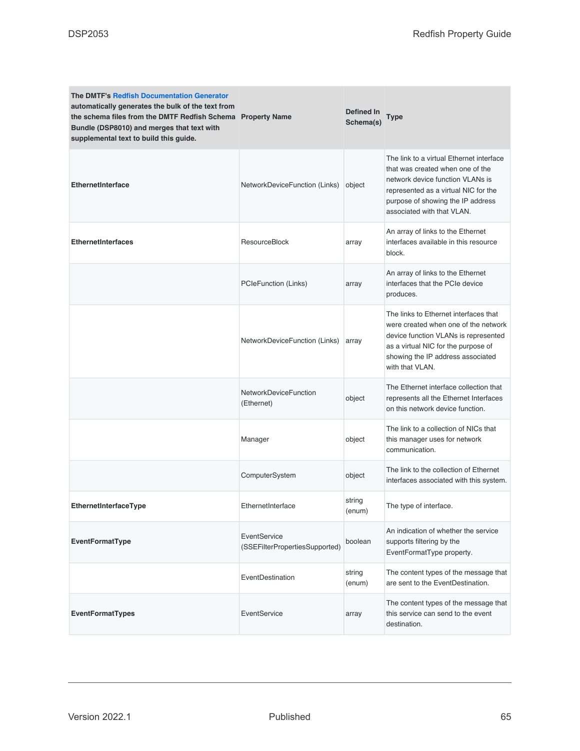| The DMTF's Redfish Documentation Generator automatically generates the bulk of the text from the schema files from the DMTF Redfish Schema Bundle (DSP8010) and merges that text with supplemental text to build this guide. | Property Name | Defined In Schema(s) | Type |
|---|---|---|---|
| **EthernetInterface** | NetworkDeviceFunction (Links) | object | The link to a virtual Ethernet interface that was created when one of the network device function VLANs is represented as a virtual NIC for the purpose of showing the IP address associated with that VLAN. |
| **EthernetInterfaces** | ResourceBlock | array | An array of links to the Ethernet interfaces available in this resource block. |
| | PCIeFunction (Links) | array | An array of links to the Ethernet interfaces that the PCIe device produces. |
| | NetworkDeviceFunction (Links) | array | The links to Ethernet interfaces that were created when one of the network device function VLANs is represented as a virtual NIC for the purpose of showing the IP address associated with that VLAN. |
| | NetworkDeviceFunction (Ethernet) | object | The Ethernet interface collection that represents all the Ethernet Interfaces on this network device function. |
| | Manager | object | The link to a collection of NICs that this manager uses for network communication. |
| | ComputerSystem | object | The link to the collection of Ethernet interfaces associated with this system. |
| **EthernetInterfaceType** | EthernetInterface | string (enum) | The type of interface. |
| **EventFormatType** | EventService (SSEFilterPropertiesSupported) | boolean | An indication of whether the service supports filtering by the EventFormatType property. |
| | EventDestination | string (enum) | The content types of the message that are sent to the EventDestination. |
| **EventFormatTypes** | EventService | array | The content types of the message that this service can send to the event destination. |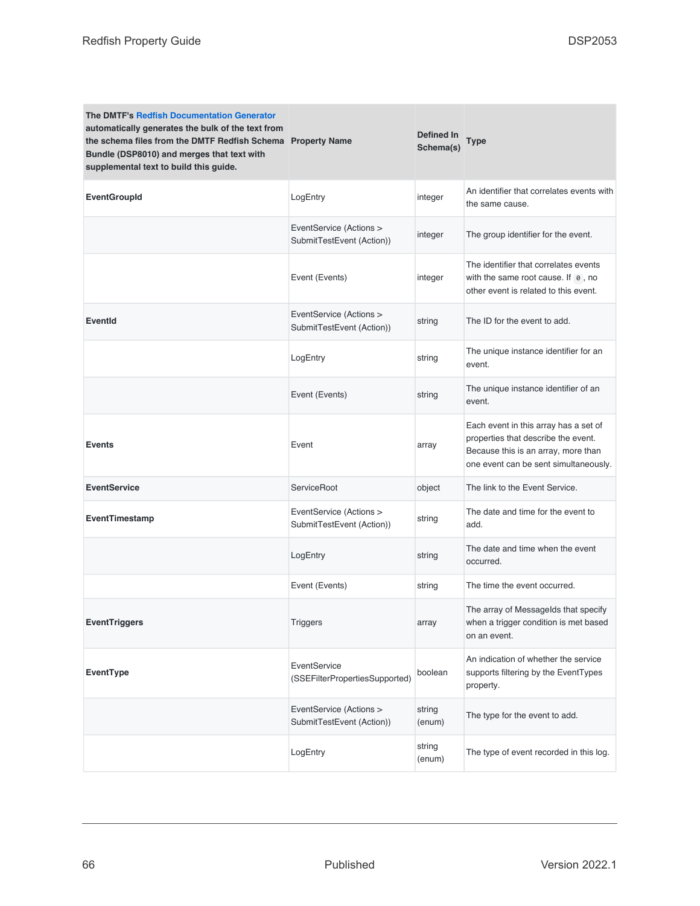| The DMTF's Redfish Documentation Generator automatically generates the bulk of the text from the schema files from the DMTF Redfish Schema Bundle (DSP8010) and merges that text with supplemental text to build this guide. | Property Name | Defined In Schema(s) | Type |
| --- | --- | --- | --- |
| **EventGroupId** | LogEntry | integer | An identifier that correlates events with the same cause. |
| | EventService (Actions > SubmitTestEvent (Action)) | integer | The group identifier for the event. |
| | Event (Events) | integer | The identifier that correlates events with the same root cause. If `0`, no other event is related to this event. |
| **EventId** | EventService (Actions > SubmitTestEvent (Action)) | string | The ID for the event to add. |
| | LogEntry | string | The unique instance identifier for an event. |
| | Event (Events) | string | The unique instance identifier of an event. |
| **Events** | Event | array | Each event in this array has a set of properties that describe the event. Because this is an array, more than one event can be sent simultaneously. |
| **EventService** | ServiceRoot | object | The link to the Event Service. |
| **EventTimestamp** | EventService (Actions > SubmitTestEvent (Action)) | string | The date and time for the event to add. |
| | LogEntry | string | The date and time when the event occurred. |
| | Event (Events) | string | The time the event occurred. |
| **EventTriggers** | Triggers | array | The array of MessageIds that specify when a trigger condition is met based on an event. |
| **EventType** | EventService (SSEFilterPropertiesSupported) | boolean | An indication of whether the service supports filtering by the EventTypes property. |
| | EventService (Actions > SubmitTestEvent (Action)) | string (enum) | The type for the event to add. |
| | LogEntry | string (enum) | The type of event recorded in this log. |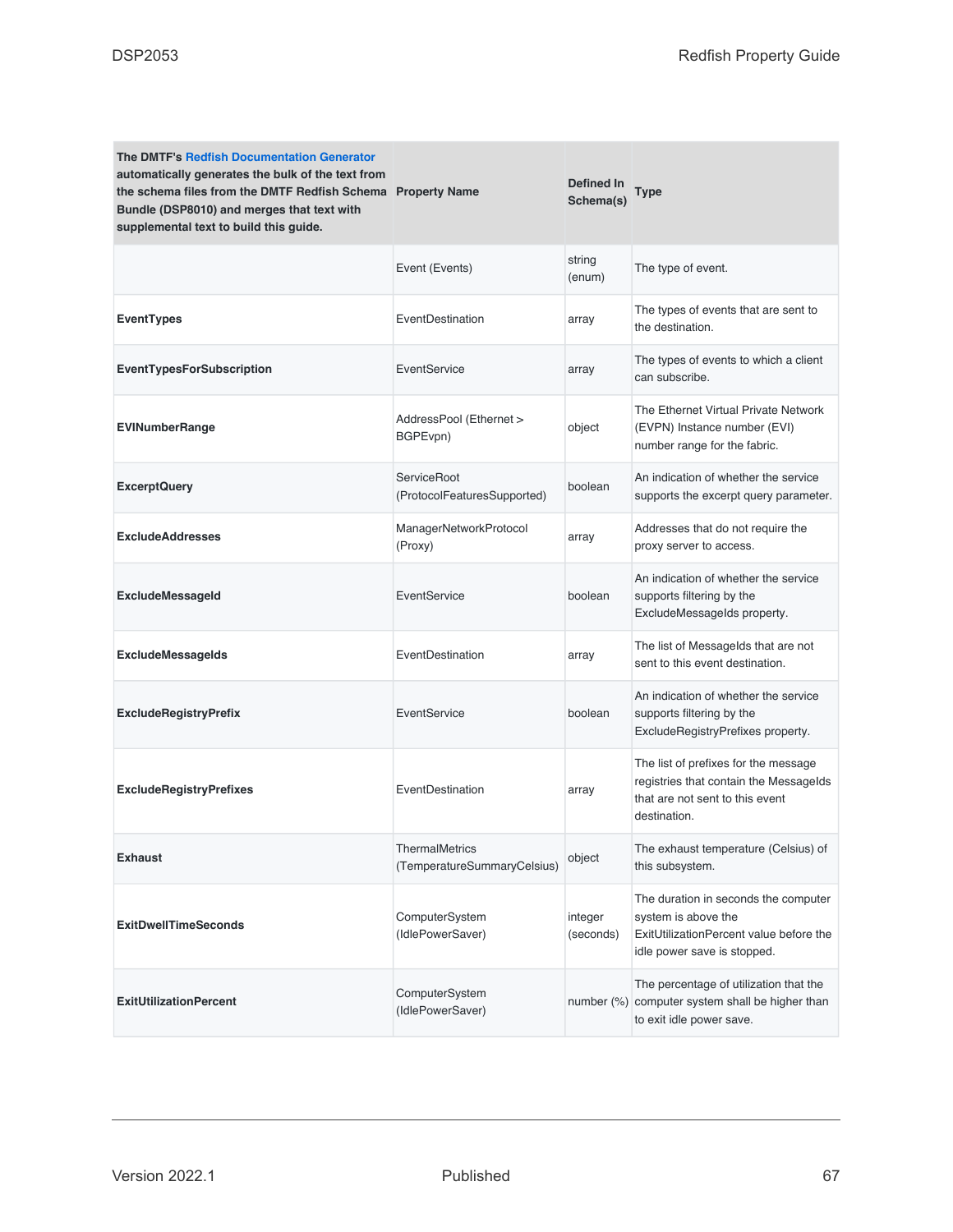| The DMTF's Redfish Documentation Generator automatically generates the bulk of the text from the schema files from the DMTF Redfish Schema Bundle (DSP8010) and merges that text with supplemental text to build this guide. | Property Name | Defined In Schema(s) | Type |
|---|---|---|---|
| | Event (Events) | string (enum) | The type of event. |
| **EventTypes** | EventDestination | array | The types of events that are sent to the destination. |
| **EventTypesForSubscription** | EventService | array | The types of events to which a client can subscribe. |
| **EVINumberRange** | AddressPool (Ethernet > BGPEvpn) | object | The Ethernet Virtual Private Network (EVPN) Instance number (EVI) number range for the fabric. |
| **ExcerptQuery** | ServiceRoot (ProtocolFeaturesSupported) | boolean | An indication of whether the service supports the excerpt query parameter. |
| **ExcludeAddresses** | ManagerNetworkProtocol (Proxy) | array | Addresses that do not require the proxy server to access. |
| **ExcludeMessageId** | EventService | boolean | An indication of whether the service supports filtering by the ExcludeMessageIds property. |
| **ExcludeMessageIds** | EventDestination | array | The list of MessageIds that are not sent to this event destination. |
| **ExcludeRegistryPrefix** | EventService | boolean | An indication of whether the service supports filtering by the ExcludeRegistryPrefixes property. |
| **ExcludeRegistryPrefixes** | EventDestination | array | The list of prefixes for the message registries that contain the MessageIds that are not sent to this event destination. |
| **Exhaust** | ThermalMetrics (TemperatureSummaryCelsius) | object | The exhaust temperature (Celsius) of this subsystem. |
| **ExitDwellTimeSeconds** | ComputerSystem (IdlePowerSaver) | integer (seconds) | The duration in seconds the computer system is above the ExitUtilizationPercent value before the idle power save is stopped. |
| **ExitUtilizationPercent** | ComputerSystem (IdlePowerSaver) | number (%) | The percentage of utilization that the computer system shall be higher than to exit idle power save. |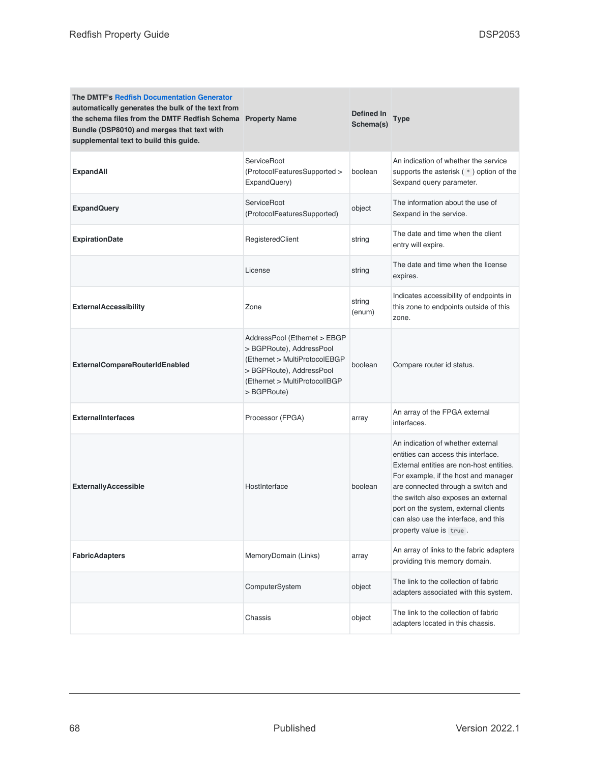| The DMTF's Redfish Documentation Generator automatically generates the bulk of the text from the schema files from the DMTF Redfish Schema Bundle (DSP8010) and merges that text with supplemental text to build this guide. | Property Name | Defined In Schema(s) | Type |
|---|---|---|---|
| **ExpandAll** | ServiceRoot (ProtocolFeaturesSupported > ExpandQuery) | boolean | An indication of whether the service supports the asterisk ( `*` ) option of the $expand query parameter. |
| **ExpandQuery** | ServiceRoot (ProtocolFeaturesSupported) | object | The information about the use of $expand in the service. |
| **ExpirationDate** | RegisteredClient | string | The date and time when the client entry will expire. |
| | License | string | The date and time when the license expires. |
| **ExternalAccessibility** | Zone | string (enum) | Indicates accessibility of endpoints in this zone to endpoints outside of this zone. |
| **ExternalCompareRouterIdEnabled** | AddressPool (Ethernet > EBGP > BGPRoute), AddressPool (Ethernet > MultiProtocolEBGP > BGPRoute), AddressPool (Ethernet > MultiProtocolIBGP > BGPRoute) | boolean | Compare router id status. |
| **ExternalInterfaces** | Processor (FPGA) | array | An array of the FPGA external interfaces. |
| **ExternallyAccessible** | HostInterface | boolean | An indication of whether external entities can access this interface. External entities are non-host entities. For example, if the host and manager are connected through a switch and the switch also exposes an external port on the system, external clients can also use the interface, and this property value is `true`. |
| **FabricAdapters** | MemoryDomain (Links) | array | An array of links to the fabric adapters providing this memory domain. |
| | ComputerSystem | object | The link to the collection of fabric adapters associated with this system. |
| | Chassis | object | The link to the collection of fabric adapters located in this chassis. |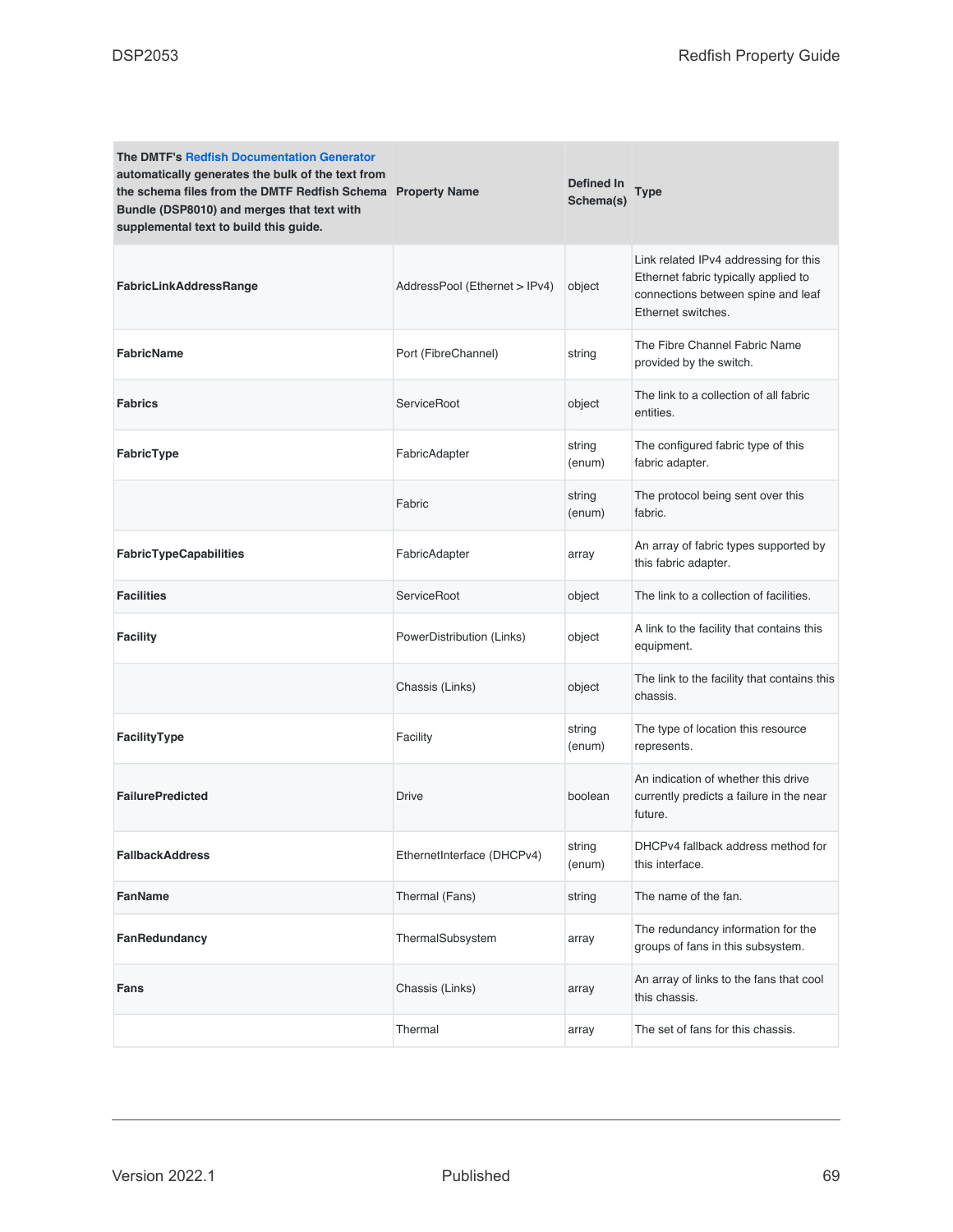| The DMTF's Redfish Documentation Generator automatically generates the bulk of the text from the schema files from the DMTF Redfish Schema Bundle (DSP8010) and merges that text with supplemental text to build this guide. | Property Name | Defined In Schema(s) | Type |
|---|---|---|---|
| **FabricLinkAddressRange** | AddressPool (Ethernet > IPv4) | object | Link related IPv4 addressing for this Ethernet fabric typically applied to connections between spine and leaf Ethernet switches. |
| **FabricName** | Port (FibreChannel) | string | The Fibre Channel Fabric Name provided by the switch. |
| **Fabrics** | ServiceRoot | object | The link to a collection of all fabric entities. |
| **FabricType** | FabricAdapter | string (enum) | The configured fabric type of this fabric adapter. |
| | Fabric | string (enum) | The protocol being sent over this fabric. |
| **FabricTypeCapabilities** | FabricAdapter | array | An array of fabric types supported by this fabric adapter. |
| **Facilities** | ServiceRoot | object | The link to a collection of facilities. |
| **Facility** | PowerDistribution (Links) | object | A link to the facility that contains this equipment. |
| | Chassis (Links) | object | The link to the facility that contains this chassis. |
| **FacilityType** | Facility | string (enum) | The type of location this resource represents. |
| **FailurePredicted** | Drive | boolean | An indication of whether this drive currently predicts a failure in the near future. |
| **FallbackAddress** | EthernetInterface (DHCPv4) | string (enum) | DHCPv4 fallback address method for this interface. |
| **FanName** | Thermal (Fans) | string | The name of the fan. |
| **FanRedundancy** | ThermalSubsystem | array | The redundancy information for the groups of fans in this subsystem. |
| **Fans** | Chassis (Links) | array | An array of links to the fans that cool this chassis. |
| | Thermal | array | The set of fans for this chassis. |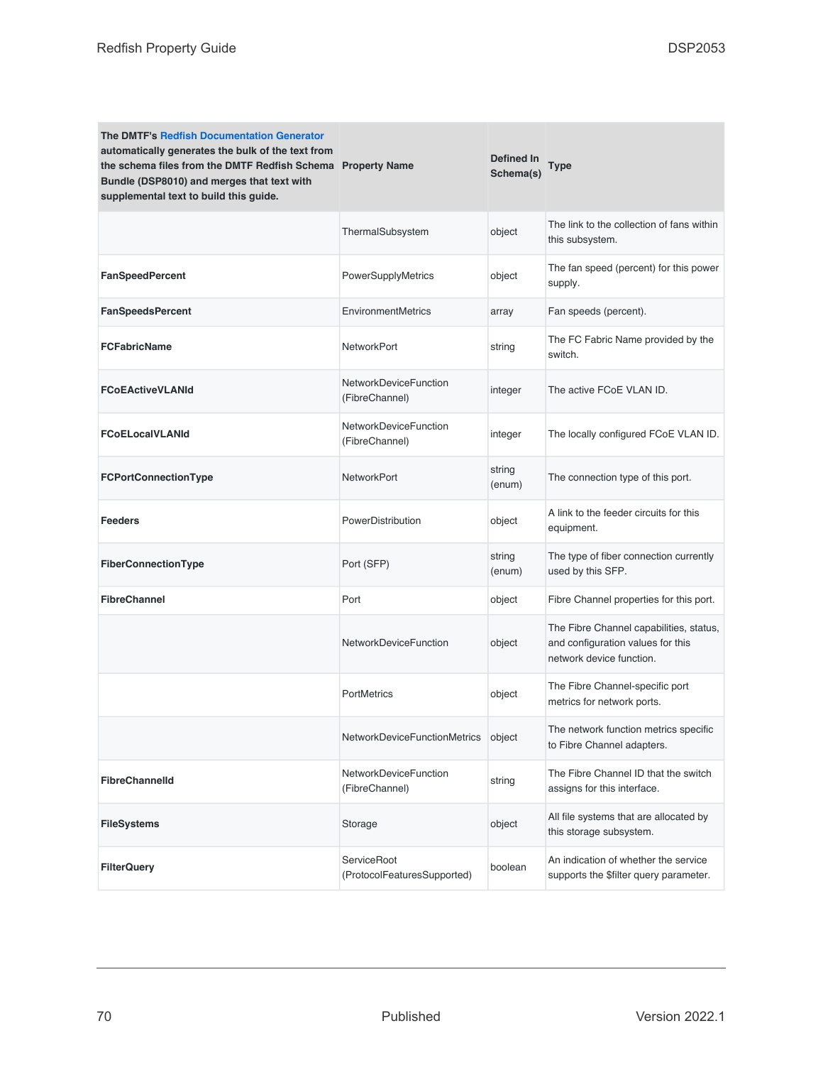| The DMTF's Redfish Documentation Generator automatically generates the bulk of the text from the schema files from the DMTF Redfish Schema Bundle (DSP8010) and merges that text with supplemental text to build this guide. | Property Name | Defined In Schema(s) | Type |
|---|---|---|---|
| | ThermalSubsystem | object | The link to the collection of fans within this subsystem. |
| **FanSpeedPercent** | PowerSupplyMetrics | object | The fan speed (percent) for this power supply. |
| **FanSpeedsPercent** | EnvironmentMetrics | array | Fan speeds (percent). |
| **FCFabricName** | NetworkPort | string | The FC Fabric Name provided by the switch. |
| **FCoEActiveVLANId** | NetworkDeviceFunction (FibreChannel) | integer | The active FCoE VLAN ID. |
| **FCoELocalVLANId** | NetworkDeviceFunction (FibreChannel) | integer | The locally configured FCoE VLAN ID. |
| **FCPortConnectionType** | NetworkPort | string (enum) | The connection type of this port. |
| **Feeders** | PowerDistribution | object | A link to the feeder circuits for this equipment. |
| **FiberConnectionType** | Port (SFP) | string (enum) | The type of fiber connection currently used by this SFP. |
| **FibreChannel** | Port | object | Fibre Channel properties for this port. |
| | NetworkDeviceFunction | object | The Fibre Channel capabilities, status, and configuration values for this network device function. |
| | PortMetrics | object | The Fibre Channel-specific port metrics for network ports. |
| | NetworkDeviceFunctionMetrics | object | The network function metrics specific to Fibre Channel adapters. |
| **FibreChannelId** | NetworkDeviceFunction (FibreChannel) | string | The Fibre Channel ID that the switch assigns for this interface. |
| **FileSystems** | Storage | object | All file systems that are allocated by this storage subsystem. |
| **FilterQuery** | ServiceRoot (ProtocolFeaturesSupported) | boolean | An indication of whether the service supports the $filter query parameter. |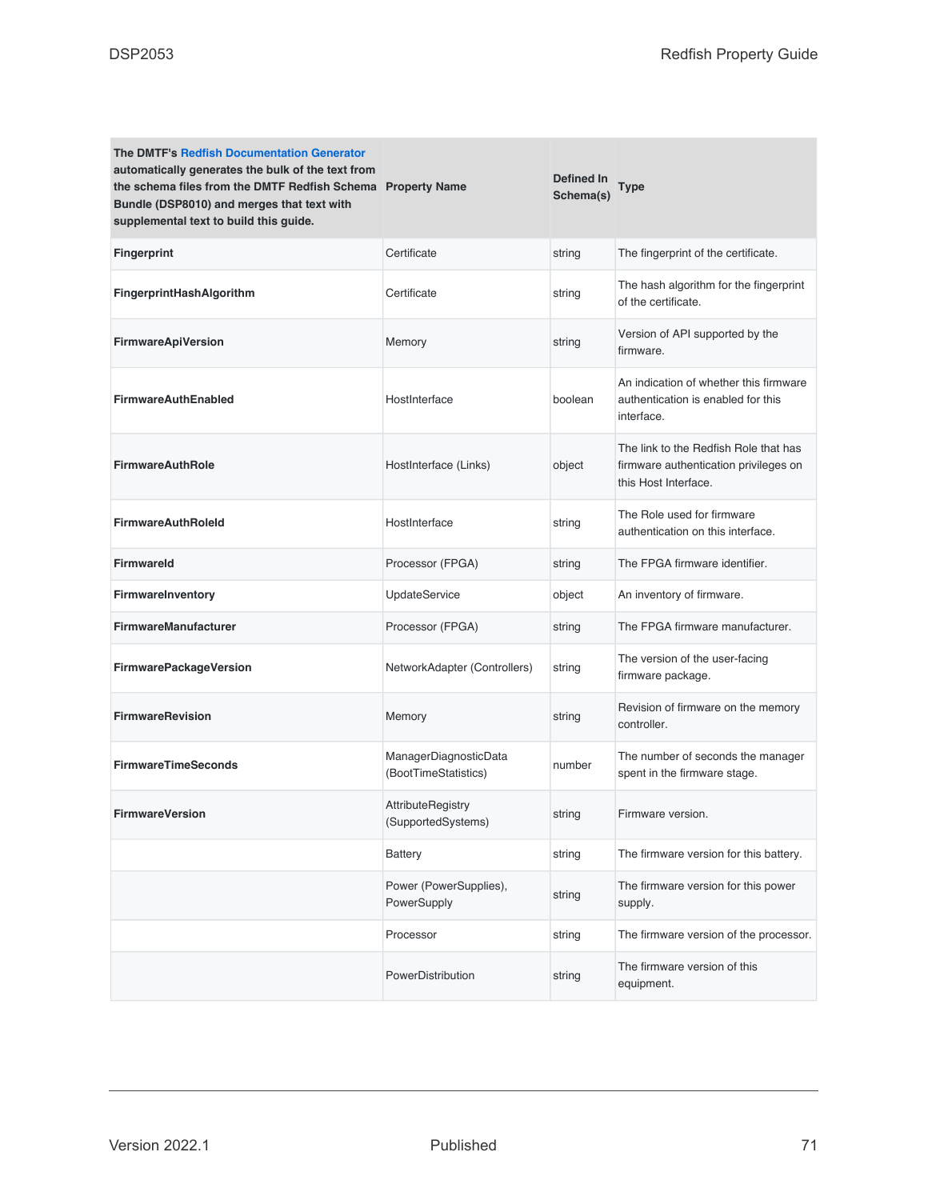| The DMTF's Redfish Documentation Generator automatically generates the bulk of the text from the schema files from the DMTF Redfish Schema Bundle (DSP8010) and merges that text with supplemental text to build this guide. | Property Name | Defined In Schema(s) | Type |
|---|---|---|---|
| **Fingerprint** | Certificate | string | The fingerprint of the certificate. |
| **FingerprintHashAlgorithm** | Certificate | string | The hash algorithm for the fingerprint of the certificate. |
| **FirmwareApiVersion** | Memory | string | Version of API supported by the firmware. |
| **FirmwareAuthEnabled** | HostInterface | boolean | An indication of whether this firmware authentication is enabled for this interface. |
| **FirmwareAuthRole** | HostInterface (Links) | object | The link to the Redfish Role that has firmware authentication privileges on this Host Interface. |
| **FirmwareAuthRoleId** | HostInterface | string | The Role used for firmware authentication on this interface. |
| **FirmwareId** | Processor (FPGA) | string | The FPGA firmware identifier. |
| **FirmwareInventory** | UpdateService | object | An inventory of firmware. |
| **FirmwareManufacturer** | Processor (FPGA) | string | The FPGA firmware manufacturer. |
| **FirmwarePackageVersion** | NetworkAdapter (Controllers) | string | The version of the user-facing firmware package. |
| **FirmwareRevision** | Memory | string | Revision of firmware on the memory controller. |
| **FirmwareTimeSeconds** | ManagerDiagnosticData (BootTimeStatistics) | number | The number of seconds the manager spent in the firmware stage. |
| **FirmwareVersion** | AttributeRegistry (SupportedSystems) | string | Firmware version. |
| | Battery | string | The firmware version for this battery. |
| | Power (PowerSupplies), PowerSupply | string | The firmware version for this power supply. |
| | Processor | string | The firmware version of the processor. |
| | PowerDistribution | string | The firmware version of this equipment. |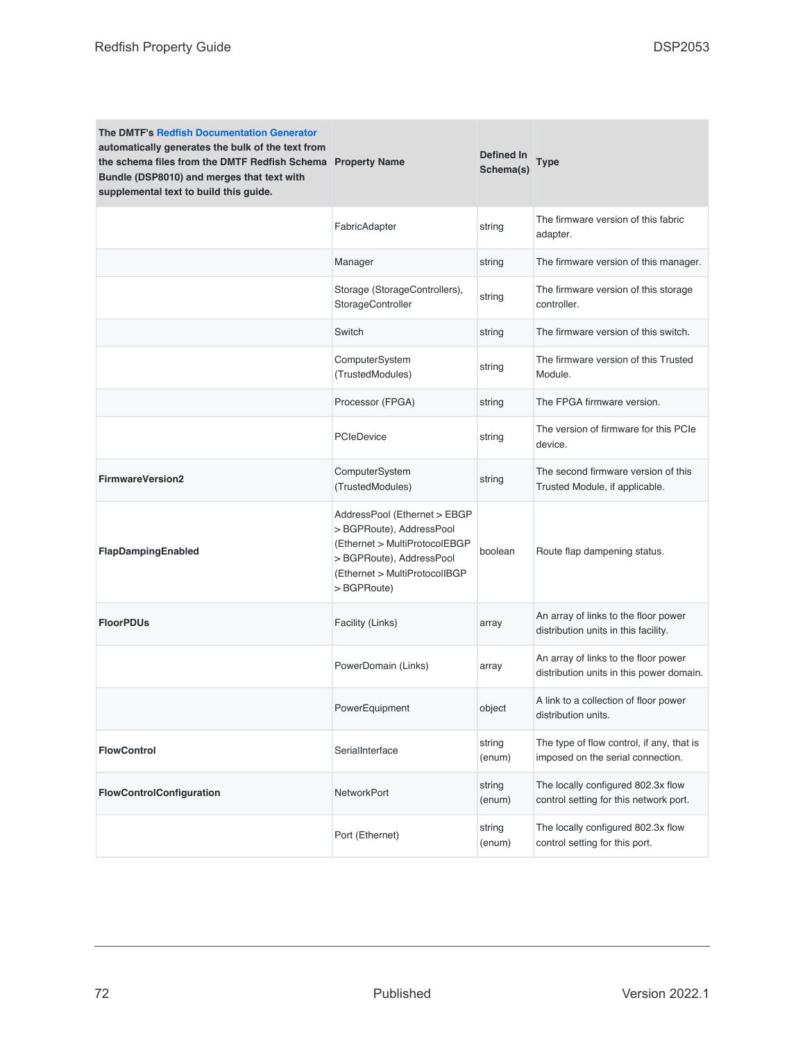| The DMTF's Redfish Documentation Generator automatically generates the bulk of the text from the schema files from the DMTF Redfish Schema Bundle (DSP8010) and merges that text with supplemental text to build this guide. | Property Name | Defined In Schema(s) | Type |
|---|---|---|---|
| | FabricAdapter | string | The firmware version of this fabric adapter. |
| | Manager | string | The firmware version of this manager. |
| | Storage (StorageControllers), StorageController | string | The firmware version of this storage controller. |
| | Switch | string | The firmware version of this switch. |
| | ComputerSystem (TrustedModules) | string | The firmware version of this Trusted Module. |
| | Processor (FPGA) | string | The FPGA firmware version. |
| | PCIeDevice | string | The version of firmware for this PCIe device. |
| **FirmwareVersion2** | ComputerSystem (TrustedModules) | string | The second firmware version of this Trusted Module, if applicable. |
| **FlapDampingEnabled** | AddressPool (Ethernet > EBGP > BGPRoute), AddressPool (Ethernet > MultiProtocolEBGP > BGPRoute), AddressPool (Ethernet > MultiProtocolIBGP > BGPRoute) | boolean | Route flap dampening status. |
| **FloorPDUs** | Facility (Links) | array | An array of links to the floor power distribution units in this facility. |
| | PowerDomain (Links) | array | An array of links to the floor power distribution units in this power domain. |
| | PowerEquipment | object | A link to a collection of floor power distribution units. |
| **FlowControl** | SerialInterface | string (enum) | The type of flow control, if any, that is imposed on the serial connection. |
| **FlowControlConfiguration** | NetworkPort | string (enum) | The locally configured 802.3x flow control setting for this network port. |
| | Port (Ethernet) | string (enum) | The locally configured 802.3x flow control setting for this port. |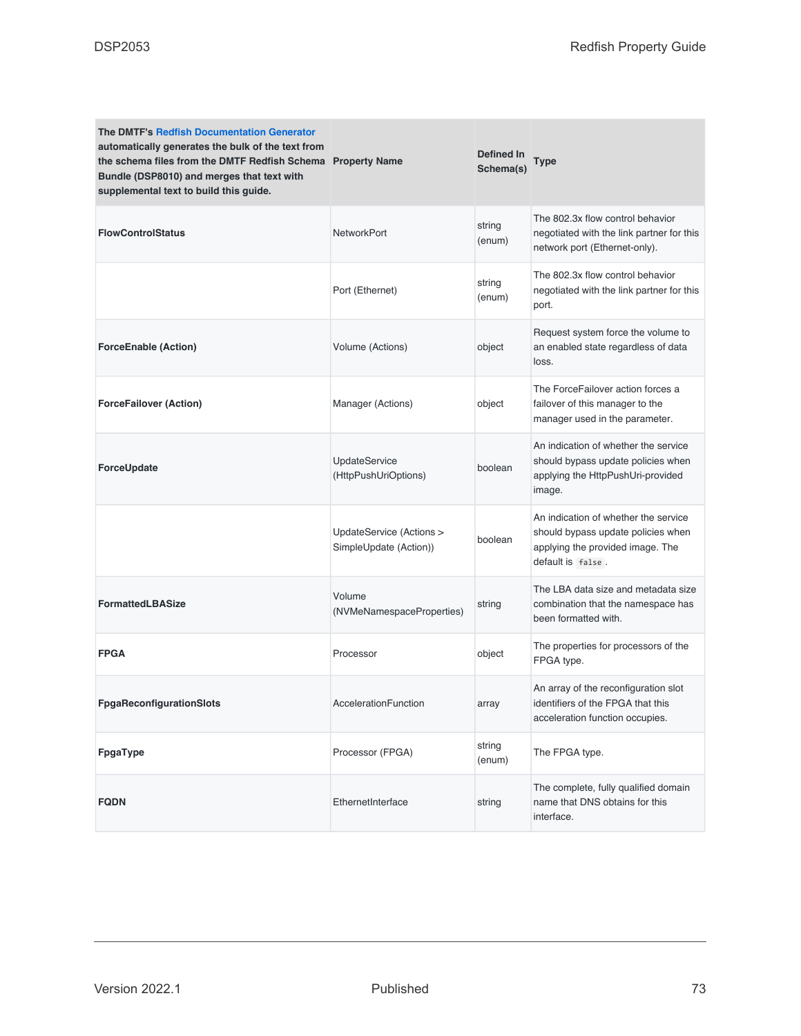| The DMTF's Redfish Documentation Generator automatically generates the bulk of the text from the schema files from the DMTF Redfish Schema Bundle (DSP8010) and merges that text with supplemental text to build this guide. | Property Name | Defined In Schema(s) | Type |
|---|---|---|---|
| **FlowControlStatus** | NetworkPort | string (enum) | The 802.3x flow control behavior negotiated with the link partner for this network port (Ethernet-only). |
| | Port (Ethernet) | string (enum) | The 802.3x flow control behavior negotiated with the link partner for this port. |
| **ForceEnable (Action)** | Volume (Actions) | object | Request system force the volume to an enabled state regardless of data loss. |
| **ForceFailover (Action)** | Manager (Actions) | object | The ForceFailover action forces a failover of this manager to the manager used in the parameter. |
| **ForceUpdate** | UpdateService (HttpPushUriOptions) | boolean | An indication of whether the service should bypass update policies when applying the HttpPushUri-provided image. |
| | UpdateService (Actions > SimpleUpdate (Action)) | boolean | An indication of whether the service should bypass update policies when applying the provided image. The default is `false`. |
| **FormattedLBASize** | Volume (NVMeNamespaceProperties) | string | The LBA data size and metadata size combination that the namespace has been formatted with. |
| **FPGA** | Processor | object | The properties for processors of the FPGA type. |
| **FpgaReconfigurationSlots** | AccelerationFunction | array | An array of the reconfiguration slot identifiers of the FPGA that this acceleration function occupies. |
| **FpgaType** | Processor (FPGA) | string (enum) | The FPGA type. |
| **FQDN** | EthernetInterface | string | The complete, fully qualified domain name that DNS obtains for this interface. |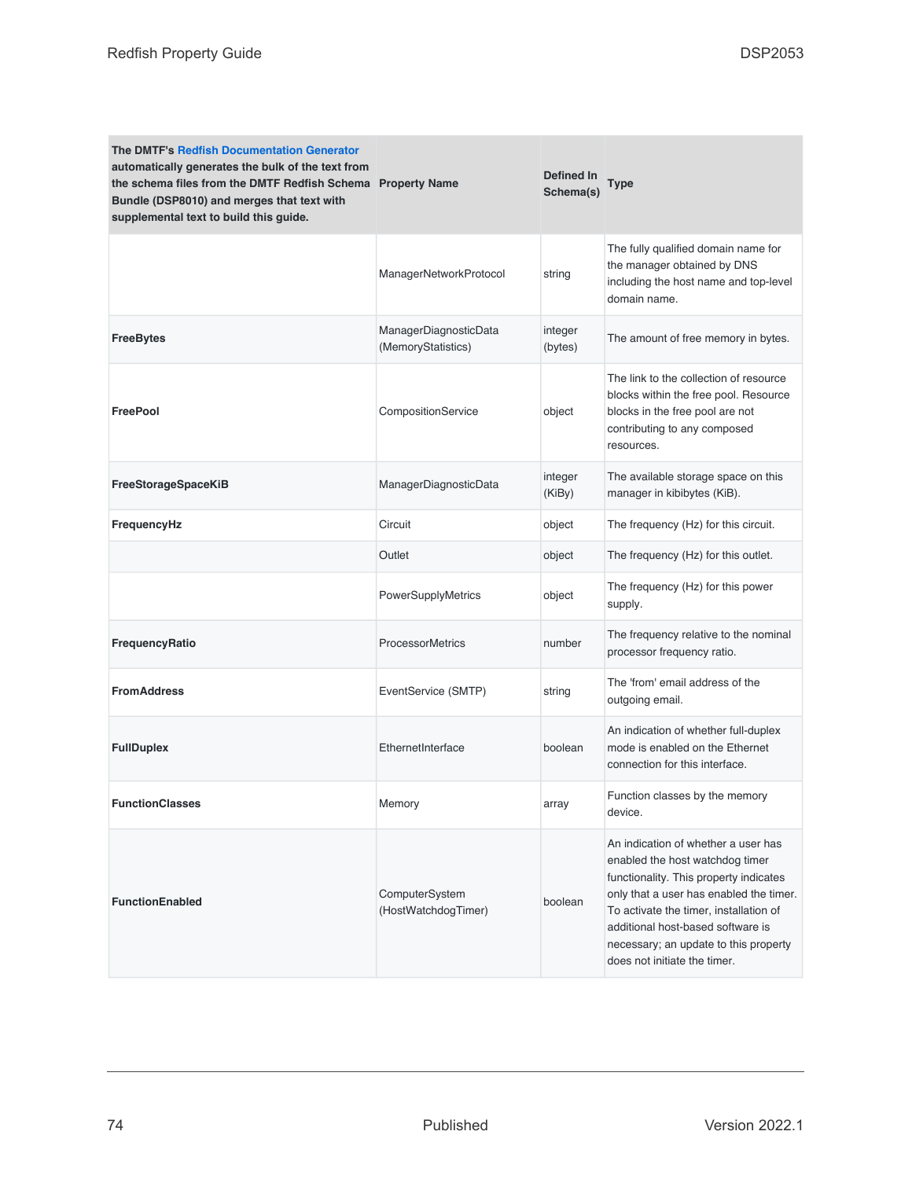| The DMTF's Redfish Documentation Generator automatically generates the bulk of the text from the schema files from the DMTF Redfish Schema Bundle (DSP8010) and merges that text with supplemental text to build this guide. | Property Name | Defined In Schema(s) | Type |
|---|---|---|---|
| | ManagerNetworkProtocol | string | The fully qualified domain name for the manager obtained by DNS including the host name and top-level domain name. |
| **FreeBytes** | ManagerDiagnosticData (MemoryStatistics) | integer (bytes) | The amount of free memory in bytes. |
| **FreePool** | CompositionService | object | The link to the collection of resource blocks within the free pool. Resource blocks in the free pool are not contributing to any composed resources. |
| **FreeStorageSpaceKiB** | ManagerDiagnosticData | integer (KiBy) | The available storage space on this manager in kibibytes (KiB). |
| **FrequencyHz** | Circuit | object | The frequency (Hz) for this circuit. |
| | Outlet | object | The frequency (Hz) for this outlet. |
| | PowerSupplyMetrics | object | The frequency (Hz) for this power supply. |
| **FrequencyRatio** | ProcessorMetrics | number | The frequency relative to the nominal processor frequency ratio. |
| **FromAddress** | EventService (SMTP) | string | The 'from' email address of the outgoing email. |
| **FullDuplex** | EthernetInterface | boolean | An indication of whether full-duplex mode is enabled on the Ethernet connection for this interface. |
| **FunctionClasses** | Memory | array | Function classes by the memory device. |
| **FunctionEnabled** | ComputerSystem (HostWatchdogTimer) | boolean | An indication of whether a user has enabled the host watchdog timer functionality. This property indicates only that a user has enabled the timer. To activate the timer, installation of additional host-based software is necessary; an update to this property does not initiate the timer. |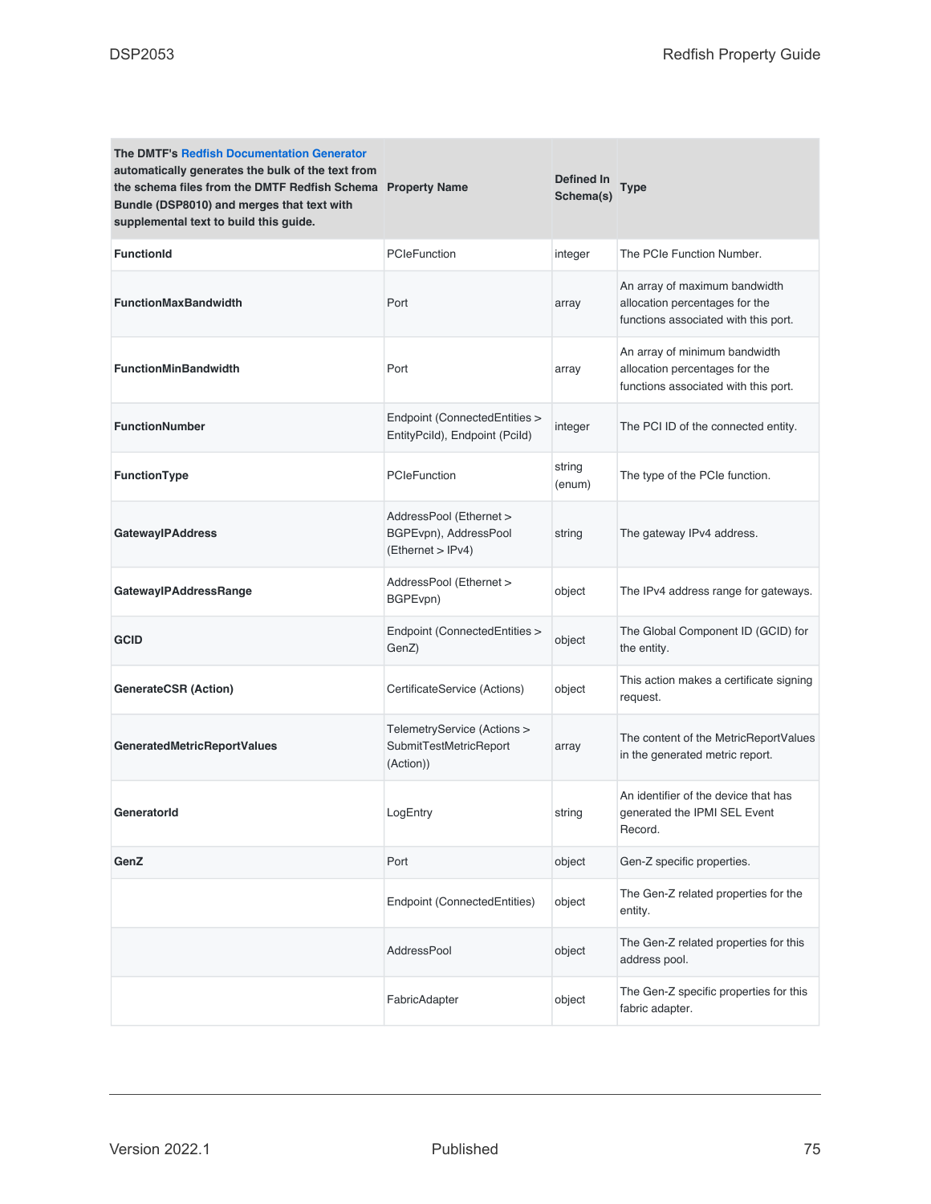| The DMTF's Redfish Documentation Generator automatically generates the bulk of the text from the schema files from the DMTF Redfish Schema Bundle (DSP8010) and merges that text with supplemental text to build this guide. | Property Name | Defined In Schema(s) | Type |
|---|---|---|---|
| **FunctionId** | PCIeFunction | integer | The PCIe Function Number. |
| **FunctionMaxBandwidth** | Port | array | An array of maximum bandwidth allocation percentages for the functions associated with this port. |
| **FunctionMinBandwidth** | Port | array | An array of minimum bandwidth allocation percentages for the functions associated with this port. |
| **FunctionNumber** | Endpoint (ConnectedEntities > EntityPciId), Endpoint (PciId) | integer | The PCI ID of the connected entity. |
| **FunctionType** | PCIeFunction | string (enum) | The type of the PCIe function. |
| **GatewayIPAddress** | AddressPool (Ethernet > BGPEvpn), AddressPool (Ethernet > IPv4) | string | The gateway IPv4 address. |
| **GatewayIPAddressRange** | AddressPool (Ethernet > BGPEvpn) | object | The IPv4 address range for gateways. |
| **GCID** | Endpoint (ConnectedEntities > GenZ) | object | The Global Component ID (GCID) for the entity. |
| **GenerateCSR (Action)** | CertificateService (Actions) | object | This action makes a certificate signing request. |
| **GeneratedMetricReportValues** | TelemetryService (Actions > SubmitTestMetricReport (Action)) | array | The content of the MetricReportValues in the generated metric report. |
| **GeneratorId** | LogEntry | string | An identifier of the device that has generated the IPMI SEL Event Record. |
| **GenZ** | Port | object | Gen-Z specific properties. |
| | Endpoint (ConnectedEntities) | object | The Gen-Z related properties for the entity. |
| | AddressPool | object | The Gen-Z related properties for this address pool. |
| | FabricAdapter | object | The Gen-Z specific properties for this fabric adapter. |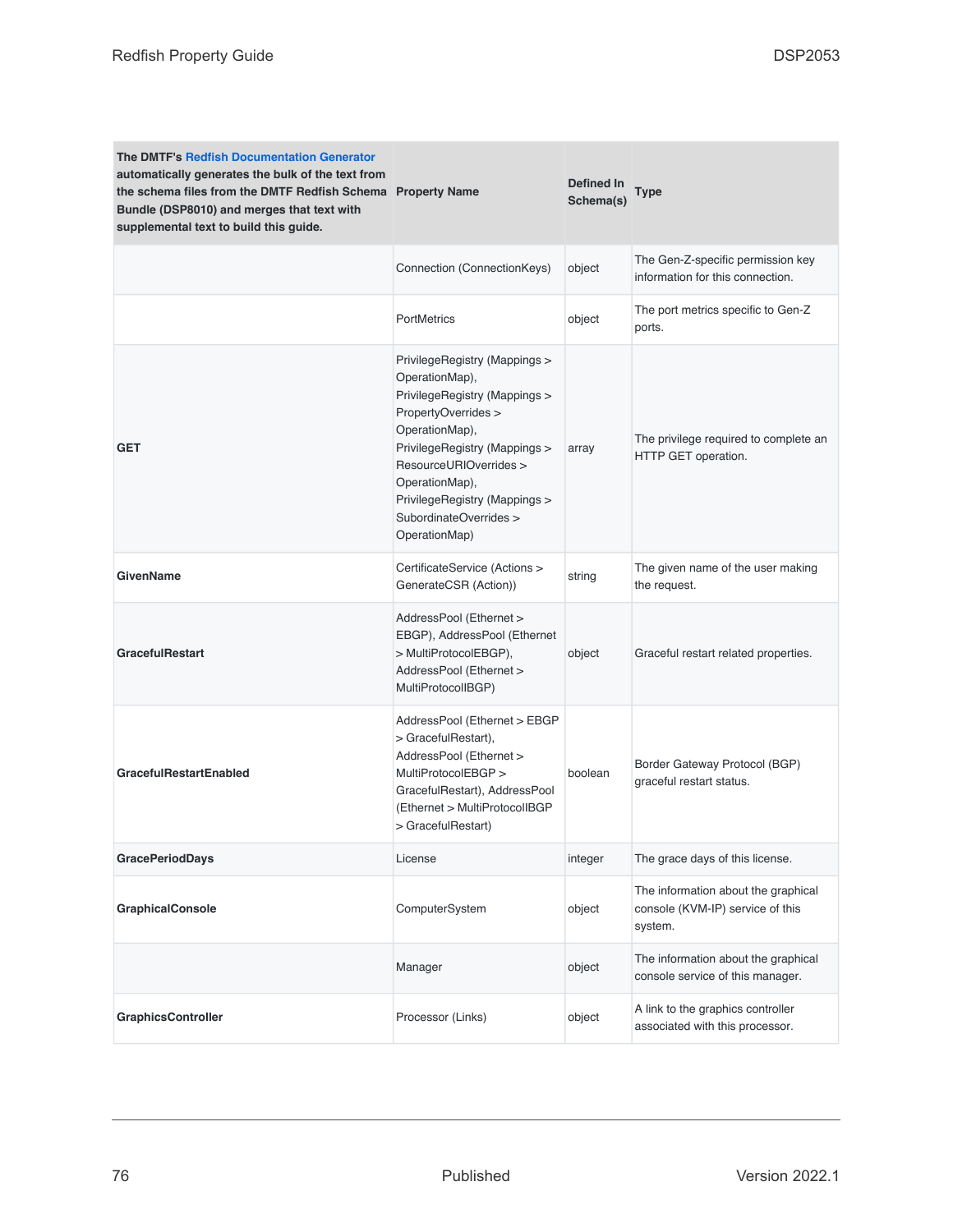| The DMTF's Redfish Documentation Generator automatically generates the bulk of the text from the schema files from the DMTF Redfish Schema Bundle (DSP8010) and merges that text with supplemental text to build this guide. | Property Name | Defined In Schema(s) | Type |
| --- | --- | --- | --- |
| | Connection (ConnectionKeys) | object | The Gen-Z-specific permission key information for this connection. |
| | PortMetrics | object | The port metrics specific to Gen-Z ports. |
| **GET** | PrivilegeRegistry (Mappings > OperationMap), PrivilegeRegistry (Mappings > PropertyOverrides > OperationMap), PrivilegeRegistry (Mappings > ResourceURIOverrides > OperationMap), PrivilegeRegistry (Mappings > SubordinateOverrides > OperationMap) | array | The privilege required to complete an HTTP GET operation. |
| **GivenName** | CertificateService (Actions > GenerateCSR (Action)) | string | The given name of the user making the request. |
| **GracefulRestart** | AddressPool (Ethernet > EBGP), AddressPool (Ethernet > MultiProtocolEBGP), AddressPool (Ethernet > MultiProtocolIBGP) | object | Graceful restart related properties. |
| **GracefulRestartEnabled** | AddressPool (Ethernet > EBGP > GracefulRestart), AddressPool (Ethernet > MultiProtocolEBGP > GracefulRestart), AddressPool (Ethernet > MultiProtocolIBGP > GracefulRestart) | boolean | Border Gateway Protocol (BGP) graceful restart status. |
| **GracePeriodDays** | License | integer | The grace days of this license. |
| **GraphicalConsole** | ComputerSystem | object | The information about the graphical console (KVM-IP) service of this system. |
| | Manager | object | The information about the graphical console service of this manager. |
| **GraphicsController** | Processor (Links) | object | A link to the graphics controller associated with this processor. |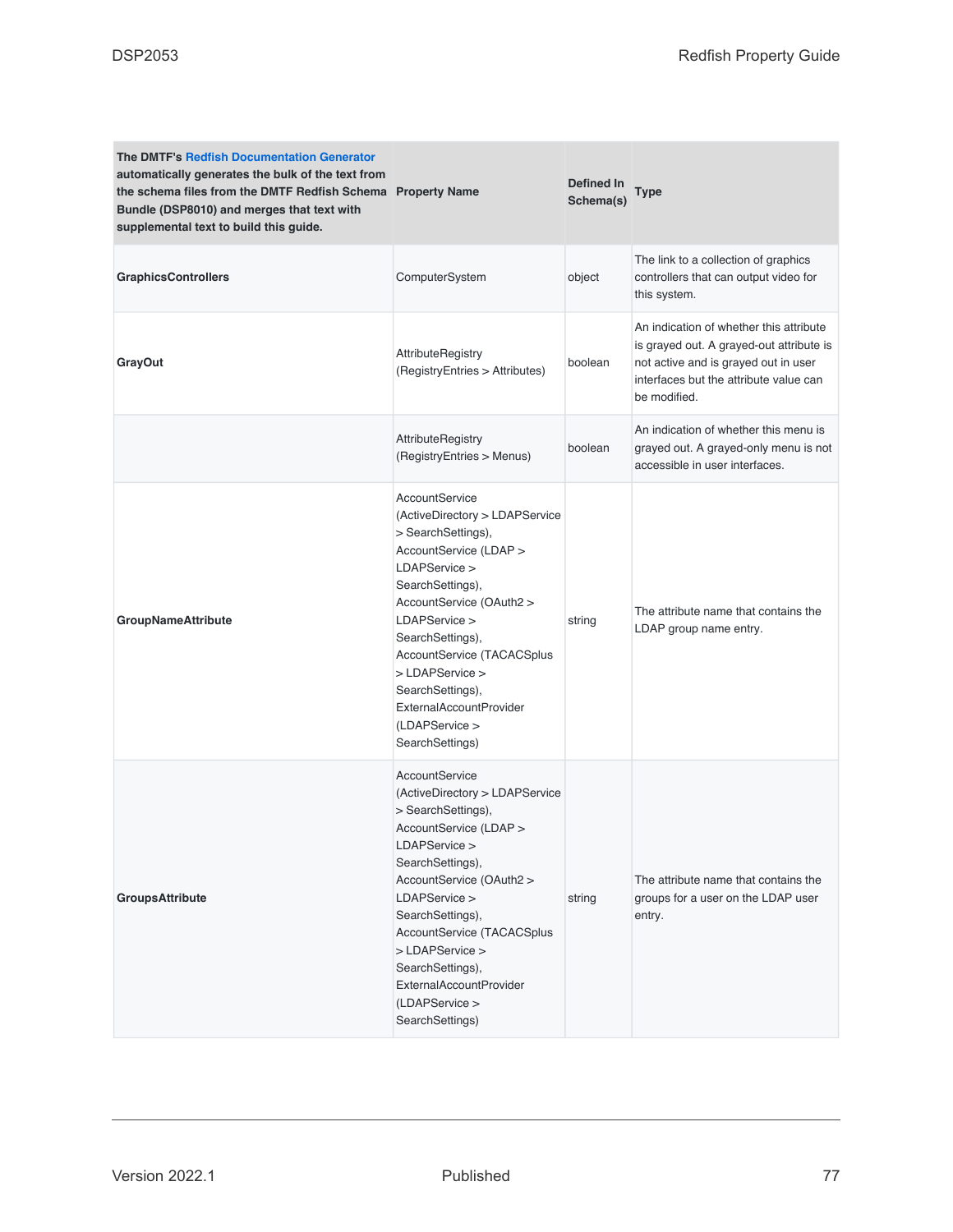| The DMTF's Redfish Documentation Generator automatically generates the bulk of the text from the schema files from the DMTF Redfish Schema Bundle (DSP8010) and merges that text with supplemental text to build this guide. | Property Name | Defined In Schema(s) | Type |
| --- | --- | --- | --- |
| **GraphicsControllers** | ComputerSystem | object | The link to a collection of graphics controllers that can output video for this system. |
| **GrayOut** | AttributeRegistry (RegistryEntries > Attributes) | boolean | An indication of whether this attribute is grayed out. A grayed-out attribute is not active and is grayed out in user interfaces but the attribute value can be modified. |
| | AttributeRegistry (RegistryEntries > Menus) | boolean | An indication of whether this menu is grayed out. A grayed-only menu is not accessible in user interfaces. |
| **GroupNameAttribute** | AccountService (ActiveDirectory > LDAPService > SearchSettings), AccountService (LDAP > LDAPService > SearchSettings), AccountService (OAuth2 > LDAPService > SearchSettings), AccountService (TACACSplus > LDAPService > SearchSettings), ExternalAccountProvider (LDAPService > SearchSettings) | string | The attribute name that contains the LDAP group name entry. |
| **GroupsAttribute** | AccountService (ActiveDirectory > LDAPService > SearchSettings), AccountService (LDAP > LDAPService > SearchSettings), AccountService (OAuth2 > LDAPService > SearchSettings), AccountService (TACACSplus > LDAPService > SearchSettings), ExternalAccountProvider (LDAPService > SearchSettings) | string | The attribute name that contains the groups for a user on the LDAP user entry. |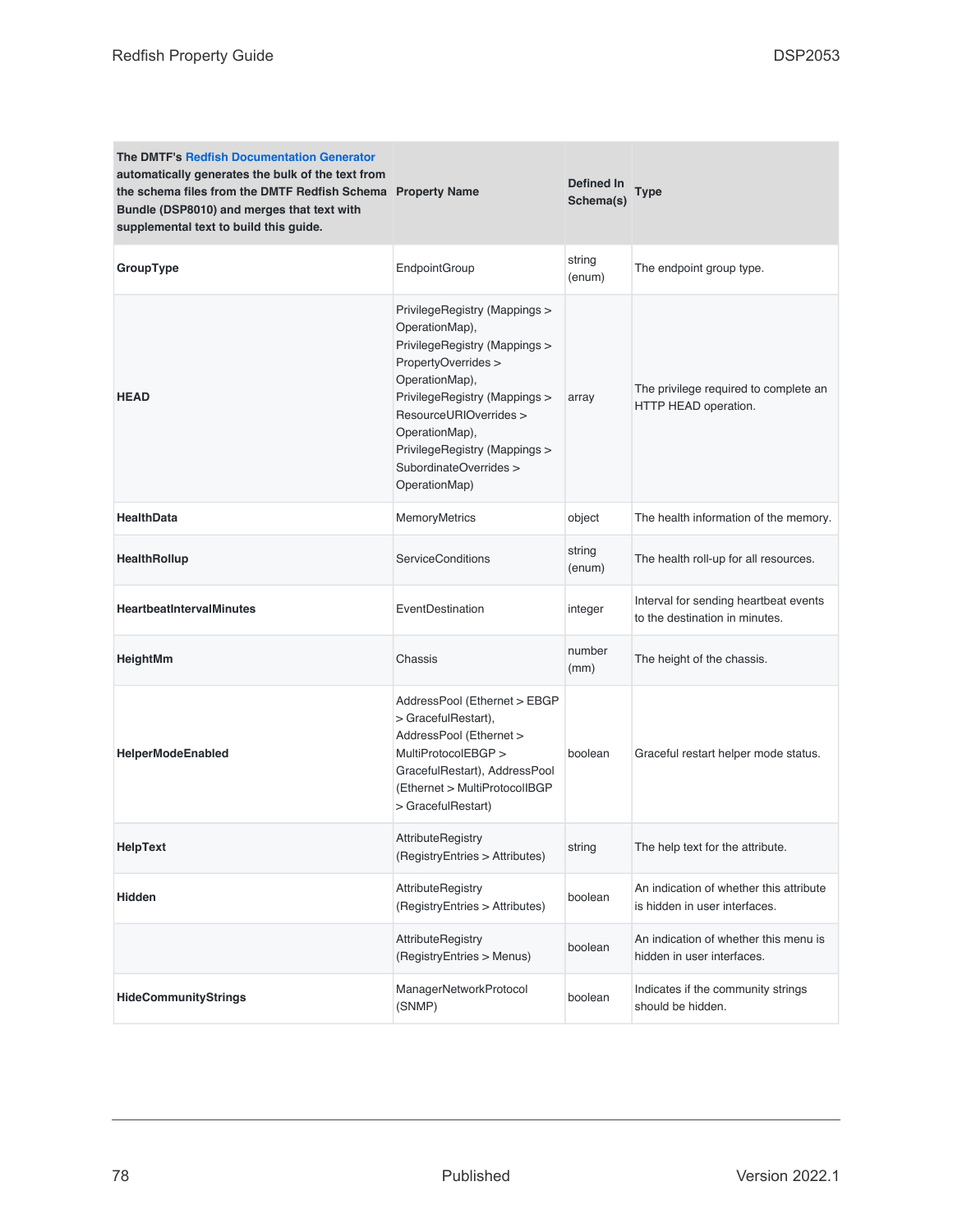| The DMTF's Redfish Documentation Generator automatically generates the bulk of the text from the schema files from the DMTF Redfish Schema Bundle (DSP8010) and merges that text with supplemental text to build this guide. Property Name | Defined In Schema(s) | Type | |
|---|---|---|---|
| **GroupType** | EndpointGroup | string (enum) | The endpoint group type. |
| **HEAD** | PrivilegeRegistry (Mappings > OperationMap), PrivilegeRegistry (Mappings > PropertyOverrides > OperationMap), PrivilegeRegistry (Mappings > ResourceURIOverrides > OperationMap), PrivilegeRegistry (Mappings > SubordinateOverrides > OperationMap) | array | The privilege required to complete an HTTP HEAD operation. |
| **HealthData** | MemoryMetrics | object | The health information of the memory. |
| **HealthRollup** | ServiceConditions | string (enum) | The health roll-up for all resources. |
| **HeartbeatIntervalMinutes** | EventDestination | integer | Interval for sending heartbeat events to the destination in minutes. |
| **HeightMm** | Chassis | number (mm) | The height of the chassis. |
| **HelperModeEnabled** | AddressPool (Ethernet > EBGP > GracefulRestart), AddressPool (Ethernet > MultiProtocolEBGP > GracefulRestart), AddressPool (Ethernet > MultiProtocolIBGP > GracefulRestart) | boolean | Graceful restart helper mode status. |
| **HelpText** | AttributeRegistry (RegistryEntries > Attributes) | string | The help text for the attribute. |
| **Hidden** | AttributeRegistry (RegistryEntries > Attributes) | boolean | An indication of whether this attribute is hidden in user interfaces. |
| | AttributeRegistry (RegistryEntries > Menus) | boolean | An indication of whether this menu is hidden in user interfaces. |
| **HideCommunityStrings** | ManagerNetworkProtocol (SNMP) | boolean | Indicates if the community strings should be hidden. |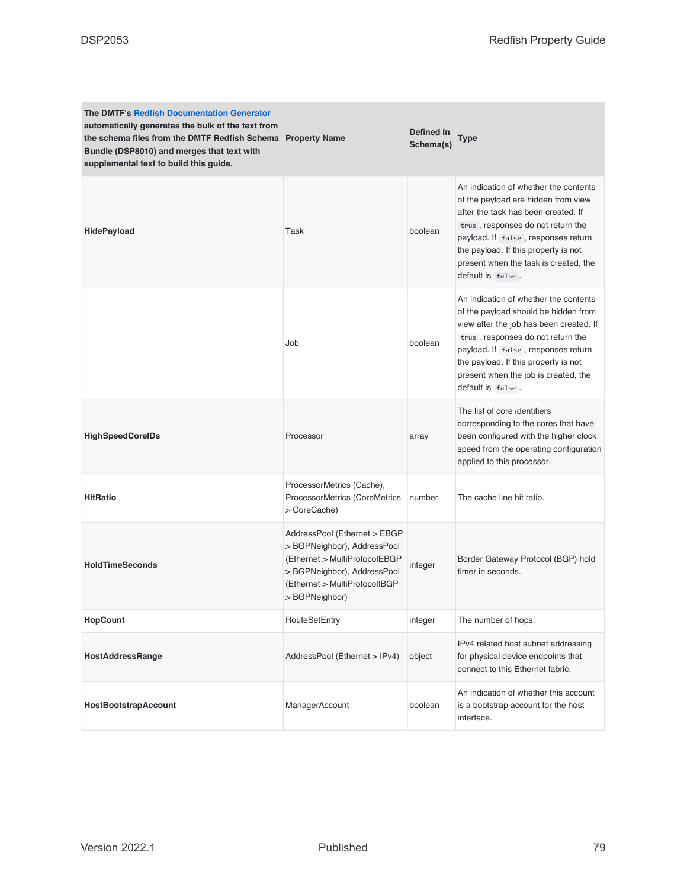| The DMTF's Redfish Documentation Generator automatically generates the bulk of the text from the schema files from the DMTF Redfish Schema Bundle (DSP8010) and merges that text with supplemental text to build this guide. | Property Name | Defined In Schema(s) | Type |
|---|---|---|---|
| **HidePayload** | Task | boolean | An indication of whether the contents of the payload are hidden from view after the task has been created. If `true`, responses do not return the payload. If `false`, responses return the payload. If this property is not present when the task is created, the default is `false`. |
| | Job | boolean | An indication of whether the contents of the payload should be hidden from view after the job has been created. If `true`, responses do not return the payload. If `false`, responses return the payload. If this property is not present when the job is created, the default is `false`. |
| **HighSpeedCoreIDs** | Processor | array | The list of core identifiers corresponding to the cores that have been configured with the higher clock speed from the operating configuration applied to this processor. |
| **HitRatio** | ProcessorMetrics (Cache), ProcessorMetrics (CoreMetrics > CoreCache) | number | The cache line hit ratio. |
| **HoldTimeSeconds** | AddressPool (Ethernet > EBGP > BGPNeighbor), AddressPool (Ethernet > MultiProtocolEBGP > BGPNeighbor), AddressPool (Ethernet > MultiProtocolIBGP > BGPNeighbor) | integer | Border Gateway Protocol (BGP) hold timer in seconds. |
| **HopCount** | RouteSetEntry | integer | The number of hops. |
| **HostAddressRange** | AddressPool (Ethernet > IPv4) | object | IPv4 related host subnet addressing for physical device endpoints that connect to this Ethernet fabric. |
| **HostBootstrapAccount** | ManagerAccount | boolean | An indication of whether this account is a bootstrap account for the host interface. |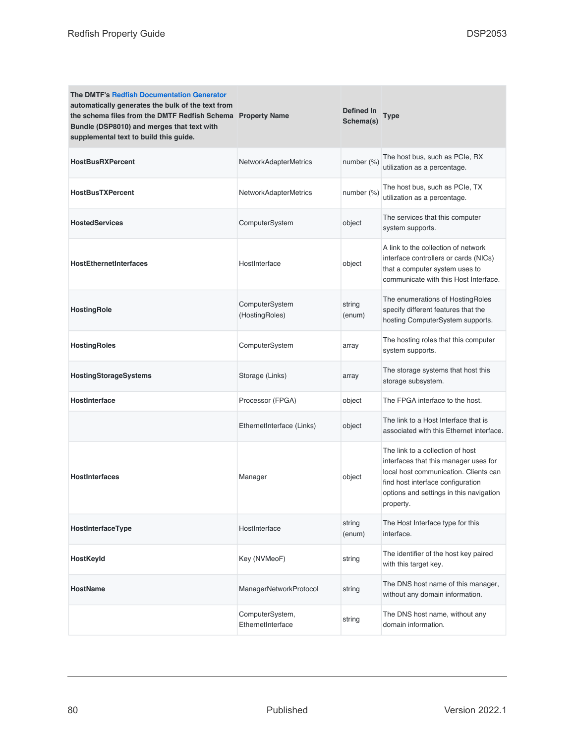| The DMTF's Redfish Documentation Generator automatically generates the bulk of the text from the schema files from the DMTF Redfish Schema Bundle (DSP8010) and merges that text with supplemental text to build this guide. | Property Name | Defined In Schema(s) | Type |
|---|---|---|---|
| **HostBusRXPercent** | NetworkAdapterMetrics | number (%) | The host bus, such as PCIe, RX utilization as a percentage. |
| **HostBusTXPercent** | NetworkAdapterMetrics | number (%) | The host bus, such as PCIe, TX utilization as a percentage. |
| **HostedServices** | ComputerSystem | object | The services that this computer system supports. |
| **HostEthernetInterfaces** | HostInterface | object | A link to the collection of network interface controllers or cards (NICs) that a computer system uses to communicate with this Host Interface. |
| **HostingRole** | ComputerSystem (HostingRoles) | string (enum) | The enumerations of HostingRoles specify different features that the hosting ComputerSystem supports. |
| **HostingRoles** | ComputerSystem | array | The hosting roles that this computer system supports. |
| **HostingStorageSystems** | Storage (Links) | array | The storage systems that host this storage subsystem. |
| **HostInterface** | Processor (FPGA) | object | The FPGA interface to the host. |
| | EthernetInterface (Links) | object | The link to a Host Interface that is associated with this Ethernet interface. |
| **HostInterfaces** | Manager | object | The link to a collection of host interfaces that this manager uses for local host communication. Clients can find host interface configuration options and settings in this navigation property. |
| **HostInterfaceType** | HostInterface | string (enum) | The Host Interface type for this interface. |
| **HostKeyId** | Key (NVMeoF) | string | The identifier of the host key paired with this target key. |
| **HostName** | ManagerNetworkProtocol | string | The DNS host name of this manager, without any domain information. |
| | ComputerSystem, EthernetInterface | string | The DNS host name, without any domain information. |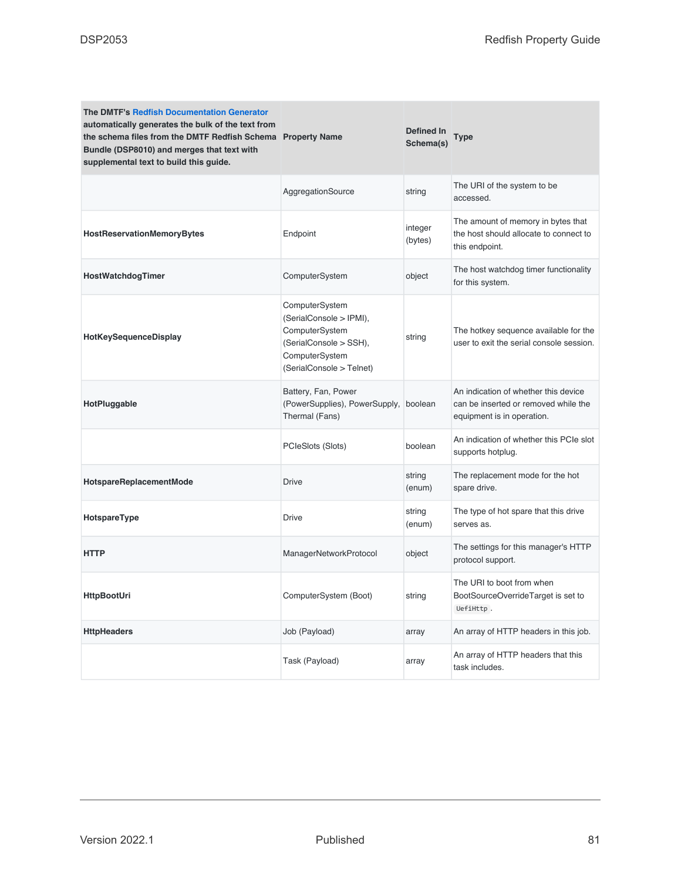| The DMTF's Redfish Documentation Generator automatically generates the bulk of the text from the schema files from the DMTF Redfish Schema Bundle (DSP8010) and merges that text with supplemental text to build this guide. | Property Name | Defined In Schema(s) | Type |
|---|---|---|---|
| | AggregationSource | string | The URI of the system to be accessed. |
| **HostReservationMemoryBytes** | Endpoint | integer (bytes) | The amount of memory in bytes that the host should allocate to connect to this endpoint. |
| **HostWatchdogTimer** | ComputerSystem | object | The host watchdog timer functionality for this system. |
| **HotKeySequenceDisplay** | ComputerSystem (SerialConsole > IPMI), ComputerSystem (SerialConsole > SSH), ComputerSystem (SerialConsole > Telnet) | string | The hotkey sequence available for the user to exit the serial console session. |
| **HotPluggable** | Battery, Fan, Power (PowerSupplies), PowerSupply, Thermal (Fans) | boolean | An indication of whether this device can be inserted or removed while the equipment is in operation. |
| | PCIeSlots (Slots) | boolean | An indication of whether this PCIe slot supports hotplug. |
| **HotspareReplacementMode** | Drive | string (enum) | The replacement mode for the hot spare drive. |
| **HotspareType** | Drive | string (enum) | The type of hot spare that this drive serves as. |
| **HTTP** | ManagerNetworkProtocol | object | The settings for this manager's HTTP protocol support. |
| **HttpBootUri** | ComputerSystem (Boot) | string | The URI to boot from when BootSourceOverrideTarget is set to `UefiHttp`. |
| **HttpHeaders** | Job (Payload) | array | An array of HTTP headers in this job. |
| | Task (Payload) | array | An array of HTTP headers that this task includes. |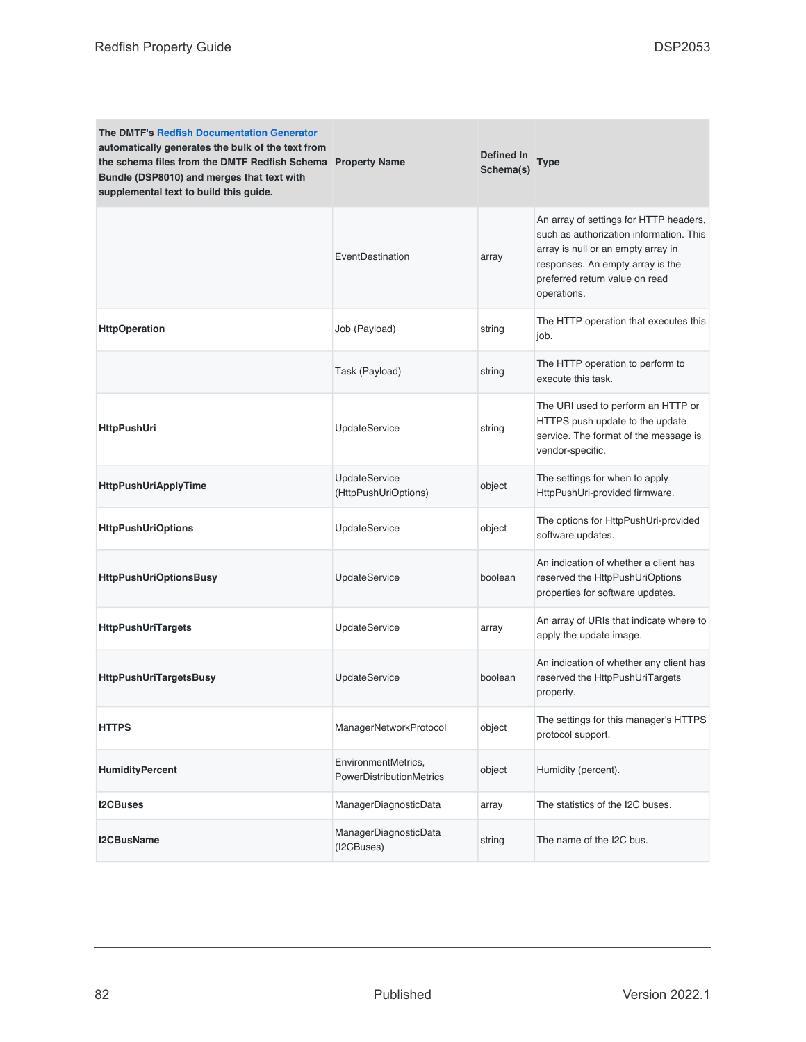| The DMTF's Redfish Documentation Generator automatically generates the bulk of the text from the schema files from the DMTF Redfish Schema Bundle (DSP8010) and merges that text with supplemental text to build this guide. | Property Name | Defined In Schema(s) | Type |
|---|---|---|---|
| | EventDestination | array | An array of settings for HTTP headers, such as authorization information. This array is null or an empty array in responses. An empty array is the preferred return value on read operations. |
| **HttpOperation** | Job (Payload) | string | The HTTP operation that executes this job. |
| | Task (Payload) | string | The HTTP operation to perform to execute this task. |
| **HttpPushUri** | UpdateService | string | The URI used to perform an HTTP or HTTPS push update to the update service. The format of the message is vendor-specific. |
| **HttpPushUriApplyTime** | UpdateService (HttpPushUriOptions) | object | The settings for when to apply HttpPushUri-provided firmware. |
| **HttpPushUriOptions** | UpdateService | object | The options for HttpPushUri-provided software updates. |
| **HttpPushUriOptionsBusy** | UpdateService | boolean | An indication of whether a client has reserved the HttpPushUriOptions properties for software updates. |
| **HttpPushUriTargets** | UpdateService | array | An array of URIs that indicate where to apply the update image. |
| **HttpPushUriTargetsBusy** | UpdateService | boolean | An indication of whether any client has reserved the HttpPushUriTargets property. |
| **HTTPS** | ManagerNetworkProtocol | object | The settings for this manager's HTTPS protocol support. |
| **HumidityPercent** | EnvironmentMetrics, PowerDistributionMetrics | object | Humidity (percent). |
| **I2CBuses** | ManagerDiagnosticData | array | The statistics of the I2C buses. |
| **I2CBusName** | ManagerDiagnosticData (I2CBuses) | string | The name of the I2C bus. |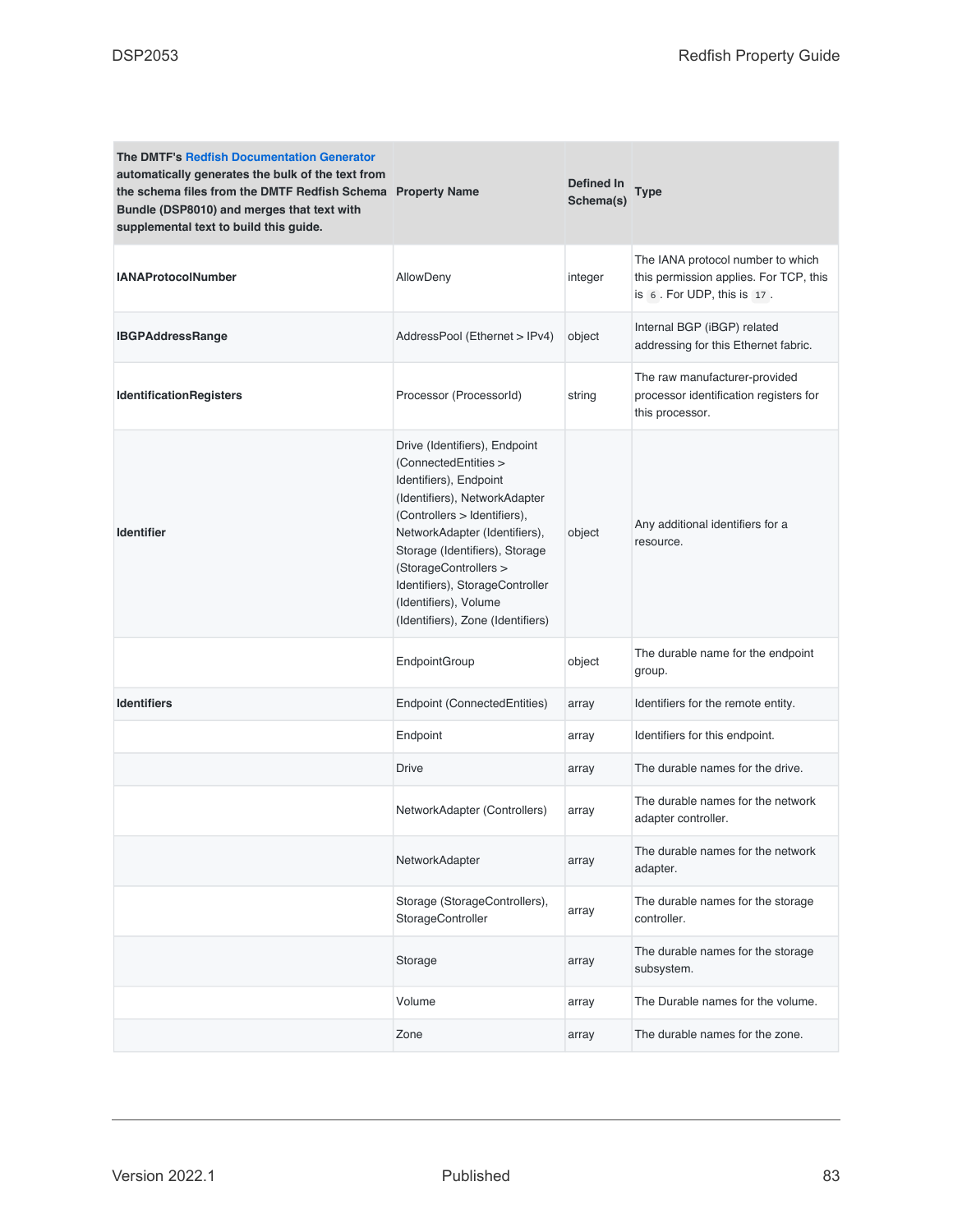| The DMTF's Redfish Documentation Generator automatically generates the bulk of the text from the schema files from the DMTF Redfish Schema Bundle (DSP8010) and merges that text with supplemental text to build this guide. | Property Name | Defined In Schema(s) | Type |
|---|---|---|---|
| **IANAProtocolNumber** | AllowDeny | integer | The IANA protocol number to which this permission applies. For TCP, this is `6`. For UDP, this is `17`. |
| **IBGPAddressRange** | AddressPool (Ethernet > IPv4) | object | Internal BGP (iBGP) related addressing for this Ethernet fabric. |
| **IdentificationRegisters** | Processor (ProcessorId) | string | The raw manufacturer-provided processor identification registers for this processor. |
| **Identifier** | Drive (Identifiers), Endpoint (ConnectedEntities > Identifiers), Endpoint (Identifiers), NetworkAdapter (Controllers > Identifiers), NetworkAdapter (Identifiers), Storage (Identifiers), Storage (StorageControllers > Identifiers), StorageController (Identifiers), Volume (Identifiers), Zone (Identifiers) | object | Any additional identifiers for a resource. |
| | EndpointGroup | object | The durable name for the endpoint group. |
| **Identifiers** | Endpoint (ConnectedEntities) | array | Identifiers for the remote entity. |
| | Endpoint | array | Identifiers for this endpoint. |
| | Drive | array | The durable names for the drive. |
| | NetworkAdapter (Controllers) | array | The durable names for the network adapter controller. |
| | NetworkAdapter | array | The durable names for the network adapter. |
| | Storage (StorageControllers), StorageController | array | The durable names for the storage controller. |
| | Storage | array | The durable names for the storage subsystem. |
| | Volume | array | The Durable names for the volume. |
| | Zone | array | The durable names for the zone. |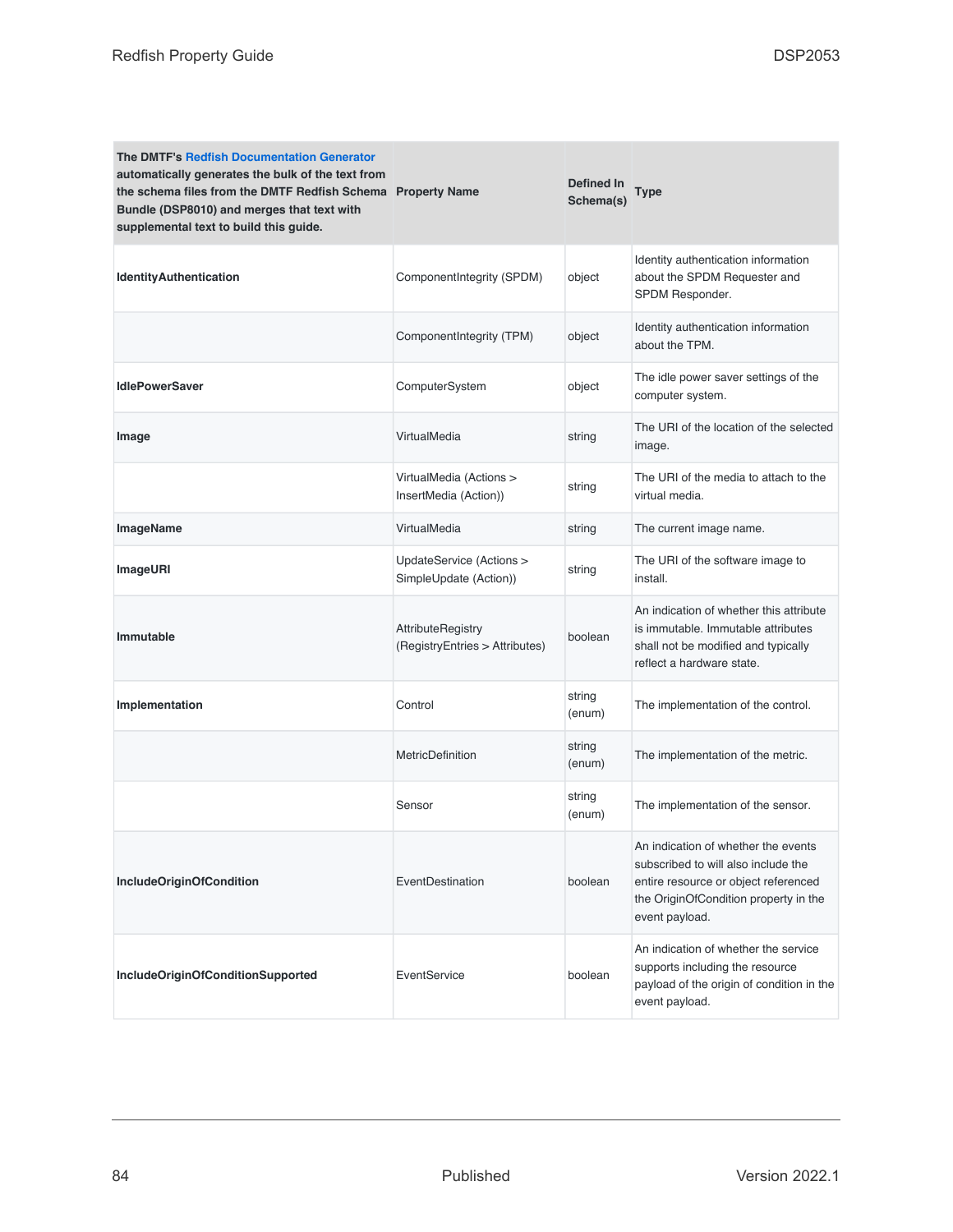| The DMTF's Redfish Documentation Generator automatically generates the bulk of the text from the schema files from the DMTF Redfish Schema Bundle (DSP8010) and merges that text with supplemental text to build this guide. | Property Name | Defined In Schema(s) | Type |
|---|---|---|---|
| **IdentityAuthentication** | ComponentIntegrity (SPDM) | object | Identity authentication information about the SPDM Requester and SPDM Responder. |
| | ComponentIntegrity (TPM) | object | Identity authentication information about the TPM. |
| **IdlePowerSaver** | ComputerSystem | object | The idle power saver settings of the computer system. |
| **Image** | VirtualMedia | string | The URI of the location of the selected image. |
| | VirtualMedia (Actions > InsertMedia (Action)) | string | The URI of the media to attach to the virtual media. |
| **ImageName** | VirtualMedia | string | The current image name. |
| **ImageURI** | UpdateService (Actions > SimpleUpdate (Action)) | string | The URI of the software image to install. |
| **Immutable** | AttributeRegistry (RegistryEntries > Attributes) | boolean | An indication of whether this attribute is immutable. Immutable attributes shall not be modified and typically reflect a hardware state. |
| **Implementation** | Control | string (enum) | The implementation of the control. |
| | MetricDefinition | string (enum) | The implementation of the metric. |
| | Sensor | string (enum) | The implementation of the sensor. |
| **IncludeOriginOfCondition** | EventDestination | boolean | An indication of whether the events subscribed to will also include the entire resource or object referenced the OriginOfCondition property in the event payload. |
| **IncludeOriginOfConditionSupported** | EventService | boolean | An indication of whether the service supports including the resource payload of the origin of condition in the event payload. |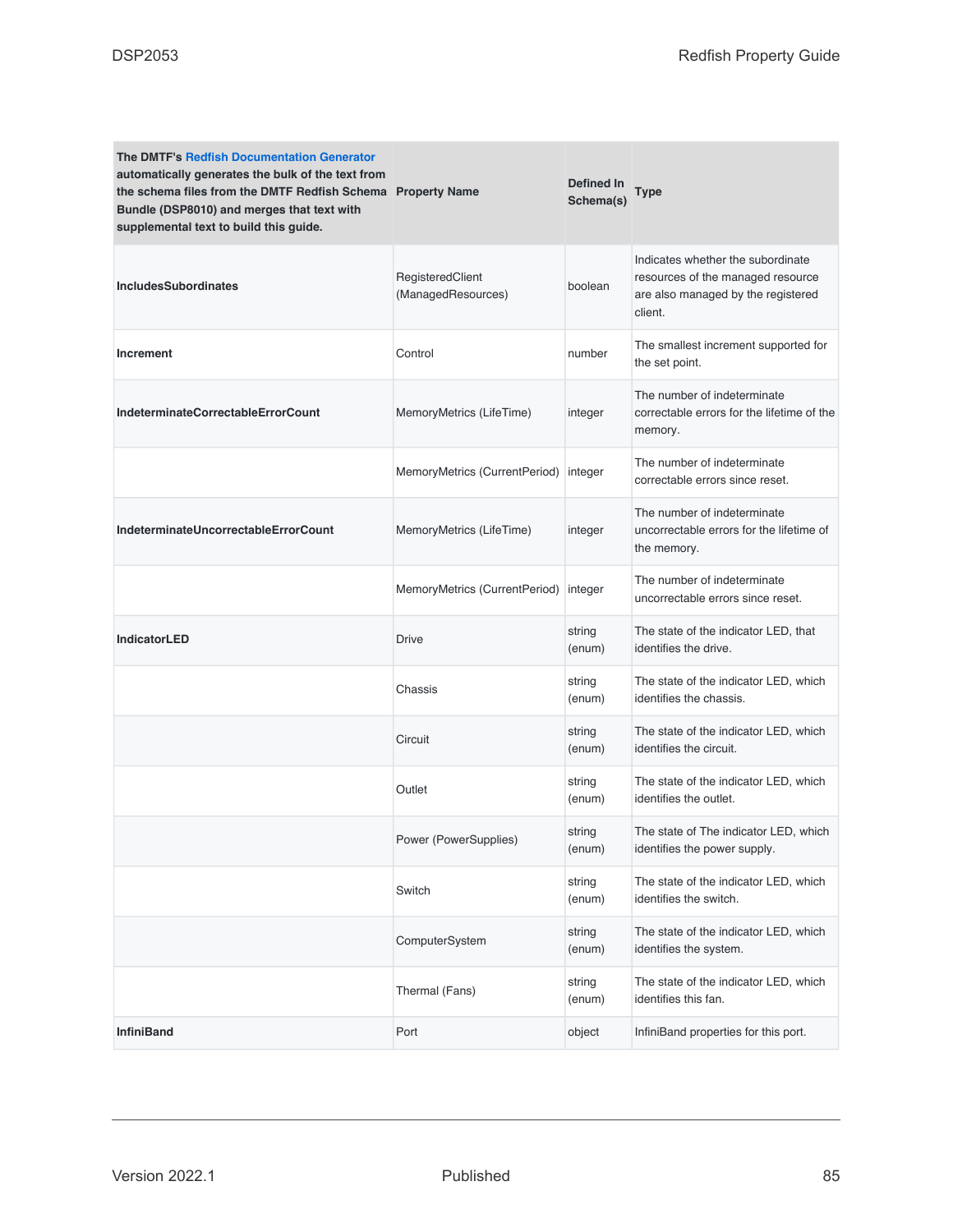| The DMTF's Redfish Documentation Generator automatically generates the bulk of the text from the schema files from the DMTF Redfish Schema Bundle (DSP8010) and merges that text with supplemental text to build this guide. | Property Name | Defined In Schema(s) | Type |
|---|---|---|---|
| **IncludesSubordinates** | RegisteredClient (ManagedResources) | boolean | Indicates whether the subordinate resources of the managed resource are also managed by the registered client. |
| **Increment** | Control | number | The smallest increment supported for the set point. |
| **IndeterminateCorrectableErrorCount** | MemoryMetrics (LifeTime) | integer | The number of indeterminate correctable errors for the lifetime of the memory. |
| | MemoryMetrics (CurrentPeriod) | integer | The number of indeterminate correctable errors since reset. |
| **IndeterminateUncorrectableErrorCount** | MemoryMetrics (LifeTime) | integer | The number of indeterminate uncorrectable errors for the lifetime of the memory. |
| | MemoryMetrics (CurrentPeriod) | integer | The number of indeterminate uncorrectable errors since reset. |
| **IndicatorLED** | Drive | string (enum) | The state of the indicator LED, that identifies the drive. |
| | Chassis | string (enum) | The state of the indicator LED, which identifies the chassis. |
| | Circuit | string (enum) | The state of the indicator LED, which identifies the circuit. |
| | Outlet | string (enum) | The state of the indicator LED, which identifies the outlet. |
| | Power (PowerSupplies) | string (enum) | The state of The indicator LED, which identifies the power supply. |
| | Switch | string (enum) | The state of the indicator LED, which identifies the switch. |
| | ComputerSystem | string (enum) | The state of the indicator LED, which identifies the system. |
| | Thermal (Fans) | string (enum) | The state of the indicator LED, which identifies this fan. |
| **InfiniBand** | Port | object | InfiniBand properties for this port. |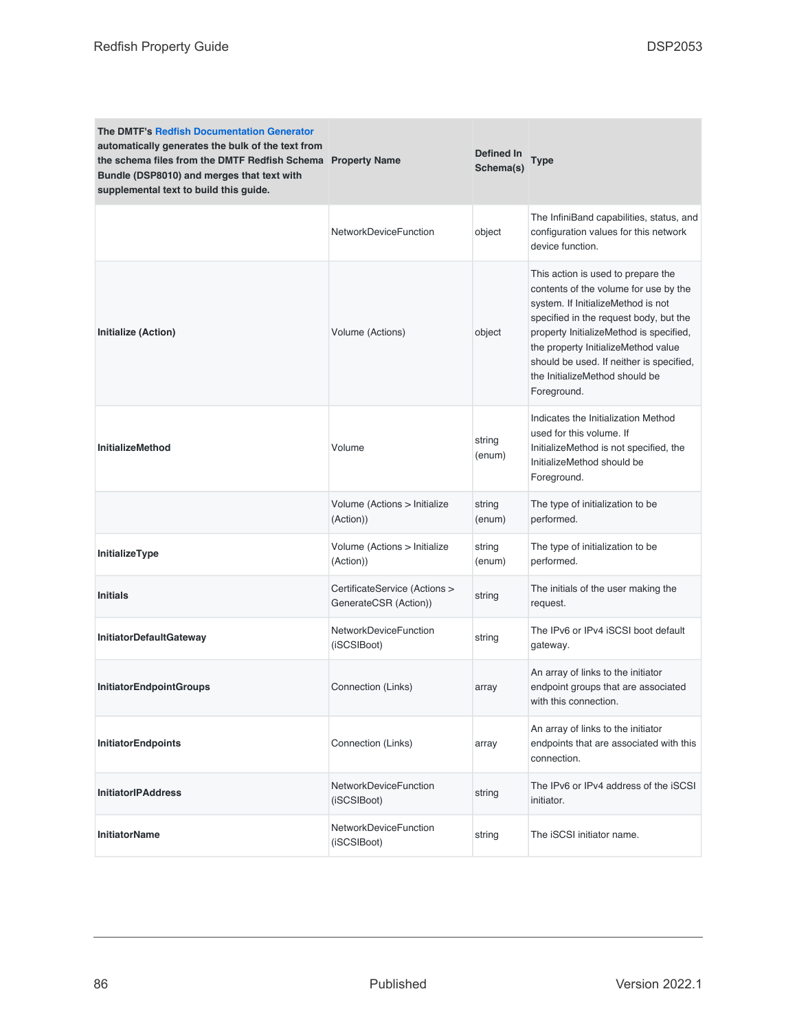| The DMTF's Redfish Documentation Generator automatically generates the bulk of the text from the schema files from the DMTF Redfish Schema Bundle (DSP8010) and merges that text with supplemental text to build this guide. | Property Name | Defined In Schema(s) | Type |
|---|---|---|---|
| | NetworkDeviceFunction | object | The InfiniBand capabilities, status, and configuration values for this network device function. |
| **Initialize (Action)** | Volume (Actions) | object | This action is used to prepare the contents of the volume for use by the system. If InitializeMethod is not specified in the request body, but the property InitializeMethod is specified, the property InitializeMethod value should be used. If neither is specified, the InitializeMethod should be Foreground. |
| **InitializeMethod** | Volume | string (enum) | Indicates the Initialization Method used for this volume. If InitializeMethod is not specified, the InitializeMethod should be Foreground. |
| | Volume (Actions > Initialize (Action)) | string (enum) | The type of initialization to be performed. |
| **InitializeType** | Volume (Actions > Initialize (Action)) | string (enum) | The type of initialization to be performed. |
| **Initials** | CertificateService (Actions > GenerateCSR (Action)) | string | The initials of the user making the request. |
| **InitiatorDefaultGateway** | NetworkDeviceFunction (iSCSIBoot) | string | The IPv6 or IPv4 iSCSI boot default gateway. |
| **InitiatorEndpointGroups** | Connection (Links) | array | An array of links to the initiator endpoint groups that are associated with this connection. |
| **InitiatorEndpoints** | Connection (Links) | array | An array of links to the initiator endpoints that are associated with this connection. |
| **InitiatorIPAddress** | NetworkDeviceFunction (iSCSIBoot) | string | The IPv6 or IPv4 address of the iSCSI initiator. |
| **InitiatorName** | NetworkDeviceFunction (iSCSIBoot) | string | The iSCSI initiator name. |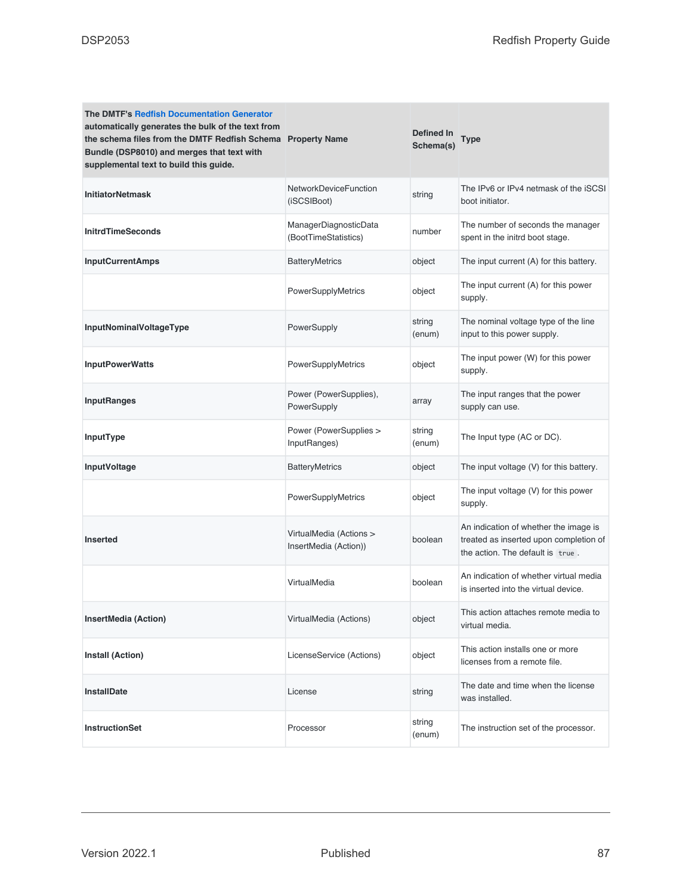| The DMTF's Redfish Documentation Generator automatically generates the bulk of the text from the schema files from the DMTF Redfish Schema Bundle (DSP8010) and merges that text with supplemental text to build this guide. | Property Name | Defined In Schema(s) | Type |
|---|---|---|---|
| **InitiatorNetmask** | NetworkDeviceFunction (iSCSIBoot) | string | The IPv6 or IPv4 netmask of the iSCSI boot initiator. |
| **InitrdTimeSeconds** | ManagerDiagnosticData (BootTimeStatistics) | number | The number of seconds the manager spent in the initrd boot stage. |
| **InputCurrentAmps** | BatteryMetrics | object | The input current (A) for this battery. |
| | PowerSupplyMetrics | object | The input current (A) for this power supply. |
| **InputNominalVoltageType** | PowerSupply | string (enum) | The nominal voltage type of the line input to this power supply. |
| **InputPowerWatts** | PowerSupplyMetrics | object | The input power (W) for this power supply. |
| **InputRanges** | Power (PowerSupplies), PowerSupply | array | The input ranges that the power supply can use. |
| **InputType** | Power (PowerSupplies > InputRanges) | string (enum) | The Input type (AC or DC). |
| **InputVoltage** | BatteryMetrics | object | The input voltage (V) for this battery. |
| | PowerSupplyMetrics | object | The input voltage (V) for this power supply. |
| **Inserted** | VirtualMedia (Actions > InsertMedia (Action)) | boolean | An indication of whether the image is treated as inserted upon completion of the action. The default is `true`. |
| | VirtualMedia | boolean | An indication of whether virtual media is inserted into the virtual device. |
| **InsertMedia (Action)** | VirtualMedia (Actions) | object | This action attaches remote media to virtual media. |
| **Install (Action)** | LicenseService (Actions) | object | This action installs one or more licenses from a remote file. |
| **InstallDate** | License | string | The date and time when the license was installed. |
| **InstructionSet** | Processor | string (enum) | The instruction set of the processor. |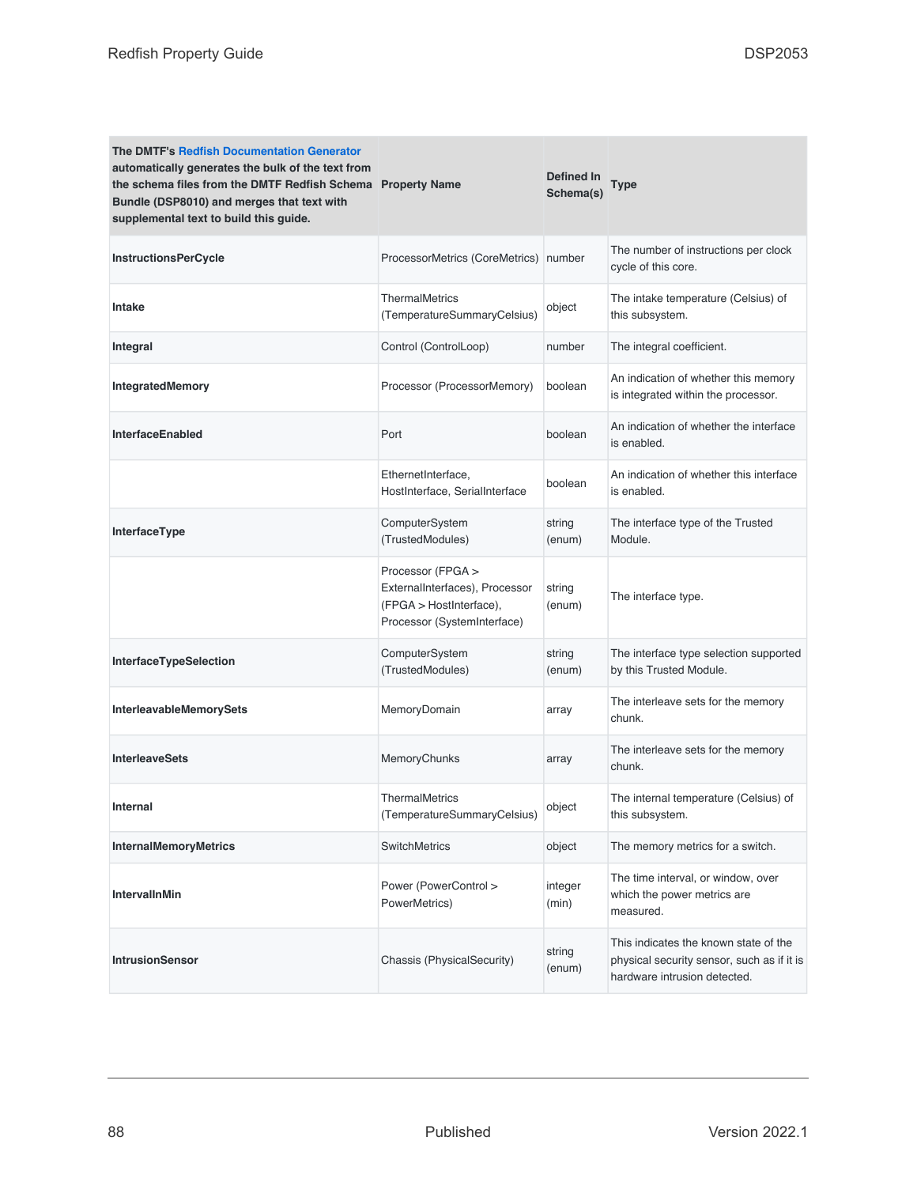| The DMTF's Redfish Documentation Generator automatically generates the bulk of the text from the schema files from the DMTF Redfish Schema Bundle (DSP8010) and merges that text with supplemental text to build this guide. | Property Name | Defined In Schema(s) | Type |
|---|---|---|---|
| **InstructionsPerCycle** | ProcessorMetrics (CoreMetrics) | number | The number of instructions per clock cycle of this core. |
| **Intake** | ThermalMetrics (TemperatureSummaryCelsius) | object | The intake temperature (Celsius) of this subsystem. |
| **Integral** | Control (ControlLoop) | number | The integral coefficient. |
| **IntegratedMemory** | Processor (ProcessorMemory) | boolean | An indication of whether this memory is integrated within the processor. |
| **InterfaceEnabled** | Port | boolean | An indication of whether the interface is enabled. |
| | EthernetInterface, HostInterface, SerialInterface | boolean | An indication of whether this interface is enabled. |
| **InterfaceType** | ComputerSystem (TrustedModules) | string (enum) | The interface type of the Trusted Module. |
| | Processor (FPGA > ExternalInterfaces), Processor (FPGA > HostInterface), Processor (SystemInterface) | string (enum) | The interface type. |
| **InterfaceTypeSelection** | ComputerSystem (TrustedModules) | string (enum) | The interface type selection supported by this Trusted Module. |
| **InterleavableMemorySets** | MemoryDomain | array | The interleave sets for the memory chunk. |
| **InterleaveSets** | MemoryChunks | array | The interleave sets for the memory chunk. |
| **Internal** | ThermalMetrics (TemperatureSummaryCelsius) | object | The internal temperature (Celsius) of this subsystem. |
| **InternalMemoryMetrics** | SwitchMetrics | object | The memory metrics for a switch. |
| **IntervalInMin** | Power (PowerControl > PowerMetrics) | integer (min) | The time interval, or window, over which the power metrics are measured. |
| **IntrusionSensor** | Chassis (PhysicalSecurity) | string (enum) | This indicates the known state of the physical security sensor, such as if it is hardware intrusion detected. |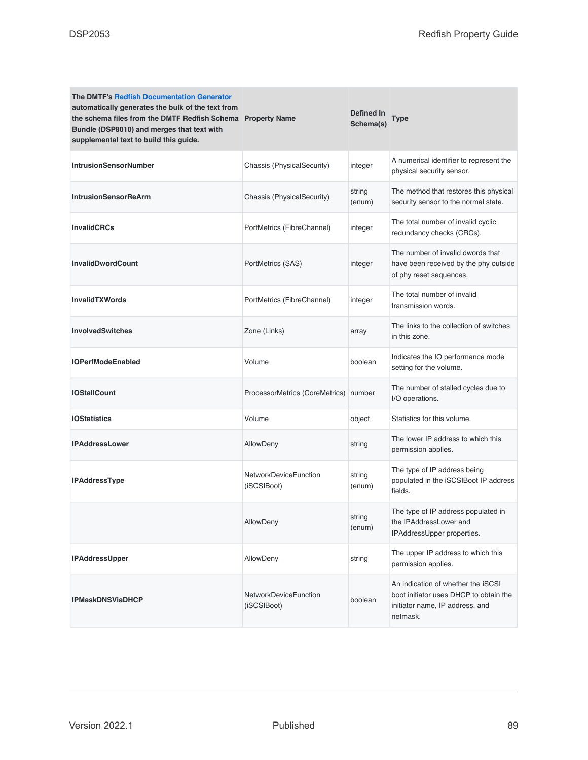| The DMTF's Redfish Documentation Generator automatically generates the bulk of the text from the schema files from the DMTF Redfish Schema Bundle (DSP8010) and merges that text with supplemental text to build this guide. Property Name | Defined In Schema(s) | Type | |
|---|---|---|---|
| **IntrusionSensorNumber** | Chassis (PhysicalSecurity) | integer | A numerical identifier to represent the physical security sensor. |
| **IntrusionSensorReArm** | Chassis (PhysicalSecurity) | string (enum) | The method that restores this physical security sensor to the normal state. |
| **InvalidCRCs** | PortMetrics (FibreChannel) | integer | The total number of invalid cyclic redundancy checks (CRCs). |
| **InvalidDwordCount** | PortMetrics (SAS) | integer | The number of invalid dwords that have been received by the phy outside of phy reset sequences. |
| **InvalidTXWords** | PortMetrics (FibreChannel) | integer | The total number of invalid transmission words. |
| **InvolvedSwitches** | Zone (Links) | array | The links to the collection of switches in this zone. |
| **IOPerfModeEnabled** | Volume | boolean | Indicates the IO performance mode setting for the volume. |
| **IOStallCount** | ProcessorMetrics (CoreMetrics) | number | The number of stalled cycles due to I/O operations. |
| **IOStatistics** | Volume | object | Statistics for this volume. |
| **IPAddressLower** | AllowDeny | string | The lower IP address to which this permission applies. |
| **IPAddressType** | NetworkDeviceFunction (iSCSIBoot) | string (enum) | The type of IP address being populated in the iSCSIBoot IP address fields. |
| | AllowDeny | string (enum) | The type of IP address populated in the IPAddressLower and IPAddressUpper properties. |
| **IPAddressUpper** | AllowDeny | string | The upper IP address to which this permission applies. |
| **IPMaskDNSViaDHCP** | NetworkDeviceFunction (iSCSIBoot) | boolean | An indication of whether the iSCSI boot initiator uses DHCP to obtain the initiator name, IP address, and netmask. |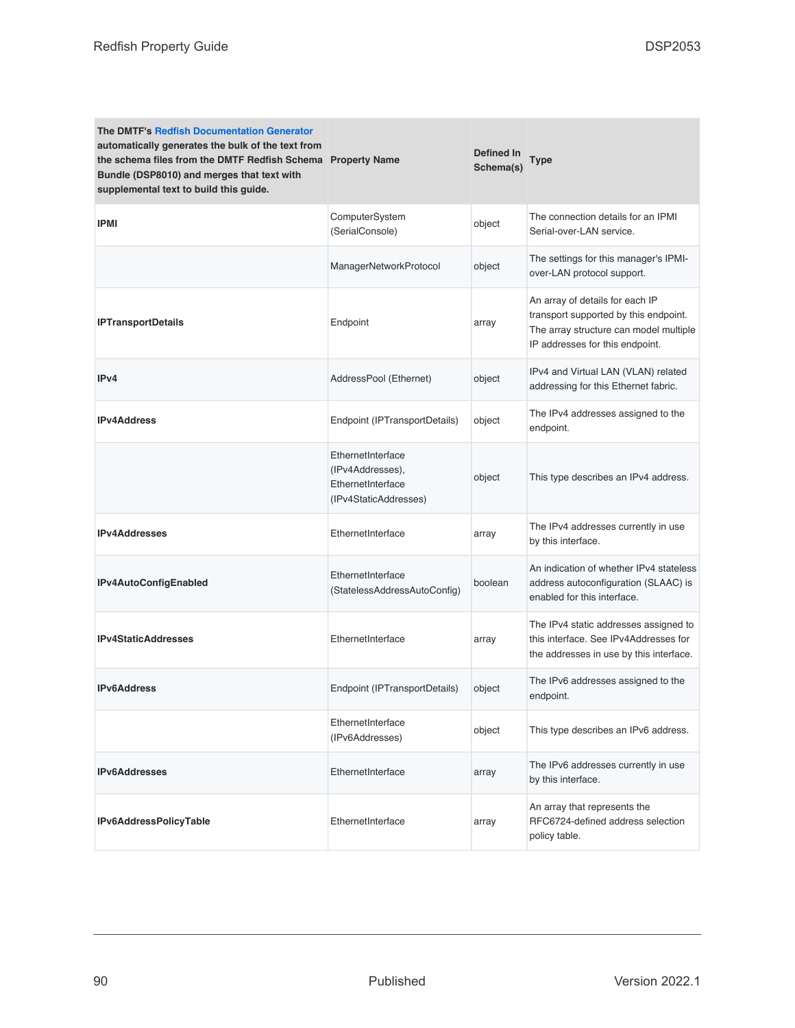| The DMTF's Redfish Documentation Generator automatically generates the bulk of the text from the schema files from the DMTF Redfish Schema Bundle (DSP8010) and merges that text with supplemental text to build this guide. | Property Name | Defined In Schema(s) | Type |
|---|---|---|---|
| **IPMI** | ComputerSystem (SerialConsole) | object | The connection details for an IPMI Serial-over-LAN service. |
| | ManagerNetworkProtocol | object | The settings for this manager's IPMI-over-LAN protocol support. |
| **IPTransportDetails** | Endpoint | array | An array of details for each IP transport supported by this endpoint. The array structure can model multiple IP addresses for this endpoint. |
| **IPv4** | AddressPool (Ethernet) | object | IPv4 and Virtual LAN (VLAN) related addressing for this Ethernet fabric. |
| **IPv4Address** | Endpoint (IPTransportDetails) | object | The IPv4 addresses assigned to the endpoint. |
| | EthernetInterface (IPv4Addresses), EthernetInterface (IPv4StaticAddresses) | object | This type describes an IPv4 address. |
| **IPv4Addresses** | EthernetInterface | array | The IPv4 addresses currently in use by this interface. |
| **IPv4AutoConfigEnabled** | EthernetInterface (StatelessAddressAutoConfig) | boolean | An indication of whether IPv4 stateless address autoconfiguration (SLAAC) is enabled for this interface. |
| **IPv4StaticAddresses** | EthernetInterface | array | The IPv4 static addresses assigned to this interface. See IPv4Addresses for the addresses in use by this interface. |
| **IPv6Address** | Endpoint (IPTransportDetails) | object | The IPv6 addresses assigned to the endpoint. |
| | EthernetInterface (IPv6Addresses) | object | This type describes an IPv6 address. |
| **IPv6Addresses** | EthernetInterface | array | The IPv6 addresses currently in use by this interface. |
| **IPv6AddressPolicyTable** | EthernetInterface | array | An array that represents the RFC6724-defined address selection policy table. |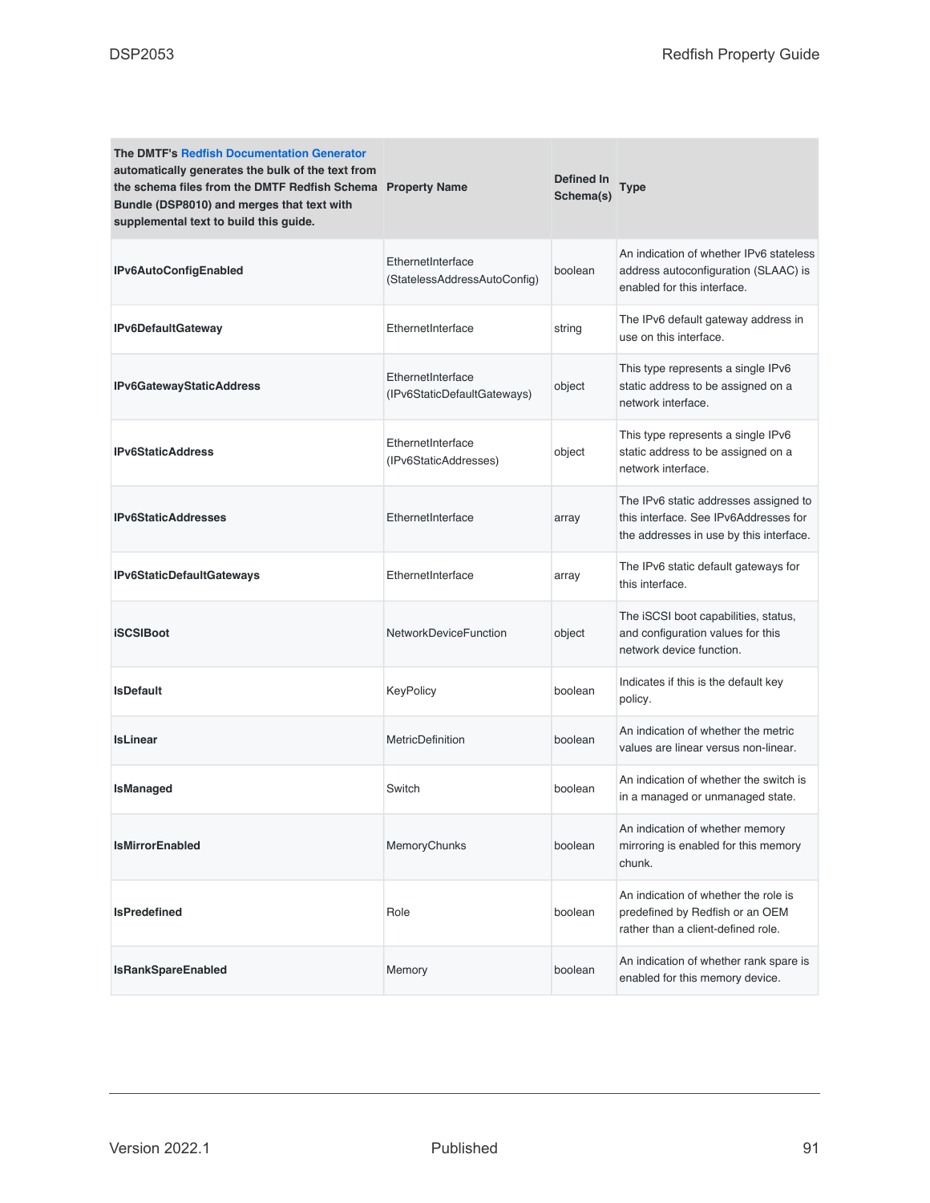| The DMTF's Redfish Documentation Generator automatically generates the bulk of the text from the schema files from the DMTF Redfish Schema Bundle (DSP8010) and merges that text with supplemental text to build this guide. | Property Name | Defined In Schema(s) | Type |
|---|---|---|---|
| **IPv6AutoConfigEnabled** | EthernetInterface (StatelessAddressAutoConfig) | boolean | An indication of whether IPv6 stateless address autoconfiguration (SLAAC) is enabled for this interface. |
| **IPv6DefaultGateway** | EthernetInterface | string | The IPv6 default gateway address in use on this interface. |
| **IPv6GatewayStaticAddress** | EthernetInterface (IPv6StaticDefaultGateways) | object | This type represents a single IPv6 static address to be assigned on a network interface. |
| **IPv6StaticAddress** | EthernetInterface (IPv6StaticAddresses) | object | This type represents a single IPv6 static address to be assigned on a network interface. |
| **IPv6StaticAddresses** | EthernetInterface | array | The IPv6 static addresses assigned to this interface. See IPv6Addresses for the addresses in use by this interface. |
| **IPv6StaticDefaultGateways** | EthernetInterface | array | The IPv6 static default gateways for this interface. |
| **iSCSIBoot** | NetworkDeviceFunction | object | The iSCSI boot capabilities, status, and configuration values for this network device function. |
| **IsDefault** | KeyPolicy | boolean | Indicates if this is the default key policy. |
| **IsLinear** | MetricDefinition | boolean | An indication of whether the metric values are linear versus non-linear. |
| **IsManaged** | Switch | boolean | An indication of whether the switch is in a managed or unmanaged state. |
| **IsMirrorEnabled** | MemoryChunks | boolean | An indication of whether memory mirroring is enabled for this memory chunk. |
| **IsPredefined** | Role | boolean | An indication of whether the role is predefined by Redfish or an OEM rather than a client-defined role. |
| **IsRankSpareEnabled** | Memory | boolean | An indication of whether rank spare is enabled for this memory device. |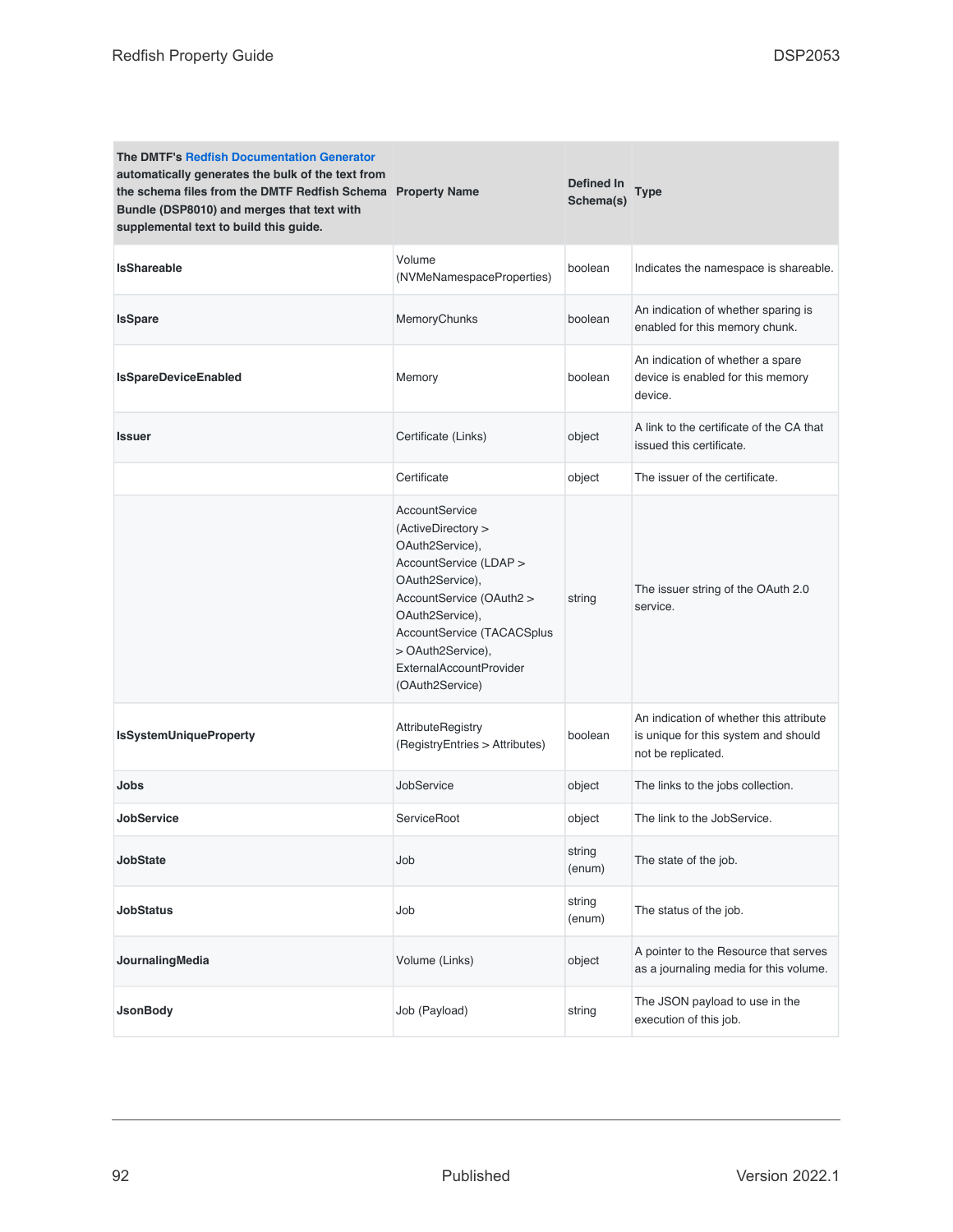| The DMTF's Redfish Documentation Generator automatically generates the bulk of the text from the schema files from the DMTF Redfish Schema Bundle (DSP8010) and merges that text with supplemental text to build this guide. | Property Name | Defined In Schema(s) | Type |
|---|---|---|---|
| **IsShareable** | Volume (NVMeNamespaceProperties) | boolean | Indicates the namespace is shareable. |
| **IsSpare** | MemoryChunks | boolean | An indication of whether sparing is enabled for this memory chunk. |
| **IsSpareDeviceEnabled** | Memory | boolean | An indication of whether a spare device is enabled for this memory device. |
| **Issuer** | Certificate (Links) | object | A link to the certificate of the CA that issued this certificate. |
| | Certificate | object | The issuer of the certificate. |
| | AccountService (ActiveDirectory > OAuth2Service), AccountService (LDAP > OAuth2Service), AccountService (OAuth2 > OAuth2Service), AccountService (TACACSplus > OAuth2Service), ExternalAccountProvider (OAuth2Service) | string | The issuer string of the OAuth 2.0 service. |
| **IsSystemUniqueProperty** | AttributeRegistry (RegistryEntries > Attributes) | boolean | An indication of whether this attribute is unique for this system and should not be replicated. |
| **Jobs** | JobService | object | The links to the jobs collection. |
| **JobService** | ServiceRoot | object | The link to the JobService. |
| **JobState** | Job | string (enum) | The state of the job. |
| **JobStatus** | Job | string (enum) | The status of the job. |
| **JournalingMedia** | Volume (Links) | object | A pointer to the Resource that serves as a journaling media for this volume. |
| **JsonBody** | Job (Payload) | string | The JSON payload to use in the execution of this job. |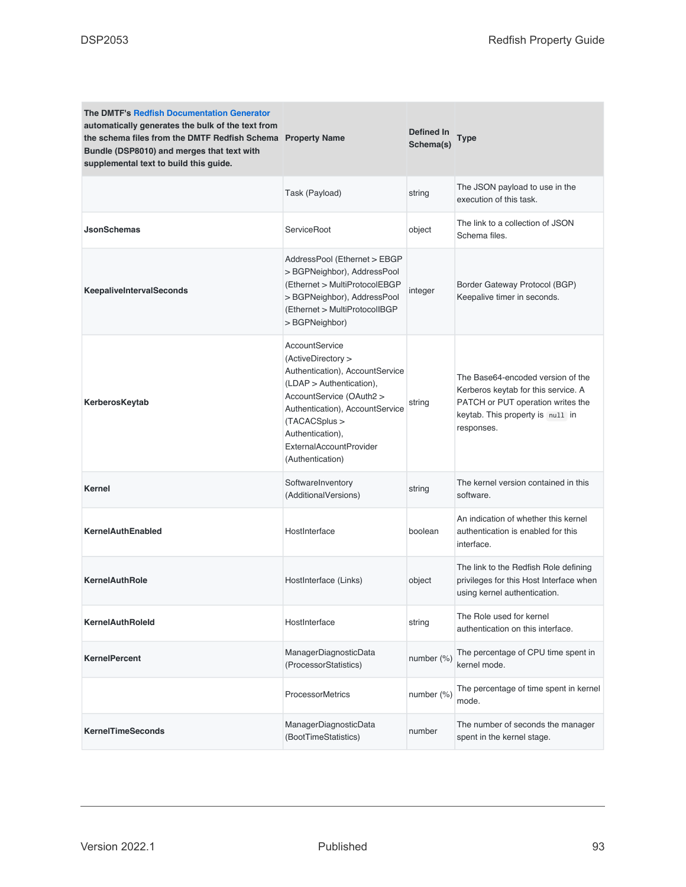| The DMTF's Redfish Documentation Generator automatically generates the bulk of the text from the schema files from the DMTF Redfish Schema Bundle (DSP8010) and merges that text with supplemental text to build this guide. | Property Name | Defined In Schema(s) | Type |
|---|---|---|---|
| | Task (Payload) | string | The JSON payload to use in the execution of this task. |
| **JsonSchemas** | ServiceRoot | object | The link to a collection of JSON Schema files. |
| **KeepaliveIntervalSeconds** | AddressPool (Ethernet > EBGP > BGPNeighbor), AddressPool (Ethernet > MultiProtocolEBGP > BGPNeighbor), AddressPool (Ethernet > MultiProtocolIBGP > BGPNeighbor) | integer | Border Gateway Protocol (BGP) Keepalive timer in seconds. |
| **KerberosKeytab** | AccountService (ActiveDirectory > Authentication), AccountService (LDAP > Authentication), AccountService (OAuth2 > Authentication), AccountService (TACACSplus > Authentication), ExternalAccountProvider (Authentication) | string | The Base64-encoded version of the Kerberos keytab for this service. A PATCH or PUT operation writes the keytab. This property is `null` in responses. |
| **Kernel** | SoftwareInventory (AdditionalVersions) | string | The kernel version contained in this software. |
| **KernelAuthEnabled** | HostInterface | boolean | An indication of whether this kernel authentication is enabled for this interface. |
| **KernelAuthRole** | HostInterface (Links) | object | The link to the Redfish Role defining privileges for this Host Interface when using kernel authentication. |
| **KernelAuthRoleId** | HostInterface | string | The Role used for kernel authentication on this interface. |
| **KernelPercent** | ManagerDiagnosticData (ProcessorStatistics) | number (%) | The percentage of CPU time spent in kernel mode. |
| | ProcessorMetrics | number (%) | The percentage of time spent in kernel mode. |
| **KernelTimeSeconds** | ManagerDiagnosticData (BootTimeStatistics) | number | The number of seconds the manager spent in the kernel stage. |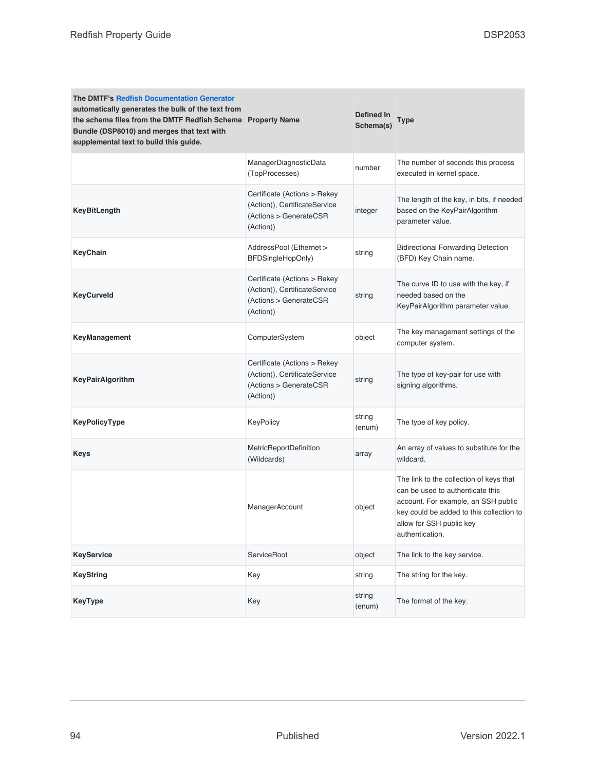| The DMTF's Redfish Documentation Generator automatically generates the bulk of the text from the schema files from the DMTF Redfish Schema Bundle (DSP8010) and merges that text with supplemental text to build this guide. | Property Name | Defined In Schema(s) | Type |
|---|---|---|---|
| | ManagerDiagnosticData (TopProcesses) | number | The number of seconds this process executed in kernel space. |
| **KeyBitLength** | Certificate (Actions > Rekey (Action)), CertificateService (Actions > GenerateCSR (Action)) | integer | The length of the key, in bits, if needed based on the KeyPairAlgorithm parameter value. |
| **KeyChain** | AddressPool (Ethernet > BFDSingleHopOnly) | string | Bidirectional Forwarding Detection (BFD) Key Chain name. |
| **KeyCurveId** | Certificate (Actions > Rekey (Action)), CertificateService (Actions > GenerateCSR (Action)) | string | The curve ID to use with the key, if needed based on the KeyPairAlgorithm parameter value. |
| **KeyManagement** | ComputerSystem | object | The key management settings of the computer system. |
| **KeyPairAlgorithm** | Certificate (Actions > Rekey (Action)), CertificateService (Actions > GenerateCSR (Action)) | string | The type of key-pair for use with signing algorithms. |
| **KeyPolicyType** | KeyPolicy | string (enum) | The type of key policy. |
| **Keys** | MetricReportDefinition (Wildcards) | array | An array of values to substitute for the wildcard. |
| | ManagerAccount | object | The link to the collection of keys that can be used to authenticate this account. For example, an SSH public key could be added to this collection to allow for SSH public key authentication. |
| **KeyService** | ServiceRoot | object | The link to the key service. |
| **KeyString** | Key | string | The string for the key. |
| **KeyType** | Key | string (enum) | The format of the key. |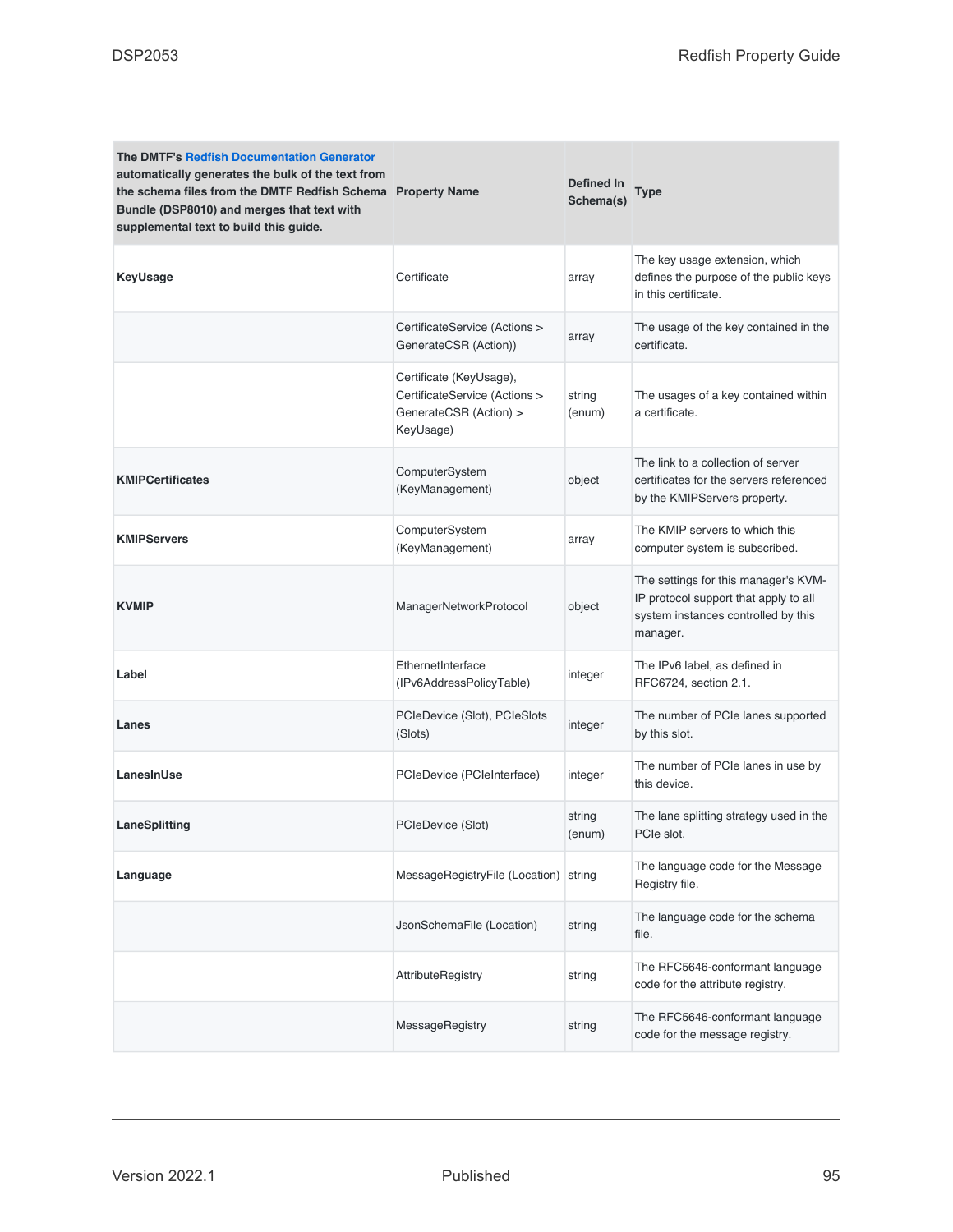| The DMTF's Redfish Documentation Generator automatically generates the bulk of the text from the schema files from the DMTF Redfish Schema Bundle (DSP8010) and merges that text with supplemental text to build this guide. | Property Name | Defined In Schema(s) | Type |
|---|---|---|---|
| **KeyUsage** | Certificate | array | The key usage extension, which defines the purpose of the public keys in this certificate. |
| | CertificateService (Actions > GenerateCSR (Action)) | array | The usage of the key contained in the certificate. |
| | Certificate (KeyUsage), CertificateService (Actions > GenerateCSR (Action) > KeyUsage) | string (enum) | The usages of a key contained within a certificate. |
| **KMIPCertificates** | ComputerSystem (KeyManagement) | object | The link to a collection of server certificates for the servers referenced by the KMIPServers property. |
| **KMIPServers** | ComputerSystem (KeyManagement) | array | The KMIP servers to which this computer system is subscribed. |
| **KVMIP** | ManagerNetworkProtocol | object | The settings for this manager's KVM-IP protocol support that apply to all system instances controlled by this manager. |
| **Label** | EthernetInterface (IPv6AddressPolicyTable) | integer | The IPv6 label, as defined in RFC6724, section 2.1. |
| **Lanes** | PCIeDevice (Slot), PCIeSlots (Slots) | integer | The number of PCIe lanes supported by this slot. |
| **LanesInUse** | PCIeDevice (PCIeInterface) | integer | The number of PCIe lanes in use by this device. |
| **LaneSplitting** | PCIeDevice (Slot) | string (enum) | The lane splitting strategy used in the PCIe slot. |
| **Language** | MessageRegistryFile (Location) | string | The language code for the Message Registry file. |
| | JsonSchemaFile (Location) | string | The language code for the schema file. |
| | AttributeRegistry | string | The RFC5646-conformant language code for the attribute registry. |
| | MessageRegistry | string | The RFC5646-conformant language code for the message registry. |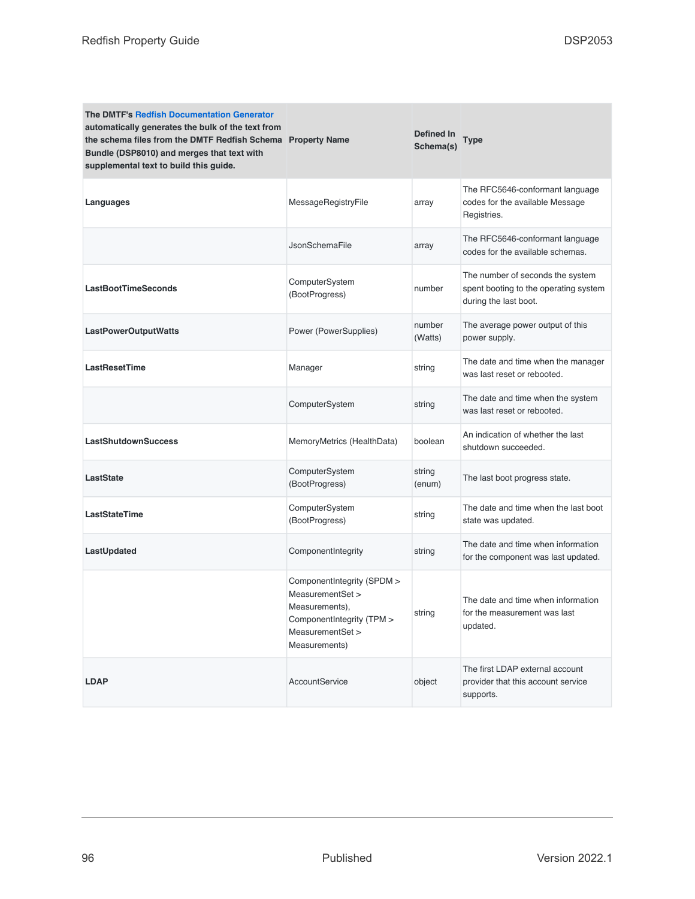| The DMTF's Redfish Documentation Generator automatically generates the bulk of the text from the schema files from the DMTF Redfish Schema Bundle (DSP8010) and merges that text with supplemental text to build this guide. | Property Name | Defined In Schema(s) | Type |
|---|---|---|---|
| **Languages** | MessageRegistryFile | array | The RFC5646-conformant language codes for the available Message Registries. |
| | JsonSchemaFile | array | The RFC5646-conformant language codes for the available schemas. |
| **LastBootTimeSeconds** | ComputerSystem (BootProgress) | number | The number of seconds the system spent booting to the operating system during the last boot. |
| **LastPowerOutputWatts** | Power (PowerSupplies) | number (Watts) | The average power output of this power supply. |
| **LastResetTime** | Manager | string | The date and time when the manager was last reset or rebooted. |
| | ComputerSystem | string | The date and time when the system was last reset or rebooted. |
| **LastShutdownSuccess** | MemoryMetrics (HealthData) | boolean | An indication of whether the last shutdown succeeded. |
| **LastState** | ComputerSystem (BootProgress) | string (enum) | The last boot progress state. |
| **LastStateTime** | ComputerSystem (BootProgress) | string | The date and time when the last boot state was updated. |
| **LastUpdated** | ComponentIntegrity | string | The date and time when information for the component was last updated. |
| | ComponentIntegrity (SPDM > MeasurementSet > Measurements), ComponentIntegrity (TPM > MeasurementSet > Measurements) | string | The date and time when information for the measurement was last updated. |
| **LDAP** | AccountService | object | The first LDAP external account provider that this account service supports. |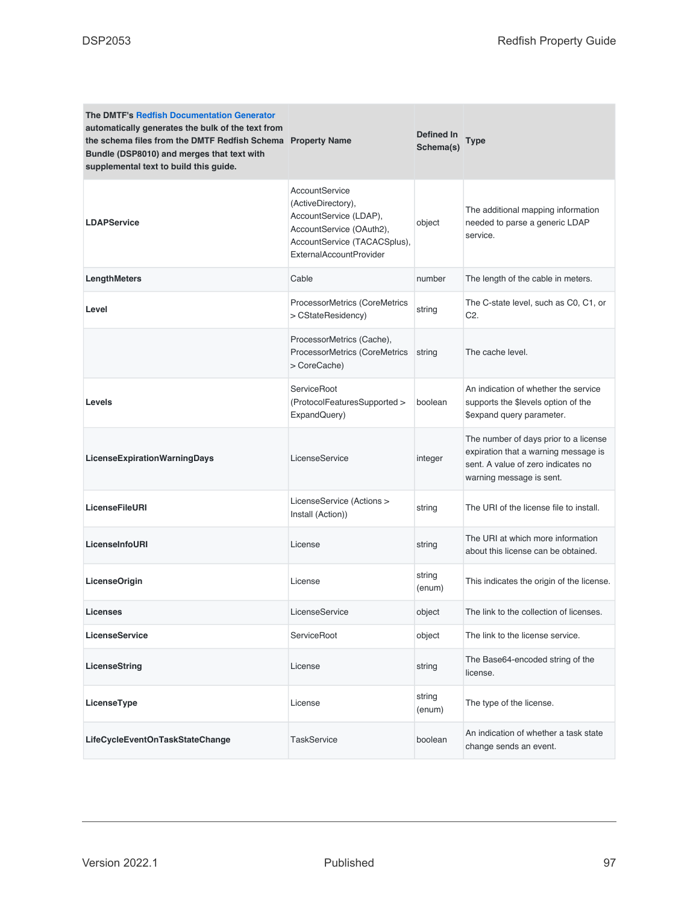| The DMTF's Redfish Documentation Generator automatically generates the bulk of the text from the schema files from the DMTF Redfish Schema Bundle (DSP8010) and merges that text with supplemental text to build this guide. | Property Name | Defined In Schema(s) | Type |
|---|---|---|---|
| **LDAPService** | AccountService (ActiveDirectory), AccountService (LDAP), AccountService (OAuth2), AccountService (TACACSplus), ExternalAccountProvider | object | The additional mapping information needed to parse a generic LDAP service. |
| **LengthMeters** | Cable | number | The length of the cable in meters. |
| **Level** | ProcessorMetrics (CoreMetrics > CStateResidency) | string | The C-state level, such as C0, C1, or C2. |
| | ProcessorMetrics (Cache), ProcessorMetrics (CoreMetrics > CoreCache) | string | The cache level. |
| **Levels** | ServiceRoot (ProtocolFeaturesSupported > ExpandQuery) | boolean | An indication of whether the service supports the $levels option of the $expand query parameter. |
| **LicenseExpirationWarningDays** | LicenseService | integer | The number of days prior to a license expiration that a warning message is sent. A value of zero indicates no warning message is sent. |
| **LicenseFileURI** | LicenseService (Actions > Install (Action)) | string | The URI of the license file to install. |
| **LicenseInfoURI** | License | string | The URI at which more information about this license can be obtained. |
| **LicenseOrigin** | License | string (enum) | This indicates the origin of the license. |
| **Licenses** | LicenseService | object | The link to the collection of licenses. |
| **LicenseService** | ServiceRoot | object | The link to the license service. |
| **LicenseString** | License | string | The Base64-encoded string of the license. |
| **LicenseType** | License | string (enum) | The type of the license. |
| **LifeCycleEventOnTaskStateChange** | TaskService | boolean | An indication of whether a task state change sends an event. |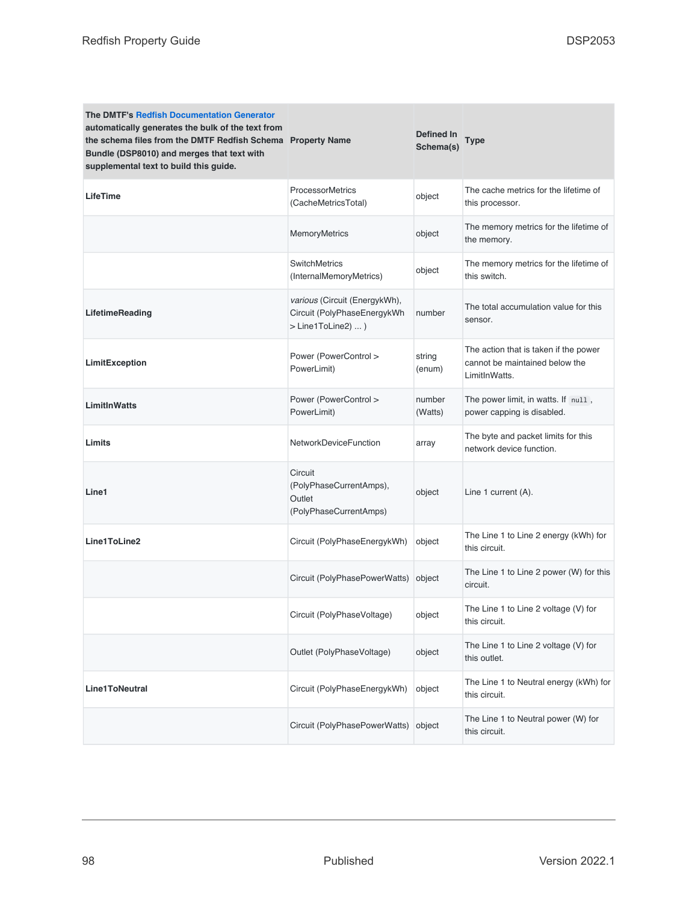| The DMTF's Redfish Documentation Generator automatically generates the bulk of the text from the schema files from the DMTF Redfish Schema Bundle (DSP8010) and merges that text with supplemental text to build this guide. | Property Name | Defined In Schema(s) | Type |
|---|---|---|---|
| **LifeTime** | ProcessorMetrics (CacheMetricsTotal) | object | The cache metrics for the lifetime of this processor. |
| | MemoryMetrics | object | The memory metrics for the lifetime of the memory. |
| | SwitchMetrics (InternalMemoryMetrics) | object | The memory metrics for the lifetime of this switch. |
| **LifetimeReading** | *various* (Circuit (EnergykWh), Circuit (PolyPhaseEnergykWh > Line1ToLine2) ... ) | number | The total accumulation value for this sensor. |
| **LimitException** | Power (PowerControl > PowerLimit) | string (enum) | The action that is taken if the power cannot be maintained below the LimitInWatts. |
| **LimitInWatts** | Power (PowerControl > PowerLimit) | number (Watts) | The power limit, in watts. If `null`, power capping is disabled. |
| **Limits** | NetworkDeviceFunction | array | The byte and packet limits for this network device function. |
| **Line1** | Circuit (PolyPhaseCurrentAmps), Outlet (PolyPhaseCurrentAmps) | object | Line 1 current (A). |
| **Line1ToLine2** | Circuit (PolyPhaseEnergykWh) | object | The Line 1 to Line 2 energy (kWh) for this circuit. |
| | Circuit (PolyPhasePowerWatts) | object | The Line 1 to Line 2 power (W) for this circuit. |
| | Circuit (PolyPhaseVoltage) | object | The Line 1 to Line 2 voltage (V) for this circuit. |
| | Outlet (PolyPhaseVoltage) | object | The Line 1 to Line 2 voltage (V) for this outlet. |
| **Line1ToNeutral** | Circuit (PolyPhaseEnergykWh) | object | The Line 1 to Neutral energy (kWh) for this circuit. |
| | Circuit (PolyPhasePowerWatts) | object | The Line 1 to Neutral power (W) for this circuit. |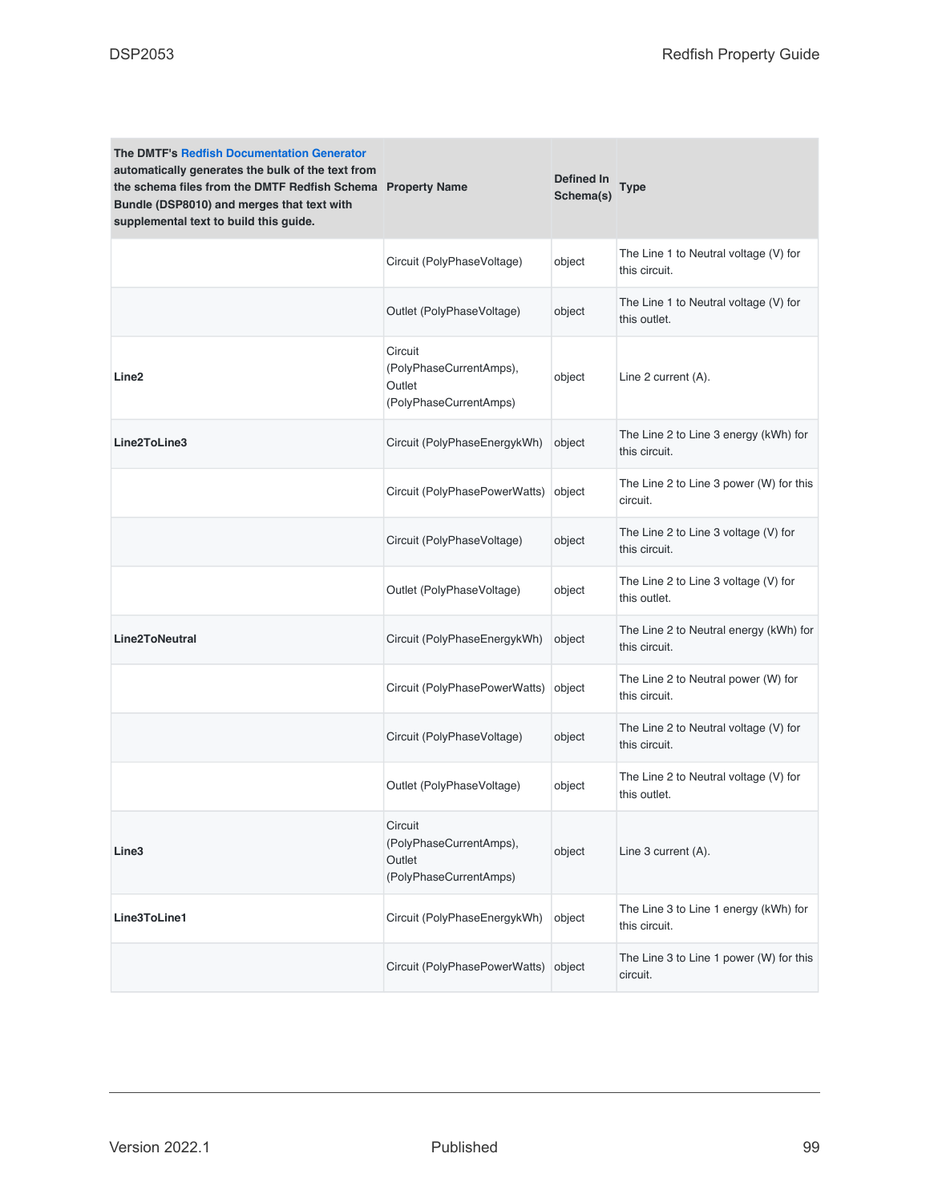| The DMTF's Redfish Documentation Generator automatically generates the bulk of the text from the schema files from the DMTF Redfish Schema Bundle (DSP8010) and merges that text with supplemental text to build this guide. | Property Name | Defined In Schema(s) | Type |
|---|---|---|---|
| | Circuit (PolyPhaseVoltage) | object | The Line 1 to Neutral voltage (V) for this circuit. |
| | Outlet (PolyPhaseVoltage) | object | The Line 1 to Neutral voltage (V) for this outlet. |
| **Line2** | Circuit (PolyPhaseCurrentAmps), Outlet (PolyPhaseCurrentAmps) | object | Line 2 current (A). |
| **Line2ToLine3** | Circuit (PolyPhaseEnergykWh) | object | The Line 2 to Line 3 energy (kWh) for this circuit. |
| | Circuit (PolyPhasePowerWatts) | object | The Line 2 to Line 3 power (W) for this circuit. |
| | Circuit (PolyPhaseVoltage) | object | The Line 2 to Line 3 voltage (V) for this circuit. |
| | Outlet (PolyPhaseVoltage) | object | The Line 2 to Line 3 voltage (V) for this outlet. |
| **Line2ToNeutral** | Circuit (PolyPhaseEnergykWh) | object | The Line 2 to Neutral energy (kWh) for this circuit. |
| | Circuit (PolyPhasePowerWatts) | object | The Line 2 to Neutral power (W) for this circuit. |
| | Circuit (PolyPhaseVoltage) | object | The Line 2 to Neutral voltage (V) for this circuit. |
| | Outlet (PolyPhaseVoltage) | object | The Line 2 to Neutral voltage (V) for this outlet. |
| **Line3** | Circuit (PolyPhaseCurrentAmps), Outlet (PolyPhaseCurrentAmps) | object | Line 3 current (A). |
| **Line3ToLine1** | Circuit (PolyPhaseEnergykWh) | object | The Line 3 to Line 1 energy (kWh) for this circuit. |
| | Circuit (PolyPhasePowerWatts) | object | The Line 3 to Line 1 power (W) for this circuit. |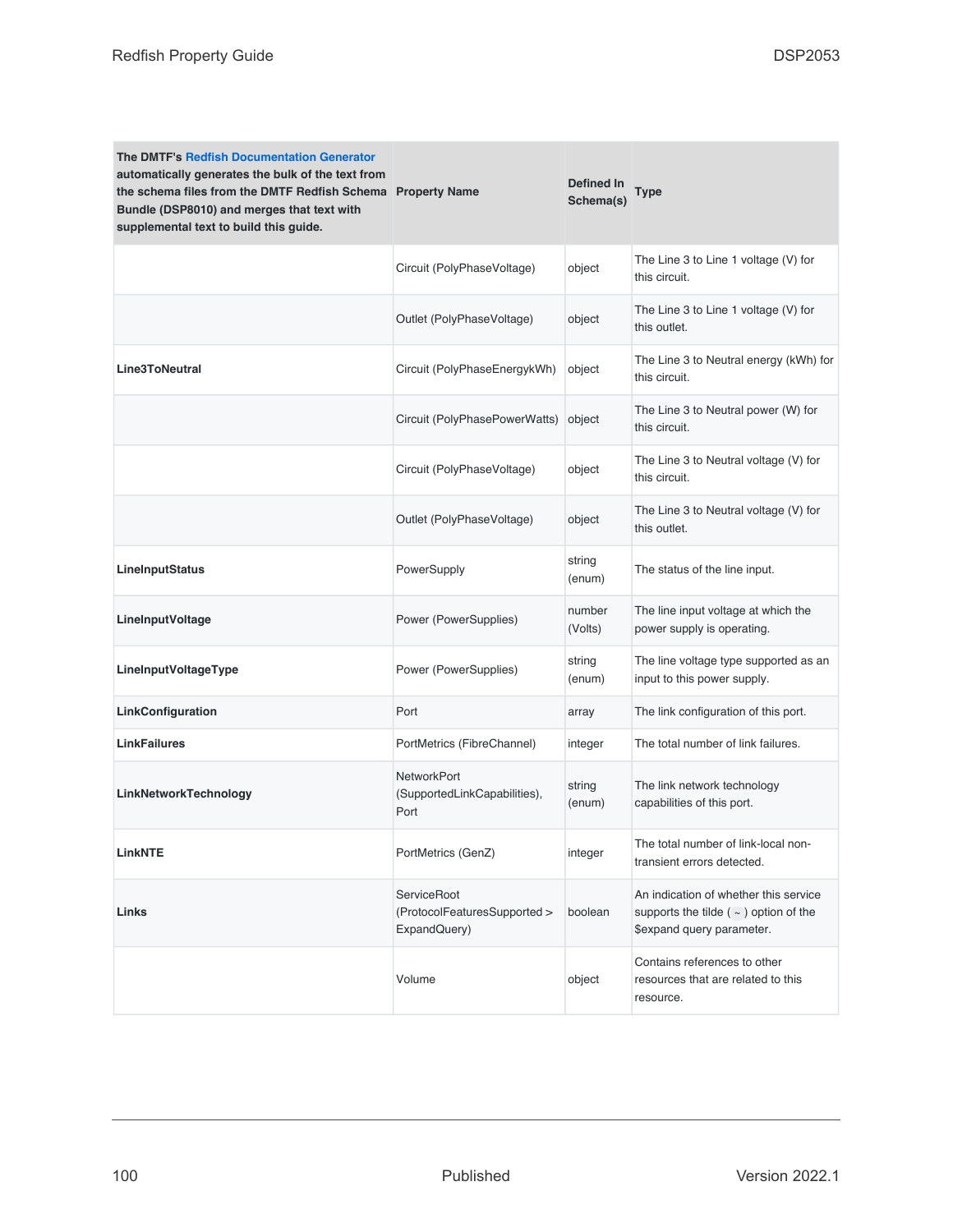| The DMTF's Redfish Documentation Generator automatically generates the bulk of the text from the schema files from the DMTF Redfish Schema Bundle (DSP8010) and merges that text with supplemental text to build this guide. | Property Name | Defined In Schema(s) | Type |
|---|---|---|---|
| | Circuit (PolyPhaseVoltage) | object | The Line 3 to Line 1 voltage (V) for this circuit. |
| | Outlet (PolyPhaseVoltage) | object | The Line 3 to Line 1 voltage (V) for this outlet. |
| **Line3ToNeutral** | Circuit (PolyPhaseEnergykWh) | object | The Line 3 to Neutral energy (kWh) for this circuit. |
| | Circuit (PolyPhasePowerWatts) | object | The Line 3 to Neutral power (W) for this circuit. |
| | Circuit (PolyPhaseVoltage) | object | The Line 3 to Neutral voltage (V) for this circuit. |
| | Outlet (PolyPhaseVoltage) | object | The Line 3 to Neutral voltage (V) for this outlet. |
| **LineInputStatus** | PowerSupply | string (enum) | The status of the line input. |
| **LineInputVoltage** | Power (PowerSupplies) | number (Volts) | The line input voltage at which the power supply is operating. |
| **LineInputVoltageType** | Power (PowerSupplies) | string (enum) | The line voltage type supported as an input to this power supply. |
| **LinkConfiguration** | Port | array | The link configuration of this port. |
| **LinkFailures** | PortMetrics (FibreChannel) | integer | The total number of link failures. |
| **LinkNetworkTechnology** | NetworkPort (SupportedLinkCapabilities), Port | string (enum) | The link network technology capabilities of this port. |
| **LinkNTE** | PortMetrics (GenZ) | integer | The total number of link-local non-transient errors detected. |
| **Links** | ServiceRoot (ProtocolFeaturesSupported > ExpandQuery) | boolean | An indication of whether this service supports the tilde ( ~ ) option of the $expand query parameter. |
| | Volume | object | Contains references to other resources that are related to this resource. |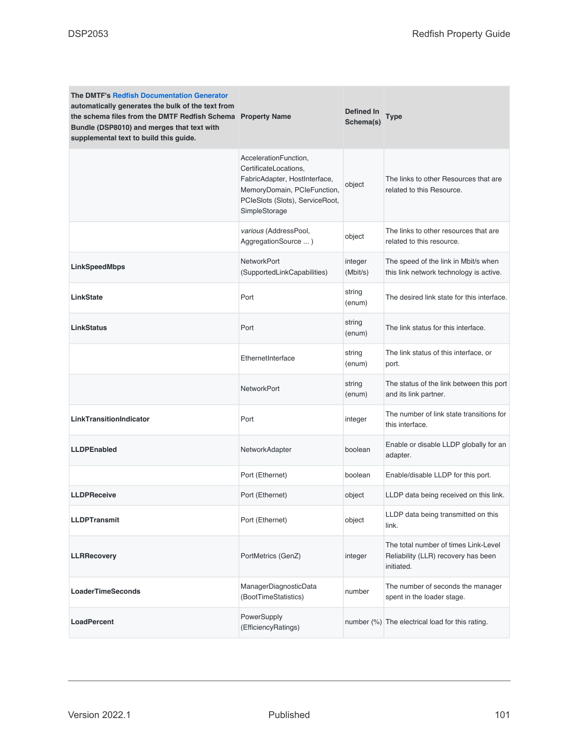| The DMTF's Redfish Documentation Generator automatically generates the bulk of the text from the schema files from the DMTF Redfish Schema Bundle (DSP8010) and merges that text with supplemental text to build this guide. | Property Name | Defined In Schema(s) | Type |
|---|---|---|---|
| | AccelerationFunction, CertificateLocations, FabricAdapter, HostInterface, MemoryDomain, PCIeFunction, PCIeSlots (Slots), ServiceRoot, SimpleStorage | object | The links to other Resources that are related to this Resource. |
| | *various* (AddressPool, AggregationSource ... ) | object | The links to other resources that are related to this resource. |
| **LinkSpeedMbps** | NetworkPort (SupportedLinkCapabilities) | integer (Mbit/s) | The speed of the link in Mbit/s when this link network technology is active. |
| **LinkState** | Port | string (enum) | The desired link state for this interface. |
| **LinkStatus** | Port | string (enum) | The link status for this interface. |
| | EthernetInterface | string (enum) | The link status of this interface, or port. |
| | NetworkPort | string (enum) | The status of the link between this port and its link partner. |
| **LinkTransitionIndicator** | Port | integer | The number of link state transitions for this interface. |
| **LLDPEnabled** | NetworkAdapter | boolean | Enable or disable LLDP globally for an adapter. |
| | Port (Ethernet) | boolean | Enable/disable LLDP for this port. |
| **LLDPReceive** | Port (Ethernet) | object | LLDP data being received on this link. |
| **LLDPTransmit** | Port (Ethernet) | object | LLDP data being transmitted on this link. |
| **LLRRecovery** | PortMetrics (GenZ) | integer | The total number of times Link-Level Reliability (LLR) recovery has been initiated. |
| **LoaderTimeSeconds** | ManagerDiagnosticData (BootTimeStatistics) | number | The number of seconds the manager spent in the loader stage. |
| **LoadPercent** | PowerSupply (EfficiencyRatings) | number (%) | The electrical load for this rating. |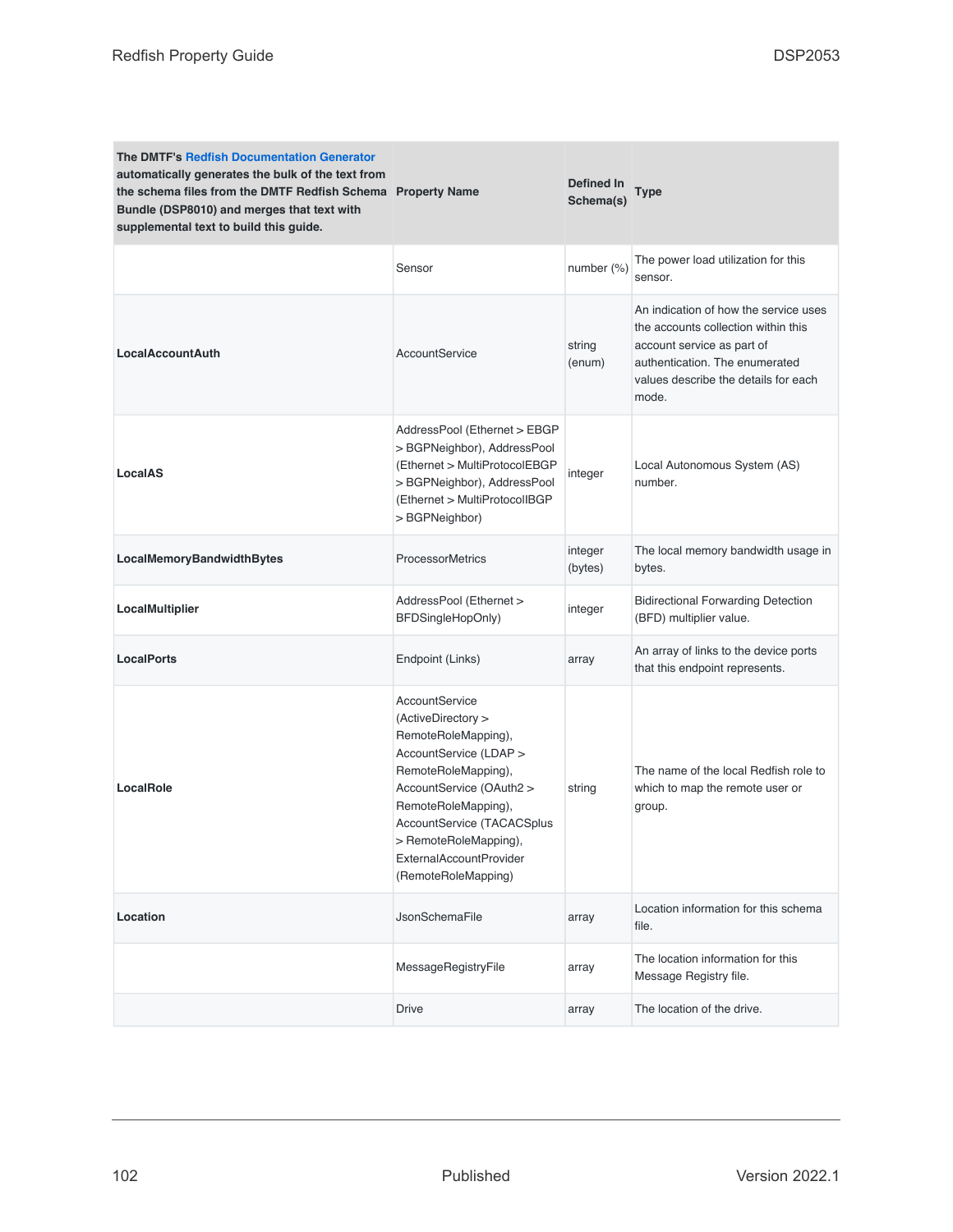| The DMTF's Redfish Documentation Generator automatically generates the bulk of the text from the schema files from the DMTF Redfish Schema Bundle (DSP8010) and merges that text with supplemental text to build this guide. | Property Name | Defined In Schema(s) | Type |
|---|---|---|---|
| | Sensor | number (%) | The power load utilization for this sensor. |
| **LocalAccountAuth** | AccountService | string (enum) | An indication of how the service uses the accounts collection within this account service as part of authentication. The enumerated values describe the details for each mode. |
| **LocalAS** | AddressPool (Ethernet > EBGP > BGPNeighbor), AddressPool (Ethernet > MultiProtocolEBGP > BGPNeighbor), AddressPool (Ethernet > MultiProtocolIBGP > BGPNeighbor) | integer | Local Autonomous System (AS) number. |
| **LocalMemoryBandwidthBytes** | ProcessorMetrics | integer (bytes) | The local memory bandwidth usage in bytes. |
| **LocalMultiplier** | AddressPool (Ethernet > BFDSingleHopOnly) | integer | Bidirectional Forwarding Detection (BFD) multiplier value. |
| **LocalPorts** | Endpoint (Links) | array | An array of links to the device ports that this endpoint represents. |
| **LocalRole** | AccountService (ActiveDirectory > RemoteRoleMapping), AccountService (LDAP > RemoteRoleMapping), AccountService (OAuth2 > RemoteRoleMapping), AccountService (TACACSplus > RemoteRoleMapping), ExternalAccountProvider (RemoteRoleMapping) | string | The name of the local Redfish role to which to map the remote user or group. |
| **Location** | JsonSchemaFile | array | Location information for this schema file. |
| | MessageRegistryFile | array | The location information for this Message Registry file. |
| | Drive | array | The location of the drive. |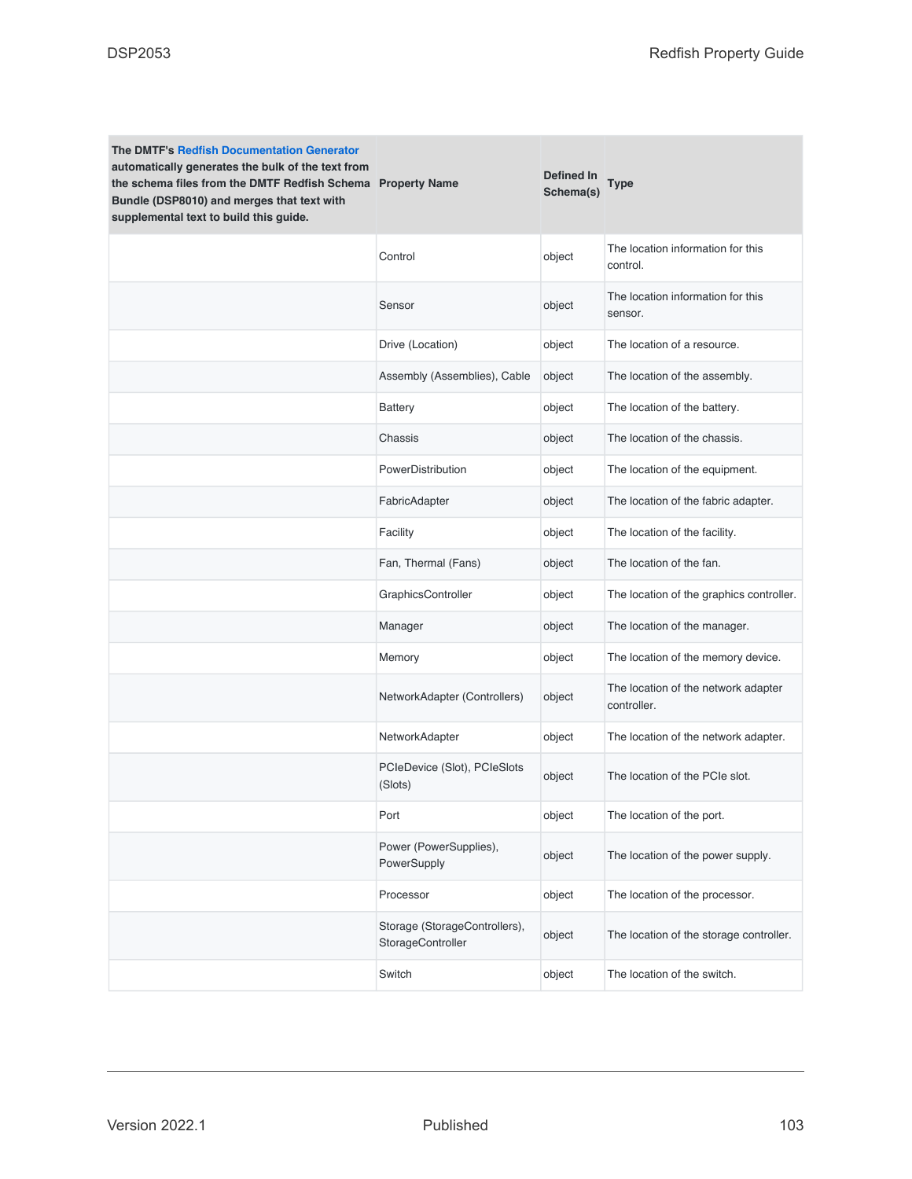| The DMTF's Redfish Documentation Generator automatically generates the bulk of the text from the schema files from the DMTF Redfish Schema Bundle (DSP8010) and merges that text with supplemental text to build this guide. | Property Name | Defined In Schema(s) | Type |
|---|---|---|---|
| | Control | object | The location information for this control. |
| | Sensor | object | The location information for this sensor. |
| | Drive (Location) | object | The location of a resource. |
| | Assembly (Assemblies), Cable | object | The location of the assembly. |
| | Battery | object | The location of the battery. |
| | Chassis | object | The location of the chassis. |
| | PowerDistribution | object | The location of the equipment. |
| | FabricAdapter | object | The location of the fabric adapter. |
| | Facility | object | The location of the facility. |
| | Fan, Thermal (Fans) | object | The location of the fan. |
| | GraphicsController | object | The location of the graphics controller. |
| | Manager | object | The location of the manager. |
| | Memory | object | The location of the memory device. |
| | NetworkAdapter (Controllers) | object | The location of the network adapter controller. |
| | NetworkAdapter | object | The location of the network adapter. |
| | PCIeDevice (Slot), PCIeSlots (Slots) | object | The location of the PCIe slot. |
| | Port | object | The location of the port. |
| | Power (PowerSupplies), PowerSupply | object | The location of the power supply. |
| | Processor | object | The location of the processor. |
| | Storage (StorageControllers), StorageController | object | The location of the storage controller. |
| | Switch | object | The location of the switch. |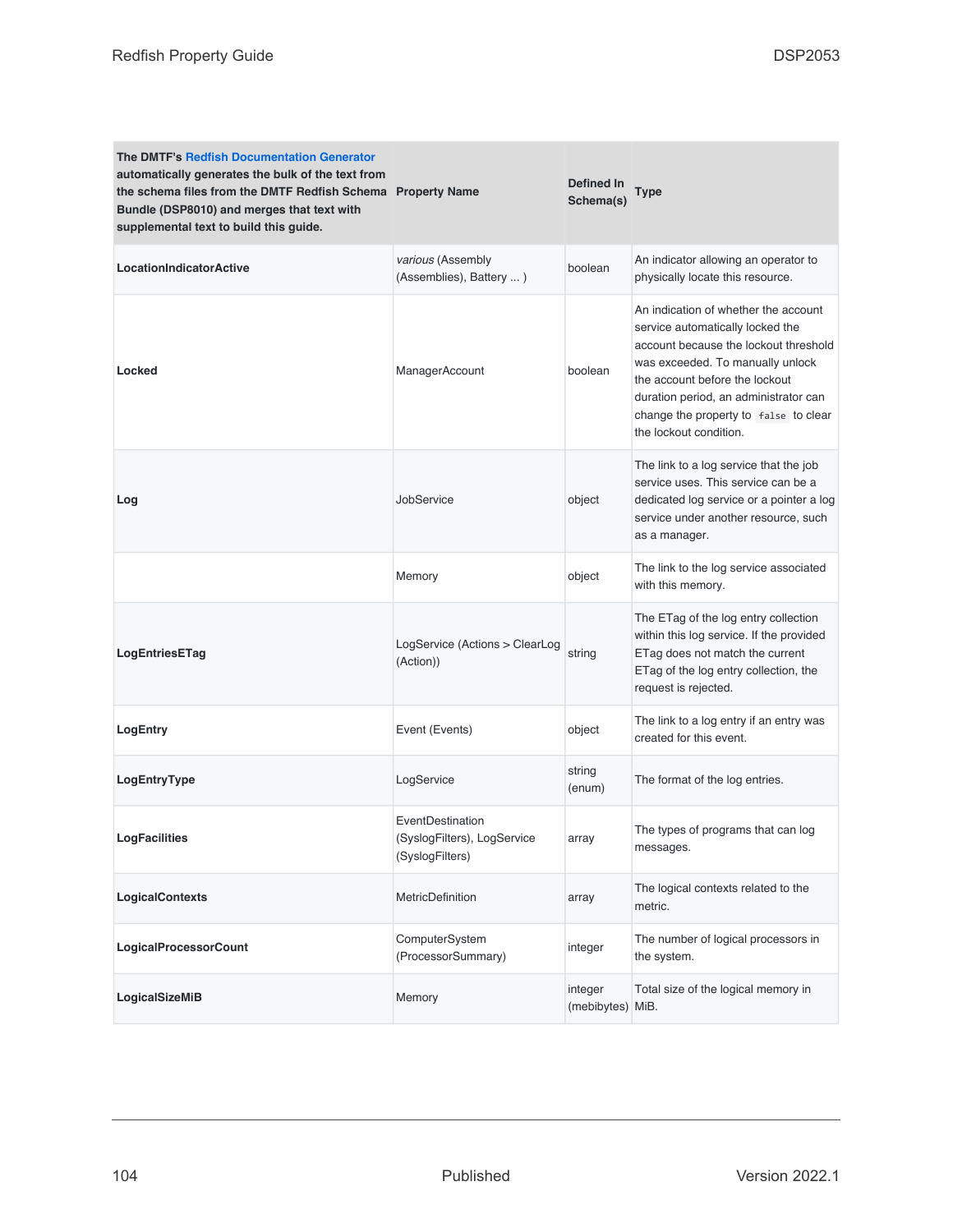| The DMTF's Redfish Documentation Generator automatically generates the bulk of the text from the schema files from the DMTF Redfish Schema Bundle (DSP8010) and merges that text with supplemental text to build this guide. | Property Name | Defined In Schema(s) | Type |
| --- | --- | --- | --- |
| **LocationIndicatorActive** | *various* (Assembly (Assemblies), Battery ... ) | boolean | An indicator allowing an operator to physically locate this resource. |
| **Locked** | ManagerAccount | boolean | An indication of whether the account service automatically locked the account because the lockout threshold was exceeded. To manually unlock the account before the lockout duration period, an administrator can change the property to `false` to clear the lockout condition. |
| **Log** | JobService | object | The link to a log service that the job service uses. This service can be a dedicated log service or a pointer a log service under another resource, such as a manager. |
| | Memory | object | The link to the log service associated with this memory. |
| **LogEntriesETag** | LogService (Actions > ClearLog (Action)) | string | The ETag of the log entry collection within this log service. If the provided ETag does not match the current ETag of the log entry collection, the request is rejected. |
| **LogEntry** | Event (Events) | object | The link to a log entry if an entry was created for this event. |
| **LogEntryType** | LogService | string (enum) | The format of the log entries. |
| **LogFacilities** | EventDestination (SyslogFilters), LogService (SyslogFilters) | array | The types of programs that can log messages. |
| **LogicalContexts** | MetricDefinition | array | The logical contexts related to the metric. |
| **LogicalProcessorCount** | ComputerSystem (ProcessorSummary) | integer | The number of logical processors in the system. |
| **LogicalSizeMiB** | Memory | integer (mebibytes) | Total size of the logical memory in MiB. |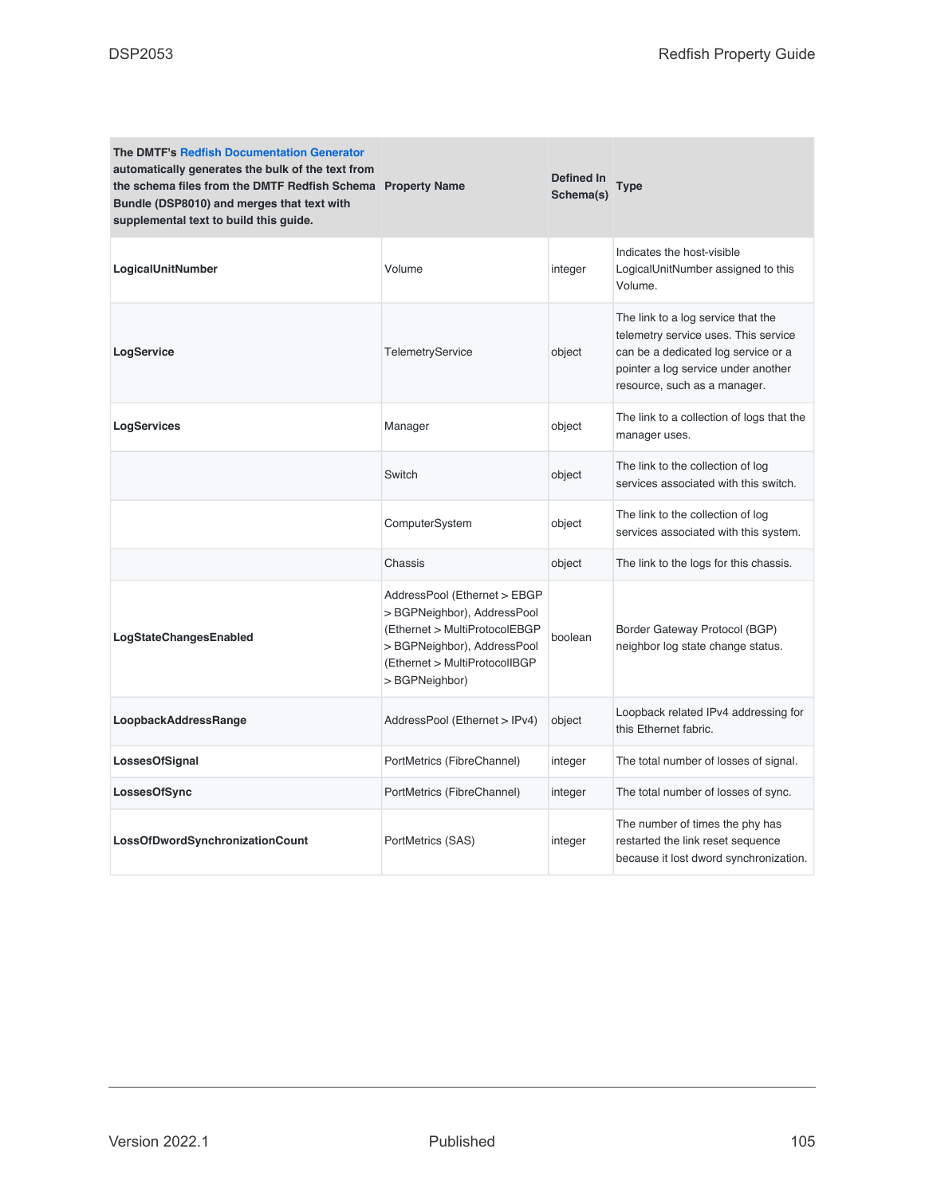| The DMTF's Redfish Documentation Generator automatically generates the bulk of the text from the schema files from the DMTF Redfish Schema Bundle (DSP8010) and merges that text with supplemental text to build this guide. | Property Name | Defined In Schema(s) | Type |
|---|---|---|---|
| **LogicalUnitNumber** | Volume | integer | Indicates the host-visible LogicalUnitNumber assigned to this Volume. |
| **LogService** | TelemetryService | object | The link to a log service that the telemetry service uses. This service can be a dedicated log service or a pointer a log service under another resource, such as a manager. |
| **LogServices** | Manager | object | The link to a collection of logs that the manager uses. |
| | Switch | object | The link to the collection of log services associated with this switch. |
| | ComputerSystem | object | The link to the collection of log services associated with this system. |
| | Chassis | object | The link to the logs for this chassis. |
| **LogStateChangesEnabled** | AddressPool (Ethernet > EBGP > BGPNeighbor), AddressPool (Ethernet > MultiProtocolEBGP > BGPNeighbor), AddressPool (Ethernet > MultiProtocolIBGP > BGPNeighbor) | boolean | Border Gateway Protocol (BGP) neighbor log state change status. |
| **LoopbackAddressRange** | AddressPool (Ethernet > IPv4) | object | Loopback related IPv4 addressing for this Ethernet fabric. |
| **LossesOfSignal** | PortMetrics (FibreChannel) | integer | The total number of losses of signal. |
| **LossesOfSync** | PortMetrics (FibreChannel) | integer | The total number of losses of sync. |
| **LossOfDwordSynchronizationCount** | PortMetrics (SAS) | integer | The number of times the phy has restarted the link reset sequence because it lost dword synchronization. |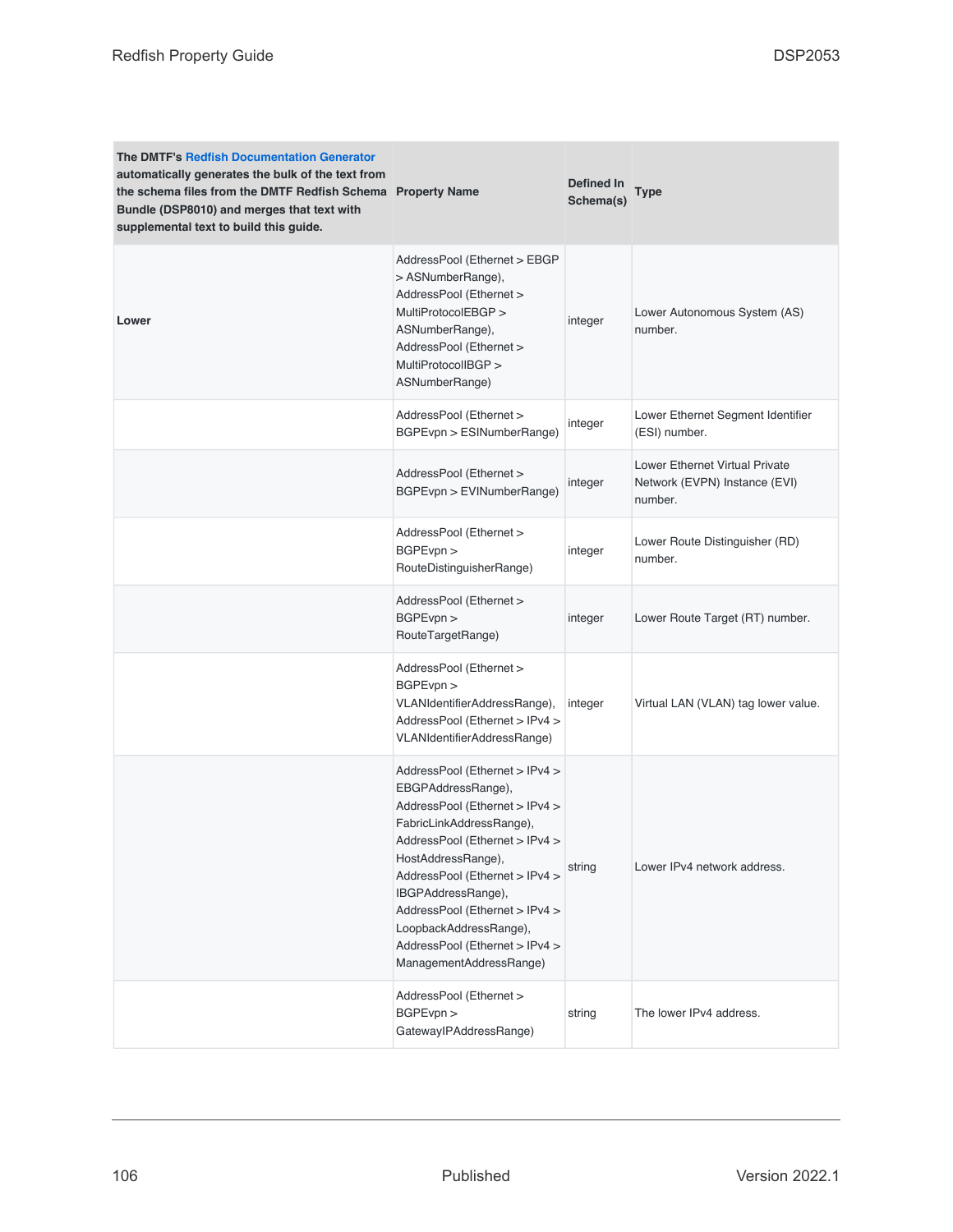| The DMTF's Redfish Documentation Generator automatically generates the bulk of the text from the schema files from the DMTF Redfish Schema Bundle (DSP8010) and merges that text with supplemental text to build this guide. | Property Name | Defined In Schema(s) | Type |
|---|---|---|---|
| **Lower** | AddressPool (Ethernet > EBGP > ASNumberRange), AddressPool (Ethernet > MultiProtocolEBGP > ASNumberRange), AddressPool (Ethernet > MultiProtocolIBGP > ASNumberRange) | integer | Lower Autonomous System (AS) number. |
| | AddressPool (Ethernet > BGPEvpn > ESINumberRange) | integer | Lower Ethernet Segment Identifier (ESI) number. |
| | AddressPool (Ethernet > BGPEvpn > EVINumberRange) | integer | Lower Ethernet Virtual Private Network (EVPN) Instance (EVI) number. |
| | AddressPool (Ethernet > BGPEvpn > RouteDistinguisherRange) | integer | Lower Route Distinguisher (RD) number. |
| | AddressPool (Ethernet > BGPEvpn > RouteTargetRange) | integer | Lower Route Target (RT) number. |
| | AddressPool (Ethernet > BGPEvpn > VLANIdentifierAddressRange), AddressPool (Ethernet > IPv4 > VLANIdentifierAddressRange) | integer | Virtual LAN (VLAN) tag lower value. |
| | AddressPool (Ethernet > IPv4 > EBGPAddressRange), AddressPool (Ethernet > IPv4 > FabricLinkAddressRange), AddressPool (Ethernet > IPv4 > HostAddressRange), AddressPool (Ethernet > IPv4 > IBGPAddressRange), AddressPool (Ethernet > IPv4 > LoopbackAddressRange), AddressPool (Ethernet > IPv4 > ManagementAddressRange) | string | Lower IPv4 network address. |
| | AddressPool (Ethernet > BGPEvpn > GatewayIPAddressRange) | string | The lower IPv4 address. |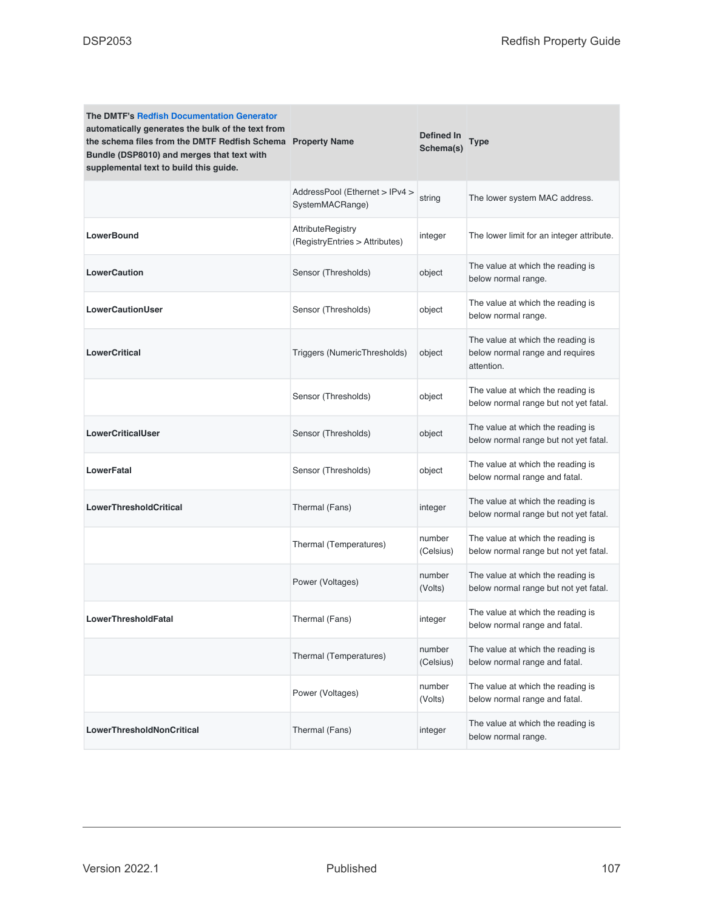| The DMTF's Redfish Documentation Generator automatically generates the bulk of the text from the schema files from the DMTF Redfish Schema Bundle (DSP8010) and merges that text with supplemental text to build this guide. | Property Name | Defined In Schema(s) | Type |
|---|---|---|---|
| | AddressPool (Ethernet > IPv4 > SystemMACRange) | string | The lower system MAC address. |
| **LowerBound** | AttributeRegistry (RegistryEntries > Attributes) | integer | The lower limit for an integer attribute. |
| **LowerCaution** | Sensor (Thresholds) | object | The value at which the reading is below normal range. |
| **LowerCautionUser** | Sensor (Thresholds) | object | The value at which the reading is below normal range. |
| **LowerCritical** | Triggers (NumericThresholds) | object | The value at which the reading is below normal range and requires attention. |
| | Sensor (Thresholds) | object | The value at which the reading is below normal range but not yet fatal. |
| **LowerCriticalUser** | Sensor (Thresholds) | object | The value at which the reading is below normal range but not yet fatal. |
| **LowerFatal** | Sensor (Thresholds) | object | The value at which the reading is below normal range and fatal. |
| **LowerThresholdCritical** | Thermal (Fans) | integer | The value at which the reading is below normal range but not yet fatal. |
| | Thermal (Temperatures) | number (Celsius) | The value at which the reading is below normal range but not yet fatal. |
| | Power (Voltages) | number (Volts) | The value at which the reading is below normal range but not yet fatal. |
| **LowerThresholdFatal** | Thermal (Fans) | integer | The value at which the reading is below normal range and fatal. |
| | Thermal (Temperatures) | number (Celsius) | The value at which the reading is below normal range and fatal. |
| | Power (Voltages) | number (Volts) | The value at which the reading is below normal range and fatal. |
| **LowerThresholdNonCritical** | Thermal (Fans) | integer | The value at which the reading is below normal range. |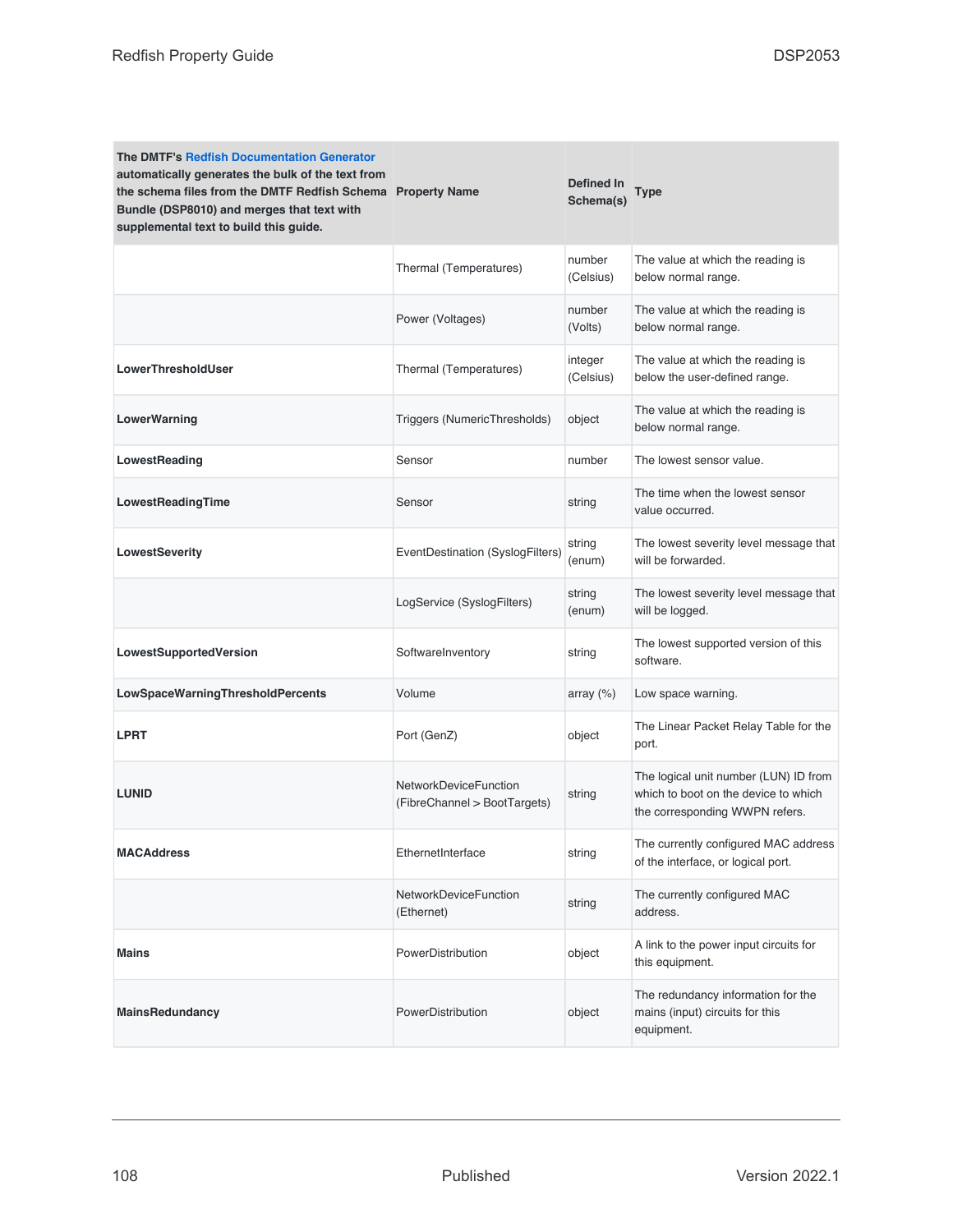| The DMTF's Redfish Documentation Generator automatically generates the bulk of the text from the schema files from the DMTF Redfish Schema Bundle (DSP8010) and merges that text with supplemental text to build this guide. | Property Name | Defined In Schema(s) | Type |
|---|---|---|---|
| | Thermal (Temperatures) | number (Celsius) | The value at which the reading is below normal range. |
| | Power (Voltages) | number (Volts) | The value at which the reading is below normal range. |
| **LowerThresholdUser** | Thermal (Temperatures) | integer (Celsius) | The value at which the reading is below the user-defined range. |
| **LowerWarning** | Triggers (NumericThresholds) | object | The value at which the reading is below normal range. |
| **LowestReading** | Sensor | number | The lowest sensor value. |
| **LowestReadingTime** | Sensor | string | The time when the lowest sensor value occurred. |
| **LowestSeverity** | EventDestination (SyslogFilters) | string (enum) | The lowest severity level message that will be forwarded. |
| | LogService (SyslogFilters) | string (enum) | The lowest severity level message that will be logged. |
| **LowestSupportedVersion** | SoftwareInventory | string | The lowest supported version of this software. |
| **LowSpaceWarningThresholdPercents** | Volume | array (%) | Low space warning. |
| **LPRT** | Port (GenZ) | object | The Linear Packet Relay Table for the port. |
| **LUNID** | NetworkDeviceFunction (FibreChannel > BootTargets) | string | The logical unit number (LUN) ID from which to boot on the device to which the corresponding WWPN refers. |
| **MACAddress** | EthernetInterface | string | The currently configured MAC address of the interface, or logical port. |
| | NetworkDeviceFunction (Ethernet) | string | The currently configured MAC address. |
| **Mains** | PowerDistribution | object | A link to the power input circuits for this equipment. |
| **MainsRedundancy** | PowerDistribution | object | The redundancy information for the mains (input) circuits for this equipment. |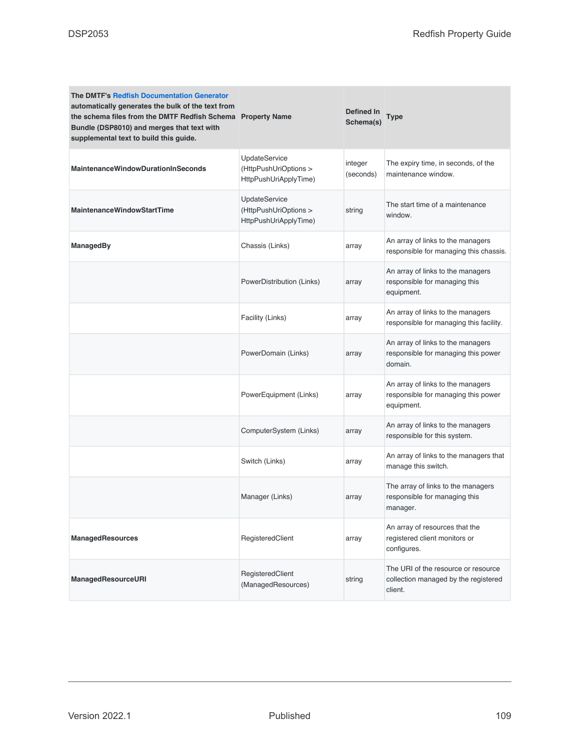| The DMTF's Redfish Documentation Generator automatically generates the bulk of the text from the schema files from the DMTF Redfish Schema Bundle (DSP8010) and merges that text with supplemental text to build this guide. | Property Name | Defined In Schema(s) | Type |
|---|---|---|---|
| **MaintenanceWindowDurationInSeconds** | UpdateService (HttpPushUriOptions > HttpPushUriApplyTime) | integer (seconds) | The expiry time, in seconds, of the maintenance window. |
| **MaintenanceWindowStartTime** | UpdateService (HttpPushUriOptions > HttpPushUriApplyTime) | string | The start time of a maintenance window. |
| **ManagedBy** | Chassis (Links) | array | An array of links to the managers responsible for managing this chassis. |
| | PowerDistribution (Links) | array | An array of links to the managers responsible for managing this equipment. |
| | Facility (Links) | array | An array of links to the managers responsible for managing this facility. |
| | PowerDomain (Links) | array | An array of links to the managers responsible for managing this power domain. |
| | PowerEquipment (Links) | array | An array of links to the managers responsible for managing this power equipment. |
| | ComputerSystem (Links) | array | An array of links to the managers responsible for this system. |
| | Switch (Links) | array | An array of links to the managers that manage this switch. |
| | Manager (Links) | array | The array of links to the managers responsible for managing this manager. |
| **ManagedResources** | RegisteredClient | array | An array of resources that the registered client monitors or configures. |
| **ManagedResourceURI** | RegisteredClient (ManagedResources) | string | The URI of the resource or resource collection managed by the registered client. |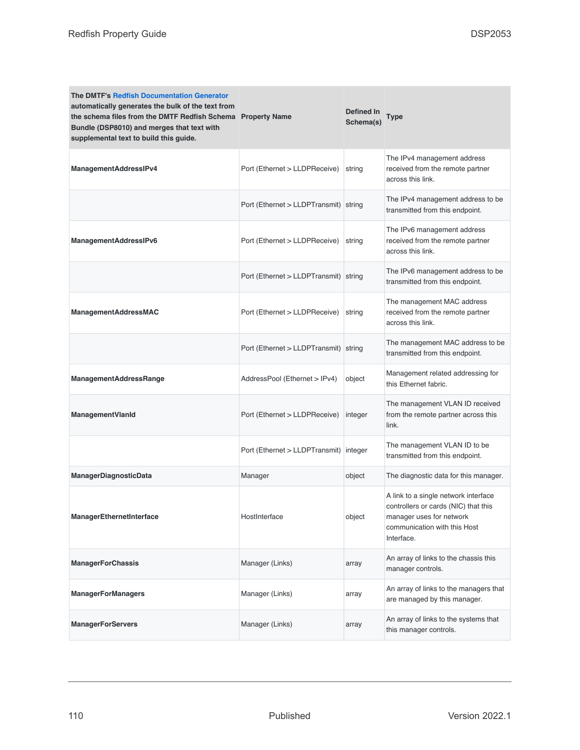| The DMTF's Redfish Documentation Generator automatically generates the bulk of the text from the schema files from the DMTF Redfish Schema Bundle (DSP8010) and merges that text with supplemental text to build this guide. | Property Name | Defined In Schema(s) | Type |
|---|---|---|---|
| **ManagementAddressIPv4** | Port (Ethernet > LLDPReceive) | string | The IPv4 management address received from the remote partner across this link. |
| | Port (Ethernet > LLDPTransmit) | string | The IPv4 management address to be transmitted from this endpoint. |
| **ManagementAddressIPv6** | Port (Ethernet > LLDPReceive) | string | The IPv6 management address received from the remote partner across this link. |
| | Port (Ethernet > LLDPTransmit) | string | The IPv6 management address to be transmitted from this endpoint. |
| **ManagementAddressMAC** | Port (Ethernet > LLDPReceive) | string | The management MAC address received from the remote partner across this link. |
| | Port (Ethernet > LLDPTransmit) | string | The management MAC address to be transmitted from this endpoint. |
| **ManagementAddressRange** | AddressPool (Ethernet > IPv4) | object | Management related addressing for this Ethernet fabric. |
| **ManagementVlanId** | Port (Ethernet > LLDPReceive) | integer | The management VLAN ID received from the remote partner across this link. |
| | Port (Ethernet > LLDPTransmit) | integer | The management VLAN ID to be transmitted from this endpoint. |
| **ManagerDiagnosticData** | Manager | object | The diagnostic data for this manager. |
| **ManagerEthernetInterface** | HostInterface | object | A link to a single network interface controllers or cards (NIC) that this manager uses for network communication with this Host Interface. |
| **ManagerForChassis** | Manager (Links) | array | An array of links to the chassis this manager controls. |
| **ManagerForManagers** | Manager (Links) | array | An array of links to the managers that are managed by this manager. |
| **ManagerForServers** | Manager (Links) | array | An array of links to the systems that this manager controls. |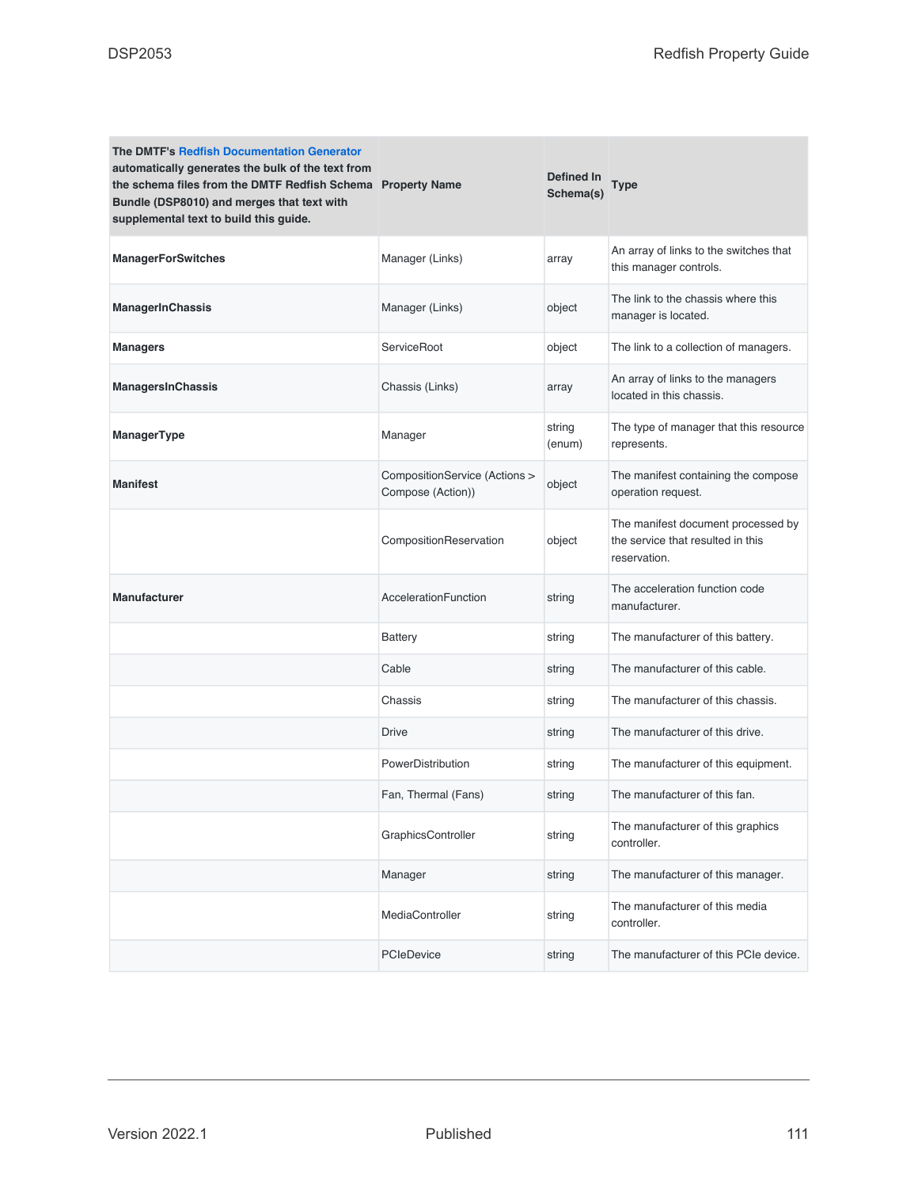| The DMTF's Redfish Documentation Generator automatically generates the bulk of the text from the schema files from the DMTF Redfish Schema Bundle (DSP8010) and merges that text with supplemental text to build this guide. | Property Name | Defined In Schema(s) | Type |
|---|---|---|---|
| **ManagerForSwitches** | Manager (Links) | array | An array of links to the switches that this manager controls. |
| **ManagerInChassis** | Manager (Links) | object | The link to the chassis where this manager is located. |
| **Managers** | ServiceRoot | object | The link to a collection of managers. |
| **ManagersInChassis** | Chassis (Links) | array | An array of links to the managers located in this chassis. |
| **ManagerType** | Manager | string (enum) | The type of manager that this resource represents. |
| **Manifest** | CompositionService (Actions > Compose (Action)) | object | The manifest containing the compose operation request. |
| | CompositionReservation | object | The manifest document processed by the service that resulted in this reservation. |
| **Manufacturer** | AccelerationFunction | string | The acceleration function code manufacturer. |
| | Battery | string | The manufacturer of this battery. |
| | Cable | string | The manufacturer of this cable. |
| | Chassis | string | The manufacturer of this chassis. |
| | Drive | string | The manufacturer of this drive. |
| | PowerDistribution | string | The manufacturer of this equipment. |
| | Fan, Thermal (Fans) | string | The manufacturer of this fan. |
| | GraphicsController | string | The manufacturer of this graphics controller. |
| | Manager | string | The manufacturer of this manager. |
| | MediaController | string | The manufacturer of this media controller. |
| | PCIeDevice | string | The manufacturer of this PCIe device. |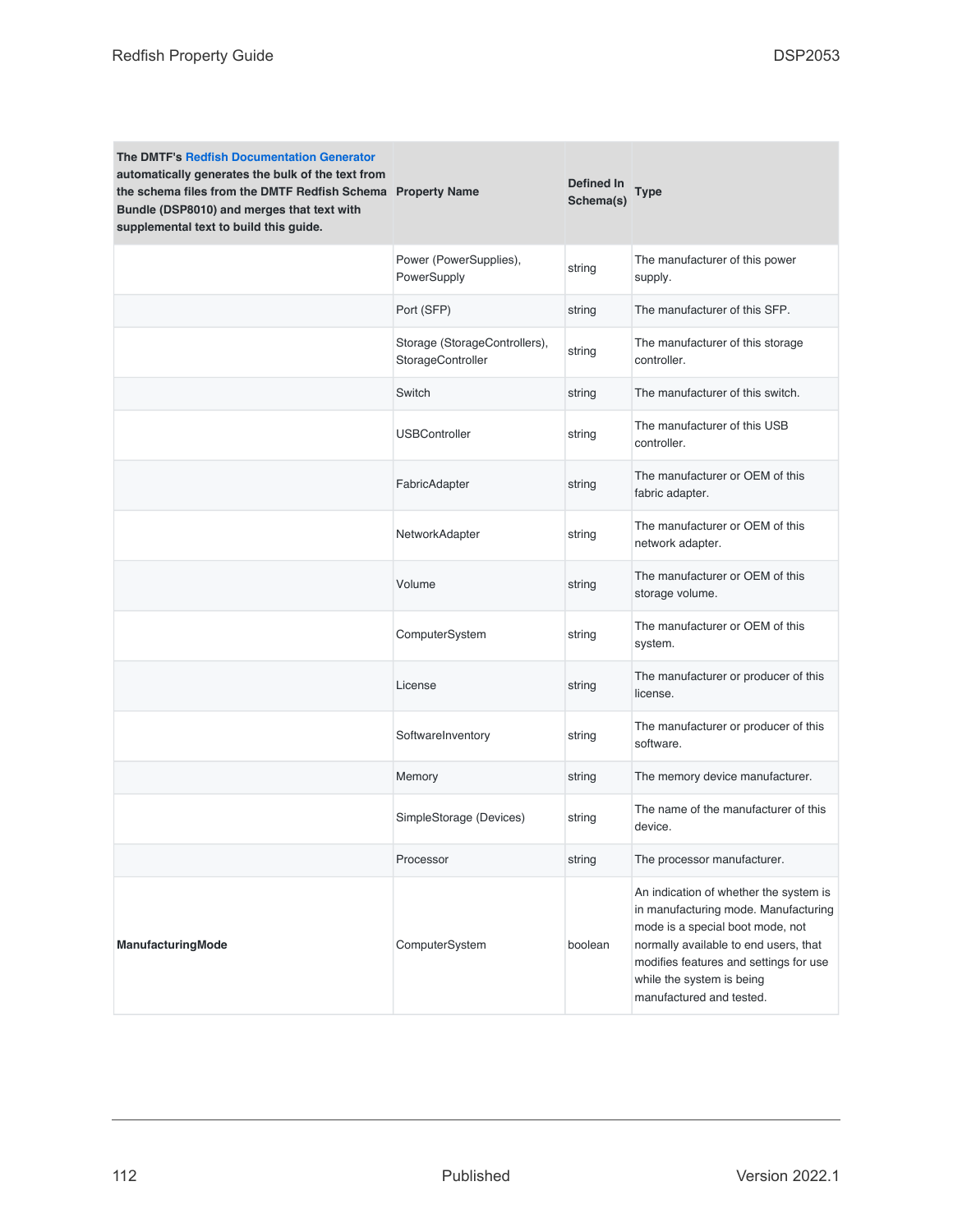| The DMTF's Redfish Documentation Generator automatically generates the bulk of the text from the schema files from the DMTF Redfish Schema Bundle (DSP8010) and merges that text with supplemental text to build this guide. | Property Name | Defined In Schema(s) | Type |
| --- | --- | --- | --- |
| | Power (PowerSupplies), PowerSupply | string | The manufacturer of this power supply. |
| | Port (SFP) | string | The manufacturer of this SFP. |
| | Storage (StorageControllers), StorageController | string | The manufacturer of this storage controller. |
| | Switch | string | The manufacturer of this switch. |
| | USBController | string | The manufacturer of this USB controller. |
| | FabricAdapter | string | The manufacturer or OEM of this fabric adapter. |
| | NetworkAdapter | string | The manufacturer or OEM of this network adapter. |
| | Volume | string | The manufacturer or OEM of this storage volume. |
| | ComputerSystem | string | The manufacturer or OEM of this system. |
| | License | string | The manufacturer or producer of this license. |
| | SoftwareInventory | string | The manufacturer or producer of this software. |
| | Memory | string | The memory device manufacturer. |
| | SimpleStorage (Devices) | string | The name of the manufacturer of this device. |
| | Processor | string | The processor manufacturer. |
| **ManufacturingMode** | ComputerSystem | boolean | An indication of whether the system is in manufacturing mode. Manufacturing mode is a special boot mode, not normally available to end users, that modifies features and settings for use while the system is being manufactured and tested. |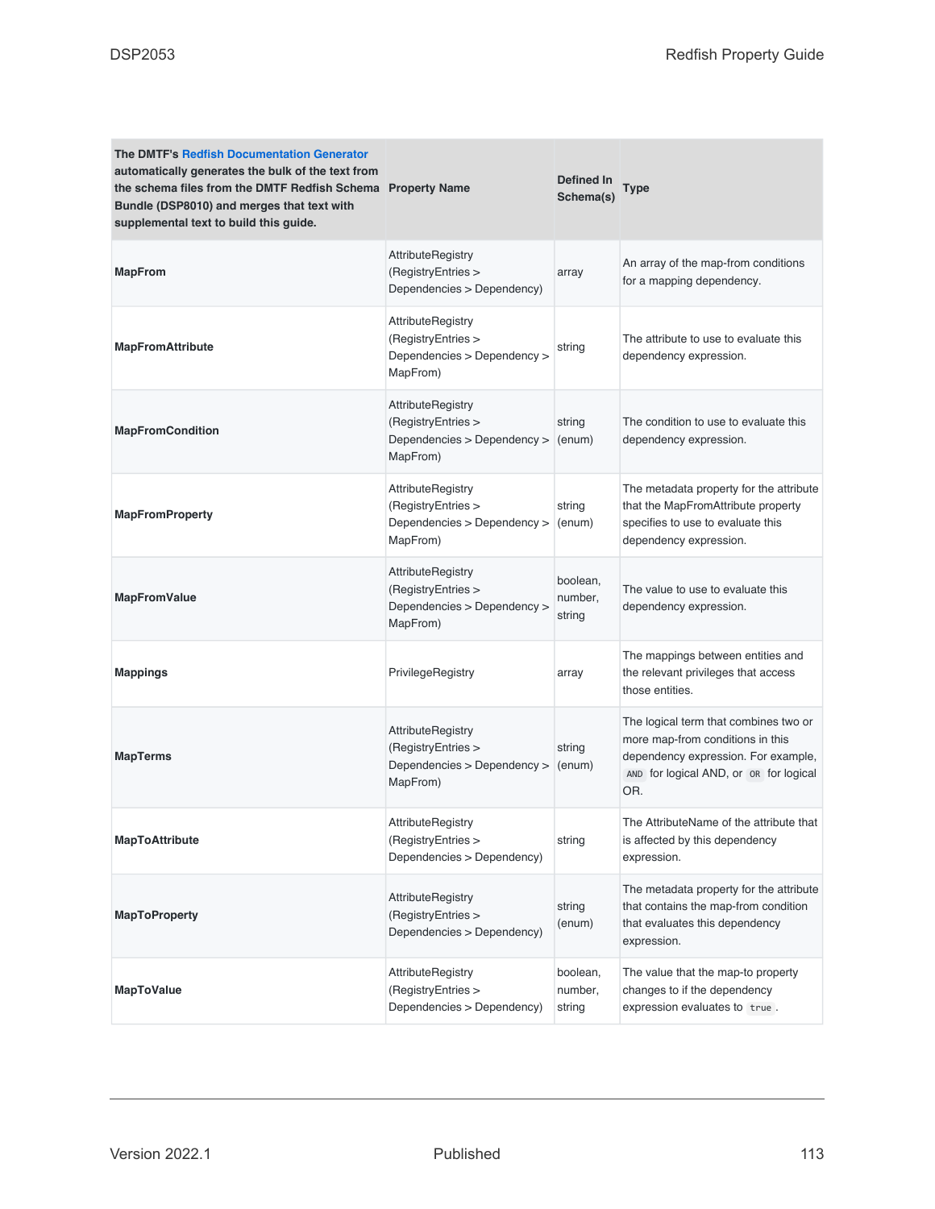| The DMTF's Redfish Documentation Generator automatically generates the bulk of the text from the schema files from the DMTF Redfish Schema Bundle (DSP8010) and merges that text with supplemental text to build this guide. Property Name | Defined In Schema(s) | Type | |
|---|---|---|---|
| **MapFrom** | AttributeRegistry (RegistryEntries > Dependencies > Dependency) | array | An array of the map-from conditions for a mapping dependency. |
| **MapFromAttribute** | AttributeRegistry (RegistryEntries > Dependencies > Dependency > MapFrom) | string | The attribute to use to evaluate this dependency expression. |
| **MapFromCondition** | AttributeRegistry (RegistryEntries > Dependencies > Dependency > MapFrom) | string (enum) | The condition to use to evaluate this dependency expression. |
| **MapFromProperty** | AttributeRegistry (RegistryEntries > Dependencies > Dependency > MapFrom) | string (enum) | The metadata property for the attribute that the MapFromAttribute property specifies to use to evaluate this dependency expression. |
| **MapFromValue** | AttributeRegistry (RegistryEntries > Dependencies > Dependency > MapFrom) | boolean, number, string | The value to use to evaluate this dependency expression. |
| **Mappings** | PrivilegeRegistry | array | The mappings between entities and the relevant privileges that access those entities. |
| **MapTerms** | AttributeRegistry (RegistryEntries > Dependencies > Dependency > MapFrom) | string (enum) | The logical term that combines two or more map-from conditions in this dependency expression. For example, `AND` for logical AND, or `OR` for logical OR. |
| **MapToAttribute** | AttributeRegistry (RegistryEntries > Dependencies > Dependency) | string | The AttributeName of the attribute that is affected by this dependency expression. |
| **MapToProperty** | AttributeRegistry (RegistryEntries > Dependencies > Dependency) | string (enum) | The metadata property for the attribute that contains the map-from condition that evaluates this dependency expression. |
| **MapToValue** | AttributeRegistry (RegistryEntries > Dependencies > Dependency) | boolean, number, string | The value that the map-to property changes to if the dependency expression evaluates to `true`. |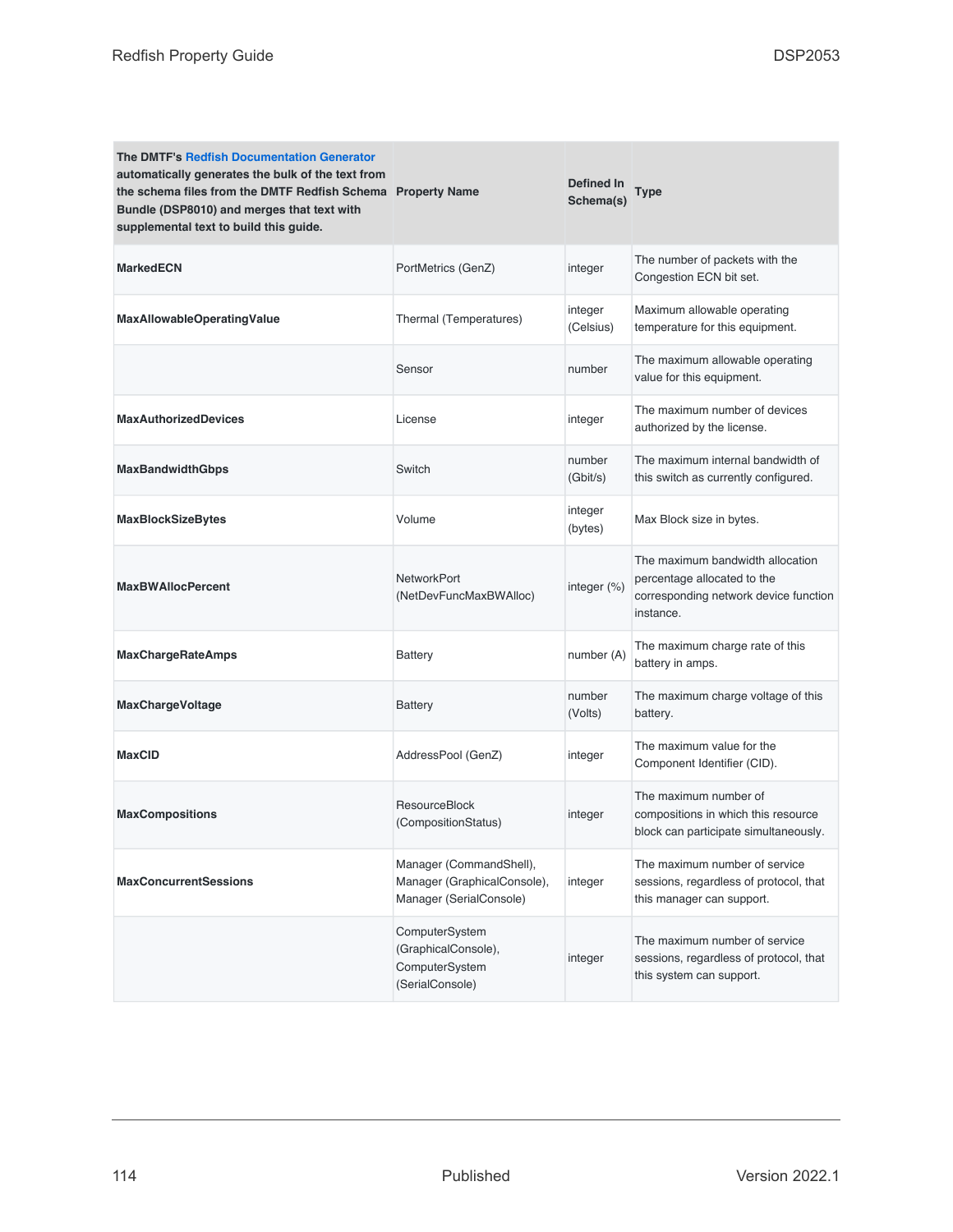| The DMTF's Redfish Documentation Generator automatically generates the bulk of the text from the schema files from the DMTF Redfish Schema Bundle (DSP8010) and merges that text with supplemental text to build this guide. | Property Name | Defined In Schema(s) | Type |
|---|---|---|---|
| **MarkedECN** | PortMetrics (GenZ) | integer | The number of packets with the Congestion ECN bit set. |
| **MaxAllowableOperatingValue** | Thermal (Temperatures) | integer (Celsius) | Maximum allowable operating temperature for this equipment. |
| | Sensor | number | The maximum allowable operating value for this equipment. |
| **MaxAuthorizedDevices** | License | integer | The maximum number of devices authorized by the license. |
| **MaxBandwidthGbps** | Switch | number (Gbit/s) | The maximum internal bandwidth of this switch as currently configured. |
| **MaxBlockSizeBytes** | Volume | integer (bytes) | Max Block size in bytes. |
| **MaxBWAllocPercent** | NetworkPort (NetDevFuncMaxBWAlloc) | integer (%) | The maximum bandwidth allocation percentage allocated to the corresponding network device function instance. |
| **MaxChargeRateAmps** | Battery | number (A) | The maximum charge rate of this battery in amps. |
| **MaxChargeVoltage** | Battery | number (Volts) | The maximum charge voltage of this battery. |
| **MaxCID** | AddressPool (GenZ) | integer | The maximum value for the Component Identifier (CID). |
| **MaxCompositions** | ResourceBlock (CompositionStatus) | integer | The maximum number of compositions in which this resource block can participate simultaneously. |
| **MaxConcurrentSessions** | Manager (CommandShell), Manager (GraphicalConsole), Manager (SerialConsole) | integer | The maximum number of service sessions, regardless of protocol, that this manager can support. |
| | ComputerSystem (GraphicalConsole), ComputerSystem (SerialConsole) | integer | The maximum number of service sessions, regardless of protocol, that this system can support. |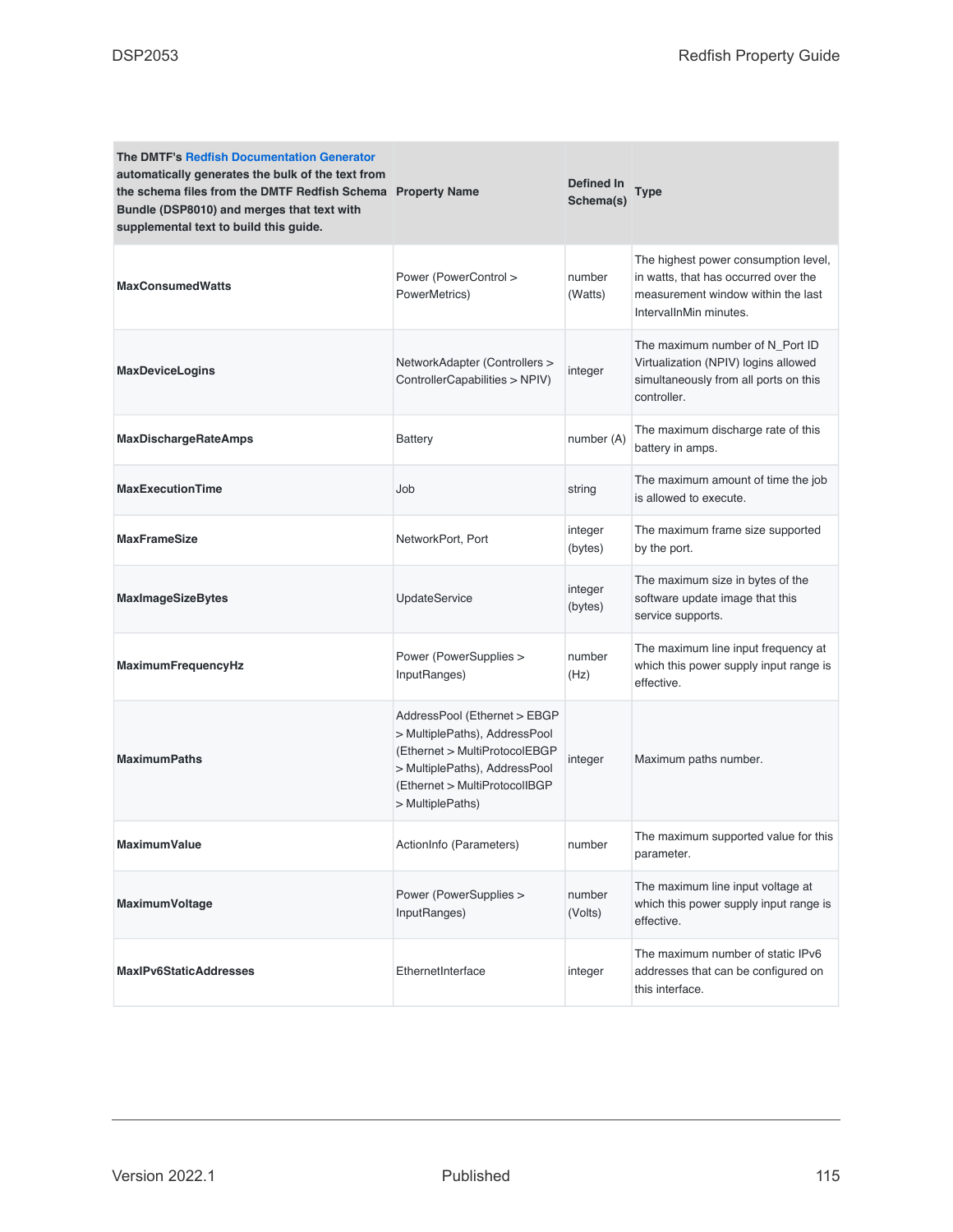| The DMTF's Redfish Documentation Generator automatically generates the bulk of the text from the schema files from the DMTF Redfish Schema Bundle (DSP8010) and merges that text with supplemental text to build this guide. | Property Name | Defined In Schema(s) | Type |
|---|---|---|---|
| **MaxConsumedWatts** | Power (PowerControl > PowerMetrics) | number (Watts) | The highest power consumption level, in watts, that has occurred over the measurement window within the last IntervalInMin minutes. |
| **MaxDeviceLogins** | NetworkAdapter (Controllers > ControllerCapabilities > NPIV) | integer | The maximum number of N_Port ID Virtualization (NPIV) logins allowed simultaneously from all ports on this controller. |
| **MaxDischargeRateAmps** | Battery | number (A) | The maximum discharge rate of this battery in amps. |
| **MaxExecutionTime** | Job | string | The maximum amount of time the job is allowed to execute. |
| **MaxFrameSize** | NetworkPort, Port | integer (bytes) | The maximum frame size supported by the port. |
| **MaxImageSizeBytes** | UpdateService | integer (bytes) | The maximum size in bytes of the software update image that this service supports. |
| **MaximumFrequencyHz** | Power (PowerSupplies > InputRanges) | number (Hz) | The maximum line input frequency at which this power supply input range is effective. |
| **MaximumPaths** | AddressPool (Ethernet > EBGP > MultiplePaths), AddressPool (Ethernet > MultiProtocolEBGP > MultiplePaths), AddressPool (Ethernet > MultiProtocolIBGP > MultiplePaths) | integer | Maximum paths number. |
| **MaximumValue** | ActionInfo (Parameters) | number | The maximum supported value for this parameter. |
| **MaximumVoltage** | Power (PowerSupplies > InputRanges) | number (Volts) | The maximum line input voltage at which this power supply input range is effective. |
| **MaxIPv6StaticAddresses** | EthernetInterface | integer | The maximum number of static IPv6 addresses that can be configured on this interface. |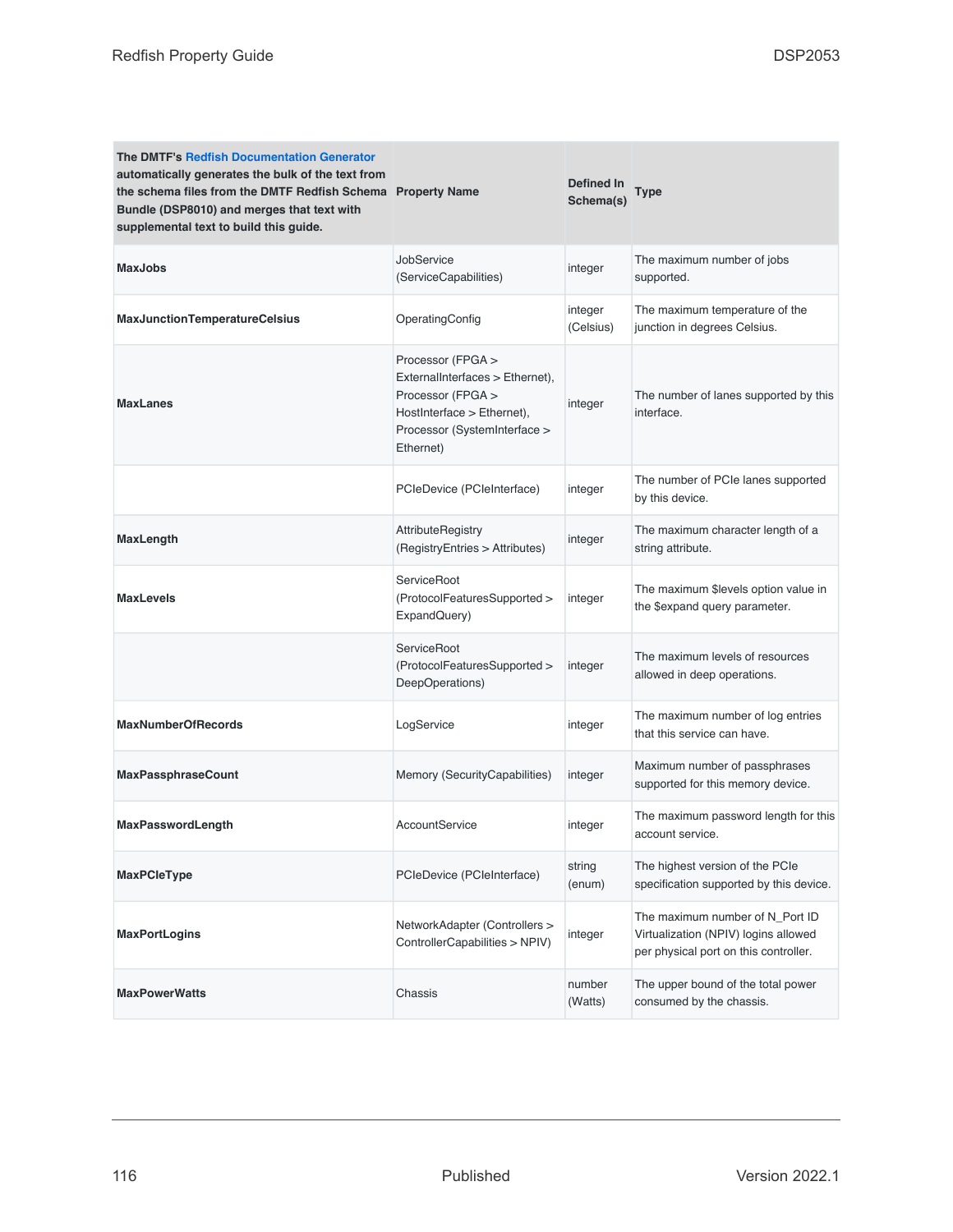| The DMTF's Redfish Documentation Generator automatically generates the bulk of the text from the schema files from the DMTF Redfish Schema Bundle (DSP8010) and merges that text with supplemental text to build this guide. | Property Name | Defined In Schema(s) | Type |
|---|---|---|---|
| **MaxJobs** | JobService (ServiceCapabilities) | integer | The maximum number of jobs supported. |
| **MaxJunctionTemperatureCelsius** | OperatingConfig | integer (Celsius) | The maximum temperature of the junction in degrees Celsius. |
| **MaxLanes** | Processor (FPGA > ExternalInterfaces > Ethernet), Processor (FPGA > HostInterface > Ethernet), Processor (SystemInterface > Ethernet) | integer | The number of lanes supported by this interface. |
| | PCIeDevice (PCIeInterface) | integer | The number of PCIe lanes supported by this device. |
| **MaxLength** | AttributeRegistry (RegistryEntries > Attributes) | integer | The maximum character length of a string attribute. |
| **MaxLevels** | ServiceRoot (ProtocolFeaturesSupported > ExpandQuery) | integer | The maximum $levels option value in the $expand query parameter. |
| | ServiceRoot (ProtocolFeaturesSupported > DeepOperations) | integer | The maximum levels of resources allowed in deep operations. |
| **MaxNumberOfRecords** | LogService | integer | The maximum number of log entries that this service can have. |
| **MaxPassphraseCount** | Memory (SecurityCapabilities) | integer | Maximum number of passphrases supported for this memory device. |
| **MaxPasswordLength** | AccountService | integer | The maximum password length for this account service. |
| **MaxPCIeType** | PCIeDevice (PCIeInterface) | string (enum) | The highest version of the PCIe specification supported by this device. |
| **MaxPortLogins** | NetworkAdapter (Controllers > ControllerCapabilities > NPIV) | integer | The maximum number of N_Port ID Virtualization (NPIV) logins allowed per physical port on this controller. |
| **MaxPowerWatts** | Chassis | number (Watts) | The upper bound of the total power consumed by the chassis. |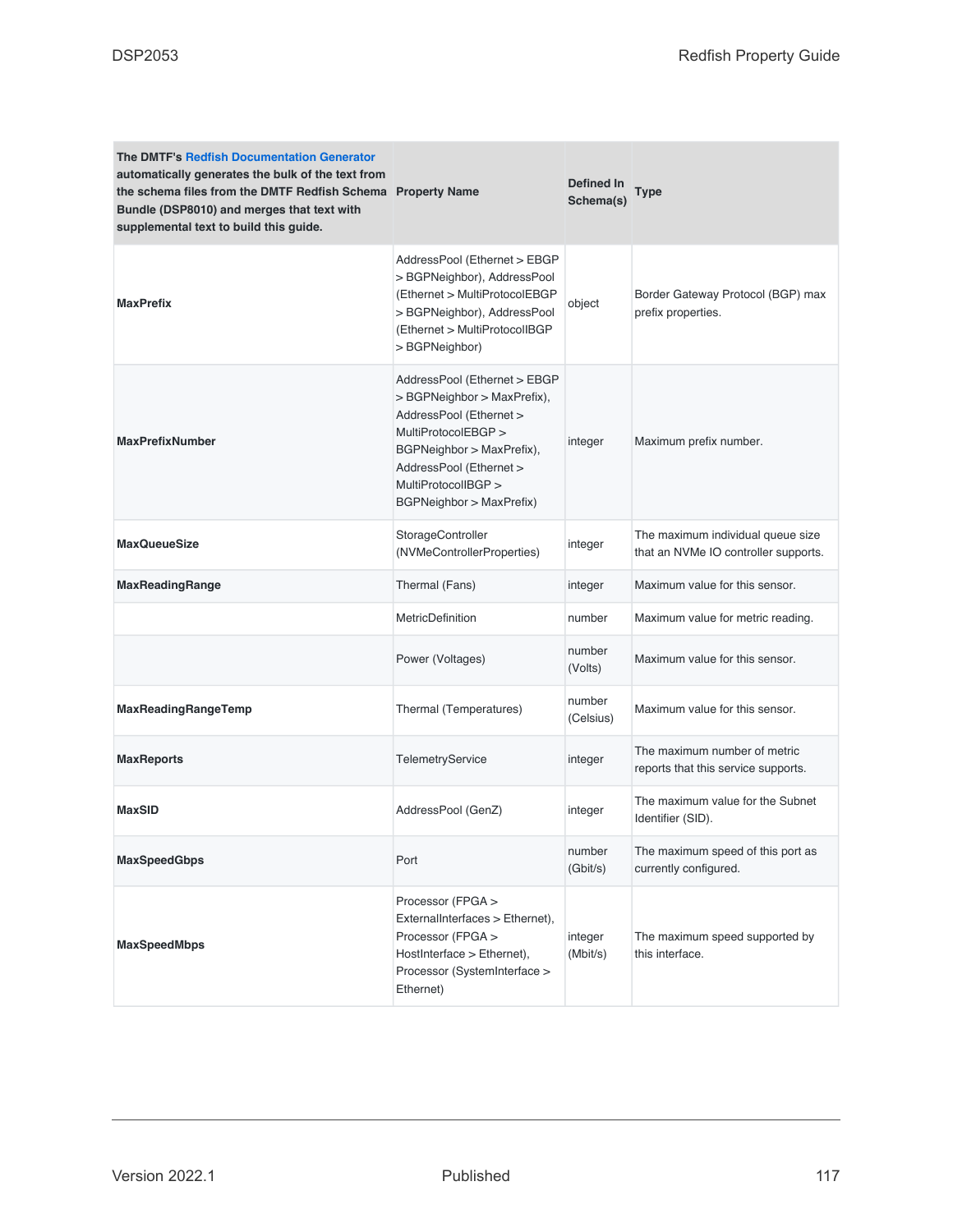| The DMTF's Redfish Documentation Generator automatically generates the bulk of the text from the schema files from the DMTF Redfish Schema Bundle (DSP8010) and merges that text with supplemental text to build this guide. | Property Name | Defined In Schema(s) | Type |
|---|---|---|---|
| **MaxPrefix** | AddressPool (Ethernet > EBGP > BGPNeighbor), AddressPool (Ethernet > MultiProtocolEBGP > BGPNeighbor), AddressPool (Ethernet > MultiProtocolIBGP > BGPNeighbor) | object | Border Gateway Protocol (BGP) max prefix properties. |
| **MaxPrefixNumber** | AddressPool (Ethernet > EBGP > BGPNeighbor > MaxPrefix), AddressPool (Ethernet > MultiProtocolEBGP > BGPNeighbor > MaxPrefix), AddressPool (Ethernet > MultiProtocolIBGP > BGPNeighbor > MaxPrefix) | integer | Maximum prefix number. |
| **MaxQueueSize** | StorageController (NVMeControllerProperties) | integer | The maximum individual queue size that an NVMe IO controller supports. |
| **MaxReadingRange** | Thermal (Fans) | integer | Maximum value for this sensor. |
| | MetricDefinition | number | Maximum value for metric reading. |
| | Power (Voltages) | number (Volts) | Maximum value for this sensor. |
| **MaxReadingRangeTemp** | Thermal (Temperatures) | number (Celsius) | Maximum value for this sensor. |
| **MaxReports** | TelemetryService | integer | The maximum number of metric reports that this service supports. |
| **MaxSID** | AddressPool (GenZ) | integer | The maximum value for the Subnet Identifier (SID). |
| **MaxSpeedGbps** | Port | number (Gbit/s) | The maximum speed of this port as currently configured. |
| **MaxSpeedMbps** | Processor (FPGA > ExternalInterfaces > Ethernet), Processor (FPGA > HostInterface > Ethernet), Processor (SystemInterface > Ethernet) | integer (Mbit/s) | The maximum speed supported by this interface. |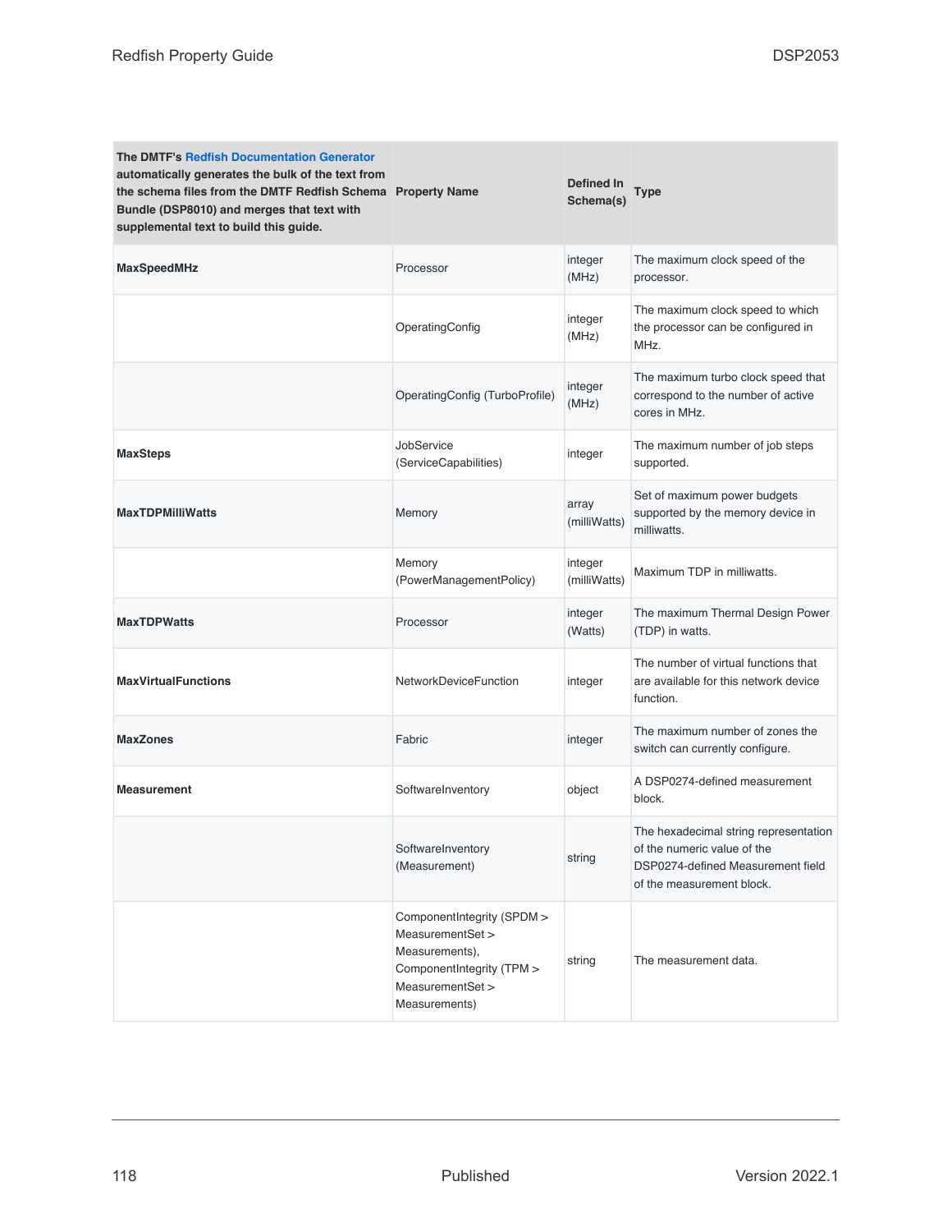| The DMTF's Redfish Documentation Generator automatically generates the bulk of the text from the schema files from the DMTF Redfish Schema Bundle (DSP8010) and merges that text with supplemental text to build this guide. | Property Name | Defined In Schema(s) | Type |
|---|---|---|---|
| **MaxSpeedMHz** | Processor | integer (MHz) | The maximum clock speed of the processor. |
| | OperatingConfig | integer (MHz) | The maximum clock speed to which the processor can be configured in MHz. |
| | OperatingConfig (TurboProfile) | integer (MHz) | The maximum turbo clock speed that correspond to the number of active cores in MHz. |
| **MaxSteps** | JobService (ServiceCapabilities) | integer | The maximum number of job steps supported. |
| **MaxTDPMilliWatts** | Memory | array (milliWatts) | Set of maximum power budgets supported by the memory device in milliwatts. |
| | Memory (PowerManagementPolicy) | integer (milliWatts) | Maximum TDP in milliwatts. |
| **MaxTDPWatts** | Processor | integer (Watts) | The maximum Thermal Design Power (TDP) in watts. |
| **MaxVirtualFunctions** | NetworkDeviceFunction | integer | The number of virtual functions that are available for this network device function. |
| **MaxZones** | Fabric | integer | The maximum number of zones the switch can currently configure. |
| **Measurement** | SoftwareInventory | object | A DSP0274-defined measurement block. |
| | SoftwareInventory (Measurement) | string | The hexadecimal string representation of the numeric value of the DSP0274-defined Measurement field of the measurement block. |
| | ComponentIntegrity (SPDM > MeasurementSet > Measurements), ComponentIntegrity (TPM > MeasurementSet > Measurements) | string | The measurement data. |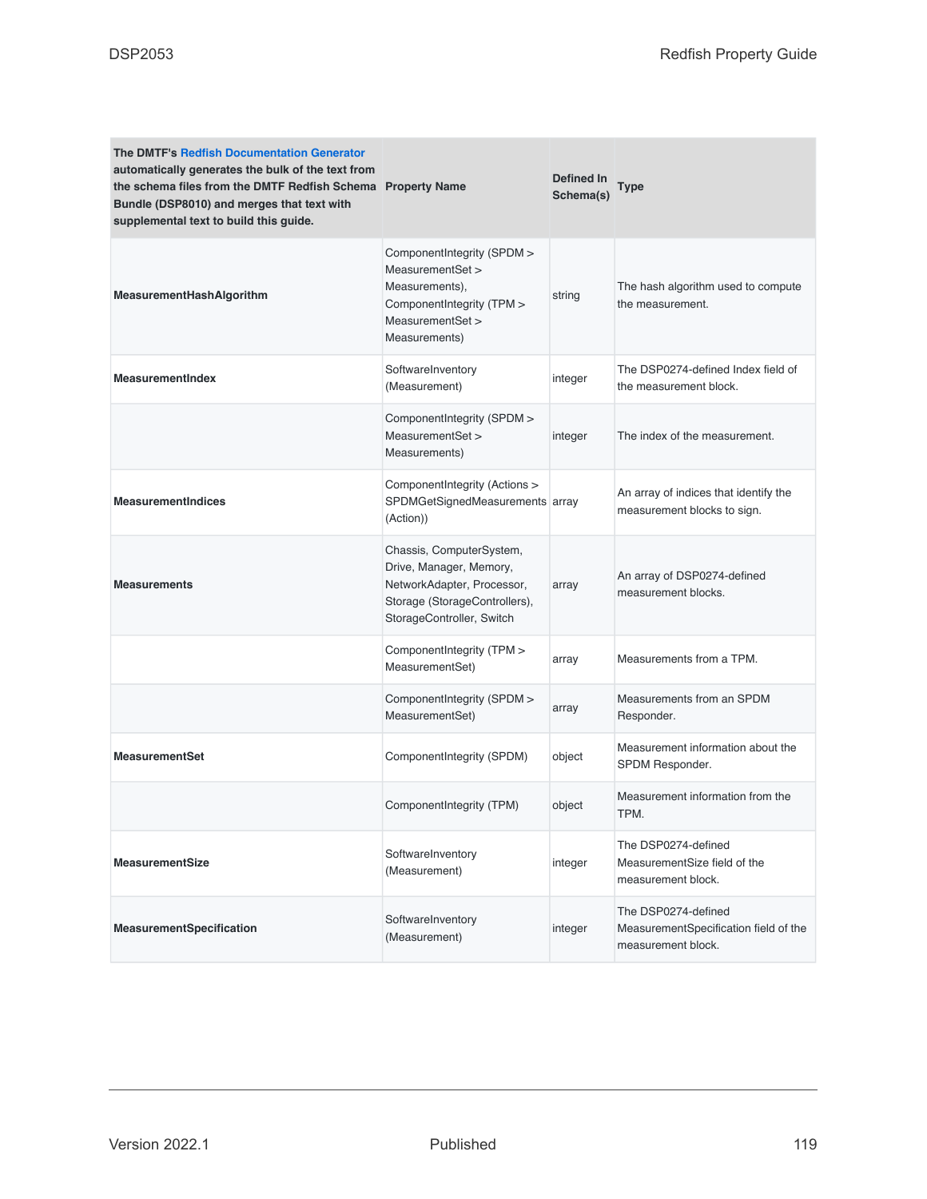| The DMTF's Redfish Documentation Generator automatically generates the bulk of the text from the schema files from the DMTF Redfish Schema Bundle (DSP8010) and merges that text with supplemental text to build this guide. | Property Name | Defined In Schema(s) | Type |
|---|---|---|---|
| **MeasurementHashAlgorithm** | ComponentIntegrity (SPDM > MeasurementSet > Measurements), ComponentIntegrity (TPM > MeasurementSet > Measurements) | string | The hash algorithm used to compute the measurement. |
| **MeasurementIndex** | SoftwareInventory (Measurement) | integer | The DSP0274-defined Index field of the measurement block. |
| | ComponentIntegrity (SPDM > MeasurementSet > Measurements) | integer | The index of the measurement. |
| **MeasurementIndices** | ComponentIntegrity (Actions > SPDMGetSignedMeasurements (Action)) | array | An array of indices that identify the measurement blocks to sign. |
| **Measurements** | Chassis, ComputerSystem, Drive, Manager, Memory, NetworkAdapter, Processor, Storage (StorageControllers), StorageController, Switch | array | An array of DSP0274-defined measurement blocks. |
| | ComponentIntegrity (TPM > MeasurementSet) | array | Measurements from a TPM. |
| | ComponentIntegrity (SPDM > MeasurementSet) | array | Measurements from an SPDM Responder. |
| **MeasurementSet** | ComponentIntegrity (SPDM) | object | Measurement information about the SPDM Responder. |
| | ComponentIntegrity (TPM) | object | Measurement information from the TPM. |
| **MeasurementSize** | SoftwareInventory (Measurement) | integer | The DSP0274-defined MeasurementSize field of the measurement block. |
| **MeasurementSpecification** | SoftwareInventory (Measurement) | integer | The DSP0274-defined MeasurementSpecification field of the measurement block. |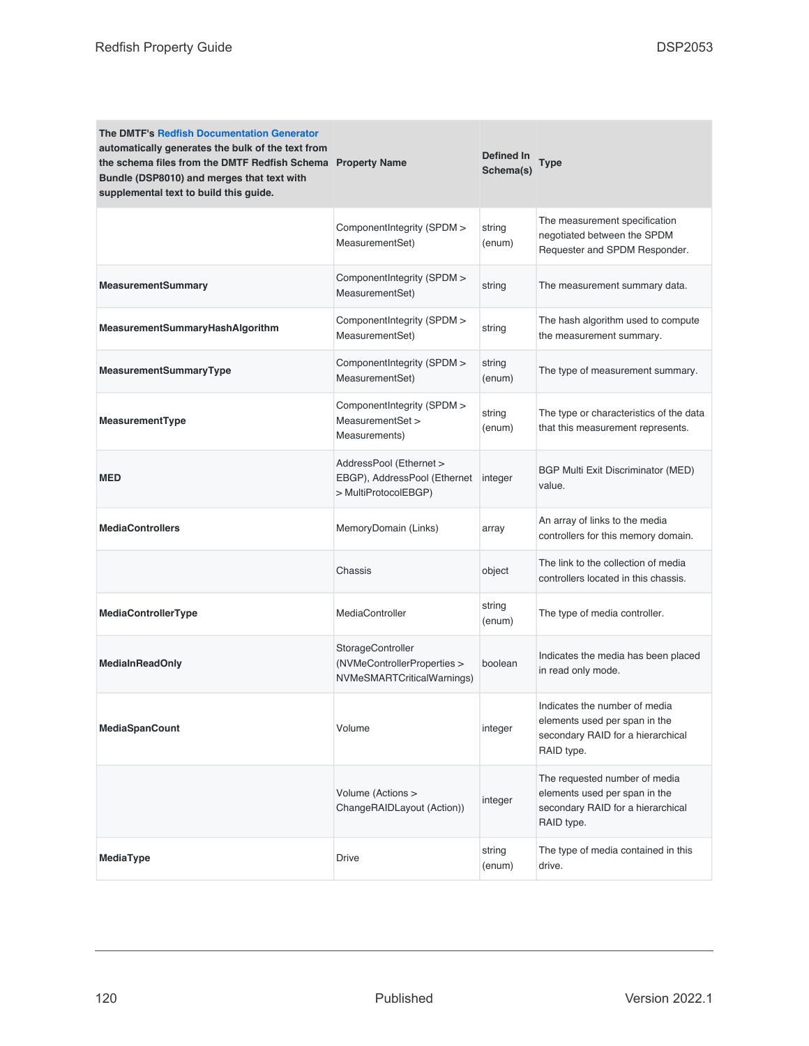| The DMTF's Redfish Documentation Generator automatically generates the bulk of the text from the schema files from the DMTF Redfish Schema Bundle (DSP8010) and merges that text with supplemental text to build this guide. | Property Name | Defined In Schema(s) | Type |
|---|---|---|---|
| | ComponentIntegrity (SPDM > MeasurementSet) | string (enum) | The measurement specification negotiated between the SPDM Requester and SPDM Responder. |
| **MeasurementSummary** | ComponentIntegrity (SPDM > MeasurementSet) | string | The measurement summary data. |
| **MeasurementSummaryHashAlgorithm** | ComponentIntegrity (SPDM > MeasurementSet) | string | The hash algorithm used to compute the measurement summary. |
| **MeasurementSummaryType** | ComponentIntegrity (SPDM > MeasurementSet) | string (enum) | The type of measurement summary. |
| **MeasurementType** | ComponentIntegrity (SPDM > MeasurementSet > Measurements) | string (enum) | The type or characteristics of the data that this measurement represents. |
| **MED** | AddressPool (Ethernet > EBGP), AddressPool (Ethernet > MultiProtocolEBGP) | integer | BGP Multi Exit Discriminator (MED) value. |
| **MediaControllers** | MemoryDomain (Links) | array | An array of links to the media controllers for this memory domain. |
| | Chassis | object | The link to the collection of media controllers located in this chassis. |
| **MediaControllerType** | MediaController | string (enum) | The type of media controller. |
| **MediaInReadOnly** | StorageController (NVMeControllerProperties > NVMeSMARTCriticalWarnings) | boolean | Indicates the media has been placed in read only mode. |
| **MediaSpanCount** | Volume | integer | Indicates the number of media elements used per span in the secondary RAID for a hierarchical RAID type. |
| | Volume (Actions > ChangeRAIDLayout (Action)) | integer | The requested number of media elements used per span in the secondary RAID for a hierarchical RAID type. |
| **MediaType** | Drive | string (enum) | The type of media contained in this drive. |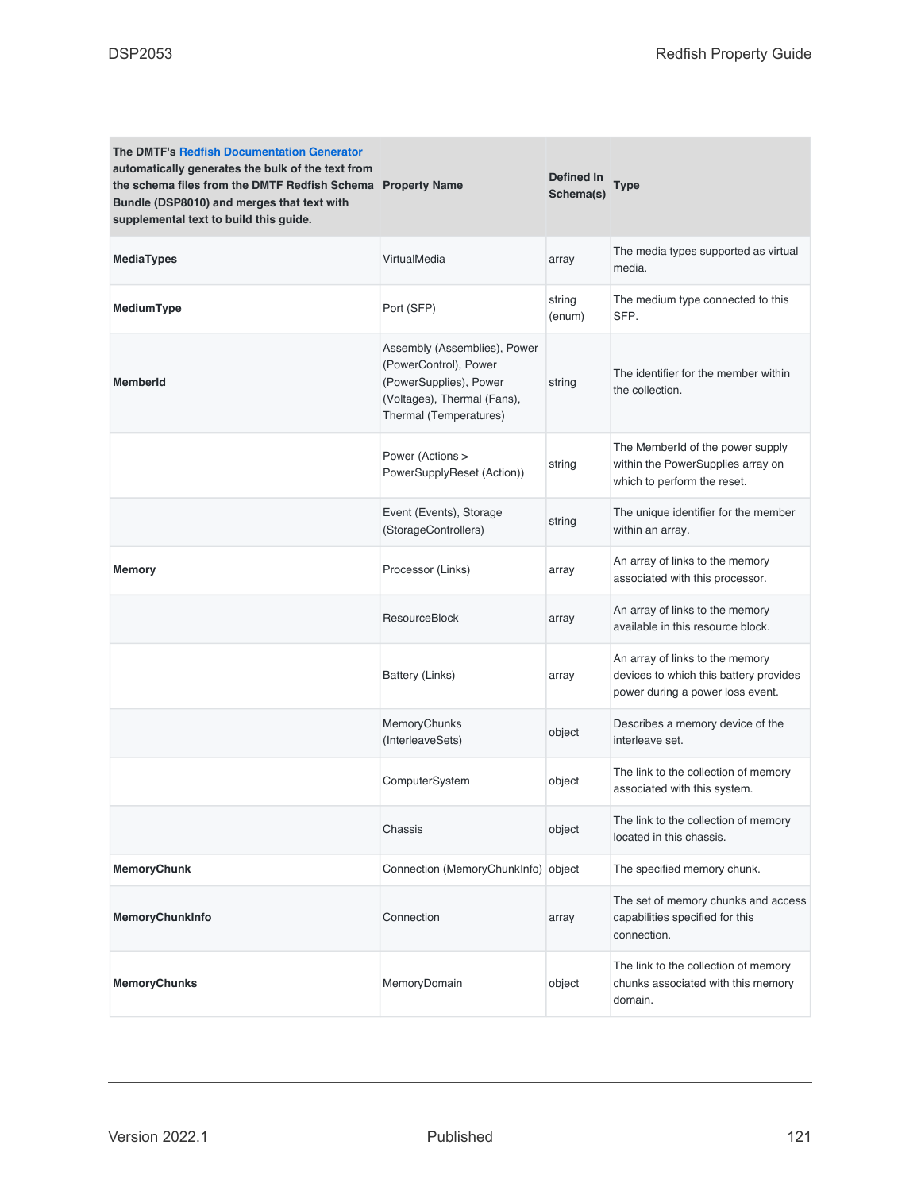| The DMTF's Redfish Documentation Generator automatically generates the bulk of the text from the schema files from the DMTF Redfish Schema Bundle (DSP8010) and merges that text with supplemental text to build this guide. | Property Name | Defined In Schema(s) | Type |
|---|---|---|---|
| **MediaTypes** | VirtualMedia | array | The media types supported as virtual media. |
| **MediumType** | Port (SFP) | string (enum) | The medium type connected to this SFP. |
| **MemberId** | Assembly (Assemblies), Power (PowerControl), Power (PowerSupplies), Power (Voltages), Thermal (Fans), Thermal (Temperatures) | string | The identifier for the member within the collection. |
| | Power (Actions > PowerSupplyReset (Action)) | string | The MemberId of the power supply within the PowerSupplies array on which to perform the reset. |
| | Event (Events), Storage (StorageControllers) | string | The unique identifier for the member within an array. |
| **Memory** | Processor (Links) | array | An array of links to the memory associated with this processor. |
| | ResourceBlock | array | An array of links to the memory available in this resource block. |
| | Battery (Links) | array | An array of links to the memory devices to which this battery provides power during a power loss event. |
| | MemoryChunks (InterleaveSets) | object | Describes a memory device of the interleave set. |
| | ComputerSystem | object | The link to the collection of memory associated with this system. |
| | Chassis | object | The link to the collection of memory located in this chassis. |
| **MemoryChunk** | Connection (MemoryChunkInfo) | object | The specified memory chunk. |
| **MemoryChunkInfo** | Connection | array | The set of memory chunks and access capabilities specified for this connection. |
| **MemoryChunks** | MemoryDomain | object | The link to the collection of memory chunks associated with this memory domain. |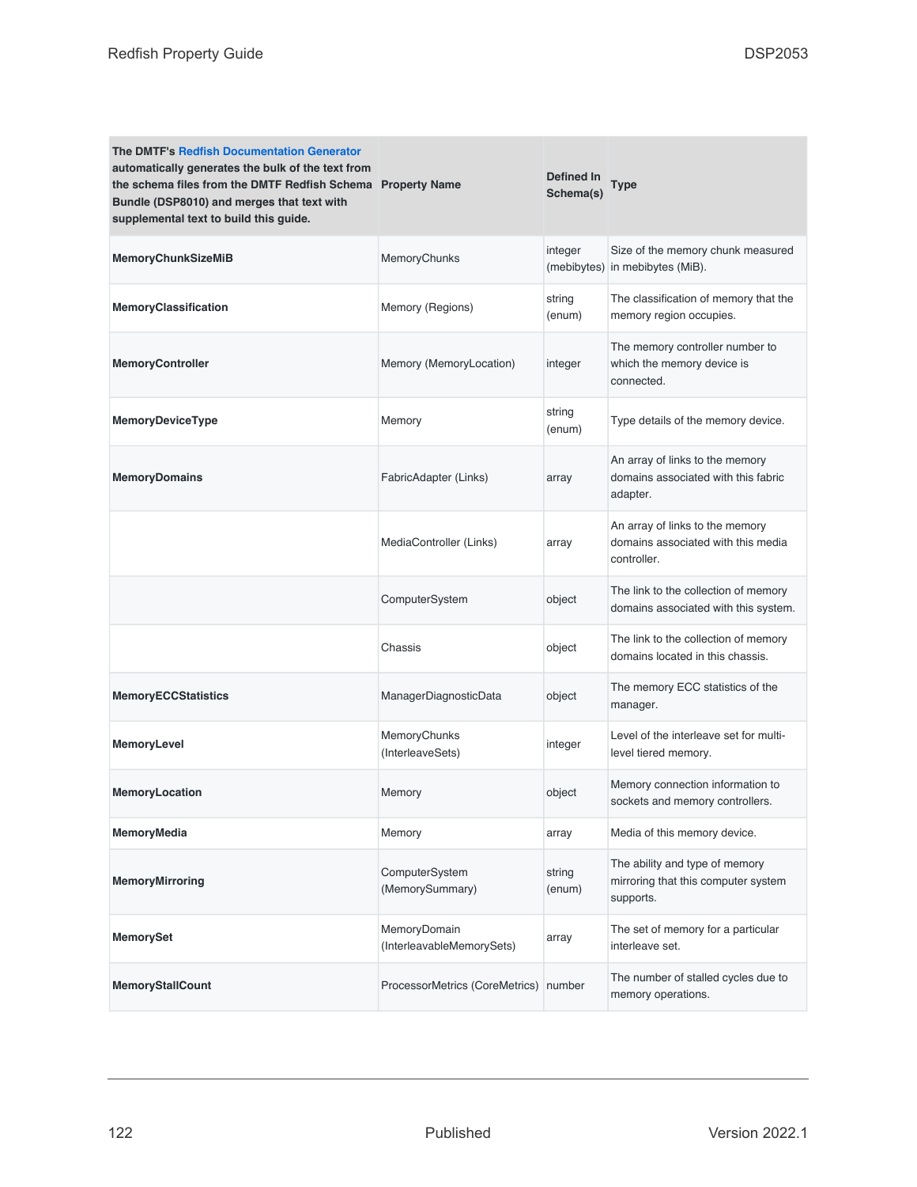| The DMTF's Redfish Documentation Generator automatically generates the bulk of the text from the schema files from the DMTF Redfish Schema Bundle (DSP8010) and merges that text with supplemental text to build this guide. | Property Name | Defined In Schema(s) | Type |
|---|---|---|---|
| **MemoryChunkSizeMiB** | MemoryChunks | integer (mebibytes) | Size of the memory chunk measured in mebibytes (MiB). |
| **MemoryClassification** | Memory (Regions) | string (enum) | The classification of memory that the memory region occupies. |
| **MemoryController** | Memory (MemoryLocation) | integer | The memory controller number to which the memory device is connected. |
| **MemoryDeviceType** | Memory | string (enum) | Type details of the memory device. |
| **MemoryDomains** | FabricAdapter (Links) | array | An array of links to the memory domains associated with this fabric adapter. |
| | MediaController (Links) | array | An array of links to the memory domains associated with this media controller. |
| | ComputerSystem | object | The link to the collection of memory domains associated with this system. |
| | Chassis | object | The link to the collection of memory domains located in this chassis. |
| **MemoryECCStatistics** | ManagerDiagnosticData | object | The memory ECC statistics of the manager. |
| **MemoryLevel** | MemoryChunks (InterleaveSets) | integer | Level of the interleave set for multi-level tiered memory. |
| **MemoryLocation** | Memory | object | Memory connection information to sockets and memory controllers. |
| **MemoryMedia** | Memory | array | Media of this memory device. |
| **MemoryMirroring** | ComputerSystem (MemorySummary) | string (enum) | The ability and type of memory mirroring that this computer system supports. |
| **MemorySet** | MemoryDomain (InterleavableMemorySets) | array | The set of memory for a particular interleave set. |
| **MemoryStallCount** | ProcessorMetrics (CoreMetrics) | number | The number of stalled cycles due to memory operations. |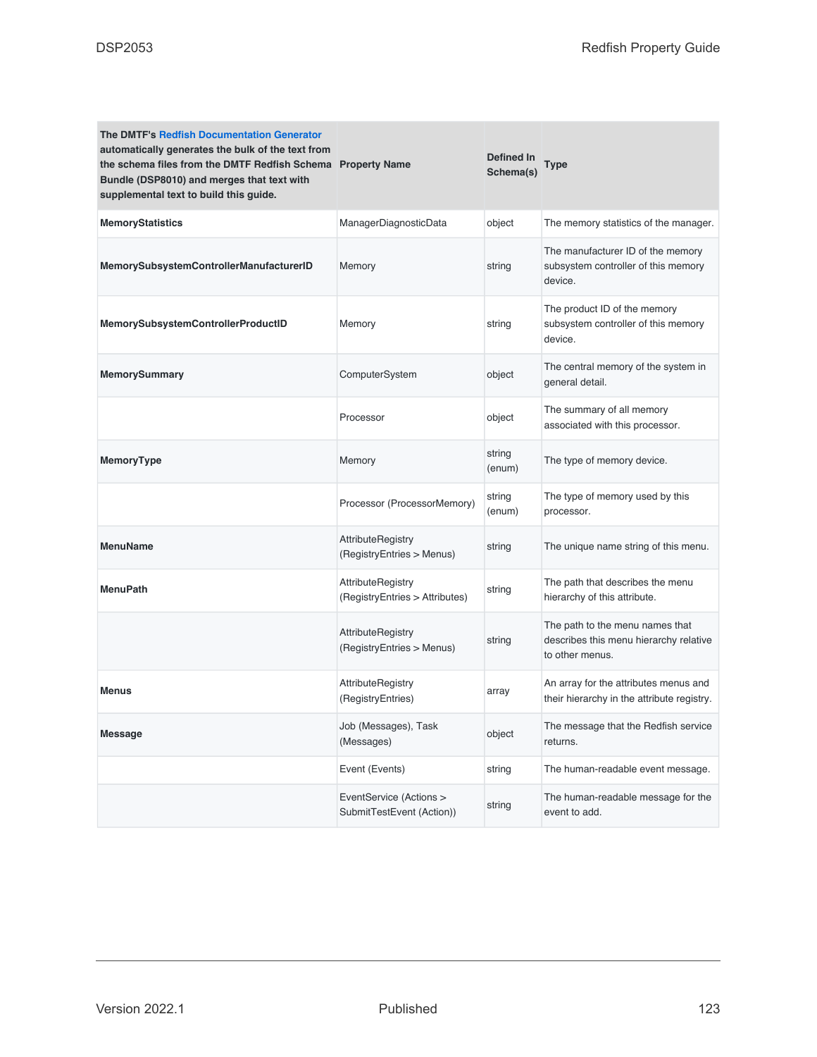| The DMTF's Redfish Documentation Generator automatically generates the bulk of the text from the schema files from the DMTF Redfish Schema Bundle (DSP8010) and merges that text with supplemental text to build this guide. | Property Name | Defined In Schema(s) | Type |
|---|---|---|---|
| **MemoryStatistics** | ManagerDiagnosticData | object | The memory statistics of the manager. |
| **MemorySubsystemControllerManufacturerID** | Memory | string | The manufacturer ID of the memory subsystem controller of this memory device. |
| **MemorySubsystemControllerProductID** | Memory | string | The product ID of the memory subsystem controller of this memory device. |
| **MemorySummary** | ComputerSystem | object | The central memory of the system in general detail. |
| | Processor | object | The summary of all memory associated with this processor. |
| **MemoryType** | Memory | string (enum) | The type of memory device. |
| | Processor (ProcessorMemory) | string (enum) | The type of memory used by this processor. |
| **MenuName** | AttributeRegistry (RegistryEntries > Menus) | string | The unique name string of this menu. |
| **MenuPath** | AttributeRegistry (RegistryEntries > Attributes) | string | The path that describes the menu hierarchy of this attribute. |
| | AttributeRegistry (RegistryEntries > Menus) | string | The path to the menu names that describes this menu hierarchy relative to other menus. |
| **Menus** | AttributeRegistry (RegistryEntries) | array | An array for the attributes menus and their hierarchy in the attribute registry. |
| **Message** | Job (Messages), Task (Messages) | object | The message that the Redfish service returns. |
| | Event (Events) | string | The human-readable event message. |
| | EventService (Actions > SubmitTestEvent (Action)) | string | The human-readable message for the event to add. |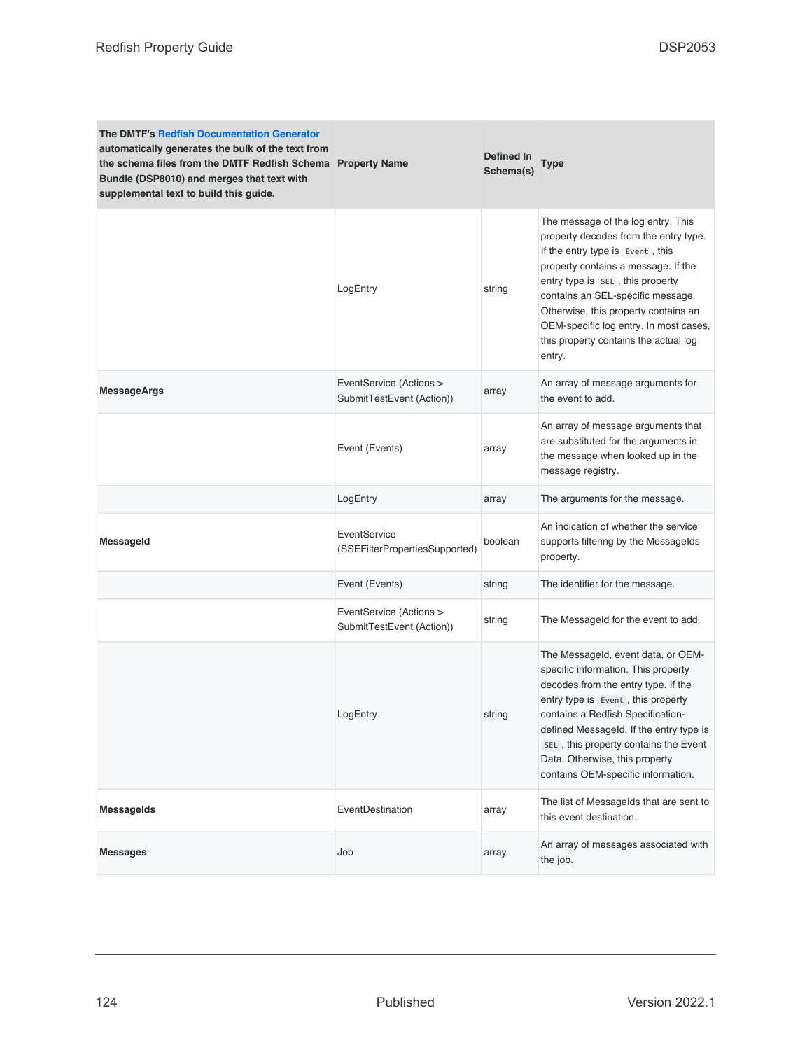| The DMTF's Redfish Documentation Generator automatically generates the bulk of the text from the schema files from the DMTF Redfish Schema Bundle (DSP8010) and merges that text with supplemental text to build this guide. | Property Name | Defined In Schema(s) | Type |
| --- | --- | --- | --- |
| | LogEntry | string | The message of the log entry. This property decodes from the entry type. If the entry type is `Event`, this property contains a message. If the entry type is `SEL`, this property contains an SEL-specific message. Otherwise, this property contains an OEM-specific log entry. In most cases, this property contains the actual log entry. |
| **MessageArgs** | EventService (Actions > SubmitTestEvent (Action)) | array | An array of message arguments for the event to add. |
| | Event (Events) | array | An array of message arguments that are substituted for the arguments in the message when looked up in the message registry. |
| | LogEntry | array | The arguments for the message. |
| **MessageId** | EventService (SSEFilterPropertiesSupported) | boolean | An indication of whether the service supports filtering by the MessageIds property. |
| | Event (Events) | string | The identifier for the message. |
| | EventService (Actions > SubmitTestEvent (Action)) | string | The MessageId for the event to add. |
| | LogEntry | string | The MessageId, event data, or OEM-specific information. This property decodes from the entry type. If the entry type is `Event`, this property contains a Redfish Specification-defined MessageId. If the entry type is `SEL`, this property contains the Event Data. Otherwise, this property contains OEM-specific information. |
| **MessageIds** | EventDestination | array | The list of MessageIds that are sent to this event destination. |
| **Messages** | Job | array | An array of messages associated with the job. |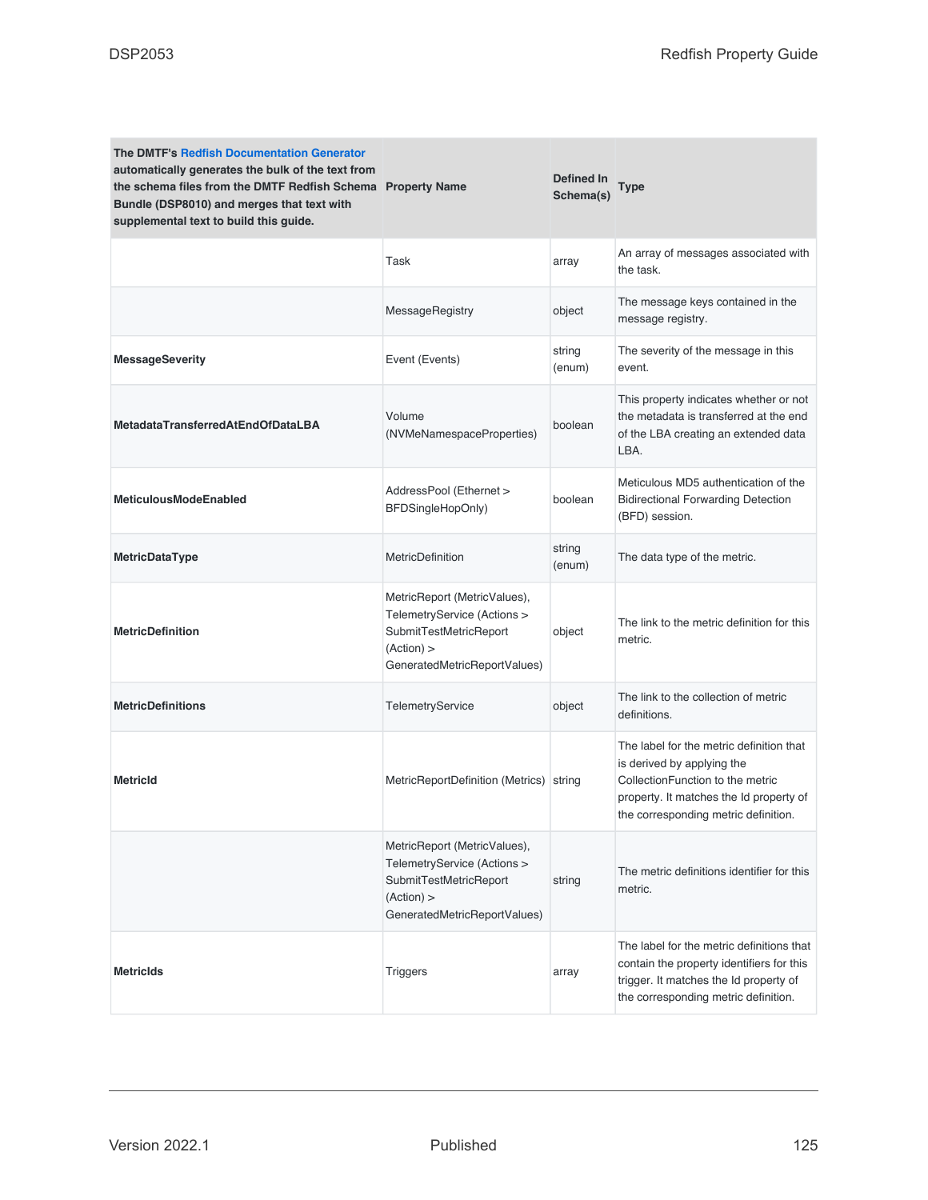| The DMTF's Redfish Documentation Generator automatically generates the bulk of the text from the schema files from the DMTF Redfish Schema Bundle (DSP8010) and merges that text with supplemental text to build this guide. | Property Name | Defined In Schema(s) | Type |
|---|---|---|---|
| | Task | array | An array of messages associated with the task. |
| | MessageRegistry | object | The message keys contained in the message registry. |
| **MessageSeverity** | Event (Events) | string (enum) | The severity of the message in this event. |
| **MetadataTransferredAtEndOfDataLBA** | Volume (NVMeNamespaceProperties) | boolean | This property indicates whether or not the metadata is transferred at the end of the LBA creating an extended data LBA. |
| **MeticulousModeEnabled** | AddressPool (Ethernet > BFDSingleHopOnly) | boolean | Meticulous MD5 authentication of the Bidirectional Forwarding Detection (BFD) session. |
| **MetricDataType** | MetricDefinition | string (enum) | The data type of the metric. |
| **MetricDefinition** | MetricReport (MetricValues), TelemetryService (Actions > SubmitTestMetricReport (Action) > GeneratedMetricReportValues) | object | The link to the metric definition for this metric. |
| **MetricDefinitions** | TelemetryService | object | The link to the collection of metric definitions. |
| **MetricId** | MetricReportDefinition (Metrics) | string | The label for the metric definition that is derived by applying the CollectionFunction to the metric property. It matches the Id property of the corresponding metric definition. |
| | MetricReport (MetricValues), TelemetryService (Actions > SubmitTestMetricReport (Action) > GeneratedMetricReportValues) | string | The metric definitions identifier for this metric. |
| **MetricIds** | Triggers | array | The label for the metric definitions that contain the property identifiers for this trigger. It matches the Id property of the corresponding metric definition. |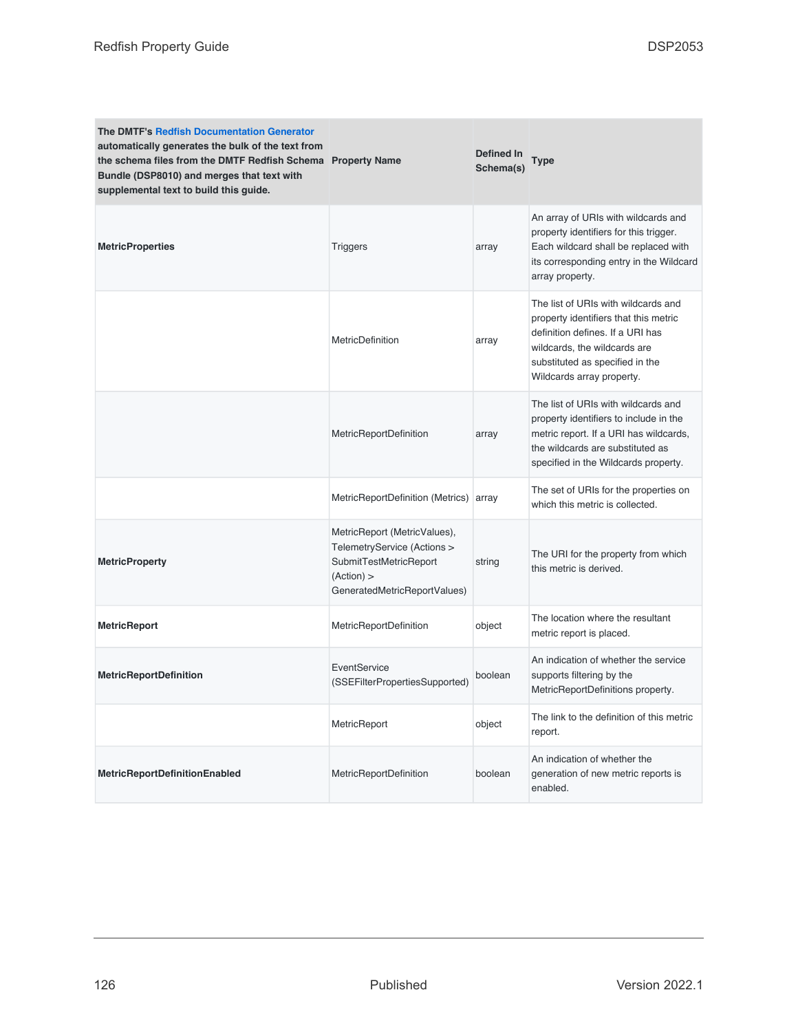| The DMTF's Redfish Documentation Generator automatically generates the bulk of the text from the schema files from the DMTF Redfish Schema Bundle (DSP8010) and merges that text with supplemental text to build this guide. Property Name | Defined In Schema(s) | Type | |
|---|---|---|---|
| **MetricProperties** | Triggers | array | An array of URIs with wildcards and property identifiers for this trigger. Each wildcard shall be replaced with its corresponding entry in the Wildcard array property. |
| | MetricDefinition | array | The list of URIs with wildcards and property identifiers that this metric definition defines. If a URI has wildcards, the wildcards are substituted as specified in the Wildcards array property. |
| | MetricReportDefinition | array | The list of URIs with wildcards and property identifiers to include in the metric report. If a URI has wildcards, the wildcards are substituted as specified in the Wildcards property. |
| | MetricReportDefinition (Metrics) | array | The set of URIs for the properties on which this metric is collected. |
| **MetricProperty** | MetricReport (MetricValues), TelemetryService (Actions > SubmitTestMetricReport (Action) > GeneratedMetricReportValues) | string | The URI for the property from which this metric is derived. |
| **MetricReport** | MetricReportDefinition | object | The location where the resultant metric report is placed. |
| **MetricReportDefinition** | EventService (SSEFilterPropertiesSupported) | boolean | An indication of whether the service supports filtering by the MetricReportDefinitions property. |
| | MetricReport | object | The link to the definition of this metric report. |
| **MetricReportDefinitionEnabled** | MetricReportDefinition | boolean | An indication of whether the generation of new metric reports is enabled. |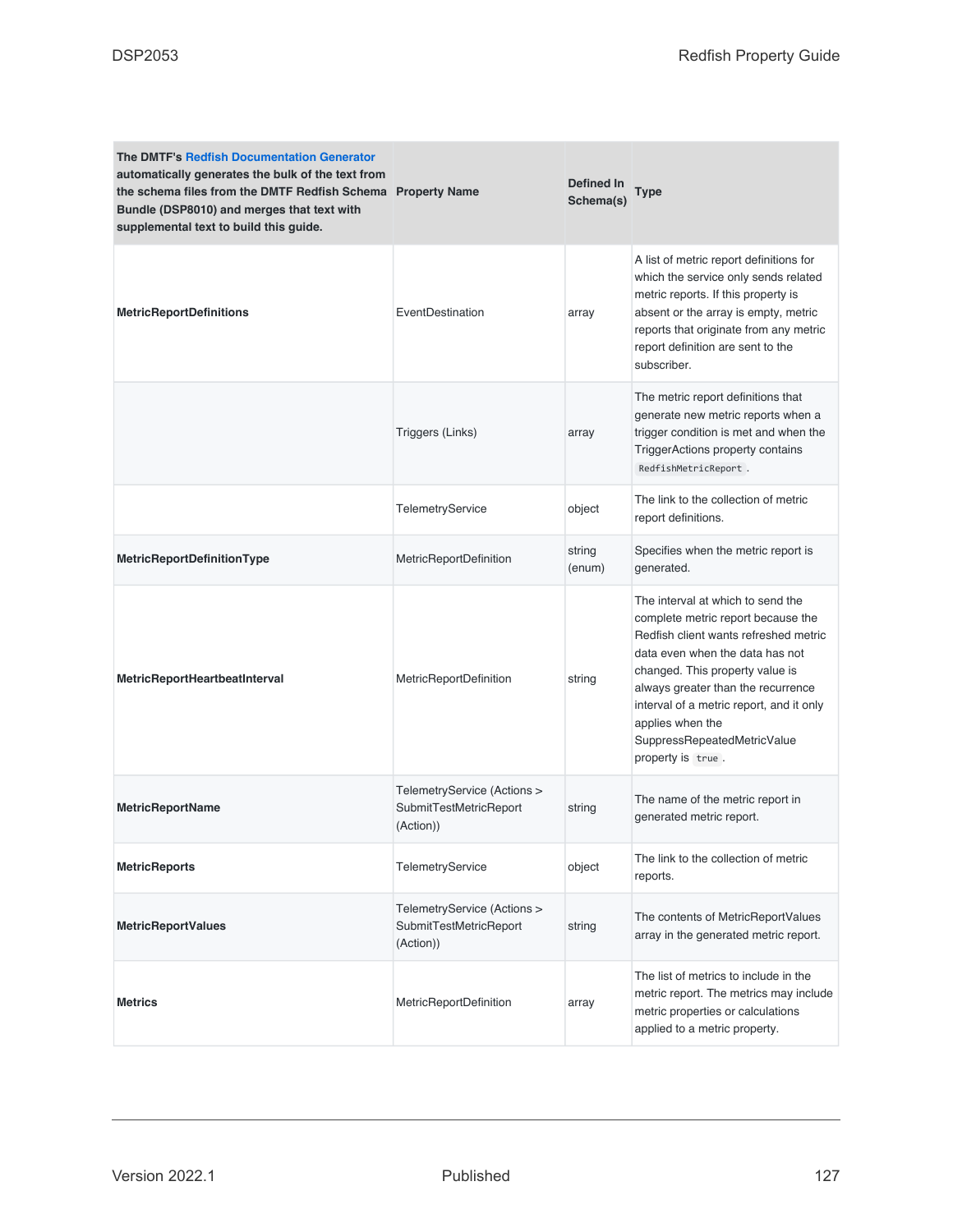| The DMTF's Redfish Documentation Generator automatically generates the bulk of the text from the schema files from the DMTF Redfish Schema Bundle (DSP8010) and merges that text with supplemental text to build this guide. | Property Name | Defined In Schema(s) | Type |
|---|---|---|---|
| **MetricReportDefinitions** | EventDestination | array | A list of metric report definitions for which the service only sends related metric reports. If this property is absent or the array is empty, metric reports that originate from any metric report definition are sent to the subscriber. |
| | Triggers (Links) | array | The metric report definitions that generate new metric reports when a trigger condition is met and when the TriggerActions property contains `RedfishMetricReport`. |
| | TelemetryService | object | The link to the collection of metric report definitions. |
| **MetricReportDefinitionType** | MetricReportDefinition | string (enum) | Specifies when the metric report is generated. |
| **MetricReportHeartbeatInterval** | MetricReportDefinition | string | The interval at which to send the complete metric report because the Redfish client wants refreshed metric data even when the data has not changed. This property value is always greater than the recurrence interval of a metric report, and it only applies when the SuppressRepeatedMetricValue property is `true`. |
| **MetricReportName** | TelemetryService (Actions > SubmitTestMetricReport (Action)) | string | The name of the metric report in generated metric report. |
| **MetricReports** | TelemetryService | object | The link to the collection of metric reports. |
| **MetricReportValues** | TelemetryService (Actions > SubmitTestMetricReport (Action)) | string | The contents of MetricReportValues array in the generated metric report. |
| **Metrics** | MetricReportDefinition | array | The list of metrics to include in the metric report. The metrics may include metric properties or calculations applied to a metric property. |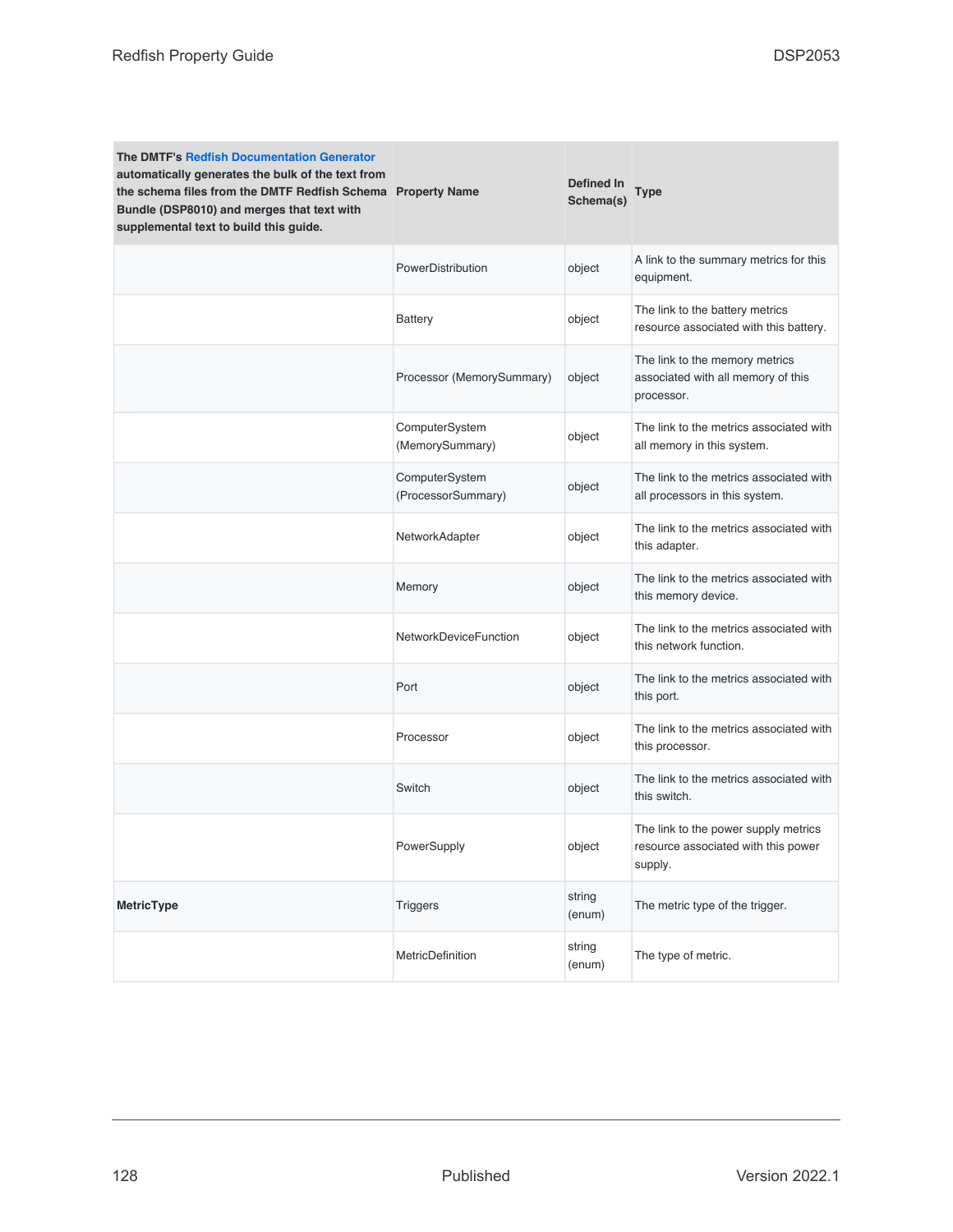| The DMTF's Redfish Documentation Generator automatically generates the bulk of the text from the schema files from the DMTF Redfish Schema Bundle (DSP8010) and merges that text with supplemental text to build this guide. | Property Name | Defined In Schema(s) | Type |
| --- | --- | --- | --- |
| | PowerDistribution | object | A link to the summary metrics for this equipment. |
| | Battery | object | The link to the battery metrics resource associated with this battery. |
| | Processor (MemorySummary) | object | The link to the memory metrics associated with all memory of this processor. |
| | ComputerSystem (MemorySummary) | object | The link to the metrics associated with all memory in this system. |
| | ComputerSystem (ProcessorSummary) | object | The link to the metrics associated with all processors in this system. |
| | NetworkAdapter | object | The link to the metrics associated with this adapter. |
| | Memory | object | The link to the metrics associated with this memory device. |
| | NetworkDeviceFunction | object | The link to the metrics associated with this network function. |
| | Port | object | The link to the metrics associated with this port. |
| | Processor | object | The link to the metrics associated with this processor. |
| | Switch | object | The link to the metrics associated with this switch. |
| | PowerSupply | object | The link to the power supply metrics resource associated with this power supply. |
| **MetricType** | Triggers | string (enum) | The metric type of the trigger. |
| | MetricDefinition | string (enum) | The type of metric. |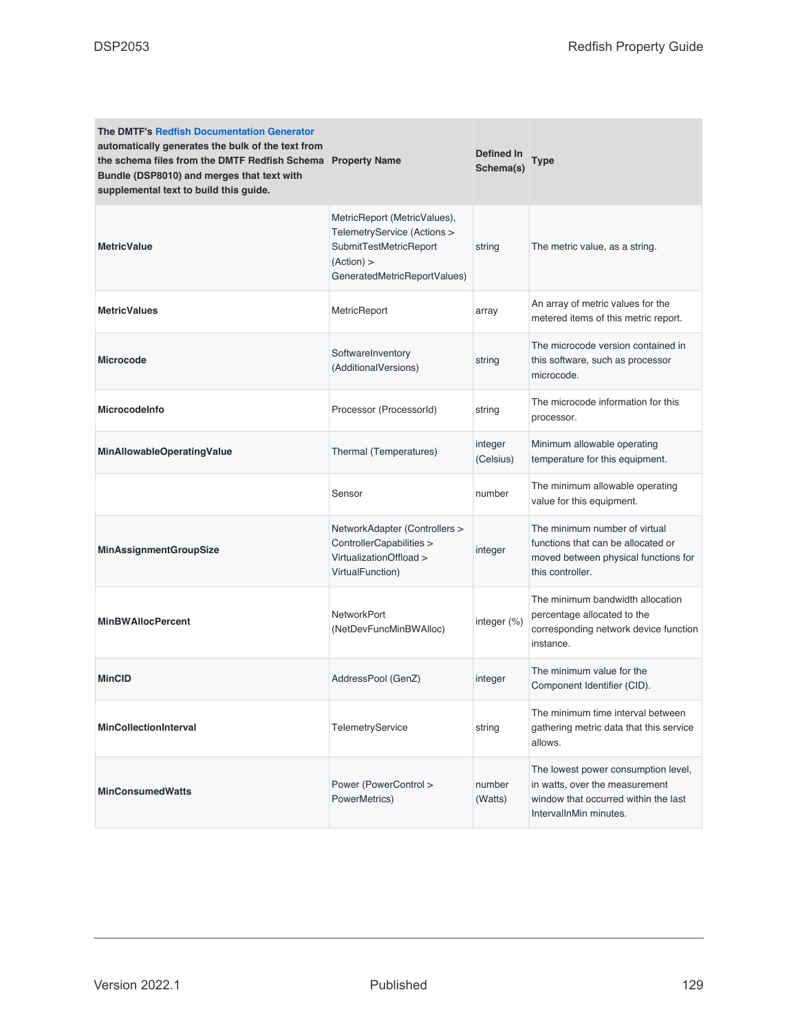| The DMTF's Redfish Documentation Generator automatically generates the bulk of the text from the schema files from the DMTF Redfish Schema Bundle (DSP8010) and merges that text with supplemental text to build this guide. | Property Name | Defined In Schema(s) | Type |
|---|---|---|---|
| **MetricValue** | MetricReport (MetricValues), TelemetryService (Actions > SubmitTestMetricReport (Action) > GeneratedMetricReportValues) | string | The metric value, as a string. |
| **MetricValues** | MetricReport | array | An array of metric values for the metered items of this metric report. |
| **Microcode** | SoftwareInventory (AdditionalVersions) | string | The microcode version contained in this software, such as processor microcode. |
| **MicrocodeInfo** | Processor (ProcessorId) | string | The microcode information for this processor. |
| **MinAllowableOperatingValue** | Thermal (Temperatures) | integer (Celsius) | Minimum allowable operating temperature for this equipment. |
| | Sensor | number | The minimum allowable operating value for this equipment. |
| **MinAssignmentGroupSize** | NetworkAdapter (Controllers > ControllerCapabilities > VirtualizationOffload > VirtualFunction) | integer | The minimum number of virtual functions that can be allocated or moved between physical functions for this controller. |
| **MinBWAllocPercent** | NetworkPort (NetDevFuncMinBWAlloc) | integer (%) | The minimum bandwidth allocation percentage allocated to the corresponding network device function instance. |
| **MinCID** | AddressPool (GenZ) | integer | The minimum value for the Component Identifier (CID). |
| **MinCollectionInterval** | TelemetryService | string | The minimum time interval between gathering metric data that this service allows. |
| **MinConsumedWatts** | Power (PowerControl > PowerMetrics) | number (Watts) | The lowest power consumption level, in watts, over the measurement window that occurred within the last IntervalInMin minutes. |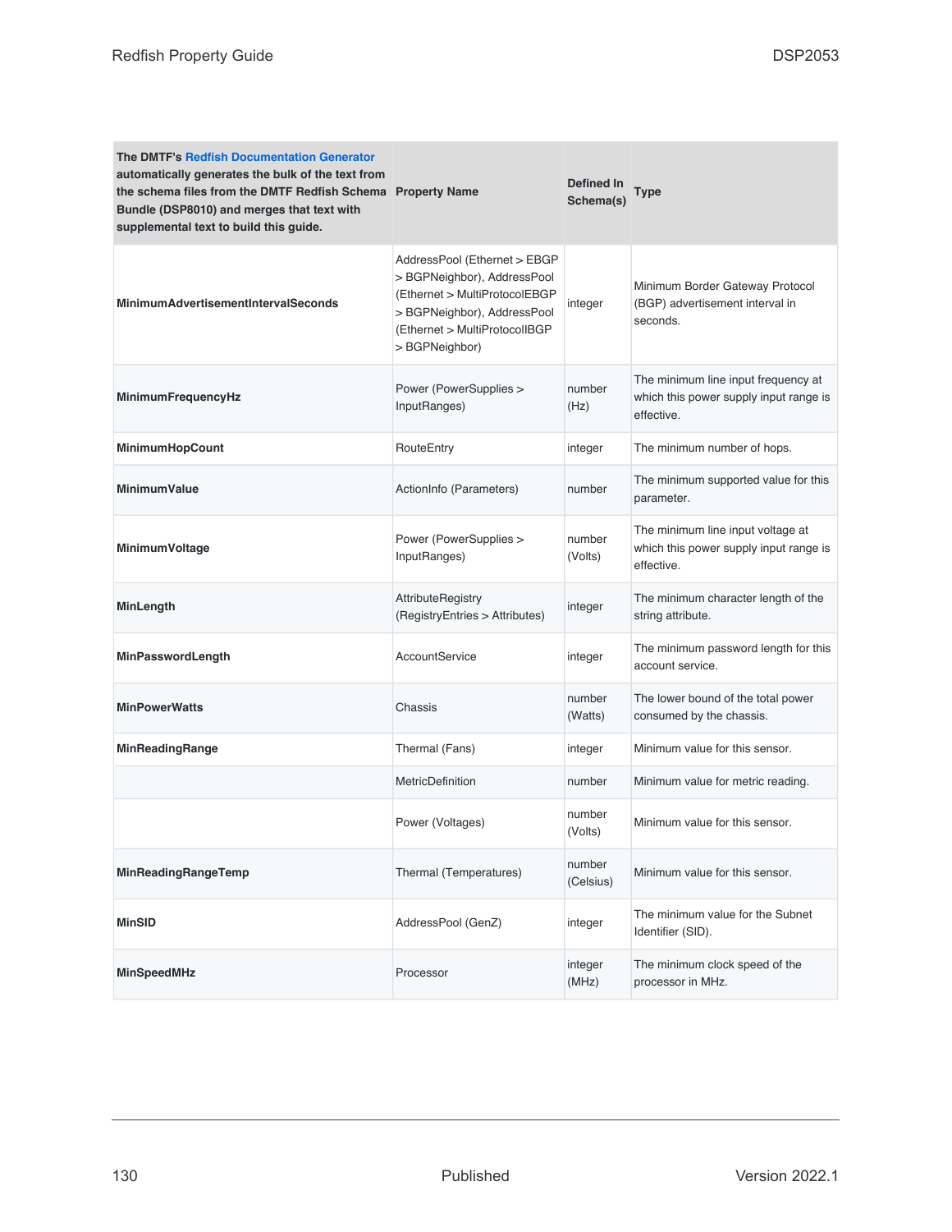| The DMTF's Redfish Documentation Generator automatically generates the bulk of the text from the schema files from the DMTF Redfish Schema Bundle (DSP8010) and merges that text with supplemental text to build this guide. | Property Name | Defined In Schema(s) | Type |
|---|---|---|---|
| **MinimumAdvertisementIntervalSeconds** | AddressPool (Ethernet > EBGP > BGPNeighbor), AddressPool (Ethernet > MultiProtocolEBGP > BGPNeighbor), AddressPool (Ethernet > MultiProtocolIBGP > BGPNeighbor) | integer | Minimum Border Gateway Protocol (BGP) advertisement interval in seconds. |
| **MinimumFrequencyHz** | Power (PowerSupplies > InputRanges) | number (Hz) | The minimum line input frequency at which this power supply input range is effective. |
| **MinimumHopCount** | RouteEntry | integer | The minimum number of hops. |
| **MinimumValue** | ActionInfo (Parameters) | number | The minimum supported value for this parameter. |
| **MinimumVoltage** | Power (PowerSupplies > InputRanges) | number (Volts) | The minimum line input voltage at which this power supply input range is effective. |
| **MinLength** | AttributeRegistry (RegistryEntries > Attributes) | integer | The minimum character length of the string attribute. |
| **MinPasswordLength** | AccountService | integer | The minimum password length for this account service. |
| **MinPowerWatts** | Chassis | number (Watts) | The lower bound of the total power consumed by the chassis. |
| **MinReadingRange** | Thermal (Fans) | integer | Minimum value for this sensor. |
| | MetricDefinition | number | Minimum value for metric reading. |
| | Power (Voltages) | number (Volts) | Minimum value for this sensor. |
| **MinReadingRangeTemp** | Thermal (Temperatures) | number (Celsius) | Minimum value for this sensor. |
| **MinSID** | AddressPool (GenZ) | integer | The minimum value for the Subnet Identifier (SID). |
| **MinSpeedMHz** | Processor | integer (MHz) | The minimum clock speed of the processor in MHz. |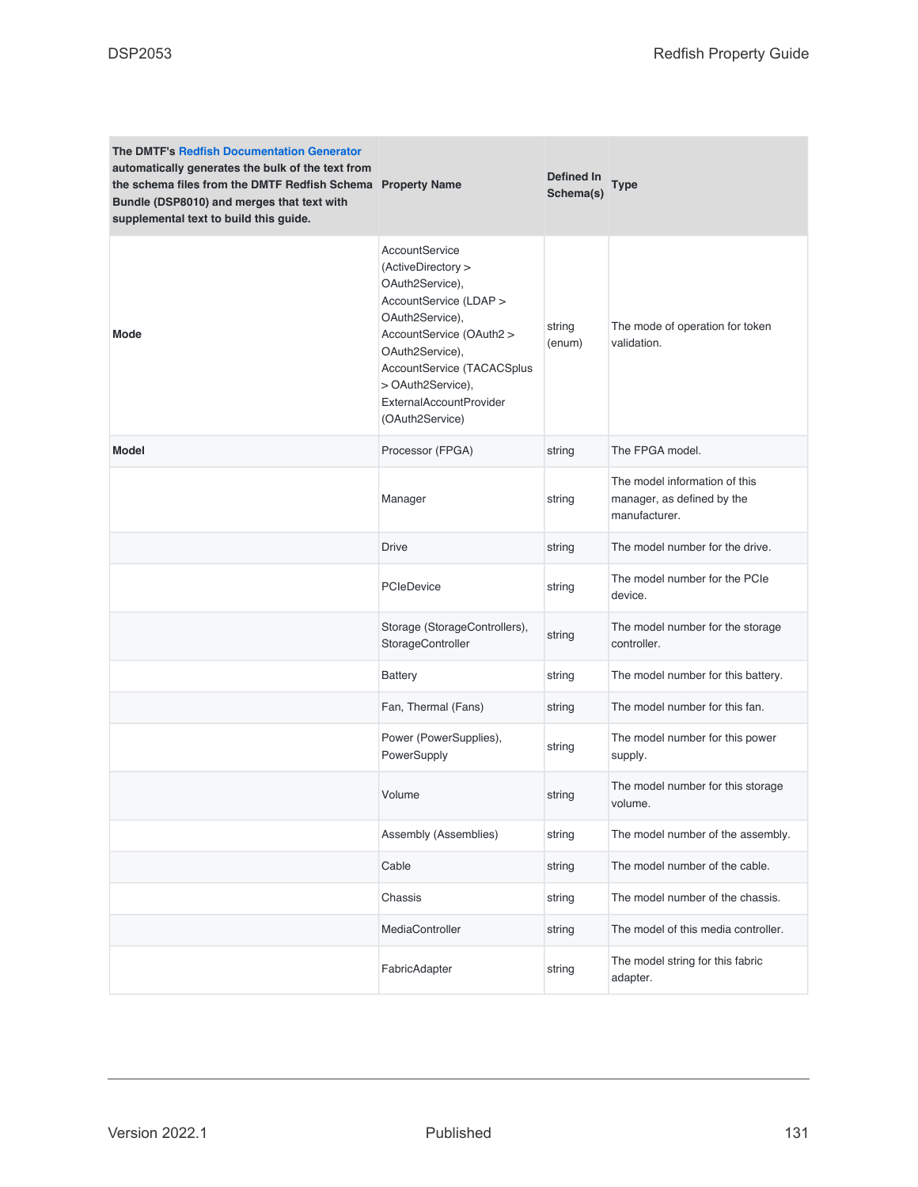| The DMTF's Redfish Documentation Generator automatically generates the bulk of the text from the schema files from the DMTF Redfish Schema Bundle (DSP8010) and merges that text with supplemental text to build this guide. | Property Name | Defined In Schema(s) | Type |
|---|---|---|---|
| **Mode** | AccountService (ActiveDirectory > OAuth2Service), AccountService (LDAP > OAuth2Service), AccountService (OAuth2 > OAuth2Service), AccountService (TACACSplus > OAuth2Service), ExternalAccountProvider (OAuth2Service) | string (enum) | The mode of operation for token validation. |
| **Model** | Processor (FPGA) | string | The FPGA model. |
| | Manager | string | The model information of this manager, as defined by the manufacturer. |
| | Drive | string | The model number for the drive. |
| | PCIeDevice | string | The model number for the PCIe device. |
| | Storage (StorageControllers), StorageController | string | The model number for the storage controller. |
| | Battery | string | The model number for this battery. |
| | Fan, Thermal (Fans) | string | The model number for this fan. |
| | Power (PowerSupplies), PowerSupply | string | The model number for this power supply. |
| | Volume | string | The model number for this storage volume. |
| | Assembly (Assemblies) | string | The model number of the assembly. |
| | Cable | string | The model number of the cable. |
| | Chassis | string | The model number of the chassis. |
| | MediaController | string | The model of this media controller. |
| | FabricAdapter | string | The model string for this fabric adapter. |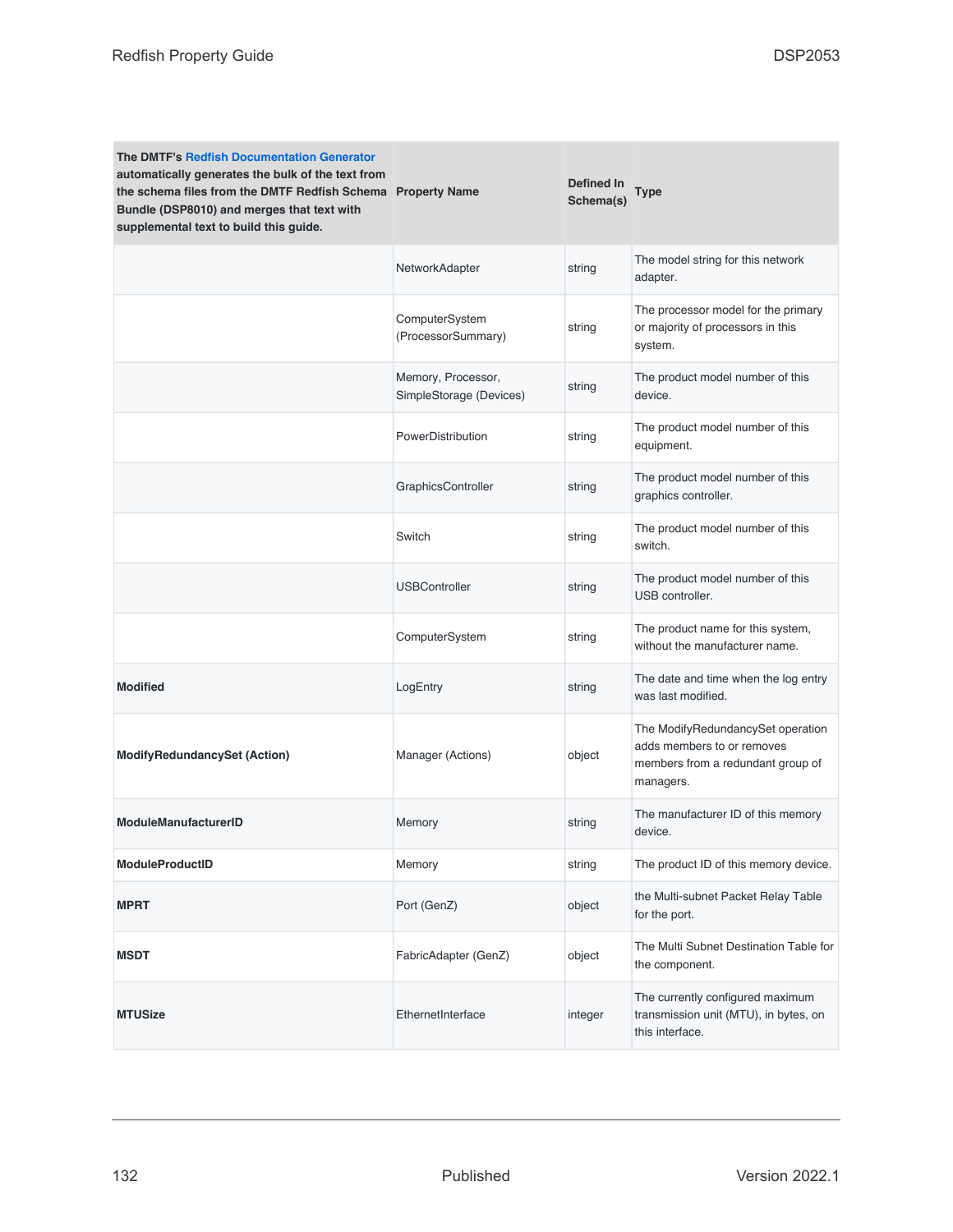| The DMTF's Redfish Documentation Generator automatically generates the bulk of the text from the schema files from the DMTF Redfish Schema Bundle (DSP8010) and merges that text with supplemental text to build this guide. | Property Name | Defined In Schema(s) | Type |
|---|---|---|---|
| | NetworkAdapter | string | The model string for this network adapter. |
| | ComputerSystem (ProcessorSummary) | string | The processor model for the primary or majority of processors in this system. |
| | Memory, Processor, SimpleStorage (Devices) | string | The product model number of this device. |
| | PowerDistribution | string | The product model number of this equipment. |
| | GraphicsController | string | The product model number of this graphics controller. |
| | Switch | string | The product model number of this switch. |
| | USBController | string | The product model number of this USB controller. |
| | ComputerSystem | string | The product name for this system, without the manufacturer name. |
| **Modified** | LogEntry | string | The date and time when the log entry was last modified. |
| **ModifyRedundancySet (Action)** | Manager (Actions) | object | The ModifyRedundancySet operation adds members to or removes members from a redundant group of managers. |
| **ModuleManufacturerID** | Memory | string | The manufacturer ID of this memory device. |
| **ModuleProductID** | Memory | string | The product ID of this memory device. |
| **MPRT** | Port (GenZ) | object | the Multi-subnet Packet Relay Table for the port. |
| **MSDT** | FabricAdapter (GenZ) | object | The Multi Subnet Destination Table for the component. |
| **MTUSize** | EthernetInterface | integer | The currently configured maximum transmission unit (MTU), in bytes, on this interface. |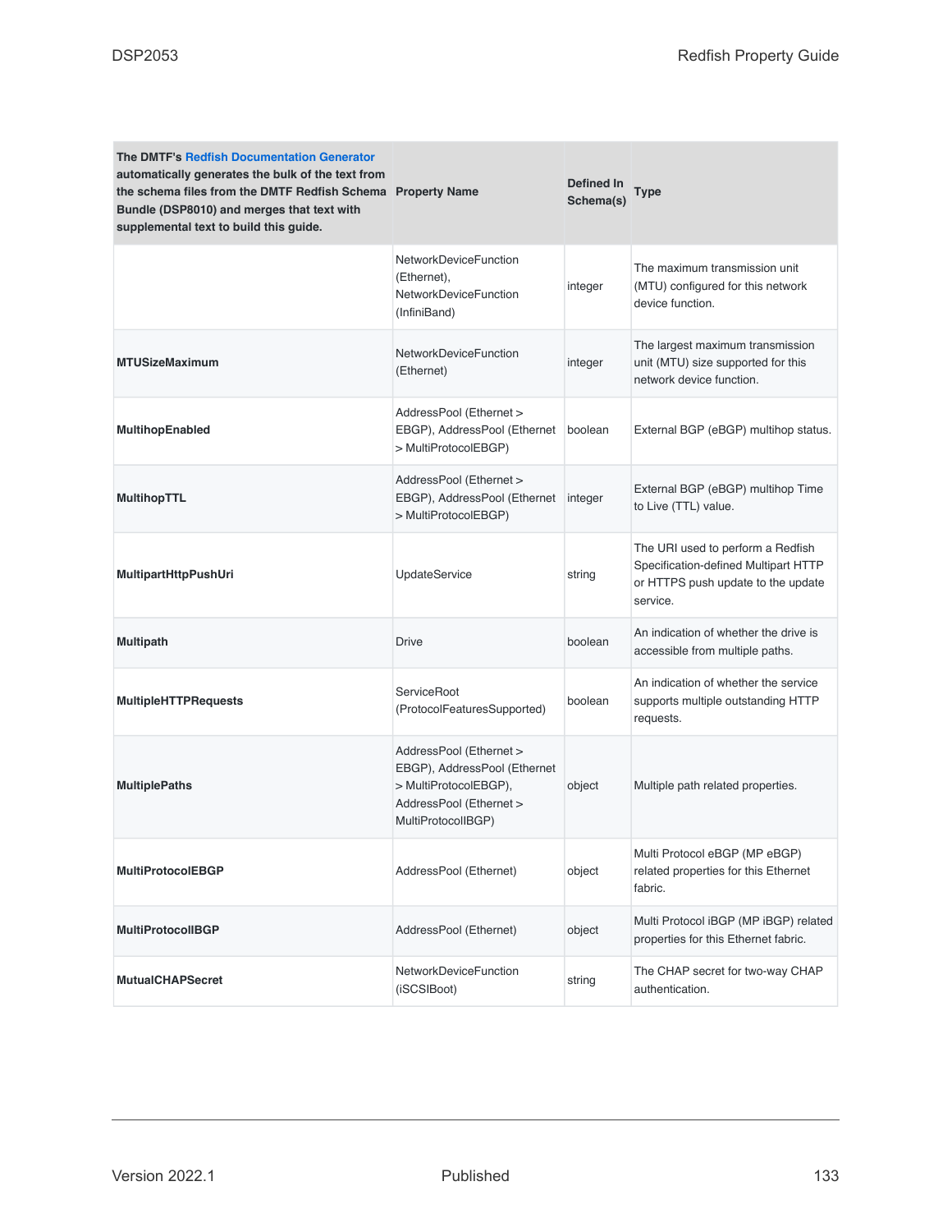| The DMTF's Redfish Documentation Generator automatically generates the bulk of the text from the schema files from the DMTF Redfish Schema Bundle (DSP8010) and merges that text with supplemental text to build this guide. Property Name | Defined In Schema(s) | Type | |
|---|---|---|---|
| | NetworkDeviceFunction (Ethernet), NetworkDeviceFunction (InfiniBand) | integer | The maximum transmission unit (MTU) configured for this network device function. |
| **MTUSizeMaximum** | NetworkDeviceFunction (Ethernet) | integer | The largest maximum transmission unit (MTU) size supported for this network device function. |
| **MultihopEnabled** | AddressPool (Ethernet > EBGP), AddressPool (Ethernet > MultiProtocolEBGP) | boolean | External BGP (eBGP) multihop status. |
| **MultihopTTL** | AddressPool (Ethernet > EBGP), AddressPool (Ethernet > MultiProtocolEBGP) | integer | External BGP (eBGP) multihop Time to Live (TTL) value. |
| **MultipartHttpPushUri** | UpdateService | string | The URI used to perform a Redfish Specification-defined Multipart HTTP or HTTPS push update to the update service. |
| **Multipath** | Drive | boolean | An indication of whether the drive is accessible from multiple paths. |
| **MultipleHTTPRequests** | ServiceRoot (ProtocolFeaturesSupported) | boolean | An indication of whether the service supports multiple outstanding HTTP requests. |
| **MultiplePaths** | AddressPool (Ethernet > EBGP), AddressPool (Ethernet > MultiProtocolEBGP), AddressPool (Ethernet > MultiProtocolIBGP) | object | Multiple path related properties. |
| **MultiProtocolEBGP** | AddressPool (Ethernet) | object | Multi Protocol eBGP (MP eBGP) related properties for this Ethernet fabric. |
| **MultiProtocolIBGP** | AddressPool (Ethernet) | object | Multi Protocol iBGP (MP iBGP) related properties for this Ethernet fabric. |
| **MutualCHAPSecret** | NetworkDeviceFunction (iSCSIBoot) | string | The CHAP secret for two-way CHAP authentication. |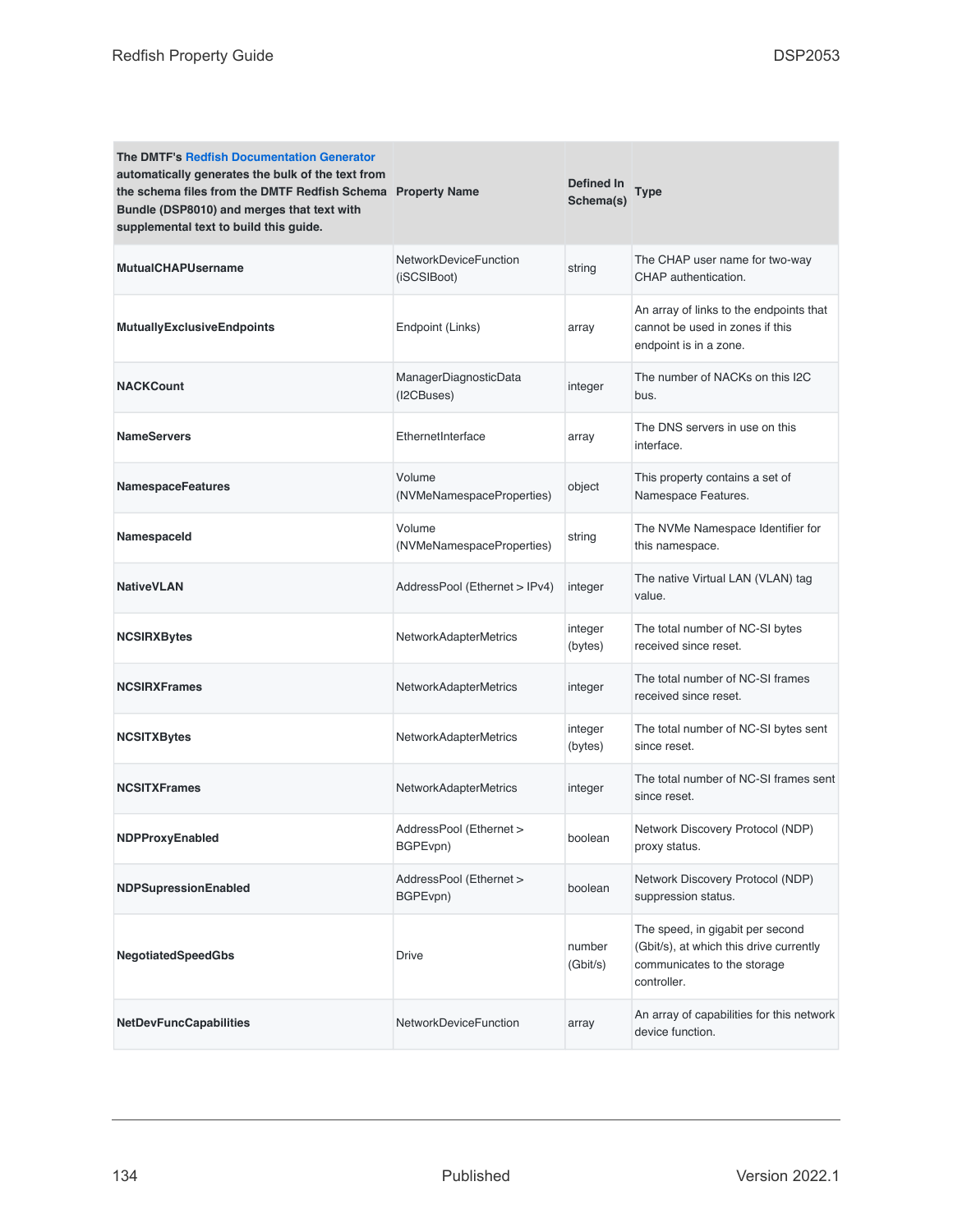| The DMTF's Redfish Documentation Generator automatically generates the bulk of the text from the schema files from the DMTF Redfish Schema Bundle (DSP8010) and merges that text with supplemental text to build this guide. | Property Name | Defined In Schema(s) | Type |
|---|---|---|---|
| **MutualCHAPUsername** | NetworkDeviceFunction (iSCSIBoot) | string | The CHAP user name for two-way CHAP authentication. |
| **MutuallyExclusiveEndpoints** | Endpoint (Links) | array | An array of links to the endpoints that cannot be used in zones if this endpoint is in a zone. |
| **NACKCount** | ManagerDiagnosticData (I2CBuses) | integer | The number of NACKs on this I2C bus. |
| **NameServers** | EthernetInterface | array | The DNS servers in use on this interface. |
| **NamespaceFeatures** | Volume (NVMeNamespaceProperties) | object | This property contains a set of Namespace Features. |
| **NamespaceId** | Volume (NVMeNamespaceProperties) | string | The NVMe Namespace Identifier for this namespace. |
| **NativeVLAN** | AddressPool (Ethernet > IPv4) | integer | The native Virtual LAN (VLAN) tag value. |
| **NCSIRXBytes** | NetworkAdapterMetrics | integer (bytes) | The total number of NC-SI bytes received since reset. |
| **NCSIRXFrames** | NetworkAdapterMetrics | integer | The total number of NC-SI frames received since reset. |
| **NCSITXBytes** | NetworkAdapterMetrics | integer (bytes) | The total number of NC-SI bytes sent since reset. |
| **NCSITXFrames** | NetworkAdapterMetrics | integer | The total number of NC-SI frames sent since reset. |
| **NDPProxyEnabled** | AddressPool (Ethernet > BGPEvpn) | boolean | Network Discovery Protocol (NDP) proxy status. |
| **NDPSupressionEnabled** | AddressPool (Ethernet > BGPEvpn) | boolean | Network Discovery Protocol (NDP) suppression status. |
| **NegotiatedSpeedGbs** | Drive | number (Gbit/s) | The speed, in gigabit per second (Gbit/s), at which this drive currently communicates to the storage controller. |
| **NetDevFuncCapabilities** | NetworkDeviceFunction | array | An array of capabilities for this network device function. |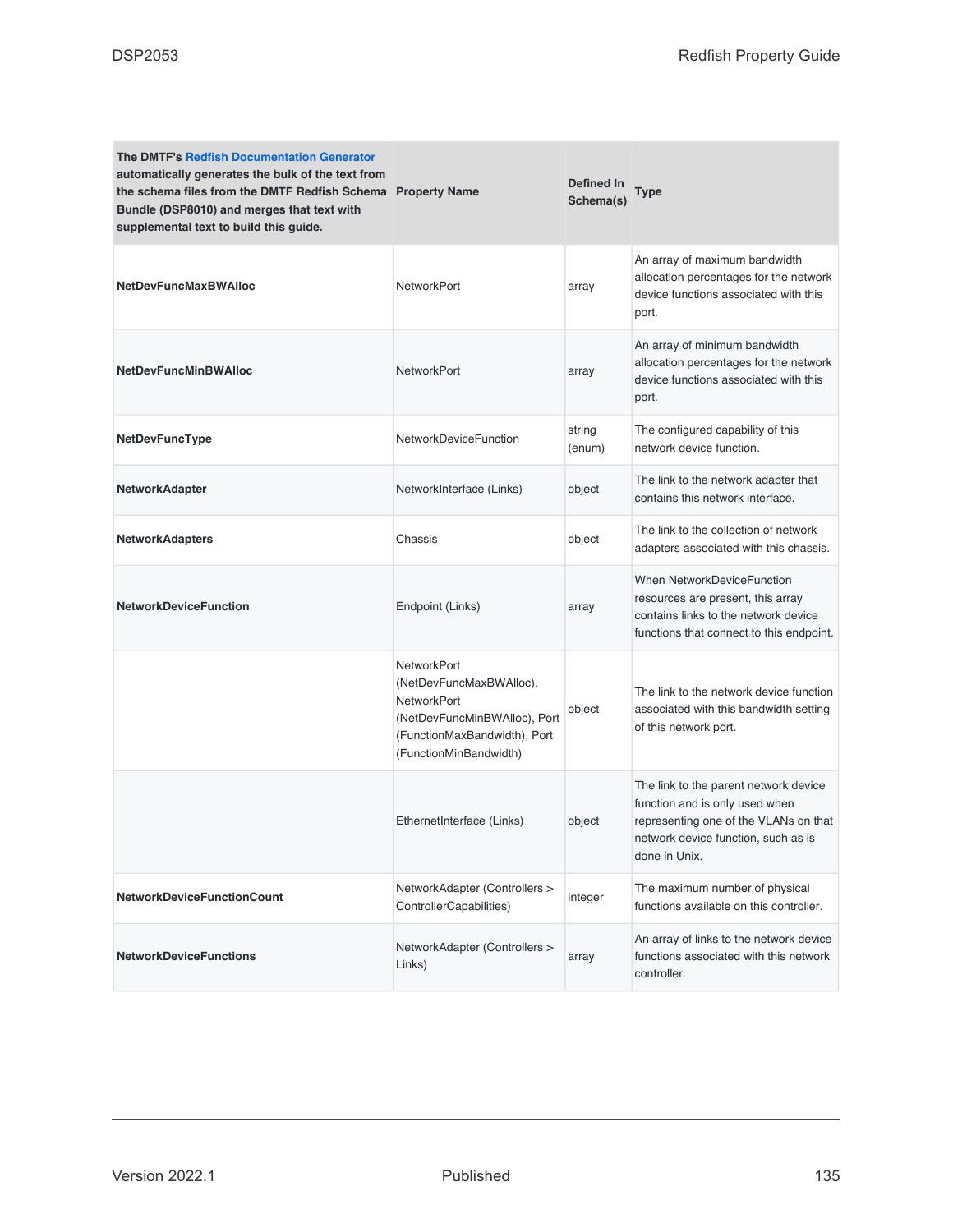| The DMTF's Redfish Documentation Generator automatically generates the bulk of the text from the schema files from the DMTF Redfish Schema Bundle (DSP8010) and merges that text with supplemental text to build this guide. | Property Name | Defined In Schema(s) | Type |
|---|---|---|---|
| **NetDevFuncMaxBWAlloc** | NetworkPort | array | An array of maximum bandwidth allocation percentages for the network device functions associated with this port. |
| **NetDevFuncMinBWAlloc** | NetworkPort | array | An array of minimum bandwidth allocation percentages for the network device functions associated with this port. |
| **NetDevFuncType** | NetworkDeviceFunction | string (enum) | The configured capability of this network device function. |
| **NetworkAdapter** | NetworkInterface (Links) | object | The link to the network adapter that contains this network interface. |
| **NetworkAdapters** | Chassis | object | The link to the collection of network adapters associated with this chassis. |
| **NetworkDeviceFunction** | Endpoint (Links) | array | When NetworkDeviceFunction resources are present, this array contains links to the network device functions that connect to this endpoint. |
| | NetworkPort (NetDevFuncMaxBWAlloc), NetworkPort (NetDevFuncMinBWAlloc), Port (FunctionMaxBandwidth), Port (FunctionMinBandwidth) | object | The link to the network device function associated with this bandwidth setting of this network port. |
| | EthernetInterface (Links) | object | The link to the parent network device function and is only used when representing one of the VLANs on that network device function, such as is done in Unix. |
| **NetworkDeviceFunctionCount** | NetworkAdapter (Controllers > ControllerCapabilities) | integer | The maximum number of physical functions available on this controller. |
| **NetworkDeviceFunctions** | NetworkAdapter (Controllers > Links) | array | An array of links to the network device functions associated with this network controller. |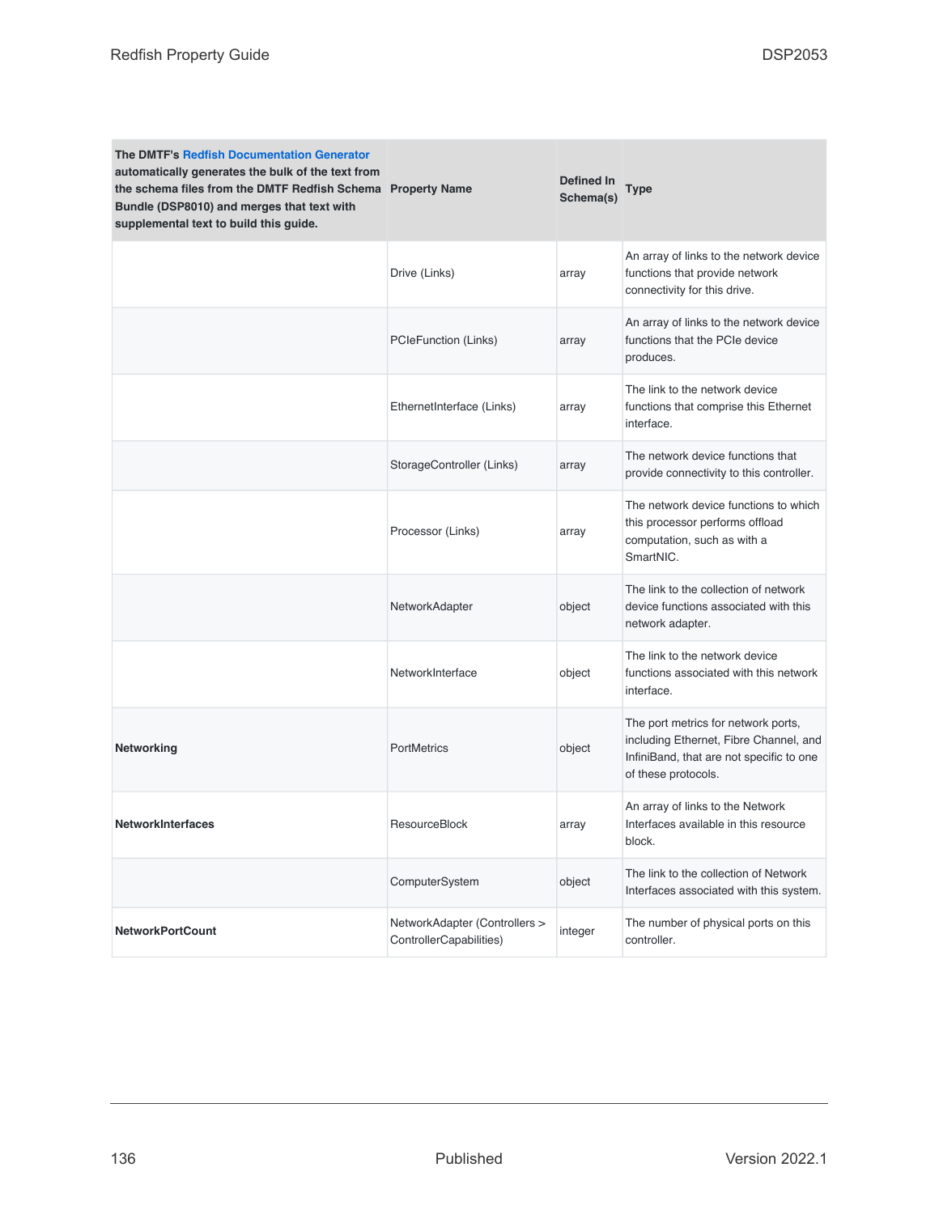| The DMTF's Redfish Documentation Generator automatically generates the bulk of the text from the schema files from the DMTF Redfish Schema Bundle (DSP8010) and merges that text with supplemental text to build this guide. | Property Name | Defined In Schema(s) | Type |
|---|---|---|---|
| | Drive (Links) | array | An array of links to the network device functions that provide network connectivity for this drive. |
| | PCIeFunction (Links) | array | An array of links to the network device functions that the PCIe device produces. |
| | EthernetInterface (Links) | array | The link to the network device functions that comprise this Ethernet interface. |
| | StorageController (Links) | array | The network device functions that provide connectivity to this controller. |
| | Processor (Links) | array | The network device functions to which this processor performs offload computation, such as with a SmartNIC. |
| | NetworkAdapter | object | The link to the collection of network device functions associated with this network adapter. |
| | NetworkInterface | object | The link to the network device functions associated with this network interface. |
| **Networking** | PortMetrics | object | The port metrics for network ports, including Ethernet, Fibre Channel, and InfiniBand, that are not specific to one of these protocols. |
| **NetworkInterfaces** | ResourceBlock | array | An array of links to the Network Interfaces available in this resource block. |
| | ComputerSystem | object | The link to the collection of Network Interfaces associated with this system. |
| **NetworkPortCount** | NetworkAdapter (Controllers > ControllerCapabilities) | integer | The number of physical ports on this controller. |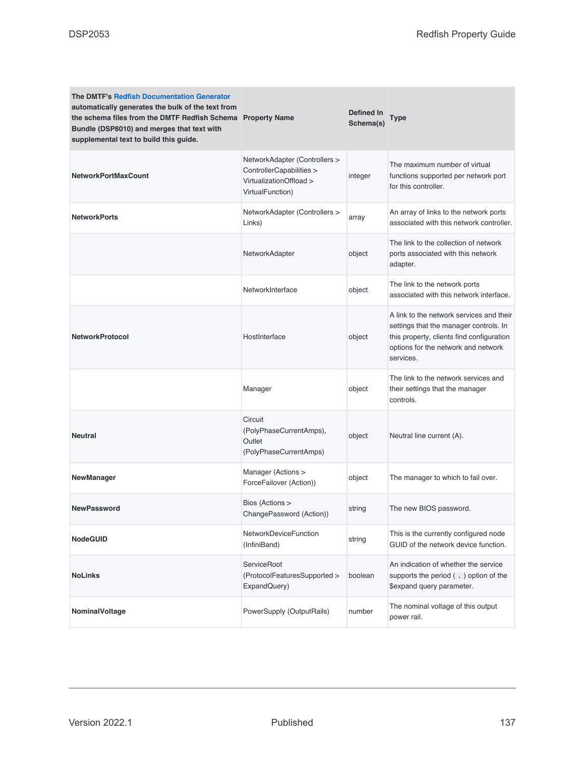| The DMTF's Redfish Documentation Generator automatically generates the bulk of the text from the schema files from the DMTF Redfish Schema Bundle (DSP8010) and merges that text with supplemental text to build this guide. | Property Name | Defined In Schema(s) | Type |
|---|---|---|---|
| **NetworkPortMaxCount** | NetworkAdapter (Controllers > ControllerCapabilities > VirtualizationOffload > VirtualFunction) | integer | The maximum number of virtual functions supported per network port for this controller. |
| **NetworkPorts** | NetworkAdapter (Controllers > Links) | array | An array of links to the network ports associated with this network controller. |
| | NetworkAdapter | object | The link to the collection of network ports associated with this network adapter. |
| | NetworkInterface | object | The link to the network ports associated with this network interface. |
| **NetworkProtocol** | HostInterface | object | A link to the network services and their settings that the manager controls. In this property, clients find configuration options for the network and network services. |
| | Manager | object | The link to the network services and their settings that the manager controls. |
| **Neutral** | Circuit (PolyPhaseCurrentAmps), Outlet (PolyPhaseCurrentAmps) | object | Neutral line current (A). |
| **NewManager** | Manager (Actions > ForceFailover (Action)) | object | The manager to which to fail over. |
| **NewPassword** | Bios (Actions > ChangePassword (Action)) | string | The new BIOS password. |
| **NodeGUID** | NetworkDeviceFunction (InfiniBand) | string | This is the currently configured node GUID of the network device function. |
| **NoLinks** | ServiceRoot (ProtocolFeaturesSupported > ExpandQuery) | boolean | An indication of whether the service supports the period ( `.` ) option of the $expand query parameter. |
| **NominalVoltage** | PowerSupply (OutputRails) | number | The nominal voltage of this output power rail. |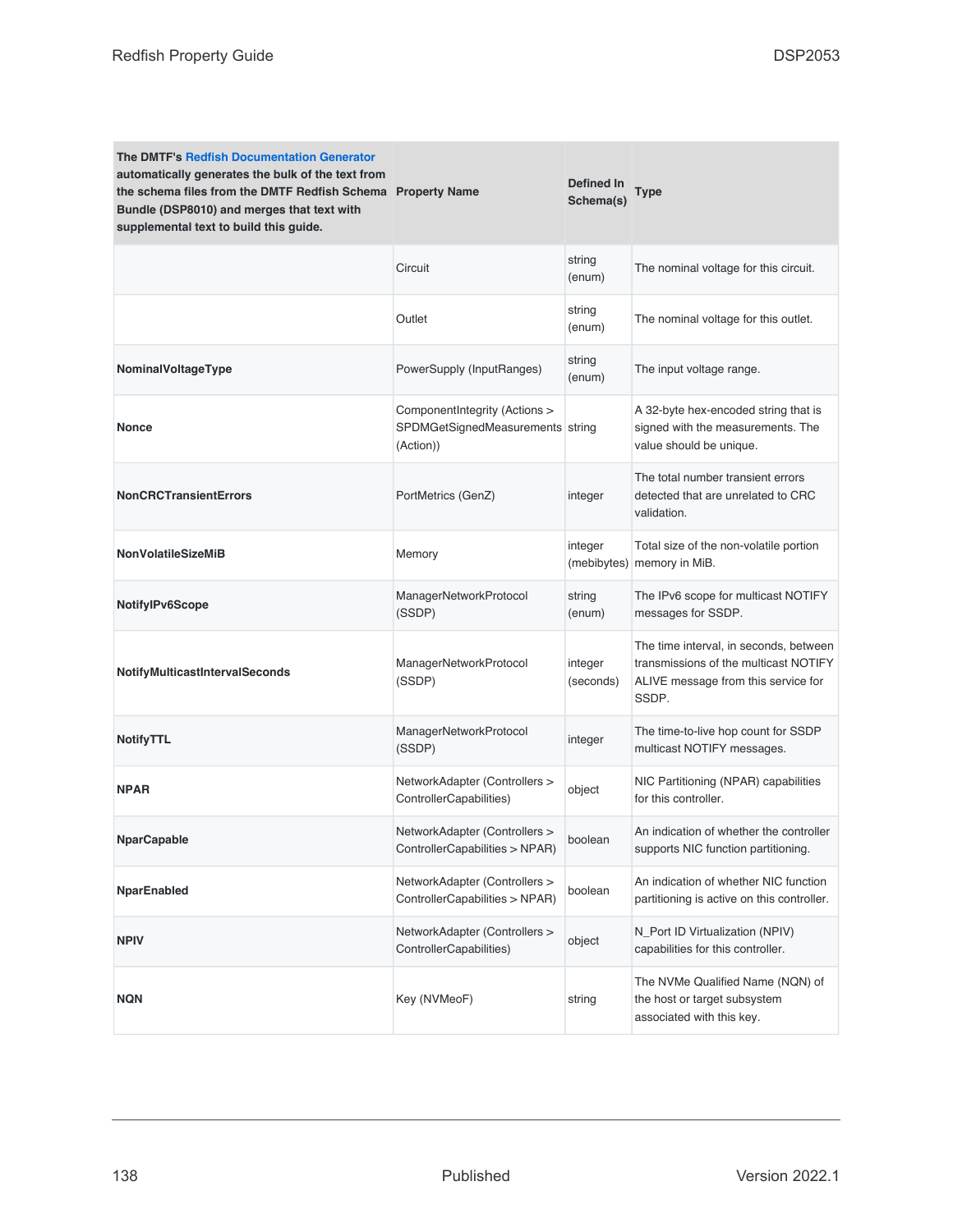| The DMTF's Redfish Documentation Generator automatically generates the bulk of the text from the schema files from the DMTF Redfish Schema Bundle (DSP8010) and merges that text with supplemental text to build this guide. | Property Name | Defined In Schema(s) | Type |
|---|---|---|---|
| | Circuit | string (enum) | The nominal voltage for this circuit. |
| | Outlet | string (enum) | The nominal voltage for this outlet. |
| **NominalVoltageType** | PowerSupply (InputRanges) | string (enum) | The input voltage range. |
| **Nonce** | ComponentIntegrity (Actions > SPDMGetSignedMeasurements (Action)) | string | A 32-byte hex-encoded string that is signed with the measurements. The value should be unique. |
| **NonCRCTransientErrors** | PortMetrics (GenZ) | integer | The total number transient errors detected that are unrelated to CRC validation. |
| **NonVolatileSizeMiB** | Memory | integer (mebibytes) | Total size of the non-volatile portion memory in MiB. |
| **NotifyIPv6Scope** | ManagerNetworkProtocol (SSDP) | string (enum) | The IPv6 scope for multicast NOTIFY messages for SSDP. |
| **NotifyMulticastIntervalSeconds** | ManagerNetworkProtocol (SSDP) | integer (seconds) | The time interval, in seconds, between transmissions of the multicast NOTIFY ALIVE message from this service for SSDP. |
| **NotifyTTL** | ManagerNetworkProtocol (SSDP) | integer | The time-to-live hop count for SSDP multicast NOTIFY messages. |
| **NPAR** | NetworkAdapter (Controllers > ControllerCapabilities) | object | NIC Partitioning (NPAR) capabilities for this controller. |
| **NparCapable** | NetworkAdapter (Controllers > ControllerCapabilities > NPAR) | boolean | An indication of whether the controller supports NIC function partitioning. |
| **NparEnabled** | NetworkAdapter (Controllers > ControllerCapabilities > NPAR) | boolean | An indication of whether NIC function partitioning is active on this controller. |
| **NPIV** | NetworkAdapter (Controllers > ControllerCapabilities) | object | N_Port ID Virtualization (NPIV) capabilities for this controller. |
| **NQN** | Key (NVMeoF) | string | The NVMe Qualified Name (NQN) of the host or target subsystem associated with this key. |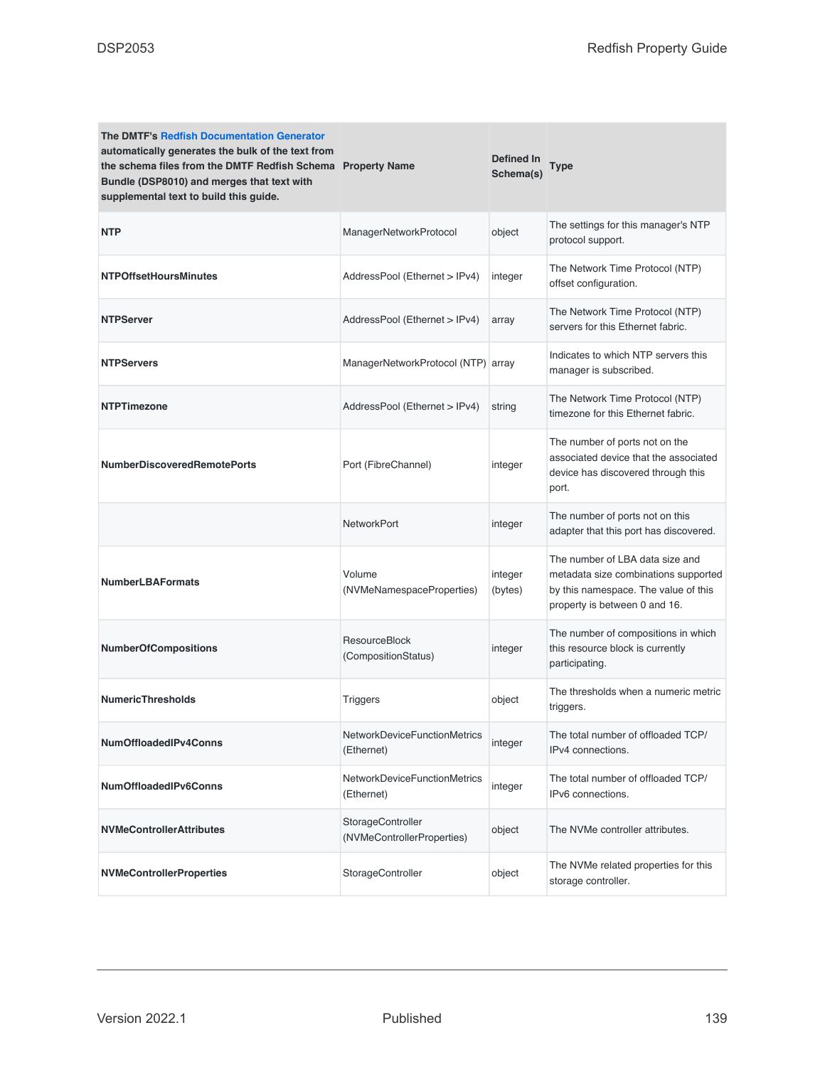| The DMTF's Redfish Documentation Generator automatically generates the bulk of the text from the schema files from the DMTF Redfish Schema Bundle (DSP8010) and merges that text with supplemental text to build this guide. | Property Name | Defined In Schema(s) | Type |
|---|---|---|---|
| **NTP** | ManagerNetworkProtocol | object | The settings for this manager's NTP protocol support. |
| **NTPOffsetHoursMinutes** | AddressPool (Ethernet > IPv4) | integer | The Network Time Protocol (NTP) offset configuration. |
| **NTPServer** | AddressPool (Ethernet > IPv4) | array | The Network Time Protocol (NTP) servers for this Ethernet fabric. |
| **NTPServers** | ManagerNetworkProtocol (NTP) | array | Indicates to which NTP servers this manager is subscribed. |
| **NTPTimezone** | AddressPool (Ethernet > IPv4) | string | The Network Time Protocol (NTP) timezone for this Ethernet fabric. |
| **NumberDiscoveredRemotePorts** | Port (FibreChannel) | integer | The number of ports not on the associated device that the associated device has discovered through this port. |
| | NetworkPort | integer | The number of ports not on this adapter that this port has discovered. |
| **NumberLBAFormats** | Volume (NVMeNamespaceProperties) | integer (bytes) | The number of LBA data size and metadata size combinations supported by this namespace. The value of this property is between 0 and 16. |
| **NumberOfCompositions** | ResourceBlock (CompositionStatus) | integer | The number of compositions in which this resource block is currently participating. |
| **NumericThresholds** | Triggers | object | The thresholds when a numeric metric triggers. |
| **NumOffloadedIPv4Conns** | NetworkDeviceFunctionMetrics (Ethernet) | integer | The total number of offloaded TCP/IPv4 connections. |
| **NumOffloadedIPv6Conns** | NetworkDeviceFunctionMetrics (Ethernet) | integer | The total number of offloaded TCP/IPv6 connections. |
| **NVMeControllerAttributes** | StorageController (NVMeControllerProperties) | object | The NVMe controller attributes. |
| **NVMeControllerProperties** | StorageController | object | The NVMe related properties for this storage controller. |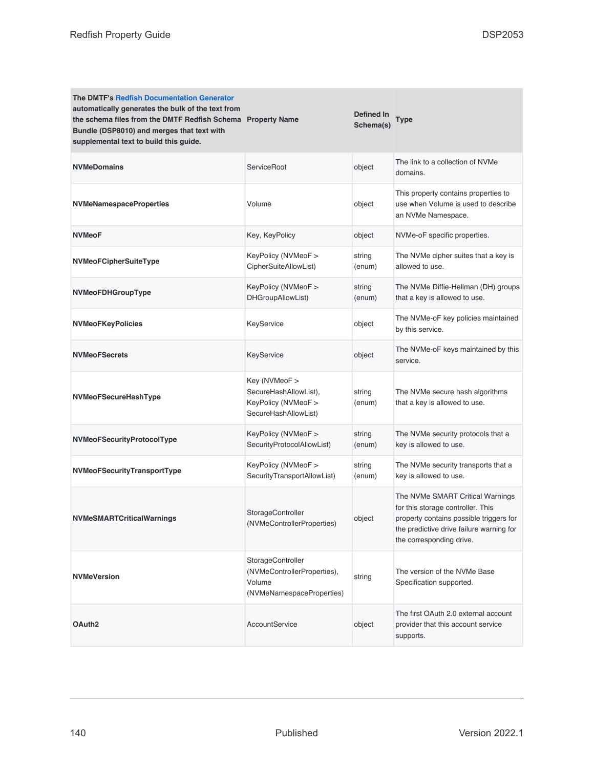| The DMTF's Redfish Documentation Generator automatically generates the bulk of the text from the schema files from the DMTF Redfish Schema Bundle (DSP8010) and merges that text with supplemental text to build this guide. | Property Name | Defined In Schema(s) | Type |
|---|---|---|---|
| **NVMeDomains** | ServiceRoot | object | The link to a collection of NVMe domains. |
| **NVMeNamespaceProperties** | Volume | object | This property contains properties to use when Volume is used to describe an NVMe Namespace. |
| **NVMeoF** | Key, KeyPolicy | object | NVMe-oF specific properties. |
| **NVMeoFCipherSuiteType** | KeyPolicy (NVMeoF > CipherSuiteAllowList) | string (enum) | The NVMe cipher suites that a key is allowed to use. |
| **NVMeoFDHGroupType** | KeyPolicy (NVMeoF > DHGroupAllowList) | string (enum) | The NVMe Diffie-Hellman (DH) groups that a key is allowed to use. |
| **NVMeoFKeyPolicies** | KeyService | object | The NVMe-oF key policies maintained by this service. |
| **NVMeoFSecrets** | KeyService | object | The NVMe-oF keys maintained by this service. |
| **NVMeoFSecureHashType** | Key (NVMeoF > SecureHashAllowList), KeyPolicy (NVMeoF > SecureHashAllowList) | string (enum) | The NVMe secure hash algorithms that a key is allowed to use. |
| **NVMeoFSecurityProtocolType** | KeyPolicy (NVMeoF > SecurityProtocolAllowList) | string (enum) | The NVMe security protocols that a key is allowed to use. |
| **NVMeoFSecurityTransportType** | KeyPolicy (NVMeoF > SecurityTransportAllowList) | string (enum) | The NVMe security transports that a key is allowed to use. |
| **NVMeSMARTCriticalWarnings** | StorageController (NVMeControllerProperties) | object | The NVMe SMART Critical Warnings for this storage controller. This property contains possible triggers for the predictive drive failure warning for the corresponding drive. |
| **NVMeVersion** | StorageController (NVMeControllerProperties), Volume (NVMeNamespaceProperties) | string | The version of the NVMe Base Specification supported. |
| **OAuth2** | AccountService | object | The first OAuth 2.0 external account provider that this account service supports. |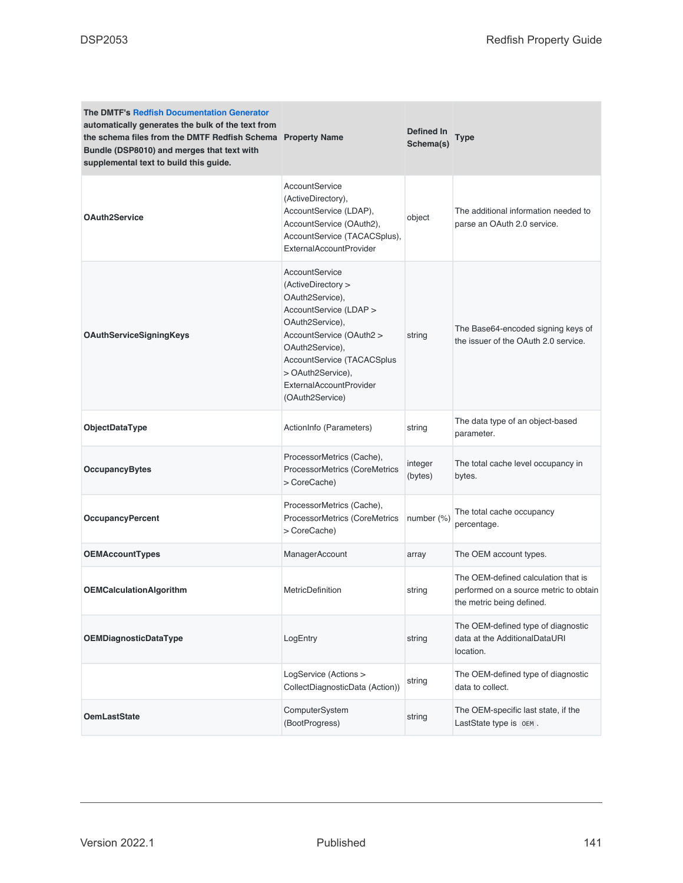| The DMTF's Redfish Documentation Generator automatically generates the bulk of the text from the schema files from the DMTF Redfish Schema Bundle (DSP8010) and merges that text with supplemental text to build this guide. | Property Name | Defined In Schema(s) | Type |
|---|---|---|---|
| **OAuth2Service** | AccountService (ActiveDirectory), AccountService (LDAP), AccountService (OAuth2), AccountService (TACACSplus), ExternalAccountProvider | object | The additional information needed to parse an OAuth 2.0 service. |
| **OAuthServiceSigningKeys** | AccountService (ActiveDirectory > OAuth2Service), AccountService (LDAP > OAuth2Service), AccountService (OAuth2 > OAuth2Service), AccountService (TACACSplus > OAuth2Service), ExternalAccountProvider (OAuth2Service) | string | The Base64-encoded signing keys of the issuer of the OAuth 2.0 service. |
| **ObjectDataType** | ActionInfo (Parameters) | string | The data type of an object-based parameter. |
| **OccupancyBytes** | ProcessorMetrics (Cache), ProcessorMetrics (CoreMetrics > CoreCache) | integer (bytes) | The total cache level occupancy in bytes. |
| **OccupancyPercent** | ProcessorMetrics (Cache), ProcessorMetrics (CoreMetrics > CoreCache) | number (%) | The total cache occupancy percentage. |
| **OEMAccountTypes** | ManagerAccount | array | The OEM account types. |
| **OEMCalculationAlgorithm** | MetricDefinition | string | The OEM-defined calculation that is performed on a source metric to obtain the metric being defined. |
| **OEMDiagnosticDataType** | LogEntry | string | The OEM-defined type of diagnostic data at the AdditionalDataURI location. |
| | LogService (Actions > CollectDiagnosticData (Action)) | string | The OEM-defined type of diagnostic data to collect. |
| **OemLastState** | ComputerSystem (BootProgress) | string | The OEM-specific last state, if the LastState type is `OEM`. |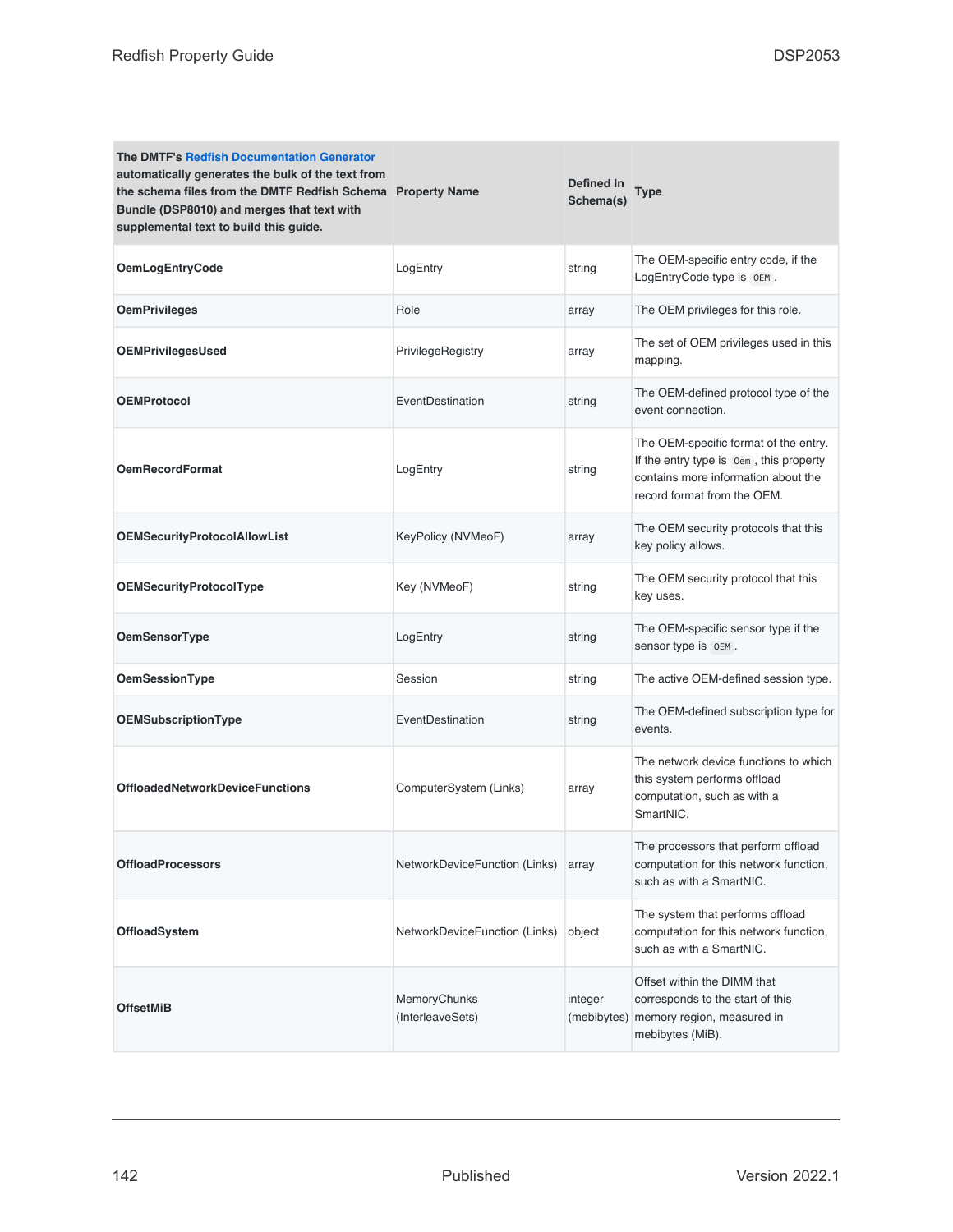| The DMTF's Redfish Documentation Generator automatically generates the bulk of the text from the schema files from the DMTF Redfish Schema Bundle (DSP8010) and merges that text with supplemental text to build this guide. | Property Name | Defined In Schema(s) | Type |
|---|---|---|---|
| **OemLogEntryCode** | LogEntry | string | The OEM-specific entry code, if the LogEntryCode type is `OEM`. |
| **OemPrivileges** | Role | array | The OEM privileges for this role. |
| **OEMPrivilegesUsed** | PrivilegeRegistry | array | The set of OEM privileges used in this mapping. |
| **OEMProtocol** | EventDestination | string | The OEM-defined protocol type of the event connection. |
| **OemRecordFormat** | LogEntry | string | The OEM-specific format of the entry. If the entry type is `Oem`, this property contains more information about the record format from the OEM. |
| **OEMSecurityProtocolAllowList** | KeyPolicy (NVMeoF) | array | The OEM security protocols that this key policy allows. |
| **OEMSecurityProtocolType** | Key (NVMeoF) | string | The OEM security protocol that this key uses. |
| **OemSensorType** | LogEntry | string | The OEM-specific sensor type if the sensor type is `OEM`. |
| **OemSessionType** | Session | string | The active OEM-defined session type. |
| **OEMSubscriptionType** | EventDestination | string | The OEM-defined subscription type for events. |
| **OffloadedNetworkDeviceFunctions** | ComputerSystem (Links) | array | The network device functions to which this system performs offload computation, such as with a SmartNIC. |
| **OffloadProcessors** | NetworkDeviceFunction (Links) | array | The processors that perform offload computation for this network function, such as with a SmartNIC. |
| **OffloadSystem** | NetworkDeviceFunction (Links) | object | The system that performs offload computation for this network function, such as with a SmartNIC. |
| **OffsetMiB** | MemoryChunks (InterleaveSets) | integer (mebibytes) | Offset within the DIMM that corresponds to the start of this memory region, measured in mebibytes (MiB). |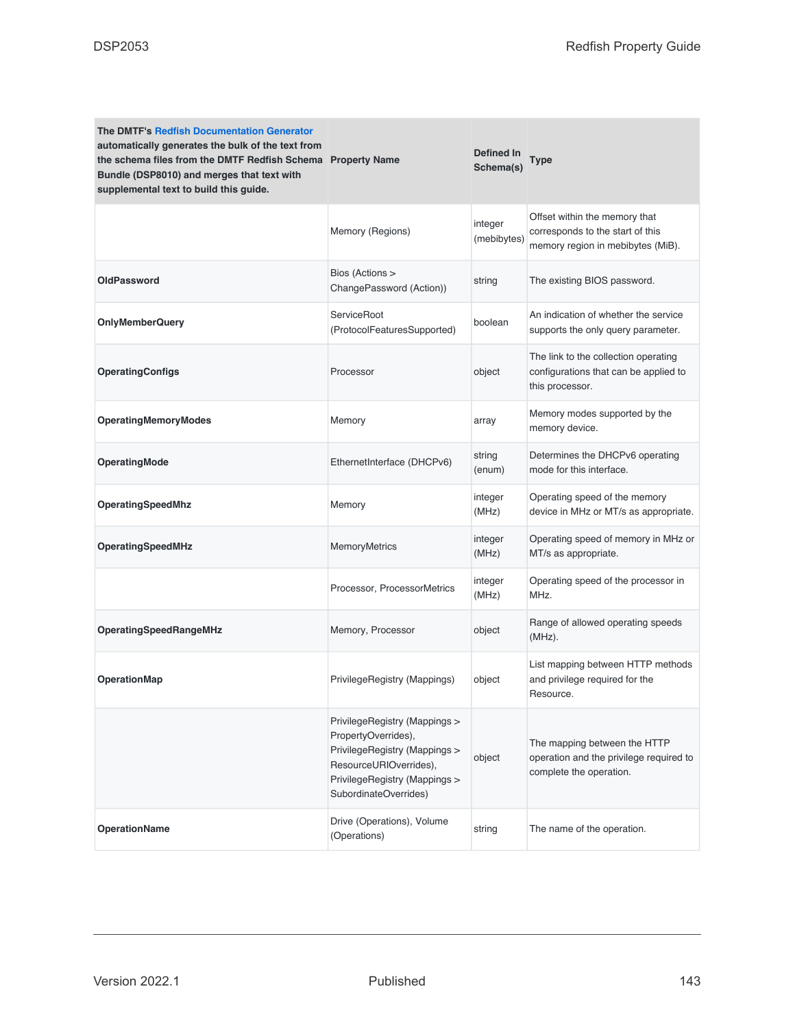| The DMTF's Redfish Documentation Generator automatically generates the bulk of the text from the schema files from the DMTF Redfish Schema Bundle (DSP8010) and merges that text with supplemental text to build this guide. | Property Name | Defined In Schema(s) | Type |
| --- | --- | --- | --- |
| | Memory (Regions) | integer (mebibytes) | Offset within the memory that corresponds to the start of this memory region in mebibytes (MiB). |
| **OldPassword** | Bios (Actions > ChangePassword (Action)) | string | The existing BIOS password. |
| **OnlyMemberQuery** | ServiceRoot (ProtocolFeaturesSupported) | boolean | An indication of whether the service supports the only query parameter. |
| **OperatingConfigs** | Processor | object | The link to the collection operating configurations that can be applied to this processor. |
| **OperatingMemoryModes** | Memory | array | Memory modes supported by the memory device. |
| **OperatingMode** | EthernetInterface (DHCPv6) | string (enum) | Determines the DHCPv6 operating mode for this interface. |
| **OperatingSpeedMhz** | Memory | integer (MHz) | Operating speed of the memory device in MHz or MT/s as appropriate. |
| **OperatingSpeedMHz** | MemoryMetrics | integer (MHz) | Operating speed of memory in MHz or MT/s as appropriate. |
| | Processor, ProcessorMetrics | integer (MHz) | Operating speed of the processor in MHz. |
| **OperatingSpeedRangeMHz** | Memory, Processor | object | Range of allowed operating speeds (MHz). |
| **OperationMap** | PrivilegeRegistry (Mappings) | object | List mapping between HTTP methods and privilege required for the Resource. |
| | PrivilegeRegistry (Mappings > PropertyOverrides), PrivilegeRegistry (Mappings > ResourceURIOverrides), PrivilegeRegistry (Mappings > SubordinateOverrides) | object | The mapping between the HTTP operation and the privilege required to complete the operation. |
| **OperationName** | Drive (Operations), Volume (Operations) | string | The name of the operation. |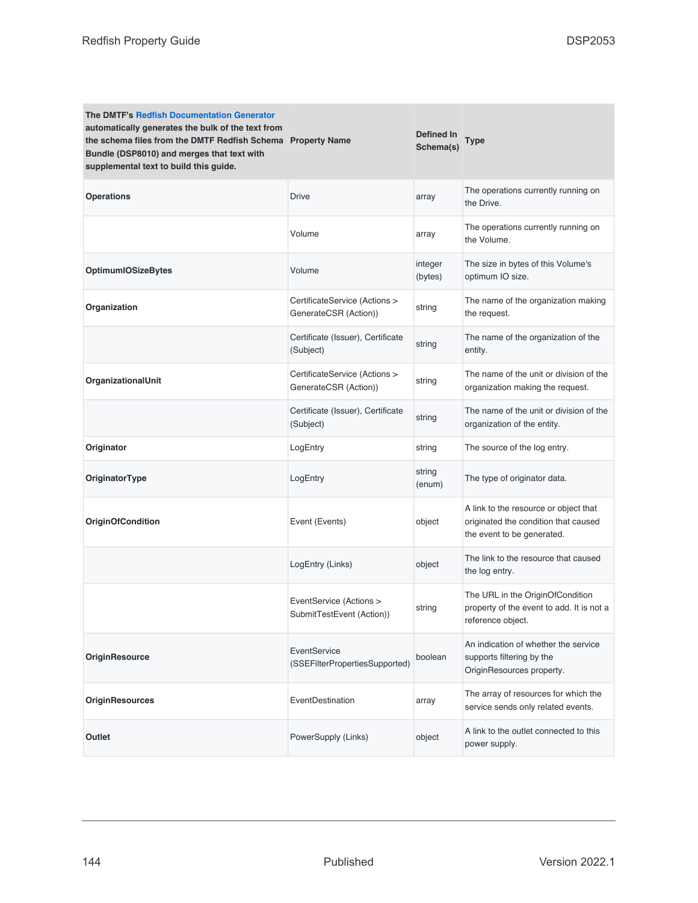| The DMTF's Redfish Documentation Generator automatically generates the bulk of the text from the schema files from the DMTF Redfish Schema Bundle (DSP8010) and merges that text with supplemental text to build this guide. | Property Name | Defined In Schema(s) | Type |
|---|---|---|---|
| **Operations** | Drive | array | The operations currently running on the Drive. |
| | Volume | array | The operations currently running on the Volume. |
| **OptimumIOSizeBytes** | Volume | integer (bytes) | The size in bytes of this Volume's optimum IO size. |
| **Organization** | CertificateService (Actions > GenerateCSR (Action)) | string | The name of the organization making the request. |
| | Certificate (Issuer), Certificate (Subject) | string | The name of the organization of the entity. |
| **OrganizationalUnit** | CertificateService (Actions > GenerateCSR (Action)) | string | The name of the unit or division of the organization making the request. |
| | Certificate (Issuer), Certificate (Subject) | string | The name of the unit or division of the organization of the entity. |
| **Originator** | LogEntry | string | The source of the log entry. |
| **OriginatorType** | LogEntry | string (enum) | The type of originator data. |
| **OriginOfCondition** | Event (Events) | object | A link to the resource or object that originated the condition that caused the event to be generated. |
| | LogEntry (Links) | object | The link to the resource that caused the log entry. |
| | EventService (Actions > SubmitTestEvent (Action)) | string | The URL in the OriginOfCondition property of the event to add. It is not a reference object. |
| **OriginResource** | EventService (SSEFilterPropertiesSupported) | boolean | An indication of whether the service supports filtering by the OriginResources property. |
| **OriginResources** | EventDestination | array | The array of resources for which the service sends only related events. |
| **Outlet** | PowerSupply (Links) | object | A link to the outlet connected to this power supply. |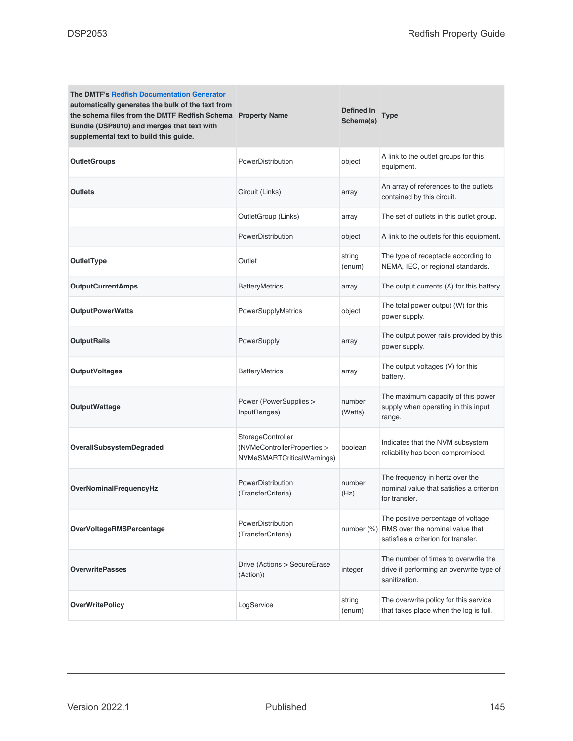| The DMTF's Redfish Documentation Generator automatically generates the bulk of the text from the schema files from the DMTF Redfish Schema Bundle (DSP8010) and merges that text with supplemental text to build this guide. | Property Name | Defined In Schema(s) | Type |
|---|---|---|---|
| **OutletGroups** | PowerDistribution | object | A link to the outlet groups for this equipment. |
| **Outlets** | Circuit (Links) | array | An array of references to the outlets contained by this circuit. |
| | OutletGroup (Links) | array | The set of outlets in this outlet group. |
| | PowerDistribution | object | A link to the outlets for this equipment. |
| **OutletType** | Outlet | string (enum) | The type of receptacle according to NEMA, IEC, or regional standards. |
| **OutputCurrentAmps** | BatteryMetrics | array | The output currents (A) for this battery. |
| **OutputPowerWatts** | PowerSupplyMetrics | object | The total power output (W) for this power supply. |
| **OutputRails** | PowerSupply | array | The output power rails provided by this power supply. |
| **OutputVoltages** | BatteryMetrics | array | The output voltages (V) for this battery. |
| **OutputWattage** | Power (PowerSupplies > InputRanges) | number (Watts) | The maximum capacity of this power supply when operating in this input range. |
| **OverallSubsystemDegraded** | StorageController (NVMeControllerProperties > NVMeSMARTCriticalWarnings) | boolean | Indicates that the NVM subsystem reliability has been compromised. |
| **OverNominalFrequencyHz** | PowerDistribution (TransferCriteria) | number (Hz) | The frequency in hertz over the nominal value that satisfies a criterion for transfer. |
| **OverVoltageRMSPercentage** | PowerDistribution (TransferCriteria) | number (%) | The positive percentage of voltage RMS over the nominal value that satisfies a criterion for transfer. |
| **OverwritePasses** | Drive (Actions > SecureErase (Action)) | integer | The number of times to overwrite the drive if performing an overwrite type of sanitization. |
| **OverWritePolicy** | LogService | string (enum) | The overwrite policy for this service that takes place when the log is full. |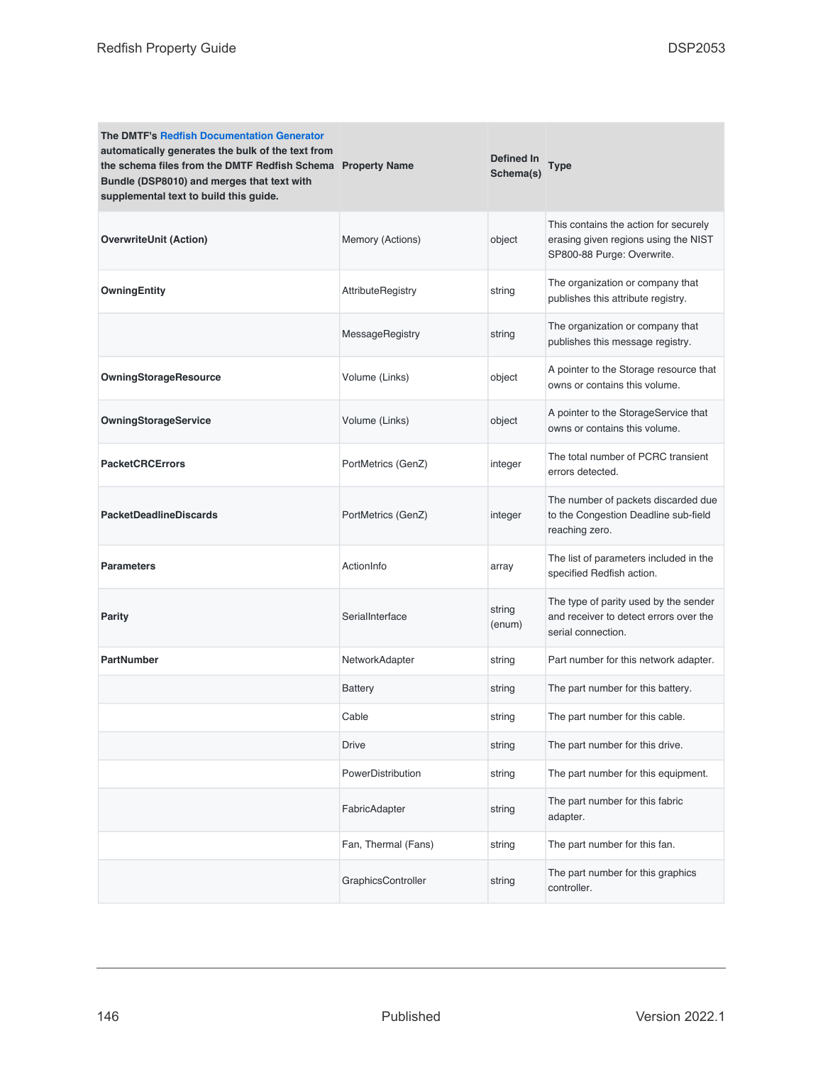| The DMTF's Redfish Documentation Generator automatically generates the bulk of the text from the schema files from the DMTF Redfish Schema Bundle (DSP8010) and merges that text with supplemental text to build this guide. | Property Name | Defined In Schema(s) | Type |
|---|---|---|---|
| **OverwriteUnit (Action)** | Memory (Actions) | object | This contains the action for securely erasing given regions using the NIST SP800-88 Purge: Overwrite. |
| **OwningEntity** | AttributeRegistry | string | The organization or company that publishes this attribute registry. |
| | MessageRegistry | string | The organization or company that publishes this message registry. |
| **OwningStorageResource** | Volume (Links) | object | A pointer to the Storage resource that owns or contains this volume. |
| **OwningStorageService** | Volume (Links) | object | A pointer to the StorageService that owns or contains this volume. |
| **PacketCRCErrors** | PortMetrics (GenZ) | integer | The total number of PCRC transient errors detected. |
| **PacketDeadlineDiscards** | PortMetrics (GenZ) | integer | The number of packets discarded due to the Congestion Deadline sub-field reaching zero. |
| **Parameters** | ActionInfo | array | The list of parameters included in the specified Redfish action. |
| **Parity** | SerialInterface | string (enum) | The type of parity used by the sender and receiver to detect errors over the serial connection. |
| **PartNumber** | NetworkAdapter | string | Part number for this network adapter. |
| | Battery | string | The part number for this battery. |
| | Cable | string | The part number for this cable. |
| | Drive | string | The part number for this drive. |
| | PowerDistribution | string | The part number for this equipment. |
| | FabricAdapter | string | The part number for this fabric adapter. |
| | Fan, Thermal (Fans) | string | The part number for this fan. |
| | GraphicsController | string | The part number for this graphics controller. |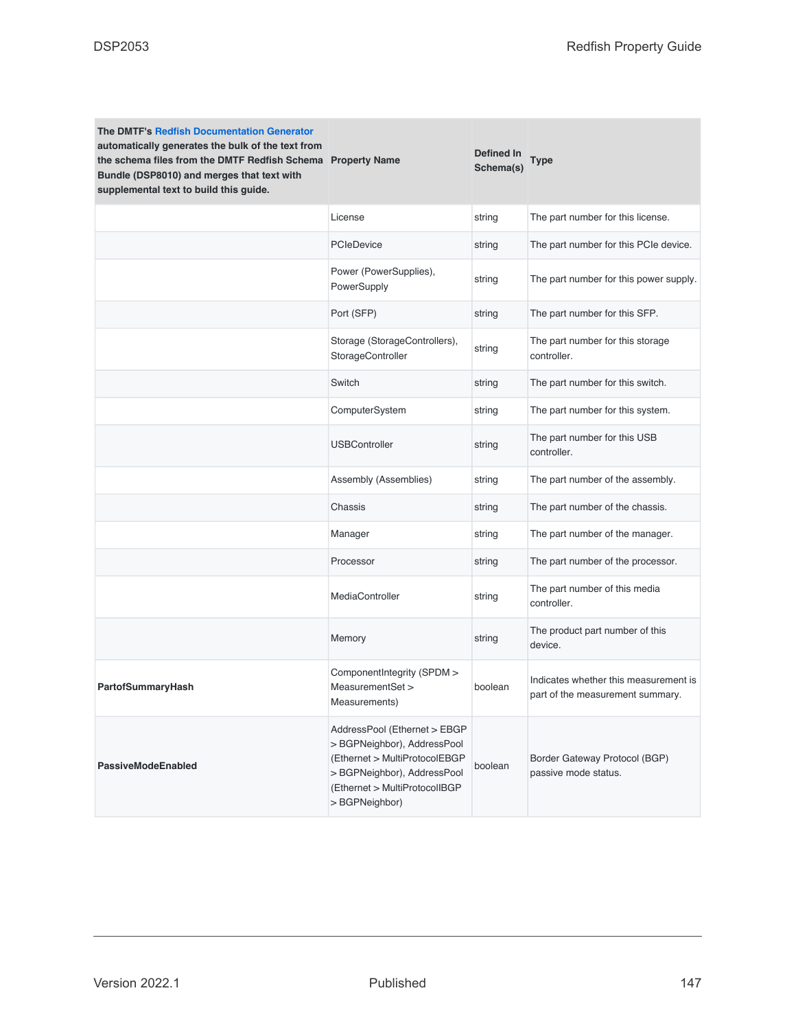| The DMTF's Redfish Documentation Generator automatically generates the bulk of the text from the schema files from the DMTF Redfish Schema Bundle (DSP8010) and merges that text with supplemental text to build this guide. | Property Name | Defined In Schema(s) | Type |
|---|---|---|---|
| | License | string | The part number for this license. |
| | PCIeDevice | string | The part number for this PCIe device. |
| | Power (PowerSupplies), PowerSupply | string | The part number for this power supply. |
| | Port (SFP) | string | The part number for this SFP. |
| | Storage (StorageControllers), StorageController | string | The part number for this storage controller. |
| | Switch | string | The part number for this switch. |
| | ComputerSystem | string | The part number for this system. |
| | USBController | string | The part number for this USB controller. |
| | Assembly (Assemblies) | string | The part number of the assembly. |
| | Chassis | string | The part number of the chassis. |
| | Manager | string | The part number of the manager. |
| | Processor | string | The part number of the processor. |
| | MediaController | string | The part number of this media controller. |
| | Memory | string | The product part number of this device. |
| **PartofSummaryHash** | ComponentIntegrity (SPDM > MeasurementSet > Measurements) | boolean | Indicates whether this measurement is part of the measurement summary. |
| **PassiveModeEnabled** | AddressPool (Ethernet > EBGP > BGPNeighbor), AddressPool (Ethernet > MultiProtocolEBGP > BGPNeighbor), AddressPool (Ethernet > MultiProtocolIBGP > BGPNeighbor) | boolean | Border Gateway Protocol (BGP) passive mode status. |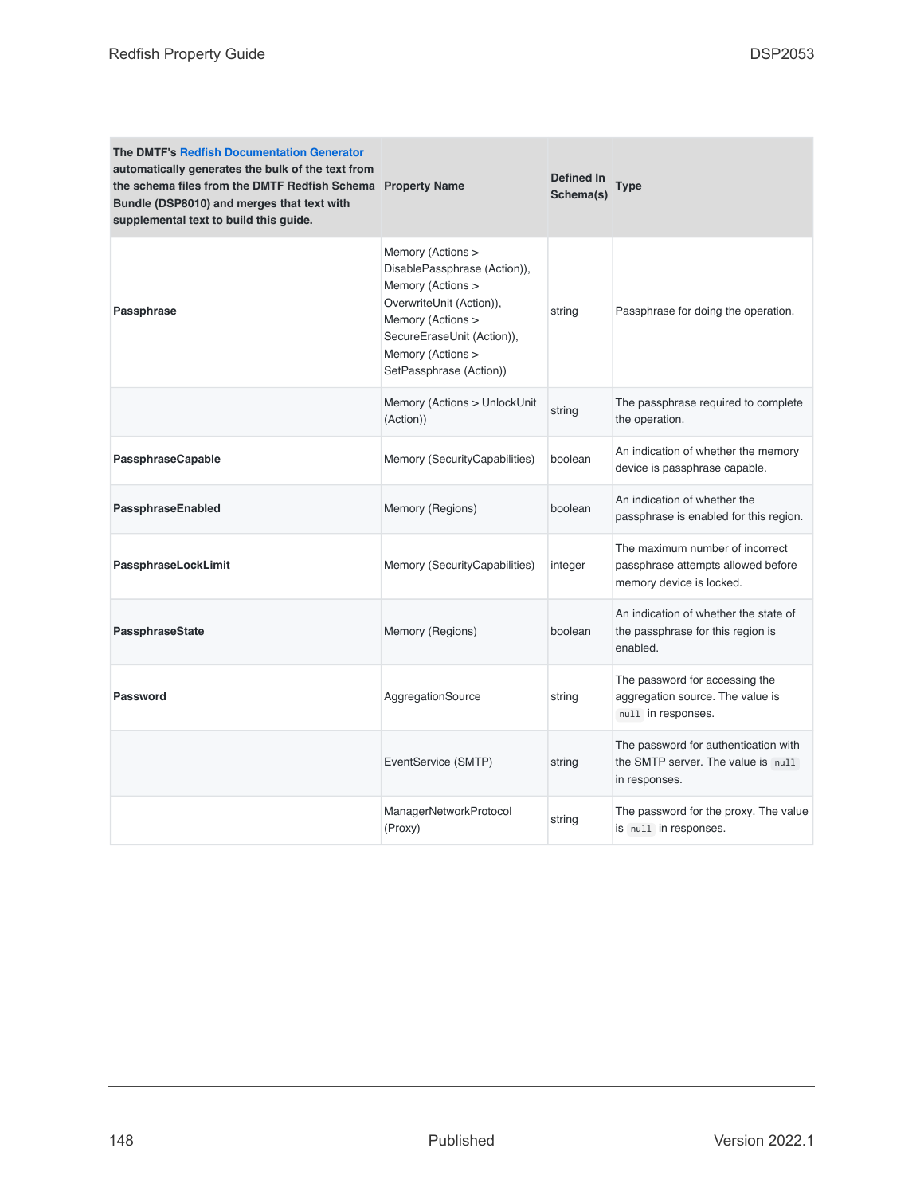| The DMTF's Redfish Documentation Generator automatically generates the bulk of the text from the schema files from the DMTF Redfish Schema Bundle (DSP8010) and merges that text with supplemental text to build this guide. | Property Name | Defined In Schema(s) | Type |
| --- | --- | --- | --- |
| **Passphrase** | Memory (Actions > DisablePassphrase (Action)), Memory (Actions > OverwriteUnit (Action)), Memory (Actions > SecureEraseUnit (Action)), Memory (Actions > SetPassphrase (Action)) | string | Passphrase for doing the operation. |
| | Memory (Actions > UnlockUnit (Action)) | string | The passphrase required to complete the operation. |
| **PassphraseCapable** | Memory (SecurityCapabilities) | boolean | An indication of whether the memory device is passphrase capable. |
| **PassphraseEnabled** | Memory (Regions) | boolean | An indication of whether the passphrase is enabled for this region. |
| **PassphraseLockLimit** | Memory (SecurityCapabilities) | integer | The maximum number of incorrect passphrase attempts allowed before memory device is locked. |
| **PassphraseState** | Memory (Regions) | boolean | An indication of whether the state of the passphrase for this region is enabled. |
| **Password** | AggregationSource | string | The password for accessing the aggregation source. The value is `null` in responses. |
| | EventService (SMTP) | string | The password for authentication with the SMTP server. The value is `null` in responses. |
| | ManagerNetworkProtocol (Proxy) | string | The password for the proxy. The value is `null` in responses. |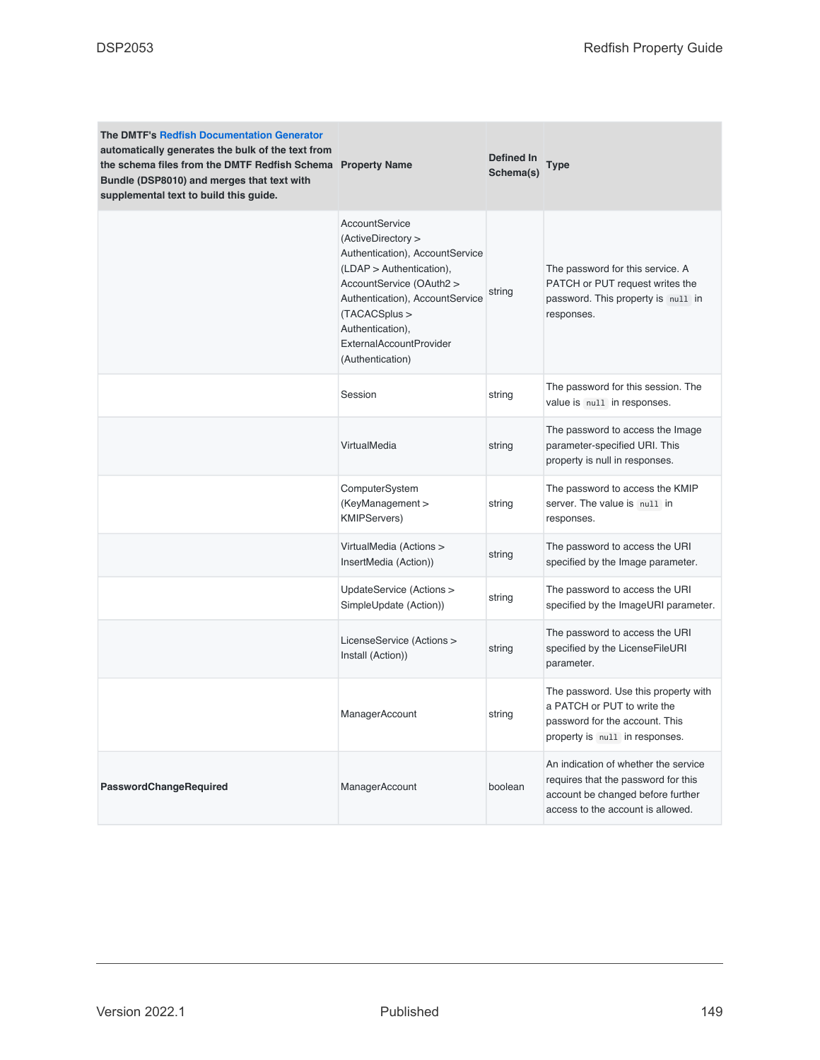| The DMTF's Redfish Documentation Generator automatically generates the bulk of the text from the schema files from the DMTF Redfish Schema Bundle (DSP8010) and merges that text with supplemental text to build this guide. | Property Name | Defined In Schema(s) | Type |
|---|---|---|---|
| | AccountService (ActiveDirectory > Authentication), AccountService (LDAP > Authentication), AccountService (OAuth2 > Authentication), AccountService (TACACSplus > Authentication), ExternalAccountProvider (Authentication) | string | The password for this service. A PATCH or PUT request writes the password. This property is `null` in responses. |
| | Session | string | The password for this session. The value is `null` in responses. |
| | VirtualMedia | string | The password to access the Image parameter-specified URI. This property is null in responses. |
| | ComputerSystem (KeyManagement > KMIPServers) | string | The password to access the KMIP server. The value is `null` in responses. |
| | VirtualMedia (Actions > InsertMedia (Action)) | string | The password to access the URI specified by the Image parameter. |
| | UpdateService (Actions > SimpleUpdate (Action)) | string | The password to access the URI specified by the ImageURI parameter. |
| | LicenseService (Actions > Install (Action)) | string | The password to access the URI specified by the LicenseFileURI parameter. |
| | ManagerAccount | string | The password. Use this property with a PATCH or PUT to write the password for the account. This property is `null` in responses. |
| **PasswordChangeRequired** | ManagerAccount | boolean | An indication of whether the service requires that the password for this account be changed before further access to the account is allowed. |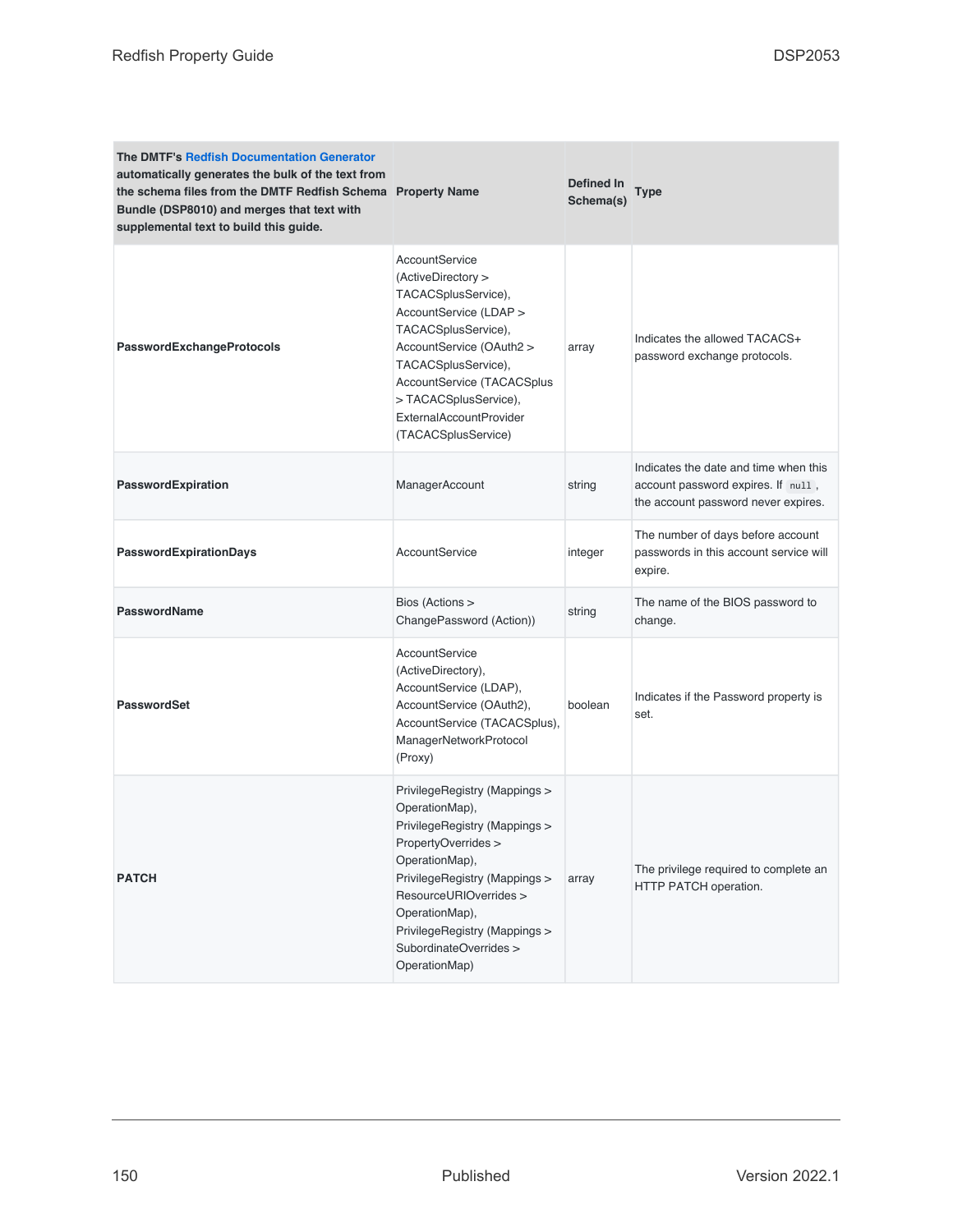| The DMTF's Redfish Documentation Generator automatically generates the bulk of the text from the schema files from the DMTF Redfish Schema Bundle (DSP8010) and merges that text with supplemental text to build this guide. | Property Name | Defined In Schema(s) | Type |
|---|---|---|---|
| **PasswordExchangeProtocols** | AccountService (ActiveDirectory > TACACSplusService), AccountService (LDAP > TACACSplusService), AccountService (OAuth2 > TACACSplusService), AccountService (TACACSplus > TACACSplusService), ExternalAccountProvider (TACACSplusService) | array | Indicates the allowed TACACS+ password exchange protocols. |
| **PasswordExpiration** | ManagerAccount | string | Indicates the date and time when this account password expires. If `null`, the account password never expires. |
| **PasswordExpirationDays** | AccountService | integer | The number of days before account passwords in this account service will expire. |
| **PasswordName** | Bios (Actions > ChangePassword (Action)) | string | The name of the BIOS password to change. |
| **PasswordSet** | AccountService (ActiveDirectory), AccountService (LDAP), AccountService (OAuth2), AccountService (TACACSplus), ManagerNetworkProtocol (Proxy) | boolean | Indicates if the Password property is set. |
| **PATCH** | PrivilegeRegistry (Mappings > OperationMap), PrivilegeRegistry (Mappings > PropertyOverrides > OperationMap), PrivilegeRegistry (Mappings > ResourceURIOverrides > OperationMap), PrivilegeRegistry (Mappings > SubordinateOverrides > OperationMap) | array | The privilege required to complete an HTTP PATCH operation. |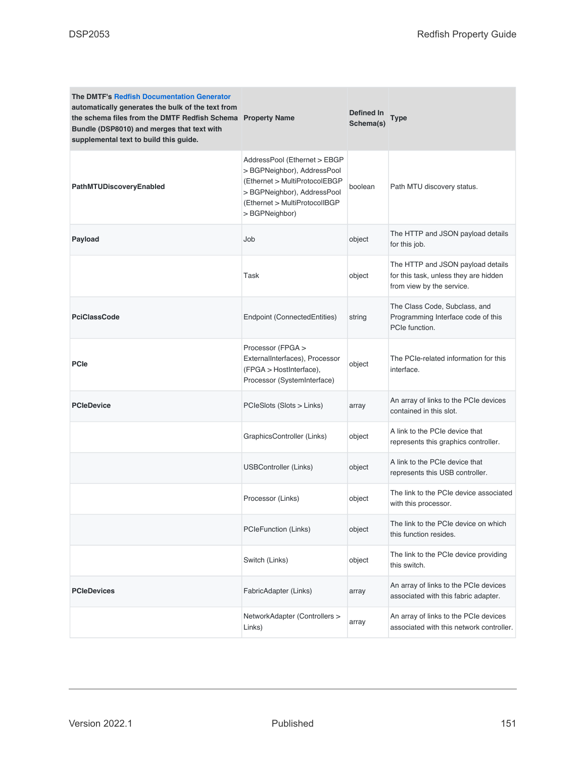| The DMTF's Redfish Documentation Generator automatically generates the bulk of the text from the schema files from the DMTF Redfish Schema Bundle (DSP8010) and merges that text with supplemental text to build this guide. | Property Name | Defined In Schema(s) | Type |
|---|---|---|---|
| **PathMTUDiscoveryEnabled** | AddressPool (Ethernet > EBGP > BGPNeighbor), AddressPool (Ethernet > MultiProtocolEBGP > BGPNeighbor), AddressPool (Ethernet > MultiProtocolIBGP > BGPNeighbor) | boolean | Path MTU discovery status. |
| **Payload** | Job | object | The HTTP and JSON payload details for this job. |
| | Task | object | The HTTP and JSON payload details for this task, unless they are hidden from view by the service. |
| **PciClassCode** | Endpoint (ConnectedEntities) | string | The Class Code, Subclass, and Programming Interface code of this PCIe function. |
| **PCIe** | Processor (FPGA > ExternalInterfaces), Processor (FPGA > HostInterface), Processor (SystemInterface) | object | The PCIe-related information for this interface. |
| **PCIeDevice** | PCIeSlots (Slots > Links) | array | An array of links to the PCIe devices contained in this slot. |
| | GraphicsController (Links) | object | A link to the PCIe device that represents this graphics controller. |
| | USBController (Links) | object | A link to the PCIe device that represents this USB controller. |
| | Processor (Links) | object | The link to the PCIe device associated with this processor. |
| | PCIeFunction (Links) | object | The link to the PCIe device on which this function resides. |
| | Switch (Links) | object | The link to the PCIe device providing this switch. |
| **PCIeDevices** | FabricAdapter (Links) | array | An array of links to the PCIe devices associated with this fabric adapter. |
| | NetworkAdapter (Controllers > Links) | array | An array of links to the PCIe devices associated with this network controller. |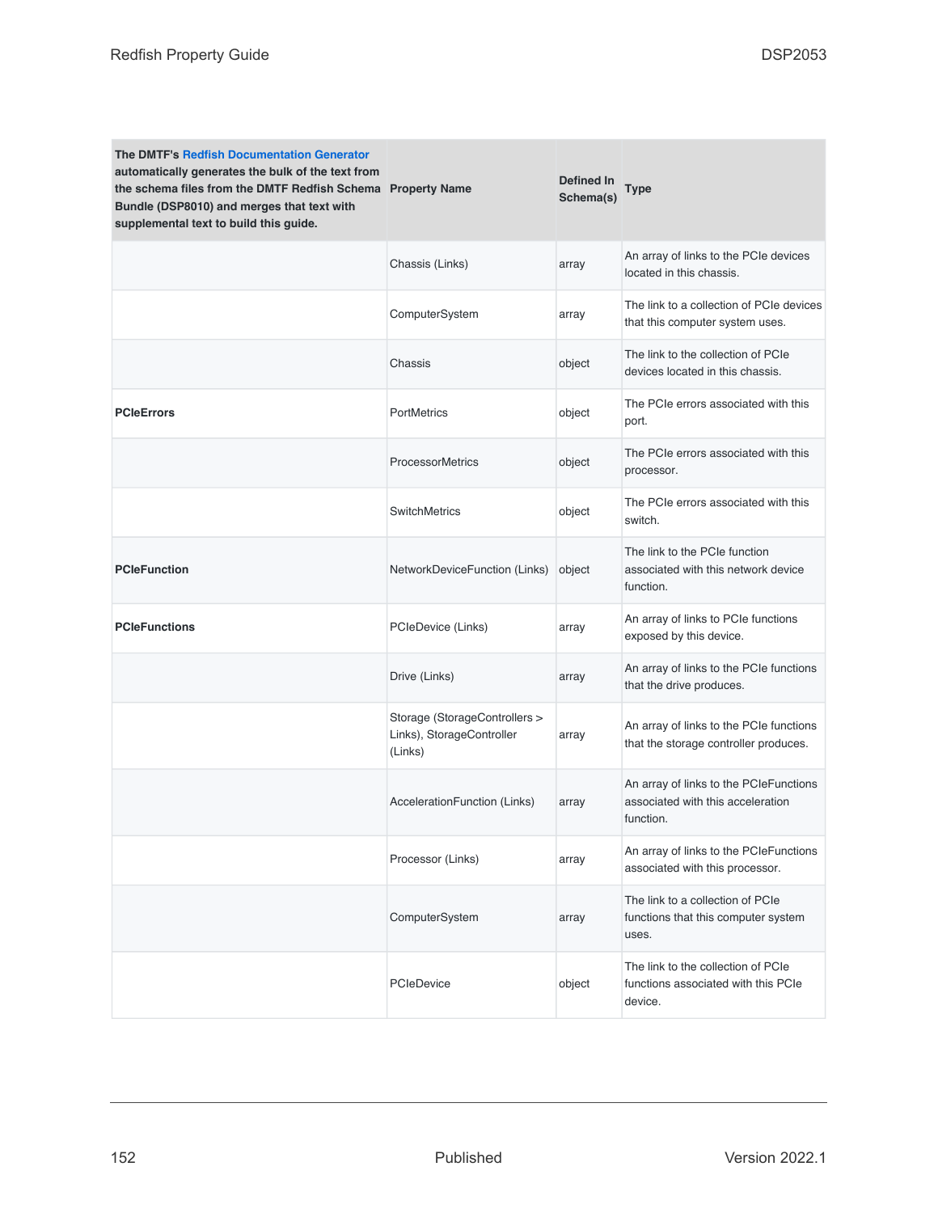| The DMTF's Redfish Documentation Generator automatically generates the bulk of the text from the schema files from the DMTF Redfish Schema Bundle (DSP8010) and merges that text with supplemental text to build this guide. | Property Name | Defined In Schema(s) | Type |
| --- | --- | --- | --- |
| | Chassis (Links) | array | An array of links to the PCIe devices located in this chassis. |
| | ComputerSystem | array | The link to a collection of PCIe devices that this computer system uses. |
| | Chassis | object | The link to the collection of PCIe devices located in this chassis. |
| **PCIeErrors** | PortMetrics | object | The PCIe errors associated with this port. |
| | ProcessorMetrics | object | The PCIe errors associated with this processor. |
| | SwitchMetrics | object | The PCIe errors associated with this switch. |
| **PCIeFunction** | NetworkDeviceFunction (Links) | object | The link to the PCIe function associated with this network device function. |
| **PCIeFunctions** | PCIeDevice (Links) | array | An array of links to PCIe functions exposed by this device. |
| | Drive (Links) | array | An array of links to the PCIe functions that the drive produces. |
| | Storage (StorageControllers > Links), StorageController (Links) | array | An array of links to the PCIe functions that the storage controller produces. |
| | AccelerationFunction (Links) | array | An array of links to the PCIeFunctions associated with this acceleration function. |
| | Processor (Links) | array | An array of links to the PCIeFunctions associated with this processor. |
| | ComputerSystem | array | The link to a collection of PCIe functions that this computer system uses. |
| | PCIeDevice | object | The link to the collection of PCIe functions associated with this PCIe device. |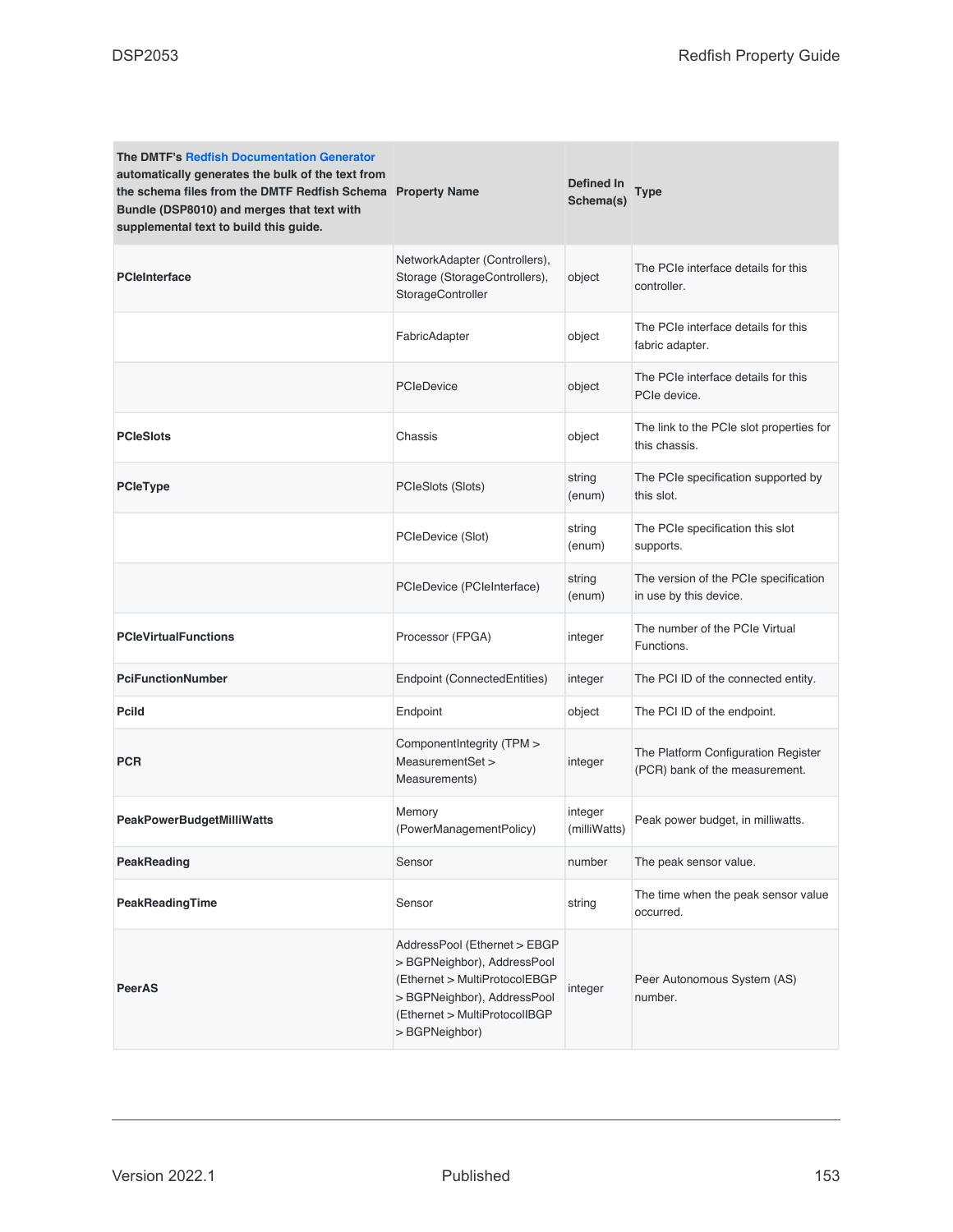| The DMTF's Redfish Documentation Generator automatically generates the bulk of the text from the schema files from the DMTF Redfish Schema Bundle (DSP8010) and merges that text with supplemental text to build this guide. | Property Name | Defined In Schema(s) | Type |
|---|---|---|---|
| **PCIeInterface** | NetworkAdapter (Controllers), Storage (StorageControllers), StorageController | object | The PCIe interface details for this controller. |
| | FabricAdapter | object | The PCIe interface details for this fabric adapter. |
| | PCIeDevice | object | The PCIe interface details for this PCIe device. |
| **PCIeSlots** | Chassis | object | The link to the PCIe slot properties for this chassis. |
| **PCIeType** | PCIeSlots (Slots) | string (enum) | The PCIe specification supported by this slot. |
| | PCIeDevice (Slot) | string (enum) | The PCIe specification this slot supports. |
| | PCIeDevice (PCIeInterface) | string (enum) | The version of the PCIe specification in use by this device. |
| **PCIeVirtualFunctions** | Processor (FPGA) | integer | The number of the PCIe Virtual Functions. |
| **PciFunctionNumber** | Endpoint (ConnectedEntities) | integer | The PCI ID of the connected entity. |
| **PciId** | Endpoint | object | The PCI ID of the endpoint. |
| **PCR** | ComponentIntegrity (TPM > MeasurementSet > Measurements) | integer | The Platform Configuration Register (PCR) bank of the measurement. |
| **PeakPowerBudgetMilliWatts** | Memory (PowerManagementPolicy) | integer (milliWatts) | Peak power budget, in milliwatts. |
| **PeakReading** | Sensor | number | The peak sensor value. |
| **PeakReadingTime** | Sensor | string | The time when the peak sensor value occurred. |
| **PeerAS** | AddressPool (Ethernet > EBGP > BGPNeighbor), AddressPool (Ethernet > MultiProtocolEBGP > BGPNeighbor), AddressPool (Ethernet > MultiProtocolIBGP > BGPNeighbor) | integer | Peer Autonomous System (AS) number. |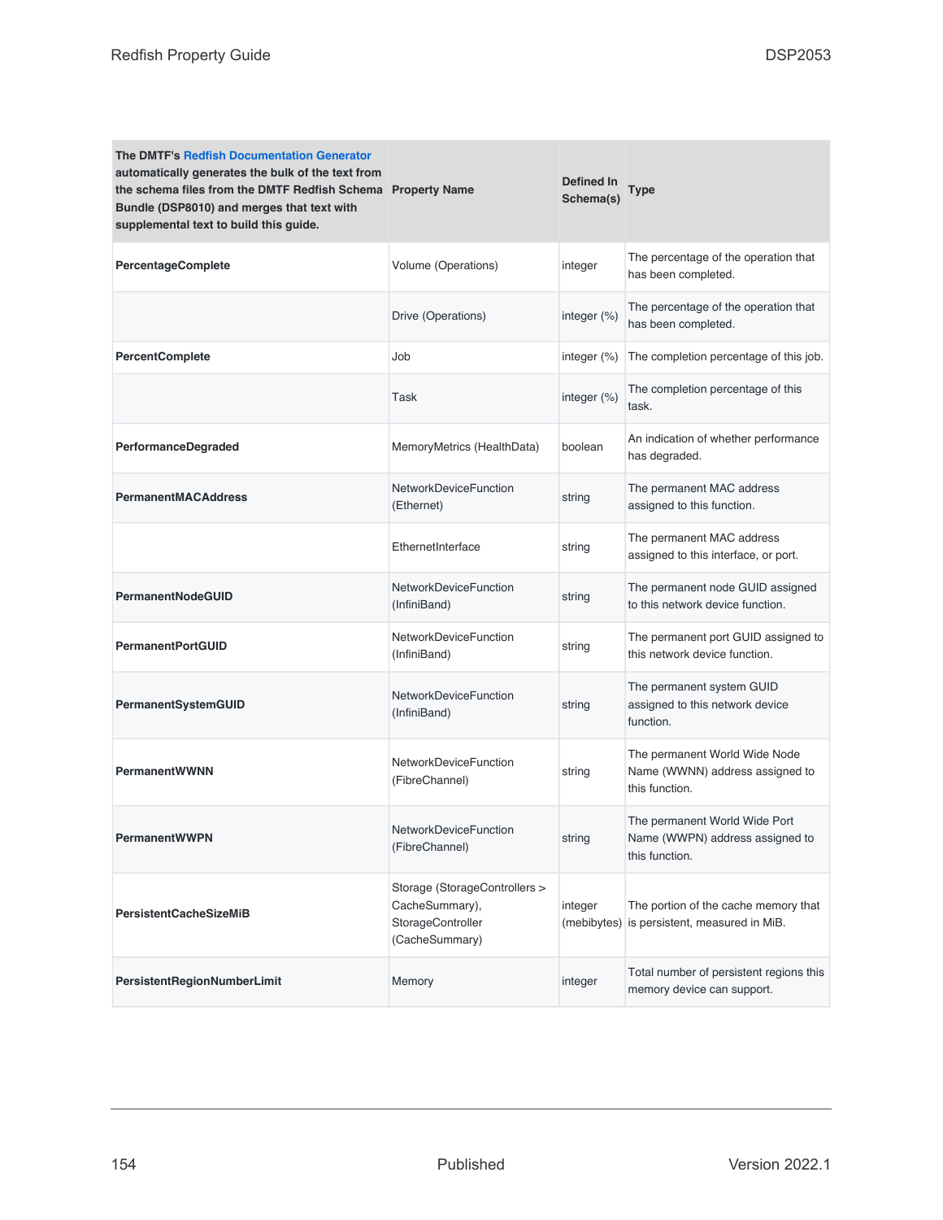| The DMTF's Redfish Documentation Generator automatically generates the bulk of the text from the schema files from the DMTF Redfish Schema Bundle (DSP8010) and merges that text with supplemental text to build this guide. | Property Name | Defined In Schema(s) | Type |
|---|---|---|---|
| **PercentageComplete** | Volume (Operations) | integer | The percentage of the operation that has been completed. |
| | Drive (Operations) | integer (%) | The percentage of the operation that has been completed. |
| **PercentComplete** | Job | integer (%) | The completion percentage of this job. |
| | Task | integer (%) | The completion percentage of this task. |
| **PerformanceDegraded** | MemoryMetrics (HealthData) | boolean | An indication of whether performance has degraded. |
| **PermanentMACAddress** | NetworkDeviceFunction (Ethernet) | string | The permanent MAC address assigned to this function. |
| | EthernetInterface | string | The permanent MAC address assigned to this interface, or port. |
| **PermanentNodeGUID** | NetworkDeviceFunction (InfiniBand) | string | The permanent node GUID assigned to this network device function. |
| **PermanentPortGUID** | NetworkDeviceFunction (InfiniBand) | string | The permanent port GUID assigned to this network device function. |
| **PermanentSystemGUID** | NetworkDeviceFunction (InfiniBand) | string | The permanent system GUID assigned to this network device function. |
| **PermanentWWNN** | NetworkDeviceFunction (FibreChannel) | string | The permanent World Wide Node Name (WWNN) address assigned to this function. |
| **PermanentWWPN** | NetworkDeviceFunction (FibreChannel) | string | The permanent World Wide Port Name (WWPN) address assigned to this function. |
| **PersistentCacheSizeMiB** | Storage (StorageControllers > CacheSummary), StorageController (CacheSummary) | integer (mebibytes) | The portion of the cache memory that is persistent, measured in MiB. |
| **PersistentRegionNumberLimit** | Memory | integer | Total number of persistent regions this memory device can support. |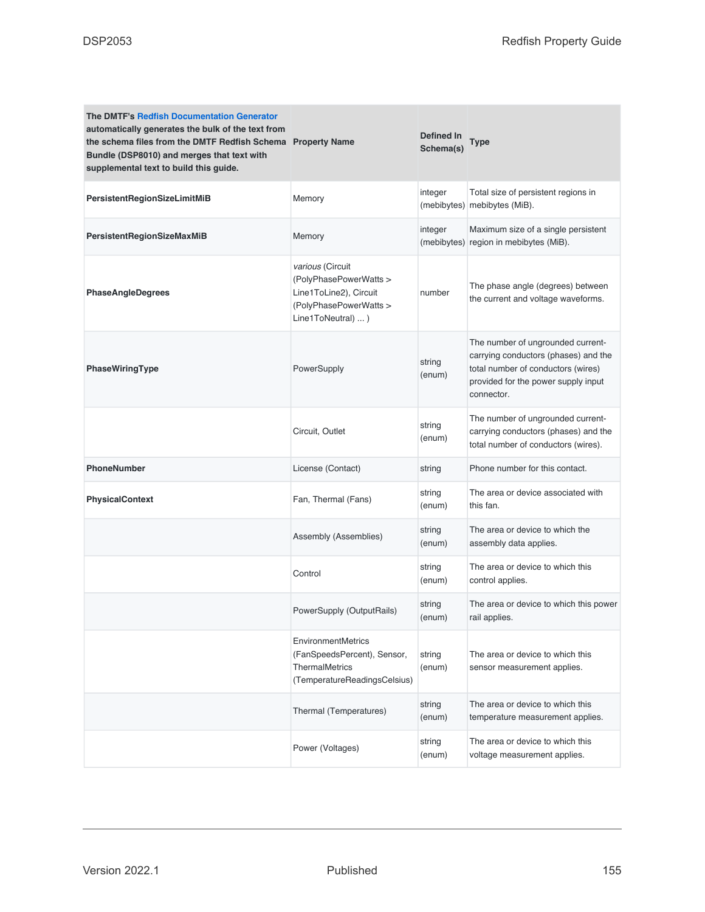| The DMTF's Redfish Documentation Generator automatically generates the bulk of the text from the schema files from the DMTF Redfish Schema Bundle (DSP8010) and merges that text with supplemental text to build this guide. | Property Name | Defined In Schema(s) | Type |
|---|---|---|---|
| **PersistentRegionSizeLimitMiB** | Memory | integer (mebibytes) | Total size of persistent regions in mebibytes (MiB). |
| **PersistentRegionSizeMaxMiB** | Memory | integer (mebibytes) | Maximum size of a single persistent region in mebibytes (MiB). |
| **PhaseAngleDegrees** | *various* (Circuit (PolyPhasePowerWatts > Line1ToLine2), Circuit (PolyPhasePowerWatts > Line1ToNeutral) ... ) | number | The phase angle (degrees) between the current and voltage waveforms. |
| **PhaseWiringType** | PowerSupply | string (enum) | The number of ungrounded current-carrying conductors (phases) and the total number of conductors (wires) provided for the power supply input connector. |
| | Circuit, Outlet | string (enum) | The number of ungrounded current-carrying conductors (phases) and the total number of conductors (wires). |
| **PhoneNumber** | License (Contact) | string | Phone number for this contact. |
| **PhysicalContext** | Fan, Thermal (Fans) | string (enum) | The area or device associated with this fan. |
| | Assembly (Assemblies) | string (enum) | The area or device to which the assembly data applies. |
| | Control | string (enum) | The area or device to which this control applies. |
| | PowerSupply (OutputRails) | string (enum) | The area or device to which this power rail applies. |
| | EnvironmentMetrics (FanSpeedsPercent), Sensor, ThermalMetrics (TemperatureReadingsCelsius) | string (enum) | The area or device to which this sensor measurement applies. |
| | Thermal (Temperatures) | string (enum) | The area or device to which this temperature measurement applies. |
| | Power (Voltages) | string (enum) | The area or device to which this voltage measurement applies. |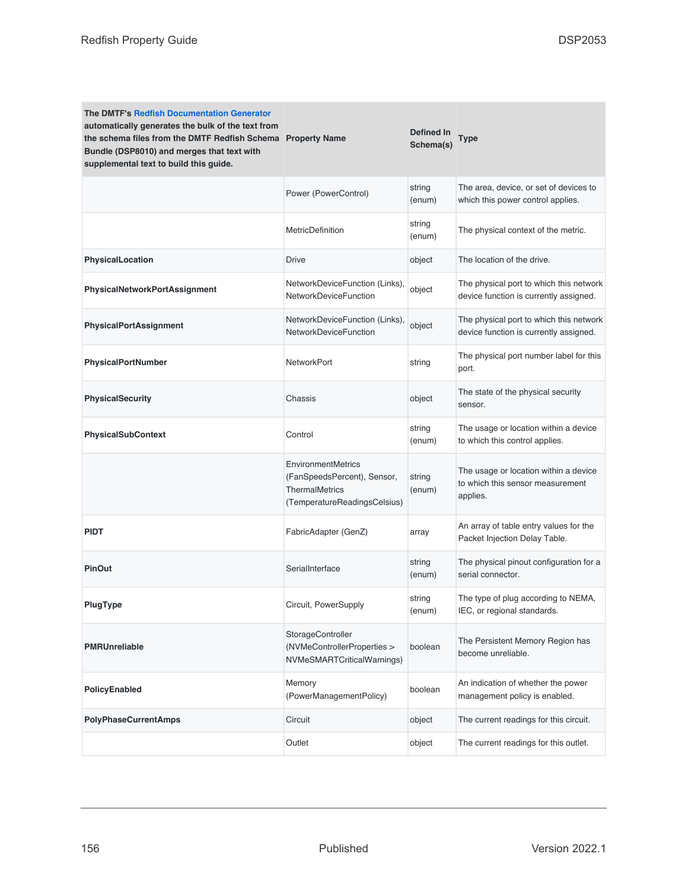| The DMTF's Redfish Documentation Generator automatically generates the bulk of the text from the schema files from the DMTF Redfish Schema Bundle (DSP8010) and merges that text with supplemental text to build this guide. | Property Name | Defined In Schema(s) | Type |
|---|---|---|---|
| | Power (PowerControl) | string (enum) | The area, device, or set of devices to which this power control applies. |
| | MetricDefinition | string (enum) | The physical context of the metric. |
| **PhysicalLocation** | Drive | object | The location of the drive. |
| **PhysicalNetworkPortAssignment** | NetworkDeviceFunction (Links), NetworkDeviceFunction | object | The physical port to which this network device function is currently assigned. |
| **PhysicalPortAssignment** | NetworkDeviceFunction (Links), NetworkDeviceFunction | object | The physical port to which this network device function is currently assigned. |
| **PhysicalPortNumber** | NetworkPort | string | The physical port number label for this port. |
| **PhysicalSecurity** | Chassis | object | The state of the physical security sensor. |
| **PhysicalSubContext** | Control | string (enum) | The usage or location within a device to which this control applies. |
| | EnvironmentMetrics (FanSpeedsPercent), Sensor, ThermalMetrics (TemperatureReadingsCelsius) | string (enum) | The usage or location within a device to which this sensor measurement applies. |
| **PIDT** | FabricAdapter (GenZ) | array | An array of table entry values for the Packet Injection Delay Table. |
| **PinOut** | SerialInterface | string (enum) | The physical pinout configuration for a serial connector. |
| **PlugType** | Circuit, PowerSupply | string (enum) | The type of plug according to NEMA, IEC, or regional standards. |
| **PMRUnreliable** | StorageController (NVMeControllerProperties > NVMeSMARTCriticalWarnings) | boolean | The Persistent Memory Region has become unreliable. |
| **PolicyEnabled** | Memory (PowerManagementPolicy) | boolean | An indication of whether the power management policy is enabled. |
| **PolyPhaseCurrentAmps** | Circuit | object | The current readings for this circuit. |
| | Outlet | object | The current readings for this outlet. |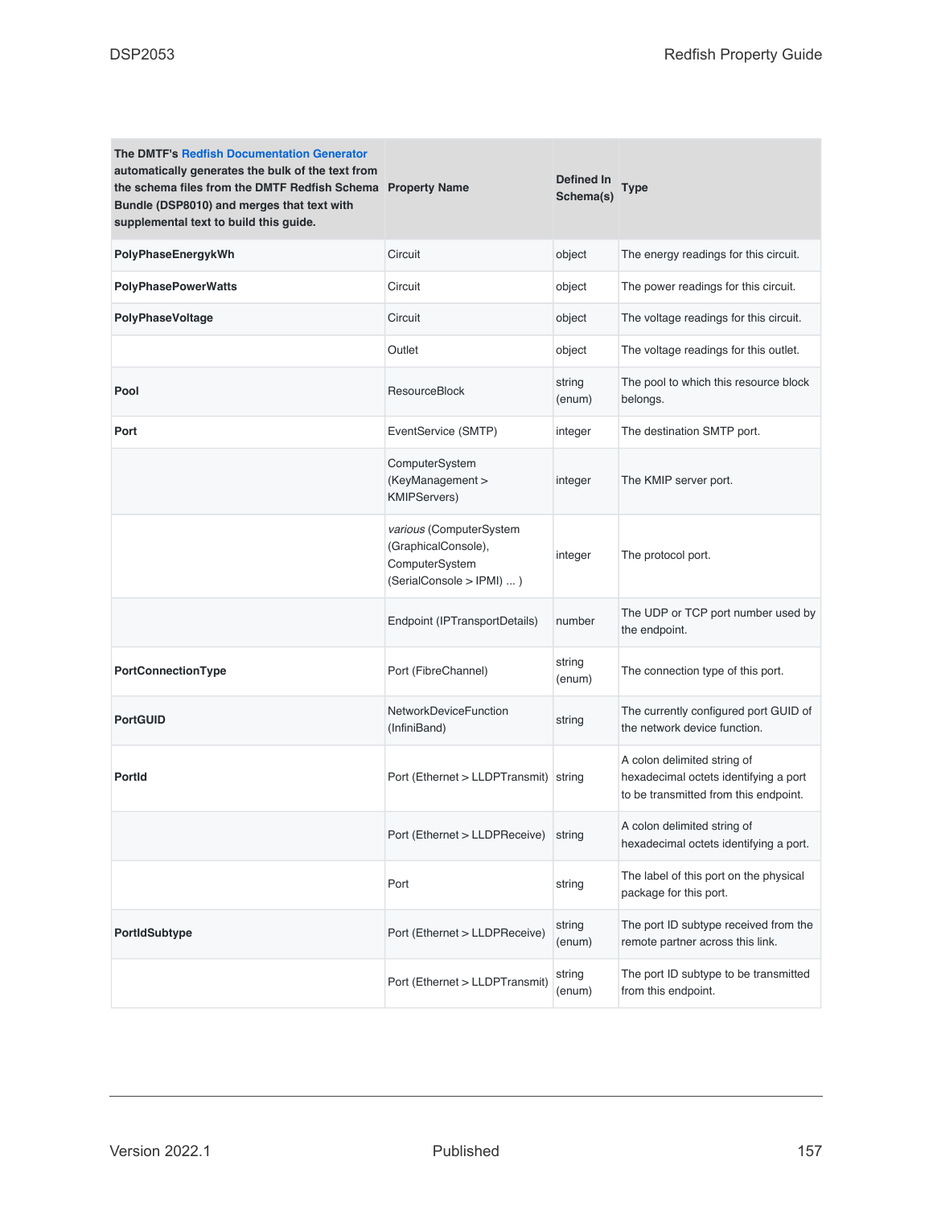| The DMTF's Redfish Documentation Generator automatically generates the bulk of the text from the schema files from the DMTF Redfish Schema Bundle (DSP8010) and merges that text with supplemental text to build this guide. | Property Name | Defined In Schema(s) | Type |
|---|---|---|---|
| **PolyPhaseEnergykWh** | Circuit | object | The energy readings for this circuit. |
| **PolyPhasePowerWatts** | Circuit | object | The power readings for this circuit. |
| **PolyPhaseVoltage** | Circuit | object | The voltage readings for this circuit. |
| | Outlet | object | The voltage readings for this outlet. |
| **Pool** | ResourceBlock | string (enum) | The pool to which this resource block belongs. |
| **Port** | EventService (SMTP) | integer | The destination SMTP port. |
| | ComputerSystem (KeyManagement > KMIPServers) | integer | The KMIP server port. |
| | *various* (ComputerSystem (GraphicalConsole), ComputerSystem (SerialConsole > IPMI) ... ) | integer | The protocol port. |
| | Endpoint (IPTransportDetails) | number | The UDP or TCP port number used by the endpoint. |
| **PortConnectionType** | Port (FibreChannel) | string (enum) | The connection type of this port. |
| **PortGUID** | NetworkDeviceFunction (InfiniBand) | string | The currently configured port GUID of the network device function. |
| **PortId** | Port (Ethernet > LLDPTransmit) | string | A colon delimited string of hexadecimal octets identifying a port to be transmitted from this endpoint. |
| | Port (Ethernet > LLDPReceive) | string | A colon delimited string of hexadecimal octets identifying a port. |
| | Port | string | The label of this port on the physical package for this port. |
| **PortIdSubtype** | Port (Ethernet > LLDPReceive) | string (enum) | The port ID subtype received from the remote partner across this link. |
| | Port (Ethernet > LLDPTransmit) | string (enum) | The port ID subtype to be transmitted from this endpoint. |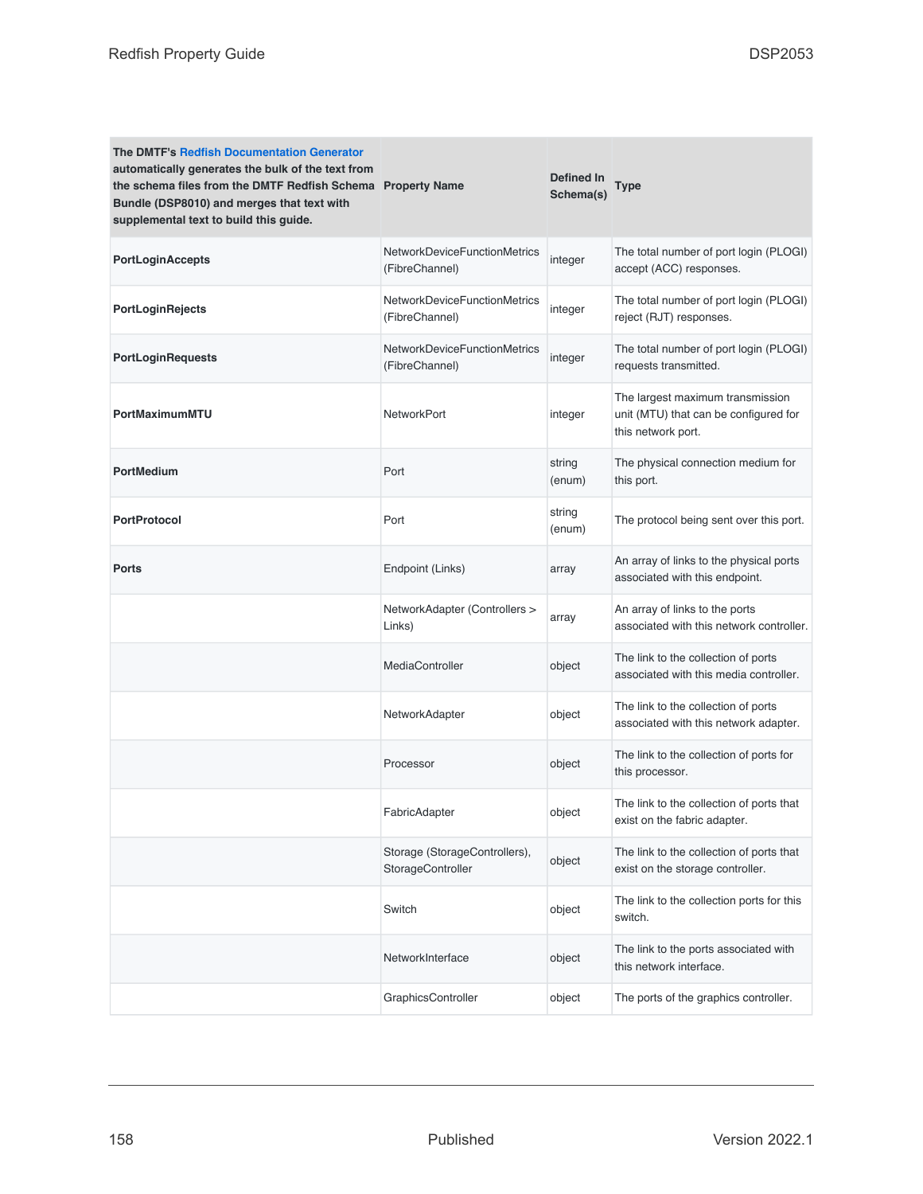| The DMTF's Redfish Documentation Generator automatically generates the bulk of the text from the schema files from the DMTF Redfish Schema Bundle (DSP8010) and merges that text with supplemental text to build this guide. **Property Name** | **Defined In Schema(s)** | **Type** | |
|---|---|---|---|
| **PortLoginAccepts** | NetworkDeviceFunctionMetrics (FibreChannel) | integer | The total number of port login (PLOGI) accept (ACC) responses. |
| **PortLoginRejects** | NetworkDeviceFunctionMetrics (FibreChannel) | integer | The total number of port login (PLOGI) reject (RJT) responses. |
| **PortLoginRequests** | NetworkDeviceFunctionMetrics (FibreChannel) | integer | The total number of port login (PLOGI) requests transmitted. |
| **PortMaximumMTU** | NetworkPort | integer | The largest maximum transmission unit (MTU) that can be configured for this network port. |
| **PortMedium** | Port | string (enum) | The physical connection medium for this port. |
| **PortProtocol** | Port | string (enum) | The protocol being sent over this port. |
| **Ports** | Endpoint (Links) | array | An array of links to the physical ports associated with this endpoint. |
| | NetworkAdapter (Controllers > Links) | array | An array of links to the ports associated with this network controller. |
| | MediaController | object | The link to the collection of ports associated with this media controller. |
| | NetworkAdapter | object | The link to the collection of ports associated with this network adapter. |
| | Processor | object | The link to the collection of ports for this processor. |
| | FabricAdapter | object | The link to the collection of ports that exist on the fabric adapter. |
| | Storage (StorageControllers), StorageController | object | The link to the collection of ports that exist on the storage controller. |
| | Switch | object | The link to the collection ports for this switch. |
| | NetworkInterface | object | The link to the ports associated with this network interface. |
| | GraphicsController | object | The ports of the graphics controller. |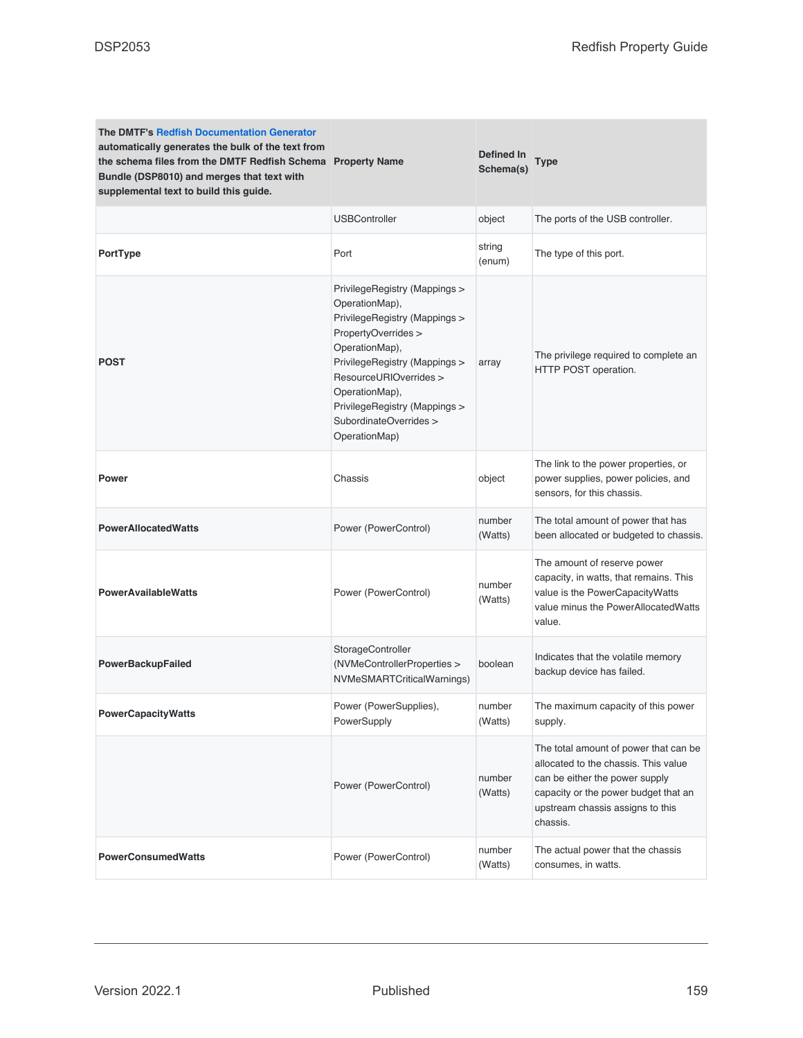| The DMTF's Redfish Documentation Generator automatically generates the bulk of the text from the schema files from the DMTF Redfish Schema Bundle (DSP8010) and merges that text with supplemental text to build this guide. | Property Name | Defined In Schema(s) | Type |
|---|---|---|---|
| | USBController | object | The ports of the USB controller. |
| **PortType** | Port | string (enum) | The type of this port. |
| **POST** | PrivilegeRegistry (Mappings > OperationMap), PrivilegeRegistry (Mappings > PropertyOverrides > OperationMap), PrivilegeRegistry (Mappings > ResourceURIOverrides > OperationMap), PrivilegeRegistry (Mappings > SubordinateOverrides > OperationMap) | array | The privilege required to complete an HTTP POST operation. |
| **Power** | Chassis | object | The link to the power properties, or power supplies, power policies, and sensors, for this chassis. |
| **PowerAllocatedWatts** | Power (PowerControl) | number (Watts) | The total amount of power that has been allocated or budgeted to chassis. |
| **PowerAvailableWatts** | Power (PowerControl) | number (Watts) | The amount of reserve power capacity, in watts, that remains. This value is the PowerCapacityWatts value minus the PowerAllocatedWatts value. |
| **PowerBackupFailed** | StorageController (NVMeControllerProperties > NVMeSMARTCriticalWarnings) | boolean | Indicates that the volatile memory backup device has failed. |
| **PowerCapacityWatts** | Power (PowerSupplies), PowerSupply | number (Watts) | The maximum capacity of this power supply. |
| | Power (PowerControl) | number (Watts) | The total amount of power that can be allocated to the chassis. This value can be either the power supply capacity or the power budget that an upstream chassis assigns to this chassis. |
| **PowerConsumedWatts** | Power (PowerControl) | number (Watts) | The actual power that the chassis consumes, in watts. |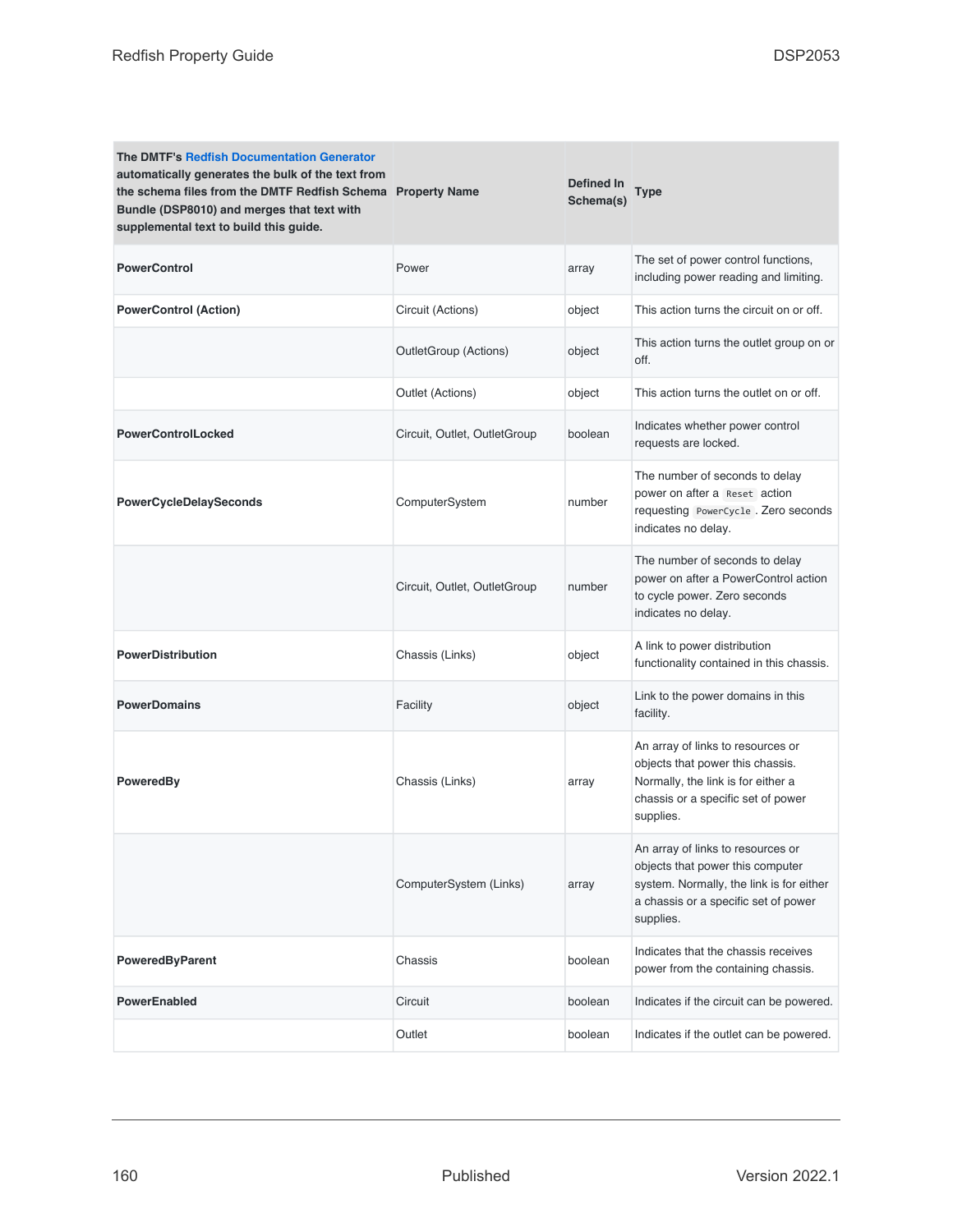| The DMTF's Redfish Documentation Generator automatically generates the bulk of the text from the schema files from the DMTF Redfish Schema Bundle (DSP8010) and merges that text with supplemental text to build this guide. | Property Name | Defined In Schema(s) | Type |
| --- | --- | --- | --- |
| **PowerControl** | Power | array | The set of power control functions, including power reading and limiting. |
| **PowerControl (Action)** | Circuit (Actions) | object | This action turns the circuit on or off. |
| | OutletGroup (Actions) | object | This action turns the outlet group on or off. |
| | Outlet (Actions) | object | This action turns the outlet on or off. |
| **PowerControlLocked** | Circuit, Outlet, OutletGroup | boolean | Indicates whether power control requests are locked. |
| **PowerCycleDelaySeconds** | ComputerSystem | number | The number of seconds to delay power on after a `Reset` action requesting `PowerCycle`. Zero seconds indicates no delay. |
| | Circuit, Outlet, OutletGroup | number | The number of seconds to delay power on after a PowerControl action to cycle power. Zero seconds indicates no delay. |
| **PowerDistribution** | Chassis (Links) | object | A link to power distribution functionality contained in this chassis. |
| **PowerDomains** | Facility | object | Link to the power domains in this facility. |
| **PoweredBy** | Chassis (Links) | array | An array of links to resources or objects that power this chassis. Normally, the link is for either a chassis or a specific set of power supplies. |
| | ComputerSystem (Links) | array | An array of links to resources or objects that power this computer system. Normally, the link is for either a chassis or a specific set of power supplies. |
| **PoweredByParent** | Chassis | boolean | Indicates that the chassis receives power from the containing chassis. |
| **PowerEnabled** | Circuit | boolean | Indicates if the circuit can be powered. |
| | Outlet | boolean | Indicates if the outlet can be powered. |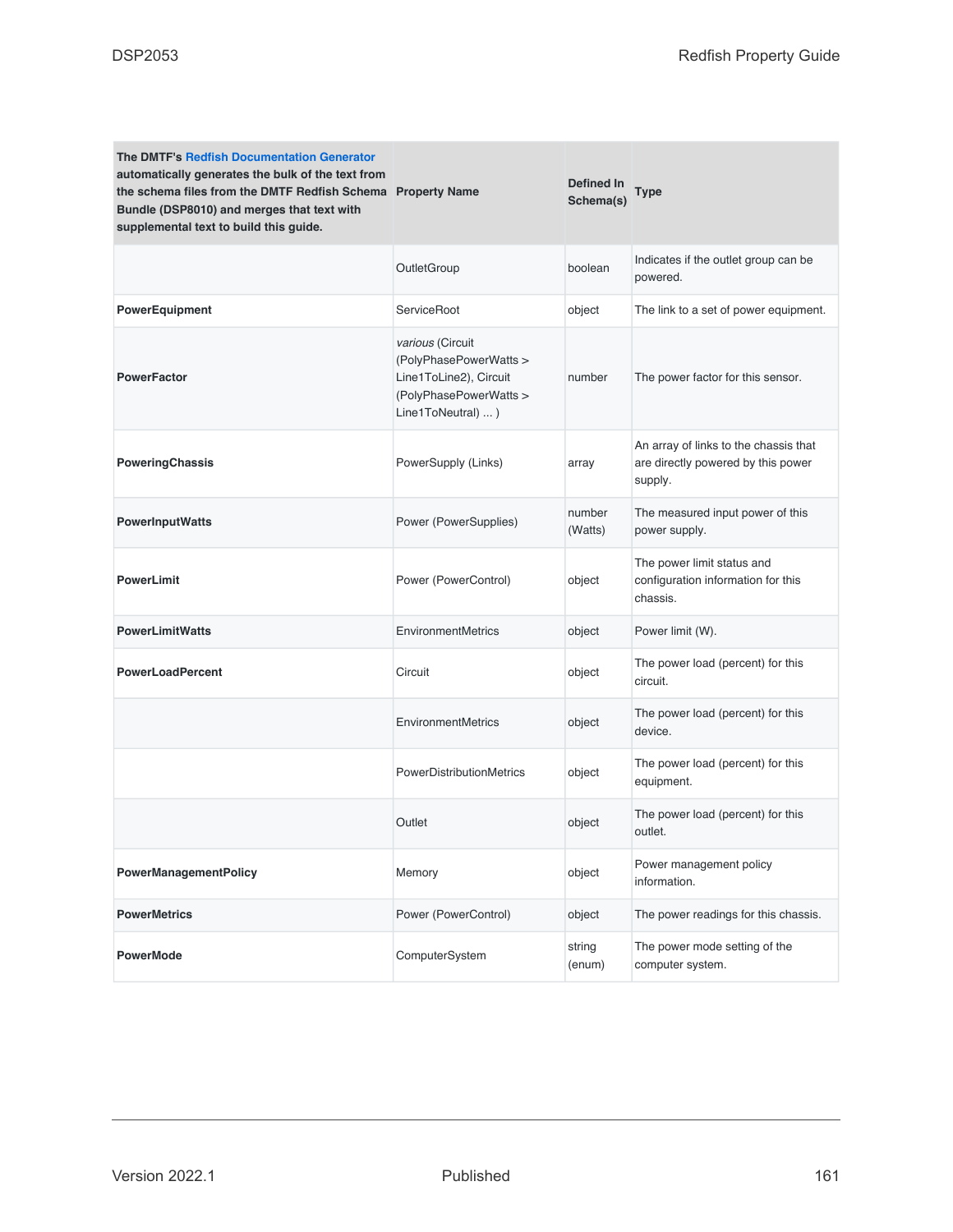| The DMTF's Redfish Documentation Generator automatically generates the bulk of the text from the schema files from the DMTF Redfish Schema Bundle (DSP8010) and merges that text with supplemental text to build this guide. | Property Name | Defined In Schema(s) | Type |
|---|---|---|---|
| | OutletGroup | boolean | Indicates if the outlet group can be powered. |
| **PowerEquipment** | ServiceRoot | object | The link to a set of power equipment. |
| **PowerFactor** | *various* (Circuit (PolyPhasePowerWatts > Line1ToLine2), Circuit (PolyPhasePowerWatts > Line1ToNeutral) ... ) | number | The power factor for this sensor. |
| **PoweringChassis** | PowerSupply (Links) | array | An array of links to the chassis that are directly powered by this power supply. |
| **PowerInputWatts** | Power (PowerSupplies) | number (Watts) | The measured input power of this power supply. |
| **PowerLimit** | Power (PowerControl) | object | The power limit status and configuration information for this chassis. |
| **PowerLimitWatts** | EnvironmentMetrics | object | Power limit (W). |
| **PowerLoadPercent** | Circuit | object | The power load (percent) for this circuit. |
| | EnvironmentMetrics | object | The power load (percent) for this device. |
| | PowerDistributionMetrics | object | The power load (percent) for this equipment. |
| | Outlet | object | The power load (percent) for this outlet. |
| **PowerManagementPolicy** | Memory | object | Power management policy information. |
| **PowerMetrics** | Power (PowerControl) | object | The power readings for this chassis. |
| **PowerMode** | ComputerSystem | string (enum) | The power mode setting of the computer system. |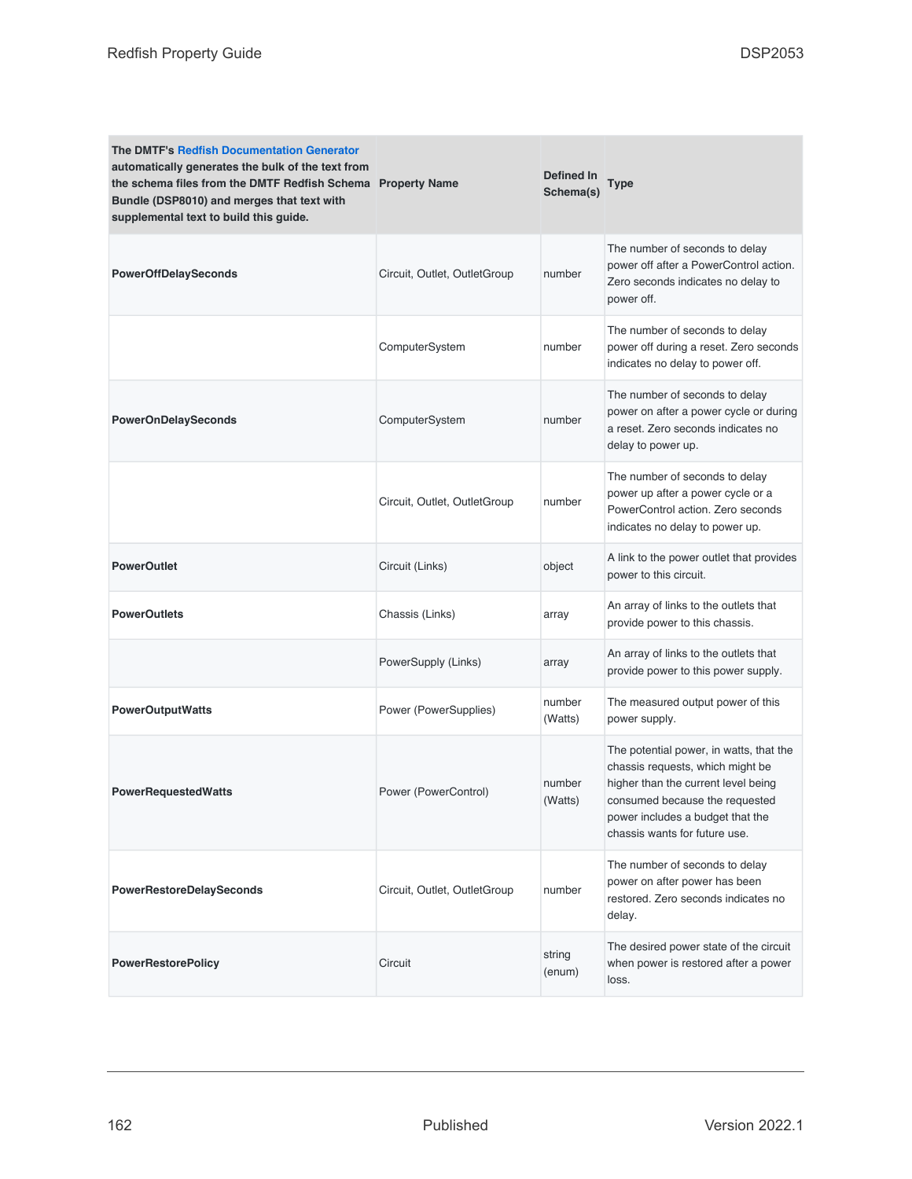| The DMTF's Redfish Documentation Generator automatically generates the bulk of the text from the schema files from the DMTF Redfish Schema Bundle (DSP8010) and merges that text with supplemental text to build this guide. | Property Name | Defined In Schema(s) | Type |
|---|---|---|---|
| **PowerOffDelaySeconds** | Circuit, Outlet, OutletGroup | number | The number of seconds to delay power off after a PowerControl action. Zero seconds indicates no delay to power off. |
| | ComputerSystem | number | The number of seconds to delay power off during a reset. Zero seconds indicates no delay to power off. |
| **PowerOnDelaySeconds** | ComputerSystem | number | The number of seconds to delay power on after a power cycle or during a reset. Zero seconds indicates no delay to power up. |
| | Circuit, Outlet, OutletGroup | number | The number of seconds to delay power up after a power cycle or a PowerControl action. Zero seconds indicates no delay to power up. |
| **PowerOutlet** | Circuit (Links) | object | A link to the power outlet that provides power to this circuit. |
| **PowerOutlets** | Chassis (Links) | array | An array of links to the outlets that provide power to this chassis. |
| | PowerSupply (Links) | array | An array of links to the outlets that provide power to this power supply. |
| **PowerOutputWatts** | Power (PowerSupplies) | number (Watts) | The measured output power of this power supply. |
| **PowerRequestedWatts** | Power (PowerControl) | number (Watts) | The potential power, in watts, that the chassis requests, which might be higher than the current level being consumed because the requested power includes a budget that the chassis wants for future use. |
| **PowerRestoreDelaySeconds** | Circuit, Outlet, OutletGroup | number | The number of seconds to delay power on after power has been restored. Zero seconds indicates no delay. |
| **PowerRestorePolicy** | Circuit | string (enum) | The desired power state of the circuit when power is restored after a power loss. |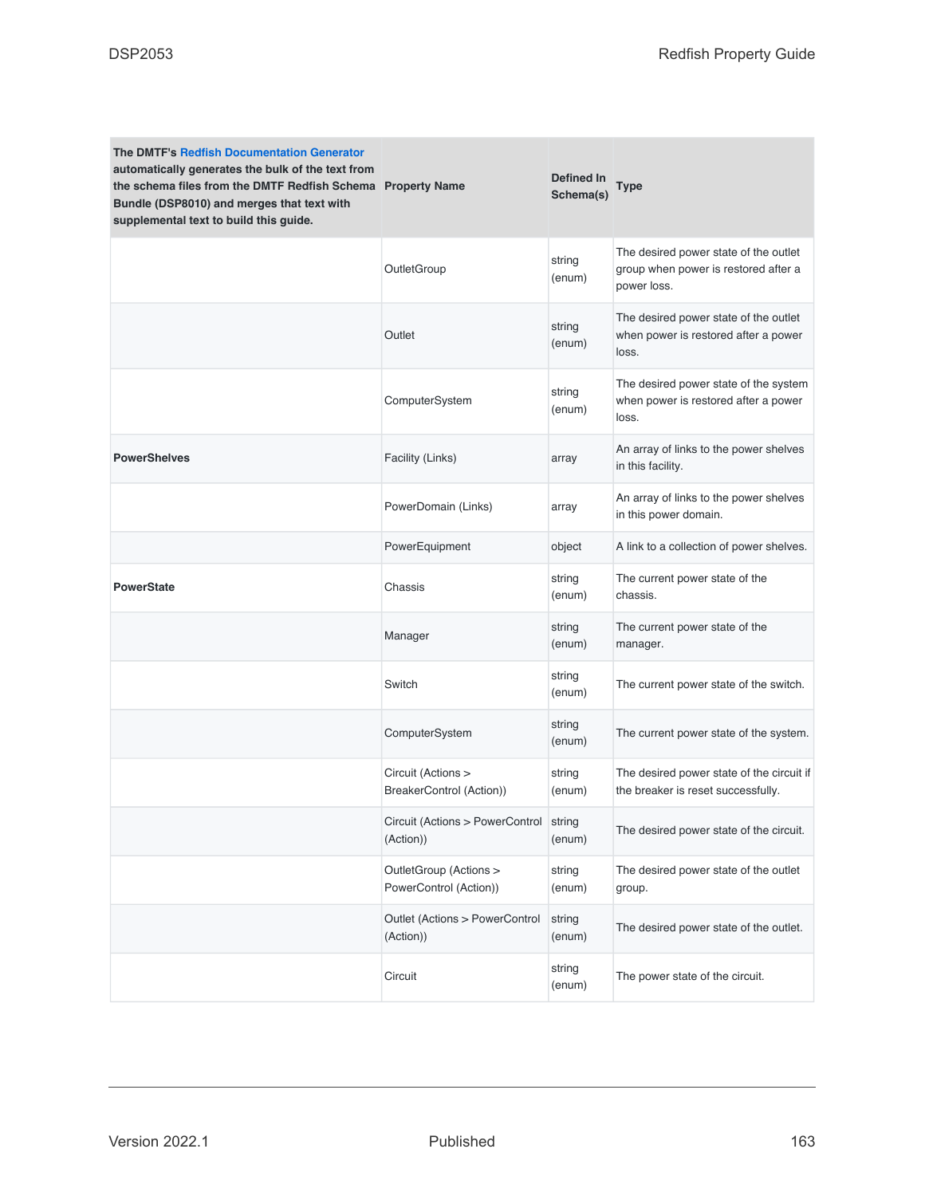| The DMTF's Redfish Documentation Generator automatically generates the bulk of the text from the schema files from the DMTF Redfish Schema Bundle (DSP8010) and merges that text with supplemental text to build this guide. | Property Name | Defined In Schema(s) | Type |
|---|---|---|---|
| | OutletGroup | string (enum) | The desired power state of the outlet group when power is restored after a power loss. |
| | Outlet | string (enum) | The desired power state of the outlet when power is restored after a power loss. |
| | ComputerSystem | string (enum) | The desired power state of the system when power is restored after a power loss. |
| **PowerShelves** | Facility (Links) | array | An array of links to the power shelves in this facility. |
| | PowerDomain (Links) | array | An array of links to the power shelves in this power domain. |
| | PowerEquipment | object | A link to a collection of power shelves. |
| **PowerState** | Chassis | string (enum) | The current power state of the chassis. |
| | Manager | string (enum) | The current power state of the manager. |
| | Switch | string (enum) | The current power state of the switch. |
| | ComputerSystem | string (enum) | The current power state of the system. |
| | Circuit (Actions > BreakerControl (Action)) | string (enum) | The desired power state of the circuit if the breaker is reset successfully. |
| | Circuit (Actions > PowerControl (Action)) | string (enum) | The desired power state of the circuit. |
| | OutletGroup (Actions > PowerControl (Action)) | string (enum) | The desired power state of the outlet group. |
| | Outlet (Actions > PowerControl (Action)) | string (enum) | The desired power state of the outlet. |
| | Circuit | string (enum) | The power state of the circuit. |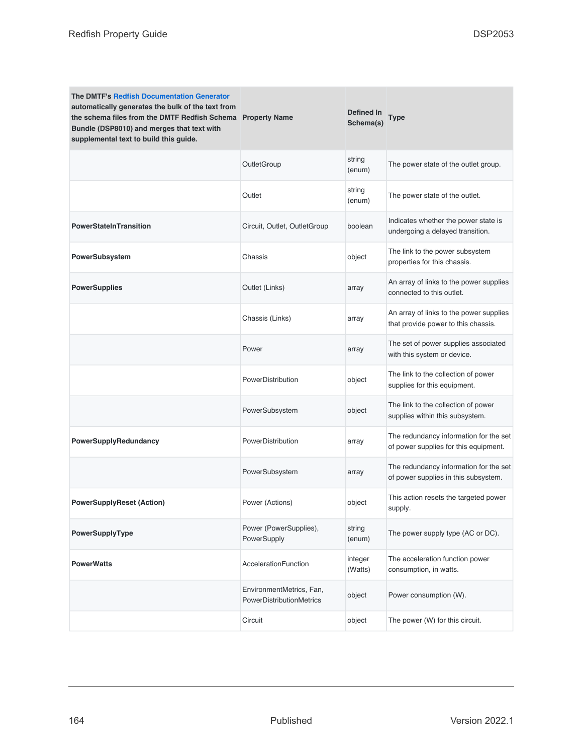| The DMTF's Redfish Documentation Generator automatically generates the bulk of the text from the schema files from the DMTF Redfish Schema Bundle (DSP8010) and merges that text with supplemental text to build this guide. | Property Name | Defined In Schema(s) | Type |
|---|---|---|---|
| | OutletGroup | string (enum) | The power state of the outlet group. |
| | Outlet | string (enum) | The power state of the outlet. |
| **PowerStateInTransition** | Circuit, Outlet, OutletGroup | boolean | Indicates whether the power state is undergoing a delayed transition. |
| **PowerSubsystem** | Chassis | object | The link to the power subsystem properties for this chassis. |
| **PowerSupplies** | Outlet (Links) | array | An array of links to the power supplies connected to this outlet. |
| | Chassis (Links) | array | An array of links to the power supplies that provide power to this chassis. |
| | Power | array | The set of power supplies associated with this system or device. |
| | PowerDistribution | object | The link to the collection of power supplies for this equipment. |
| | PowerSubsystem | object | The link to the collection of power supplies within this subsystem. |
| **PowerSupplyRedundancy** | PowerDistribution | array | The redundancy information for the set of power supplies for this equipment. |
| | PowerSubsystem | array | The redundancy information for the set of power supplies in this subsystem. |
| **PowerSupplyReset (Action)** | Power (Actions) | object | This action resets the targeted power supply. |
| **PowerSupplyType** | Power (PowerSupplies), PowerSupply | string (enum) | The power supply type (AC or DC). |
| **PowerWatts** | AccelerationFunction | integer (Watts) | The acceleration function power consumption, in watts. |
| | EnvironmentMetrics, Fan, PowerDistributionMetrics | object | Power consumption (W). |
| | Circuit | object | The power (W) for this circuit. |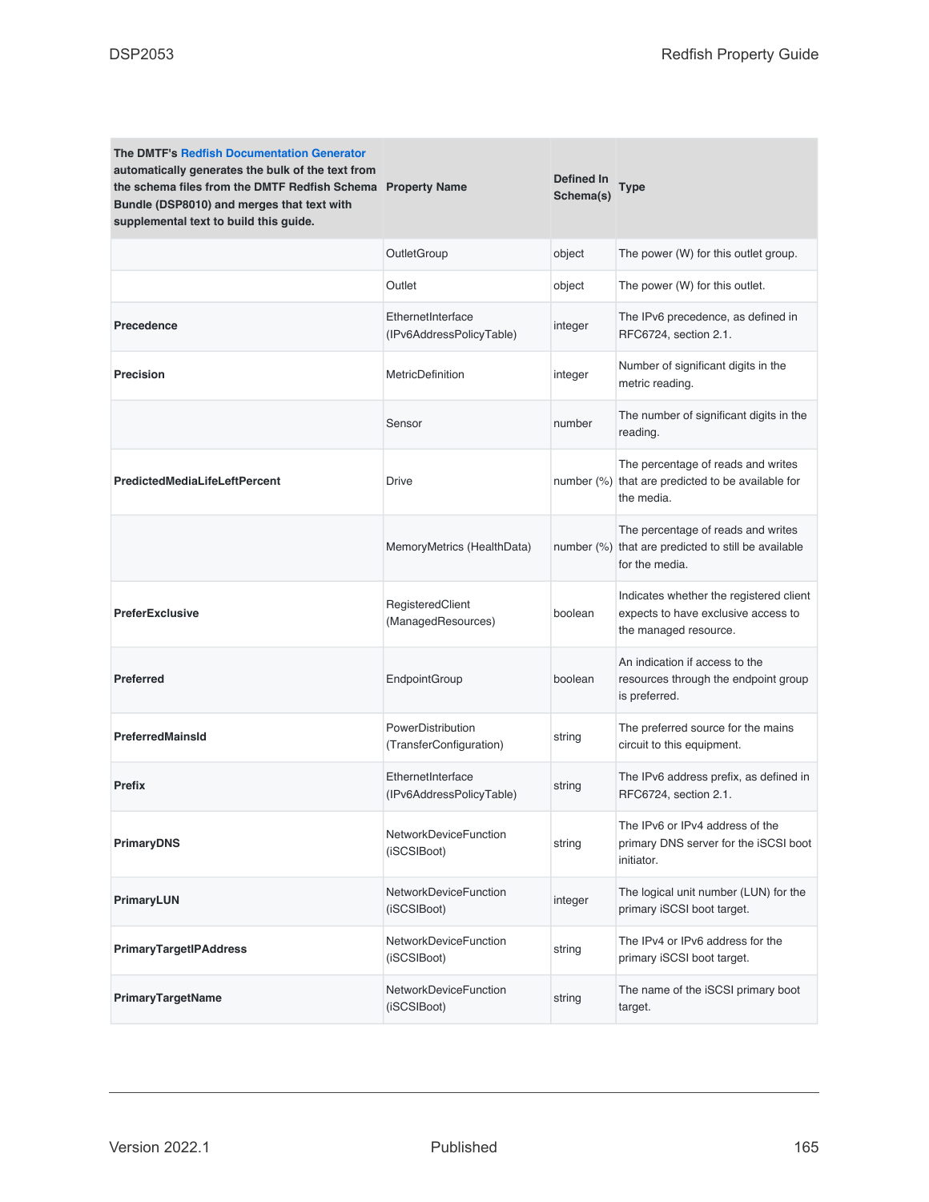| The DMTF's Redfish Documentation Generator automatically generates the bulk of the text from the schema files from the DMTF Redfish Schema Bundle (DSP8010) and merges that text with supplemental text to build this guide. | Property Name | Defined In Schema(s) | Type |
|---|---|---|---|
| | OutletGroup | object | The power (W) for this outlet group. |
| | Outlet | object | The power (W) for this outlet. |
| **Precedence** | EthernetInterface (IPv6AddressPolicyTable) | integer | The IPv6 precedence, as defined in RFC6724, section 2.1. |
| **Precision** | MetricDefinition | integer | Number of significant digits in the metric reading. |
| | Sensor | number | The number of significant digits in the reading. |
| **PredictedMediaLifeLeftPercent** | Drive | number (%) | The percentage of reads and writes that are predicted to be available for the media. |
| | MemoryMetrics (HealthData) | number (%) | The percentage of reads and writes that are predicted to still be available for the media. |
| **PreferExclusive** | RegisteredClient (ManagedResources) | boolean | Indicates whether the registered client expects to have exclusive access to the managed resource. |
| **Preferred** | EndpointGroup | boolean | An indication if access to the resources through the endpoint group is preferred. |
| **PreferredMainsId** | PowerDistribution (TransferConfiguration) | string | The preferred source for the mains circuit to this equipment. |
| **Prefix** | EthernetInterface (IPv6AddressPolicyTable) | string | The IPv6 address prefix, as defined in RFC6724, section 2.1. |
| **PrimaryDNS** | NetworkDeviceFunction (iSCSIBoot) | string | The IPv6 or IPv4 address of the primary DNS server for the iSCSI boot initiator. |
| **PrimaryLUN** | NetworkDeviceFunction (iSCSIBoot) | integer | The logical unit number (LUN) for the primary iSCSI boot target. |
| **PrimaryTargetIPAddress** | NetworkDeviceFunction (iSCSIBoot) | string | The IPv4 or IPv6 address for the primary iSCSI boot target. |
| **PrimaryTargetName** | NetworkDeviceFunction (iSCSIBoot) | string | The name of the iSCSI primary boot target. |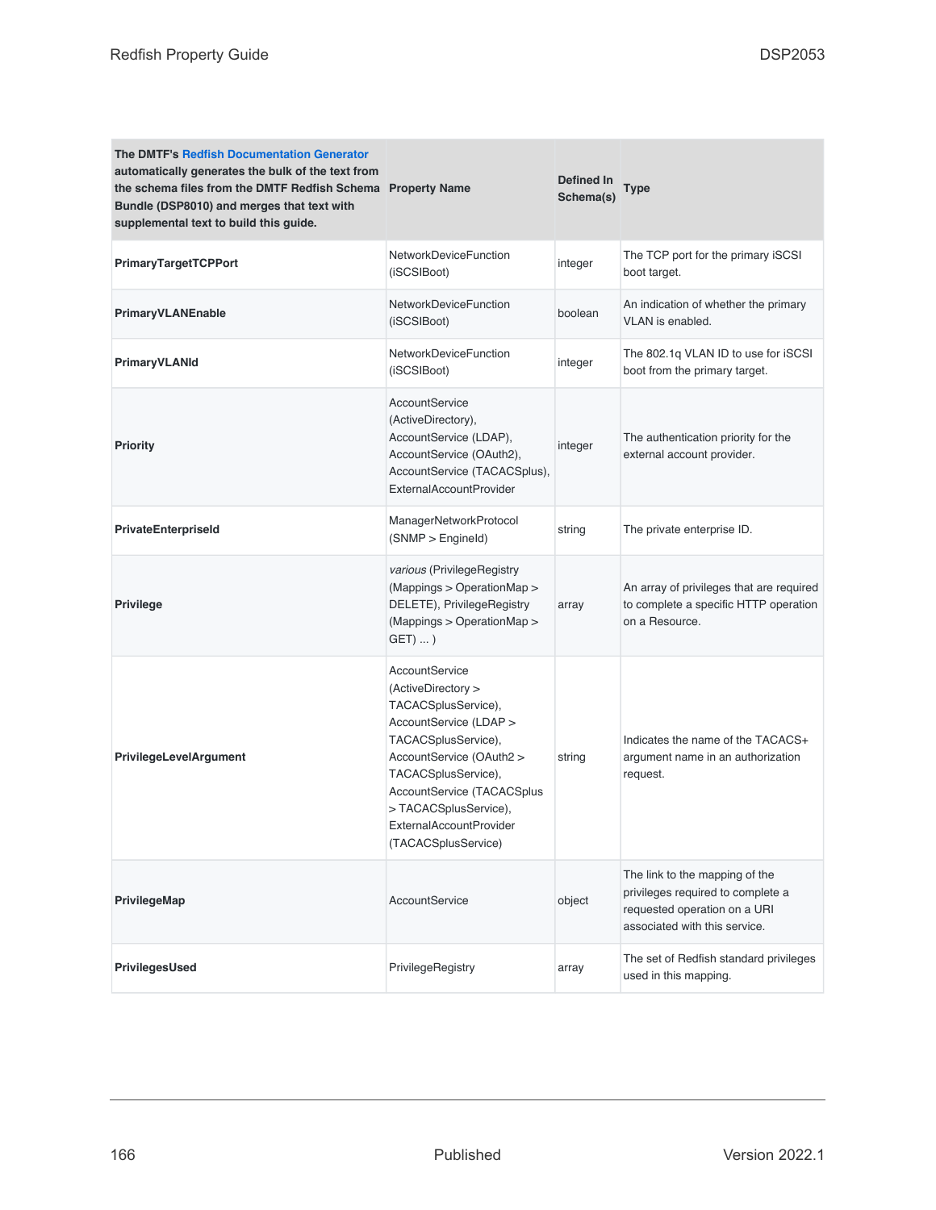| The DMTF's Redfish Documentation Generator automatically generates the bulk of the text from the schema files from the DMTF Redfish Schema Bundle (DSP8010) and merges that text with supplemental text to build this guide. | Property Name | Defined In Schema(s) | Type |
|---|---|---|---|
| **PrimaryTargetTCPPort** | NetworkDeviceFunction (iSCSIBoot) | integer | The TCP port for the primary iSCSI boot target. |
| **PrimaryVLANEnable** | NetworkDeviceFunction (iSCSIBoot) | boolean | An indication of whether the primary VLAN is enabled. |
| **PrimaryVLANId** | NetworkDeviceFunction (iSCSIBoot) | integer | The 802.1q VLAN ID to use for iSCSI boot from the primary target. |
| **Priority** | AccountService (ActiveDirectory), AccountService (LDAP), AccountService (OAuth2), AccountService (TACACSplus), ExternalAccountProvider | integer | The authentication priority for the external account provider. |
| **PrivateEnterpriseId** | ManagerNetworkProtocol (SNMP > EngineId) | string | The private enterprise ID. |
| **Privilege** | *various* (PrivilegeRegistry (Mappings > OperationMap > DELETE), PrivilegeRegistry (Mappings > OperationMap > GET) ... ) | array | An array of privileges that are required to complete a specific HTTP operation on a Resource. |
| **PrivilegeLevelArgument** | AccountService (ActiveDirectory > TACACSplusService), AccountService (LDAP > TACACSplusService), AccountService (OAuth2 > TACACSplusService), AccountService (TACACSplus > TACACSplusService), ExternalAccountProvider (TACACSplusService) | string | Indicates the name of the TACACS+ argument name in an authorization request. |
| **PrivilegeMap** | AccountService | object | The link to the mapping of the privileges required to complete a requested operation on a URI associated with this service. |
| **PrivilegesUsed** | PrivilegeRegistry | array | The set of Redfish standard privileges used in this mapping. |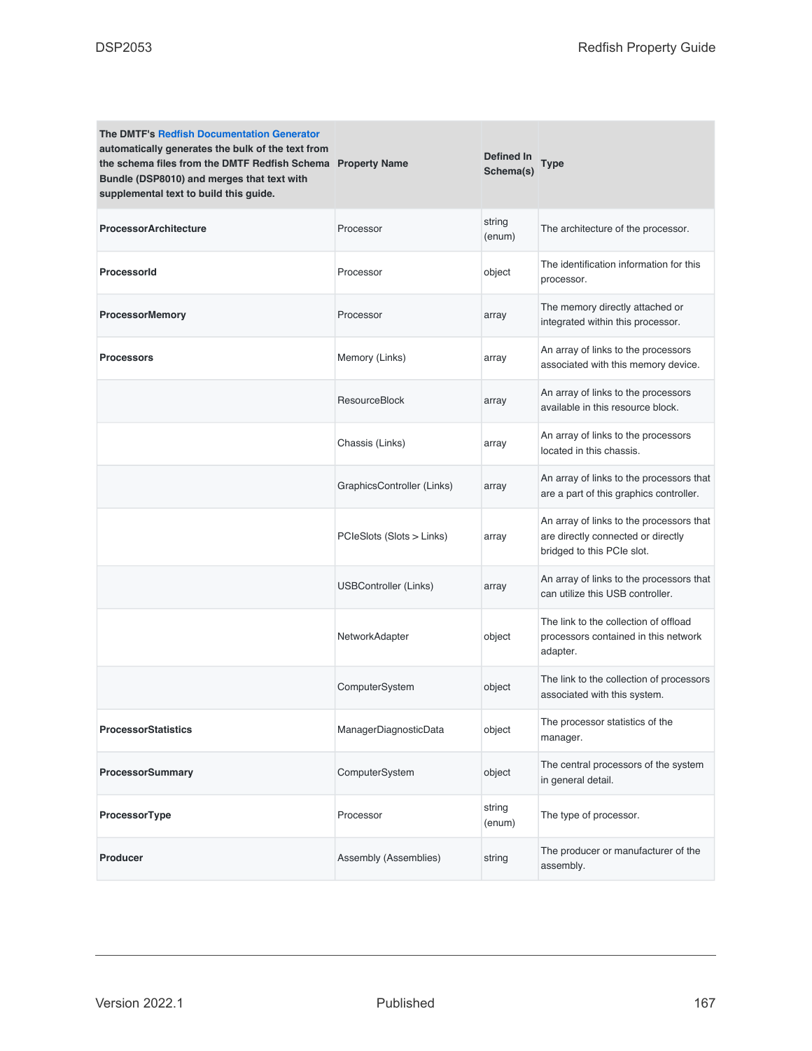| The DMTF's Redfish Documentation Generator automatically generates the bulk of the text from the schema files from the DMTF Redfish Schema Bundle (DSP8010) and merges that text with supplemental text to build this guide. | Property Name | Defined In Schema(s) | Type |
| --- | --- | --- | --- |
| **ProcessorArchitecture** | Processor | string (enum) | The architecture of the processor. |
| **ProcessorId** | Processor | object | The identification information for this processor. |
| **ProcessorMemory** | Processor | array | The memory directly attached or integrated within this processor. |
| **Processors** | Memory (Links) | array | An array of links to the processors associated with this memory device. |
| | ResourceBlock | array | An array of links to the processors available in this resource block. |
| | Chassis (Links) | array | An array of links to the processors located in this chassis. |
| | GraphicsController (Links) | array | An array of links to the processors that are a part of this graphics controller. |
| | PCIeSlots (Slots > Links) | array | An array of links to the processors that are directly connected or directly bridged to this PCIe slot. |
| | USBController (Links) | array | An array of links to the processors that can utilize this USB controller. |
| | NetworkAdapter | object | The link to the collection of offload processors contained in this network adapter. |
| | ComputerSystem | object | The link to the collection of processors associated with this system. |
| **ProcessorStatistics** | ManagerDiagnosticData | object | The processor statistics of the manager. |
| **ProcessorSummary** | ComputerSystem | object | The central processors of the system in general detail. |
| **ProcessorType** | Processor | string (enum) | The type of processor. |
| **Producer** | Assembly (Assemblies) | string | The producer or manufacturer of the assembly. |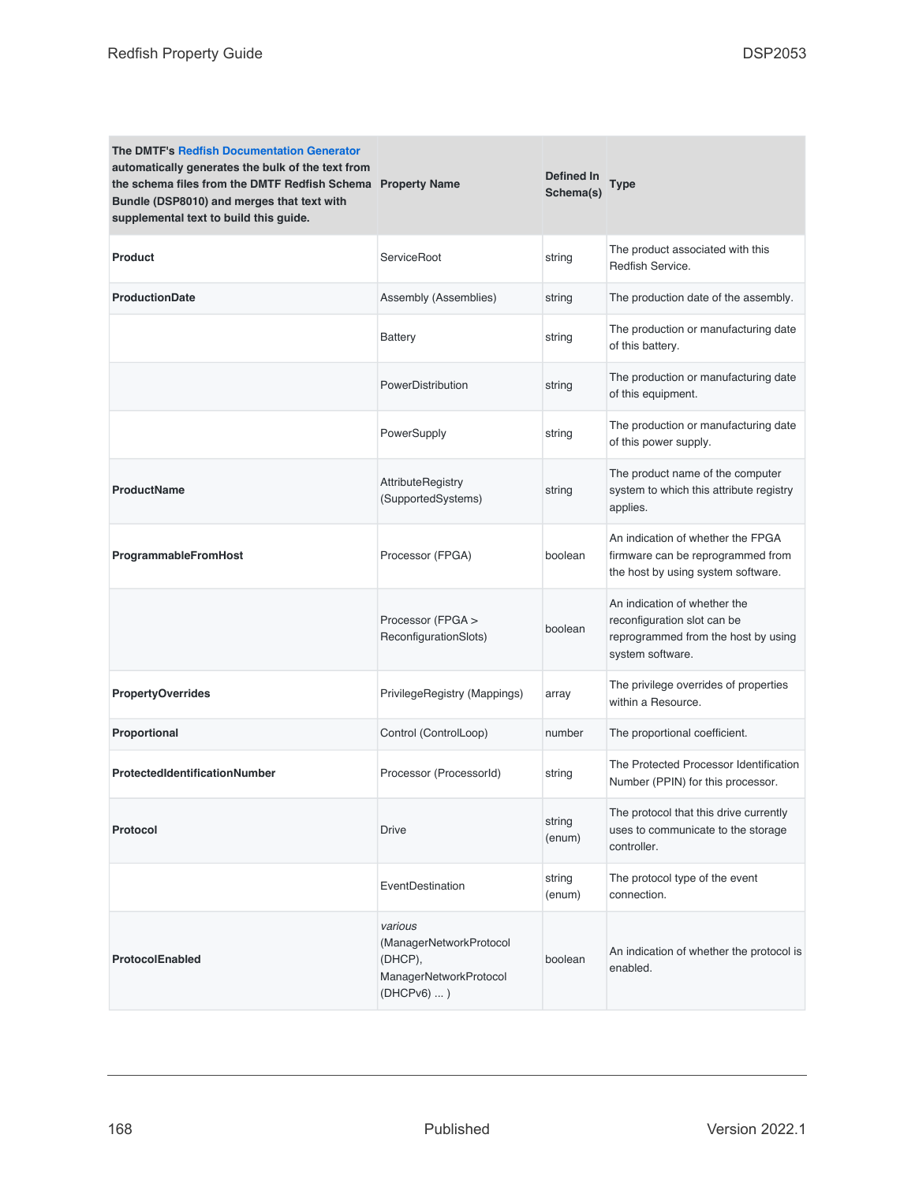| The DMTF's Redfish Documentation Generator automatically generates the bulk of the text from the schema files from the DMTF Redfish Schema Bundle (DSP8010) and merges that text with supplemental text to build this guide. | Property Name | Defined In Schema(s) | Type |
|---|---|---|---|
| **Product** | ServiceRoot | string | The product associated with this Redfish Service. |
| **ProductionDate** | Assembly (Assemblies) | string | The production date of the assembly. |
| | Battery | string | The production or manufacturing date of this battery. |
| | PowerDistribution | string | The production or manufacturing date of this equipment. |
| | PowerSupply | string | The production or manufacturing date of this power supply. |
| **ProductName** | AttributeRegistry (SupportedSystems) | string | The product name of the computer system to which this attribute registry applies. |
| **ProgrammableFromHost** | Processor (FPGA) | boolean | An indication of whether the FPGA firmware can be reprogrammed from the host by using system software. |
| | Processor (FPGA > ReconfigurationSlots) | boolean | An indication of whether the reconfiguration slot can be reprogrammed from the host by using system software. |
| **PropertyOverrides** | PrivilegeRegistry (Mappings) | array | The privilege overrides of properties within a Resource. |
| **Proportional** | Control (ControlLoop) | number | The proportional coefficient. |
| **ProtectedIdentificationNumber** | Processor (ProcessorId) | string | The Protected Processor Identification Number (PPIN) for this processor. |
| **Protocol** | Drive | string (enum) | The protocol that this drive currently uses to communicate to the storage controller. |
| | EventDestination | string (enum) | The protocol type of the event connection. |
| **ProtocolEnabled** | *various* (ManagerNetworkProtocol (DHCP), ManagerNetworkProtocol (DHCPv6) ... ) | boolean | An indication of whether the protocol is enabled. |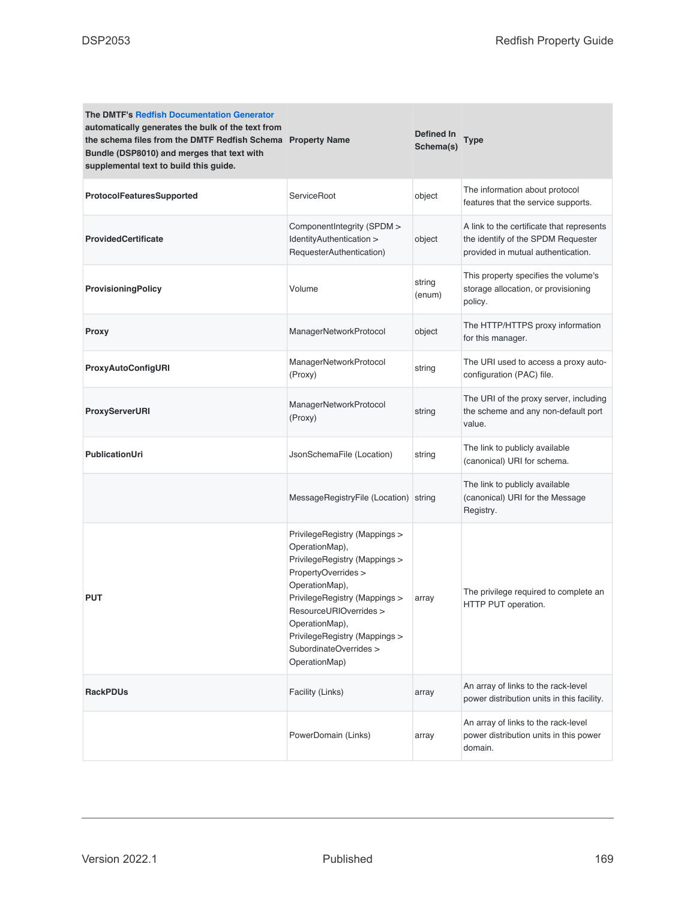| The DMTF's Redfish Documentation Generator automatically generates the bulk of the text from the schema files from the DMTF Redfish Schema Bundle (DSP8010) and merges that text with supplemental text to build this guide. | Property Name | Defined In Schema(s) | Type |
|---|---|---|---|
| **ProtocolFeaturesSupported** | ServiceRoot | object | The information about protocol features that the service supports. |
| **ProvidedCertificate** | ComponentIntegrity (SPDM > IdentityAuthentication > RequesterAuthentication) | object | A link to the certificate that represents the identify of the SPDM Requester provided in mutual authentication. |
| **ProvisioningPolicy** | Volume | string (enum) | This property specifies the volume's storage allocation, or provisioning policy. |
| **Proxy** | ManagerNetworkProtocol | object | The HTTP/HTTPS proxy information for this manager. |
| **ProxyAutoConfigURI** | ManagerNetworkProtocol (Proxy) | string | The URI used to access a proxy auto-configuration (PAC) file. |
| **ProxyServerURI** | ManagerNetworkProtocol (Proxy) | string | The URI of the proxy server, including the scheme and any non-default port value. |
| **PublicationUri** | JsonSchemaFile (Location) | string | The link to publicly available (canonical) URI for schema. |
| | MessageRegistryFile (Location) | string | The link to publicly available (canonical) URI for the Message Registry. |
| **PUT** | PrivilegeRegistry (Mappings > OperationMap), PrivilegeRegistry (Mappings > PropertyOverrides > OperationMap), PrivilegeRegistry (Mappings > ResourceURIOverrides > OperationMap), PrivilegeRegistry (Mappings > SubordinateOverrides > OperationMap) | array | The privilege required to complete an HTTP PUT operation. |
| **RackPDUs** | Facility (Links) | array | An array of links to the rack-level power distribution units in this facility. |
| | PowerDomain (Links) | array | An array of links to the rack-level power distribution units in this power domain. |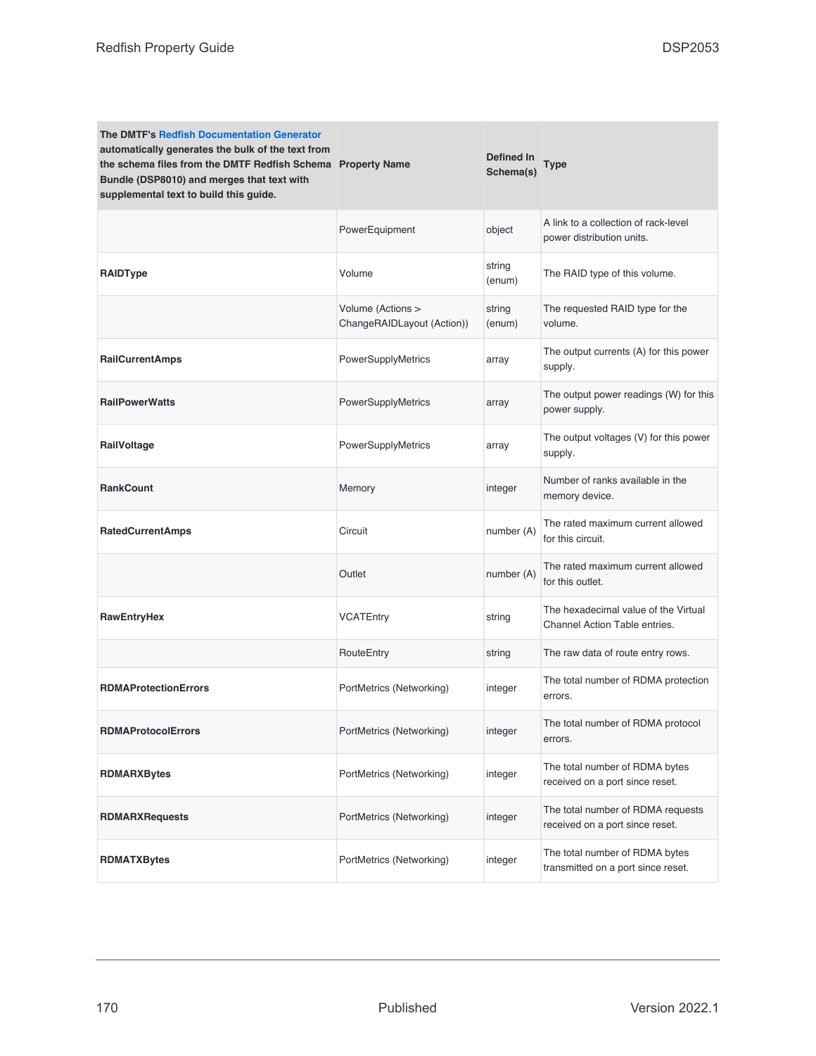| The DMTF's Redfish Documentation Generator automatically generates the bulk of the text from the schema files from the DMTF Redfish Schema Bundle (DSP8010) and merges that text with supplemental text to build this guide. | Property Name | Defined In Schema(s) | Type |
| --- | --- | --- | --- |
| | PowerEquipment | object | A link to a collection of rack-level power distribution units. |
| **RAIDType** | Volume | string (enum) | The RAID type of this volume. |
| | Volume (Actions > ChangeRAIDLayout (Action)) | string (enum) | The requested RAID type for the volume. |
| **RailCurrentAmps** | PowerSupplyMetrics | array | The output currents (A) for this power supply. |
| **RailPowerWatts** | PowerSupplyMetrics | array | The output power readings (W) for this power supply. |
| **RailVoltage** | PowerSupplyMetrics | array | The output voltages (V) for this power supply. |
| **RankCount** | Memory | integer | Number of ranks available in the memory device. |
| **RatedCurrentAmps** | Circuit | number (A) | The rated maximum current allowed for this circuit. |
| | Outlet | number (A) | The rated maximum current allowed for this outlet. |
| **RawEntryHex** | VCATEntry | string | The hexadecimal value of the Virtual Channel Action Table entries. |
| | RouteEntry | string | The raw data of route entry rows. |
| **RDMAProtectionErrors** | PortMetrics (Networking) | integer | The total number of RDMA protection errors. |
| **RDMAProtocolErrors** | PortMetrics (Networking) | integer | The total number of RDMA protocol errors. |
| **RDMARXBytes** | PortMetrics (Networking) | integer | The total number of RDMA bytes received on a port since reset. |
| **RDMARXRequests** | PortMetrics (Networking) | integer | The total number of RDMA requests received on a port since reset. |
| **RDMATXBytes** | PortMetrics (Networking) | integer | The total number of RDMA bytes transmitted on a port since reset. |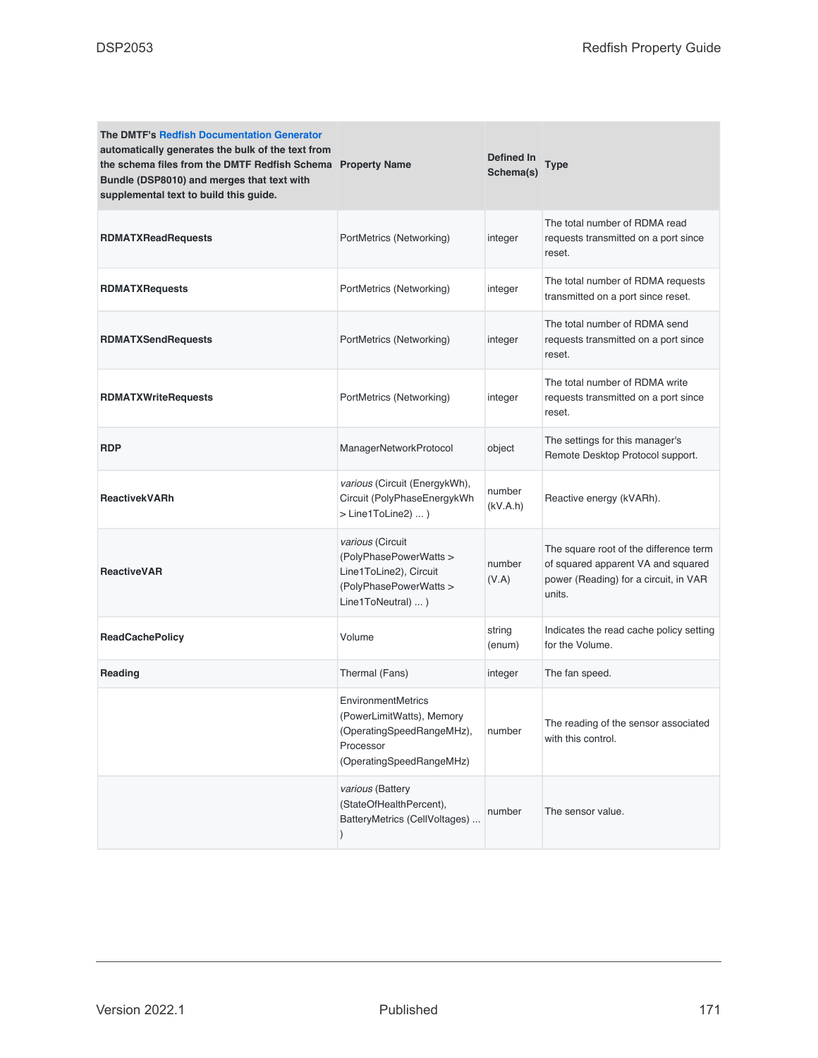| The DMTF's Redfish Documentation Generator automatically generates the bulk of the text from the schema files from the DMTF Redfish Schema Bundle (DSP8010) and merges that text with supplemental text to build this guide. Property Name | Defined In Schema(s) | Type | |
|---|---|---|---|
| **RDMATXReadRequests** | PortMetrics (Networking) | integer | The total number of RDMA read requests transmitted on a port since reset. |
| **RDMATXRequests** | PortMetrics (Networking) | integer | The total number of RDMA requests transmitted on a port since reset. |
| **RDMATXSendRequests** | PortMetrics (Networking) | integer | The total number of RDMA send requests transmitted on a port since reset. |
| **RDMATXWriteRequests** | PortMetrics (Networking) | integer | The total number of RDMA write requests transmitted on a port since reset. |
| **RDP** | ManagerNetworkProtocol | object | The settings for this manager's Remote Desktop Protocol support. |
| **ReactivekVARh** | *various* (Circuit (EnergykWh), Circuit (PolyPhaseEnergykWh > Line1ToLine2) ... ) | number (kV.A.h) | Reactive energy (kVARh). |
| **ReactiveVAR** | *various* (Circuit (PolyPhasePowerWatts > Line1ToLine2), Circuit (PolyPhasePowerWatts > Line1ToNeutral) ... ) | number (V.A) | The square root of the difference term of squared apparent VA and squared power (Reading) for a circuit, in VAR units. |
| **ReadCachePolicy** | Volume | string (enum) | Indicates the read cache policy setting for the Volume. |
| **Reading** | Thermal (Fans) | integer | The fan speed. |
| | EnvironmentMetrics (PowerLimitWatts), Memory (OperatingSpeedRangeMHz), Processor (OperatingSpeedRangeMHz) | number | The reading of the sensor associated with this control. |
| | *various* (Battery (StateOfHealthPercent), BatteryMetrics (CellVoltages) ... ) | number | The sensor value. |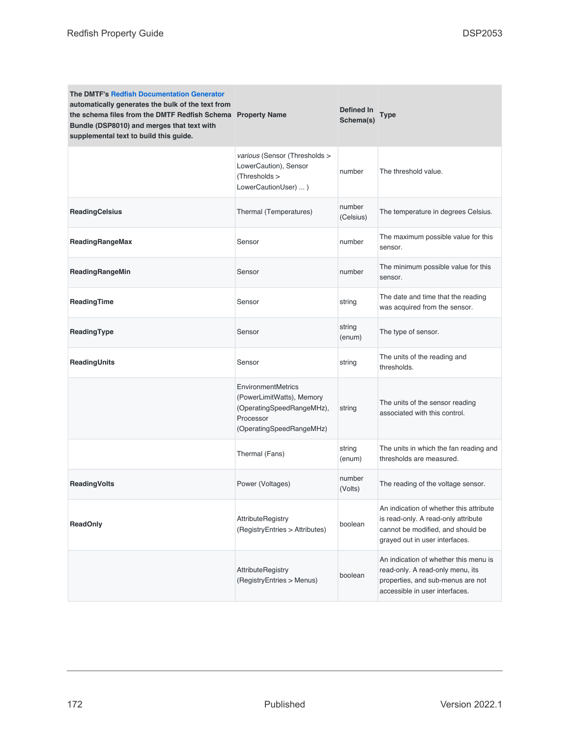| The DMTF's Redfish Documentation Generator automatically generates the bulk of the text from the schema files from the DMTF Redfish Schema Bundle (DSP8010) and merges that text with supplemental text to build this guide. Property Name | Defined In Schema(s) | Type | |
|---|---|---|---|
| | *various* (Sensor (Thresholds > LowerCaution), Sensor (Thresholds > LowerCautionUser) ... ) | number | The threshold value. |
| **ReadingCelsius** | Thermal (Temperatures) | number (Celsius) | The temperature in degrees Celsius. |
| **ReadingRangeMax** | Sensor | number | The maximum possible value for this sensor. |
| **ReadingRangeMin** | Sensor | number | The minimum possible value for this sensor. |
| **ReadingTime** | Sensor | string | The date and time that the reading was acquired from the sensor. |
| **ReadingType** | Sensor | string (enum) | The type of sensor. |
| **ReadingUnits** | Sensor | string | The units of the reading and thresholds. |
| | EnvironmentMetrics (PowerLimitWatts), Memory (OperatingSpeedRangeMHz), Processor (OperatingSpeedRangeMHz) | string | The units of the sensor reading associated with this control. |
| | Thermal (Fans) | string (enum) | The units in which the fan reading and thresholds are measured. |
| **ReadingVolts** | Power (Voltages) | number (Volts) | The reading of the voltage sensor. |
| **ReadOnly** | AttributeRegistry (RegistryEntries > Attributes) | boolean | An indication of whether this attribute is read-only. A read-only attribute cannot be modified, and should be grayed out in user interfaces. |
| | AttributeRegistry (RegistryEntries > Menus) | boolean | An indication of whether this menu is read-only. A read-only menu, its properties, and sub-menus are not accessible in user interfaces. |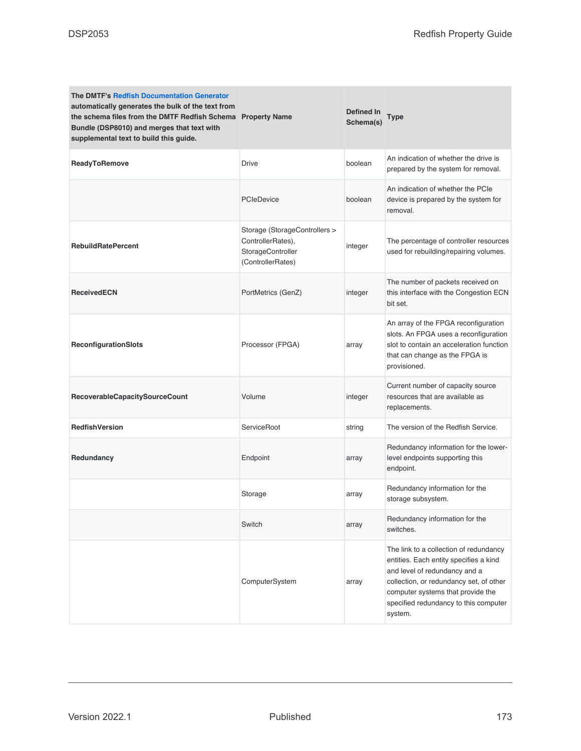| The DMTF's Redfish Documentation Generator automatically generates the bulk of the text from the schema files from the DMTF Redfish Schema Bundle (DSP8010) and merges that text with supplemental text to build this guide. | Property Name | Defined In Schema(s) | Type |
|---|---|---|---|
| **ReadyToRemove** | Drive | boolean | An indication of whether the drive is prepared by the system for removal. |
| | PCIeDevice | boolean | An indication of whether the PCIe device is prepared by the system for removal. |
| **RebuildRatePercent** | Storage (StorageControllers > ControllerRates), StorageController (ControllerRates) | integer | The percentage of controller resources used for rebuilding/repairing volumes. |
| **ReceivedECN** | PortMetrics (GenZ) | integer | The number of packets received on this interface with the Congestion ECN bit set. |
| **ReconfigurationSlots** | Processor (FPGA) | array | An array of the FPGA reconfiguration slots. An FPGA uses a reconfiguration slot to contain an acceleration function that can change as the FPGA is provisioned. |
| **RecoverableCapacitySourceCount** | Volume | integer | Current number of capacity source resources that are available as replacements. |
| **RedfishVersion** | ServiceRoot | string | The version of the Redfish Service. |
| **Redundancy** | Endpoint | array | Redundancy information for the lower-level endpoints supporting this endpoint. |
| | Storage | array | Redundancy information for the storage subsystem. |
| | Switch | array | Redundancy information for the switches. |
| | ComputerSystem | array | The link to a collection of redundancy entities. Each entity specifies a kind and level of redundancy and a collection, or redundancy set, of other computer systems that provide the specified redundancy to this computer system. |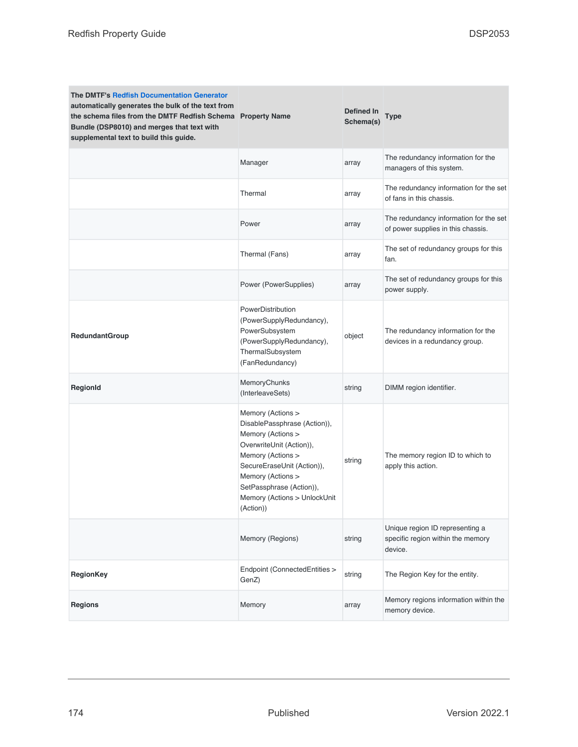| The DMTF's Redfish Documentation Generator automatically generates the bulk of the text from the schema files from the DMTF Redfish Schema Bundle (DSP8010) and merges that text with supplemental text to build this guide. | Property Name | Defined In Schema(s) | Type |
| --- | --- | --- | --- |
| | Manager | array | The redundancy information for the managers of this system. |
| | Thermal | array | The redundancy information for the set of fans in this chassis. |
| | Power | array | The redundancy information for the set of power supplies in this chassis. |
| | Thermal (Fans) | array | The set of redundancy groups for this fan. |
| | Power (PowerSupplies) | array | The set of redundancy groups for this power supply. |
| **RedundantGroup** | PowerDistribution (PowerSupplyRedundancy), PowerSubsystem (PowerSupplyRedundancy), ThermalSubsystem (FanRedundancy) | object | The redundancy information for the devices in a redundancy group. |
| **RegionId** | MemoryChunks (InterleaveSets) | string | DIMM region identifier. |
| | Memory (Actions > DisablePassphrase (Action)), Memory (Actions > OverwriteUnit (Action)), Memory (Actions > SecureEraseUnit (Action)), Memory (Actions > SetPassphrase (Action)), Memory (Actions > UnlockUnit (Action)) | string | The memory region ID to which to apply this action. |
| | Memory (Regions) | string | Unique region ID representing a specific region within the memory device. |
| **RegionKey** | Endpoint (ConnectedEntities > GenZ) | string | The Region Key for the entity. |
| **Regions** | Memory | array | Memory regions information within the memory device. |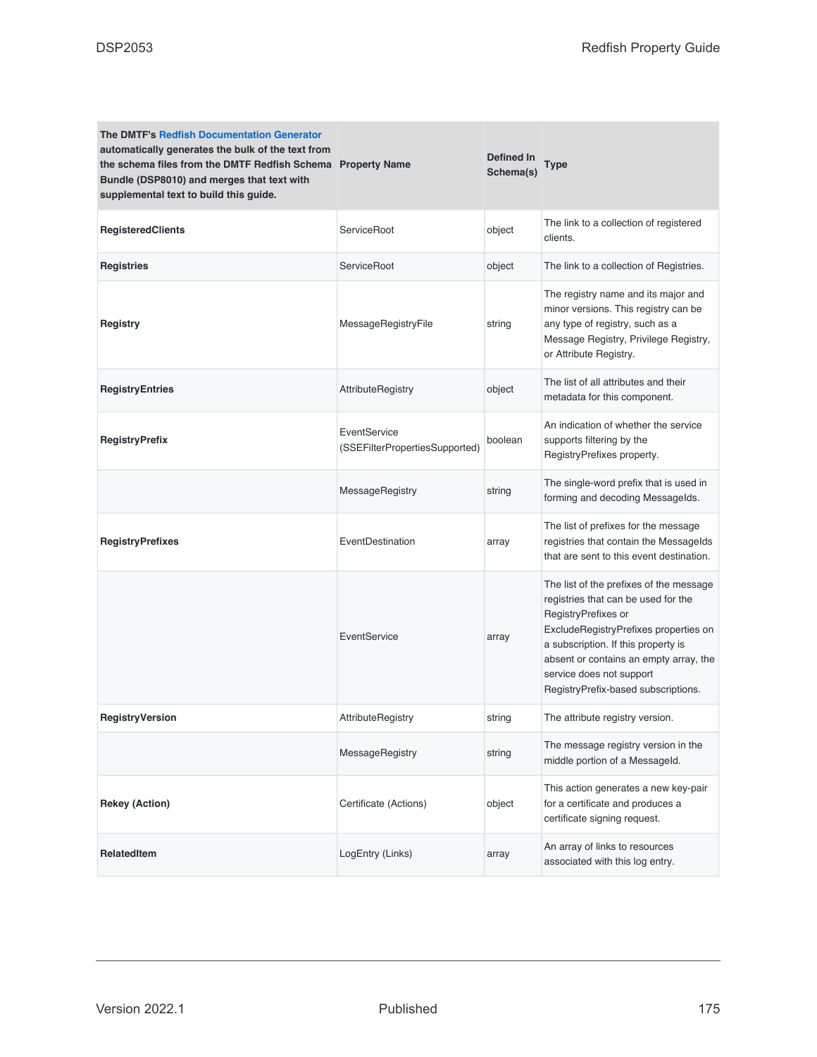| The DMTF's Redfish Documentation Generator automatically generates the bulk of the text from the schema files from the DMTF Redfish Schema Bundle (DSP8010) and merges that text with supplemental text to build this guide. | Property Name | Defined In Schema(s) | Type |
|---|---|---|---|
| **RegisteredClients** | ServiceRoot | object | The link to a collection of registered clients. |
| **Registries** | ServiceRoot | object | The link to a collection of Registries. |
| **Registry** | MessageRegistryFile | string | The registry name and its major and minor versions. This registry can be any type of registry, such as a Message Registry, Privilege Registry, or Attribute Registry. |
| **RegistryEntries** | AttributeRegistry | object | The list of all attributes and their metadata for this component. |
| **RegistryPrefix** | EventService (SSEFilterPropertiesSupported) | boolean | An indication of whether the service supports filtering by the RegistryPrefixes property. |
| | MessageRegistry | string | The single-word prefix that is used in forming and decoding MessageIds. |
| **RegistryPrefixes** | EventDestination | array | The list of prefixes for the message registries that contain the MessageIds that are sent to this event destination. |
| | EventService | array | The list of the prefixes of the message registries that can be used for the RegistryPrefixes or ExcludeRegistryPrefixes properties on a subscription. If this property is absent or contains an empty array, the service does not support RegistryPrefix-based subscriptions. |
| **RegistryVersion** | AttributeRegistry | string | The attribute registry version. |
| | MessageRegistry | string | The message registry version in the middle portion of a MessageId. |
| **Rekey (Action)** | Certificate (Actions) | object | This action generates a new key-pair for a certificate and produces a certificate signing request. |
| **RelatedItem** | LogEntry (Links) | array | An array of links to resources associated with this log entry. |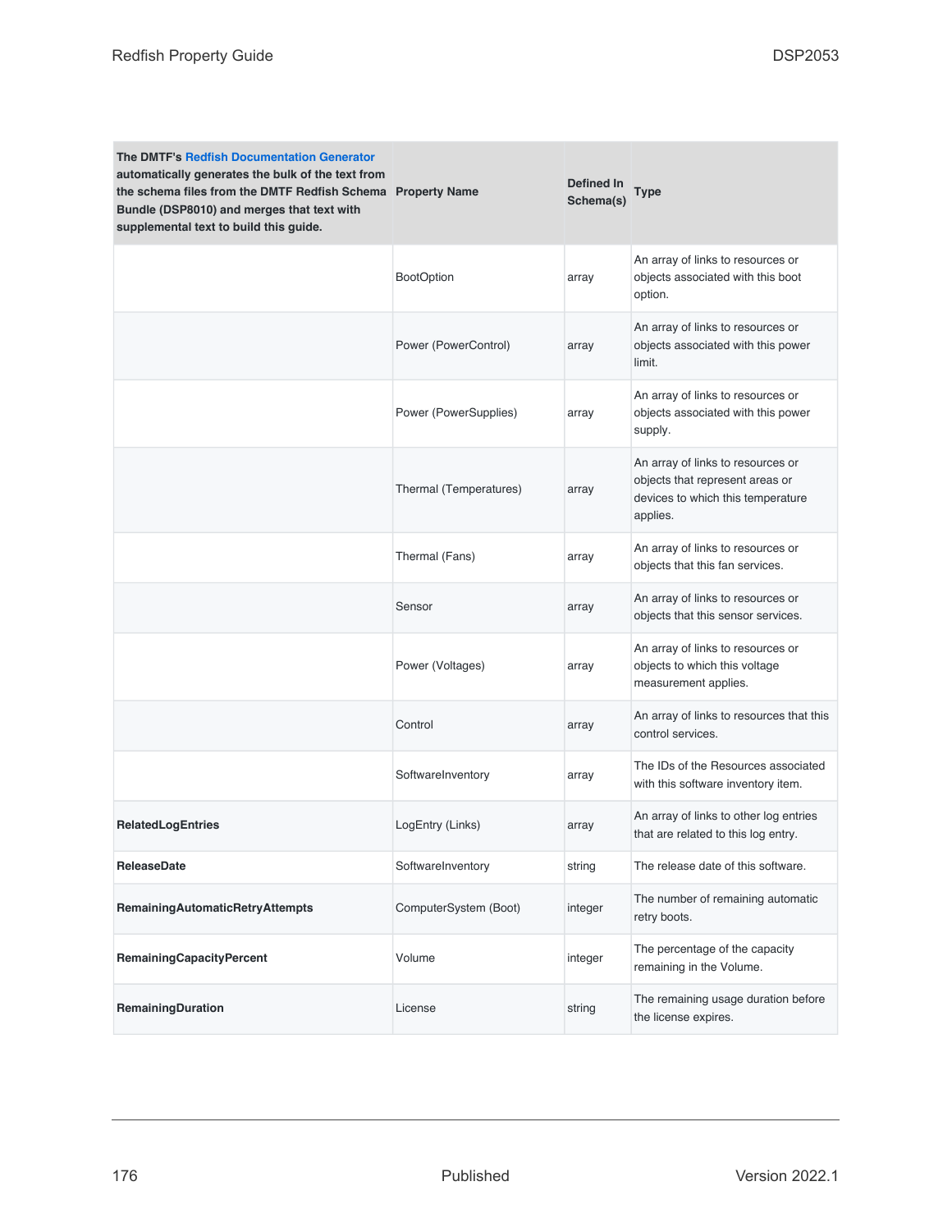| The DMTF's Redfish Documentation Generator automatically generates the bulk of the text from the schema files from the DMTF Redfish Schema Bundle (DSP8010) and merges that text with supplemental text to build this guide. | Property Name | Defined In Schema(s) | Type |
|---|---|---|---|
| | BootOption | array | An array of links to resources or objects associated with this boot option. |
| | Power (PowerControl) | array | An array of links to resources or objects associated with this power limit. |
| | Power (PowerSupplies) | array | An array of links to resources or objects associated with this power supply. |
| | Thermal (Temperatures) | array | An array of links to resources or objects that represent areas or devices to which this temperature applies. |
| | Thermal (Fans) | array | An array of links to resources or objects that this fan services. |
| | Sensor | array | An array of links to resources or objects that this sensor services. |
| | Power (Voltages) | array | An array of links to resources or objects to which this voltage measurement applies. |
| | Control | array | An array of links to resources that this control services. |
| | SoftwareInventory | array | The IDs of the Resources associated with this software inventory item. |
| **RelatedLogEntries** | LogEntry (Links) | array | An array of links to other log entries that are related to this log entry. |
| **ReleaseDate** | SoftwareInventory | string | The release date of this software. |
| **RemainingAutomaticRetryAttempts** | ComputerSystem (Boot) | integer | The number of remaining automatic retry boots. |
| **RemainingCapacityPercent** | Volume | integer | The percentage of the capacity remaining in the Volume. |
| **RemainingDuration** | License | string | The remaining usage duration before the license expires. |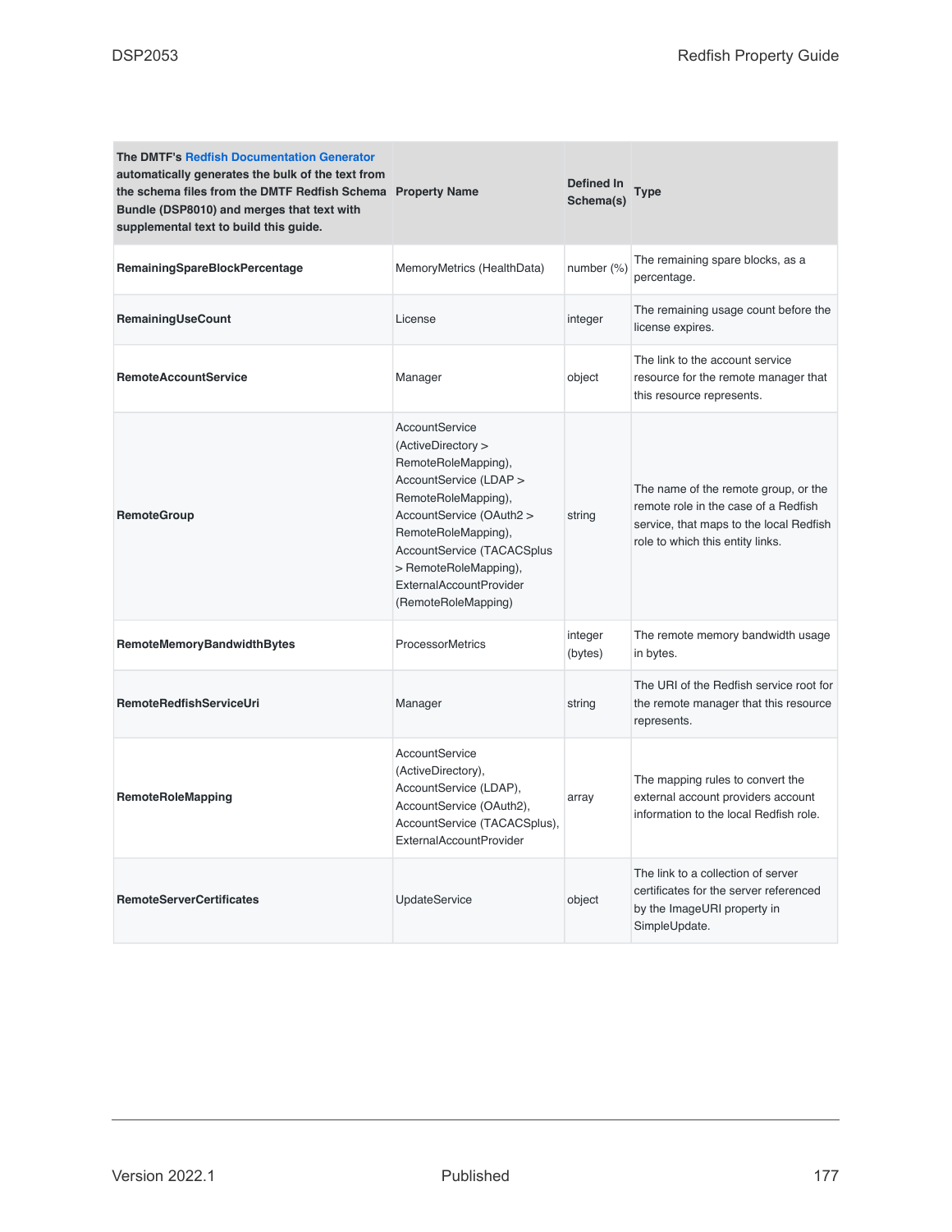| The DMTF's Redfish Documentation Generator automatically generates the bulk of the text from the schema files from the DMTF Redfish Schema Bundle (DSP8010) and merges that text with supplemental text to build this guide. | Property Name | Defined In Schema(s) | Type |
|---|---|---|---|
| **RemainingSpareBlockPercentage** | MemoryMetrics (HealthData) | number (%) | The remaining spare blocks, as a percentage. |
| **RemainingUseCount** | License | integer | The remaining usage count before the license expires. |
| **RemoteAccountService** | Manager | object | The link to the account service resource for the remote manager that this resource represents. |
| **RemoteGroup** | AccountService (ActiveDirectory > RemoteRoleMapping), AccountService (LDAP > RemoteRoleMapping), AccountService (OAuth2 > RemoteRoleMapping), AccountService (TACACSplus > RemoteRoleMapping), ExternalAccountProvider (RemoteRoleMapping) | string | The name of the remote group, or the remote role in the case of a Redfish service, that maps to the local Redfish role to which this entity links. |
| **RemoteMemoryBandwidthBytes** | ProcessorMetrics | integer (bytes) | The remote memory bandwidth usage in bytes. |
| **RemoteRedfishServiceUri** | Manager | string | The URI of the Redfish service root for the remote manager that this resource represents. |
| **RemoteRoleMapping** | AccountService (ActiveDirectory), AccountService (LDAP), AccountService (OAuth2), AccountService (TACACSplus), ExternalAccountProvider | array | The mapping rules to convert the external account providers account information to the local Redfish role. |
| **RemoteServerCertificates** | UpdateService | object | The link to a collection of server certificates for the server referenced by the ImageURI property in SimpleUpdate. |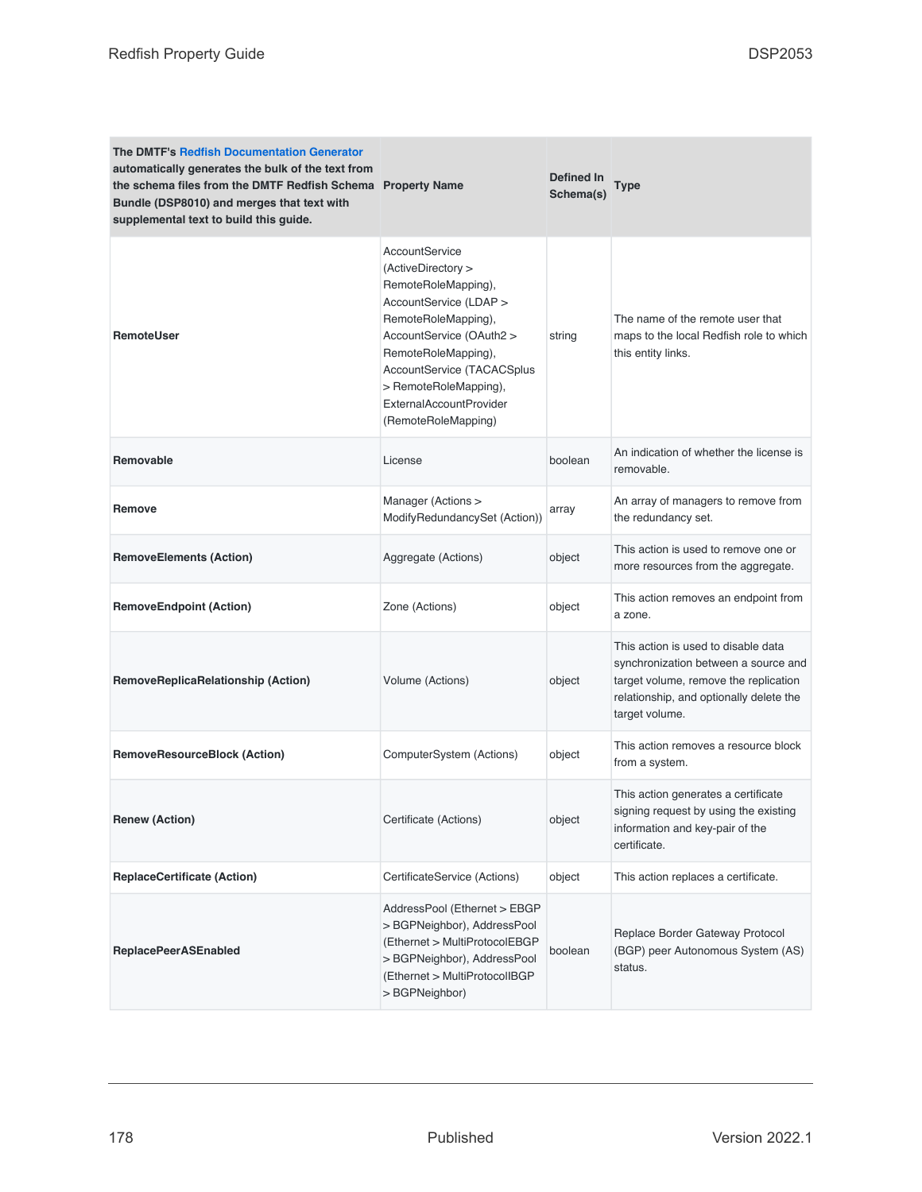| The DMTF's Redfish Documentation Generator automatically generates the bulk of the text from the schema files from the DMTF Redfish Schema Bundle (DSP8010) and merges that text with supplemental text to build this guide. | Property Name | Defined In Schema(s) | Type |
|---|---|---|---|
| **RemoteUser** | AccountService (ActiveDirectory > RemoteRoleMapping), AccountService (LDAP > RemoteRoleMapping), AccountService (OAuth2 > RemoteRoleMapping), AccountService (TACACSplus > RemoteRoleMapping), ExternalAccountProvider (RemoteRoleMapping) | string | The name of the remote user that maps to the local Redfish role to which this entity links. |
| **Removable** | License | boolean | An indication of whether the license is removable. |
| **Remove** | Manager (Actions > ModifyRedundancySet (Action)) | array | An array of managers to remove from the redundancy set. |
| **RemoveElements (Action)** | Aggregate (Actions) | object | This action is used to remove one or more resources from the aggregate. |
| **RemoveEndpoint (Action)** | Zone (Actions) | object | This action removes an endpoint from a zone. |
| **RemoveReplicaRelationship (Action)** | Volume (Actions) | object | This action is used to disable data synchronization between a source and target volume, remove the replication relationship, and optionally delete the target volume. |
| **RemoveResourceBlock (Action)** | ComputerSystem (Actions) | object | This action removes a resource block from a system. |
| **Renew (Action)** | Certificate (Actions) | object | This action generates a certificate signing request by using the existing information and key-pair of the certificate. |
| **ReplaceCertificate (Action)** | CertificateService (Actions) | object | This action replaces a certificate. |
| **ReplacePeerASEnabled** | AddressPool (Ethernet > EBGP > BGPNeighbor), AddressPool (Ethernet > MultiProtocolEBGP > BGPNeighbor), AddressPool (Ethernet > MultiProtocolIBGP > BGPNeighbor) | boolean | Replace Border Gateway Protocol (BGP) peer Autonomous System (AS) status. |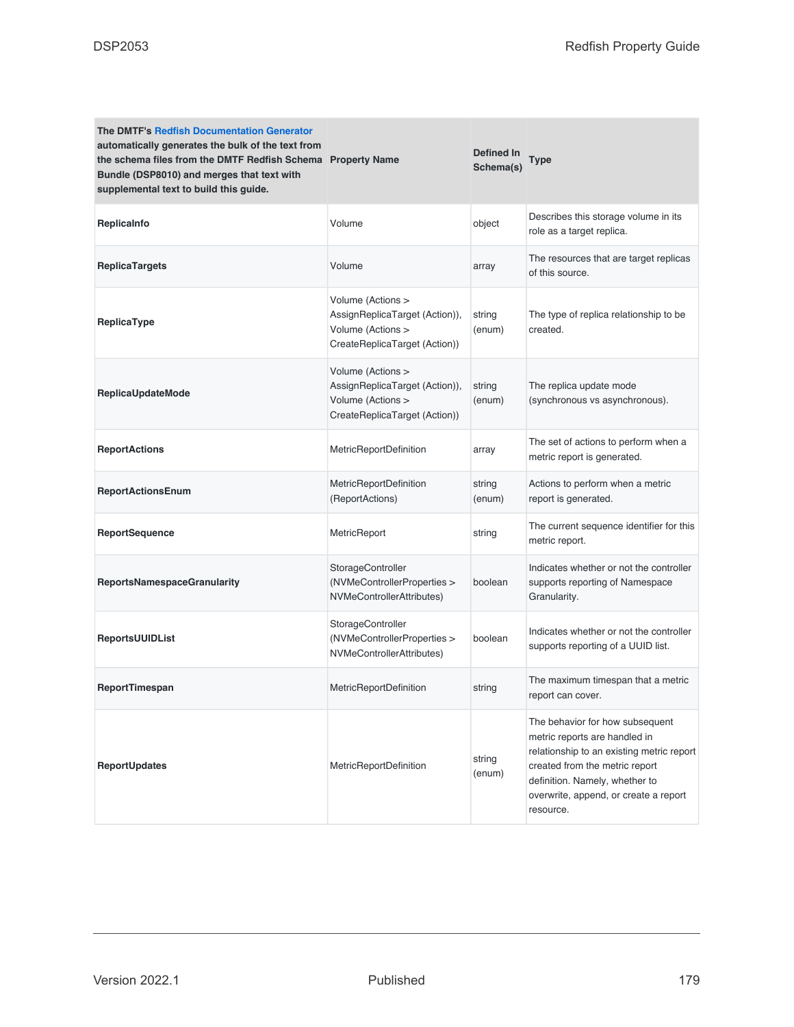| The DMTF's Redfish Documentation Generator automatically generates the bulk of the text from the schema files from the DMTF Redfish Schema Bundle (DSP8010) and merges that text with supplemental text to build this guide. Property Name | Defined In Schema(s) | Type | |
|---|---|---|---|
| **ReplicaInfo** | Volume | object | Describes this storage volume in its role as a target replica. |
| **ReplicaTargets** | Volume | array | The resources that are target replicas of this source. |
| **ReplicaType** | Volume (Actions > AssignReplicaTarget (Action)), Volume (Actions > CreateReplicaTarget (Action)) | string (enum) | The type of replica relationship to be created. |
| **ReplicaUpdateMode** | Volume (Actions > AssignReplicaTarget (Action)), Volume (Actions > CreateReplicaTarget (Action)) | string (enum) | The replica update mode (synchronous vs asynchronous). |
| **ReportActions** | MetricReportDefinition | array | The set of actions to perform when a metric report is generated. |
| **ReportActionsEnum** | MetricReportDefinition (ReportActions) | string (enum) | Actions to perform when a metric report is generated. |
| **ReportSequence** | MetricReport | string | The current sequence identifier for this metric report. |
| **ReportsNamespaceGranularity** | StorageController (NVMeControllerProperties > NVMeControllerAttributes) | boolean | Indicates whether or not the controller supports reporting of Namespace Granularity. |
| **ReportsUUIDList** | StorageController (NVMeControllerProperties > NVMeControllerAttributes) | boolean | Indicates whether or not the controller supports reporting of a UUID list. |
| **ReportTimespan** | MetricReportDefinition | string | The maximum timespan that a metric report can cover. |
| **ReportUpdates** | MetricReportDefinition | string (enum) | The behavior for how subsequent metric reports are handled in relationship to an existing metric report created from the metric report definition. Namely, whether to overwrite, append, or create a report resource. |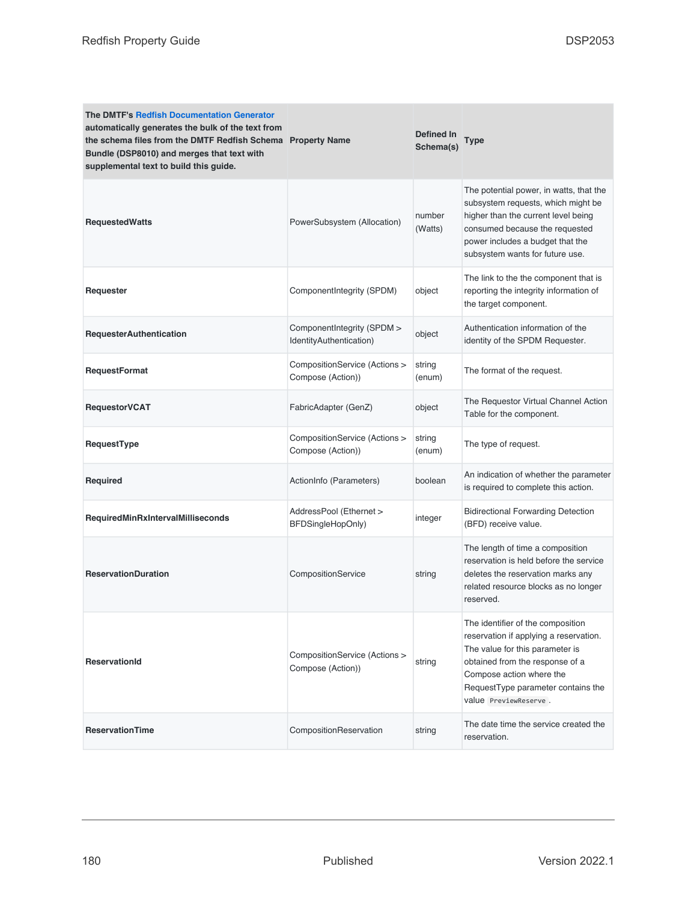| The DMTF's Redfish Documentation Generator automatically generates the bulk of the text from the schema files from the DMTF Redfish Schema Bundle (DSP8010) and merges that text with supplemental text to build this guide. | Property Name | Defined In Schema(s) | Type |
|---|---|---|---|
| **RequestedWatts** | PowerSubsystem (Allocation) | number (Watts) | The potential power, in watts, that the subsystem requests, which might be higher than the current level being consumed because the requested power includes a budget that the subsystem wants for future use. |
| **Requester** | ComponentIntegrity (SPDM) | object | The link to the the component that is reporting the integrity information of the target component. |
| **RequesterAuthentication** | ComponentIntegrity (SPDM > IdentityAuthentication) | object | Authentication information of the identity of the SPDM Requester. |
| **RequestFormat** | CompositionService (Actions > Compose (Action)) | string (enum) | The format of the request. |
| **RequestorVCAT** | FabricAdapter (GenZ) | object | The Requestor Virtual Channel Action Table for the component. |
| **RequestType** | CompositionService (Actions > Compose (Action)) | string (enum) | The type of request. |
| **Required** | ActionInfo (Parameters) | boolean | An indication of whether the parameter is required to complete this action. |
| **RequiredMinRxIntervalMilliseconds** | AddressPool (Ethernet > BFDSingleHopOnly) | integer | Bidirectional Forwarding Detection (BFD) receive value. |
| **ReservationDuration** | CompositionService | string | The length of time a composition reservation is held before the service deletes the reservation marks any related resource blocks as no longer reserved. |
| **ReservationId** | CompositionService (Actions > Compose (Action)) | string | The identifier of the composition reservation if applying a reservation. The value for this parameter is obtained from the response of a Compose action where the RequestType parameter contains the value `PreviewReserve`. |
| **ReservationTime** | CompositionReservation | string | The date time the service created the reservation. |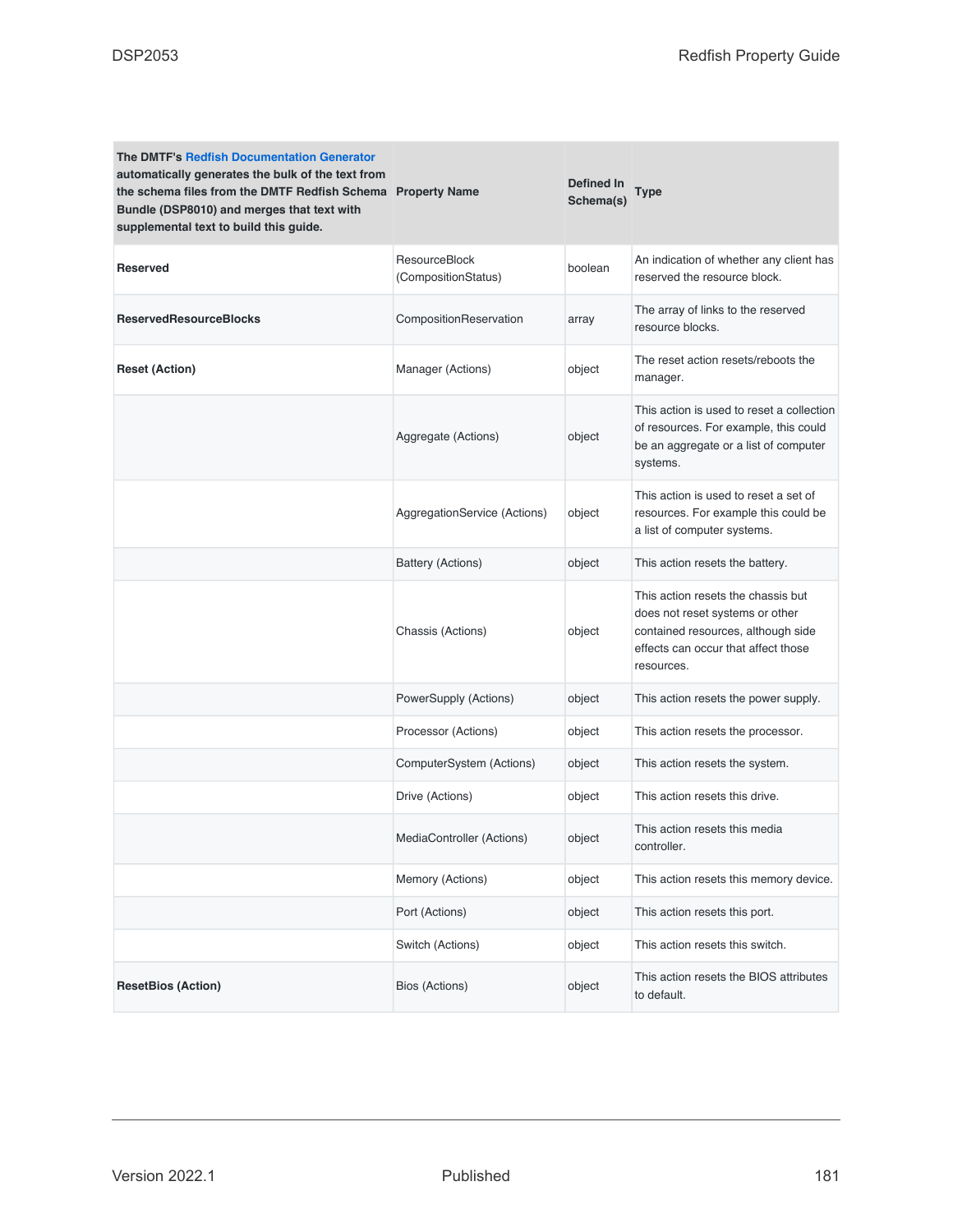| The DMTF's Redfish Documentation Generator automatically generates the bulk of the text from the schema files from the DMTF Redfish Schema Bundle (DSP8010) and merges that text with supplemental text to build this guide. | Property Name | Defined In Schema(s) | Type |
|---|---|---|---|
| **Reserved** | ResourceBlock (CompositionStatus) | boolean | An indication of whether any client has reserved the resource block. |
| **ReservedResourceBlocks** | CompositionReservation | array | The array of links to the reserved resource blocks. |
| **Reset (Action)** | Manager (Actions) | object | The reset action resets/reboots the manager. |
| | Aggregate (Actions) | object | This action is used to reset a collection of resources. For example, this could be an aggregate or a list of computer systems. |
| | AggregationService (Actions) | object | This action is used to reset a set of resources. For example this could be a list of computer systems. |
| | Battery (Actions) | object | This action resets the battery. |
| | Chassis (Actions) | object | This action resets the chassis but does not reset systems or other contained resources, although side effects can occur that affect those resources. |
| | PowerSupply (Actions) | object | This action resets the power supply. |
| | Processor (Actions) | object | This action resets the processor. |
| | ComputerSystem (Actions) | object | This action resets the system. |
| | Drive (Actions) | object | This action resets this drive. |
| | MediaController (Actions) | object | This action resets this media controller. |
| | Memory (Actions) | object | This action resets this memory device. |
| | Port (Actions) | object | This action resets this port. |
| | Switch (Actions) | object | This action resets this switch. |
| **ResetBios (Action)** | Bios (Actions) | object | This action resets the BIOS attributes to default. |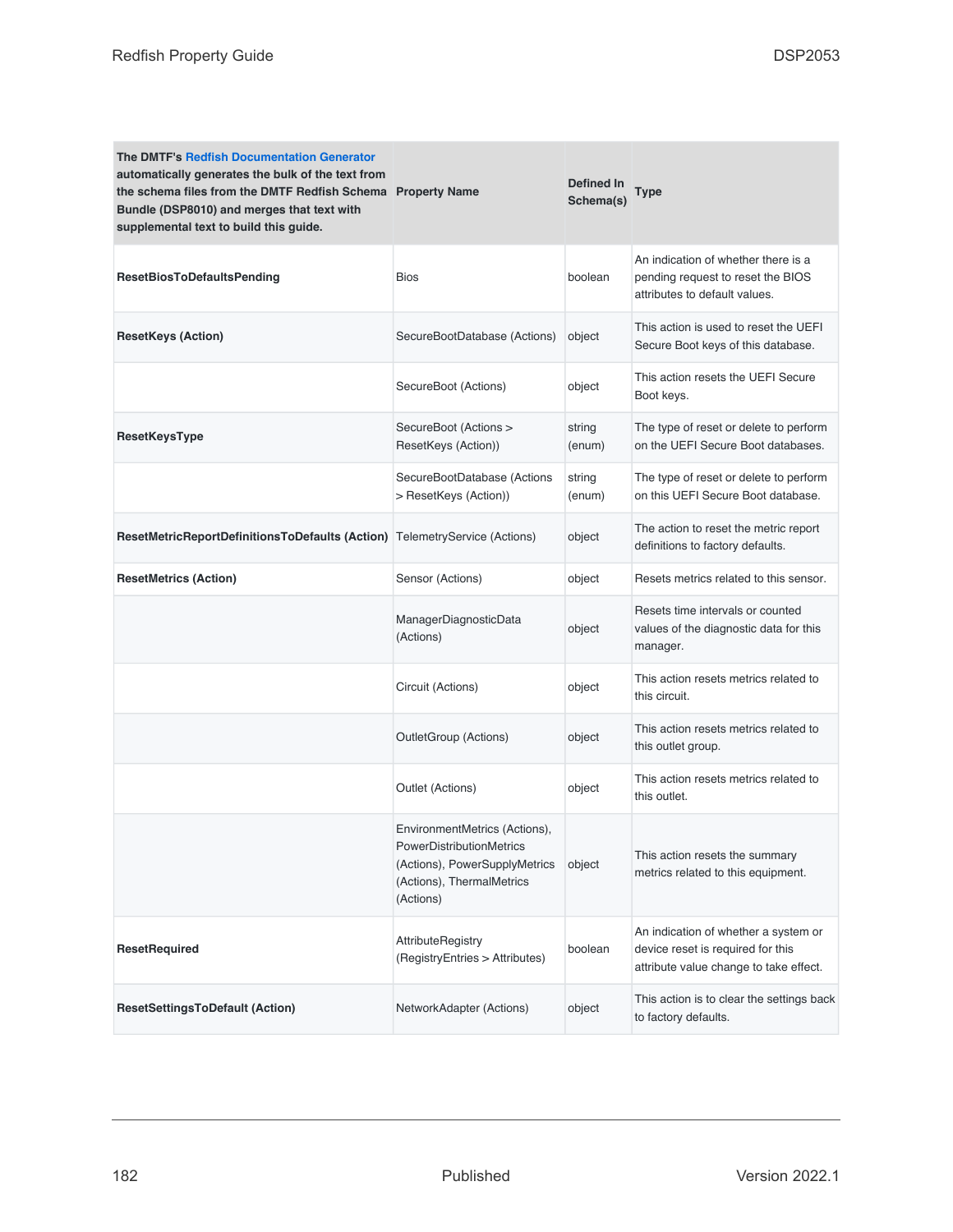| The DMTF's Redfish Documentation Generator automatically generates the bulk of the text from the schema files from the DMTF Redfish Schema Bundle (DSP8010) and merges that text with supplemental text to build this guide. | Property Name | Defined In Schema(s) | Type |
|---|---|---|---|
| **ResetBiosToDefaultsPending** | Bios | boolean | An indication of whether there is a pending request to reset the BIOS attributes to default values. |
| **ResetKeys (Action)** | SecureBootDatabase (Actions) | object | This action is used to reset the UEFI Secure Boot keys of this database. |
| | SecureBoot (Actions) | object | This action resets the UEFI Secure Boot keys. |
| **ResetKeysType** | SecureBoot (Actions > ResetKeys (Action)) | string (enum) | The type of reset or delete to perform on the UEFI Secure Boot databases. |
| | SecureBootDatabase (Actions > ResetKeys (Action)) | string (enum) | The type of reset or delete to perform on this UEFI Secure Boot database. |
| **ResetMetricReportDefinitionsToDefaults (Action)** | TelemetryService (Actions) | object | The action to reset the metric report definitions to factory defaults. |
| **ResetMetrics (Action)** | Sensor (Actions) | object | Resets metrics related to this sensor. |
| | ManagerDiagnosticData (Actions) | object | Resets time intervals or counted values of the diagnostic data for this manager. |
| | Circuit (Actions) | object | This action resets metrics related to this circuit. |
| | OutletGroup (Actions) | object | This action resets metrics related to this outlet group. |
| | Outlet (Actions) | object | This action resets metrics related to this outlet. |
| | EnvironmentMetrics (Actions), PowerDistributionMetrics (Actions), PowerSupplyMetrics (Actions), ThermalMetrics (Actions) | object | This action resets the summary metrics related to this equipment. |
| **ResetRequired** | AttributeRegistry (RegistryEntries > Attributes) | boolean | An indication of whether a system or device reset is required for this attribute value change to take effect. |
| **ResetSettingsToDefault (Action)** | NetworkAdapter (Actions) | object | This action is to clear the settings back to factory defaults. |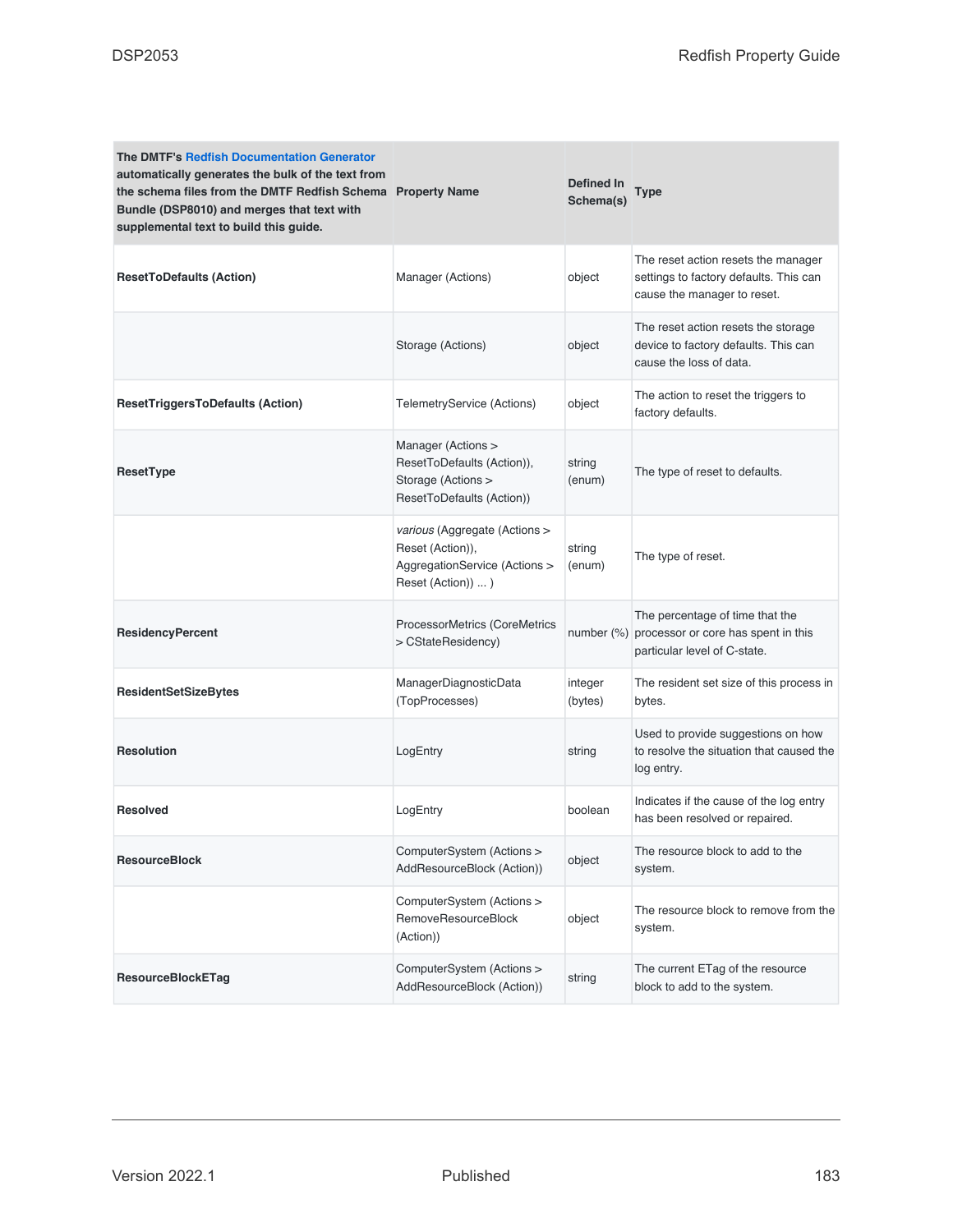| The DMTF's Redfish Documentation Generator automatically generates the bulk of the text from the schema files from the DMTF Redfish Schema Bundle (DSP8010) and merges that text with supplemental text to build this guide. | Property Name | Defined In Schema(s) | Type |
|---|---|---|---|
| **ResetToDefaults (Action)** | Manager (Actions) | object | The reset action resets the manager settings to factory defaults. This can cause the manager to reset. |
| | Storage (Actions) | object | The reset action resets the storage device to factory defaults. This can cause the loss of data. |
| **ResetTriggersToDefaults (Action)** | TelemetryService (Actions) | object | The action to reset the triggers to factory defaults. |
| **ResetType** | Manager (Actions > ResetToDefaults (Action)), Storage (Actions > ResetToDefaults (Action)) | string (enum) | The type of reset to defaults. |
| | *various* (Aggregate (Actions > Reset (Action)), AggregationService (Actions > Reset (Action)) ... ) | string (enum) | The type of reset. |
| **ResidencyPercent** | ProcessorMetrics (CoreMetrics > CStateResidency) | number (%) | The percentage of time that the processor or core has spent in this particular level of C-state. |
| **ResidentSetSizeBytes** | ManagerDiagnosticData (TopProcesses) | integer (bytes) | The resident set size of this process in bytes. |
| **Resolution** | LogEntry | string | Used to provide suggestions on how to resolve the situation that caused the log entry. |
| **Resolved** | LogEntry | boolean | Indicates if the cause of the log entry has been resolved or repaired. |
| **ResourceBlock** | ComputerSystem (Actions > AddResourceBlock (Action)) | object | The resource block to add to the system. |
| | ComputerSystem (Actions > RemoveResourceBlock (Action)) | object | The resource block to remove from the system. |
| **ResourceBlockETag** | ComputerSystem (Actions > AddResourceBlock (Action)) | string | The current ETag of the resource block to add to the system. |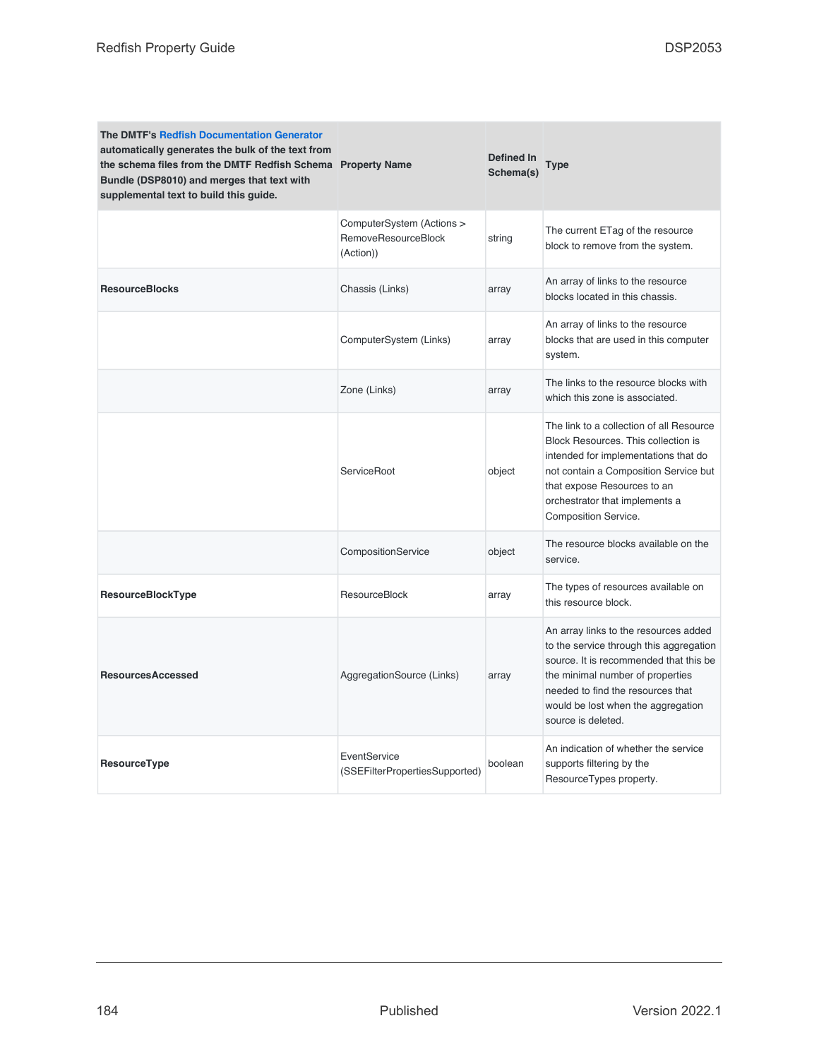| The DMTF's Redfish Documentation Generator automatically generates the bulk of the text from the schema files from the DMTF Redfish Schema Bundle (DSP8010) and merges that text with supplemental text to build this guide. | Property Name | Defined In Schema(s) | Type |
|---|---|---|---|
| | ComputerSystem (Actions > RemoveResourceBlock (Action)) | string | The current ETag of the resource block to remove from the system. |
| **ResourceBlocks** | Chassis (Links) | array | An array of links to the resource blocks located in this chassis. |
| | ComputerSystem (Links) | array | An array of links to the resource blocks that are used in this computer system. |
| | Zone (Links) | array | The links to the resource blocks with which this zone is associated. |
| | ServiceRoot | object | The link to a collection of all Resource Block Resources. This collection is intended for implementations that do not contain a Composition Service but that expose Resources to an orchestrator that implements a Composition Service. |
| | CompositionService | object | The resource blocks available on the service. |
| **ResourceBlockType** | ResourceBlock | array | The types of resources available on this resource block. |
| **ResourcesAccessed** | AggregationSource (Links) | array | An array links to the resources added to the service through this aggregation source. It is recommended that this be the minimal number of properties needed to find the resources that would be lost when the aggregation source is deleted. |
| **ResourceType** | EventService (SSEFilterPropertiesSupported) | boolean | An indication of whether the service supports filtering by the ResourceTypes property. |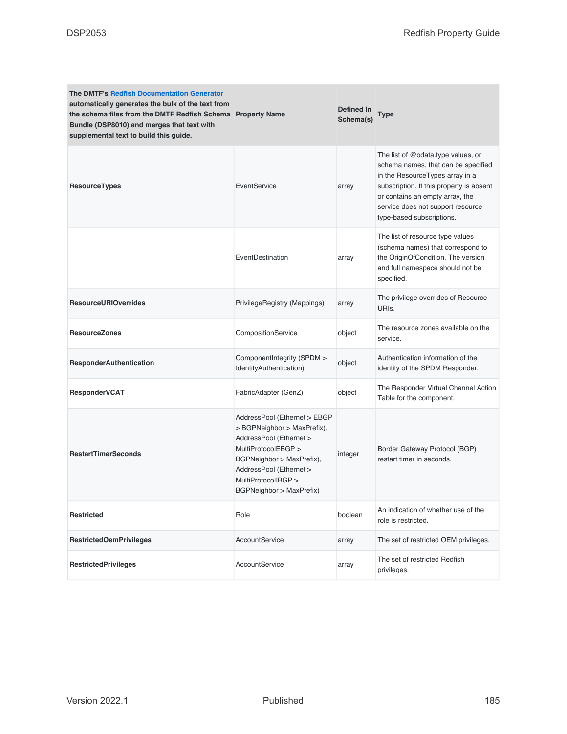| The DMTF's Redfish Documentation Generator automatically generates the bulk of the text from the schema files from the DMTF Redfish Schema Bundle (DSP8010) and merges that text with supplemental text to build this guide. | Property Name | Defined In Schema(s) | Type |
| --- | --- | --- | --- |
| **ResourceTypes** | EventService | array | The list of @odata.type values, or schema names, that can be specified in the ResourceTypes array in a subscription. If this property is absent or contains an empty array, the service does not support resource type-based subscriptions. |
| | EventDestination | array | The list of resource type values (schema names) that correspond to the OriginOfCondition. The version and full namespace should not be specified. |
| **ResourceURIOverrides** | PrivilegeRegistry (Mappings) | array | The privilege overrides of Resource URIs. |
| **ResourceZones** | CompositionService | object | The resource zones available on the service. |
| **ResponderAuthentication** | ComponentIntegrity (SPDM > IdentityAuthentication) | object | Authentication information of the identity of the SPDM Responder. |
| **ResponderVCAT** | FabricAdapter (GenZ) | object | The Responder Virtual Channel Action Table for the component. |
| **RestartTimerSeconds** | AddressPool (Ethernet > EBGP > BGPNeighbor > MaxPrefix), AddressPool (Ethernet > MultiProtocolEBGP > BGPNeighbor > MaxPrefix), AddressPool (Ethernet > MultiProtocolIBGP > BGPNeighbor > MaxPrefix) | integer | Border Gateway Protocol (BGP) restart timer in seconds. |
| **Restricted** | Role | boolean | An indication of whether use of the role is restricted. |
| **RestrictedOemPrivileges** | AccountService | array | The set of restricted OEM privileges. |
| **RestrictedPrivileges** | AccountService | array | The set of restricted Redfish privileges. |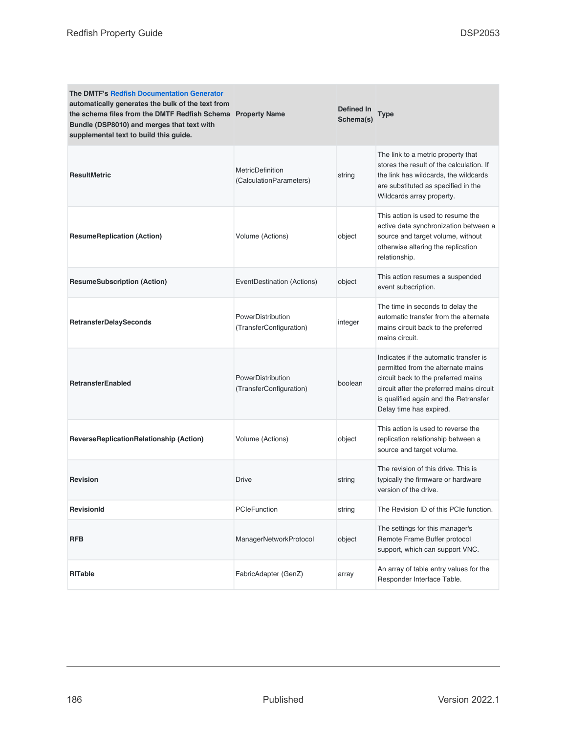| The DMTF's Redfish Documentation Generator automatically generates the bulk of the text from the schema files from the DMTF Redfish Schema Bundle (DSP8010) and merges that text with supplemental text to build this guide. | Property Name | Defined In Schema(s) | Type |
|---|---|---|---|
| **ResultMetric** | MetricDefinition (CalculationParameters) | string | The link to a metric property that stores the result of the calculation. If the link has wildcards, the wildcards are substituted as specified in the Wildcards array property. |
| **ResumeReplication (Action)** | Volume (Actions) | object | This action is used to resume the active data synchronization between a source and target volume, without otherwise altering the replication relationship. |
| **ResumeSubscription (Action)** | EventDestination (Actions) | object | This action resumes a suspended event subscription. |
| **RetransferDelaySeconds** | PowerDistribution (TransferConfiguration) | integer | The time in seconds to delay the automatic transfer from the alternate mains circuit back to the preferred mains circuit. |
| **RetransferEnabled** | PowerDistribution (TransferConfiguration) | boolean | Indicates if the automatic transfer is permitted from the alternate mains circuit back to the preferred mains circuit after the preferred mains circuit is qualified again and the Retransfer Delay time has expired. |
| **ReverseReplicationRelationship (Action)** | Volume (Actions) | object | This action is used to reverse the replication relationship between a source and target volume. |
| **Revision** | Drive | string | The revision of this drive. This is typically the firmware or hardware version of the drive. |
| **RevisionId** | PCIeFunction | string | The Revision ID of this PCIe function. |
| **RFB** | ManagerNetworkProtocol | object | The settings for this manager's Remote Frame Buffer protocol support, which can support VNC. |
| **RITable** | FabricAdapter (GenZ) | array | An array of table entry values for the Responder Interface Table. |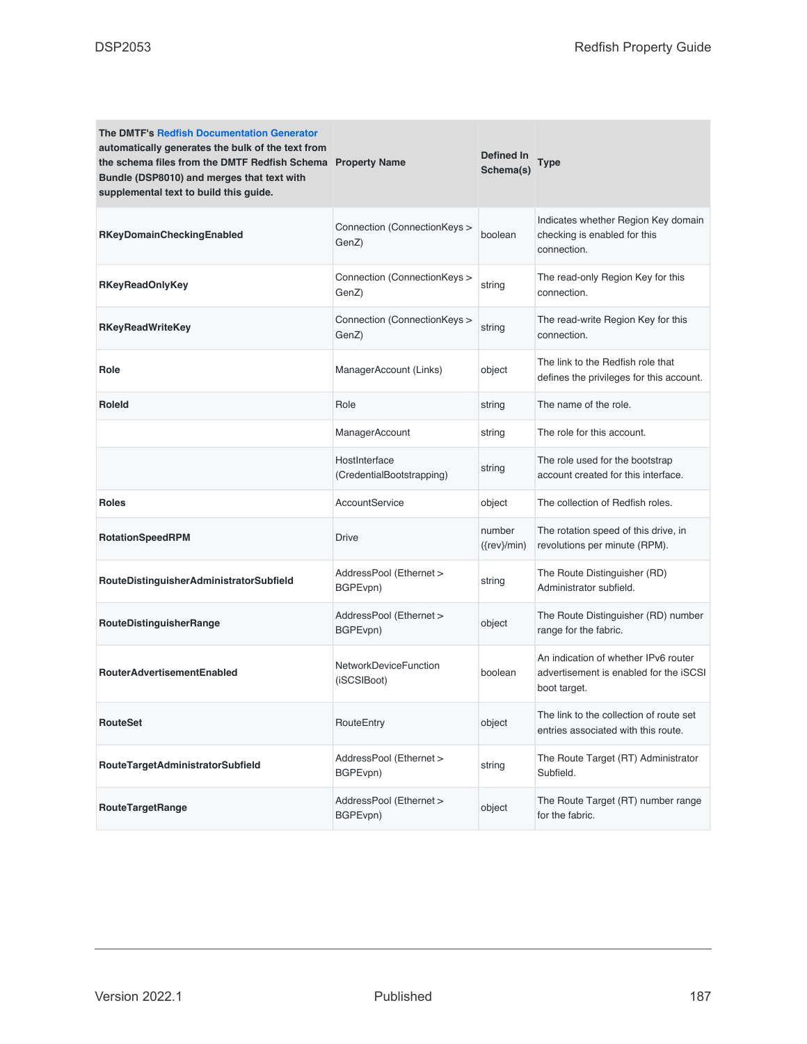| The DMTF's Redfish Documentation Generator automatically generates the bulk of the text from the schema files from the DMTF Redfish Schema Bundle (DSP8010) and merges that text with supplemental text to build this guide. | Property Name | Defined In Schema(s) | Type |
|---|---|---|---|
| **RKeyDomainCheckingEnabled** | Connection (ConnectionKeys > GenZ) | boolean | Indicates whether Region Key domain checking is enabled for this connection. |
| **RKeyReadOnlyKey** | Connection (ConnectionKeys > GenZ) | string | The read-only Region Key for this connection. |
| **RKeyReadWriteKey** | Connection (ConnectionKeys > GenZ) | string | The read-write Region Key for this connection. |
| **Role** | ManagerAccount (Links) | object | The link to the Redfish role that defines the privileges for this account. |
| **RoleId** | Role | string | The name of the role. |
| | ManagerAccount | string | The role for this account. |
| | HostInterface (CredentialBootstrapping) | string | The role used for the bootstrap account created for this interface. |
| **Roles** | AccountService | object | The collection of Redfish roles. |
| **RotationSpeedRPM** | Drive | number ({rev}/min) | The rotation speed of this drive, in revolutions per minute (RPM). |
| **RouteDistinguisherAdministratorSubfield** | AddressPool (Ethernet > BGPEvpn) | string | The Route Distinguisher (RD) Administrator subfield. |
| **RouteDistinguisherRange** | AddressPool (Ethernet > BGPEvpn) | object | The Route Distinguisher (RD) number range for the fabric. |
| **RouterAdvertisementEnabled** | NetworkDeviceFunction (iSCSIBoot) | boolean | An indication of whether IPv6 router advertisement is enabled for the iSCSI boot target. |
| **RouteSet** | RouteEntry | object | The link to the collection of route set entries associated with this route. |
| **RouteTargetAdministratorSubfield** | AddressPool (Ethernet > BGPEvpn) | string | The Route Target (RT) Administrator Subfield. |
| **RouteTargetRange** | AddressPool (Ethernet > BGPEvpn) | object | The Route Target (RT) number range for the fabric. |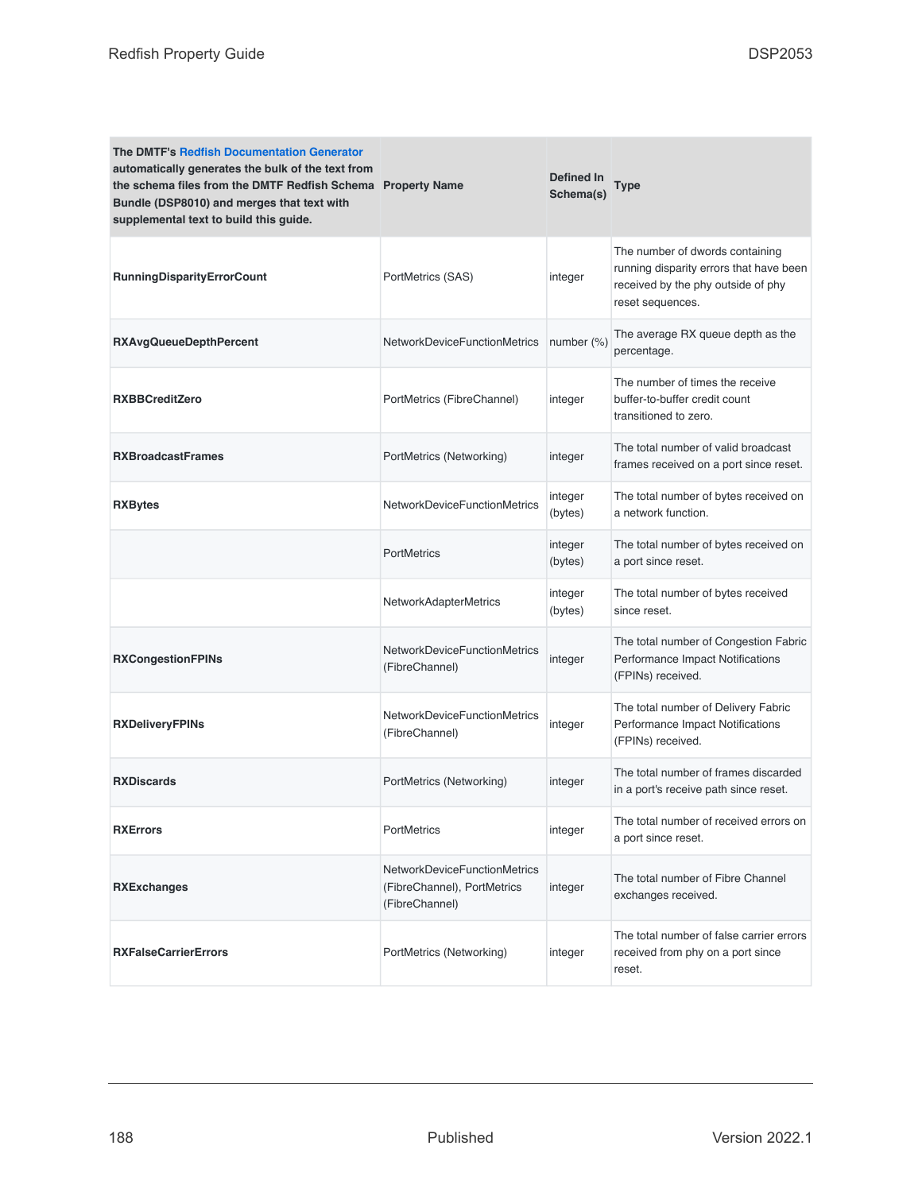| The DMTF's Redfish Documentation Generator automatically generates the bulk of the text from the schema files from the DMTF Redfish Schema Bundle (DSP8010) and merges that text with supplemental text to build this guide. | Property Name | Defined In Schema(s) | Type |
|---|---|---|---|
| **RunningDisparityErrorCount** | PortMetrics (SAS) | integer | The number of dwords containing running disparity errors that have been received by the phy outside of phy reset sequences. |
| **RXAvgQueueDepthPercent** | NetworkDeviceFunctionMetrics | number (%) | The average RX queue depth as the percentage. |
| **RXBBCreditZero** | PortMetrics (FibreChannel) | integer | The number of times the receive buffer-to-buffer credit count transitioned to zero. |
| **RXBroadcastFrames** | PortMetrics (Networking) | integer | The total number of valid broadcast frames received on a port since reset. |
| **RXBytes** | NetworkDeviceFunctionMetrics | integer (bytes) | The total number of bytes received on a network function. |
| | PortMetrics | integer (bytes) | The total number of bytes received on a port since reset. |
| | NetworkAdapterMetrics | integer (bytes) | The total number of bytes received since reset. |
| **RXCongestionFPINs** | NetworkDeviceFunctionMetrics (FibreChannel) | integer | The total number of Congestion Fabric Performance Impact Notifications (FPINs) received. |
| **RXDeliveryFPINs** | NetworkDeviceFunctionMetrics (FibreChannel) | integer | The total number of Delivery Fabric Performance Impact Notifications (FPINs) received. |
| **RXDiscards** | PortMetrics (Networking) | integer | The total number of frames discarded in a port's receive path since reset. |
| **RXErrors** | PortMetrics | integer | The total number of received errors on a port since reset. |
| **RXExchanges** | NetworkDeviceFunctionMetrics (FibreChannel), PortMetrics (FibreChannel) | integer | The total number of Fibre Channel exchanges received. |
| **RXFalseCarrierErrors** | PortMetrics (Networking) | integer | The total number of false carrier errors received from phy on a port since reset. |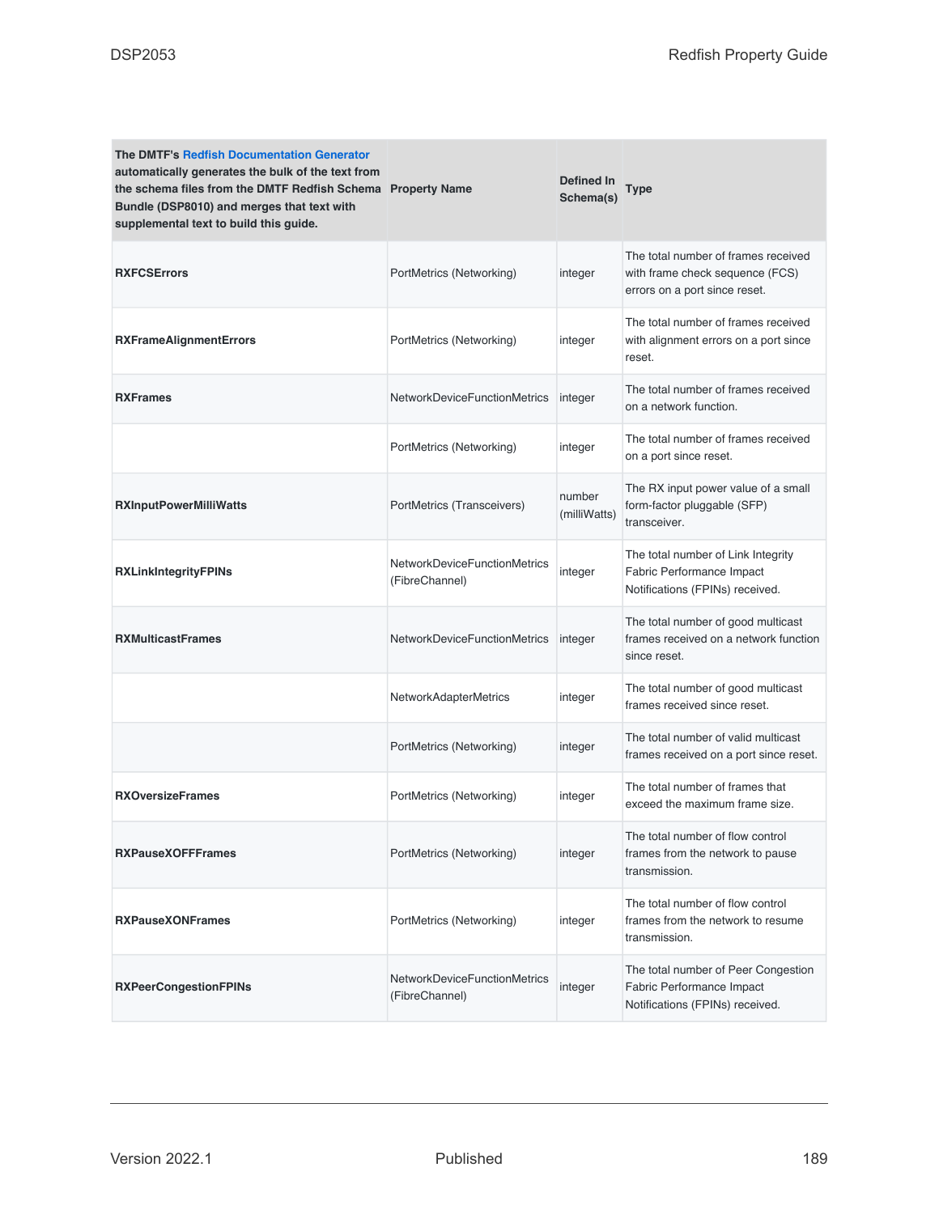| The DMTF's Redfish Documentation Generator automatically generates the bulk of the text from the schema files from the DMTF Redfish Schema Bundle (DSP8010) and merges that text with supplemental text to build this guide. | Property Name | Defined In Schema(s) | Type |
|---|---|---|---|
| **RXFCSErrors** | PortMetrics (Networking) | integer | The total number of frames received with frame check sequence (FCS) errors on a port since reset. |
| **RXFrameAlignmentErrors** | PortMetrics (Networking) | integer | The total number of frames received with alignment errors on a port since reset. |
| **RXFrames** | NetworkDeviceFunctionMetrics | integer | The total number of frames received on a network function. |
| | PortMetrics (Networking) | integer | The total number of frames received on a port since reset. |
| **RXInputPowerMilliWatts** | PortMetrics (Transceivers) | number (milliWatts) | The RX input power value of a small form-factor pluggable (SFP) transceiver. |
| **RXLinkIntegrityFPINs** | NetworkDeviceFunctionMetrics (FibreChannel) | integer | The total number of Link Integrity Fabric Performance Impact Notifications (FPINs) received. |
| **RXMulticastFrames** | NetworkDeviceFunctionMetrics | integer | The total number of good multicast frames received on a network function since reset. |
| | NetworkAdapterMetrics | integer | The total number of good multicast frames received since reset. |
| | PortMetrics (Networking) | integer | The total number of valid multicast frames received on a port since reset. |
| **RXOversizeFrames** | PortMetrics (Networking) | integer | The total number of frames that exceed the maximum frame size. |
| **RXPauseXOFFFrames** | PortMetrics (Networking) | integer | The total number of flow control frames from the network to pause transmission. |
| **RXPauseXONFrames** | PortMetrics (Networking) | integer | The total number of flow control frames from the network to resume transmission. |
| **RXPeerCongestionFPINs** | NetworkDeviceFunctionMetrics (FibreChannel) | integer | The total number of Peer Congestion Fabric Performance Impact Notifications (FPINs) received. |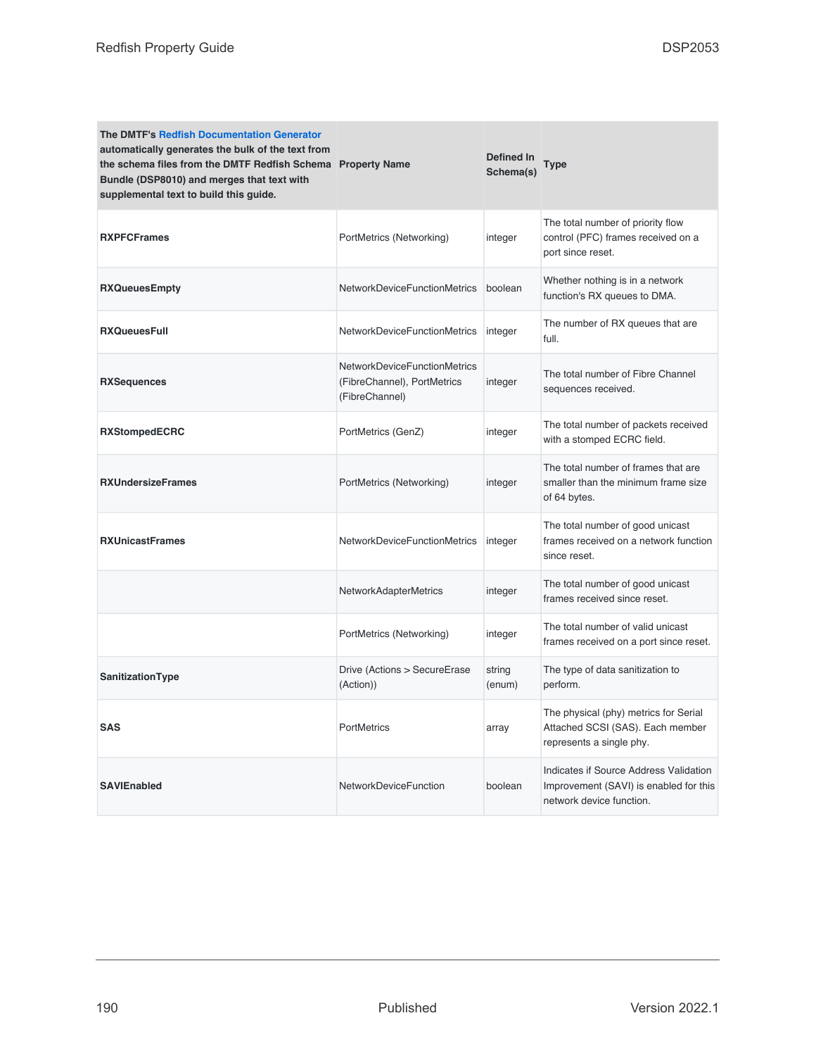| The DMTF's Redfish Documentation Generator automatically generates the bulk of the text from the schema files from the DMTF Redfish Schema Bundle (DSP8010) and merges that text with supplemental text to build this guide. | Property Name | Defined In Schema(s) | Type |
|---|---|---|---|
| **RXPFCFrames** | PortMetrics (Networking) | integer | The total number of priority flow control (PFC) frames received on a port since reset. |
| **RXQueuesEmpty** | NetworkDeviceFunctionMetrics | boolean | Whether nothing is in a network function's RX queues to DMA. |
| **RXQueuesFull** | NetworkDeviceFunctionMetrics | integer | The number of RX queues that are full. |
| **RXSequences** | NetworkDeviceFunctionMetrics (FibreChannel), PortMetrics (FibreChannel) | integer | The total number of Fibre Channel sequences received. |
| **RXStompedECRC** | PortMetrics (GenZ) | integer | The total number of packets received with a stomped ECRC field. |
| **RXUndersizeFrames** | PortMetrics (Networking) | integer | The total number of frames that are smaller than the minimum frame size of 64 bytes. |
| **RXUnicastFrames** | NetworkDeviceFunctionMetrics | integer | The total number of good unicast frames received on a network function since reset. |
| | NetworkAdapterMetrics | integer | The total number of good unicast frames received since reset. |
| | PortMetrics (Networking) | integer | The total number of valid unicast frames received on a port since reset. |
| **SanitizationType** | Drive (Actions > SecureErase (Action)) | string (enum) | The type of data sanitization to perform. |
| **SAS** | PortMetrics | array | The physical (phy) metrics for Serial Attached SCSI (SAS). Each member represents a single phy. |
| **SAVIEnabled** | NetworkDeviceFunction | boolean | Indicates if Source Address Validation Improvement (SAVI) is enabled for this network device function. |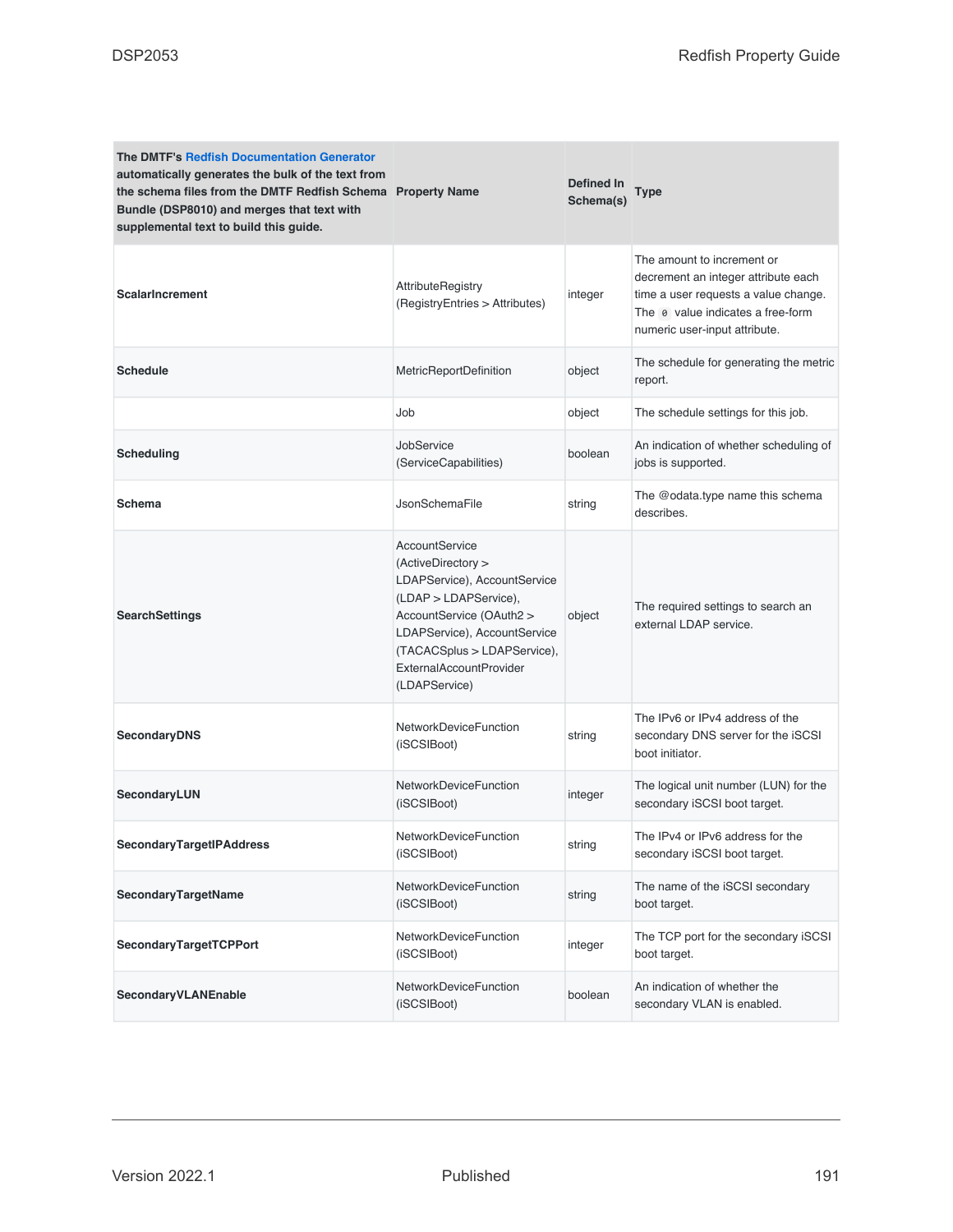| The DMTF's Redfish Documentation Generator automatically generates the bulk of the text from the schema files from the DMTF Redfish Schema Bundle (DSP8010) and merges that text with supplemental text to build this guide. | Property Name | Defined In Schema(s) | Type |
|---|---|---|---|
| **ScalarIncrement** | AttributeRegistry (RegistryEntries > Attributes) | integer | The amount to increment or decrement an integer attribute each time a user requests a value change. The `0` value indicates a free-form numeric user-input attribute. |
| **Schedule** | MetricReportDefinition | object | The schedule for generating the metric report. |
| | Job | object | The schedule settings for this job. |
| **Scheduling** | JobService (ServiceCapabilities) | boolean | An indication of whether scheduling of jobs is supported. |
| **Schema** | JsonSchemaFile | string | The @odata.type name this schema describes. |
| **SearchSettings** | AccountService (ActiveDirectory > LDAPService), AccountService (LDAP > LDAPService), AccountService (OAuth2 > LDAPService), AccountService (TACACSplus > LDAPService), ExternalAccountProvider (LDAPService) | object | The required settings to search an external LDAP service. |
| **SecondaryDNS** | NetworkDeviceFunction (iSCSIBoot) | string | The IPv6 or IPv4 address of the secondary DNS server for the iSCSI boot initiator. |
| **SecondaryLUN** | NetworkDeviceFunction (iSCSIBoot) | integer | The logical unit number (LUN) for the secondary iSCSI boot target. |
| **SecondaryTargetIPAddress** | NetworkDeviceFunction (iSCSIBoot) | string | The IPv4 or IPv6 address for the secondary iSCSI boot target. |
| **SecondaryTargetName** | NetworkDeviceFunction (iSCSIBoot) | string | The name of the iSCSI secondary boot target. |
| **SecondaryTargetTCPPort** | NetworkDeviceFunction (iSCSIBoot) | integer | The TCP port for the secondary iSCSI boot target. |
| **SecondaryVLANEnable** | NetworkDeviceFunction (iSCSIBoot) | boolean | An indication of whether the secondary VLAN is enabled. |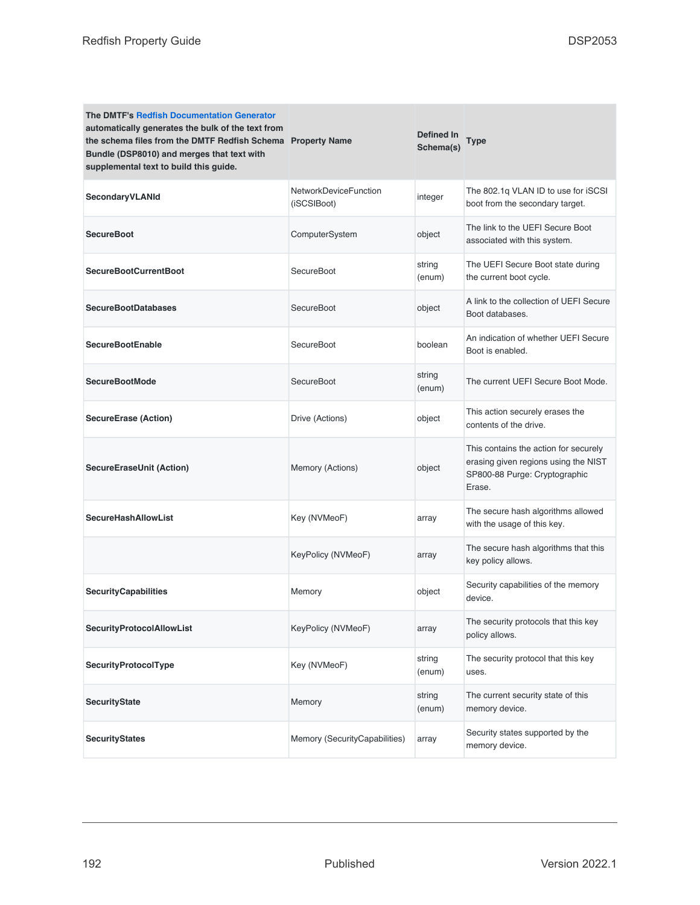| The DMTF's Redfish Documentation Generator automatically generates the bulk of the text from the schema files from the DMTF Redfish Schema Bundle (DSP8010) and merges that text with supplemental text to build this guide. | Property Name | Defined In Schema(s) | Type |
| --- | --- | --- | --- |
| **SecondaryVLANId** | NetworkDeviceFunction (iSCSIBoot) | integer | The 802.1q VLAN ID to use for iSCSI boot from the secondary target. |
| **SecureBoot** | ComputerSystem | object | The link to the UEFI Secure Boot associated with this system. |
| **SecureBootCurrentBoot** | SecureBoot | string (enum) | The UEFI Secure Boot state during the current boot cycle. |
| **SecureBootDatabases** | SecureBoot | object | A link to the collection of UEFI Secure Boot databases. |
| **SecureBootEnable** | SecureBoot | boolean | An indication of whether UEFI Secure Boot is enabled. |
| **SecureBootMode** | SecureBoot | string (enum) | The current UEFI Secure Boot Mode. |
| **SecureErase (Action)** | Drive (Actions) | object | This action securely erases the contents of the drive. |
| **SecureEraseUnit (Action)** | Memory (Actions) | object | This contains the action for securely erasing given regions using the NIST SP800-88 Purge: Cryptographic Erase. |
| **SecureHashAllowList** | Key (NVMeoF) | array | The secure hash algorithms allowed with the usage of this key. |
| | KeyPolicy (NVMeoF) | array | The secure hash algorithms that this key policy allows. |
| **SecurityCapabilities** | Memory | object | Security capabilities of the memory device. |
| **SecurityProtocolAllowList** | KeyPolicy (NVMeoF) | array | The security protocols that this key policy allows. |
| **SecurityProtocolType** | Key (NVMeoF) | string (enum) | The security protocol that this key uses. |
| **SecurityState** | Memory | string (enum) | The current security state of this memory device. |
| **SecurityStates** | Memory (SecurityCapabilities) | array | Security states supported by the memory device. |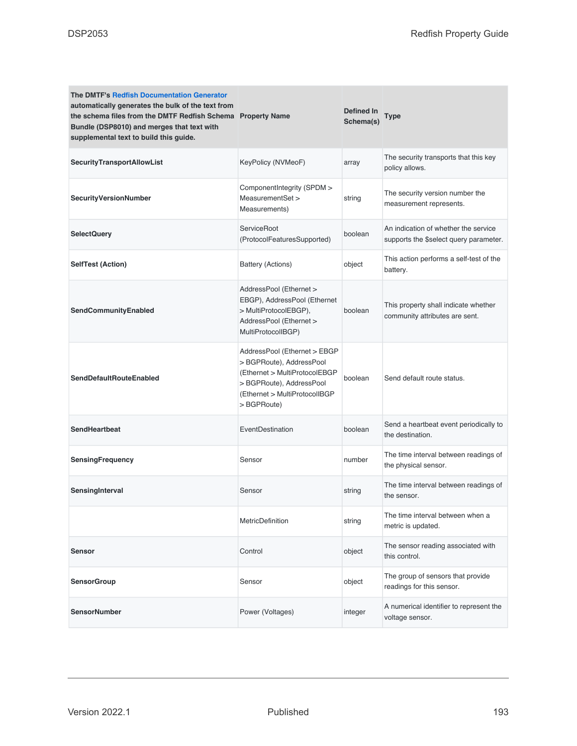| The DMTF's Redfish Documentation Generator automatically generates the bulk of the text from the schema files from the DMTF Redfish Schema Bundle (DSP8010) and merges that text with supplemental text to build this guide. | Property Name | Defined In Schema(s) | Type |
|---|---|---|---|
| **SecurityTransportAllowList** | KeyPolicy (NVMeoF) | array | The security transports that this key policy allows. |
| **SecurityVersionNumber** | ComponentIntegrity (SPDM > MeasurementSet > Measurements) | string | The security version number the measurement represents. |
| **SelectQuery** | ServiceRoot (ProtocolFeaturesSupported) | boolean | An indication of whether the service supports the $select query parameter. |
| **SelfTest (Action)** | Battery (Actions) | object | This action performs a self-test of the battery. |
| **SendCommunityEnabled** | AddressPool (Ethernet > EBGP), AddressPool (Ethernet > MultiProtocolEBGP), AddressPool (Ethernet > MultiProtocolIBGP) | boolean | This property shall indicate whether community attributes are sent. |
| **SendDefaultRouteEnabled** | AddressPool (Ethernet > EBGP > BGPRoute), AddressPool (Ethernet > MultiProtocolEBGP > BGPRoute), AddressPool (Ethernet > MultiProtocolIBGP > BGPRoute) | boolean | Send default route status. |
| **SendHeartbeat** | EventDestination | boolean | Send a heartbeat event periodically to the destination. |
| **SensingFrequency** | Sensor | number | The time interval between readings of the physical sensor. |
| **SensingInterval** | Sensor | string | The time interval between readings of the sensor. |
| | MetricDefinition | string | The time interval between when a metric is updated. |
| **Sensor** | Control | object | The sensor reading associated with this control. |
| **SensorGroup** | Sensor | object | The group of sensors that provide readings for this sensor. |
| **SensorNumber** | Power (Voltages) | integer | A numerical identifier to represent the voltage sensor. |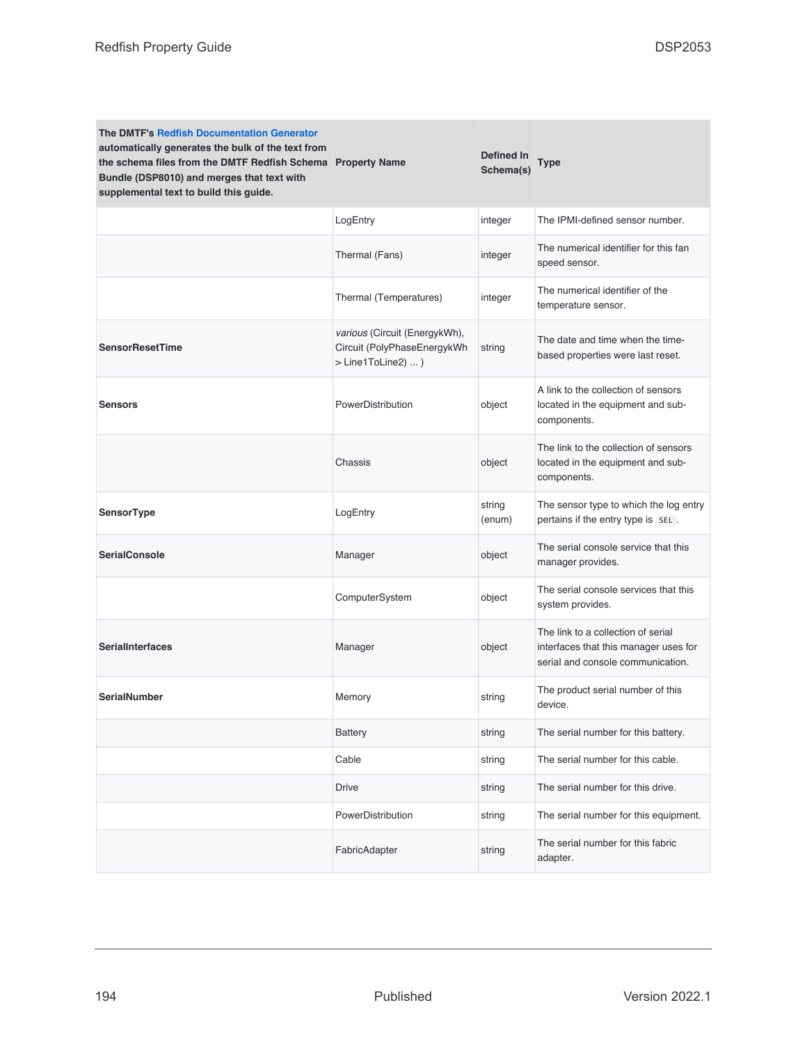| The DMTF's Redfish Documentation Generator automatically generates the bulk of the text from the schema files from the DMTF Redfish Schema Bundle (DSP8010) and merges that text with supplemental text to build this guide. | Property Name | Defined In Schema(s) | Type |
|---|---|---|---|
| | LogEntry | integer | The IPMI-defined sensor number. |
| | Thermal (Fans) | integer | The numerical identifier for this fan speed sensor. |
| | Thermal (Temperatures) | integer | The numerical identifier of the temperature sensor. |
| **SensorResetTime** | *various* (Circuit (EnergykWh), Circuit (PolyPhaseEnergykWh > Line1ToLine2) ... ) | string | The date and time when the time-based properties were last reset. |
| **Sensors** | PowerDistribution | object | A link to the collection of sensors located in the equipment and sub-components. |
| | Chassis | object | The link to the collection of sensors located in the equipment and sub-components. |
| **SensorType** | LogEntry | string (enum) | The sensor type to which the log entry pertains if the entry type is `SEL`. |
| **SerialConsole** | Manager | object | The serial console service that this manager provides. |
| | ComputerSystem | object | The serial console services that this system provides. |
| **SerialInterfaces** | Manager | object | The link to a collection of serial interfaces that this manager uses for serial and console communication. |
| **SerialNumber** | Memory | string | The product serial number of this device. |
| | Battery | string | The serial number for this battery. |
| | Cable | string | The serial number for this cable. |
| | Drive | string | The serial number for this drive. |
| | PowerDistribution | string | The serial number for this equipment. |
| | FabricAdapter | string | The serial number for this fabric adapter. |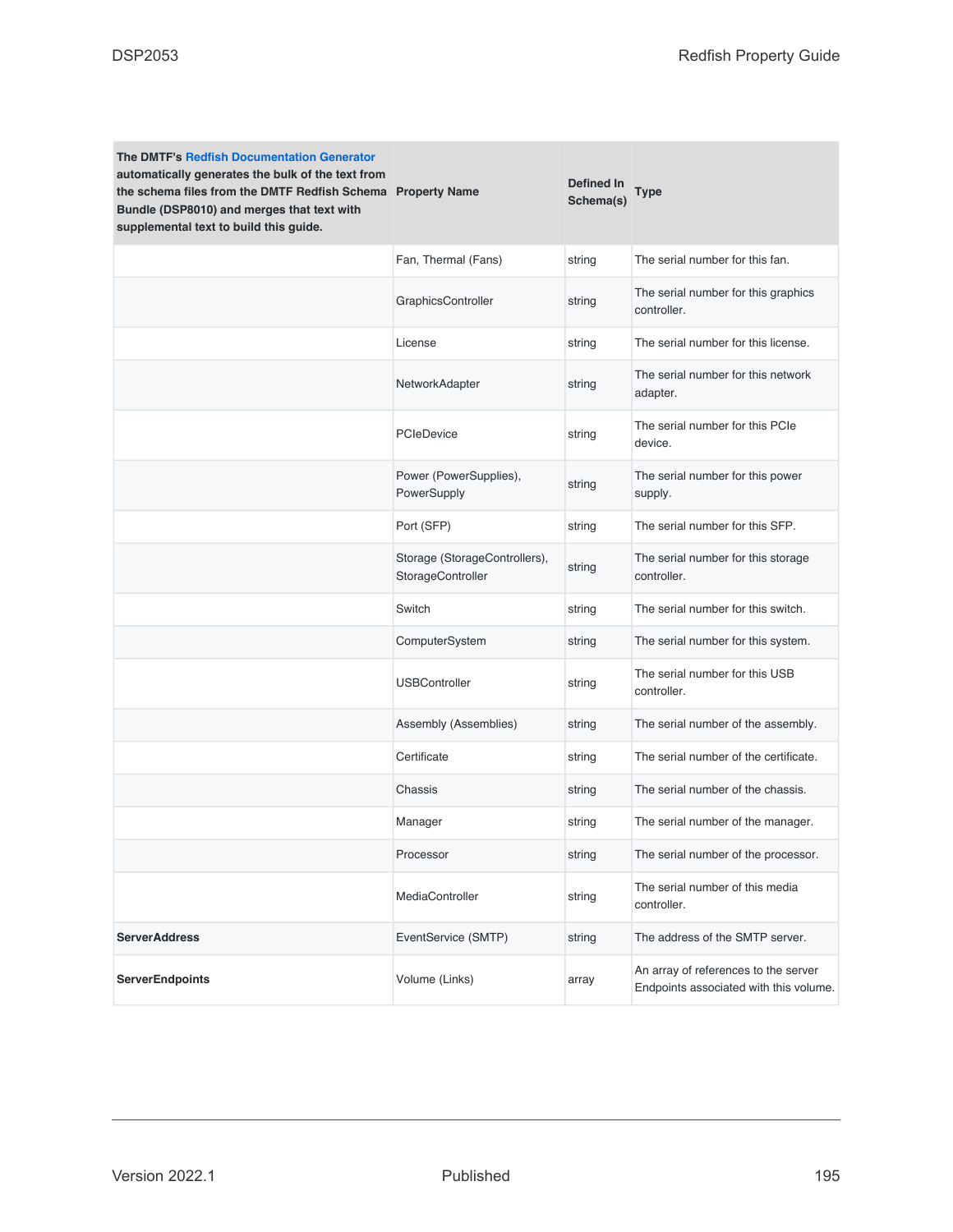| The DMTF's Redfish Documentation Generator automatically generates the bulk of the text from the schema files from the DMTF Redfish Schema Bundle (DSP8010) and merges that text with supplemental text to build this guide. | Property Name | Defined In Schema(s) | Type |
|---|---|---|---|
| | Fan, Thermal (Fans) | string | The serial number for this fan. |
| | GraphicsController | string | The serial number for this graphics controller. |
| | License | string | The serial number for this license. |
| | NetworkAdapter | string | The serial number for this network adapter. |
| | PCIeDevice | string | The serial number for this PCIe device. |
| | Power (PowerSupplies), PowerSupply | string | The serial number for this power supply. |
| | Port (SFP) | string | The serial number for this SFP. |
| | Storage (StorageControllers), StorageController | string | The serial number for this storage controller. |
| | Switch | string | The serial number for this switch. |
| | ComputerSystem | string | The serial number for this system. |
| | USBController | string | The serial number for this USB controller. |
| | Assembly (Assemblies) | string | The serial number of the assembly. |
| | Certificate | string | The serial number of the certificate. |
| | Chassis | string | The serial number of the chassis. |
| | Manager | string | The serial number of the manager. |
| | Processor | string | The serial number of the processor. |
| | MediaController | string | The serial number of this media controller. |
| **ServerAddress** | EventService (SMTP) | string | The address of the SMTP server. |
| **ServerEndpoints** | Volume (Links) | array | An array of references to the server Endpoints associated with this volume. |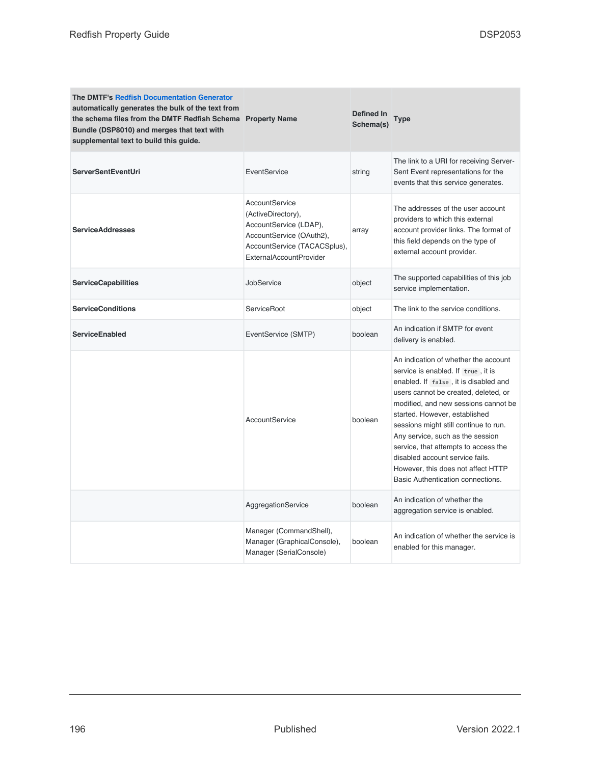| The DMTF's Redfish Documentation Generator automatically generates the bulk of the text from the schema files from the DMTF Redfish Schema Bundle (DSP8010) and merges that text with supplemental text to build this guide. | Property Name | Defined In Schema(s) | Type |
|---|---|---|---|
| **ServerSentEventUri** | EventService | string | The link to a URI for receiving Server-Sent Event representations for the events that this service generates. |
| **ServiceAddresses** | AccountService (ActiveDirectory), AccountService (LDAP), AccountService (OAuth2), AccountService (TACACSplus), ExternalAccountProvider | array | The addresses of the user account providers to which this external account provider links. The format of this field depends on the type of external account provider. |
| **ServiceCapabilities** | JobService | object | The supported capabilities of this job service implementation. |
| **ServiceConditions** | ServiceRoot | object | The link to the service conditions. |
| **ServiceEnabled** | EventService (SMTP) | boolean | An indication if SMTP for event delivery is enabled. |
| | AccountService | boolean | An indication of whether the account service is enabled. If `true`, it is enabled. If `false`, it is disabled and users cannot be created, deleted, or modified, and new sessions cannot be started. However, established sessions might still continue to run. Any service, such as the session service, that attempts to access the disabled account service fails. However, this does not affect HTTP Basic Authentication connections. |
| | AggregationService | boolean | An indication of whether the aggregation service is enabled. |
| | Manager (CommandShell), Manager (GraphicalConsole), Manager (SerialConsole) | boolean | An indication of whether the service is enabled for this manager. |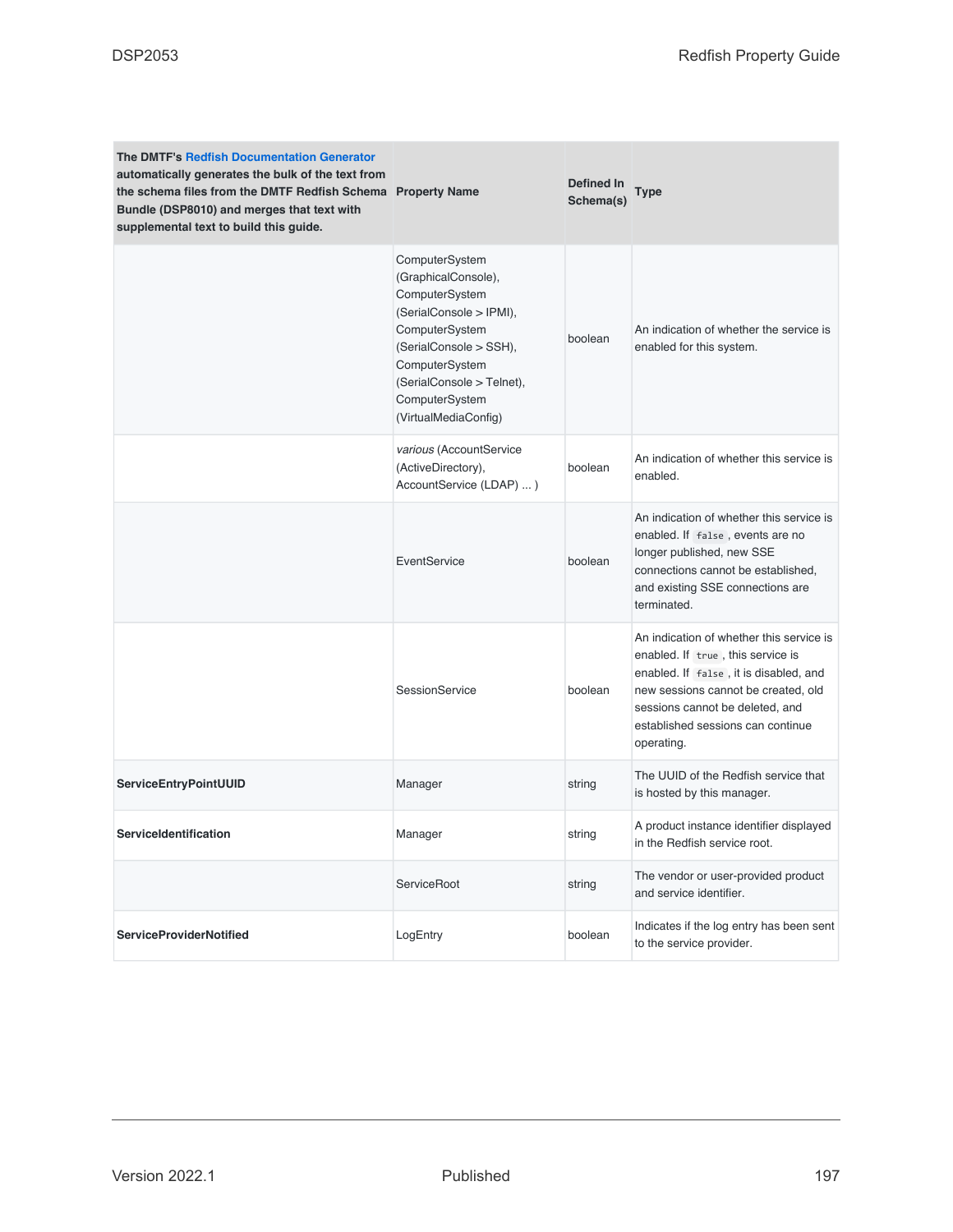| The DMTF's Redfish Documentation Generator automatically generates the bulk of the text from the schema files from the DMTF Redfish Schema Bundle (DSP8010) and merges that text with supplemental text to build this guide. | Property Name | Defined In Schema(s) | Type |
|---|---|---|---|
| | ComputerSystem (GraphicalConsole), ComputerSystem (SerialConsole > IPMI), ComputerSystem (SerialConsole > SSH), ComputerSystem (SerialConsole > Telnet), ComputerSystem (VirtualMediaConfig) | boolean | An indication of whether the service is enabled for this system. |
| | *various* (AccountService (ActiveDirectory), AccountService (LDAP) ... ) | boolean | An indication of whether this service is enabled. |
| | EventService | boolean | An indication of whether this service is enabled. If `false`, events are no longer published, new SSE connections cannot be established, and existing SSE connections are terminated. |
| | SessionService | boolean | An indication of whether this service is enabled. If `true`, this service is enabled. If `false`, it is disabled, and new sessions cannot be created, old sessions cannot be deleted, and established sessions can continue operating. |
| **ServiceEntryPointUUID** | Manager | string | The UUID of the Redfish service that is hosted by this manager. |
| **ServiceIdentification** | Manager | string | A product instance identifier displayed in the Redfish service root. |
| | ServiceRoot | string | The vendor or user-provided product and service identifier. |
| **ServiceProviderNotified** | LogEntry | boolean | Indicates if the log entry has been sent to the service provider. |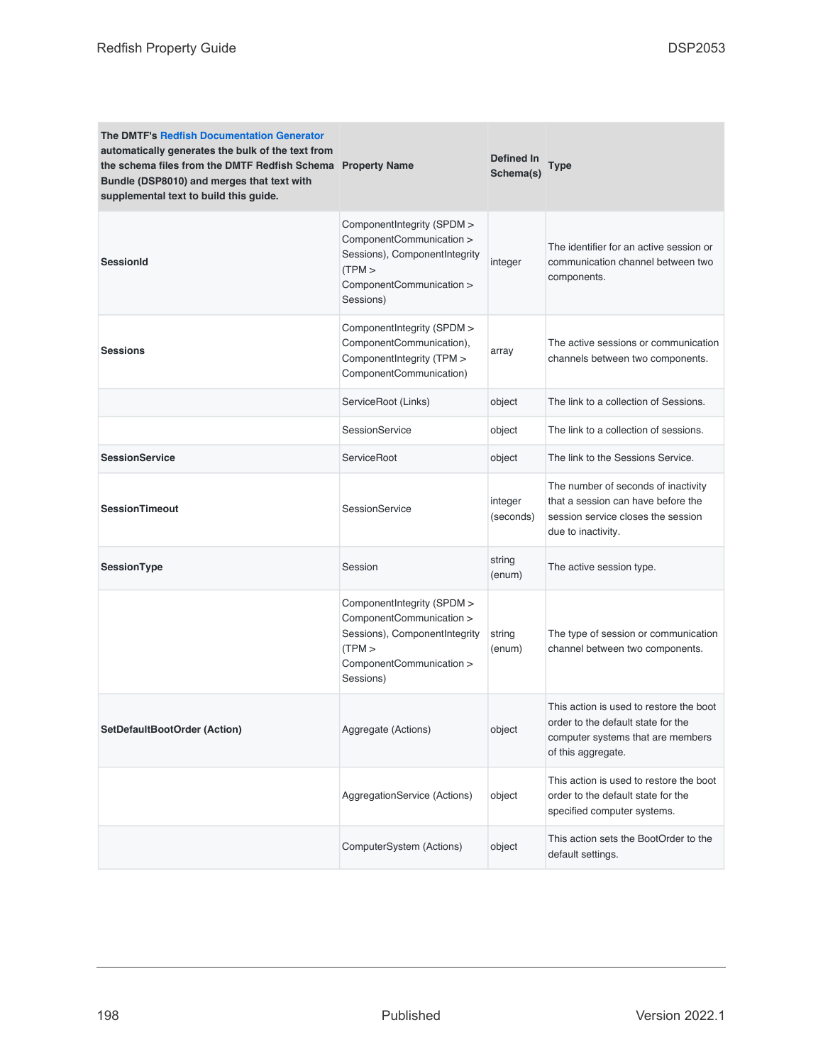| The DMTF's Redfish Documentation Generator automatically generates the bulk of the text from the schema files from the DMTF Redfish Schema Bundle (DSP8010) and merges that text with supplemental text to build this guide. | Property Name | Defined In Schema(s) | Type |
|---|---|---|---|
| **SessionId** | ComponentIntegrity (SPDM > ComponentCommunication > Sessions), ComponentIntegrity (TPM > ComponentCommunication > Sessions) | integer | The identifier for an active session or communication channel between two components. |
| **Sessions** | ComponentIntegrity (SPDM > ComponentCommunication), ComponentIntegrity (TPM > ComponentCommunication) | array | The active sessions or communication channels between two components. |
| | ServiceRoot (Links) | object | The link to a collection of Sessions. |
| | SessionService | object | The link to a collection of sessions. |
| **SessionService** | ServiceRoot | object | The link to the Sessions Service. |
| **SessionTimeout** | SessionService | integer (seconds) | The number of seconds of inactivity that a session can have before the session service closes the session due to inactivity. |
| **SessionType** | Session | string (enum) | The active session type. |
| | ComponentIntegrity (SPDM > ComponentCommunication > Sessions), ComponentIntegrity (TPM > ComponentCommunication > Sessions) | string (enum) | The type of session or communication channel between two components. |
| **SetDefaultBootOrder (Action)** | Aggregate (Actions) | object | This action is used to restore the boot order to the default state for the computer systems that are members of this aggregate. |
| | AggregationService (Actions) | object | This action is used to restore the boot order to the default state for the specified computer systems. |
| | ComputerSystem (Actions) | object | This action sets the BootOrder to the default settings. |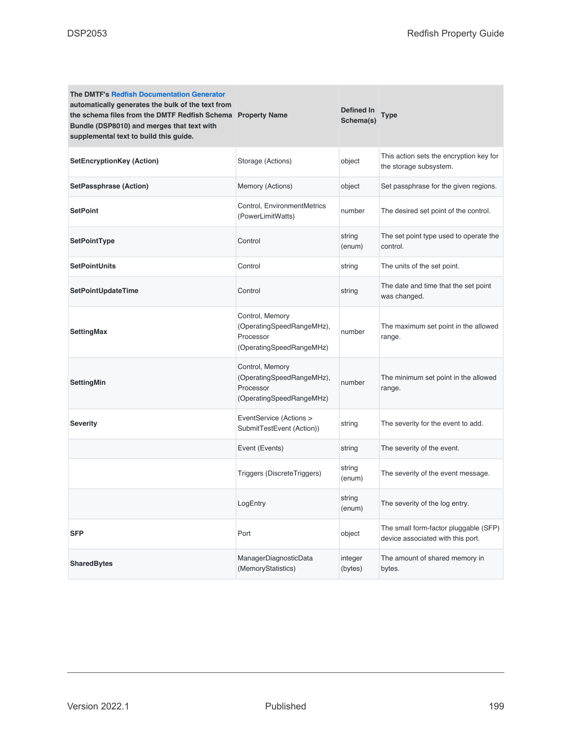| The DMTF's Redfish Documentation Generator automatically generates the bulk of the text from the schema files from the DMTF Redfish Schema Bundle (DSP8010) and merges that text with supplemental text to build this guide. | Property Name | Defined In Schema(s) | Type |
|---|---|---|---|
| **SetEncryptionKey (Action)** | Storage (Actions) | object | This action sets the encryption key for the storage subsystem. |
| **SetPassphrase (Action)** | Memory (Actions) | object | Set passphrase for the given regions. |
| **SetPoint** | Control, EnvironmentMetrics (PowerLimitWatts) | number | The desired set point of the control. |
| **SetPointType** | Control | string (enum) | The set point type used to operate the control. |
| **SetPointUnits** | Control | string | The units of the set point. |
| **SetPointUpdateTime** | Control | string | The date and time that the set point was changed. |
| **SettingMax** | Control, Memory (OperatingSpeedRangeMHz), Processor (OperatingSpeedRangeMHz) | number | The maximum set point in the allowed range. |
| **SettingMin** | Control, Memory (OperatingSpeedRangeMHz), Processor (OperatingSpeedRangeMHz) | number | The minimum set point in the allowed range. |
| **Severity** | EventService (Actions > SubmitTestEvent (Action)) | string | The severity for the event to add. |
| | Event (Events) | string | The severity of the event. |
| | Triggers (DiscreteTriggers) | string (enum) | The severity of the event message. |
| | LogEntry | string (enum) | The severity of the log entry. |
| **SFP** | Port | object | The small form-factor pluggable (SFP) device associated with this port. |
| **SharedBytes** | ManagerDiagnosticData (MemoryStatistics) | integer (bytes) | The amount of shared memory in bytes. |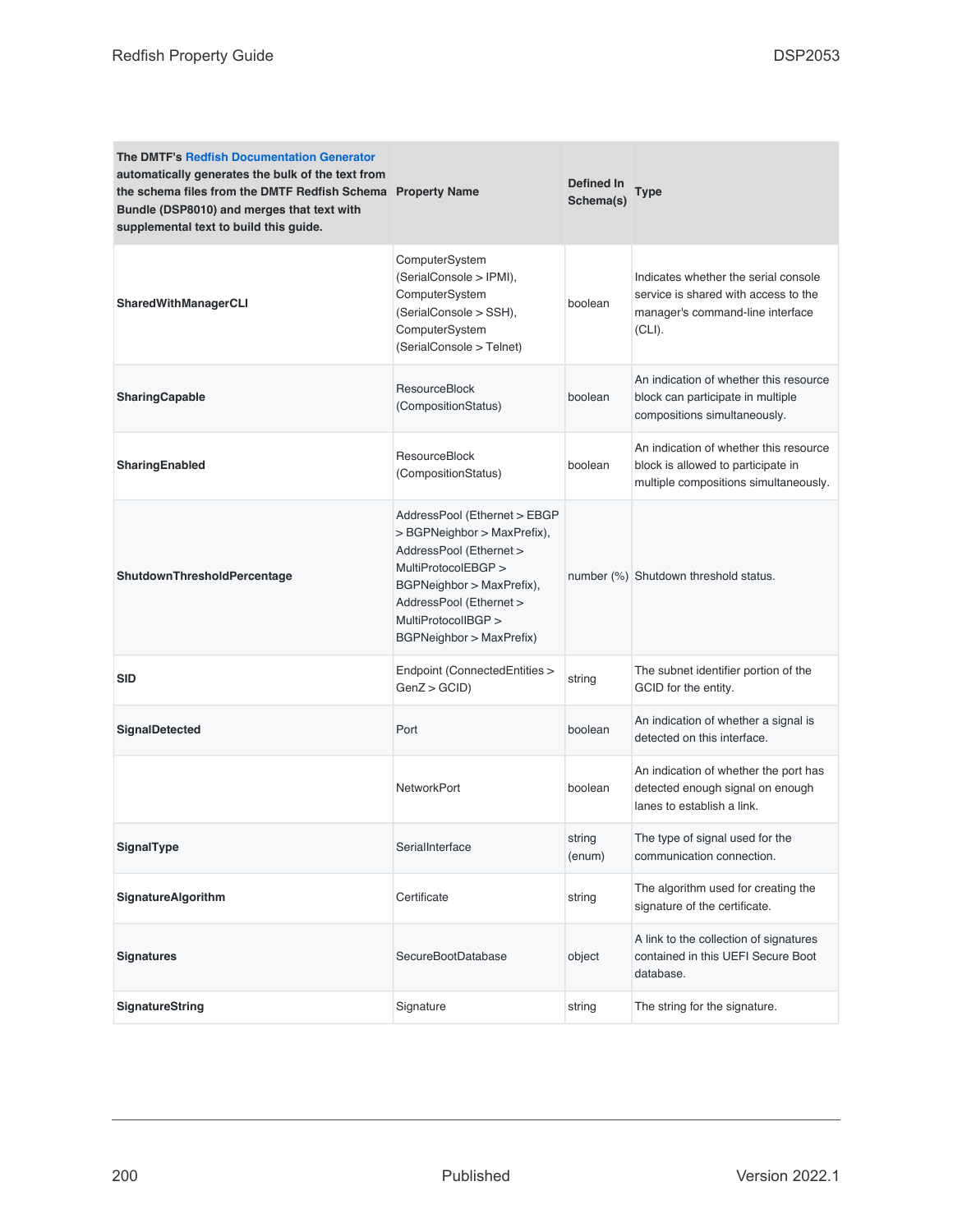| The DMTF's Redfish Documentation Generator automatically generates the bulk of the text from the schema files from the DMTF Redfish Schema Bundle (DSP8010) and merges that text with supplemental text to build this guide. | Property Name | Defined In Schema(s) | Type |
|---|---|---|---|
| **SharedWithManagerCLI** | ComputerSystem (SerialConsole > IPMI), ComputerSystem (SerialConsole > SSH), ComputerSystem (SerialConsole > Telnet) | boolean | Indicates whether the serial console service is shared with access to the manager's command-line interface (CLI). |
| **SharingCapable** | ResourceBlock (CompositionStatus) | boolean | An indication of whether this resource block can participate in multiple compositions simultaneously. |
| **SharingEnabled** | ResourceBlock (CompositionStatus) | boolean | An indication of whether this resource block is allowed to participate in multiple compositions simultaneously. |
| **ShutdownThresholdPercentage** | AddressPool (Ethernet > EBGP > BGPNeighbor > MaxPrefix), AddressPool (Ethernet > MultiProtocolEBGP > BGPNeighbor > MaxPrefix), AddressPool (Ethernet > MultiProtocolIBGP > BGPNeighbor > MaxPrefix) | number (%) | Shutdown threshold status. |
| **SID** | Endpoint (ConnectedEntities > GenZ > GCID) | string | The subnet identifier portion of the GCID for the entity. |
| **SignalDetected** | Port | boolean | An indication of whether a signal is detected on this interface. |
| | NetworkPort | boolean | An indication of whether the port has detected enough signal on enough lanes to establish a link. |
| **SignalType** | SerialInterface | string (enum) | The type of signal used for the communication connection. |
| **SignatureAlgorithm** | Certificate | string | The algorithm used for creating the signature of the certificate. |
| **Signatures** | SecureBootDatabase | object | A link to the collection of signatures contained in this UEFI Secure Boot database. |
| **SignatureString** | Signature | string | The string for the signature. |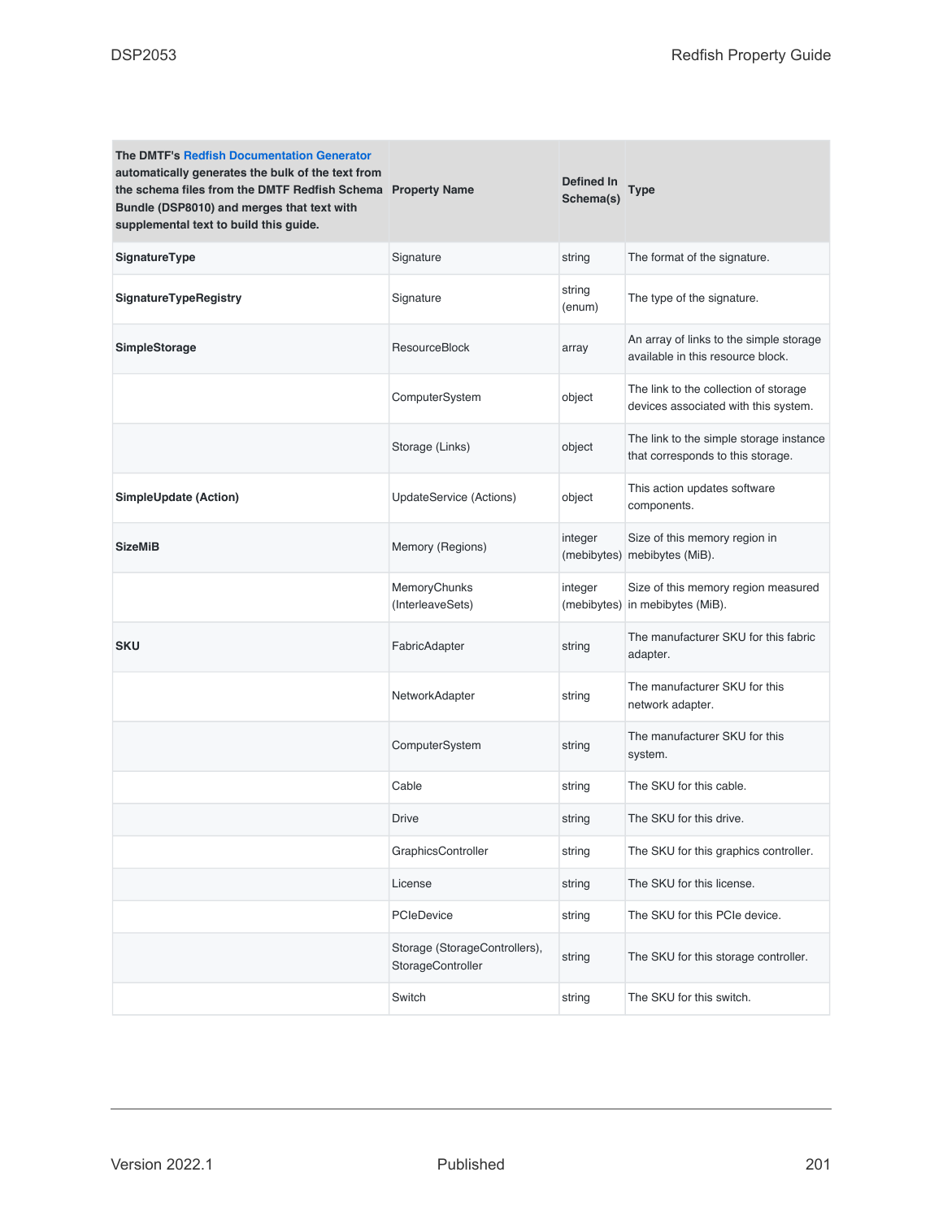| The DMTF's Redfish Documentation Generator automatically generates the bulk of the text from the schema files from the DMTF Redfish Schema Bundle (DSP8010) and merges that text with supplemental text to build this guide. | Property Name | Defined In Schema(s) | Type |
|---|---|---|---|
| **SignatureType** | Signature | string | The format of the signature. |
| **SignatureTypeRegistry** | Signature | string (enum) | The type of the signature. |
| **SimpleStorage** | ResourceBlock | array | An array of links to the simple storage available in this resource block. |
| | ComputerSystem | object | The link to the collection of storage devices associated with this system. |
| | Storage (Links) | object | The link to the simple storage instance that corresponds to this storage. |
| **SimpleUpdate (Action)** | UpdateService (Actions) | object | This action updates software components. |
| **SizeMiB** | Memory (Regions) | integer (mebibytes) | Size of this memory region in mebibytes (MiB). |
| | MemoryChunks (InterleaveSets) | integer (mebibytes) | Size of this memory region measured in mebibytes (MiB). |
| **SKU** | FabricAdapter | string | The manufacturer SKU for this fabric adapter. |
| | NetworkAdapter | string | The manufacturer SKU for this network adapter. |
| | ComputerSystem | string | The manufacturer SKU for this system. |
| | Cable | string | The SKU for this cable. |
| | Drive | string | The SKU for this drive. |
| | GraphicsController | string | The SKU for this graphics controller. |
| | License | string | The SKU for this license. |
| | PCIeDevice | string | The SKU for this PCIe device. |
| | Storage (StorageControllers), StorageController | string | The SKU for this storage controller. |
| | Switch | string | The SKU for this switch. |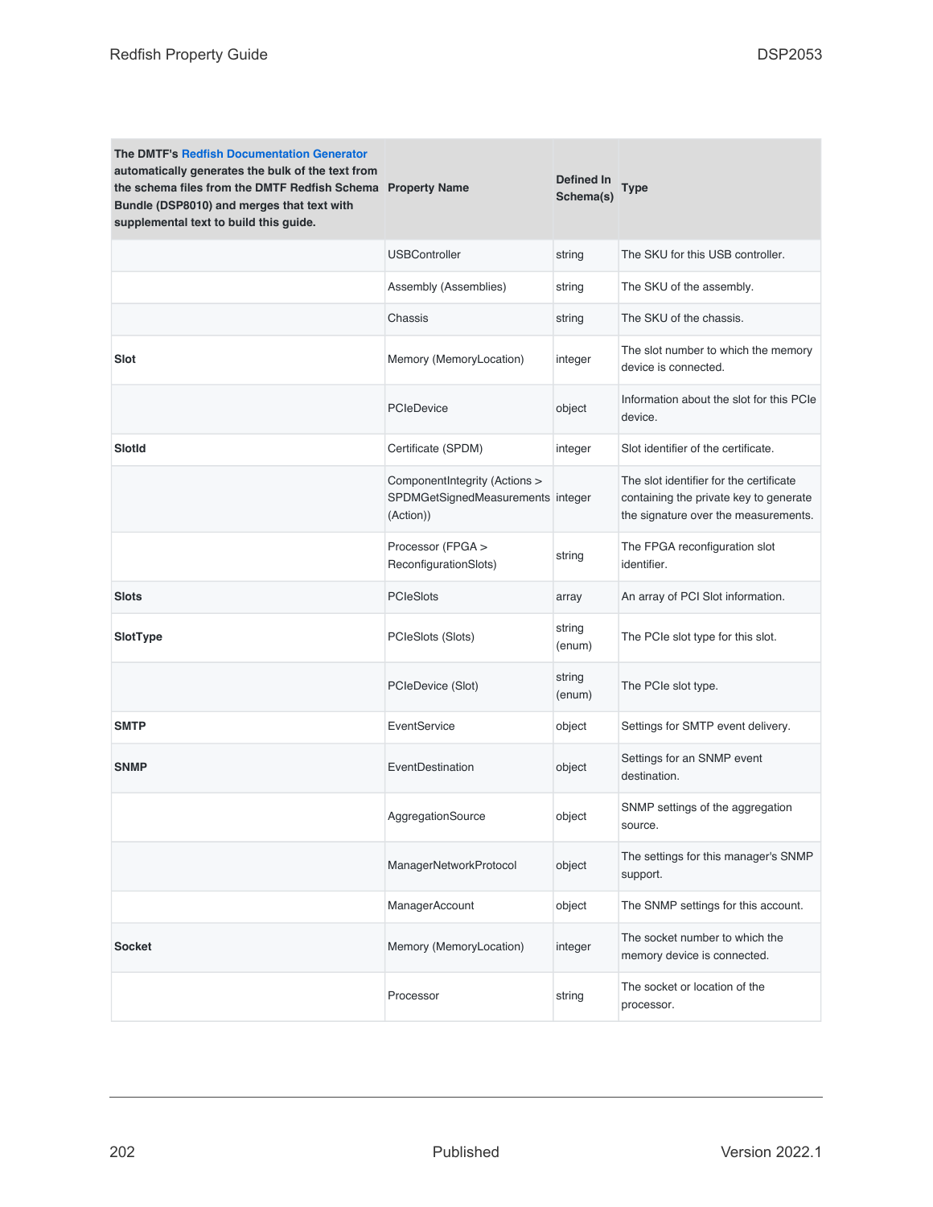| The DMTF's Redfish Documentation Generator automatically generates the bulk of the text from the schema files from the DMTF Redfish Schema Bundle (DSP8010) and merges that text with supplemental text to build this guide. | Property Name | Defined In Schema(s) | Type |
|---|---|---|---|
| | USBController | string | The SKU for this USB controller. |
| | Assembly (Assemblies) | string | The SKU of the assembly. |
| | Chassis | string | The SKU of the chassis. |
| **Slot** | Memory (MemoryLocation) | integer | The slot number to which the memory device is connected. |
| | PCIeDevice | object | Information about the slot for this PCIe device. |
| **SlotId** | Certificate (SPDM) | integer | Slot identifier of the certificate. |
| | ComponentIntegrity (Actions > SPDMGetSignedMeasurements (Action)) | integer | The slot identifier for the certificate containing the private key to generate the signature over the measurements. |
| | Processor (FPGA > ReconfigurationSlots) | string | The FPGA reconfiguration slot identifier. |
| **Slots** | PCIeSlots | array | An array of PCI Slot information. |
| **SlotType** | PCIeSlots (Slots) | string (enum) | The PCIe slot type for this slot. |
| | PCIeDevice (Slot) | string (enum) | The PCIe slot type. |
| **SMTP** | EventService | object | Settings for SMTP event delivery. |
| **SNMP** | EventDestination | object | Settings for an SNMP event destination. |
| | AggregationSource | object | SNMP settings of the aggregation source. |
| | ManagerNetworkProtocol | object | The settings for this manager's SNMP support. |
| | ManagerAccount | object | The SNMP settings for this account. |
| **Socket** | Memory (MemoryLocation) | integer | The socket number to which the memory device is connected. |
| | Processor | string | The socket or location of the processor. |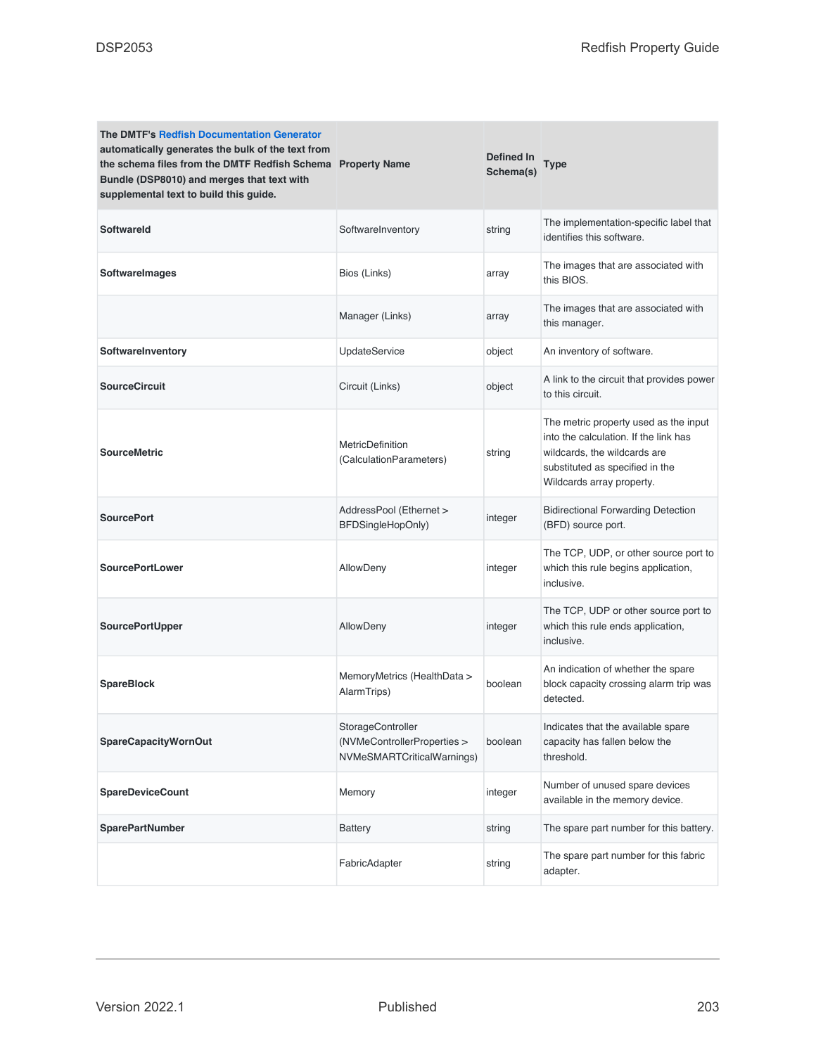| The DMTF's Redfish Documentation Generator automatically generates the bulk of the text from the schema files from the DMTF Redfish Schema Bundle (DSP8010) and merges that text with supplemental text to build this guide. | Property Name | Defined In Schema(s) | Type |
|---|---|---|---|
| **SoftwareId** | SoftwareInventory | string | The implementation-specific label that identifies this software. |
| **SoftwareImages** | Bios (Links) | array | The images that are associated with this BIOS. |
| | Manager (Links) | array | The images that are associated with this manager. |
| **SoftwareInventory** | UpdateService | object | An inventory of software. |
| **SourceCircuit** | Circuit (Links) | object | A link to the circuit that provides power to this circuit. |
| **SourceMetric** | MetricDefinition (CalculationParameters) | string | The metric property used as the input into the calculation. If the link has wildcards, the wildcards are substituted as specified in the Wildcards array property. |
| **SourcePort** | AddressPool (Ethernet > BFDSingleHopOnly) | integer | Bidirectional Forwarding Detection (BFD) source port. |
| **SourcePortLower** | AllowDeny | integer | The TCP, UDP, or other source port to which this rule begins application, inclusive. |
| **SourcePortUpper** | AllowDeny | integer | The TCP, UDP or other source port to which this rule ends application, inclusive. |
| **SpareBlock** | MemoryMetrics (HealthData > AlarmTrips) | boolean | An indication of whether the spare block capacity crossing alarm trip was detected. |
| **SpareCapacityWornOut** | StorageController (NVMeControllerProperties > NVMeSMARTCriticalWarnings) | boolean | Indicates that the available spare capacity has fallen below the threshold. |
| **SpareDeviceCount** | Memory | integer | Number of unused spare devices available in the memory device. |
| **SparePartNumber** | Battery | string | The spare part number for this battery. |
| | FabricAdapter | string | The spare part number for this fabric adapter. |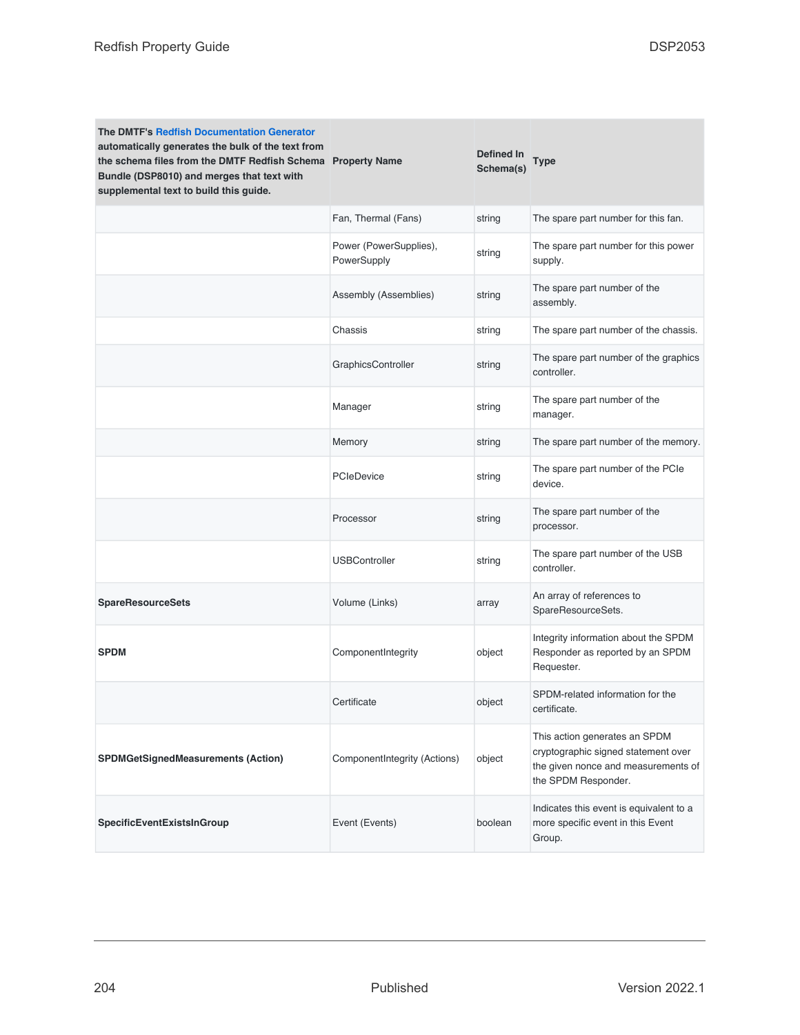| The DMTF's Redfish Documentation Generator automatically generates the bulk of the text from the schema files from the DMTF Redfish Schema Bundle (DSP8010) and merges that text with supplemental text to build this guide. | Property Name | Defined In Schema(s) | Type |
|---|---|---|---|
| | Fan, Thermal (Fans) | string | The spare part number for this fan. |
| | Power (PowerSupplies), PowerSupply | string | The spare part number for this power supply. |
| | Assembly (Assemblies) | string | The spare part number of the assembly. |
| | Chassis | string | The spare part number of the chassis. |
| | GraphicsController | string | The spare part number of the graphics controller. |
| | Manager | string | The spare part number of the manager. |
| | Memory | string | The spare part number of the memory. |
| | PCIeDevice | string | The spare part number of the PCIe device. |
| | Processor | string | The spare part number of the processor. |
| | USBController | string | The spare part number of the USB controller. |
| **SpareResourceSets** | Volume (Links) | array | An array of references to SpareResourceSets. |
| **SPDM** | ComponentIntegrity | object | Integrity information about the SPDM Responder as reported by an SPDM Requester. |
| | Certificate | object | SPDM-related information for the certificate. |
| **SPDMGetSignedMeasurements (Action)** | ComponentIntegrity (Actions) | object | This action generates an SPDM cryptographic signed statement over the given nonce and measurements of the SPDM Responder. |
| **SpecificEventExistsInGroup** | Event (Events) | boolean | Indicates this event is equivalent to a more specific event in this Event Group. |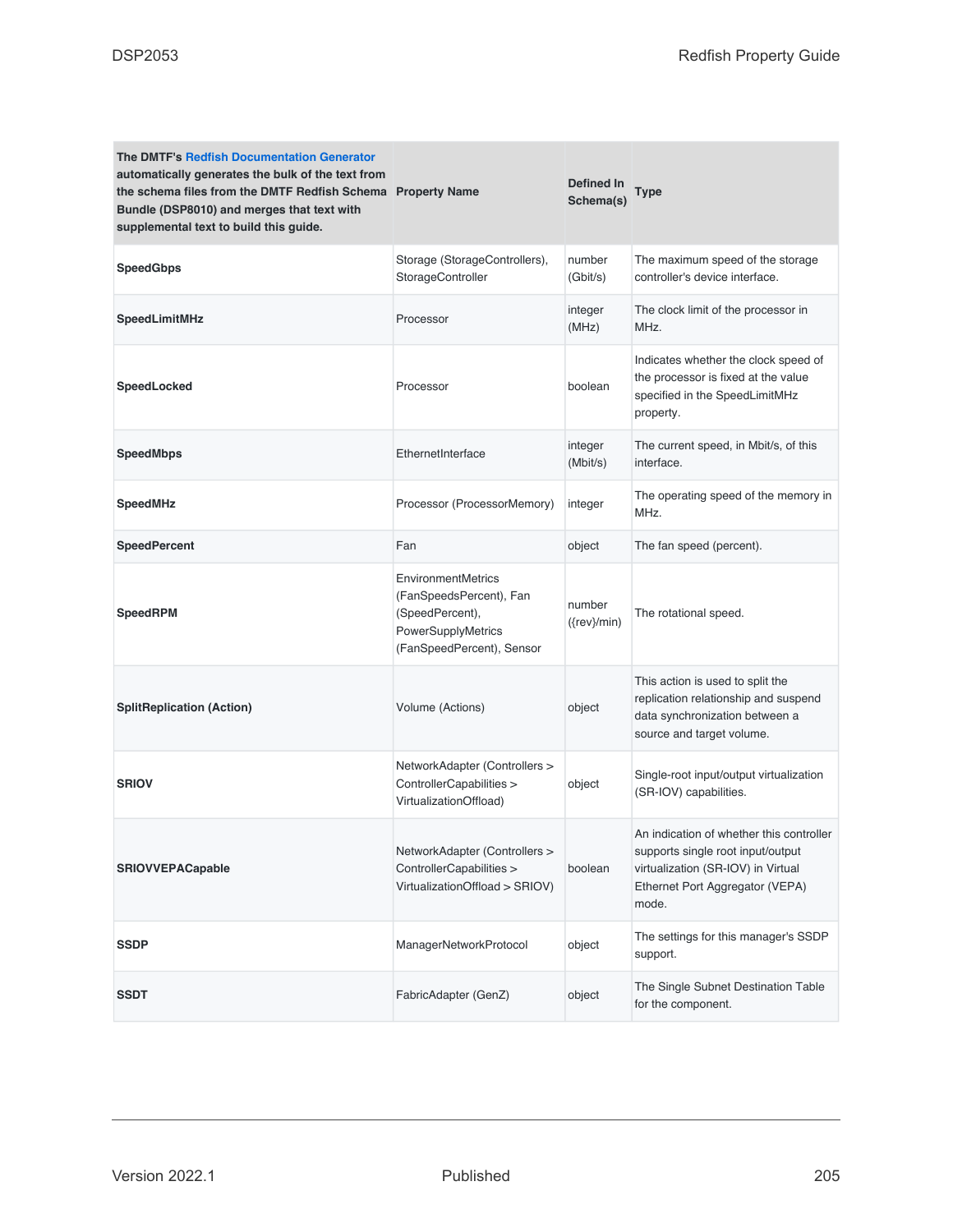| The DMTF's Redfish Documentation Generator automatically generates the bulk of the text from the schema files from the DMTF Redfish Schema Bundle (DSP8010) and merges that text with supplemental text to build this guide. | Property Name | Defined In Schema(s) | Type |
|---|---|---|---|
| **SpeedGbps** | Storage (StorageControllers), StorageController | number (Gbit/s) | The maximum speed of the storage controller's device interface. |
| **SpeedLimitMHz** | Processor | integer (MHz) | The clock limit of the processor in MHz. |
| **SpeedLocked** | Processor | boolean | Indicates whether the clock speed of the processor is fixed at the value specified in the SpeedLimitMHz property. |
| **SpeedMbps** | EthernetInterface | integer (Mbit/s) | The current speed, in Mbit/s, of this interface. |
| **SpeedMHz** | Processor (ProcessorMemory) | integer | The operating speed of the memory in MHz. |
| **SpeedPercent** | Fan | object | The fan speed (percent). |
| **SpeedRPM** | EnvironmentMetrics (FanSpeedsPercent), Fan (SpeedPercent), PowerSupplyMetrics (FanSpeedPercent), Sensor | number ({rev}/min) | The rotational speed. |
| **SplitReplication (Action)** | Volume (Actions) | object | This action is used to split the replication relationship and suspend data synchronization between a source and target volume. |
| **SRIOV** | NetworkAdapter (Controllers > ControllerCapabilities > VirtualizationOffload) | object | Single-root input/output virtualization (SR-IOV) capabilities. |
| **SRIOVVEPACapable** | NetworkAdapter (Controllers > ControllerCapabilities > VirtualizationOffload > SRIOV) | boolean | An indication of whether this controller supports single root input/output virtualization (SR-IOV) in Virtual Ethernet Port Aggregator (VEPA) mode. |
| **SSDP** | ManagerNetworkProtocol | object | The settings for this manager's SSDP support. |
| **SSDT** | FabricAdapter (GenZ) | object | The Single Subnet Destination Table for the component. |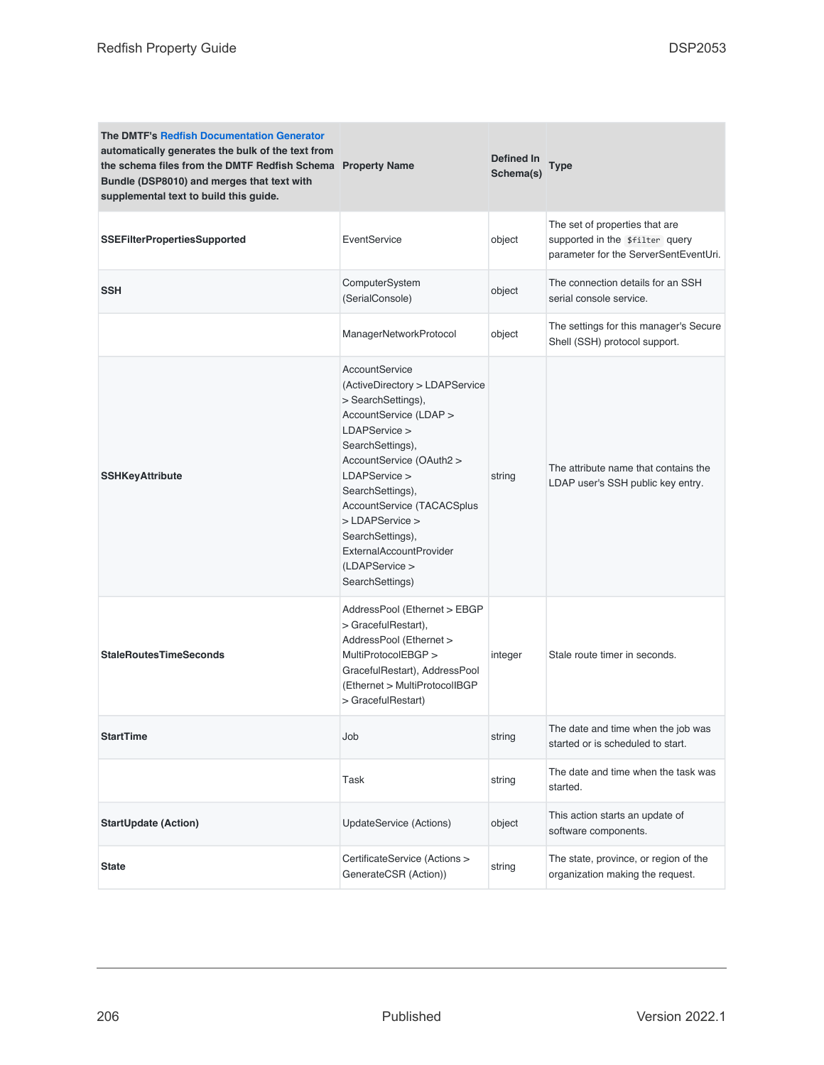| The DMTF's Redfish Documentation Generator automatically generates the bulk of the text from the schema files from the DMTF Redfish Schema Bundle (DSP8010) and merges that text with supplemental text to build this guide. Property Name | Defined In Schema(s) | Type | |
|---|---|---|---|
| **SSEFilterPropertiesSupported** | EventService | object | The set of properties that are supported in the `$filter` query parameter for the ServerSentEventUri. |
| **SSH** | ComputerSystem (SerialConsole) | object | The connection details for an SSH serial console service. |
| | ManagerNetworkProtocol | object | The settings for this manager's Secure Shell (SSH) protocol support. |
| **SSHKeyAttribute** | AccountService (ActiveDirectory > LDAPService > SearchSettings), AccountService (LDAP > LDAPService > SearchSettings), AccountService (OAuth2 > LDAPService > SearchSettings), AccountService (TACACSplus > LDAPService > SearchSettings), ExternalAccountProvider (LDAPService > SearchSettings) | string | The attribute name that contains the LDAP user's SSH public key entry. |
| **StaleRoutesTimeSeconds** | AddressPool (Ethernet > EBGP > GracefulRestart), AddressPool (Ethernet > MultiProtocolEBGP > GracefulRestart), AddressPool (Ethernet > MultiProtocolIBGP > GracefulRestart) | integer | Stale route timer in seconds. |
| **StartTime** | Job | string | The date and time when the job was started or is scheduled to start. |
| | Task | string | The date and time when the task was started. |
| **StartUpdate (Action)** | UpdateService (Actions) | object | This action starts an update of software components. |
| **State** | CertificateService (Actions > GenerateCSR (Action)) | string | The state, province, or region of the organization making the request. |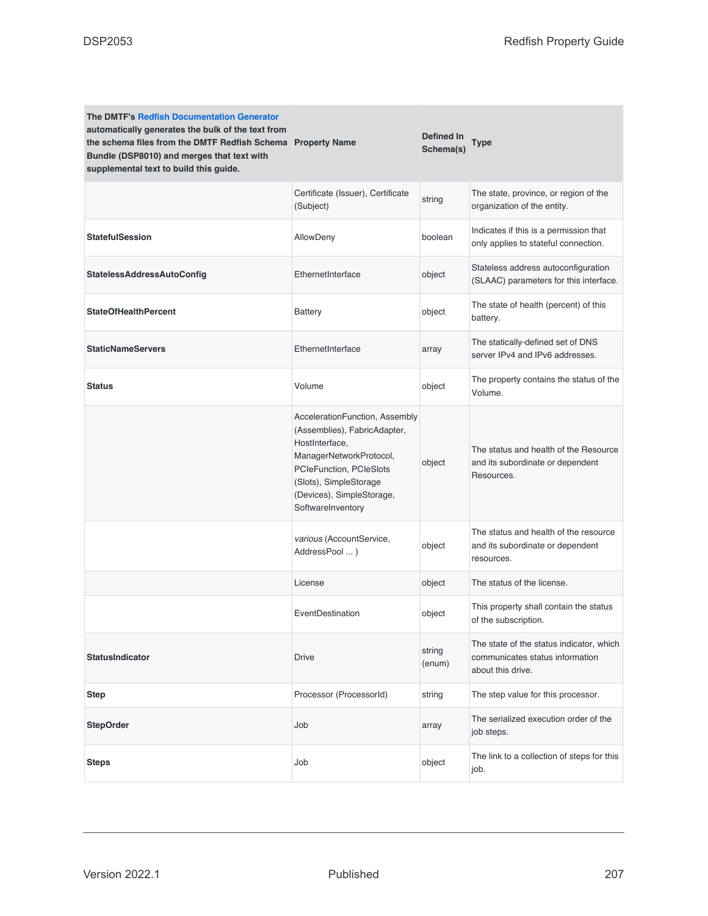| The DMTF's Redfish Documentation Generator automatically generates the bulk of the text from the schema files from the DMTF Redfish Schema Bundle (DSP8010) and merges that text with supplemental text to build this guide. | Property Name | Defined In Schema(s) | Type |
|---|---|---|---|
| | Certificate (Issuer), Certificate (Subject) | string | The state, province, or region of the organization of the entity. |
| **StatefulSession** | AllowDeny | boolean | Indicates if this is a permission that only applies to stateful connection. |
| **StatelessAddressAutoConfig** | EthernetInterface | object | Stateless address autoconfiguration (SLAAC) parameters for this interface. |
| **StateOfHealthPercent** | Battery | object | The state of health (percent) of this battery. |
| **StaticNameServers** | EthernetInterface | array | The statically-defined set of DNS server IPv4 and IPv6 addresses. |
| **Status** | Volume | object | The property contains the status of the Volume. |
| | AccelerationFunction, Assembly (Assemblies), FabricAdapter, HostInterface, ManagerNetworkProtocol, PCIeFunction, PCIeSlots (Slots), SimpleStorage (Devices), SimpleStorage, SoftwareInventory | object | The status and health of the Resource and its subordinate or dependent Resources. |
| | *various* (AccountService, AddressPool ... ) | object | The status and health of the resource and its subordinate or dependent resources. |
| | License | object | The status of the license. |
| | EventDestination | object | This property shall contain the status of the subscription. |
| **StatusIndicator** | Drive | string (enum) | The state of the status indicator, which communicates status information about this drive. |
| **Step** | Processor (ProcessorId) | string | The step value for this processor. |
| **StepOrder** | Job | array | The serialized execution order of the job steps. |
| **Steps** | Job | object | The link to a collection of steps for this job. |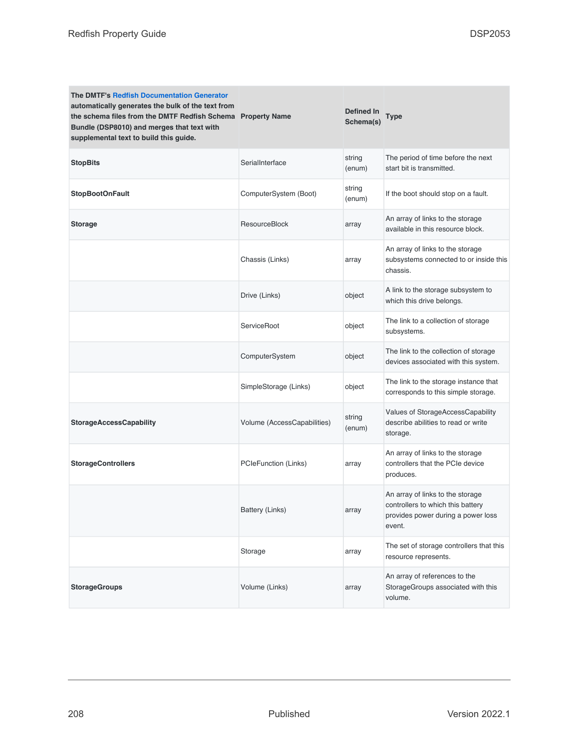| The DMTF's Redfish Documentation Generator automatically generates the bulk of the text from the schema files from the DMTF Redfish Schema Bundle (DSP8010) and merges that text with supplemental text to build this guide. | Property Name | Defined In Schema(s) | Type |
|---|---|---|---|
| **StopBits** | SerialInterface | string (enum) | The period of time before the next start bit is transmitted. |
| **StopBootOnFault** | ComputerSystem (Boot) | string (enum) | If the boot should stop on a fault. |
| **Storage** | ResourceBlock | array | An array of links to the storage available in this resource block. |
| | Chassis (Links) | array | An array of links to the storage subsystems connected to or inside this chassis. |
| | Drive (Links) | object | A link to the storage subsystem to which this drive belongs. |
| | ServiceRoot | object | The link to a collection of storage subsystems. |
| | ComputerSystem | object | The link to the collection of storage devices associated with this system. |
| | SimpleStorage (Links) | object | The link to the storage instance that corresponds to this simple storage. |
| **StorageAccessCapability** | Volume (AccessCapabilities) | string (enum) | Values of StorageAccessCapability describe abilities to read or write storage. |
| **StorageControllers** | PCIeFunction (Links) | array | An array of links to the storage controllers that the PCIe device produces. |
| | Battery (Links) | array | An array of links to the storage controllers to which this battery provides power during a power loss event. |
| | Storage | array | The set of storage controllers that this resource represents. |
| **StorageGroups** | Volume (Links) | array | An array of references to the StorageGroups associated with this volume. |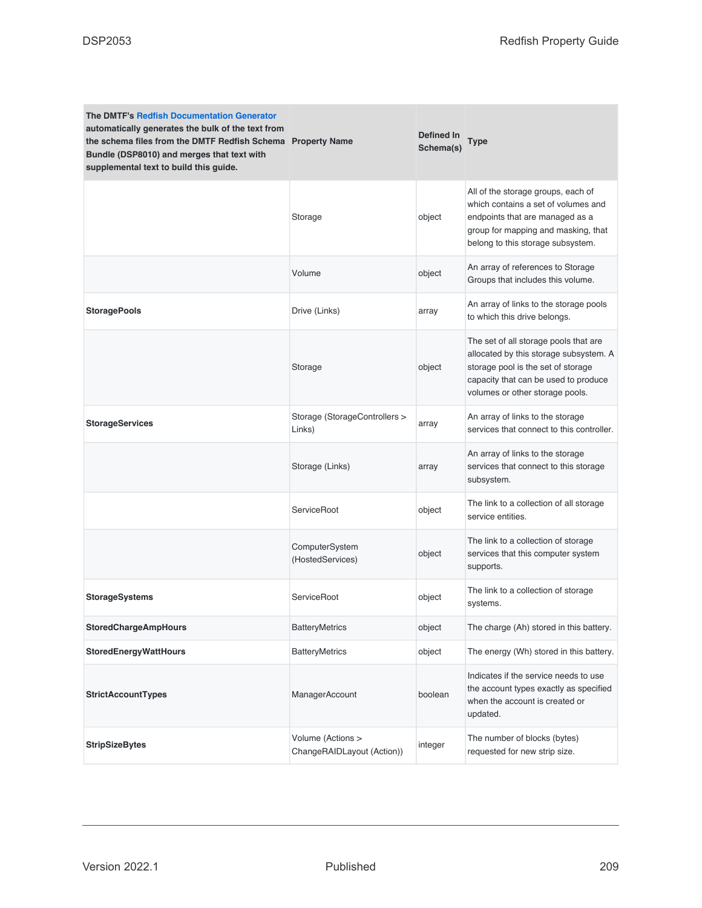| The DMTF's Redfish Documentation Generator automatically generates the bulk of the text from the schema files from the DMTF Redfish Schema Bundle (DSP8010) and merges that text with supplemental text to build this guide. | Property Name | Defined In Schema(s) | Type |
|---|---|---|---|
| | Storage | object | All of the storage groups, each of which contains a set of volumes and endpoints that are managed as a group for mapping and masking, that belong to this storage subsystem. |
| | Volume | object | An array of references to Storage Groups that includes this volume. |
| **StoragePools** | Drive (Links) | array | An array of links to the storage pools to which this drive belongs. |
| | Storage | object | The set of all storage pools that are allocated by this storage subsystem. A storage pool is the set of storage capacity that can be used to produce volumes or other storage pools. |
| **StorageServices** | Storage (StorageControllers > Links) | array | An array of links to the storage services that connect to this controller. |
| | Storage (Links) | array | An array of links to the storage services that connect to this storage subsystem. |
| | ServiceRoot | object | The link to a collection of all storage service entities. |
| | ComputerSystem (HostedServices) | object | The link to a collection of storage services that this computer system supports. |
| **StorageSystems** | ServiceRoot | object | The link to a collection of storage systems. |
| **StoredChargeAmpHours** | BatteryMetrics | object | The charge (Ah) stored in this battery. |
| **StoredEnergyWattHours** | BatteryMetrics | object | The energy (Wh) stored in this battery. |
| **StrictAccountTypes** | ManagerAccount | boolean | Indicates if the service needs to use the account types exactly as specified when the account is created or updated. |
| **StripSizeBytes** | Volume (Actions > ChangeRAIDLayout (Action)) | integer | The number of blocks (bytes) requested for new strip size. |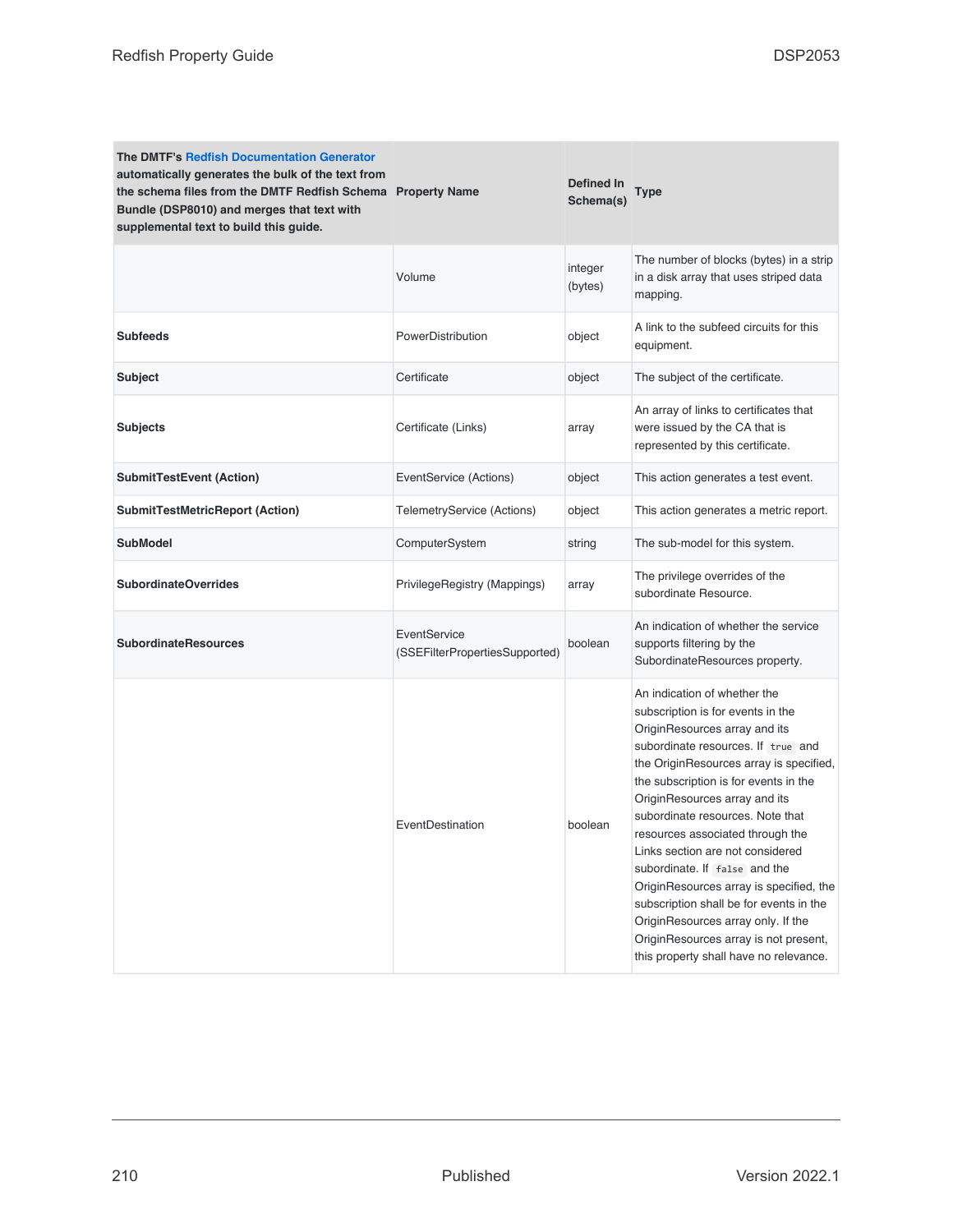| The DMTF's Redfish Documentation Generator automatically generates the bulk of the text from the schema files from the DMTF Redfish Schema Bundle (DSP8010) and merges that text with supplemental text to build this guide. | Property Name | Defined In Schema(s) | Type |
| --- | --- | --- | --- |
| | Volume | integer (bytes) | The number of blocks (bytes) in a strip in a disk array that uses striped data mapping. |
| **Subfeeds** | PowerDistribution | object | A link to the subfeed circuits for this equipment. |
| **Subject** | Certificate | object | The subject of the certificate. |
| **Subjects** | Certificate (Links) | array | An array of links to certificates that were issued by the CA that is represented by this certificate. |
| **SubmitTestEvent (Action)** | EventService (Actions) | object | This action generates a test event. |
| **SubmitTestMetricReport (Action)** | TelemetryService (Actions) | object | This action generates a metric report. |
| **SubModel** | ComputerSystem | string | The sub-model for this system. |
| **SubordinateOverrides** | PrivilegeRegistry (Mappings) | array | The privilege overrides of the subordinate Resource. |
| **SubordinateResources** | EventService (SSEFilterPropertiesSupported) | boolean | An indication of whether the service supports filtering by the SubordinateResources property. |
| | EventDestination | boolean | An indication of whether the subscription is for events in the OriginResources array and its subordinate resources. If `true` and the OriginResources array is specified, the subscription is for events in the OriginResources array and its subordinate resources. Note that resources associated through the Links section are not considered subordinate. If `false` and the OriginResources array is specified, the subscription shall be for events in the OriginResources array only. If the OriginResources array is not present, this property shall have no relevance. |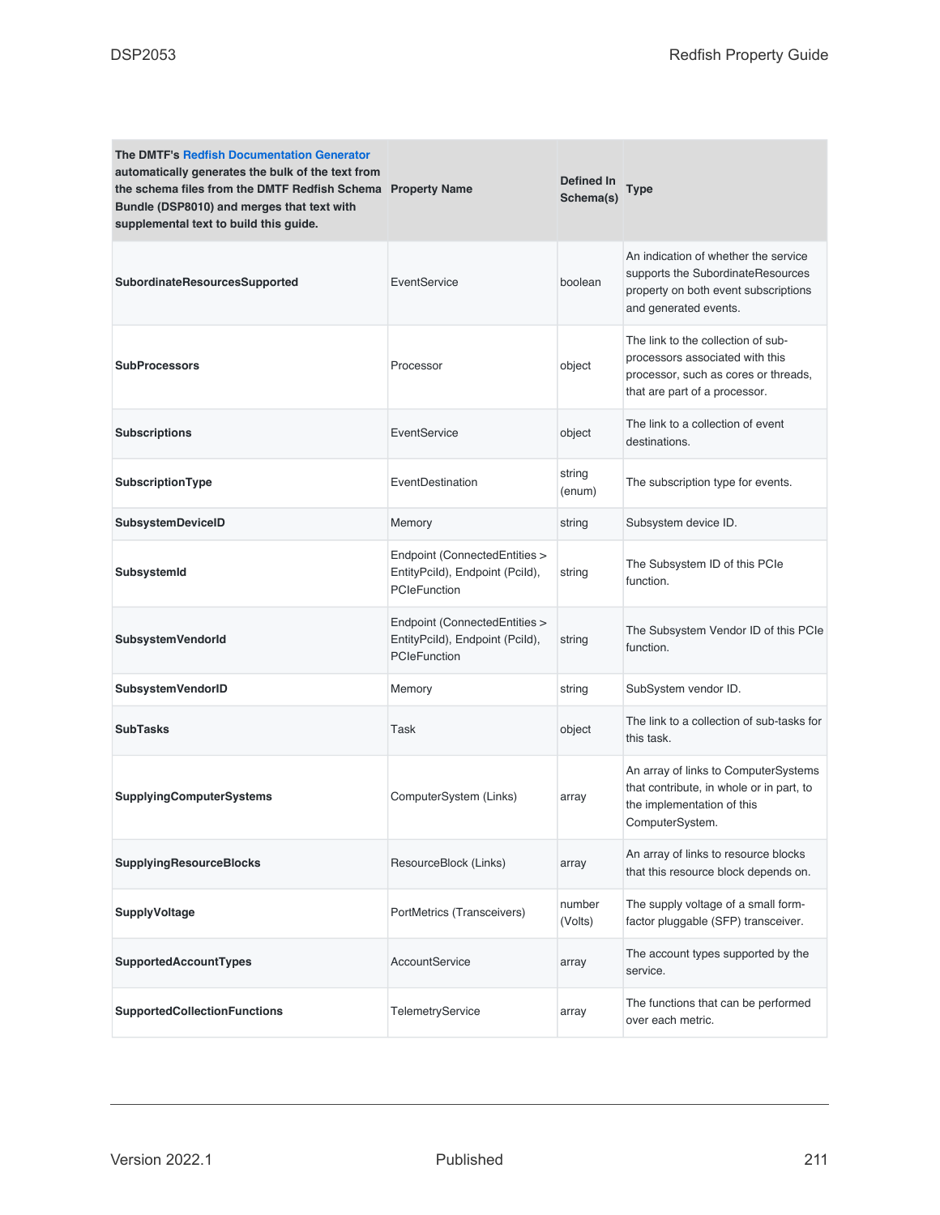| The DMTF's Redfish Documentation Generator automatically generates the bulk of the text from the schema files from the DMTF Redfish Schema Bundle (DSP8010) and merges that text with supplemental text to build this guide. | Property Name | Defined In Schema(s) | Type |
|---|---|---|---|
| **SubordinateResourcesSupported** | EventService | boolean | An indication of whether the service supports the SubordinateResources property on both event subscriptions and generated events. |
| **SubProcessors** | Processor | object | The link to the collection of sub-processors associated with this processor, such as cores or threads, that are part of a processor. |
| **Subscriptions** | EventService | object | The link to a collection of event destinations. |
| **SubscriptionType** | EventDestination | string (enum) | The subscription type for events. |
| **SubsystemDeviceID** | Memory | string | Subsystem device ID. |
| **SubsystemId** | Endpoint (ConnectedEntities > EntityPciId), Endpoint (PciId), PCIeFunction | string | The Subsystem ID of this PCIe function. |
| **SubsystemVendorId** | Endpoint (ConnectedEntities > EntityPciId), Endpoint (PciId), PCIeFunction | string | The Subsystem Vendor ID of this PCIe function. |
| **SubsystemVendorID** | Memory | string | SubSystem vendor ID. |
| **SubTasks** | Task | object | The link to a collection of sub-tasks for this task. |
| **SupplyingComputerSystems** | ComputerSystem (Links) | array | An array of links to ComputerSystems that contribute, in whole or in part, to the implementation of this ComputerSystem. |
| **SupplyingResourceBlocks** | ResourceBlock (Links) | array | An array of links to resource blocks that this resource block depends on. |
| **SupplyVoltage** | PortMetrics (Transceivers) | number (Volts) | The supply voltage of a small form-factor pluggable (SFP) transceiver. |
| **SupportedAccountTypes** | AccountService | array | The account types supported by the service. |
| **SupportedCollectionFunctions** | TelemetryService | array | The functions that can be performed over each metric. |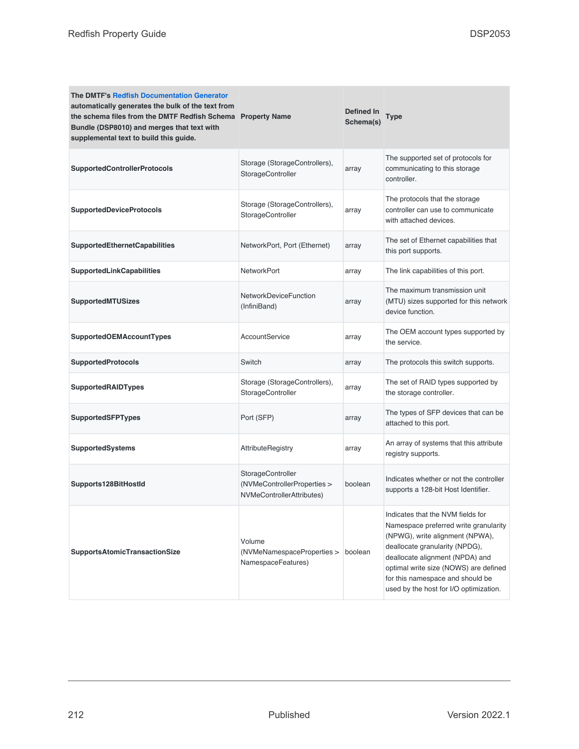| The DMTF's Redfish Documentation Generator automatically generates the bulk of the text from the schema files from the DMTF Redfish Schema Bundle (DSP8010) and merges that text with supplemental text to build this guide. | Property Name | Defined In Schema(s) | Type |
| --- | --- | --- | --- |
| **SupportedControllerProtocols** | Storage (StorageControllers), StorageController | array | The supported set of protocols for communicating to this storage controller. |
| **SupportedDeviceProtocols** | Storage (StorageControllers), StorageController | array | The protocols that the storage controller can use to communicate with attached devices. |
| **SupportedEthernetCapabilities** | NetworkPort, Port (Ethernet) | array | The set of Ethernet capabilities that this port supports. |
| **SupportedLinkCapabilities** | NetworkPort | array | The link capabilities of this port. |
| **SupportedMTUSizes** | NetworkDeviceFunction (InfiniBand) | array | The maximum transmission unit (MTU) sizes supported for this network device function. |
| **SupportedOEMAccountTypes** | AccountService | array | The OEM account types supported by the service. |
| **SupportedProtocols** | Switch | array | The protocols this switch supports. |
| **SupportedRAIDTypes** | Storage (StorageControllers), StorageController | array | The set of RAID types supported by the storage controller. |
| **SupportedSFPTypes** | Port (SFP) | array | The types of SFP devices that can be attached to this port. |
| **SupportedSystems** | AttributeRegistry | array | An array of systems that this attribute registry supports. |
| **Supports128BitHostId** | StorageController (NVMeControllerProperties > NVMeControllerAttributes) | boolean | Indicates whether or not the controller supports a 128-bit Host Identifier. |
| **SupportsAtomicTransactionSize** | Volume (NVMeNamespaceProperties > NamespaceFeatures) | boolean | Indicates that the NVM fields for Namespace preferred write granularity (NPWG), write alignment (NPWA), deallocate granularity (NPDG), deallocate alignment (NPDA) and optimal write size (NOWS) are defined for this namespace and should be used by the host for I/O optimization. |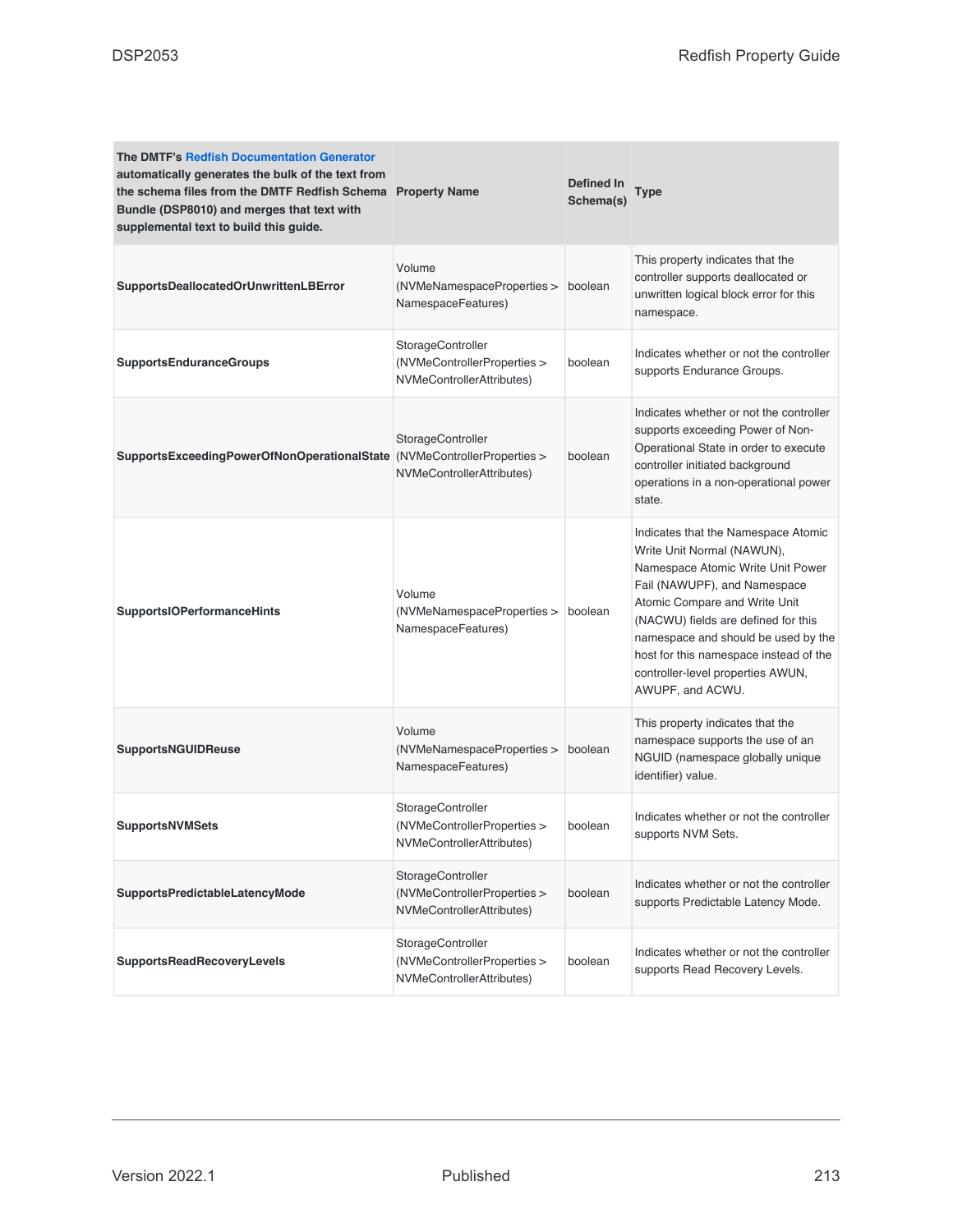| The DMTF's Redfish Documentation Generator automatically generates the bulk of the text from the schema files from the DMTF Redfish Schema Bundle (DSP8010) and merges that text with supplemental text to build this guide. | Property Name | Defined In Schema(s) | Type |
|---|---|---|---|
| **SupportsDeallocatedOrUnwrittenLBError** | Volume (NVMeNamespaceProperties > NamespaceFeatures) | boolean | This property indicates that the controller supports deallocated or unwritten logical block error for this namespace. |
| **SupportsEnduranceGroups** | StorageController (NVMeControllerProperties > NVMeControllerAttributes) | boolean | Indicates whether or not the controller supports Endurance Groups. |
| **SupportsExceedingPowerOfNonOperationalState** | StorageController (NVMeControllerProperties > NVMeControllerAttributes) | boolean | Indicates whether or not the controller supports exceeding Power of Non-Operational State in order to execute controller initiated background operations in a non-operational power state. |
| **SupportsIOPerformanceHints** | Volume (NVMeNamespaceProperties > NamespaceFeatures) | boolean | Indicates that the Namespace Atomic Write Unit Normal (NAWUN), Namespace Atomic Write Unit Power Fail (NAWUPF), and Namespace Atomic Compare and Write Unit (NACWU) fields are defined for this namespace and should be used by the host for this namespace instead of the controller-level properties AWUN, AWUPF, and ACWU. |
| **SupportsNGUIDReuse** | Volume (NVMeNamespaceProperties > NamespaceFeatures) | boolean | This property indicates that the namespace supports the use of an NGUID (namespace globally unique identifier) value. |
| **SupportsNVMSets** | StorageController (NVMeControllerProperties > NVMeControllerAttributes) | boolean | Indicates whether or not the controller supports NVM Sets. |
| **SupportsPredictableLatencyMode** | StorageController (NVMeControllerProperties > NVMeControllerAttributes) | boolean | Indicates whether or not the controller supports Predictable Latency Mode. |
| **SupportsReadRecoveryLevels** | StorageController (NVMeControllerProperties > NVMeControllerAttributes) | boolean | Indicates whether or not the controller supports Read Recovery Levels. |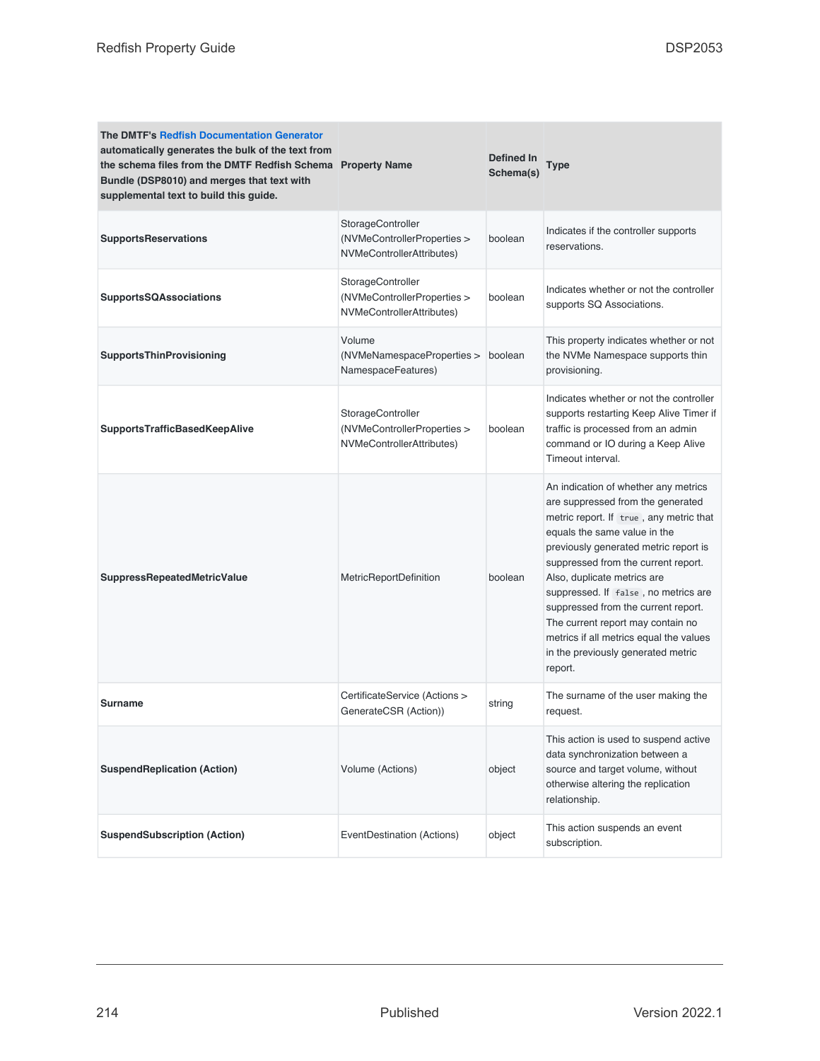| The DMTF's Redfish Documentation Generator automatically generates the bulk of the text from the schema files from the DMTF Redfish Schema Bundle (DSP8010) and merges that text with supplemental text to build this guide. | Property Name | Defined In Schema(s) | Type |
| --- | --- | --- | --- |
| **SupportsReservations** | StorageController (NVMeControllerProperties > NVMeControllerAttributes) | boolean | Indicates if the controller supports reservations. |
| **SupportsSQAssociations** | StorageController (NVMeControllerProperties > NVMeControllerAttributes) | boolean | Indicates whether or not the controller supports SQ Associations. |
| **SupportsThinProvisioning** | Volume (NVMeNamespaceProperties > NamespaceFeatures) | boolean | This property indicates whether or not the NVMe Namespace supports thin provisioning. |
| **SupportsTrafficBasedKeepAlive** | StorageController (NVMeControllerProperties > NVMeControllerAttributes) | boolean | Indicates whether or not the controller supports restarting Keep Alive Timer if traffic is processed from an admin command or IO during a Keep Alive Timeout interval. |
| **SuppressRepeatedMetricValue** | MetricReportDefinition | boolean | An indication of whether any metrics are suppressed from the generated metric report. If `true`, any metric that equals the same value in the previously generated metric report is suppressed from the current report. Also, duplicate metrics are suppressed. If `false`, no metrics are suppressed from the current report. The current report may contain no metrics if all metrics equal the values in the previously generated metric report. |
| **Surname** | CertificateService (Actions > GenerateCSR (Action)) | string | The surname of the user making the request. |
| **SuspendReplication (Action)** | Volume (Actions) | object | This action is used to suspend active data synchronization between a source and target volume, without otherwise altering the replication relationship. |
| **SuspendSubscription (Action)** | EventDestination (Actions) | object | This action suspends an event subscription. |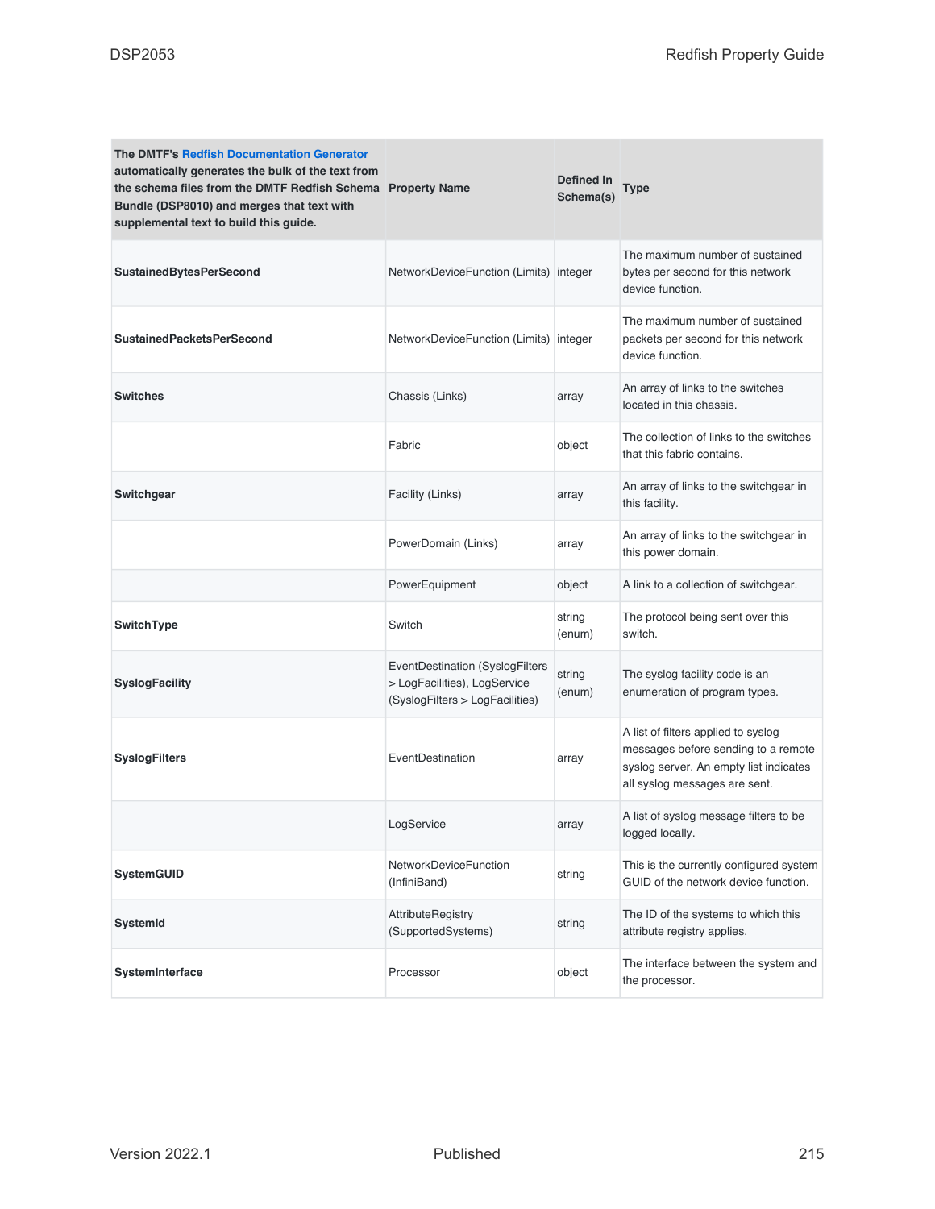| The DMTF's Redfish Documentation Generator automatically generates the bulk of the text from the schema files from the DMTF Redfish Schema Bundle (DSP8010) and merges that text with supplemental text to build this guide. | Property Name | Defined In Schema(s) | Type |
|---|---|---|---|
| **SustainedBytesPerSecond** | NetworkDeviceFunction (Limits) | integer | The maximum number of sustained bytes per second for this network device function. |
| **SustainedPacketsPerSecond** | NetworkDeviceFunction (Limits) | integer | The maximum number of sustained packets per second for this network device function. |
| **Switches** | Chassis (Links) | array | An array of links to the switches located in this chassis. |
| | Fabric | object | The collection of links to the switches that this fabric contains. |
| **Switchgear** | Facility (Links) | array | An array of links to the switchgear in this facility. |
| | PowerDomain (Links) | array | An array of links to the switchgear in this power domain. |
| | PowerEquipment | object | A link to a collection of switchgear. |
| **SwitchType** | Switch | string (enum) | The protocol being sent over this switch. |
| **SyslogFacility** | EventDestination (SyslogFilters > LogFacilities), LogService (SyslogFilters > LogFacilities) | string (enum) | The syslog facility code is an enumeration of program types. |
| **SyslogFilters** | EventDestination | array | A list of filters applied to syslog messages before sending to a remote syslog server. An empty list indicates all syslog messages are sent. |
| | LogService | array | A list of syslog message filters to be logged locally. |
| **SystemGUID** | NetworkDeviceFunction (InfiniBand) | string | This is the currently configured system GUID of the network device function. |
| **SystemId** | AttributeRegistry (SupportedSystems) | string | The ID of the systems to which this attribute registry applies. |
| **SystemInterface** | Processor | object | The interface between the system and the processor. |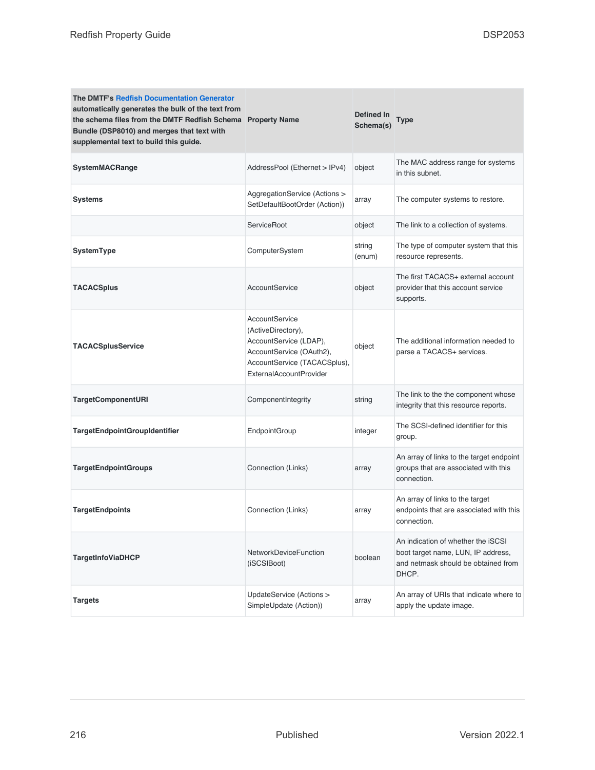| The DMTF's Redfish Documentation Generator automatically generates the bulk of the text from the schema files from the DMTF Redfish Schema Bundle (DSP8010) and merges that text with supplemental text to build this guide. Property Name | Defined In Schema(s) | Type | |
|---|---|---|---|
| **SystemMACRange** | AddressPool (Ethernet > IPv4) | object | The MAC address range for systems in this subnet. |
| **Systems** | AggregationService (Actions > SetDefaultBootOrder (Action)) | array | The computer systems to restore. |
| | ServiceRoot | object | The link to a collection of systems. |
| **SystemType** | ComputerSystem | string (enum) | The type of computer system that this resource represents. |
| **TACACSplus** | AccountService | object | The first TACACS+ external account provider that this account service supports. |
| **TACACSplusService** | AccountService (ActiveDirectory), AccountService (LDAP), AccountService (OAuth2), AccountService (TACACSplus), ExternalAccountProvider | object | The additional information needed to parse a TACACS+ services. |
| **TargetComponentURI** | ComponentIntegrity | string | The link to the the component whose integrity that this resource reports. |
| **TargetEndpointGroupIdentifier** | EndpointGroup | integer | The SCSI-defined identifier for this group. |
| **TargetEndpointGroups** | Connection (Links) | array | An array of links to the target endpoint groups that are associated with this connection. |
| **TargetEndpoints** | Connection (Links) | array | An array of links to the target endpoints that are associated with this connection. |
| **TargetInfoViaDHCP** | NetworkDeviceFunction (iSCSIBoot) | boolean | An indication of whether the iSCSI boot target name, LUN, IP address, and netmask should be obtained from DHCP. |
| **Targets** | UpdateService (Actions > SimpleUpdate (Action)) | array | An array of URIs that indicate where to apply the update image. |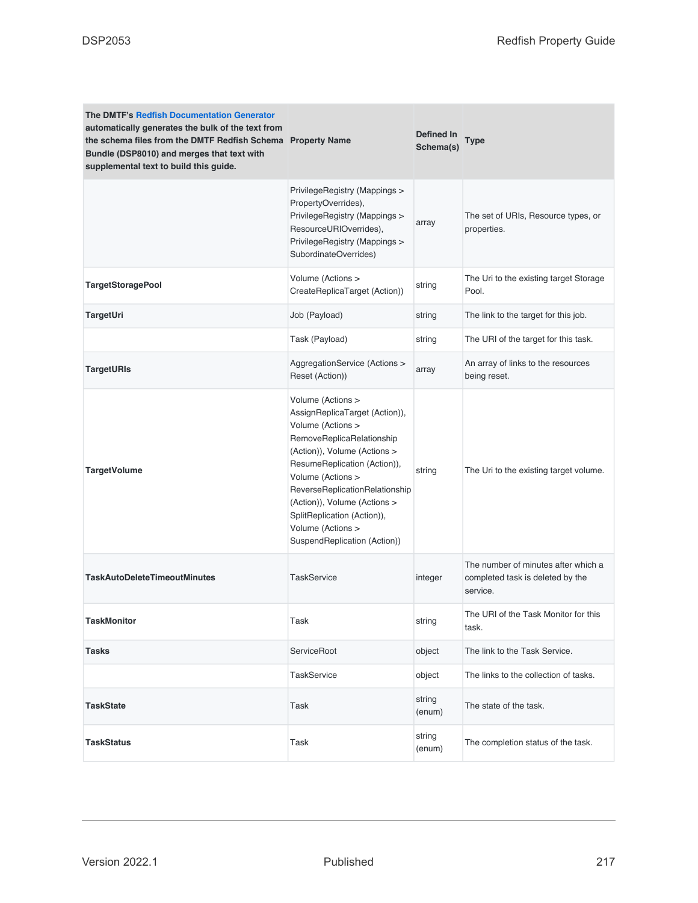| The DMTF's **Redfish Documentation Generator** automatically generates the bulk of the text from the schema files from the DMTF Redfish Schema Bundle (DSP8010) and merges that text with supplemental text to build this guide. | Property Name | Defined In Schema(s) | Type |
|---|---|---|---|
| | PrivilegeRegistry (Mappings > PropertyOverrides), PrivilegeRegistry (Mappings > ResourceURIOverrides), PrivilegeRegistry (Mappings > SubordinateOverrides) | array | The set of URIs, Resource types, or properties. |
| **TargetStoragePool** | Volume (Actions > CreateReplicaTarget (Action)) | string | The Uri to the existing target Storage Pool. |
| **TargetUri** | Job (Payload) | string | The link to the target for this job. |
| | Task (Payload) | string | The URI of the target for this task. |
| **TargetURIs** | AggregationService (Actions > Reset (Action)) | array | An array of links to the resources being reset. |
| **TargetVolume** | Volume (Actions > AssignReplicaTarget (Action)), Volume (Actions > RemoveReplicaRelationship (Action)), Volume (Actions > ResumeReplication (Action)), Volume (Actions > ReverseReplicationRelationship (Action)), Volume (Actions > SplitReplication (Action)), Volume (Actions > SuspendReplication (Action)) | string | The Uri to the existing target volume. |
| **TaskAutoDeleteTimeoutMinutes** | TaskService | integer | The number of minutes after which a completed task is deleted by the service. |
| **TaskMonitor** | Task | string | The URI of the Task Monitor for this task. |
| **Tasks** | ServiceRoot | object | The link to the Task Service. |
| | TaskService | object | The links to the collection of tasks. |
| **TaskState** | Task | string (enum) | The state of the task. |
| **TaskStatus** | Task | string (enum) | The completion status of the task. |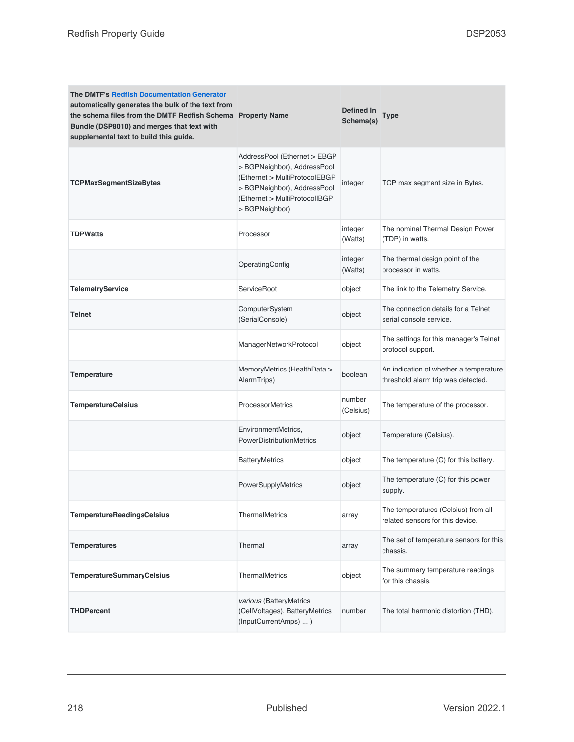| The DMTF's Redfish Documentation Generator automatically generates the bulk of the text from the schema files from the DMTF Redfish Schema Bundle (DSP8010) and merges that text with supplemental text to build this guide. | Property Name | Defined In Schema(s) | Type |
|---|---|---|---|
| **TCPMaxSegmentSizeBytes** | AddressPool (Ethernet > EBGP > BGPNeighbor), AddressPool (Ethernet > MultiProtocolEBGP > BGPNeighbor), AddressPool (Ethernet > MultiProtocolIBGP > BGPNeighbor) | integer | TCP max segment size in Bytes. |
| **TDPWatts** | Processor | integer (Watts) | The nominal Thermal Design Power (TDP) in watts. |
| | OperatingConfig | integer (Watts) | The thermal design point of the processor in watts. |
| **TelemetryService** | ServiceRoot | object | The link to the Telemetry Service. |
| **Telnet** | ComputerSystem (SerialConsole) | object | The connection details for a Telnet serial console service. |
| | ManagerNetworkProtocol | object | The settings for this manager's Telnet protocol support. |
| **Temperature** | MemoryMetrics (HealthData > AlarmTrips) | boolean | An indication of whether a temperature threshold alarm trip was detected. |
| **TemperatureCelsius** | ProcessorMetrics | number (Celsius) | The temperature of the processor. |
| | EnvironmentMetrics, PowerDistributionMetrics | object | Temperature (Celsius). |
| | BatteryMetrics | object | The temperature (C) for this battery. |
| | PowerSupplyMetrics | object | The temperature (C) for this power supply. |
| **TemperatureReadingsCelsius** | ThermalMetrics | array | The temperatures (Celsius) from all related sensors for this device. |
| **Temperatures** | Thermal | array | The set of temperature sensors for this chassis. |
| **TemperatureSummaryCelsius** | ThermalMetrics | object | The summary temperature readings for this chassis. |
| **THDPercent** | *various* (BatteryMetrics (CellVoltages), BatteryMetrics (InputCurrentAmps) ... ) | number | The total harmonic distortion (THD). |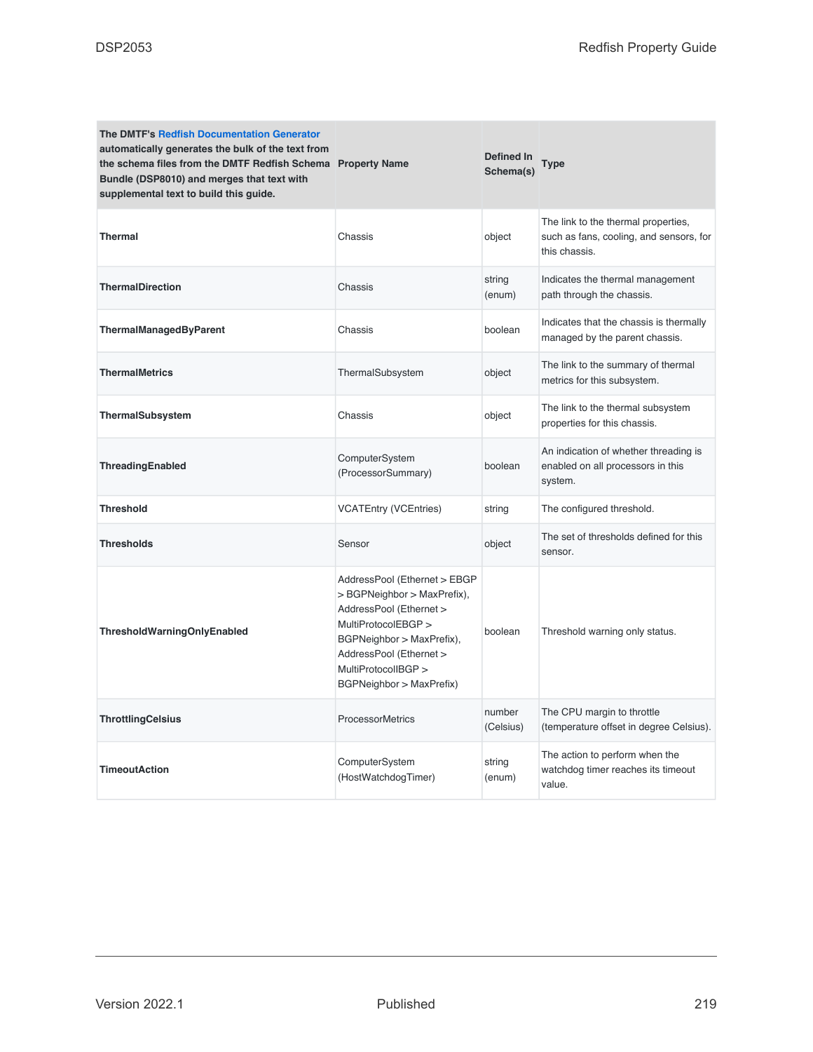| The DMTF's Redfish Documentation Generator automatically generates the bulk of the text from the schema files from the DMTF Redfish Schema Bundle (DSP8010) and merges that text with supplemental text to build this guide. | Property Name | Defined In Schema(s) | Type |
|---|---|---|---|
| **Thermal** | Chassis | object | The link to the thermal properties, such as fans, cooling, and sensors, for this chassis. |
| **ThermalDirection** | Chassis | string (enum) | Indicates the thermal management path through the chassis. |
| **ThermalManagedByParent** | Chassis | boolean | Indicates that the chassis is thermally managed by the parent chassis. |
| **ThermalMetrics** | ThermalSubsystem | object | The link to the summary of thermal metrics for this subsystem. |
| **ThermalSubsystem** | Chassis | object | The link to the thermal subsystem properties for this chassis. |
| **ThreadingEnabled** | ComputerSystem (ProcessorSummary) | boolean | An indication of whether threading is enabled on all processors in this system. |
| **Threshold** | VCATEntry (VCEntries) | string | The configured threshold. |
| **Thresholds** | Sensor | object | The set of thresholds defined for this sensor. |
| **ThresholdWarningOnlyEnabled** | AddressPool (Ethernet > EBGP > BGPNeighbor > MaxPrefix), AddressPool (Ethernet > MultiProtocolEBGP > BGPNeighbor > MaxPrefix), AddressPool (Ethernet > MultiProtocolIBGP > BGPNeighbor > MaxPrefix) | boolean | Threshold warning only status. |
| **ThrottlingCelsius** | ProcessorMetrics | number (Celsius) | The CPU margin to throttle (temperature offset in degree Celsius). |
| **TimeoutAction** | ComputerSystem (HostWatchdogTimer) | string (enum) | The action to perform when the watchdog timer reaches its timeout value. |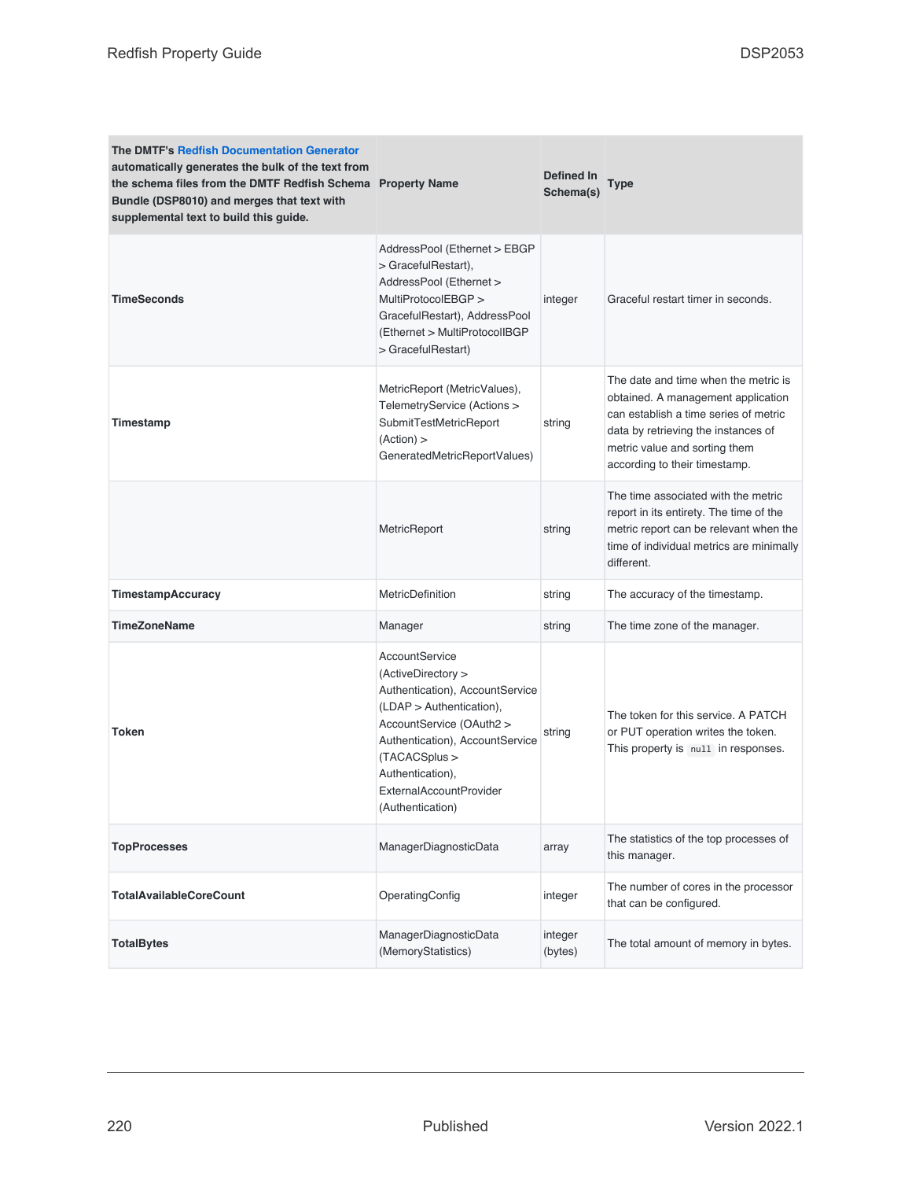| The DMTF's Redfish Documentation Generator automatically generates the bulk of the text from the schema files from the DMTF Redfish Schema Bundle (DSP8010) and merges that text with supplemental text to build this guide. | Property Name | Defined In Schema(s) | Type |
|---|---|---|---|
| **TimeSeconds** | AddressPool (Ethernet > EBGP > GracefulRestart), AddressPool (Ethernet > MultiProtocolEBGP > GracefulRestart), AddressPool (Ethernet > MultiProtocolIBGP > GracefulRestart) | integer | Graceful restart timer in seconds. |
| **Timestamp** | MetricReport (MetricValues), TelemetryService (Actions > SubmitTestMetricReport (Action) > GeneratedMetricReportValues) | string | The date and time when the metric is obtained. A management application can establish a time series of metric data by retrieving the instances of metric value and sorting them according to their timestamp. |
| | MetricReport | string | The time associated with the metric report in its entirety. The time of the metric report can be relevant when the time of individual metrics are minimally different. |
| **TimestampAccuracy** | MetricDefinition | string | The accuracy of the timestamp. |
| **TimeZoneName** | Manager | string | The time zone of the manager. |
| **Token** | AccountService (ActiveDirectory > Authentication), AccountService (LDAP > Authentication), AccountService (OAuth2 > Authentication), AccountService (TACACSplus > Authentication), ExternalAccountProvider (Authentication) | string | The token for this service. A PATCH or PUT operation writes the token. This property is `null` in responses. |
| **TopProcesses** | ManagerDiagnosticData | array | The statistics of the top processes of this manager. |
| **TotalAvailableCoreCount** | OperatingConfig | integer | The number of cores in the processor that can be configured. |
| **TotalBytes** | ManagerDiagnosticData (MemoryStatistics) | integer (bytes) | The total amount of memory in bytes. |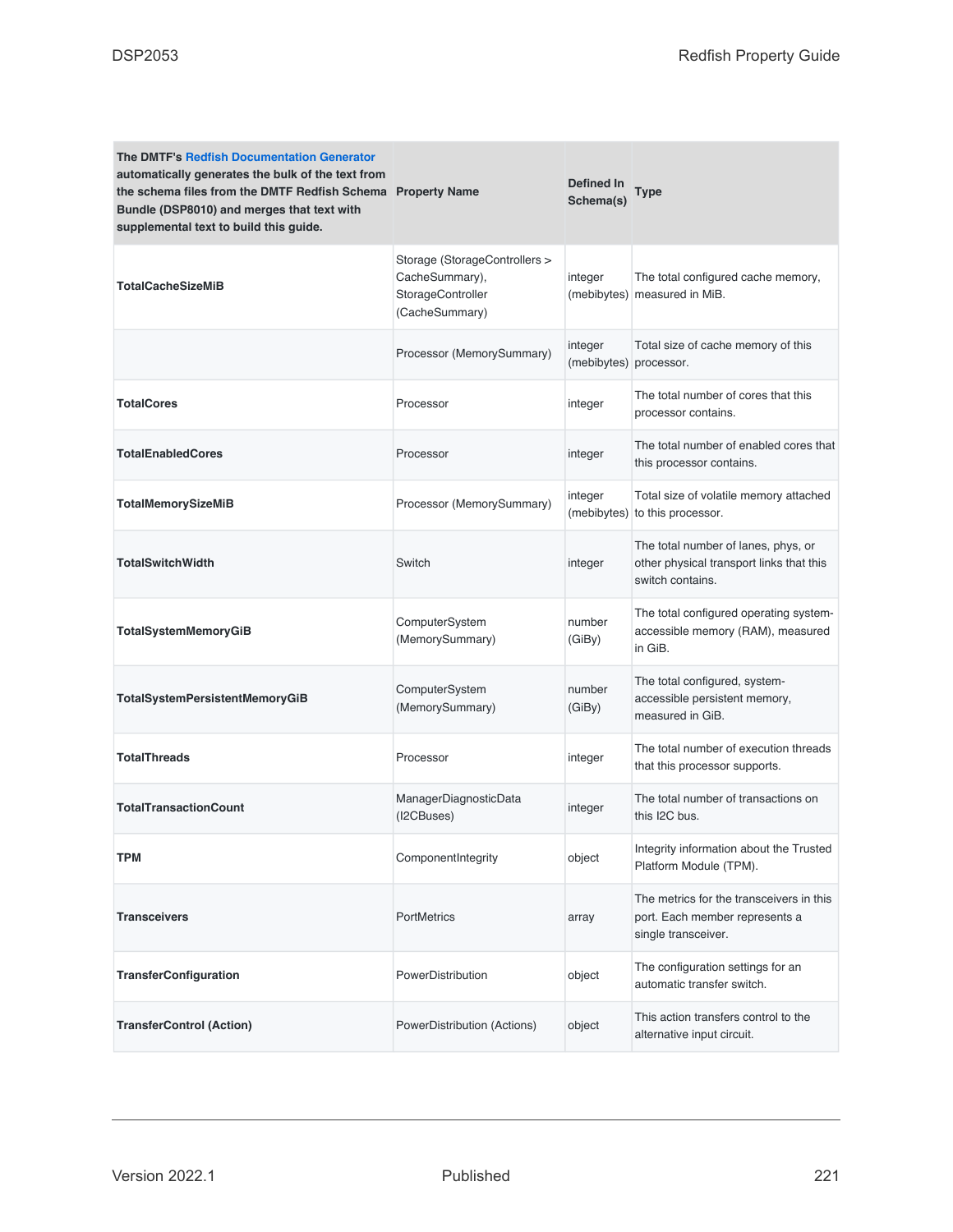| The DMTF's Redfish Documentation Generator automatically generates the bulk of the text from the schema files from the DMTF Redfish Schema Bundle (DSP8010) and merges that text with supplemental text to build this guide. | Property Name | Defined In Schema(s) | Type |
|---|---|---|---|
| **TotalCacheSizeMiB** | Storage (StorageControllers > CacheSummary), StorageController (CacheSummary) | integer (mebibytes) | The total configured cache memory, measured in MiB. |
| | Processor (MemorySummary) | integer (mebibytes) | Total size of cache memory of this processor. |
| **TotalCores** | Processor | integer | The total number of cores that this processor contains. |
| **TotalEnabledCores** | Processor | integer | The total number of enabled cores that this processor contains. |
| **TotalMemorySizeMiB** | Processor (MemorySummary) | integer (mebibytes) | Total size of volatile memory attached to this processor. |
| **TotalSwitchWidth** | Switch | integer | The total number of lanes, phys, or other physical transport links that this switch contains. |
| **TotalSystemMemoryGiB** | ComputerSystem (MemorySummary) | number (GiBy) | The total configured operating system-accessible memory (RAM), measured in GiB. |
| **TotalSystemPersistentMemoryGiB** | ComputerSystem (MemorySummary) | number (GiBy) | The total configured, system-accessible persistent memory, measured in GiB. |
| **TotalThreads** | Processor | integer | The total number of execution threads that this processor supports. |
| **TotalTransactionCount** | ManagerDiagnosticData (I2CBuses) | integer | The total number of transactions on this I2C bus. |
| **TPM** | ComponentIntegrity | object | Integrity information about the Trusted Platform Module (TPM). |
| **Transceivers** | PortMetrics | array | The metrics for the transceivers in this port. Each member represents a single transceiver. |
| **TransferConfiguration** | PowerDistribution | object | The configuration settings for an automatic transfer switch. |
| **TransferControl (Action)** | PowerDistribution (Actions) | object | This action transfers control to the alternative input circuit. |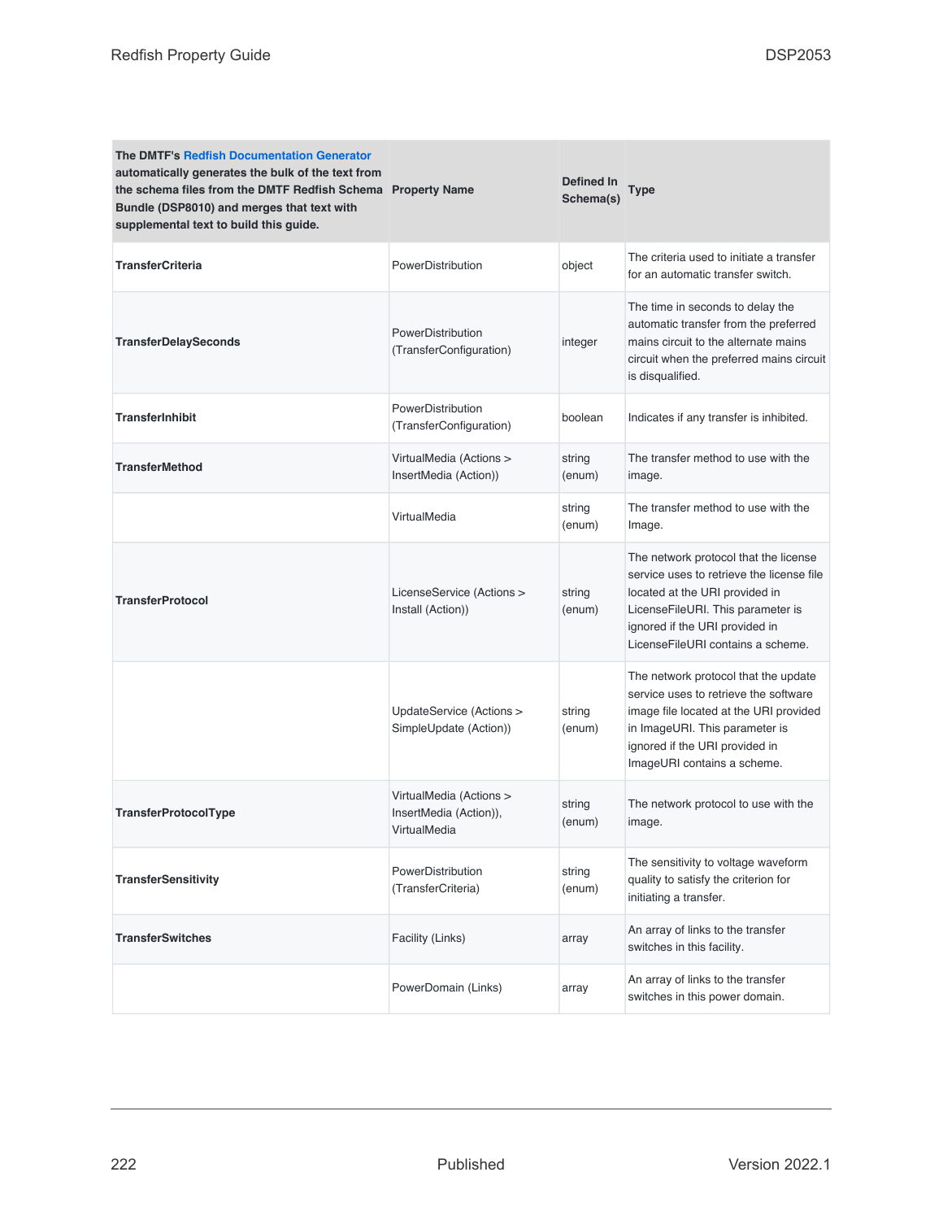| The DMTF's Redfish Documentation Generator automatically generates the bulk of the text from the schema files from the DMTF Redfish Schema Bundle (DSP8010) and merges that text with supplemental text to build this guide. | Property Name | Defined In Schema(s) | Type |
|---|---|---|---|
| **TransferCriteria** | PowerDistribution | object | The criteria used to initiate a transfer for an automatic transfer switch. |
| **TransferDelaySeconds** | PowerDistribution (TransferConfiguration) | integer | The time in seconds to delay the automatic transfer from the preferred mains circuit to the alternate mains circuit when the preferred mains circuit is disqualified. |
| **TransferInhibit** | PowerDistribution (TransferConfiguration) | boolean | Indicates if any transfer is inhibited. |
| **TransferMethod** | VirtualMedia (Actions > InsertMedia (Action)) | string (enum) | The transfer method to use with the image. |
| | VirtualMedia | string (enum) | The transfer method to use with the Image. |
| **TransferProtocol** | LicenseService (Actions > Install (Action)) | string (enum) | The network protocol that the license service uses to retrieve the license file located at the URI provided in LicenseFileURI. This parameter is ignored if the URI provided in LicenseFileURI contains a scheme. |
| | UpdateService (Actions > SimpleUpdate (Action)) | string (enum) | The network protocol that the update service uses to retrieve the software image file located at the URI provided in ImageURI. This parameter is ignored if the URI provided in ImageURI contains a scheme. |
| **TransferProtocolType** | VirtualMedia (Actions > InsertMedia (Action)), VirtualMedia | string (enum) | The network protocol to use with the image. |
| **TransferSensitivity** | PowerDistribution (TransferCriteria) | string (enum) | The sensitivity to voltage waveform quality to satisfy the criterion for initiating a transfer. |
| **TransferSwitches** | Facility (Links) | array | An array of links to the transfer switches in this facility. |
| | PowerDomain (Links) | array | An array of links to the transfer switches in this power domain. |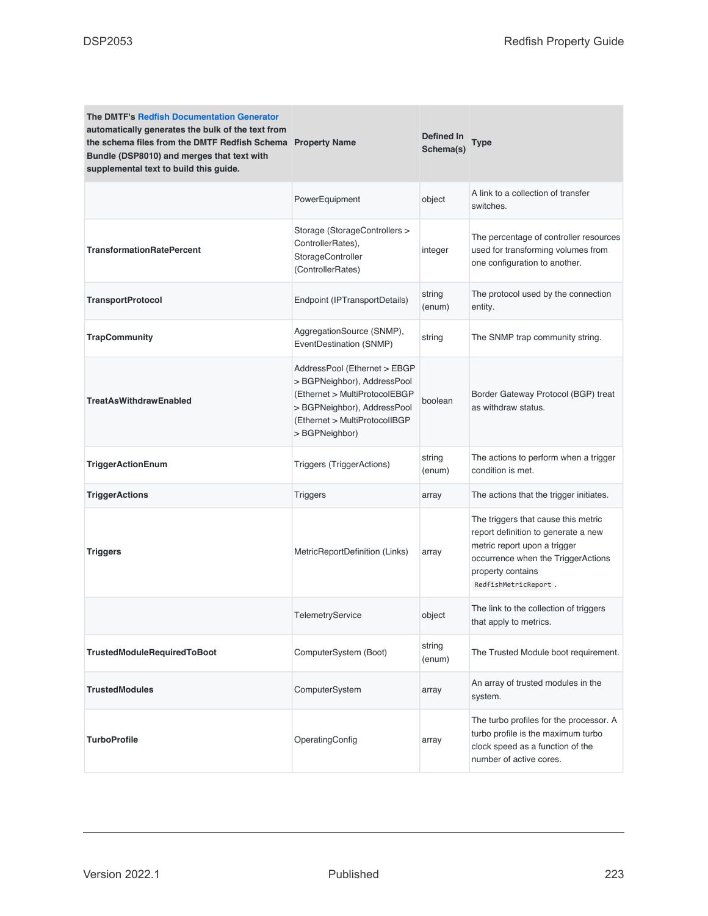| The DMTF's Redfish Documentation Generator automatically generates the bulk of the text from the schema files from the DMTF Redfish Schema Bundle (DSP8010) and merges that text with supplemental text to build this guide. | Property Name | Defined In Schema(s) | Type |
|---|---|---|---|
| | PowerEquipment | object | A link to a collection of transfer switches. |
| **TransformationRatePercent** | Storage (StorageControllers > ControllerRates), StorageController (ControllerRates) | integer | The percentage of controller resources used for transforming volumes from one configuration to another. |
| **TransportProtocol** | Endpoint (IPTransportDetails) | string (enum) | The protocol used by the connection entity. |
| **TrapCommunity** | AggregationSource (SNMP), EventDestination (SNMP) | string | The SNMP trap community string. |
| **TreatAsWithdrawEnabled** | AddressPool (Ethernet > EBGP > BGPNeighbor), AddressPool (Ethernet > MultiProtocolEBGP > BGPNeighbor), AddressPool (Ethernet > MultiProtocolIBGP > BGPNeighbor) | boolean | Border Gateway Protocol (BGP) treat as withdraw status. |
| **TriggerActionEnum** | Triggers (TriggerActions) | string (enum) | The actions to perform when a trigger condition is met. |
| **TriggerActions** | Triggers | array | The actions that the trigger initiates. |
| **Triggers** | MetricReportDefinition (Links) | array | The triggers that cause this metric report definition to generate a new metric report upon a trigger occurrence when the TriggerActions property contains `RedfishMetricReport`. |
| | TelemetryService | object | The link to the collection of triggers that apply to metrics. |
| **TrustedModuleRequiredToBoot** | ComputerSystem (Boot) | string (enum) | The Trusted Module boot requirement. |
| **TrustedModules** | ComputerSystem | array | An array of trusted modules in the system. |
| **TurboProfile** | OperatingConfig | array | The turbo profiles for the processor. A turbo profile is the maximum turbo clock speed as a function of the number of active cores. |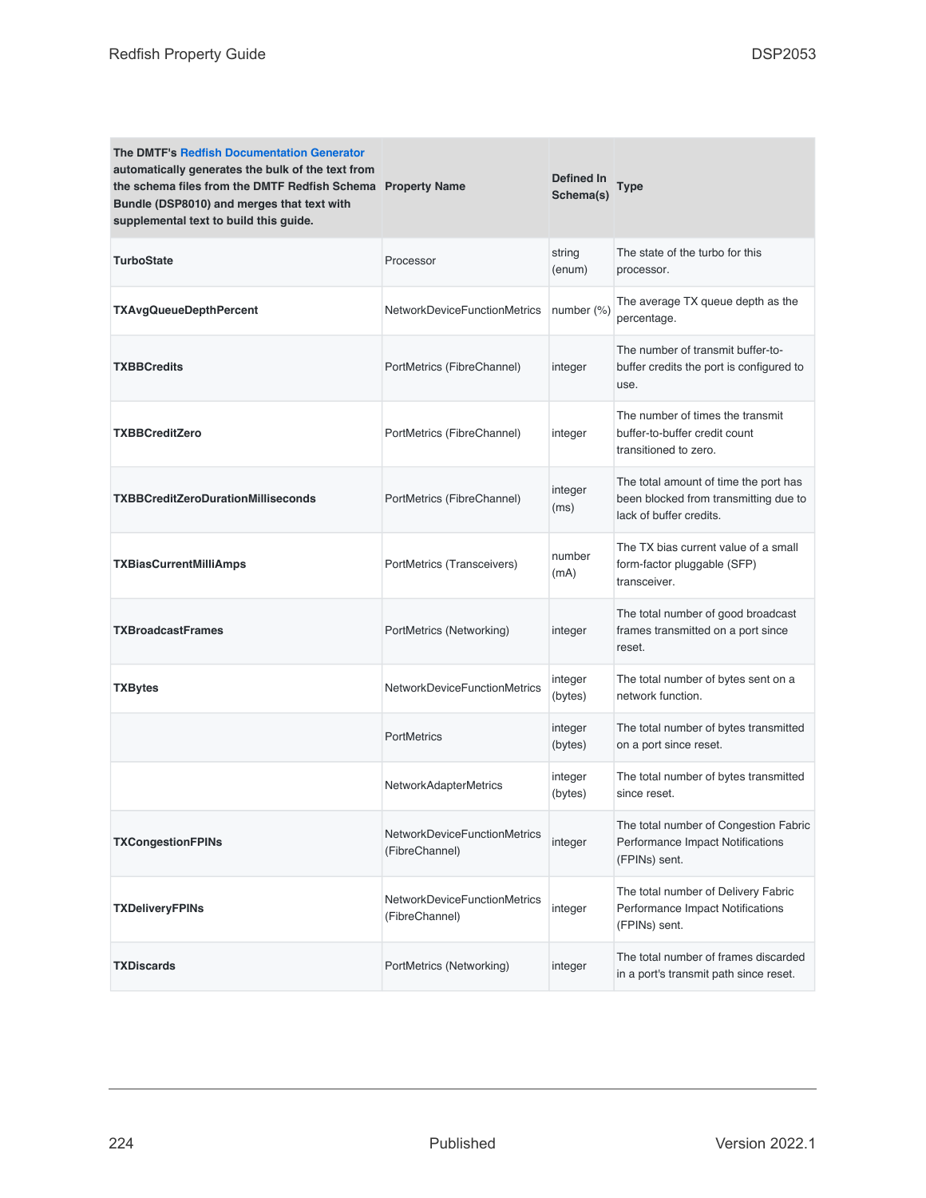| The DMTF's Redfish Documentation Generator automatically generates the bulk of the text from the schema files from the DMTF Redfish Schema Bundle (DSP8010) and merges that text with supplemental text to build this guide. | Property Name | Defined In Schema(s) | Type |
|---|---|---|---|
| **TurboState** | Processor | string (enum) | The state of the turbo for this processor. |
| **TXAvgQueueDepthPercent** | NetworkDeviceFunctionMetrics | number (%) | The average TX queue depth as the percentage. |
| **TXBBCredits** | PortMetrics (FibreChannel) | integer | The number of transmit buffer-to-buffer credits the port is configured to use. |
| **TXBBCreditZero** | PortMetrics (FibreChannel) | integer | The number of times the transmit buffer-to-buffer credit count transitioned to zero. |
| **TXBBCreditZeroDurationMilliseconds** | PortMetrics (FibreChannel) | integer (ms) | The total amount of time the port has been blocked from transmitting due to lack of buffer credits. |
| **TXBiasCurrentMilliAmps** | PortMetrics (Transceivers) | number (mA) | The TX bias current value of a small form-factor pluggable (SFP) transceiver. |
| **TXBroadcastFrames** | PortMetrics (Networking) | integer | The total number of good broadcast frames transmitted on a port since reset. |
| **TXBytes** | NetworkDeviceFunctionMetrics | integer (bytes) | The total number of bytes sent on a network function. |
| | PortMetrics | integer (bytes) | The total number of bytes transmitted on a port since reset. |
| | NetworkAdapterMetrics | integer (bytes) | The total number of bytes transmitted since reset. |
| **TXCongestionFPINs** | NetworkDeviceFunctionMetrics (FibreChannel) | integer | The total number of Congestion Fabric Performance Impact Notifications (FPINs) sent. |
| **TXDeliveryFPINs** | NetworkDeviceFunctionMetrics (FibreChannel) | integer | The total number of Delivery Fabric Performance Impact Notifications (FPINs) sent. |
| **TXDiscards** | PortMetrics (Networking) | integer | The total number of frames discarded in a port's transmit path since reset. |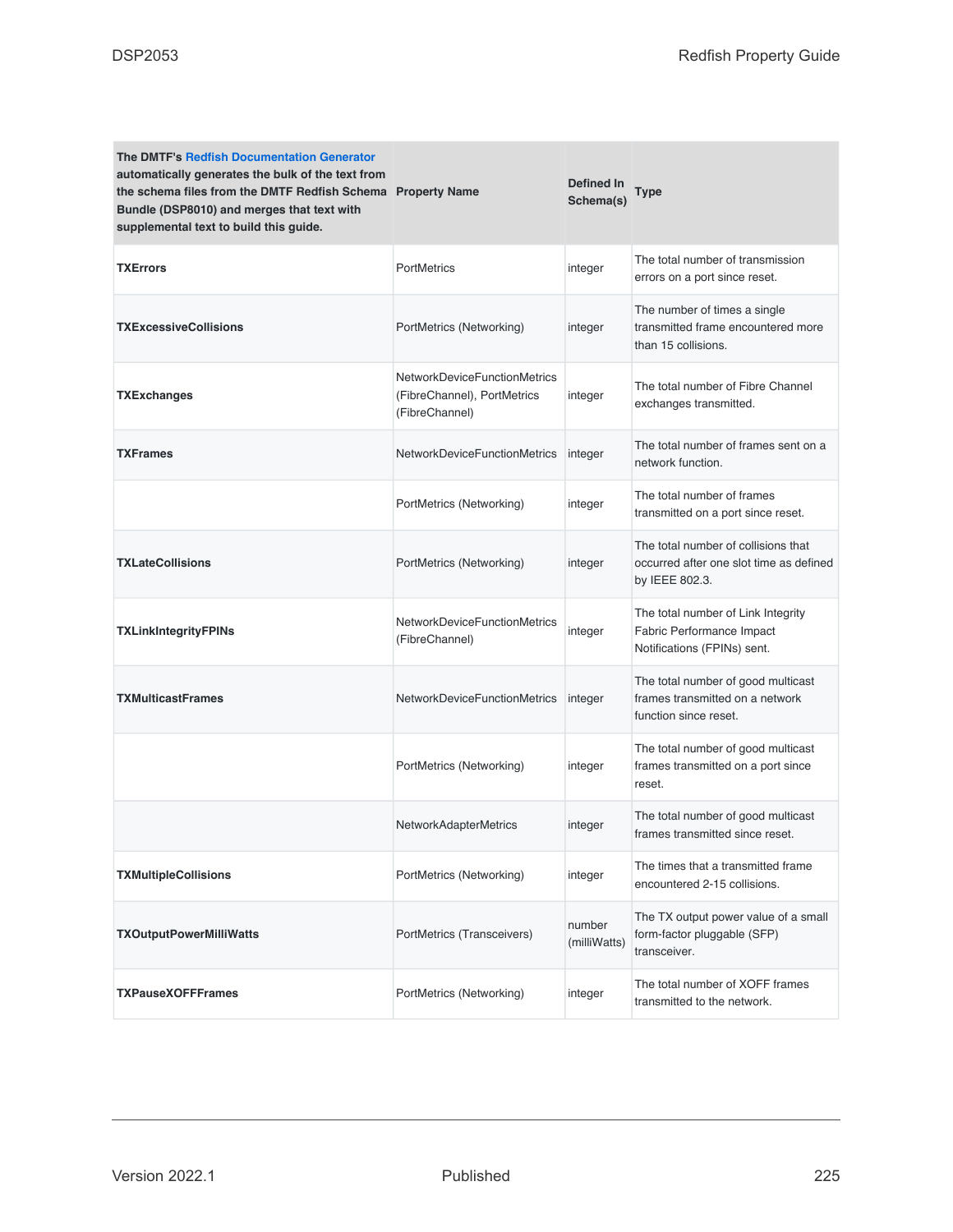| The DMTF's Redfish Documentation Generator automatically generates the bulk of the text from the schema files from the DMTF Redfish Schema Bundle (DSP8010) and merges that text with supplemental text to build this guide. | Property Name | Defined In Schema(s) | Type |
| --- | --- | --- | --- |
| **TXErrors** | PortMetrics | integer | The total number of transmission errors on a port since reset. |
| **TXExcessiveCollisions** | PortMetrics (Networking) | integer | The number of times a single transmitted frame encountered more than 15 collisions. |
| **TXExchanges** | NetworkDeviceFunctionMetrics (FibreChannel), PortMetrics (FibreChannel) | integer | The total number of Fibre Channel exchanges transmitted. |
| **TXFrames** | NetworkDeviceFunctionMetrics | integer | The total number of frames sent on a network function. |
| | PortMetrics (Networking) | integer | The total number of frames transmitted on a port since reset. |
| **TXLateCollisions** | PortMetrics (Networking) | integer | The total number of collisions that occurred after one slot time as defined by IEEE 802.3. |
| **TXLinkIntegrityFPINs** | NetworkDeviceFunctionMetrics (FibreChannel) | integer | The total number of Link Integrity Fabric Performance Impact Notifications (FPINs) sent. |
| **TXMulticastFrames** | NetworkDeviceFunctionMetrics | integer | The total number of good multicast frames transmitted on a network function since reset. |
| | PortMetrics (Networking) | integer | The total number of good multicast frames transmitted on a port since reset. |
| | NetworkAdapterMetrics | integer | The total number of good multicast frames transmitted since reset. |
| **TXMultipleCollisions** | PortMetrics (Networking) | integer | The times that a transmitted frame encountered 2-15 collisions. |
| **TXOutputPowerMilliWatts** | PortMetrics (Transceivers) | number (milliWatts) | The TX output power value of a small form-factor pluggable (SFP) transceiver. |
| **TXPauseXOFFFrames** | PortMetrics (Networking) | integer | The total number of XOFF frames transmitted to the network. |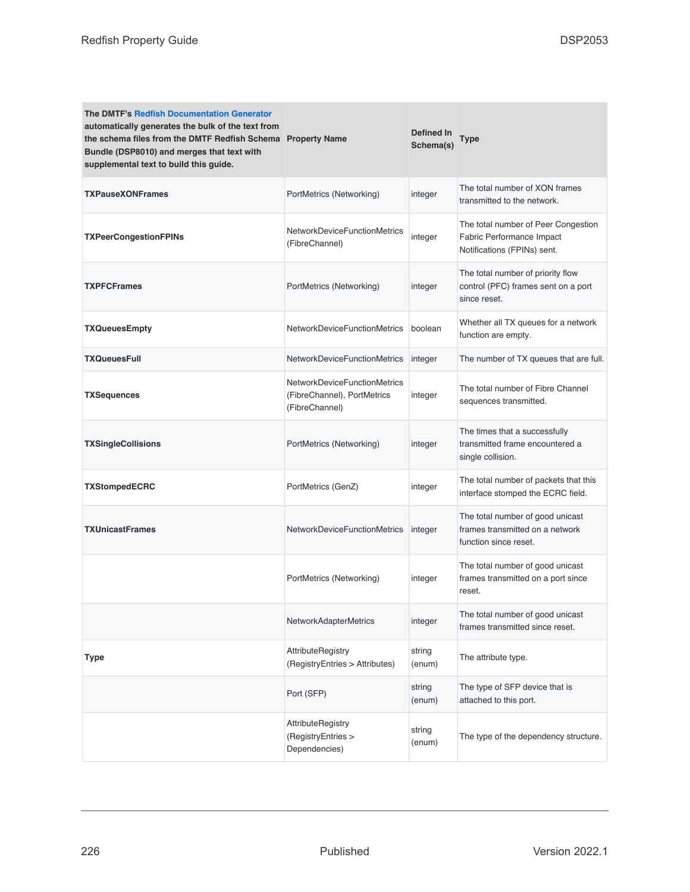| The DMTF's Redfish Documentation Generator automatically generates the bulk of the text from the schema files from the DMTF Redfish Schema Bundle (DSP8010) and merges that text with supplemental text to build this guide. Property Name | Defined In Schema(s) | Type | |
|---|---|---|---|
| **TXPauseXONFrames** | PortMetrics (Networking) | integer | The total number of XON frames transmitted to the network. |
| **TXPeerCongestionFPINs** | NetworkDeviceFunctionMetrics (FibreChannel) | integer | The total number of Peer Congestion Fabric Performance Impact Notifications (FPINs) sent. |
| **TXPFCFrames** | PortMetrics (Networking) | integer | The total number of priority flow control (PFC) frames sent on a port since reset. |
| **TXQueuesEmpty** | NetworkDeviceFunctionMetrics | boolean | Whether all TX queues for a network function are empty. |
| **TXQueuesFull** | NetworkDeviceFunctionMetrics | integer | The number of TX queues that are full. |
| **TXSequences** | NetworkDeviceFunctionMetrics (FibreChannel), PortMetrics (FibreChannel) | integer | The total number of Fibre Channel sequences transmitted. |
| **TXSingleCollisions** | PortMetrics (Networking) | integer | The times that a successfully transmitted frame encountered a single collision. |
| **TXStompedECRC** | PortMetrics (GenZ) | integer | The total number of packets that this interface stomped the ECRC field. |
| **TXUnicastFrames** | NetworkDeviceFunctionMetrics | integer | The total number of good unicast frames transmitted on a network function since reset. |
| | PortMetrics (Networking) | integer | The total number of good unicast frames transmitted on a port since reset. |
| | NetworkAdapterMetrics | integer | The total number of good unicast frames transmitted since reset. |
| **Type** | AttributeRegistry (RegistryEntries > Attributes) | string (enum) | The attribute type. |
| | Port (SFP) | string (enum) | The type of SFP device that is attached to this port. |
| | AttributeRegistry (RegistryEntries > Dependencies) | string (enum) | The type of the dependency structure. |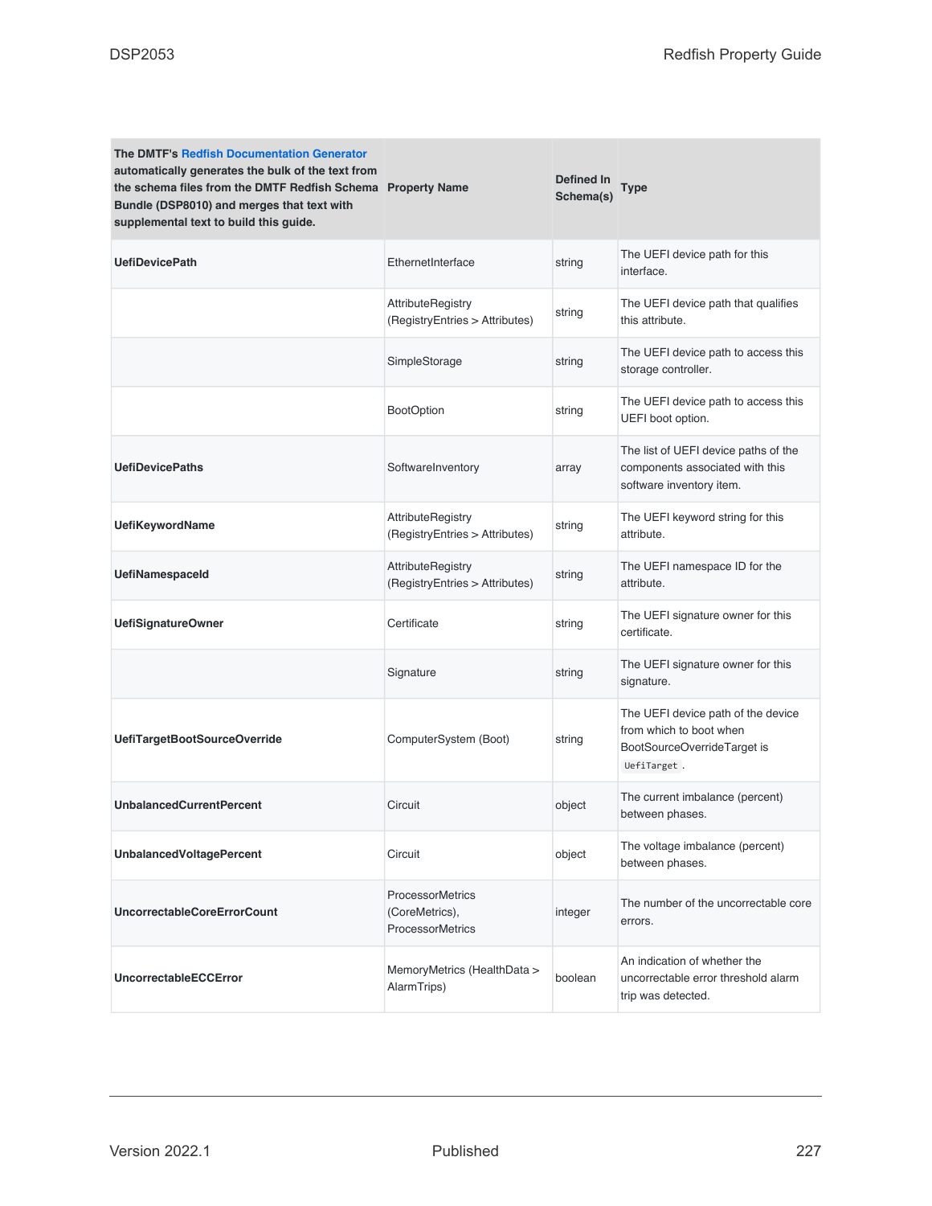| The DMTF's Redfish Documentation Generator automatically generates the bulk of the text from the schema files from the DMTF Redfish Schema Bundle (DSP8010) and merges that text with supplemental text to build this guide. **Property Name** | **Defined In Schema(s)** | **Type** | |
|---|---|---|---|
| **UefiDevicePath** | EthernetInterface | string | The UEFI device path for this interface. |
| | AttributeRegistry (RegistryEntries > Attributes) | string | The UEFI device path that qualifies this attribute. |
| | SimpleStorage | string | The UEFI device path to access this storage controller. |
| | BootOption | string | The UEFI device path to access this UEFI boot option. |
| **UefiDevicePaths** | SoftwareInventory | array | The list of UEFI device paths of the components associated with this software inventory item. |
| **UefiKeywordName** | AttributeRegistry (RegistryEntries > Attributes) | string | The UEFI keyword string for this attribute. |
| **UefiNamespaceId** | AttributeRegistry (RegistryEntries > Attributes) | string | The UEFI namespace ID for the attribute. |
| **UefiSignatureOwner** | Certificate | string | The UEFI signature owner for this certificate. |
| | Signature | string | The UEFI signature owner for this signature. |
| **UefiTargetBootSourceOverride** | ComputerSystem (Boot) | string | The UEFI device path of the device from which to boot when BootSourceOverrideTarget is `UefiTarget`. |
| **UnbalancedCurrentPercent** | Circuit | object | The current imbalance (percent) between phases. |
| **UnbalancedVoltagePercent** | Circuit | object | The voltage imbalance (percent) between phases. |
| **UncorrectableCoreErrorCount** | ProcessorMetrics (CoreMetrics), ProcessorMetrics | integer | The number of the uncorrectable core errors. |
| **UncorrectableECCError** | MemoryMetrics (HealthData > AlarmTrips) | boolean | An indication of whether the uncorrectable error threshold alarm trip was detected. |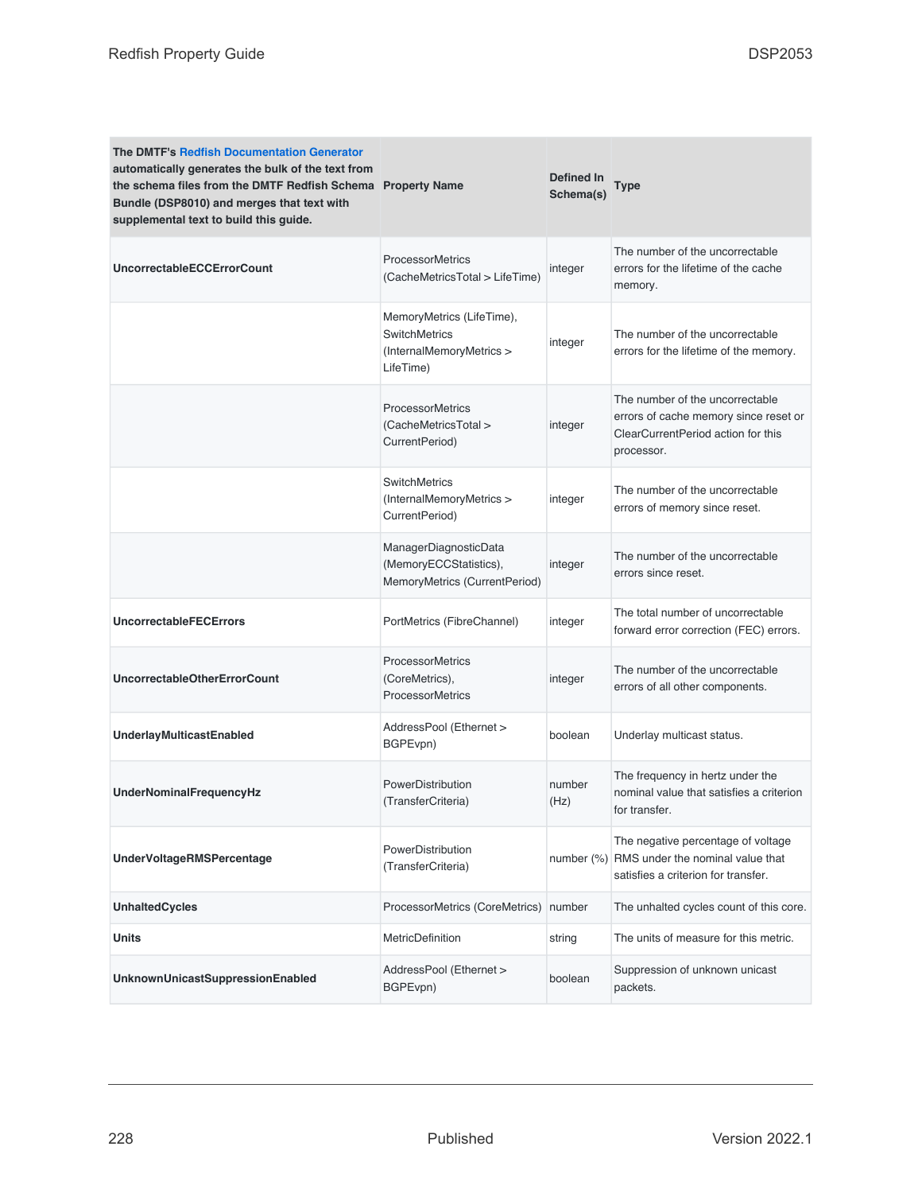| The DMTF's Redfish Documentation Generator automatically generates the bulk of the text from the schema files from the DMTF Redfish Schema Bundle (DSP8010) and merges that text with supplemental text to build this guide. | Property Name | Defined In Schema(s) | Type |
|---|---|---|---|
| **UncorrectableECCErrorCount** | ProcessorMetrics (CacheMetricsTotal > LifeTime) | integer | The number of the uncorrectable errors for the lifetime of the cache memory. |
| | MemoryMetrics (LifeTime), SwitchMetrics (InternalMemoryMetrics > LifeTime) | integer | The number of the uncorrectable errors for the lifetime of the memory. |
| | ProcessorMetrics (CacheMetricsTotal > CurrentPeriod) | integer | The number of the uncorrectable errors of cache memory since reset or ClearCurrentPeriod action for this processor. |
| | SwitchMetrics (InternalMemoryMetrics > CurrentPeriod) | integer | The number of the uncorrectable errors of memory since reset. |
| | ManagerDiagnosticData (MemoryECCStatistics), MemoryMetrics (CurrentPeriod) | integer | The number of the uncorrectable errors since reset. |
| **UncorrectableFECErrors** | PortMetrics (FibreChannel) | integer | The total number of uncorrectable forward error correction (FEC) errors. |
| **UncorrectableOtherErrorCount** | ProcessorMetrics (CoreMetrics), ProcessorMetrics | integer | The number of the uncorrectable errors of all other components. |
| **UnderlayMulticastEnabled** | AddressPool (Ethernet > BGPEvpn) | boolean | Underlay multicast status. |
| **UnderNominalFrequencyHz** | PowerDistribution (TransferCriteria) | number (Hz) | The frequency in hertz under the nominal value that satisfies a criterion for transfer. |
| **UnderVoltageRMSPercentage** | PowerDistribution (TransferCriteria) | number (%) | The negative percentage of voltage RMS under the nominal value that satisfies a criterion for transfer. |
| **UnhaltedCycles** | ProcessorMetrics (CoreMetrics) | number | The unhalted cycles count of this core. |
| **Units** | MetricDefinition | string | The units of measure for this metric. |
| **UnknownUnicastSuppressionEnabled** | AddressPool (Ethernet > BGPEvpn) | boolean | Suppression of unknown unicast packets. |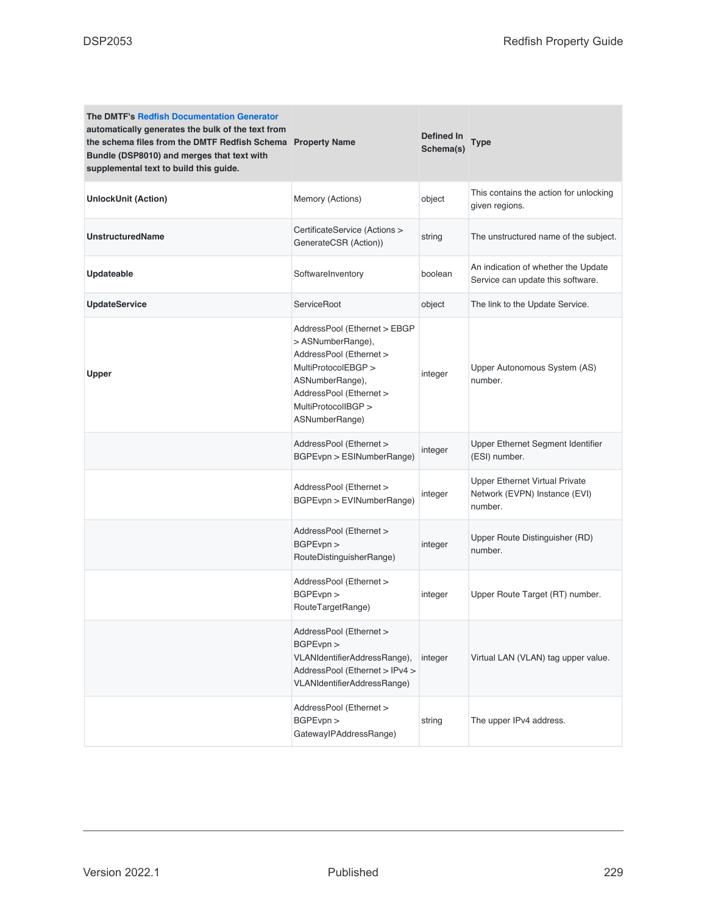| The DMTF's Redfish Documentation Generator automatically generates the bulk of the text from the schema files from the DMTF Redfish Schema Bundle (DSP8010) and merges that text with supplemental text to build this guide. | Property Name | Defined In Schema(s) | Type |
|---|---|---|---|
| **UnlockUnit (Action)** | Memory (Actions) | object | This contains the action for unlocking given regions. |
| **UnstructuredName** | CertificateService (Actions > GenerateCSR (Action)) | string | The unstructured name of the subject. |
| **Updateable** | SoftwareInventory | boolean | An indication of whether the Update Service can update this software. |
| **UpdateService** | ServiceRoot | object | The link to the Update Service. |
| **Upper** | AddressPool (Ethernet > EBGP > ASNumberRange), AddressPool (Ethernet > MultiProtocolEBGP > ASNumberRange), AddressPool (Ethernet > MultiProtocolIBGP > ASNumberRange) | integer | Upper Autonomous System (AS) number. |
| | AddressPool (Ethernet > BGPEvpn > ESINumberRange) | integer | Upper Ethernet Segment Identifier (ESI) number. |
| | AddressPool (Ethernet > BGPEvpn > EVINumberRange) | integer | Upper Ethernet Virtual Private Network (EVPN) Instance (EVI) number. |
| | AddressPool (Ethernet > BGPEvpn > RouteDistinguisherRange) | integer | Upper Route Distinguisher (RD) number. |
| | AddressPool (Ethernet > BGPEvpn > RouteTargetRange) | integer | Upper Route Target (RT) number. |
| | AddressPool (Ethernet > BGPEvpn > VLANIdentifierAddressRange), AddressPool (Ethernet > IPv4 > VLANIdentifierAddressRange) | integer | Virtual LAN (VLAN) tag upper value. |
| | AddressPool (Ethernet > BGPEvpn > GatewayIPAddressRange) | string | The upper IPv4 address. |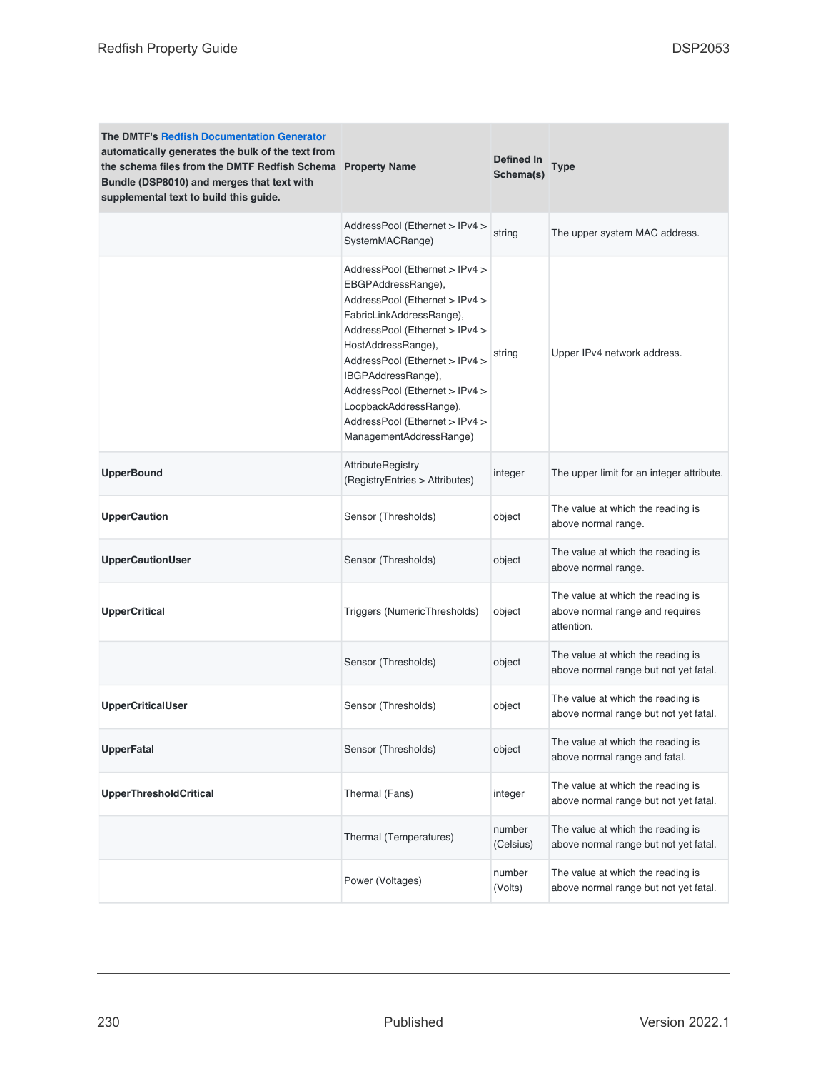| The DMTF's Redfish Documentation Generator automatically generates the bulk of the text from the schema files from the DMTF Redfish Schema Bundle (DSP8010) and merges that text with supplemental text to build this guide. | Property Name | Defined In Schema(s) | Type |
|---|---|---|---|
| | AddressPool (Ethernet > IPv4 > SystemMACRange) | string | The upper system MAC address. |
| | AddressPool (Ethernet > IPv4 > EBGPAddressRange), AddressPool (Ethernet > IPv4 > FabricLinkAddressRange), AddressPool (Ethernet > IPv4 > HostAddressRange), AddressPool (Ethernet > IPv4 > IBGPAddressRange), AddressPool (Ethernet > IPv4 > LoopbackAddressRange), AddressPool (Ethernet > IPv4 > ManagementAddressRange) | string | Upper IPv4 network address. |
| **UpperBound** | AttributeRegistry (RegistryEntries > Attributes) | integer | The upper limit for an integer attribute. |
| **UpperCaution** | Sensor (Thresholds) | object | The value at which the reading is above normal range. |
| **UpperCautionUser** | Sensor (Thresholds) | object | The value at which the reading is above normal range. |
| **UpperCritical** | Triggers (NumericThresholds) | object | The value at which the reading is above normal range and requires attention. |
| | Sensor (Thresholds) | object | The value at which the reading is above normal range but not yet fatal. |
| **UpperCriticalUser** | Sensor (Thresholds) | object | The value at which the reading is above normal range but not yet fatal. |
| **UpperFatal** | Sensor (Thresholds) | object | The value at which the reading is above normal range and fatal. |
| **UpperThresholdCritical** | Thermal (Fans) | integer | The value at which the reading is above normal range but not yet fatal. |
| | Thermal (Temperatures) | number (Celsius) | The value at which the reading is above normal range but not yet fatal. |
| | Power (Voltages) | number (Volts) | The value at which the reading is above normal range but not yet fatal. |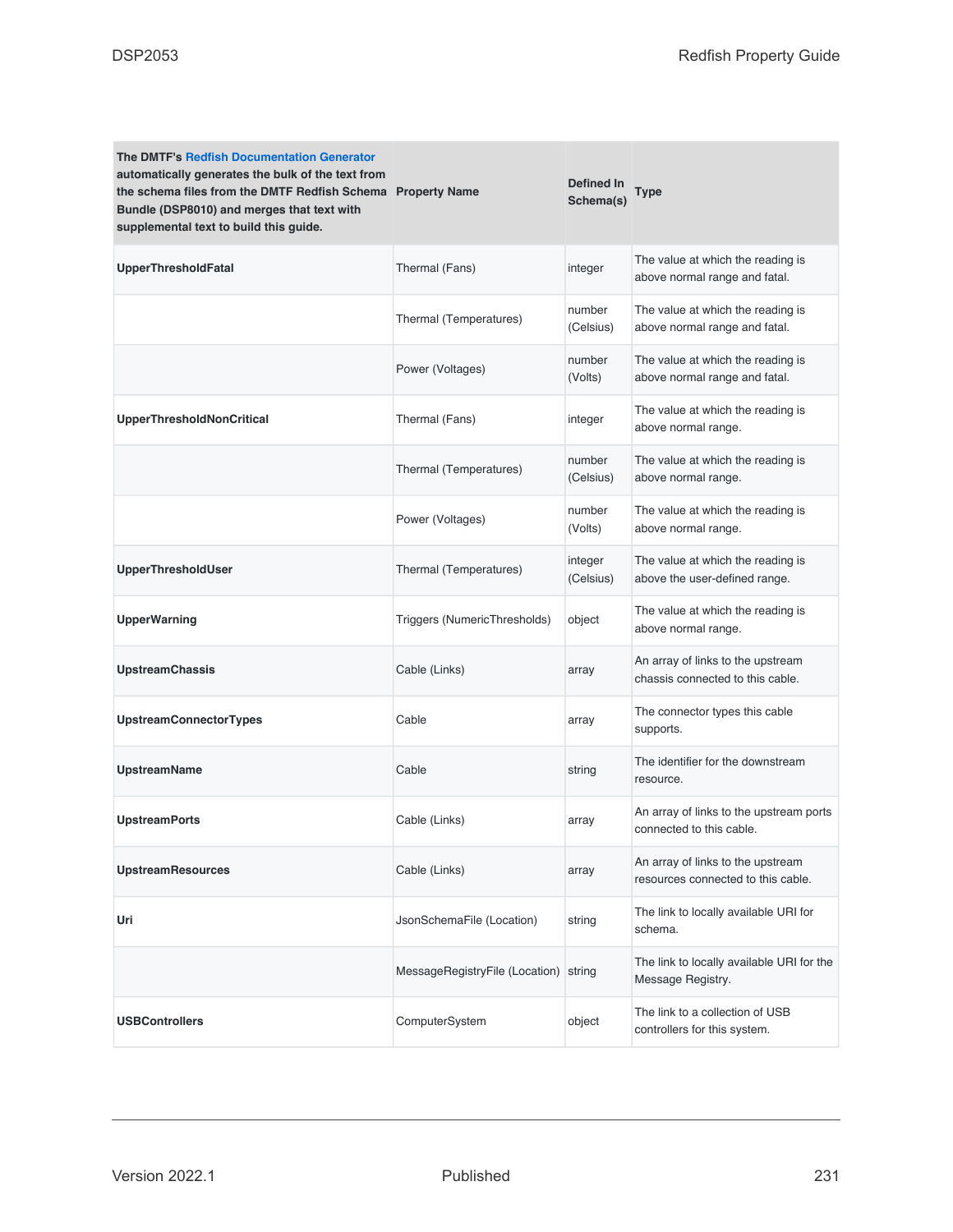| The DMTF's Redfish Documentation Generator automatically generates the bulk of the text from the schema files from the DMTF Redfish Schema Bundle (DSP8010) and merges that text with supplemental text to build this guide. Property Name | Defined In Schema(s) | Type | |
|---|---|---|---|
| **UpperThresholdFatal** | Thermal (Fans) | integer | The value at which the reading is above normal range and fatal. |
| | Thermal (Temperatures) | number (Celsius) | The value at which the reading is above normal range and fatal. |
| | Power (Voltages) | number (Volts) | The value at which the reading is above normal range and fatal. |
| **UpperThresholdNonCritical** | Thermal (Fans) | integer | The value at which the reading is above normal range. |
| | Thermal (Temperatures) | number (Celsius) | The value at which the reading is above normal range. |
| | Power (Voltages) | number (Volts) | The value at which the reading is above normal range. |
| **UpperThresholdUser** | Thermal (Temperatures) | integer (Celsius) | The value at which the reading is above the user-defined range. |
| **UpperWarning** | Triggers (NumericThresholds) | object | The value at which the reading is above normal range. |
| **UpstreamChassis** | Cable (Links) | array | An array of links to the upstream chassis connected to this cable. |
| **UpstreamConnectorTypes** | Cable | array | The connector types this cable supports. |
| **UpstreamName** | Cable | string | The identifier for the downstream resource. |
| **UpstreamPorts** | Cable (Links) | array | An array of links to the upstream ports connected to this cable. |
| **UpstreamResources** | Cable (Links) | array | An array of links to the upstream resources connected to this cable. |
| **Uri** | JsonSchemaFile (Location) | string | The link to locally available URI for schema. |
| | MessageRegistryFile (Location) | string | The link to locally available URI for the Message Registry. |
| **USBControllers** | ComputerSystem | object | The link to a collection of USB controllers for this system. |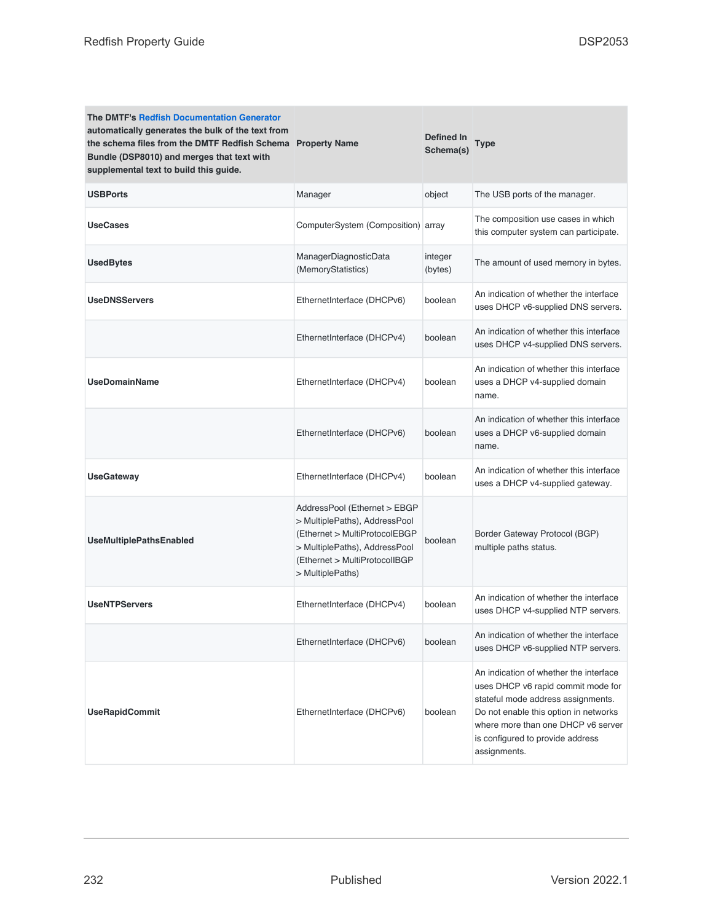| The DMTF's Redfish Documentation Generator automatically generates the bulk of the text from the schema files from the DMTF Redfish Schema Bundle (DSP8010) and merges that text with supplemental text to build this guide. | Property Name | Defined In Schema(s) | Type |
|---|---|---|---|
| **USBPorts** | Manager | object | The USB ports of the manager. |
| **UseCases** | ComputerSystem (Composition) | array | The composition use cases in which this computer system can participate. |
| **UsedBytes** | ManagerDiagnosticData (MemoryStatistics) | integer (bytes) | The amount of used memory in bytes. |
| **UseDNSServers** | EthernetInterface (DHCPv6) | boolean | An indication of whether the interface uses DHCP v6-supplied DNS servers. |
| | EthernetInterface (DHCPv4) | boolean | An indication of whether this interface uses DHCP v4-supplied DNS servers. |
| **UseDomainName** | EthernetInterface (DHCPv4) | boolean | An indication of whether this interface uses a DHCP v4-supplied domain name. |
| | EthernetInterface (DHCPv6) | boolean | An indication of whether this interface uses a DHCP v6-supplied domain name. |
| **UseGateway** | EthernetInterface (DHCPv4) | boolean | An indication of whether this interface uses a DHCP v4-supplied gateway. |
| **UseMultiplePathsEnabled** | AddressPool (Ethernet > EBGP > MultiplePaths), AddressPool (Ethernet > MultiProtocolEBGP > MultiplePaths), AddressPool (Ethernet > MultiProtocolIBGP > MultiplePaths) | boolean | Border Gateway Protocol (BGP) multiple paths status. |
| **UseNTPServers** | EthernetInterface (DHCPv4) | boolean | An indication of whether the interface uses DHCP v4-supplied NTP servers. |
| | EthernetInterface (DHCPv6) | boolean | An indication of whether the interface uses DHCP v6-supplied NTP servers. |
| **UseRapidCommit** | EthernetInterface (DHCPv6) | boolean | An indication of whether the interface uses DHCP v6 rapid commit mode for stateful mode address assignments. Do not enable this option in networks where more than one DHCP v6 server is configured to provide address assignments. |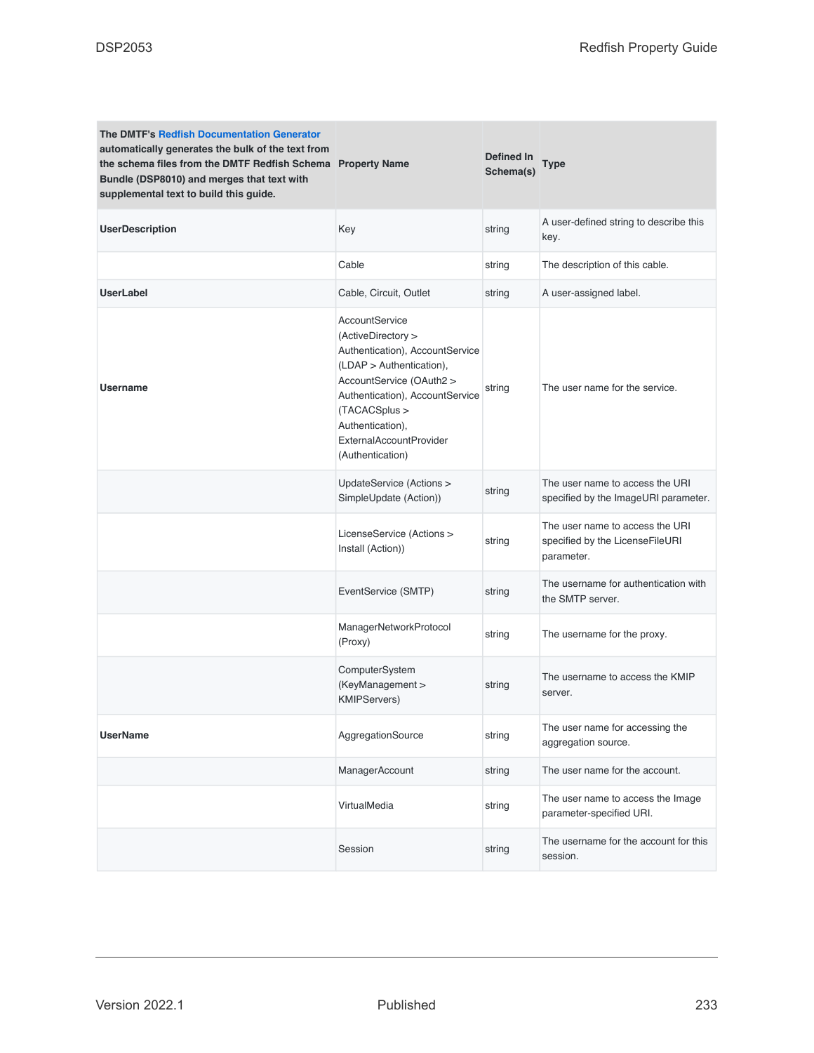| The DMTF's Redfish Documentation Generator automatically generates the bulk of the text from the schema files from the DMTF Redfish Schema Bundle (DSP8010) and merges that text with supplemental text to build this guide. | Property Name | Defined In Schema(s) | Type |
|---|---|---|---|
| **UserDescription** | Key | string | A user-defined string to describe this key. |
| | Cable | string | The description of this cable. |
| **UserLabel** | Cable, Circuit, Outlet | string | A user-assigned label. |
| **Username** | AccountService (ActiveDirectory > Authentication), AccountService (LDAP > Authentication), AccountService (OAuth2 > Authentication), AccountService (TACACSplus > Authentication), ExternalAccountProvider (Authentication) | string | The user name for the service. |
| | UpdateService (Actions > SimpleUpdate (Action)) | string | The user name to access the URI specified by the ImageURI parameter. |
| | LicenseService (Actions > Install (Action)) | string | The user name to access the URI specified by the LicenseFileURI parameter. |
| | EventService (SMTP) | string | The username for authentication with the SMTP server. |
| | ManagerNetworkProtocol (Proxy) | string | The username for the proxy. |
| | ComputerSystem (KeyManagement > KMIPServers) | string | The username to access the KMIP server. |
| **UserName** | AggregationSource | string | The user name for accessing the aggregation source. |
| | ManagerAccount | string | The user name for the account. |
| | VirtualMedia | string | The user name to access the Image parameter-specified URI. |
| | Session | string | The username for the account for this session. |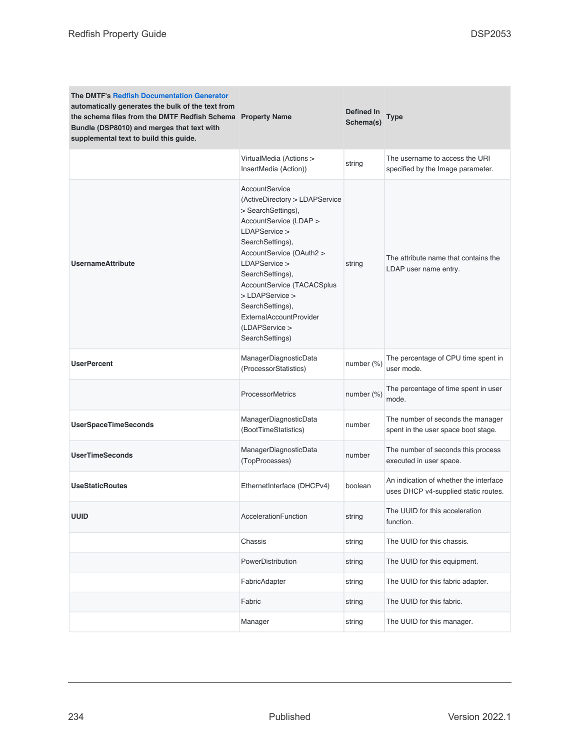| The DMTF's Redfish Documentation Generator automatically generates the bulk of the text from the schema files from the DMTF Redfish Schema Bundle (DSP8010) and merges that text with supplemental text to build this guide. | Property Name | Defined In Schema(s) | Type |
| --- | --- | --- | --- |
| | VirtualMedia (Actions > InsertMedia (Action)) | string | The username to access the URI specified by the Image parameter. |
| **UsernameAttribute** | AccountService (ActiveDirectory > LDAPService > SearchSettings), AccountService (LDAP > LDAPService > SearchSettings), AccountService (OAuth2 > LDAPService > SearchSettings), AccountService (TACACSplus > LDAPService > SearchSettings), ExternalAccountProvider (LDAPService > SearchSettings) | string | The attribute name that contains the LDAP user name entry. |
| **UserPercent** | ManagerDiagnosticData (ProcessorStatistics) | number (%) | The percentage of CPU time spent in user mode. |
| | ProcessorMetrics | number (%) | The percentage of time spent in user mode. |
| **UserSpaceTimeSeconds** | ManagerDiagnosticData (BootTimeStatistics) | number | The number of seconds the manager spent in the user space boot stage. |
| **UserTimeSeconds** | ManagerDiagnosticData (TopProcesses) | number | The number of seconds this process executed in user space. |
| **UseStaticRoutes** | EthernetInterface (DHCPv4) | boolean | An indication of whether the interface uses DHCP v4-supplied static routes. |
| **UUID** | AccelerationFunction | string | The UUID for this acceleration function. |
| | Chassis | string | The UUID for this chassis. |
| | PowerDistribution | string | The UUID for this equipment. |
| | FabricAdapter | string | The UUID for this fabric adapter. |
| | Fabric | string | The UUID for this fabric. |
| | Manager | string | The UUID for this manager. |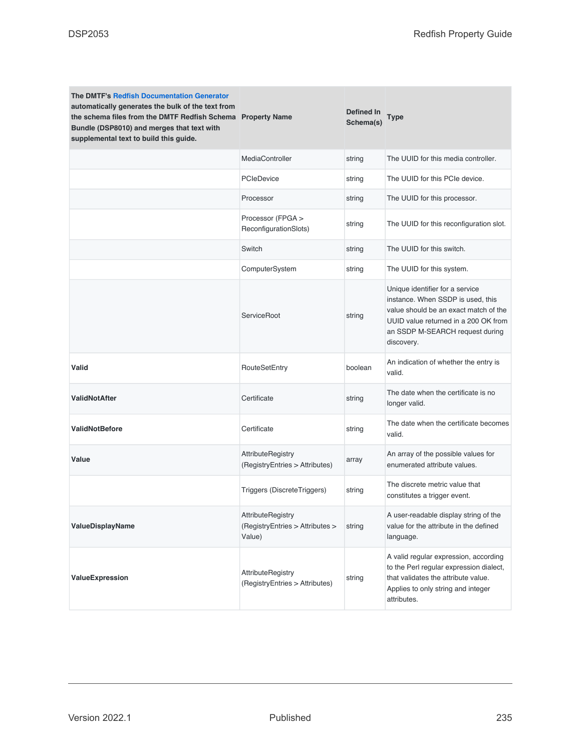| The DMTF's Redfish Documentation Generator automatically generates the bulk of the text from the schema files from the DMTF Redfish Schema Bundle (DSP8010) and merges that text with supplemental text to build this guide. | Property Name | Defined In Schema(s) | Type |
|---|---|---|---|
| | MediaController | string | The UUID for this media controller. |
| | PCIeDevice | string | The UUID for this PCIe device. |
| | Processor | string | The UUID for this processor. |
| | Processor (FPGA > ReconfigurationSlots) | string | The UUID for this reconfiguration slot. |
| | Switch | string | The UUID for this switch. |
| | ComputerSystem | string | The UUID for this system. |
| | ServiceRoot | string | Unique identifier for a service instance. When SSDP is used, this value should be an exact match of the UUID value returned in a 200 OK from an SSDP M-SEARCH request during discovery. |
| **Valid** | RouteSetEntry | boolean | An indication of whether the entry is valid. |
| **ValidNotAfter** | Certificate | string | The date when the certificate is no longer valid. |
| **ValidNotBefore** | Certificate | string | The date when the certificate becomes valid. |
| **Value** | AttributeRegistry (RegistryEntries > Attributes) | array | An array of the possible values for enumerated attribute values. |
| | Triggers (DiscreteTriggers) | string | The discrete metric value that constitutes a trigger event. |
| **ValueDisplayName** | AttributeRegistry (RegistryEntries > Attributes > Value) | string | A user-readable display string of the value for the attribute in the defined language. |
| **ValueExpression** | AttributeRegistry (RegistryEntries > Attributes) | string | A valid regular expression, according to the Perl regular expression dialect, that validates the attribute value. Applies to only string and integer attributes. |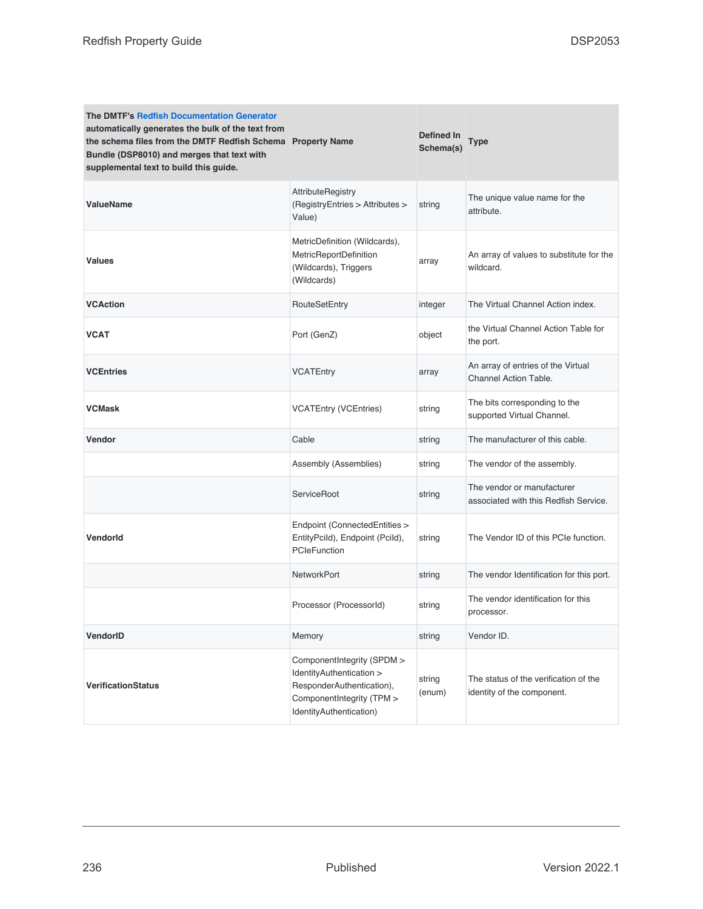| The DMTF's Redfish Documentation Generator automatically generates the bulk of the text from the schema files from the DMTF Redfish Schema Bundle (DSP8010) and merges that text with supplemental text to build this guide. | Property Name | Defined In Schema(s) | Type |
|---|---|---|---|
| **ValueName** | AttributeRegistry (RegistryEntries > Attributes > Value) | string | The unique value name for the attribute. |
| **Values** | MetricDefinition (Wildcards), MetricReportDefinition (Wildcards), Triggers (Wildcards) | array | An array of values to substitute for the wildcard. |
| **VCAction** | RouteSetEntry | integer | The Virtual Channel Action index. |
| **VCAT** | Port (GenZ) | object | the Virtual Channel Action Table for the port. |
| **VCEntries** | VCATEntry | array | An array of entries of the Virtual Channel Action Table. |
| **VCMask** | VCATEntry (VCEntries) | string | The bits corresponding to the supported Virtual Channel. |
| **Vendor** | Cable | string | The manufacturer of this cable. |
| | Assembly (Assemblies) | string | The vendor of the assembly. |
| | ServiceRoot | string | The vendor or manufacturer associated with this Redfish Service. |
| **VendorId** | Endpoint (ConnectedEntities > EntityPciId), Endpoint (PciId), PCIeFunction | string | The Vendor ID of this PCIe function. |
| | NetworkPort | string | The vendor Identification for this port. |
| | Processor (ProcessorId) | string | The vendor identification for this processor. |
| **VendorID** | Memory | string | Vendor ID. |
| **VerificationStatus** | ComponentIntegrity (SPDM > IdentityAuthentication > ResponderAuthentication), ComponentIntegrity (TPM > IdentityAuthentication) | string (enum) | The status of the verification of the identity of the component. |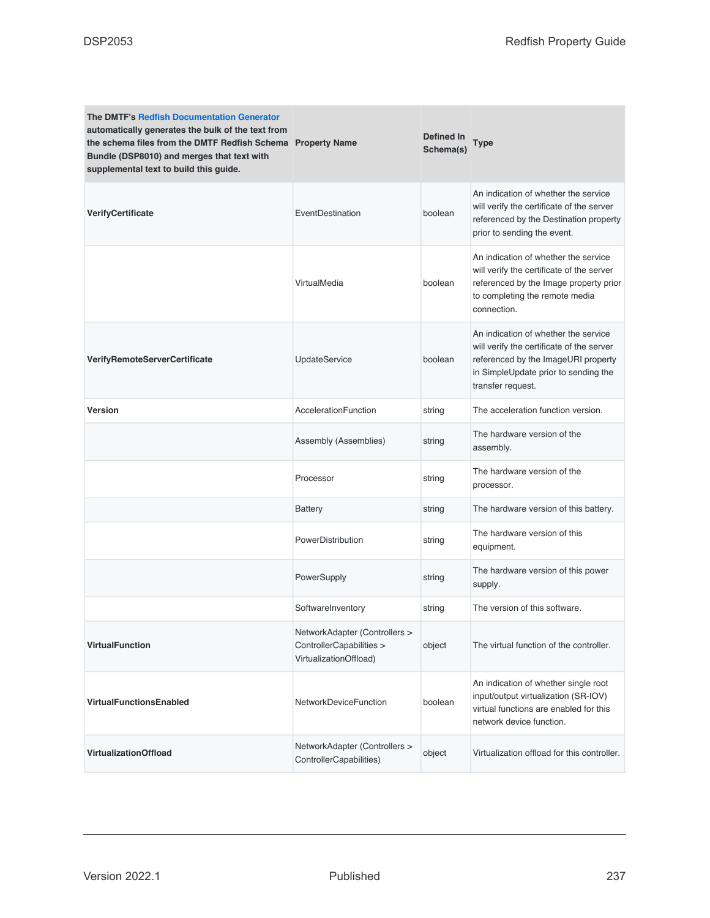| The DMTF's Redfish Documentation Generator automatically generates the bulk of the text from the schema files from the DMTF Redfish Schema Bundle (DSP8010) and merges that text with supplemental text to build this guide. | Property Name | Defined In Schema(s) | Type |
|---|---|---|---|
| **VerifyCertificate** | EventDestination | boolean | An indication of whether the service will verify the certificate of the server referenced by the Destination property prior to sending the event. |
| | VirtualMedia | boolean | An indication of whether the service will verify the certificate of the server referenced by the Image property prior to completing the remote media connection. |
| **VerifyRemoteServerCertificate** | UpdateService | boolean | An indication of whether the service will verify the certificate of the server referenced by the ImageURI property in SimpleUpdate prior to sending the transfer request. |
| **Version** | AccelerationFunction | string | The acceleration function version. |
| | Assembly (Assemblies) | string | The hardware version of the assembly. |
| | Processor | string | The hardware version of the processor. |
| | Battery | string | The hardware version of this battery. |
| | PowerDistribution | string | The hardware version of this equipment. |
| | PowerSupply | string | The hardware version of this power supply. |
| | SoftwareInventory | string | The version of this software. |
| **VirtualFunction** | NetworkAdapter (Controllers > ControllerCapabilities > VirtualizationOffload) | object | The virtual function of the controller. |
| **VirtualFunctionsEnabled** | NetworkDeviceFunction | boolean | An indication of whether single root input/output virtualization (SR-IOV) virtual functions are enabled for this network device function. |
| **VirtualizationOffload** | NetworkAdapter (Controllers > ControllerCapabilities) | object | Virtualization offload for this controller. |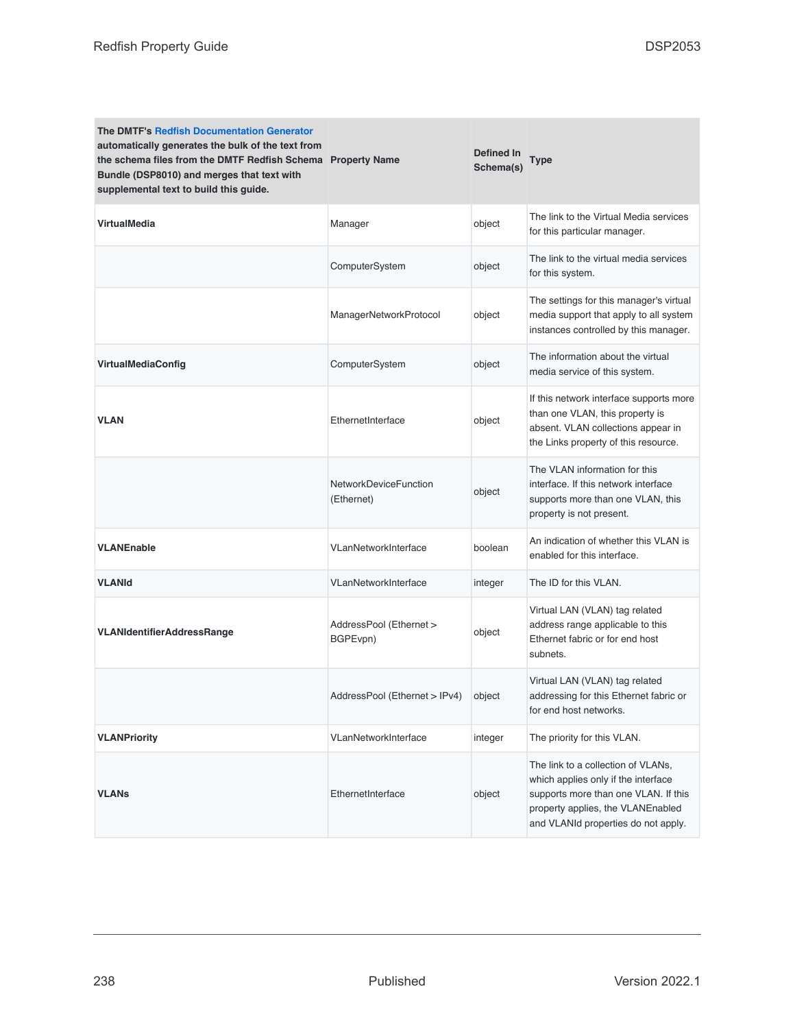| The DMTF's Redfish Documentation Generator automatically generates the bulk of the text from the schema files from the DMTF Redfish Schema Bundle (DSP8010) and merges that text with supplemental text to build this guide. | Property Name | Defined In Schema(s) | Type |
|---|---|---|---|
| **VirtualMedia** | Manager | object | The link to the Virtual Media services for this particular manager. |
| | ComputerSystem | object | The link to the virtual media services for this system. |
| | ManagerNetworkProtocol | object | The settings for this manager's virtual media support that apply to all system instances controlled by this manager. |
| **VirtualMediaConfig** | ComputerSystem | object | The information about the virtual media service of this system. |
| **VLAN** | EthernetInterface | object | If this network interface supports more than one VLAN, this property is absent. VLAN collections appear in the Links property of this resource. |
| | NetworkDeviceFunction (Ethernet) | object | The VLAN information for this interface. If this network interface supports more than one VLAN, this property is not present. |
| **VLANEnable** | VLanNetworkInterface | boolean | An indication of whether this VLAN is enabled for this interface. |
| **VLANId** | VLanNetworkInterface | integer | The ID for this VLAN. |
| **VLANIdentifierAddressRange** | AddressPool (Ethernet > BGPEvpn) | object | Virtual LAN (VLAN) tag related address range applicable to this Ethernet fabric or for end host subnets. |
| | AddressPool (Ethernet > IPv4) | object | Virtual LAN (VLAN) tag related addressing for this Ethernet fabric or for end host networks. |
| **VLANPriority** | VLanNetworkInterface | integer | The priority for this VLAN. |
| **VLANs** | EthernetInterface | object | The link to a collection of VLANs, which applies only if the interface supports more than one VLAN. If this property applies, the VLANEnabled and VLANId properties do not apply. |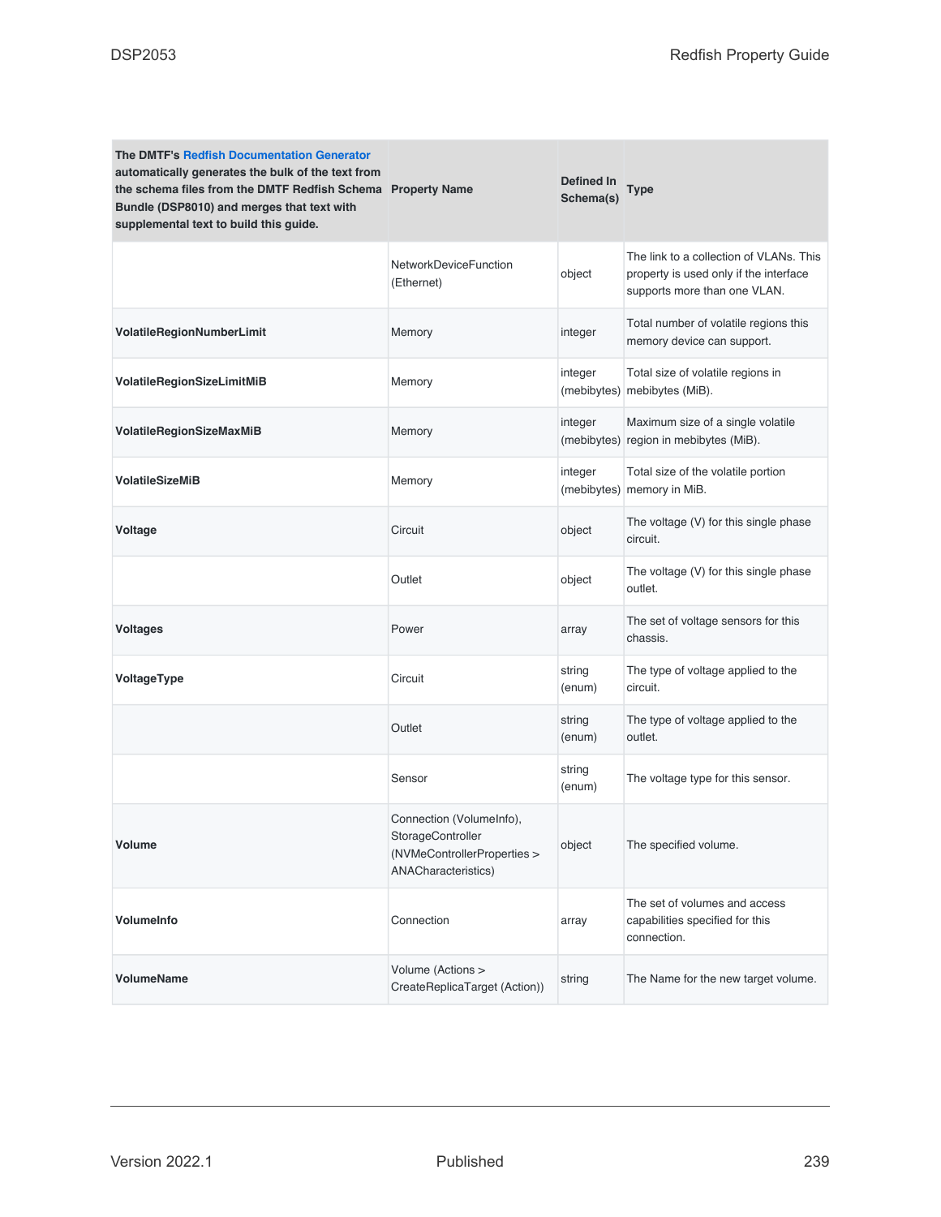| The DMTF's Redfish Documentation Generator automatically generates the bulk of the text from the schema files from the DMTF Redfish Schema Bundle (DSP8010) and merges that text with supplemental text to build this guide. Property Name | Defined In Schema(s) | Type | |
|---|---|---|---|
| | NetworkDeviceFunction (Ethernet) | object | The link to a collection of VLANs. This property is used only if the interface supports more than one VLAN. |
| **VolatileRegionNumberLimit** | Memory | integer | Total number of volatile regions this memory device can support. |
| **VolatileRegionSizeLimitMiB** | Memory | integer (mebibytes) | Total size of volatile regions in mebibytes (MiB). |
| **VolatileRegionSizeMaxMiB** | Memory | integer (mebibytes) | Maximum size of a single volatile region in mebibytes (MiB). |
| **VolatileSizeMiB** | Memory | integer (mebibytes) | Total size of the volatile portion memory in MiB. |
| **Voltage** | Circuit | object | The voltage (V) for this single phase circuit. |
| | Outlet | object | The voltage (V) for this single phase outlet. |
| **Voltages** | Power | array | The set of voltage sensors for this chassis. |
| **VoltageType** | Circuit | string (enum) | The type of voltage applied to the circuit. |
| | Outlet | string (enum) | The type of voltage applied to the outlet. |
| | Sensor | string (enum) | The voltage type for this sensor. |
| **Volume** | Connection (VolumeInfo), StorageController (NVMeControllerProperties > ANACharacteristics) | object | The specified volume. |
| **VolumeInfo** | Connection | array | The set of volumes and access capabilities specified for this connection. |
| **VolumeName** | Volume (Actions > CreateReplicaTarget (Action)) | string | The Name for the new target volume. |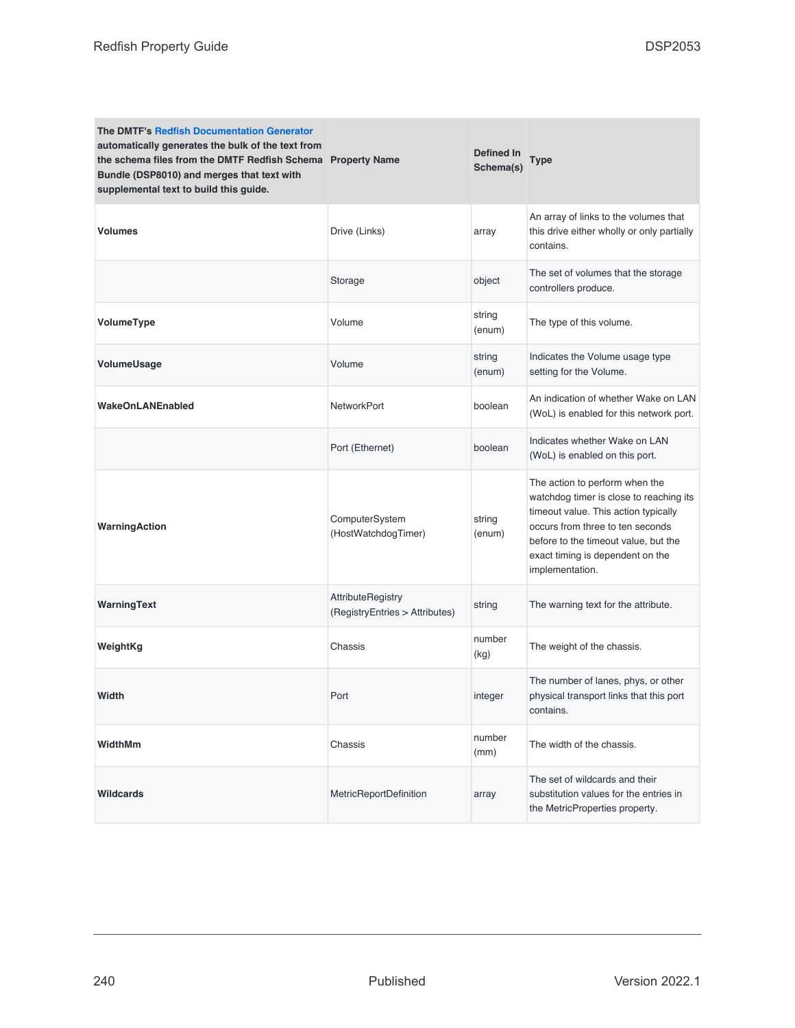| The DMTF's Redfish Documentation Generator automatically generates the bulk of the text from the schema files from the DMTF Redfish Schema Bundle (DSP8010) and merges that text with supplemental text to build this guide. | Property Name | Defined In Schema(s) | Type |
|---|---|---|---|
| **Volumes** | Drive (Links) | array | An array of links to the volumes that this drive either wholly or only partially contains. |
| | Storage | object | The set of volumes that the storage controllers produce. |
| **VolumeType** | Volume | string (enum) | The type of this volume. |
| **VolumeUsage** | Volume | string (enum) | Indicates the Volume usage type setting for the Volume. |
| **WakeOnLANEnabled** | NetworkPort | boolean | An indication of whether Wake on LAN (WoL) is enabled for this network port. |
| | Port (Ethernet) | boolean | Indicates whether Wake on LAN (WoL) is enabled on this port. |
| **WarningAction** | ComputerSystem (HostWatchdogTimer) | string (enum) | The action to perform when the watchdog timer is close to reaching its timeout value. This action typically occurs from three to ten seconds before to the timeout value, but the exact timing is dependent on the implementation. |
| **WarningText** | AttributeRegistry (RegistryEntries > Attributes) | string | The warning text for the attribute. |
| **WeightKg** | Chassis | number (kg) | The weight of the chassis. |
| **Width** | Port | integer | The number of lanes, phys, or other physical transport links that this port contains. |
| **WidthMm** | Chassis | number (mm) | The width of the chassis. |
| **Wildcards** | MetricReportDefinition | array | The set of wildcards and their substitution values for the entries in the MetricProperties property. |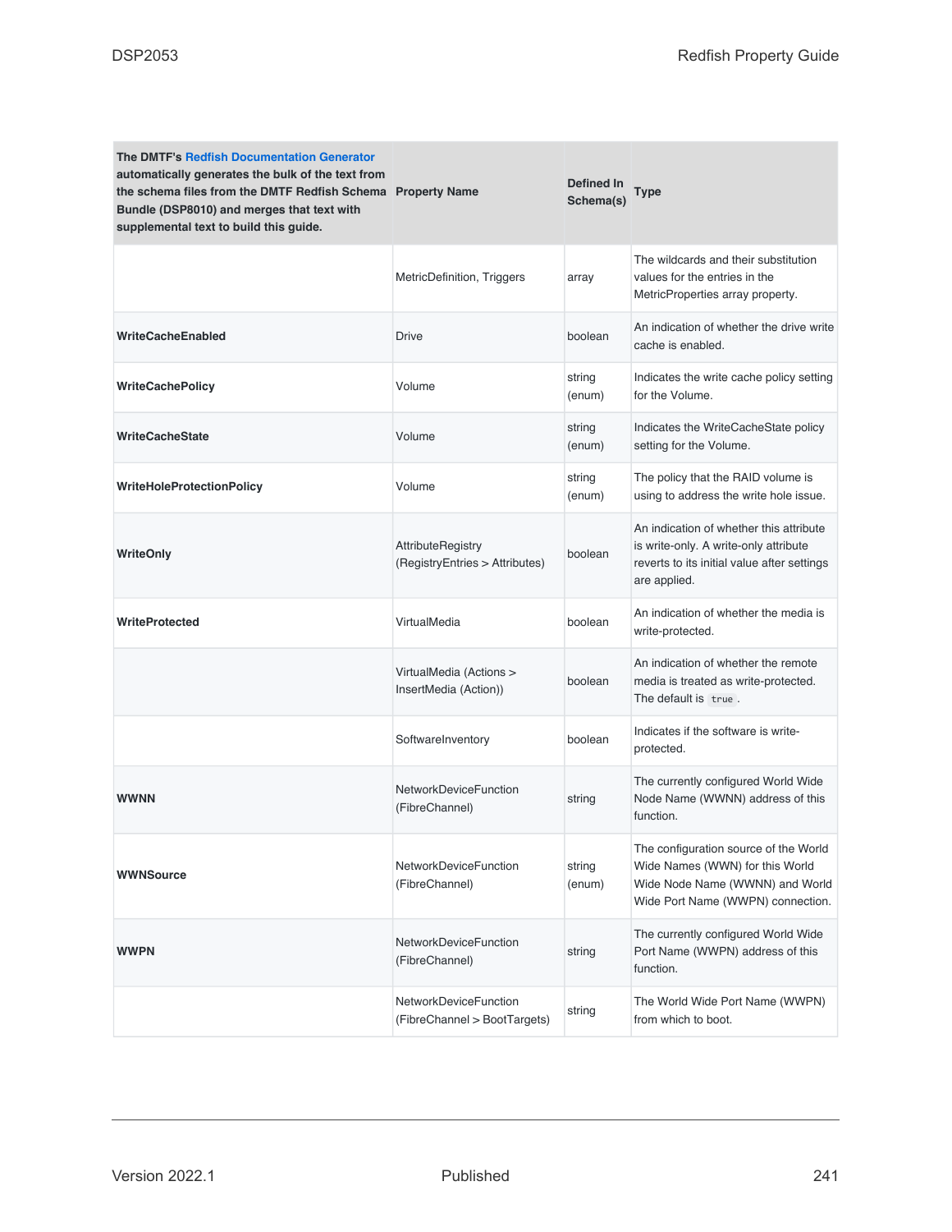| The DMTF's Redfish Documentation Generator automatically generates the bulk of the text from the schema files from the DMTF Redfish Schema Bundle (DSP8010) and merges that text with supplemental text to build this guide. Property Name | Defined In Schema(s) | Type | |
|---|---|---|---|
| | MetricDefinition, Triggers | array | The wildcards and their substitution values for the entries in the MetricProperties array property. |
| **WriteCacheEnabled** | Drive | boolean | An indication of whether the drive write cache is enabled. |
| **WriteCachePolicy** | Volume | string (enum) | Indicates the write cache policy setting for the Volume. |
| **WriteCacheState** | Volume | string (enum) | Indicates the WriteCacheState policy setting for the Volume. |
| **WriteHoleProtectionPolicy** | Volume | string (enum) | The policy that the RAID volume is using to address the write hole issue. |
| **WriteOnly** | AttributeRegistry (RegistryEntries > Attributes) | boolean | An indication of whether this attribute is write-only. A write-only attribute reverts to its initial value after settings are applied. |
| **WriteProtected** | VirtualMedia | boolean | An indication of whether the media is write-protected. |
| | VirtualMedia (Actions > InsertMedia (Action)) | boolean | An indication of whether the remote media is treated as write-protected. The default is `true`. |
| | SoftwareInventory | boolean | Indicates if the software is write-protected. |
| **WWNN** | NetworkDeviceFunction (FibreChannel) | string | The currently configured World Wide Node Name (WWNN) address of this function. |
| **WWNSource** | NetworkDeviceFunction (FibreChannel) | string (enum) | The configuration source of the World Wide Names (WWN) for this World Wide Node Name (WWNN) and World Wide Port Name (WWPN) connection. |
| **WWPN** | NetworkDeviceFunction (FibreChannel) | string | The currently configured World Wide Port Name (WWPN) address of this function. |
| | NetworkDeviceFunction (FibreChannel > BootTargets) | string | The World Wide Port Name (WWPN) from which to boot. |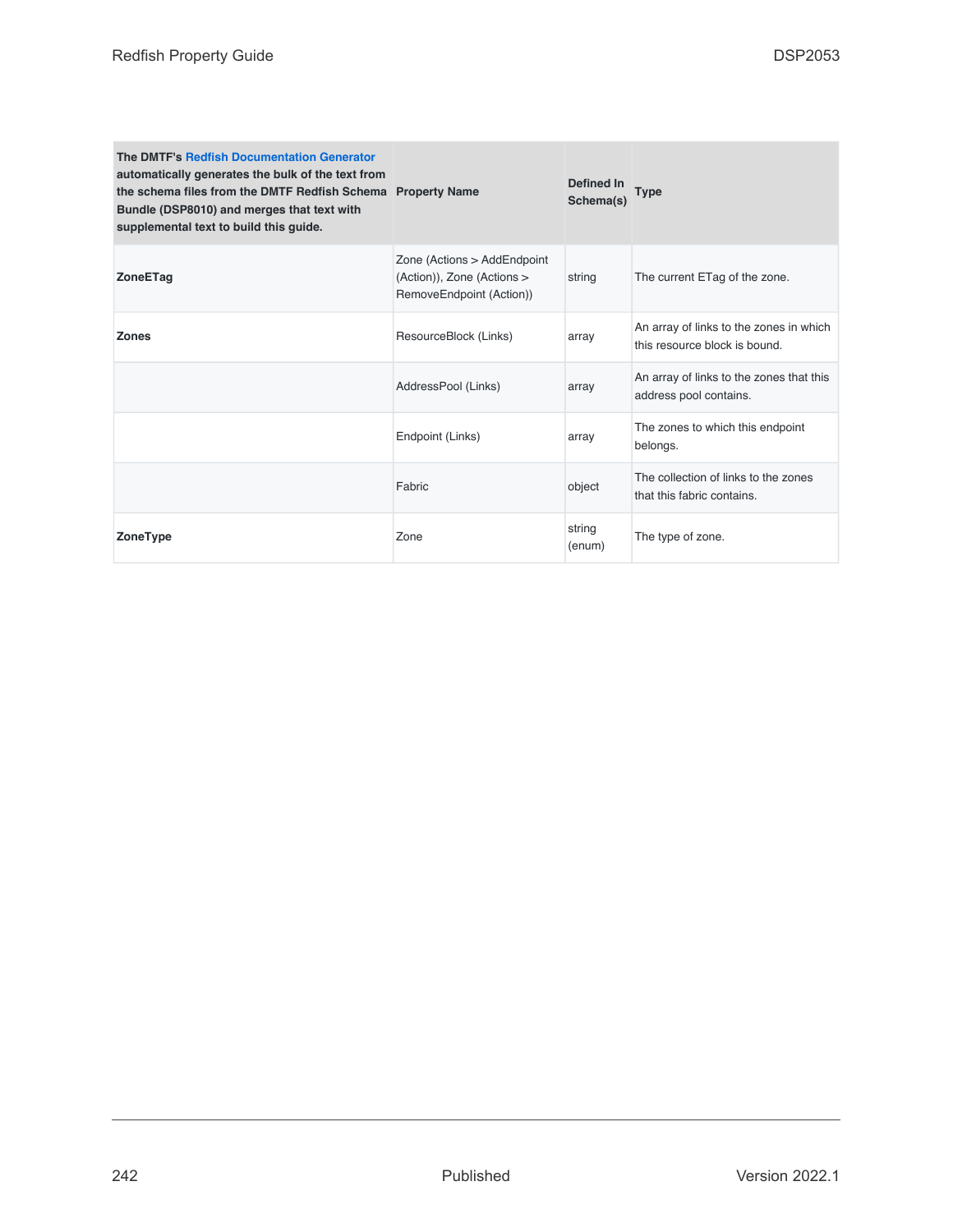| The DMTF's Redfish Documentation Generator automatically generates the bulk of the text from the schema files from the DMTF Redfish Schema Bundle (DSP8010) and merges that text with supplemental text to build this guide. | Property Name | Defined In Schema(s) | Type |
|---|---|---|---|
| **ZoneETag** | Zone (Actions > AddEndpoint (Action)), Zone (Actions > RemoveEndpoint (Action)) | string | The current ETag of the zone. |
| **Zones** | ResourceBlock (Links) | array | An array of links to the zones in which this resource block is bound. |
| | AddressPool (Links) | array | An array of links to the zones that this address pool contains. |
| | Endpoint (Links) | array | The zones to which this endpoint belongs. |
| | Fabric | object | The collection of links to the zones that this fabric contains. |
| **ZoneType** | Zone | string (enum) | The type of zone. |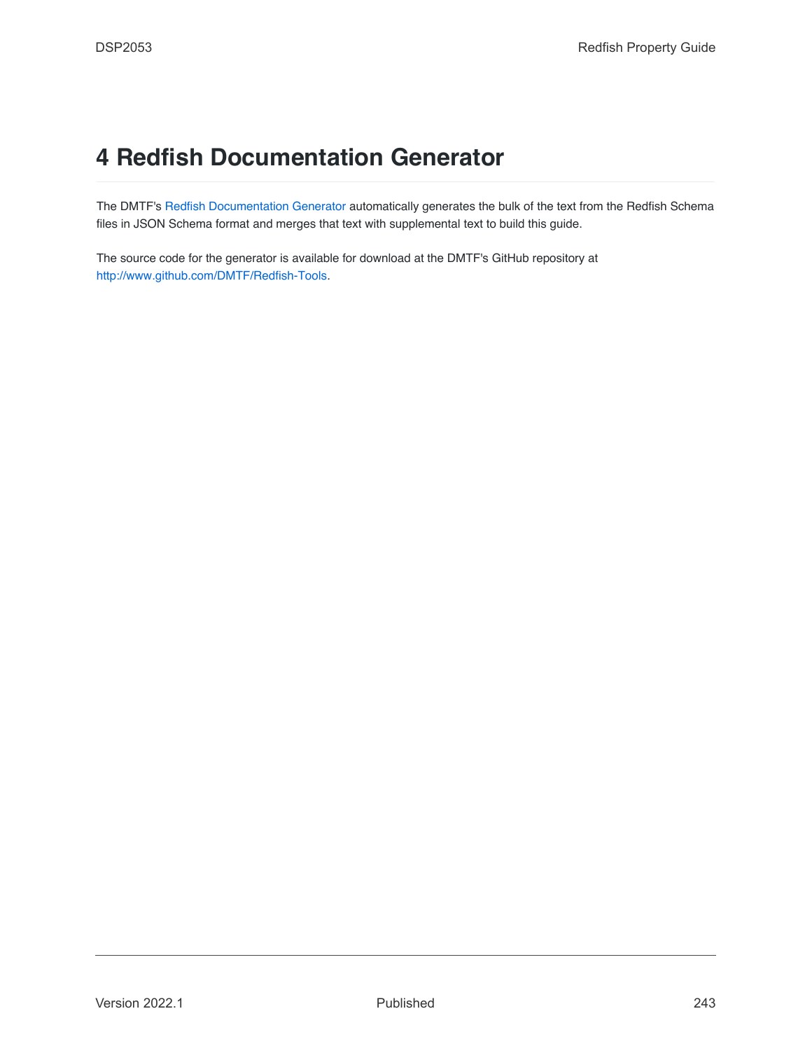# 4 Redfish Documentation Generator

The DMTF's Redfish Documentation Generator automatically generates the bulk of the text from the Redfish Schema files in JSON Schema format and merges that text with supplemental text to build this guide.

The source code for the generator is available for download at the DMTF's GitHub repository at http://www.github.com/DMTF/Redfish-Tools.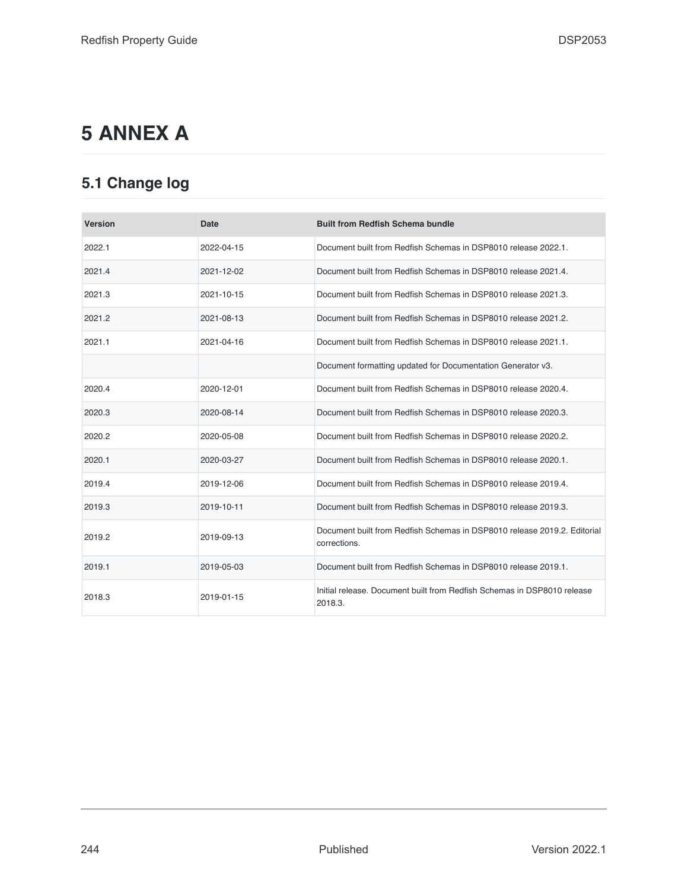# 5 ANNEX A

## 5.1 Change log

| Version | Date | Built from Redfish Schema bundle |
| --- | --- | --- |
| 2022.1 | 2022-04-15 | Document built from Redfish Schemas in DSP8010 release 2022.1. |
| 2021.4 | 2021-12-02 | Document built from Redfish Schemas in DSP8010 release 2021.4. |
| 2021.3 | 2021-10-15 | Document built from Redfish Schemas in DSP8010 release 2021.3. |
| 2021.2 | 2021-08-13 | Document built from Redfish Schemas in DSP8010 release 2021.2. |
| 2021.1 | 2021-04-16 | Document built from Redfish Schemas in DSP8010 release 2021.1. |
| | | Document formatting updated for Documentation Generator v3. |
| 2020.4 | 2020-12-01 | Document built from Redfish Schemas in DSP8010 release 2020.4. |
| 2020.3 | 2020-08-14 | Document built from Redfish Schemas in DSP8010 release 2020.3. |
| 2020.2 | 2020-05-08 | Document built from Redfish Schemas in DSP8010 release 2020.2. |
| 2020.1 | 2020-03-27 | Document built from Redfish Schemas in DSP8010 release 2020.1. |
| 2019.4 | 2019-12-06 | Document built from Redfish Schemas in DSP8010 release 2019.4. |
| 2019.3 | 2019-10-11 | Document built from Redfish Schemas in DSP8010 release 2019.3. |
| 2019.2 | 2019-09-13 | Document built from Redfish Schemas in DSP8010 release 2019.2. Editorial corrections. |
| 2019.1 | 2019-05-03 | Document built from Redfish Schemas in DSP8010 release 2019.1. |
| 2018.3 | 2019-01-15 | Initial release. Document built from Redfish Schemas in DSP8010 release 2018.3. |